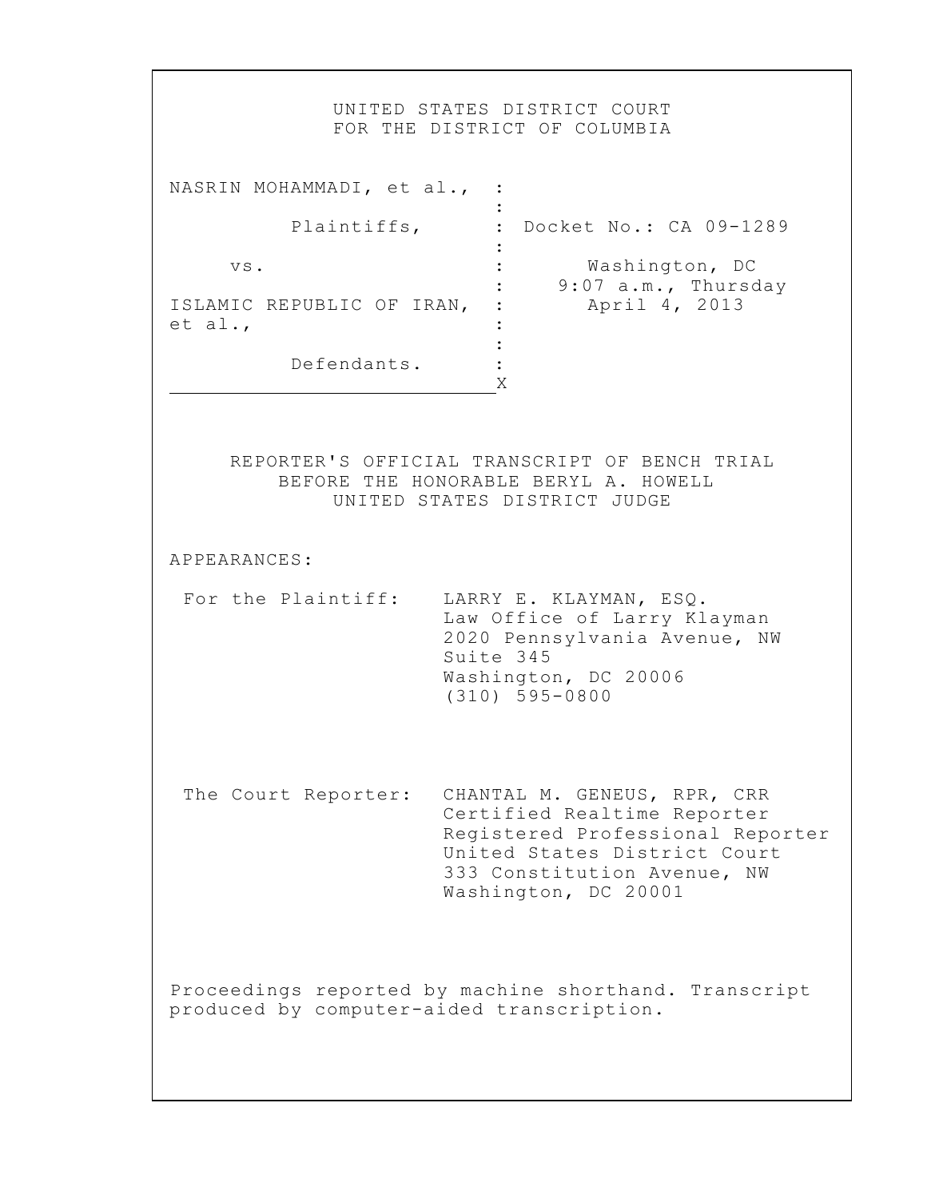UNITED STATES DISTRICT COURT
FOR THE DISTRICT OF COLUMBIA

| | | |
|---|---|---|
| NASRIN MOHAMMADI, et al., | : | |
| | : | |
| Plaintiffs, | : | Docket No.: CA 09-1289 |
| | : | |
| vs. | : | Washington, DC |
| | : | 9:07 a.m., Thursday |
| ISLAMIC REPUBLIC OF IRAN, et al., | : | April 4, 2013 |
| | : | |
| Defendants. | : | |
| | X | |

REPORTER'S OFFICIAL TRANSCRIPT OF BENCH TRIAL
BEFORE THE HONORABLE BERYL A. HOWELL
UNITED STATES DISTRICT JUDGE

APPEARANCES:

For the Plaintiff:
LARRY E. KLAYMAN, ESQ.
Law Office of Larry Klayman
2020 Pennsylvania Avenue, NW
Suite 345
Washington, DC 20006
(310) 595-0800

The Court Reporter:
CHANTAL M. GENEUS, RPR, CRR
Certified Realtime Reporter
Registered Professional Reporter
United States District Court
333 Constitution Avenue, NW
Washington, DC 20001

Proceedings reported by machine shorthand. Transcript produced by computer-aided transcription.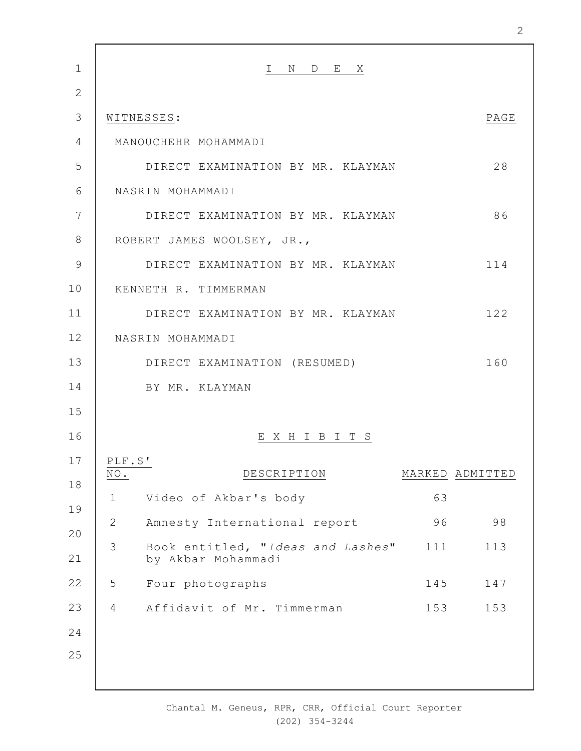# I N D E X

| WITNESSES: | PAGE |
|---|---|
| MANOUCHEHR MOHAMMADI | |
| DIRECT EXAMINATION BY MR. KLAYMAN | 28 |
| NASRIN MOHAMMADI | |
| DIRECT EXAMINATION BY MR. KLAYMAN | 86 |
| ROBERT JAMES WOOLSEY, JR., | |
| DIRECT EXAMINATION BY MR. KLAYMAN | 114 |
| KENNETH R. TIMMERMAN | |
| DIRECT EXAMINATION BY MR. KLAYMAN | 122 |
| NASRIN MOHAMMADI | |
| DIRECT EXAMINATION (RESUMED) BY MR. KLAYMAN | 160 |

# E X H I B I T S

| PLF.S' NO. | DESCRIPTION | MARKED | ADMITTED |
|---|---|---|---|
| 1 | Video of Akbar's body | 63 | |
| 2 | Amnesty International report | 96 | 98 |
| 3 | Book entitled, "*Ideas and Lashes*" by Akbar Mohammadi | 111 | 113 |
| 5 | Four photographs | 145 | 147 |
| 4 | Affidavit of Mr. Timmerman | 153 | 153 |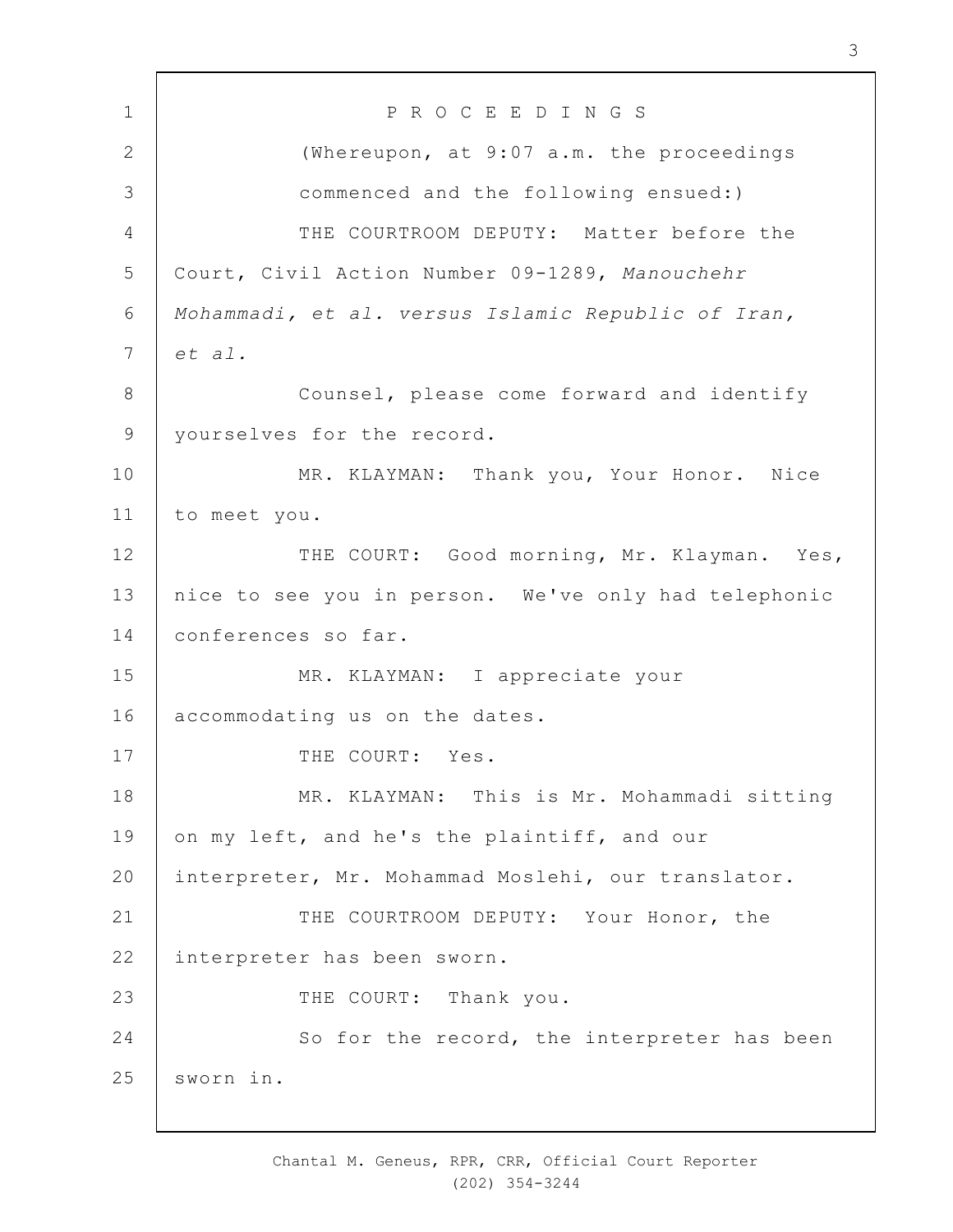P R O C E E D I N G S

(Whereupon, at 9:07 a.m. the proceedings commenced and the following ensued:)

THE COURTROOM DEPUTY: Matter before the Court, Civil Action Number 09-1289, *Manouchehr Mohammadi, et al. versus Islamic Republic of Iran, et al.*

Counsel, please come forward and identify yourselves for the record.

MR. KLAYMAN: Thank you, Your Honor. Nice to meet you.

THE COURT: Good morning, Mr. Klayman. Yes, nice to see you in person. We've only had telephonic conferences so far.

MR. KLAYMAN: I appreciate your accommodating us on the dates.

THE COURT: Yes.

MR. KLAYMAN: This is Mr. Mohammadi sitting on my left, and he's the plaintiff, and our interpreter, Mr. Mohammad Moslehi, our translator.

THE COURTROOM DEPUTY: Your Honor, the interpreter has been sworn.

THE COURT: Thank you.

So for the record, the interpreter has been sworn in.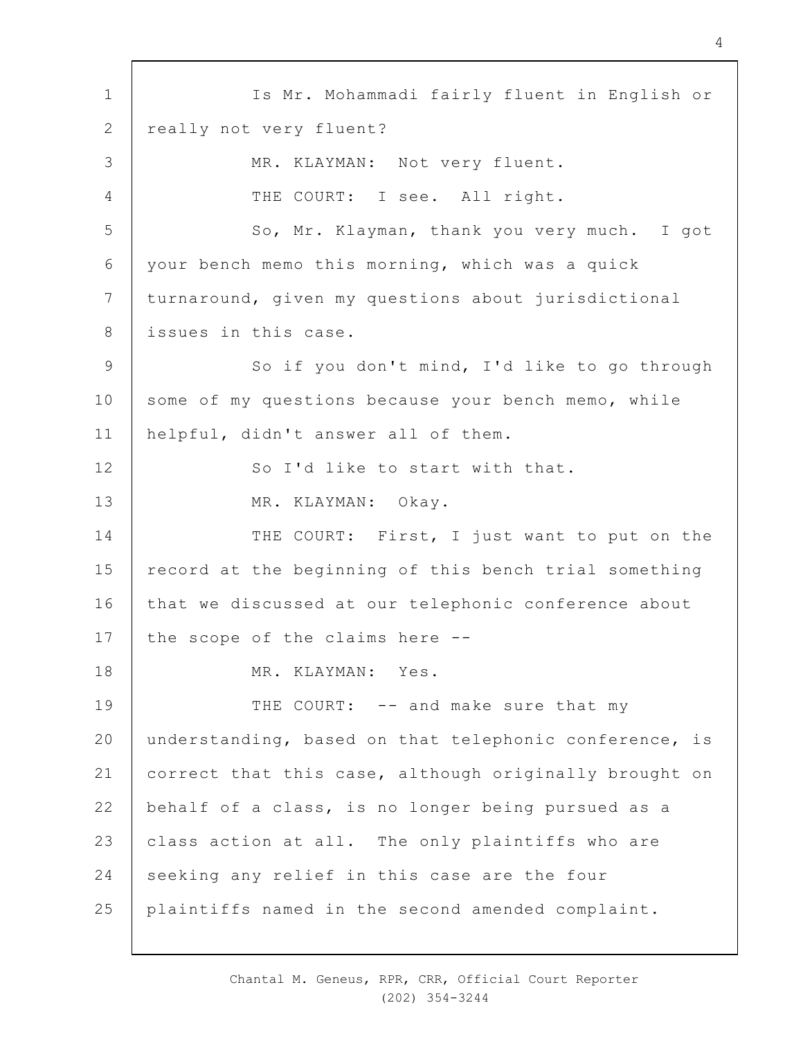Is Mr. Mohammadi fairly fluent in English or really not very fluent?

MR. KLAYMAN: Not very fluent.

THE COURT: I see. All right.

So, Mr. Klayman, thank you very much. I got your bench memo this morning, which was a quick turnaround, given my questions about jurisdictional issues in this case.

So if you don't mind, I'd like to go through some of my questions because your bench memo, while helpful, didn't answer all of them.

So I'd like to start with that.

MR. KLAYMAN: Okay.

THE COURT: First, I just want to put on the record at the beginning of this bench trial something that we discussed at our telephonic conference about the scope of the claims here --

MR. KLAYMAN: Yes.

THE COURT: -- and make sure that my understanding, based on that telephonic conference, is correct that this case, although originally brought on behalf of a class, is no longer being pursued as a class action at all. The only plaintiffs who are seeking any relief in this case are the four plaintiffs named in the second amended complaint.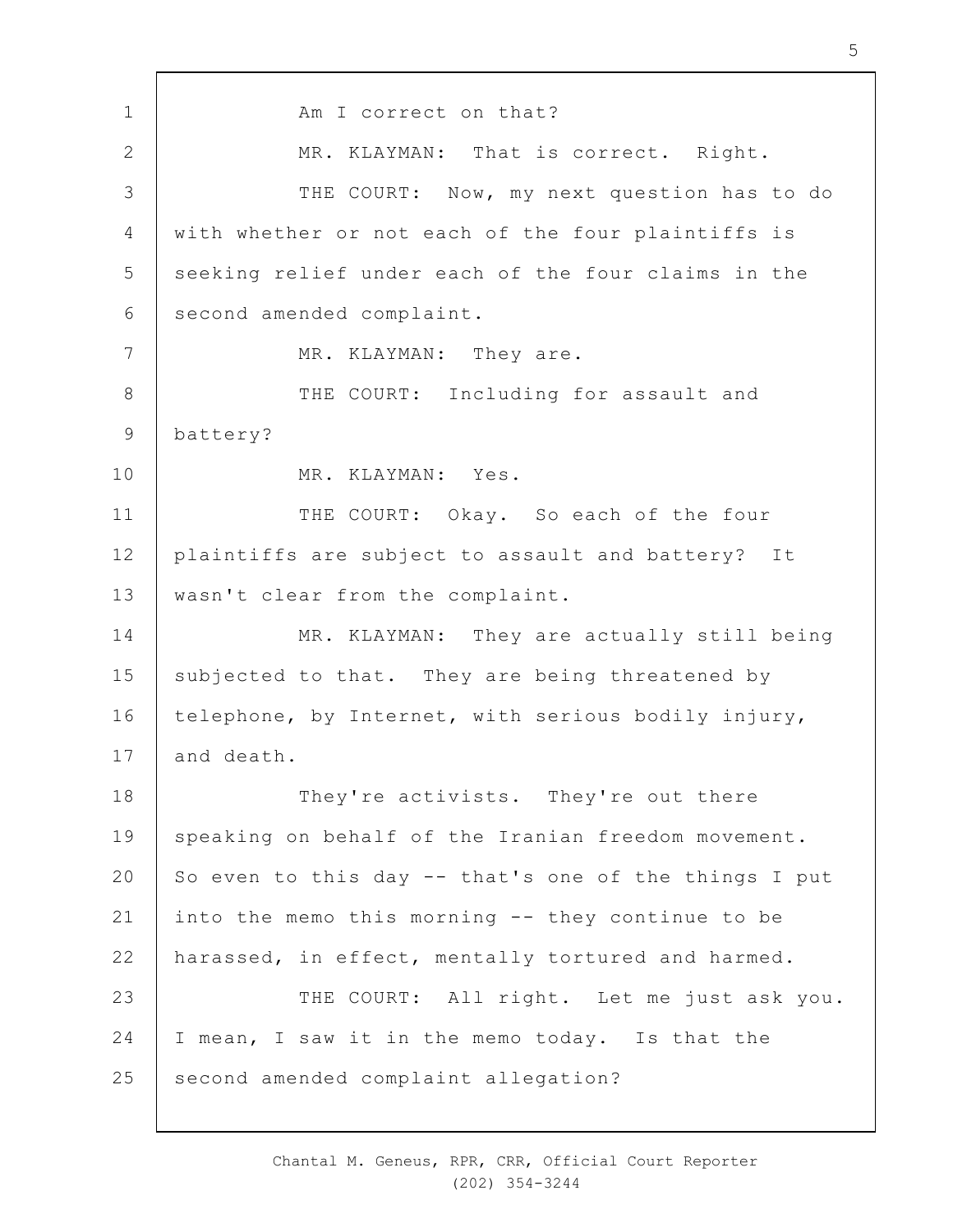Am I correct on that?

MR. KLAYMAN: That is correct. Right.

THE COURT: Now, my next question has to do with whether or not each of the four plaintiffs is seeking relief under each of the four claims in the second amended complaint.

MR. KLAYMAN: They are.

THE COURT: Including for assault and battery?

MR. KLAYMAN: Yes.

THE COURT: Okay. So each of the four plaintiffs are subject to assault and battery? It wasn't clear from the complaint.

MR. KLAYMAN: They are actually still being subjected to that. They are being threatened by telephone, by Internet, with serious bodily injury, and death.

They're activists. They're out there speaking on behalf of the Iranian freedom movement. So even to this day -- that's one of the things I put into the memo this morning -- they continue to be harassed, in effect, mentally tortured and harmed.

THE COURT: All right. Let me just ask you. I mean, I saw it in the memo today. Is that the second amended complaint allegation?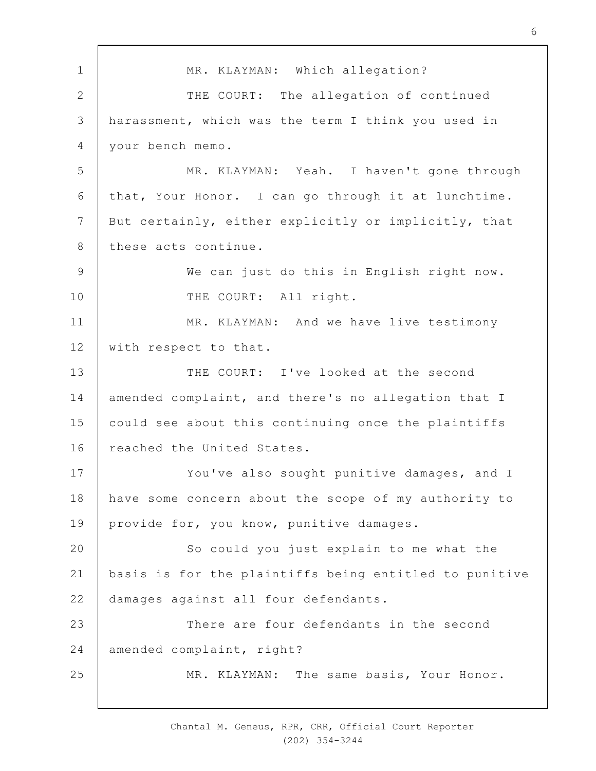MR. KLAYMAN: Which allegation?

THE COURT: The allegation of continued harassment, which was the term I think you used in your bench memo.

MR. KLAYMAN: Yeah. I haven't gone through that, Your Honor. I can go through it at lunchtime. But certainly, either explicitly or implicitly, that these acts continue.

We can just do this in English right now.

THE COURT: All right.

MR. KLAYMAN: And we have live testimony with respect to that.

THE COURT: I've looked at the second amended complaint, and there's no allegation that I could see about this continuing once the plaintiffs reached the United States.

You've also sought punitive damages, and I have some concern about the scope of my authority to provide for, you know, punitive damages.

So could you just explain to me what the basis is for the plaintiffs being entitled to punitive damages against all four defendants.

There are four defendants in the second amended complaint, right?

MR. KLAYMAN: The same basis, Your Honor.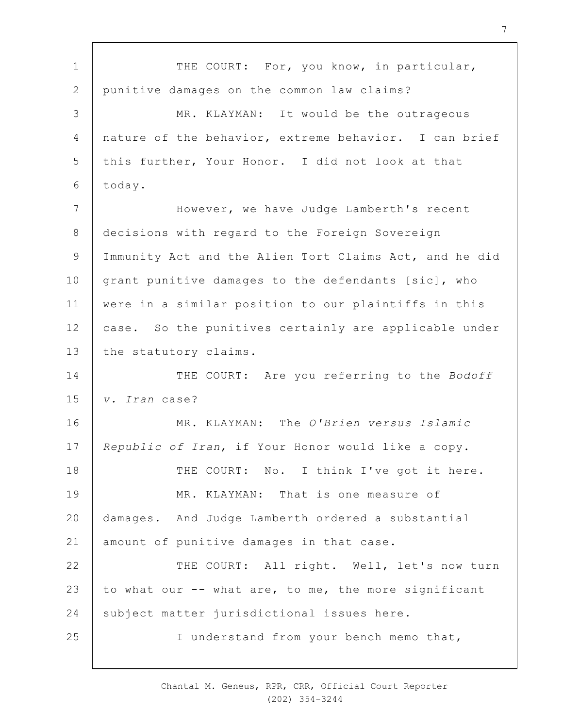THE COURT: For, you know, in particular, punitive damages on the common law claims?

MR. KLAYMAN: It would be the outrageous nature of the behavior, extreme behavior. I can brief this further, Your Honor. I did not look at that today.

However, we have Judge Lamberth's recent decisions with regard to the Foreign Sovereign Immunity Act and the Alien Tort Claims Act, and he did grant punitive damages to the defendants [sic], who were in a similar position to our plaintiffs in this case. So the punitives certainly are applicable under the statutory claims.

THE COURT: Are you referring to the *Bodoff v. Iran* case?

MR. KLAYMAN: The *O'Brien versus Islamic Republic of Iran*, if Your Honor would like a copy.

THE COURT: No. I think I've got it here.

MR. KLAYMAN: That is one measure of damages. And Judge Lamberth ordered a substantial amount of punitive damages in that case.

THE COURT: All right. Well, let's now turn to what our -- what are, to me, the more significant subject matter jurisdictional issues here.

I understand from your bench memo that,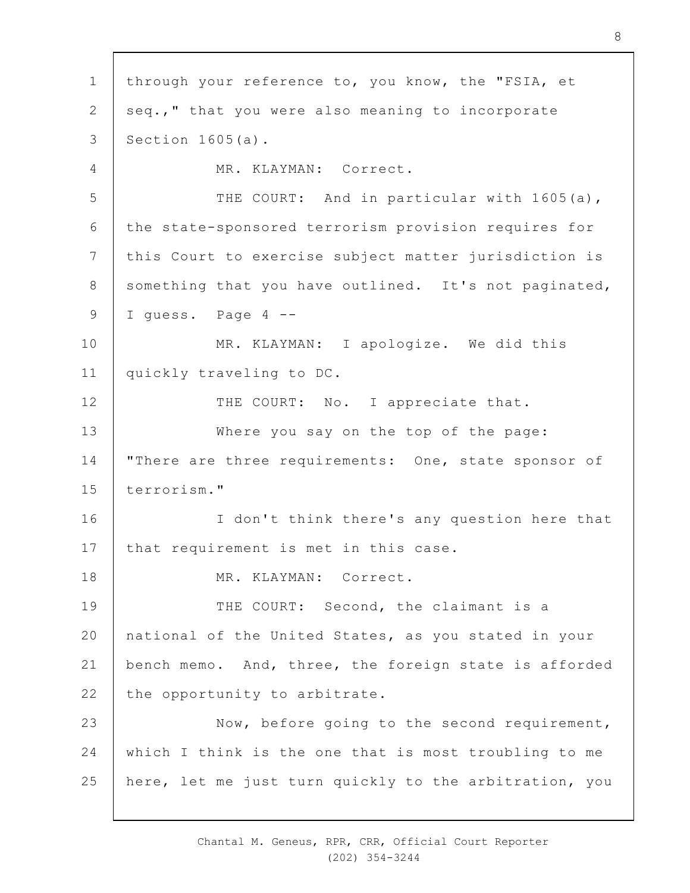1 through your reference to, you know, the "FSIA, et
2 seq.," that you were also meaning to incorporate
3 Section 1605(a).

4 MR. KLAYMAN: Correct.

5 THE COURT: And in particular with 1605(a),
6 the state-sponsored terrorism provision requires for
7 this Court to exercise subject matter jurisdiction is
8 something that you have outlined. It's not paginated,
9 I guess. Page 4 --

10 MR. KLAYMAN: I apologize. We did this
11 quickly traveling to DC.

12 THE COURT: No. I appreciate that.

13 Where you say on the top of the page:
14 "There are three requirements: One, state sponsor of
15 terrorism."

16 I don't think there's any question here that
17 that requirement is met in this case.

18 MR. KLAYMAN: Correct.

19 THE COURT: Second, the claimant is a
20 national of the United States, as you stated in your
21 bench memo. And, three, the foreign state is afforded
22 the opportunity to arbitrate.

23 Now, before going to the second requirement,
24 which I think is the one that is most troubling to me
25 here, let me just turn quickly to the arbitration, you

Chantal M. Geneus, RPR, CRR, Official Court Reporter
(202) 354-3244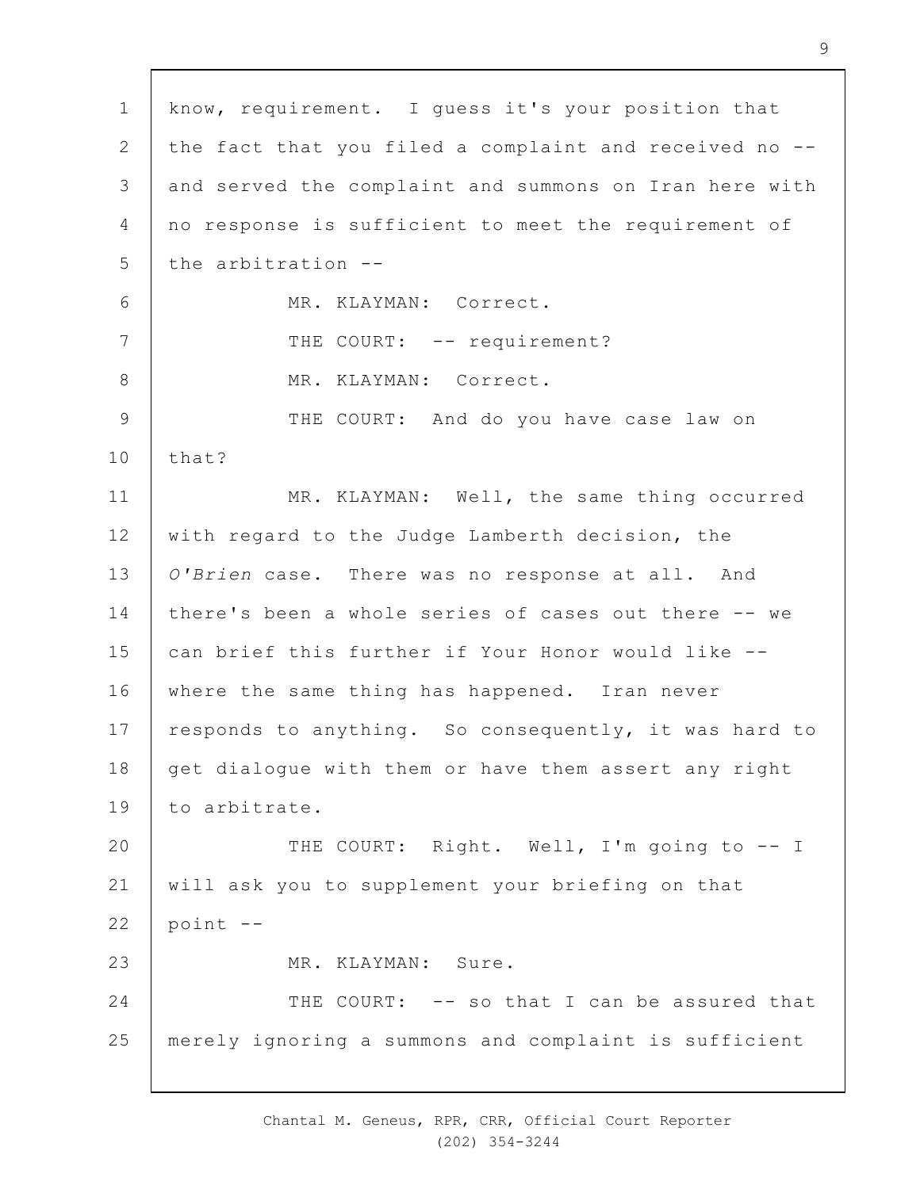know, requirement. I guess it's your position that the fact that you filed a complaint and received no -- and served the complaint and summons on Iran here with no response is sufficient to meet the requirement of the arbitration --

MR. KLAYMAN: Correct.

THE COURT: -- requirement?

MR. KLAYMAN: Correct.

THE COURT: And do you have case law on that?

MR. KLAYMAN: Well, the same thing occurred with regard to the Judge Lamberth decision, the *O'Brien* case. There was no response at all. And there's been a whole series of cases out there -- we can brief this further if Your Honor would like -- where the same thing has happened. Iran never responds to anything. So consequently, it was hard to get dialogue with them or have them assert any right to arbitrate.

THE COURT: Right. Well, I'm going to -- I will ask you to supplement your briefing on that point --

MR. KLAYMAN: Sure.

THE COURT: -- so that I can be assured that merely ignoring a summons and complaint is sufficient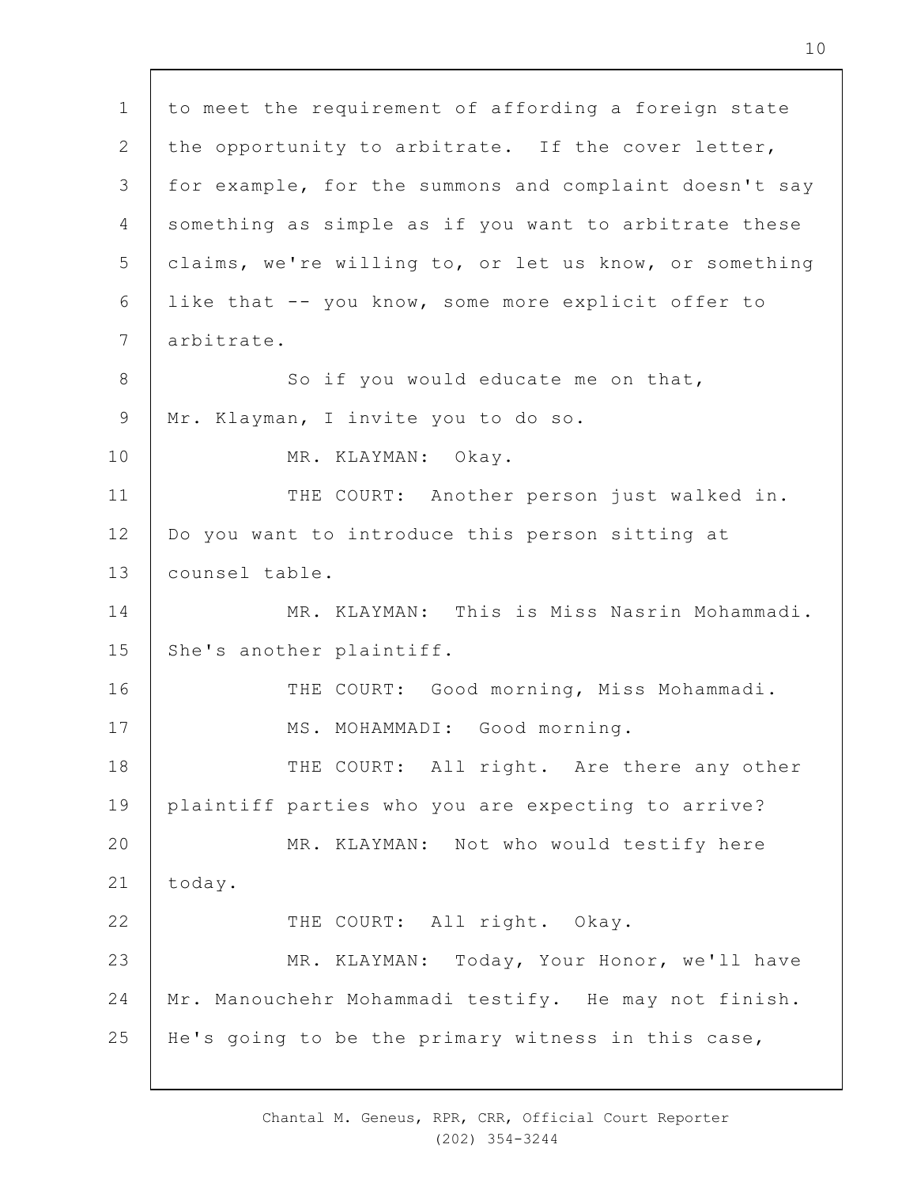to meet the requirement of affording a foreign state the opportunity to arbitrate. If the cover letter, for example, for the summons and complaint doesn't say something as simple as if you want to arbitrate these claims, we're willing to, or let us know, or something like that -- you know, some more explicit offer to arbitrate.

So if you would educate me on that, Mr. Klayman, I invite you to do so.

MR. KLAYMAN: Okay.

THE COURT: Another person just walked in. Do you want to introduce this person sitting at counsel table.

MR. KLAYMAN: This is Miss Nasrin Mohammadi. She's another plaintiff.

THE COURT: Good morning, Miss Mohammadi.

MS. MOHAMMADI: Good morning.

THE COURT: All right. Are there any other plaintiff parties who you are expecting to arrive?

MR. KLAYMAN: Not who would testify here today.

THE COURT: All right. Okay.

MR. KLAYMAN: Today, Your Honor, we'll have Mr. Manouchehr Mohammadi testify. He may not finish. He's going to be the primary witness in this case,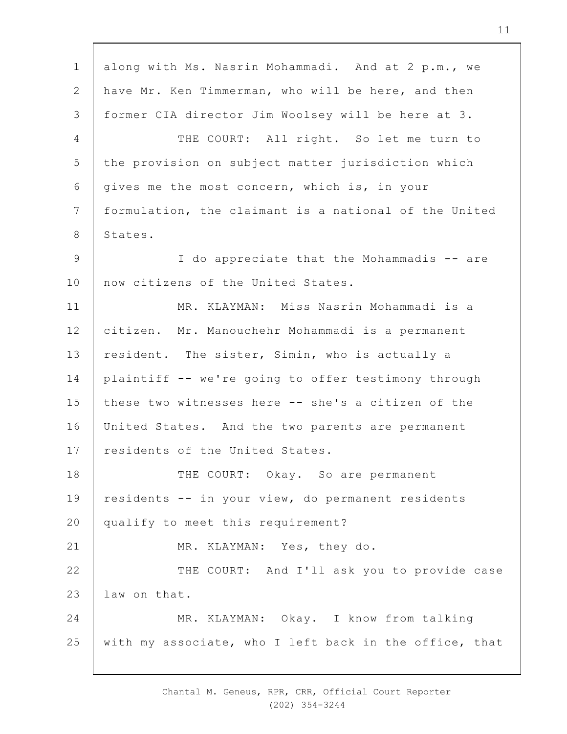along with Ms. Nasrin Mohammadi. And at 2 p.m., we have Mr. Ken Timmerman, who will be here, and then former CIA director Jim Woolsey will be here at 3.

THE COURT: All right. So let me turn to the provision on subject matter jurisdiction which gives me the most concern, which is, in your formulation, the claimant is a national of the United States.

I do appreciate that the Mohammadis -- are now citizens of the United States.

MR. KLAYMAN: Miss Nasrin Mohammadi is a citizen. Mr. Manouchehr Mohammadi is a permanent resident. The sister, Simin, who is actually a plaintiff -- we're going to offer testimony through these two witnesses here -- she's a citizen of the United States. And the two parents are permanent residents of the United States.

THE COURT: Okay. So are permanent residents -- in your view, do permanent residents qualify to meet this requirement?

MR. KLAYMAN: Yes, they do.

THE COURT: And I'll ask you to provide case law on that.

MR. KLAYMAN: Okay. I know from talking with my associate, who I left back in the office, that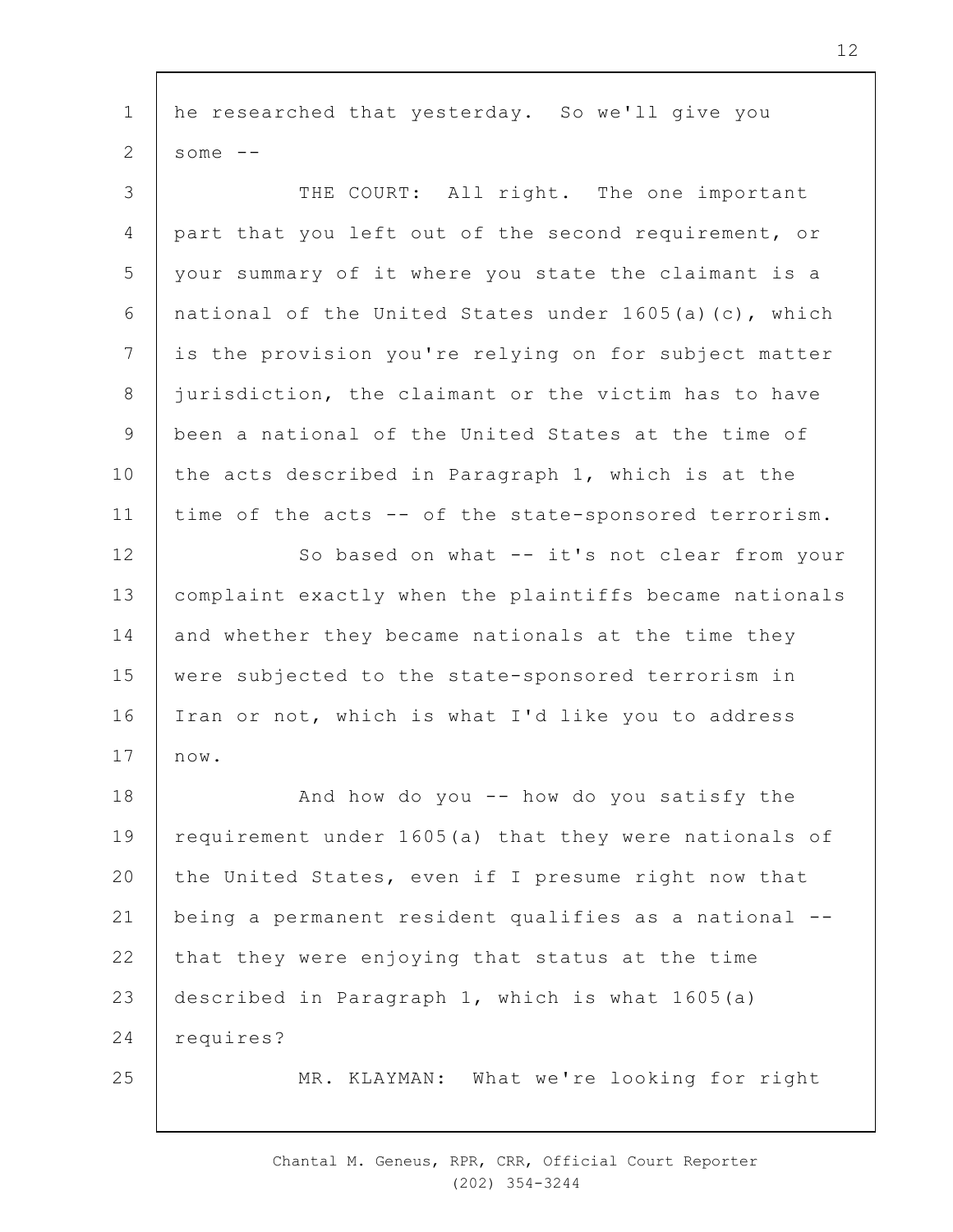he researched that yesterday. So we'll give you some --

THE COURT: All right. The one important part that you left out of the second requirement, or your summary of it where you state the claimant is a national of the United States under 1605(a)(c), which is the provision you're relying on for subject matter jurisdiction, the claimant or the victim has to have been a national of the United States at the time of the acts described in Paragraph 1, which is at the time of the acts -- of the state-sponsored terrorism.

So based on what -- it's not clear from your complaint exactly when the plaintiffs became nationals and whether they became nationals at the time they were subjected to the state-sponsored terrorism in Iran or not, which is what I'd like you to address now.

And how do you -- how do you satisfy the requirement under 1605(a) that they were nationals of the United States, even if I presume right now that being a permanent resident qualifies as a national -- that they were enjoying that status at the time described in Paragraph 1, which is what 1605(a) requires?

MR. KLAYMAN: What we're looking for right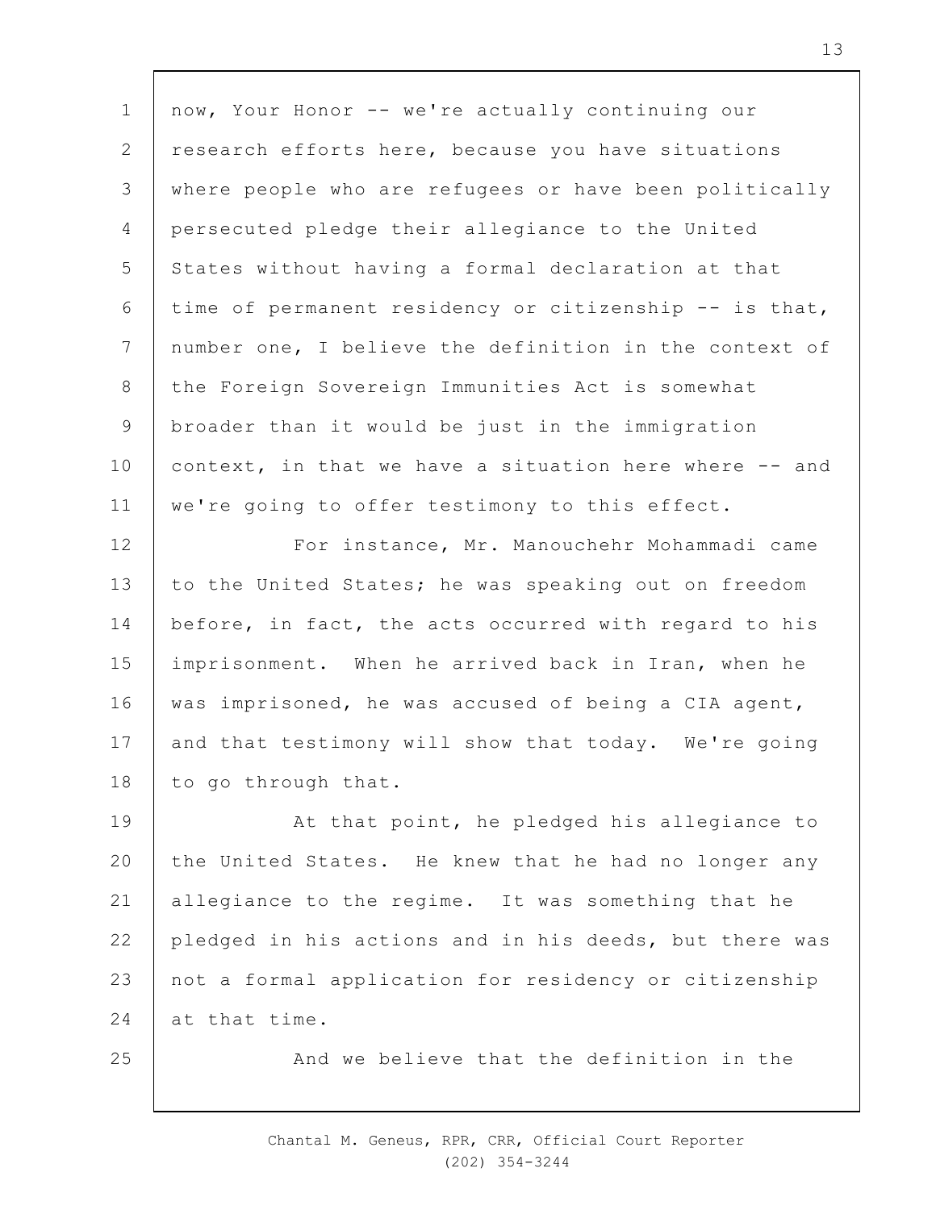now, Your Honor -- we're actually continuing our research efforts here, because you have situations where people who are refugees or have been politically persecuted pledge their allegiance to the United States without having a formal declaration at that time of permanent residency or citizenship -- is that, number one, I believe the definition in the context of the Foreign Sovereign Immunities Act is somewhat broader than it would be just in the immigration context, in that we have a situation here where -- and we're going to offer testimony to this effect.

For instance, Mr. Manouchehr Mohammadi came to the United States; he was speaking out on freedom before, in fact, the acts occurred with regard to his imprisonment. When he arrived back in Iran, when he was imprisoned, he was accused of being a CIA agent, and that testimony will show that today. We're going to go through that.

At that point, he pledged his allegiance to the United States. He knew that he had no longer any allegiance to the regime. It was something that he pledged in his actions and in his deeds, but there was not a formal application for residency or citizenship at that time.

And we believe that the definition in the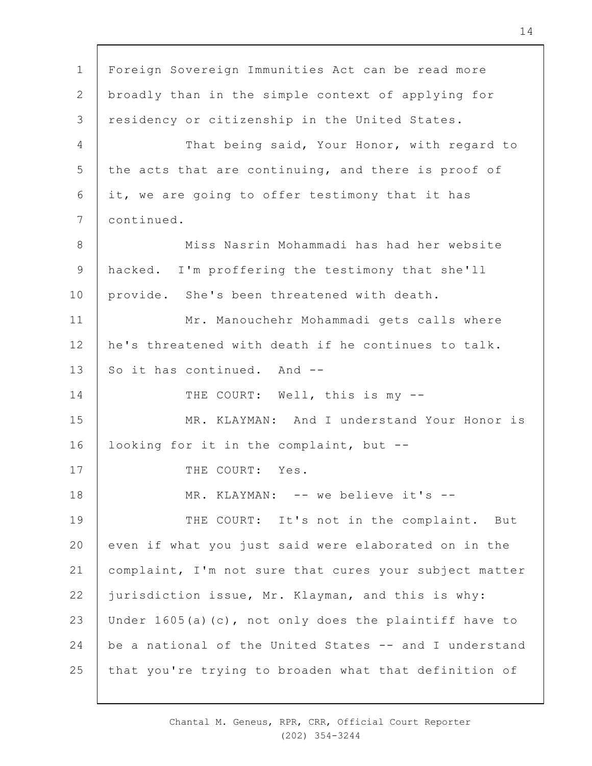Foreign Sovereign Immunities Act can be read more broadly than in the simple context of applying for residency or citizenship in the United States.

That being said, Your Honor, with regard to the acts that are continuing, and there is proof of it, we are going to offer testimony that it has continued.

Miss Nasrin Mohammadi has had her website hacked. I'm proffering the testimony that she'll provide. She's been threatened with death.

Mr. Manouchehr Mohammadi gets calls where he's threatened with death if he continues to talk. So it has continued. And --

THE COURT: Well, this is my --

MR. KLAYMAN: And I understand Your Honor is looking for it in the complaint, but --

THE COURT: Yes.

MR. KLAYMAN: -- we believe it's --

THE COURT: It's not in the complaint. But even if what you just said were elaborated on in the complaint, I'm not sure that cures your subject matter jurisdiction issue, Mr. Klayman, and this is why: Under 1605(a)(c), not only does the plaintiff have to be a national of the United States -- and I understand that you're trying to broaden what that definition of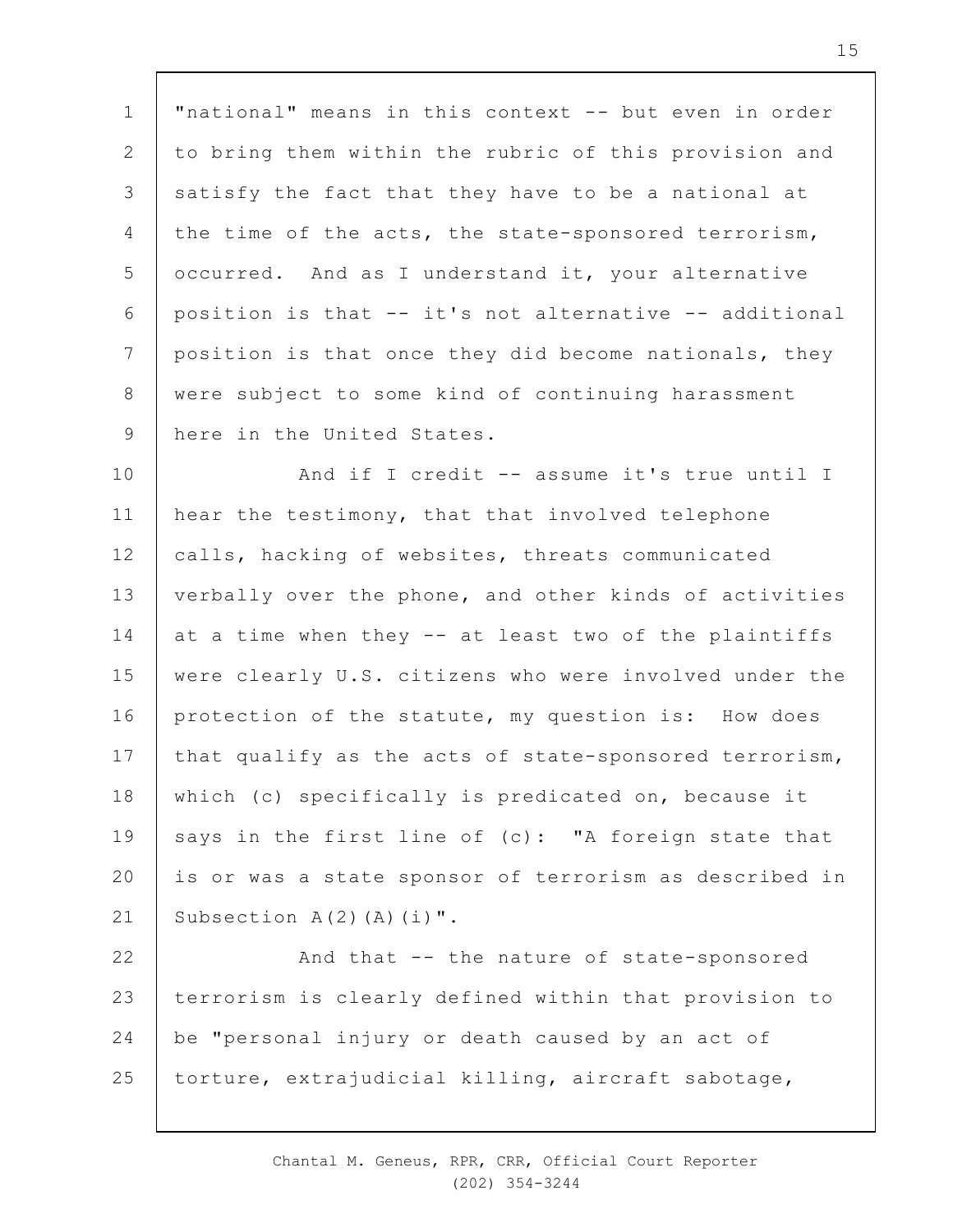"national" means in this context -- but even in order to bring them within the rubric of this provision and satisfy the fact that they have to be a national at the time of the acts, the state-sponsored terrorism, occurred. And as I understand it, your alternative position is that -- it's not alternative -- additional position is that once they did become nationals, they were subject to some kind of continuing harassment here in the United States.

And if I credit -- assume it's true until I hear the testimony, that that involved telephone calls, hacking of websites, threats communicated verbally over the phone, and other kinds of activities at a time when they -- at least two of the plaintiffs were clearly U.S. citizens who were involved under the protection of the statute, my question is: How does that qualify as the acts of state-sponsored terrorism, which (c) specifically is predicated on, because it says in the first line of (c): "A foreign state that is or was a state sponsor of terrorism as described in Subsection A(2)(A)(i)".

And that -- the nature of state-sponsored terrorism is clearly defined within that provision to be "personal injury or death caused by an act of torture, extrajudicial killing, aircraft sabotage,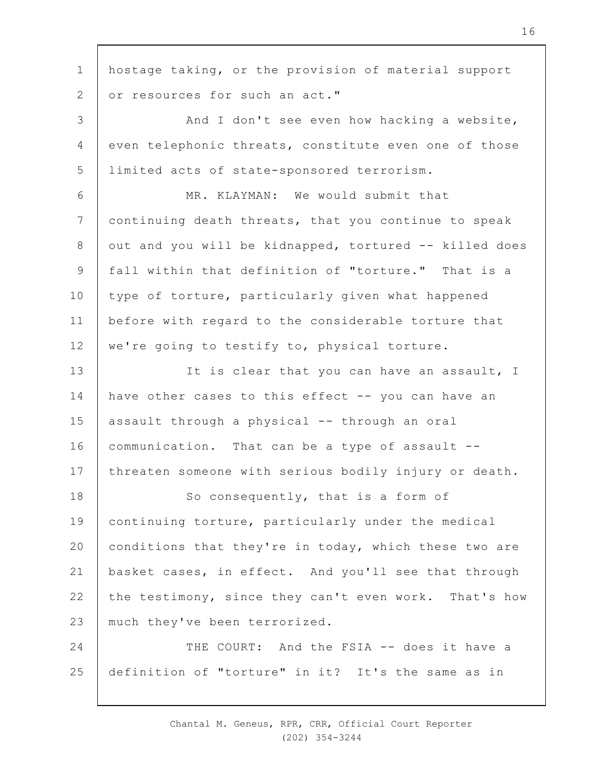hostage taking, or the provision of material support or resources for such an act."

And I don't see even how hacking a website, even telephonic threats, constitute even one of those limited acts of state-sponsored terrorism.

MR. KLAYMAN: We would submit that continuing death threats, that you continue to speak out and you will be kidnapped, tortured -- killed does fall within that definition of "torture." That is a type of torture, particularly given what happened before with regard to the considerable torture that we're going to testify to, physical torture.

It is clear that you can have an assault, I have other cases to this effect -- you can have an assault through a physical -- through an oral communication. That can be a type of assault -- threaten someone with serious bodily injury or death.

So consequently, that is a form of continuing torture, particularly under the medical conditions that they're in today, which these two are basket cases, in effect. And you'll see that through the testimony, since they can't even work. That's how much they've been terrorized.

THE COURT: And the FSIA -- does it have a definition of "torture" in it? It's the same as in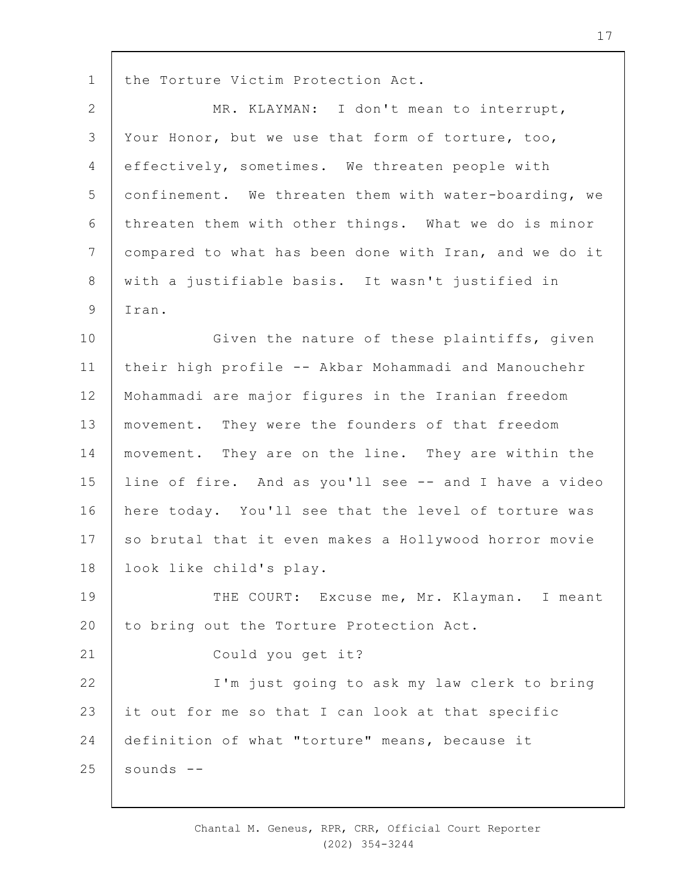the Torture Victim Protection Act.

MR. KLAYMAN: I don't mean to interrupt, Your Honor, but we use that form of torture, too, effectively, sometimes. We threaten people with confinement. We threaten them with water-boarding, we threaten them with other things. What we do is minor compared to what has been done with Iran, and we do it with a justifiable basis. It wasn't justified in Iran.

Given the nature of these plaintiffs, given their high profile -- Akbar Mohammadi and Manouchehr Mohammadi are major figures in the Iranian freedom movement. They were the founders of that freedom movement. They are on the line. They are within the line of fire. And as you'll see -- and I have a video here today. You'll see that the level of torture was so brutal that it even makes a Hollywood horror movie look like child's play.

THE COURT: Excuse me, Mr. Klayman. I meant to bring out the Torture Protection Act.

Could you get it?

I'm just going to ask my law clerk to bring it out for me so that I can look at that specific definition of what "torture" means, because it sounds --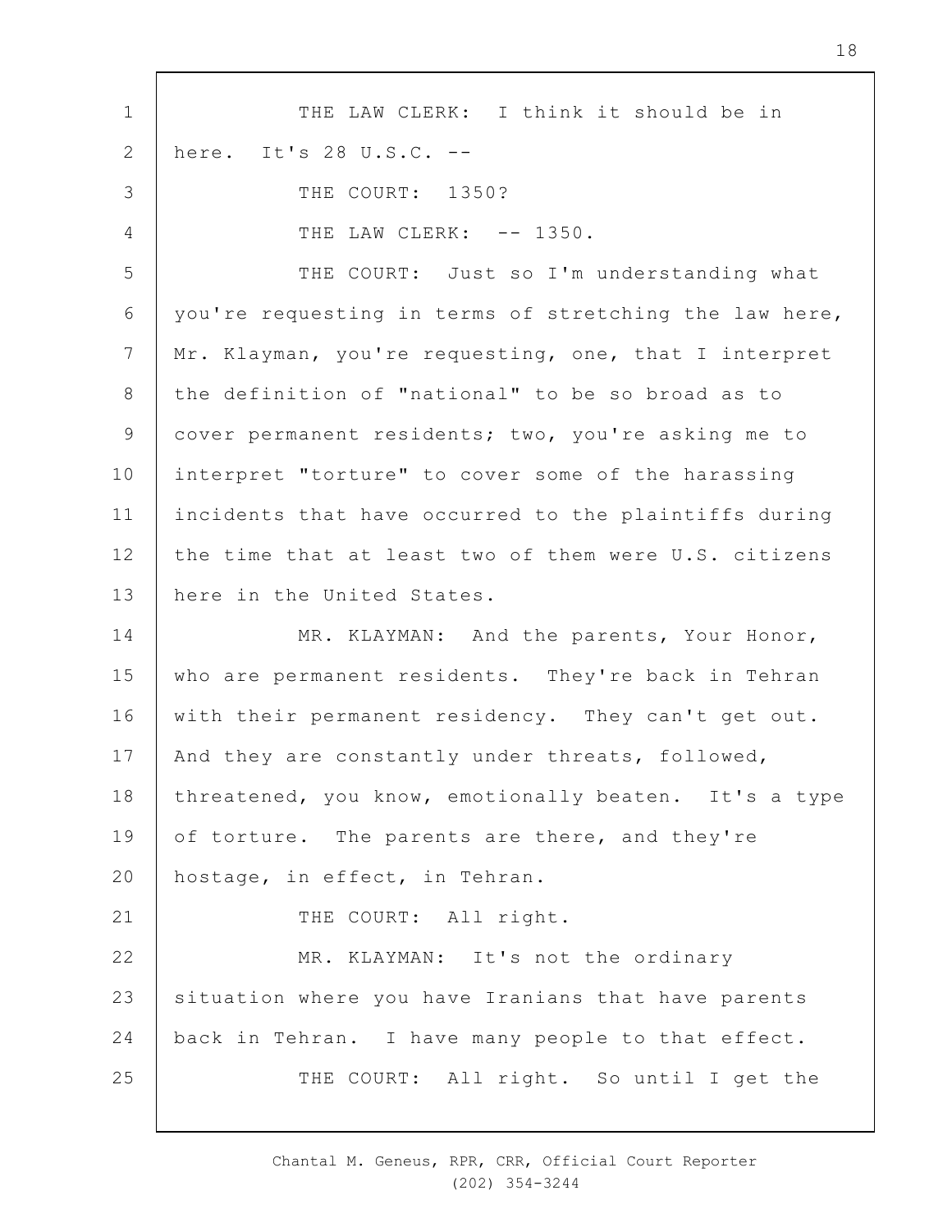THE LAW CLERK: I think it should be in here. It's 28 U.S.C. --

THE COURT: 1350?

THE LAW CLERK: -- 1350.

THE COURT: Just so I'm understanding what you're requesting in terms of stretching the law here, Mr. Klayman, you're requesting, one, that I interpret the definition of "national" to be so broad as to cover permanent residents; two, you're asking me to interpret "torture" to cover some of the harassing incidents that have occurred to the plaintiffs during the time that at least two of them were U.S. citizens here in the United States.

MR. KLAYMAN: And the parents, Your Honor, who are permanent residents. They're back in Tehran with their permanent residency. They can't get out. And they are constantly under threats, followed, threatened, you know, emotionally beaten. It's a type of torture. The parents are there, and they're hostage, in effect, in Tehran.

THE COURT: All right.

MR. KLAYMAN: It's not the ordinary situation where you have Iranians that have parents back in Tehran. I have many people to that effect.

THE COURT: All right. So until I get the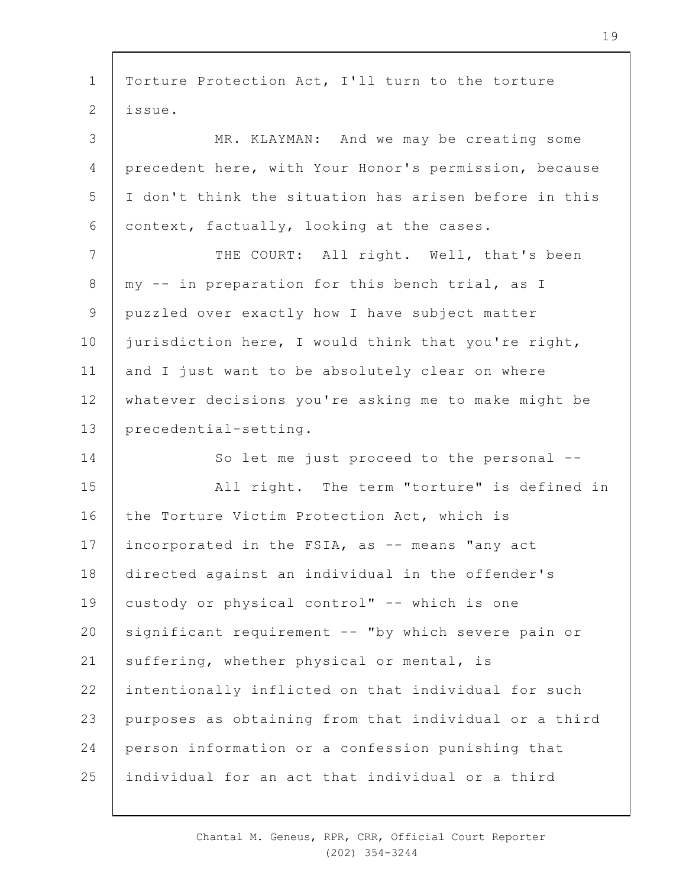Torture Protection Act, I'll turn to the torture issue.

MR. KLAYMAN: And we may be creating some precedent here, with Your Honor's permission, because I don't think the situation has arisen before in this context, factually, looking at the cases.

THE COURT: All right. Well, that's been my -- in preparation for this bench trial, as I puzzled over exactly how I have subject matter jurisdiction here, I would think that you're right, and I just want to be absolutely clear on where whatever decisions you're asking me to make might be precedential-setting.

So let me just proceed to the personal --

All right. The term "torture" is defined in the Torture Victim Protection Act, which is incorporated in the FSIA, as -- means "any act directed against an individual in the offender's custody or physical control" -- which is one significant requirement -- "by which severe pain or suffering, whether physical or mental, is intentionally inflicted on that individual for such purposes as obtaining from that individual or a third person information or a confession punishing that individual for an act that individual or a third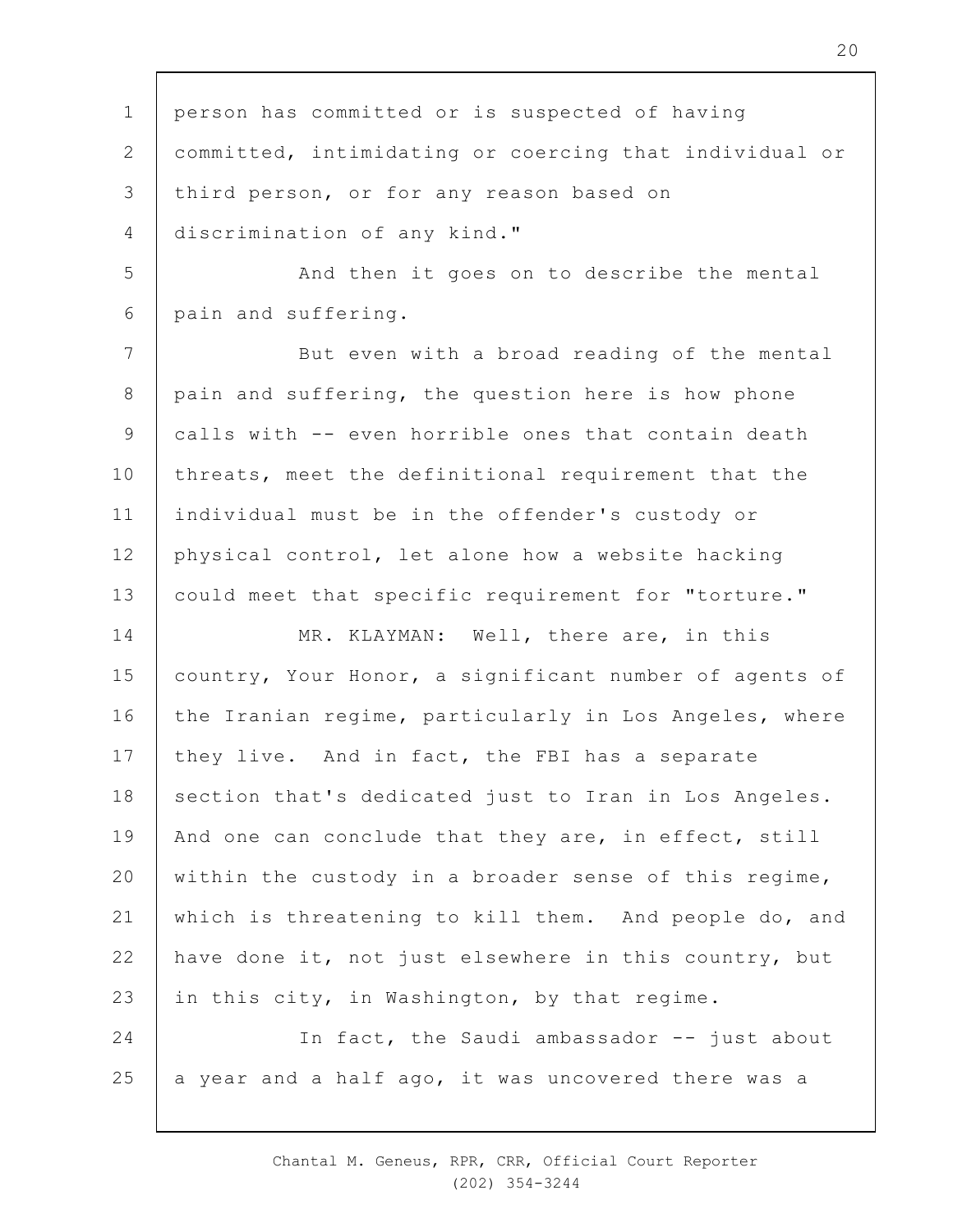person has committed or is suspected of having committed, intimidating or coercing that individual or third person, or for any reason based on discrimination of any kind."

And then it goes on to describe the mental pain and suffering.

But even with a broad reading of the mental pain and suffering, the question here is how phone calls with -- even horrible ones that contain death threats, meet the definitional requirement that the individual must be in the offender's custody or physical control, let alone how a website hacking could meet that specific requirement for "torture."

MR. KLAYMAN: Well, there are, in this country, Your Honor, a significant number of agents of the Iranian regime, particularly in Los Angeles, where they live. And in fact, the FBI has a separate section that's dedicated just to Iran in Los Angeles. And one can conclude that they are, in effect, still within the custody in a broader sense of this regime, which is threatening to kill them. And people do, and have done it, not just elsewhere in this country, but in this city, in Washington, by that regime.

In fact, the Saudi ambassador -- just about a year and a half ago, it was uncovered there was a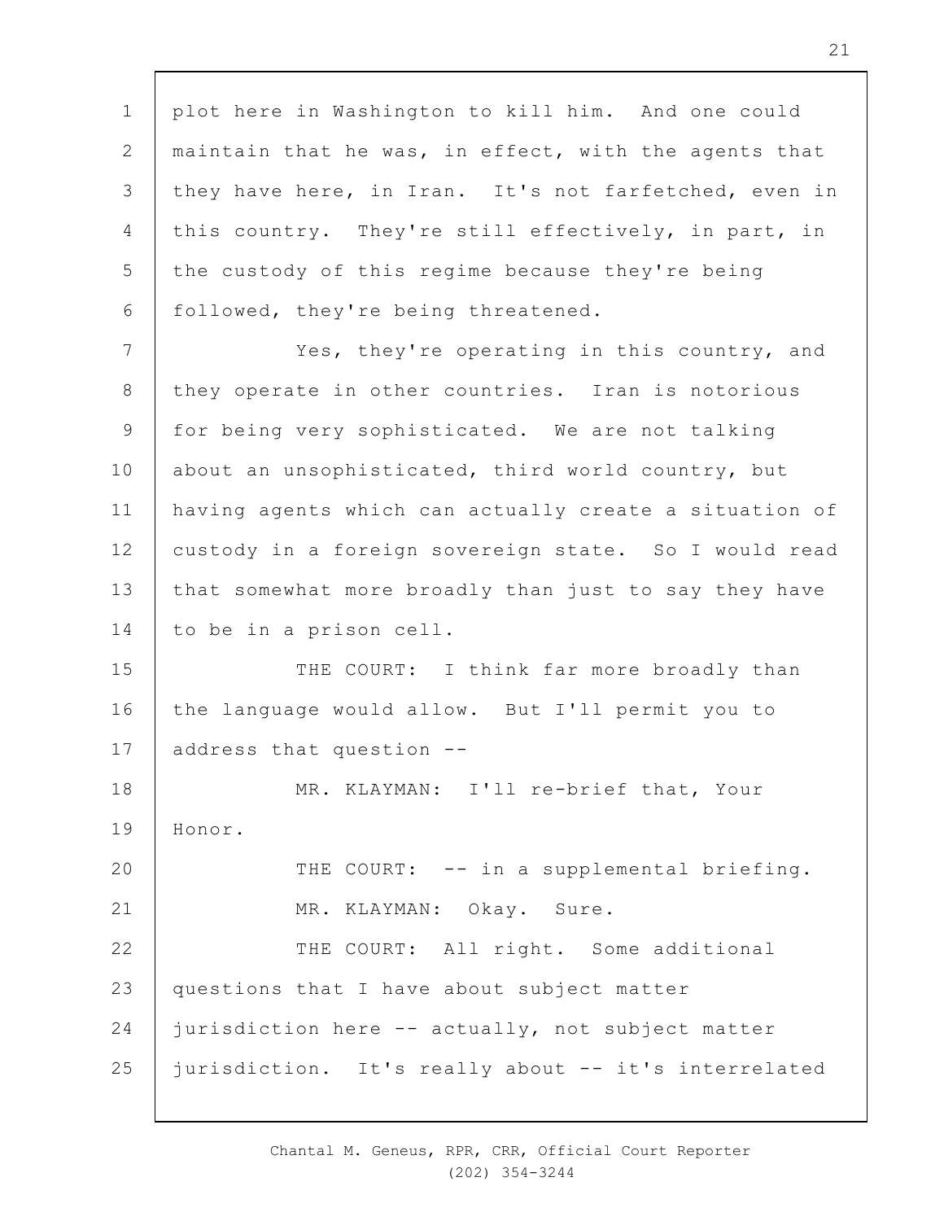plot here in Washington to kill him. And one could maintain that he was, in effect, with the agents that they have here, in Iran. It's not farfetched, even in this country. They're still effectively, in part, in the custody of this regime because they're being followed, they're being threatened.

Yes, they're operating in this country, and they operate in other countries. Iran is notorious for being very sophisticated. We are not talking about an unsophisticated, third world country, but having agents which can actually create a situation of custody in a foreign sovereign state. So I would read that somewhat more broadly than just to say they have to be in a prison cell.

THE COURT: I think far more broadly than the language would allow. But I'll permit you to address that question --

MR. KLAYMAN: I'll re-brief that, Your Honor.

THE COURT: -- in a supplemental briefing.

MR. KLAYMAN: Okay. Sure.

THE COURT: All right. Some additional questions that I have about subject matter jurisdiction here -- actually, not subject matter jurisdiction. It's really about -- it's interrelated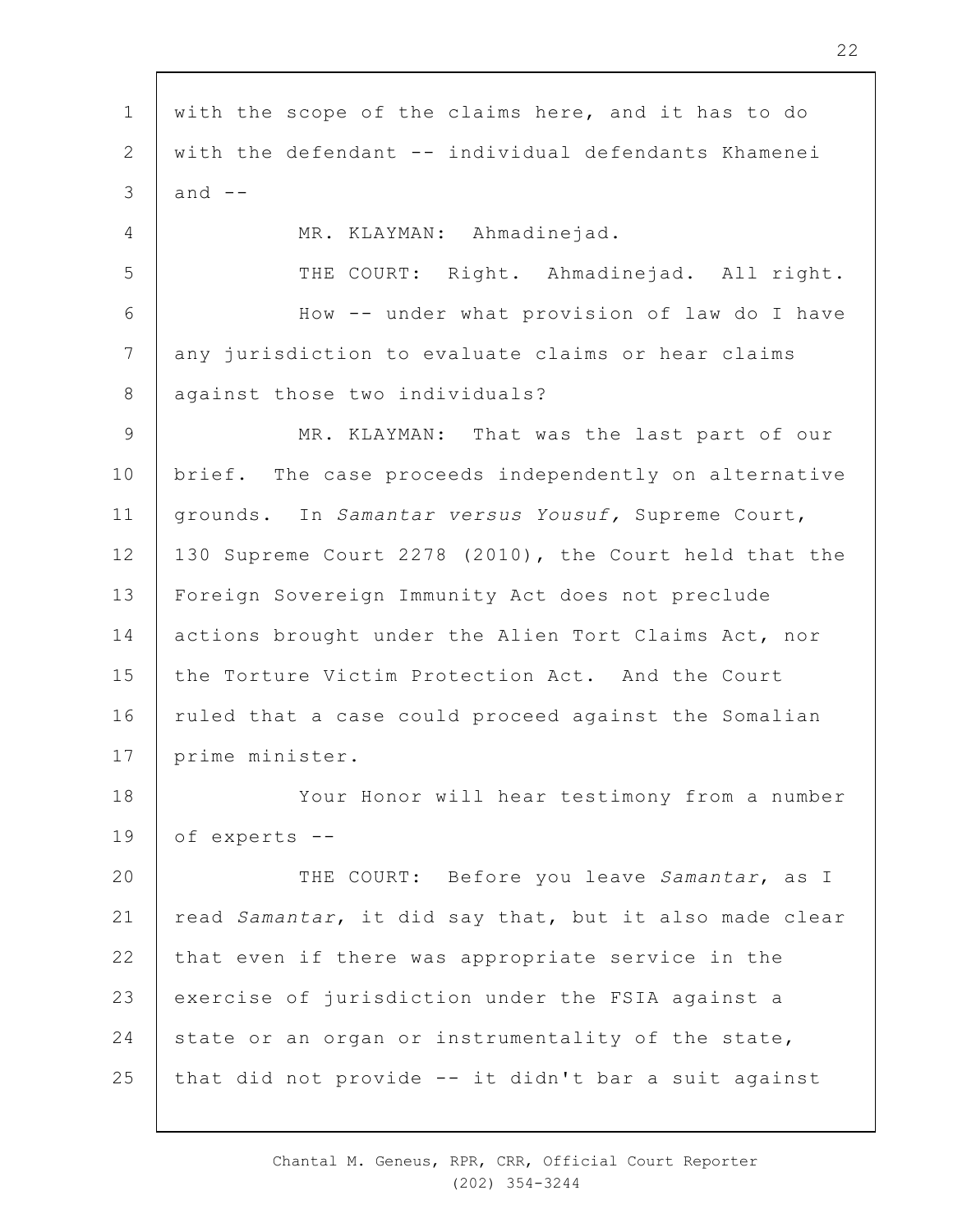with the scope of the claims here, and it has to do with the defendant -- individual defendants Khamenei and --

MR. KLAYMAN: Ahmadinejad.

THE COURT: Right. Ahmadinejad. All right.

How -- under what provision of law do I have any jurisdiction to evaluate claims or hear claims against those two individuals?

MR. KLAYMAN: That was the last part of our brief. The case proceeds independently on alternative grounds. In *Samantar versus Yousuf,* Supreme Court, 130 Supreme Court 2278 (2010), the Court held that the Foreign Sovereign Immunity Act does not preclude actions brought under the Alien Tort Claims Act, nor the Torture Victim Protection Act. And the Court ruled that a case could proceed against the Somalian prime minister.

Your Honor will hear testimony from a number of experts --

THE COURT: Before you leave *Samantar*, as I read *Samantar*, it did say that, but it also made clear that even if there was appropriate service in the exercise of jurisdiction under the FSIA against a state or an organ or instrumentality of the state, that did not provide -- it didn't bar a suit against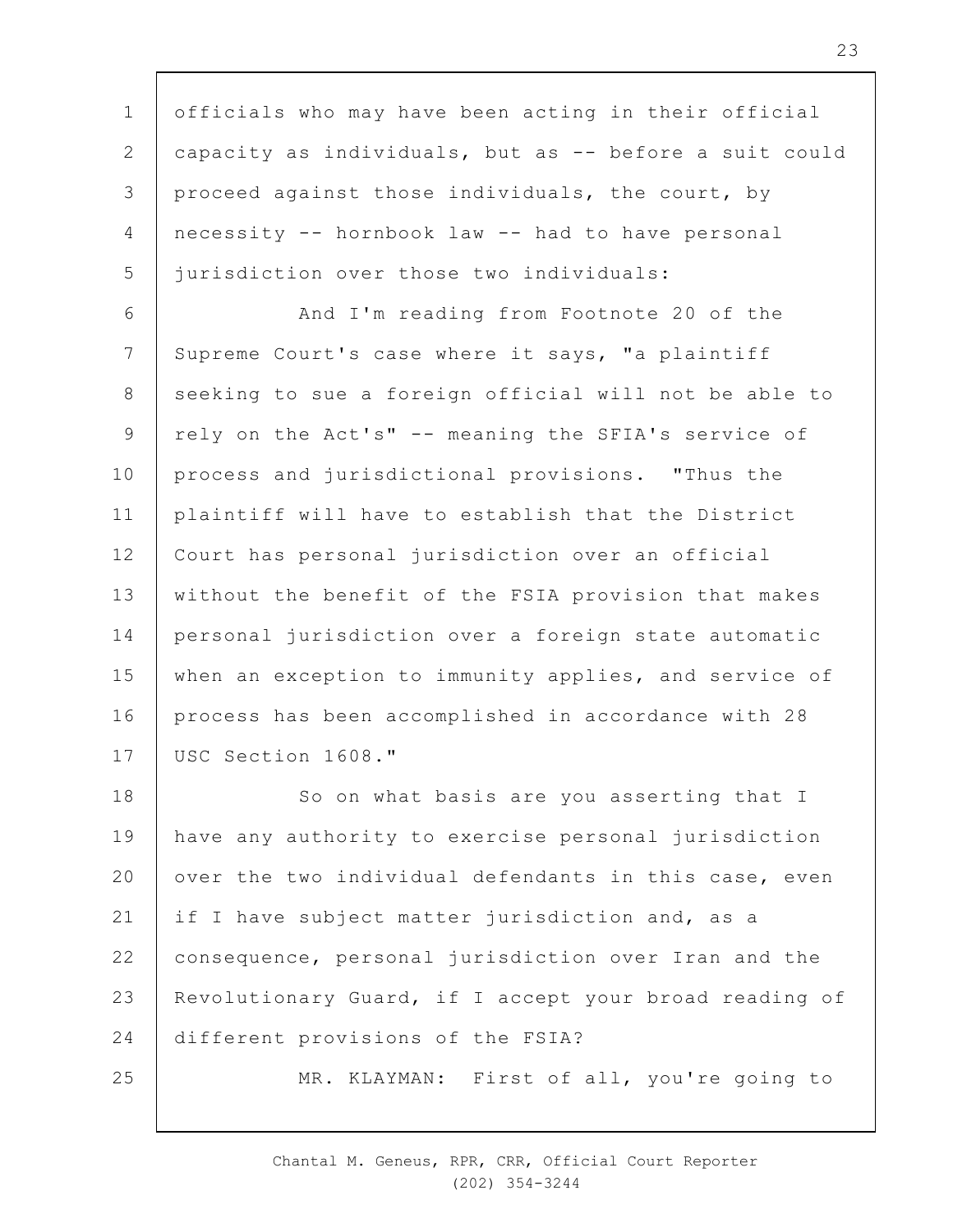officials who may have been acting in their official capacity as individuals, but as -- before a suit could proceed against those individuals, the court, by necessity -- hornbook law -- had to have personal jurisdiction over those two individuals:

And I'm reading from Footnote 20 of the Supreme Court's case where it says, "a plaintiff seeking to sue a foreign official will not be able to rely on the Act's" -- meaning the SFIA's service of process and jurisdictional provisions. "Thus the plaintiff will have to establish that the District Court has personal jurisdiction over an official without the benefit of the FSIA provision that makes personal jurisdiction over a foreign state automatic when an exception to immunity applies, and service of process has been accomplished in accordance with 28 USC Section 1608."

So on what basis are you asserting that I have any authority to exercise personal jurisdiction over the two individual defendants in this case, even if I have subject matter jurisdiction and, as a consequence, personal jurisdiction over Iran and the Revolutionary Guard, if I accept your broad reading of different provisions of the FSIA?

MR. KLAYMAN: First of all, you're going to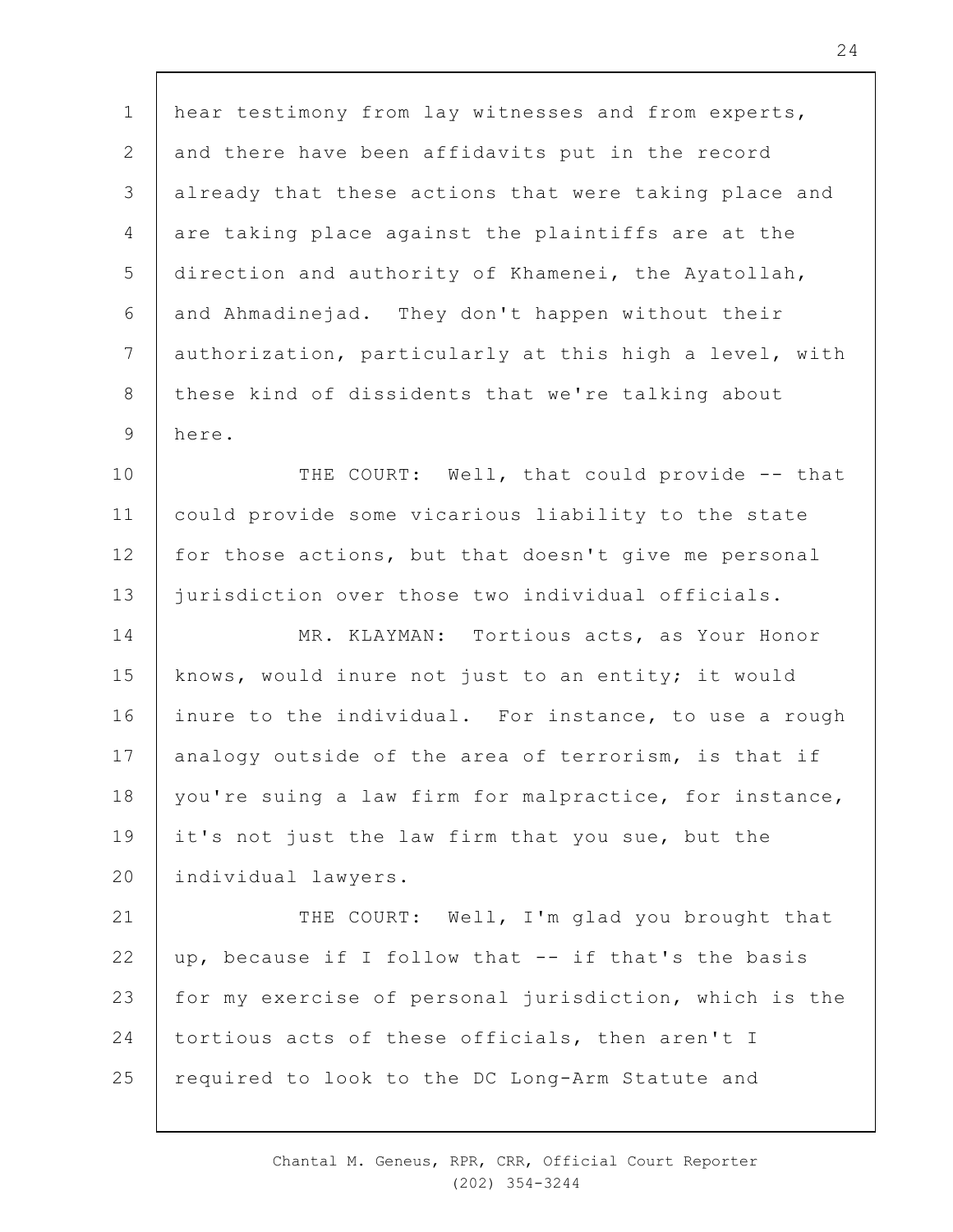hear testimony from lay witnesses and from experts, and there have been affidavits put in the record already that these actions that were taking place and are taking place against the plaintiffs are at the direction and authority of Khamenei, the Ayatollah, and Ahmadinejad. They don't happen without their authorization, particularly at this high a level, with these kind of dissidents that we're talking about here.

THE COURT: Well, that could provide -- that could provide some vicarious liability to the state for those actions, but that doesn't give me personal jurisdiction over those two individual officials.

MR. KLAYMAN: Tortious acts, as Your Honor knows, would inure not just to an entity; it would inure to the individual. For instance, to use a rough analogy outside of the area of terrorism, is that if you're suing a law firm for malpractice, for instance, it's not just the law firm that you sue, but the individual lawyers.

THE COURT: Well, I'm glad you brought that up, because if I follow that -- if that's the basis for my exercise of personal jurisdiction, which is the tortious acts of these officials, then aren't I required to look to the DC Long-Arm Statute and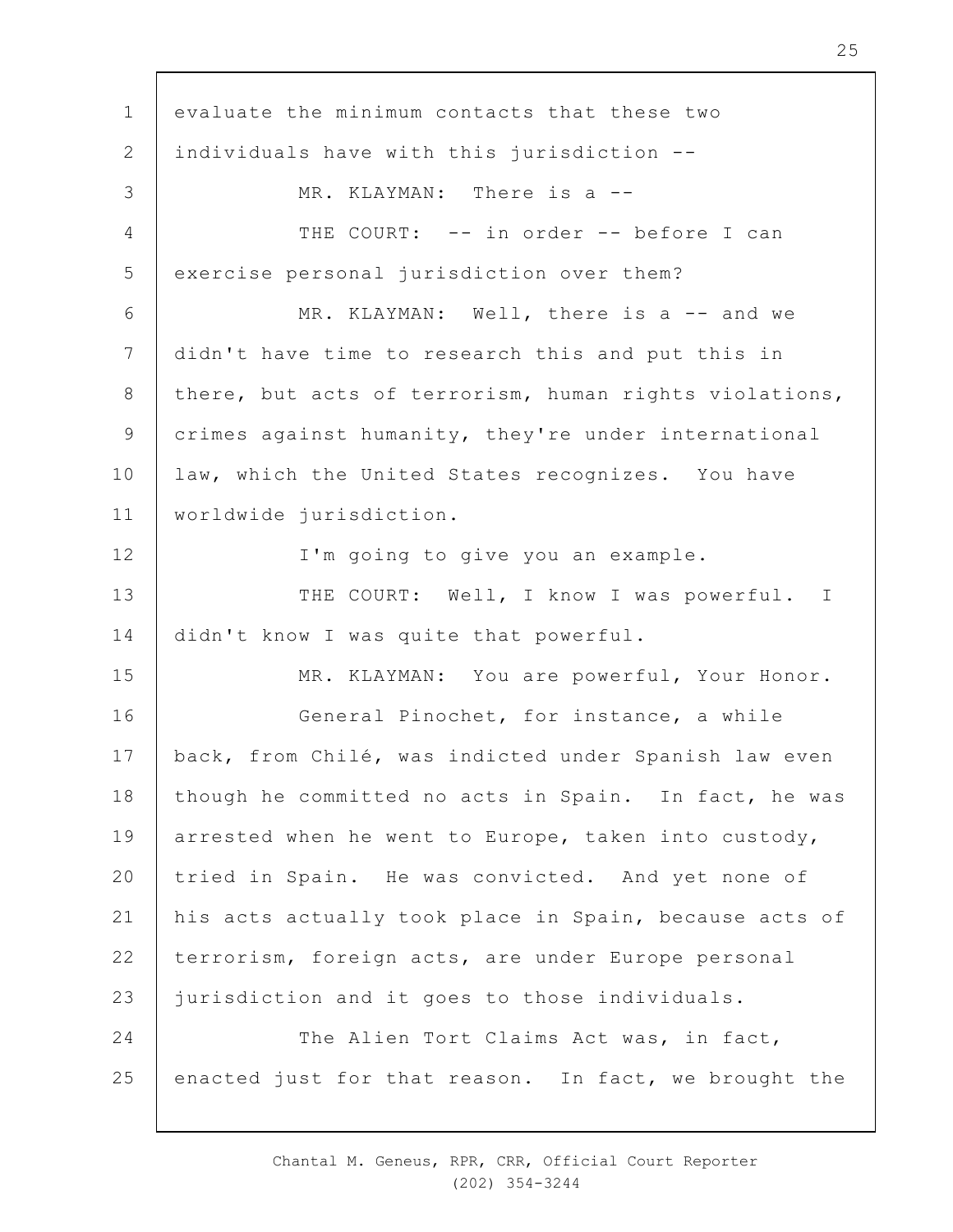evaluate the minimum contacts that these two individuals have with this jurisdiction --

MR. KLAYMAN: There is a --

THE COURT: -- in order -- before I can exercise personal jurisdiction over them?

MR. KLAYMAN: Well, there is a -- and we didn't have time to research this and put this in there, but acts of terrorism, human rights violations, crimes against humanity, they're under international law, which the United States recognizes. You have worldwide jurisdiction.

I'm going to give you an example.

THE COURT: Well, I know I was powerful. I didn't know I was quite that powerful.

MR. KLAYMAN: You are powerful, Your Honor.

General Pinochet, for instance, a while back, from Chilé, was indicted under Spanish law even though he committed no acts in Spain. In fact, he was arrested when he went to Europe, taken into custody, tried in Spain. He was convicted. And yet none of his acts actually took place in Spain, because acts of terrorism, foreign acts, are under Europe personal jurisdiction and it goes to those individuals.

The Alien Tort Claims Act was, in fact, enacted just for that reason. In fact, we brought the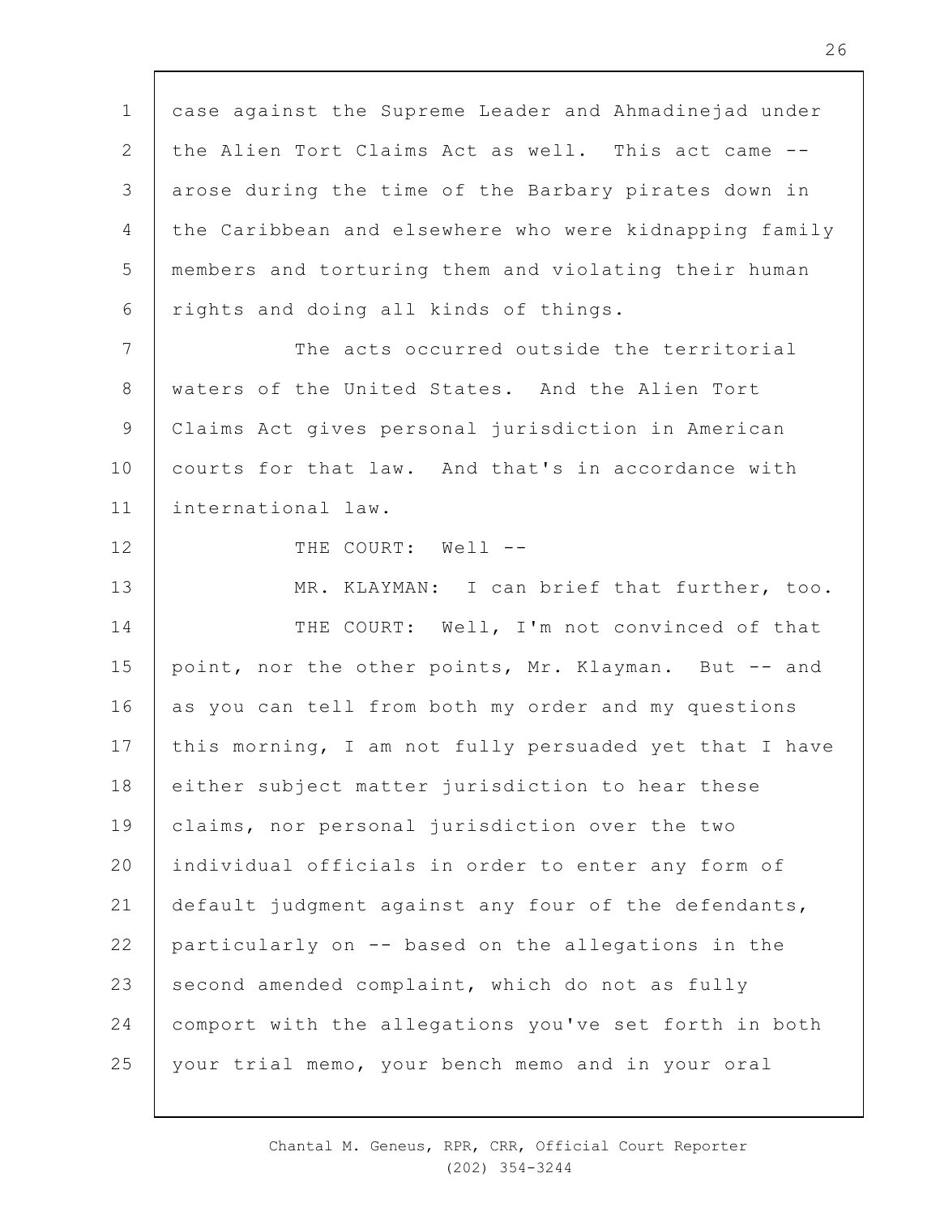case against the Supreme Leader and Ahmadinejad under the Alien Tort Claims Act as well. This act came -- arose during the time of the Barbary pirates down in the Caribbean and elsewhere who were kidnapping family members and torturing them and violating their human rights and doing all kinds of things.

The acts occurred outside the territorial waters of the United States. And the Alien Tort Claims Act gives personal jurisdiction in American courts for that law. And that's in accordance with international law.

THE COURT: Well --

MR. KLAYMAN: I can brief that further, too.

THE COURT: Well, I'm not convinced of that point, nor the other points, Mr. Klayman. But -- and as you can tell from both my order and my questions this morning, I am not fully persuaded yet that I have either subject matter jurisdiction to hear these claims, nor personal jurisdiction over the two individual officials in order to enter any form of default judgment against any four of the defendants, particularly on -- based on the allegations in the second amended complaint, which do not as fully comport with the allegations you've set forth in both your trial memo, your bench memo and in your oral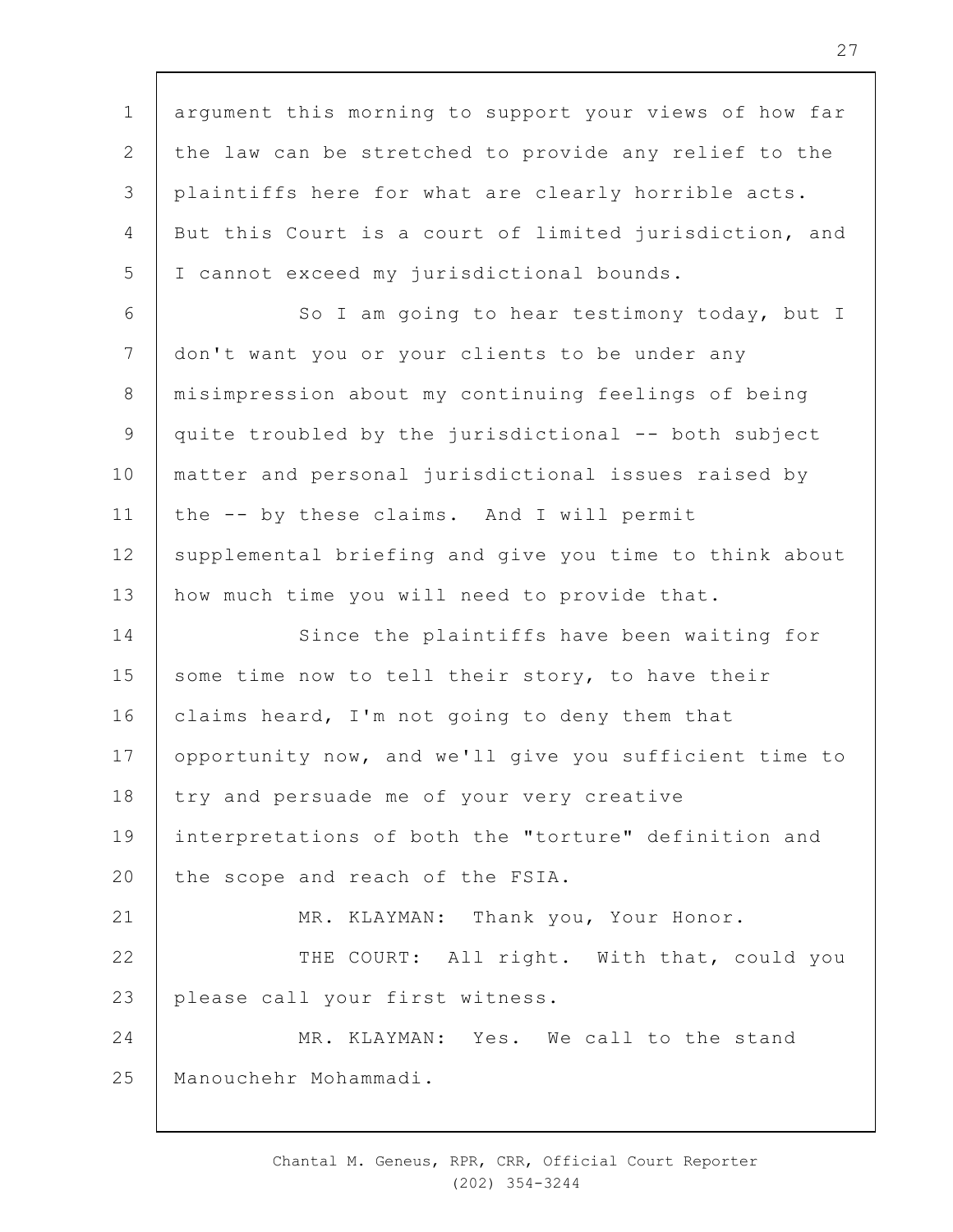argument this morning to support your views of how far the law can be stretched to provide any relief to the plaintiffs here for what are clearly horrible acts. But this Court is a court of limited jurisdiction, and I cannot exceed my jurisdictional bounds.

So I am going to hear testimony today, but I don't want you or your clients to be under any misimpression about my continuing feelings of being quite troubled by the jurisdictional -- both subject matter and personal jurisdictional issues raised by the -- by these claims. And I will permit supplemental briefing and give you time to think about how much time you will need to provide that.

Since the plaintiffs have been waiting for some time now to tell their story, to have their claims heard, I'm not going to deny them that opportunity now, and we'll give you sufficient time to try and persuade me of your very creative interpretations of both the "torture" definition and the scope and reach of the FSIA.

MR. KLAYMAN: Thank you, Your Honor.

THE COURT: All right. With that, could you please call your first witness.

MR. KLAYMAN: Yes. We call to the stand Manouchehr Mohammadi.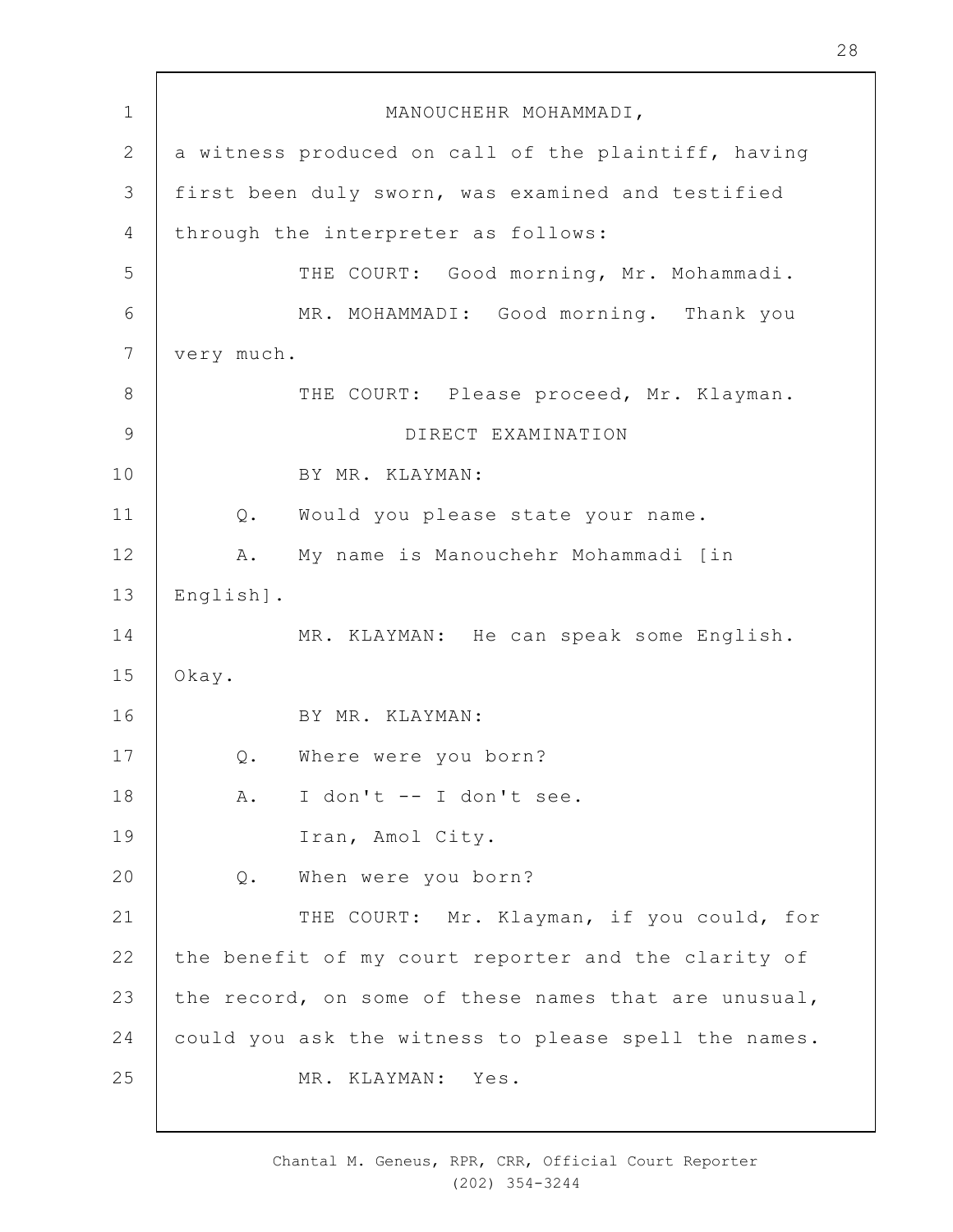MANOUCHEHR MOHAMMADI,

a witness produced on call of the plaintiff, having first been duly sworn, was examined and testified through the interpreter as follows:

THE COURT: Good morning, Mr. Mohammadi.

MR. MOHAMMADI: Good morning. Thank you very much.

THE COURT: Please proceed, Mr. Klayman.

DIRECT EXAMINATION

BY MR. KLAYMAN:

Q. Would you please state your name.

A. My name is Manouchehr Mohammadi [in English].

MR. KLAYMAN: He can speak some English. Okay.

BY MR. KLAYMAN:

Q. Where were you born?

A. I don't -- I don't see.

Iran, Amol City.

Q. When were you born?

THE COURT: Mr. Klayman, if you could, for the benefit of my court reporter and the clarity of the record, on some of these names that are unusual, could you ask the witness to please spell the names.

MR. KLAYMAN: Yes.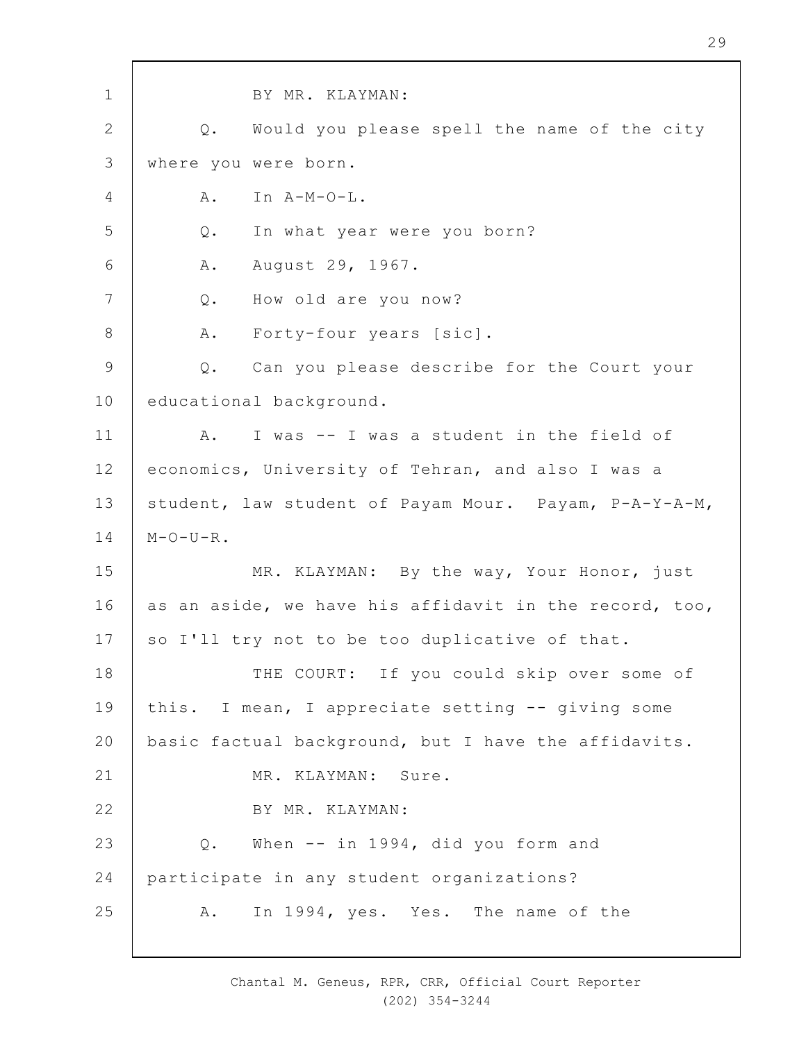BY MR. KLAYMAN:

Q. Would you please spell the name of the city where you were born.

A. In A-M-O-L.

Q. In what year were you born?

A. August 29, 1967.

Q. How old are you now?

A. Forty-four years [sic].

Q. Can you please describe for the Court your educational background.

A. I was -- I was a student in the field of economics, University of Tehran, and also I was a student, law student of Payam Mour. Payam, P-A-Y-A-M, M-O-U-R.

MR. KLAYMAN: By the way, Your Honor, just as an aside, we have his affidavit in the record, too, so I'll try not to be too duplicative of that.

THE COURT: If you could skip over some of this. I mean, I appreciate setting -- giving some basic factual background, but I have the affidavits.

MR. KLAYMAN: Sure.

BY MR. KLAYMAN:

Q. When -- in 1994, did you form and participate in any student organizations?

A. In 1994, yes. Yes. The name of the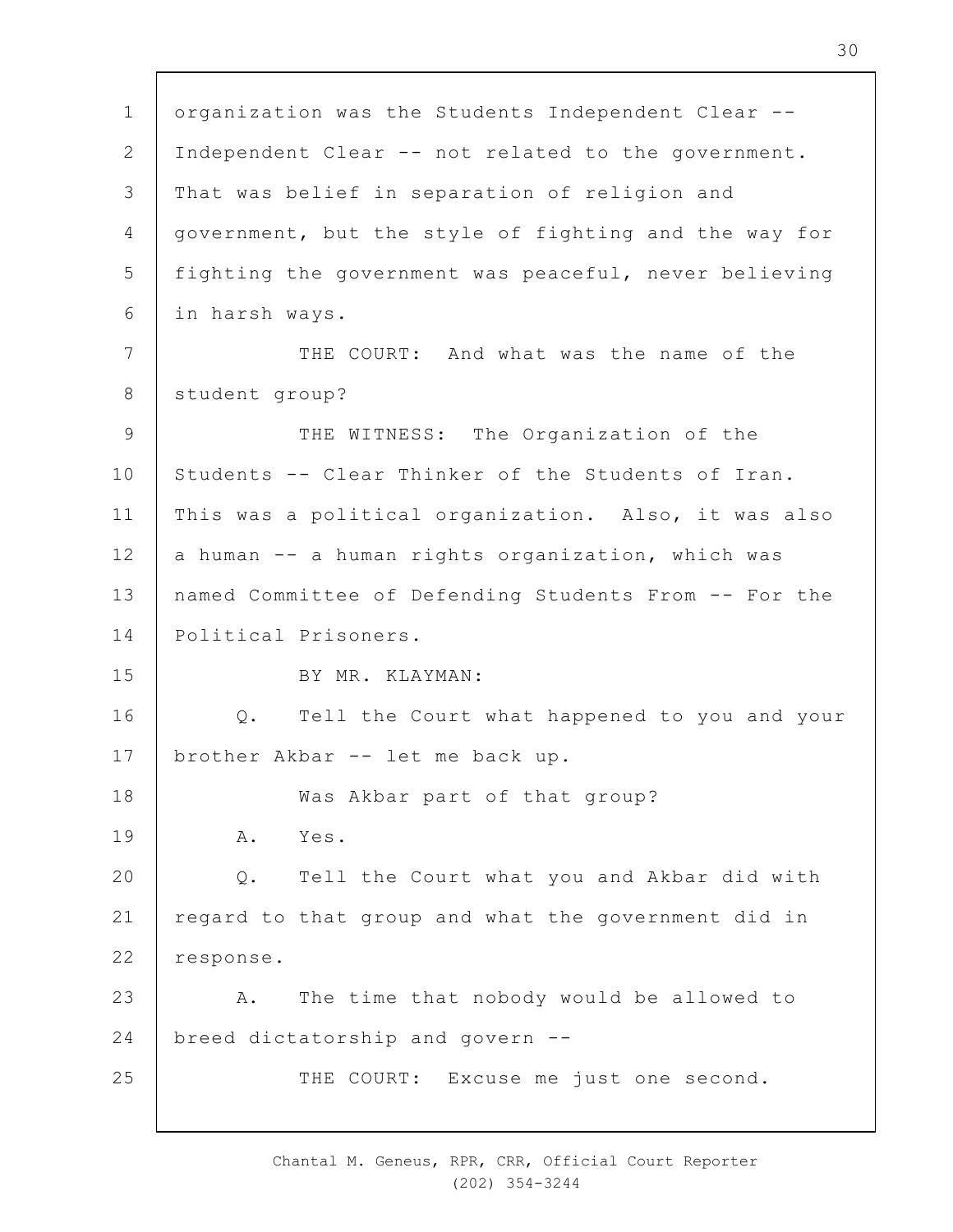organization was the Students Independent Clear -- Independent Clear -- not related to the government. That was belief in separation of religion and government, but the style of fighting and the way for fighting the government was peaceful, never believing in harsh ways.

THE COURT: And what was the name of the student group?

THE WITNESS: The Organization of the Students -- Clear Thinker of the Students of Iran. This was a political organization. Also, it was also a human -- a human rights organization, which was named Committee of Defending Students From -- For the Political Prisoners.

BY MR. KLAYMAN:

Q. Tell the Court what happened to you and your brother Akbar -- let me back up.

Was Akbar part of that group?

A. Yes.

Q. Tell the Court what you and Akbar did with regard to that group and what the government did in response.

A. The time that nobody would be allowed to breed dictatorship and govern --

THE COURT: Excuse me just one second.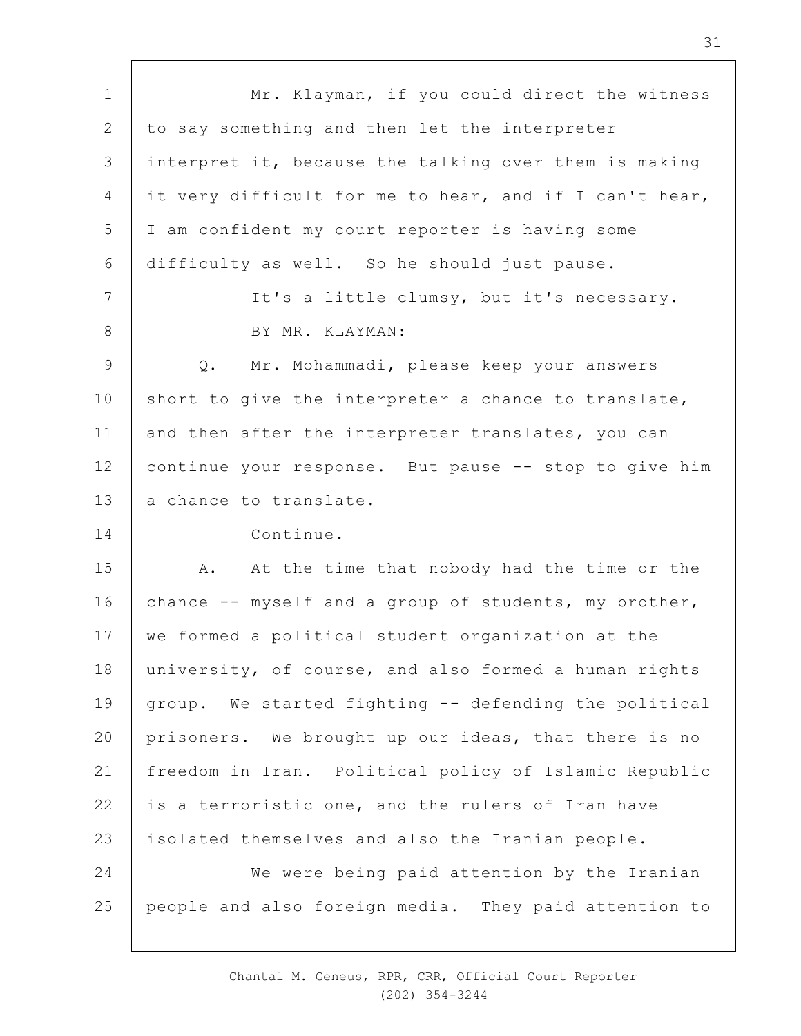Mr. Klayman, if you could direct the witness to say something and then let the interpreter interpret it, because the talking over them is making it very difficult for me to hear, and if I can't hear, I am confident my court reporter is having some difficulty as well. So he should just pause.

It's a little clumsy, but it's necessary.

BY MR. KLAYMAN:

Q. Mr. Mohammadi, please keep your answers short to give the interpreter a chance to translate, and then after the interpreter translates, you can continue your response. But pause -- stop to give him a chance to translate.

Continue.

A. At the time that nobody had the time or the chance -- myself and a group of students, my brother, we formed a political student organization at the university, of course, and also formed a human rights group. We started fighting -- defending the political prisoners. We brought up our ideas, that there is no freedom in Iran. Political policy of Islamic Republic is a terroristic one, and the rulers of Iran have isolated themselves and also the Iranian people.

We were being paid attention by the Iranian people and also foreign media. They paid attention to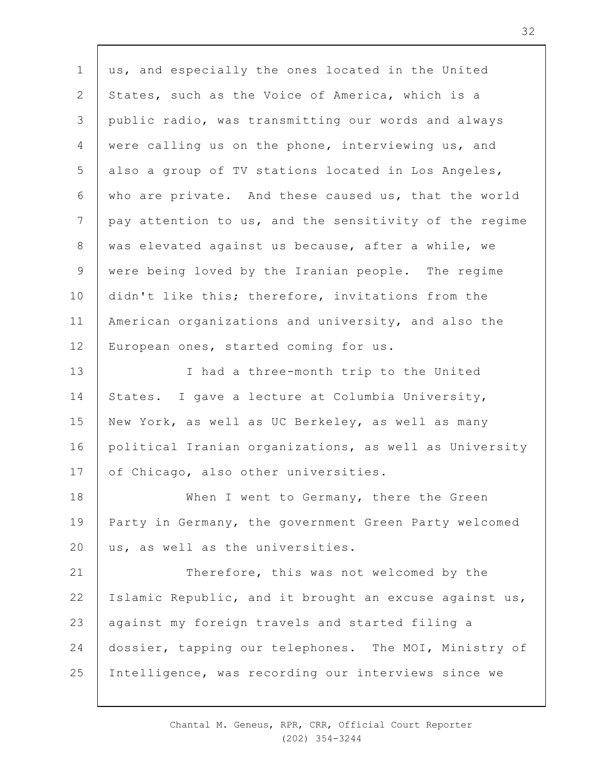us, and especially the ones located in the United States, such as the Voice of America, which is a public radio, was transmitting our words and always were calling us on the phone, interviewing us, and also a group of TV stations located in Los Angeles, who are private. And these caused us, that the world pay attention to us, and the sensitivity of the regime was elevated against us because, after a while, we were being loved by the Iranian people. The regime didn't like this; therefore, invitations from the American organizations and university, and also the European ones, started coming for us.

I had a three-month trip to the United States. I gave a lecture at Columbia University, New York, as well as UC Berkeley, as well as many political Iranian organizations, as well as University of Chicago, also other universities.

When I went to Germany, there the Green Party in Germany, the government Green Party welcomed us, as well as the universities.

Therefore, this was not welcomed by the Islamic Republic, and it brought an excuse against us, against my foreign travels and started filing a dossier, tapping our telephones. The MOI, Ministry of Intelligence, was recording our interviews since we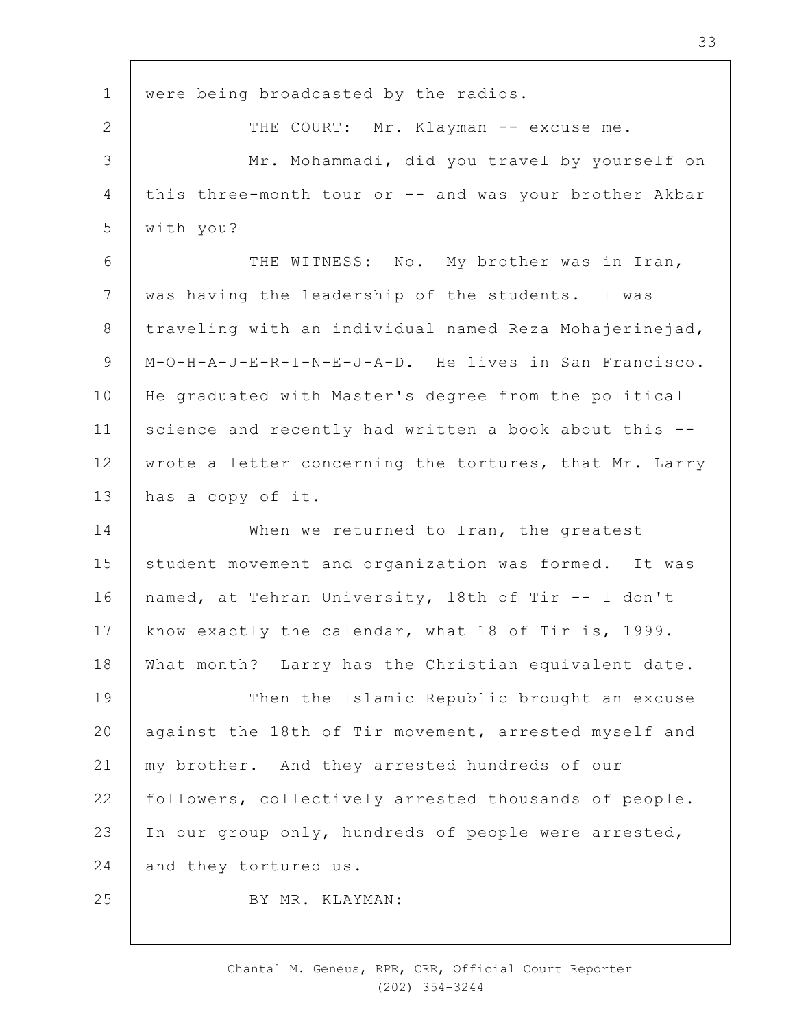were being broadcasted by the radios.

THE COURT: Mr. Klayman -- excuse me.

Mr. Mohammadi, did you travel by yourself on this three-month tour or -- and was your brother Akbar with you?

THE WITNESS: No. My brother was in Iran, was having the leadership of the students. I was traveling with an individual named Reza Mohajerinejad, M-O-H-A-J-E-R-I-N-E-J-A-D. He lives in San Francisco. He graduated with Master's degree from the political science and recently had written a book about this -- wrote a letter concerning the tortures, that Mr. Larry has a copy of it.

When we returned to Iran, the greatest student movement and organization was formed. It was named, at Tehran University, 18th of Tir -- I don't know exactly the calendar, what 18 of Tir is, 1999. What month? Larry has the Christian equivalent date.

Then the Islamic Republic brought an excuse against the 18th of Tir movement, arrested myself and my brother. And they arrested hundreds of our followers, collectively arrested thousands of people. In our group only, hundreds of people were arrested, and they tortured us.

BY MR. KLAYMAN: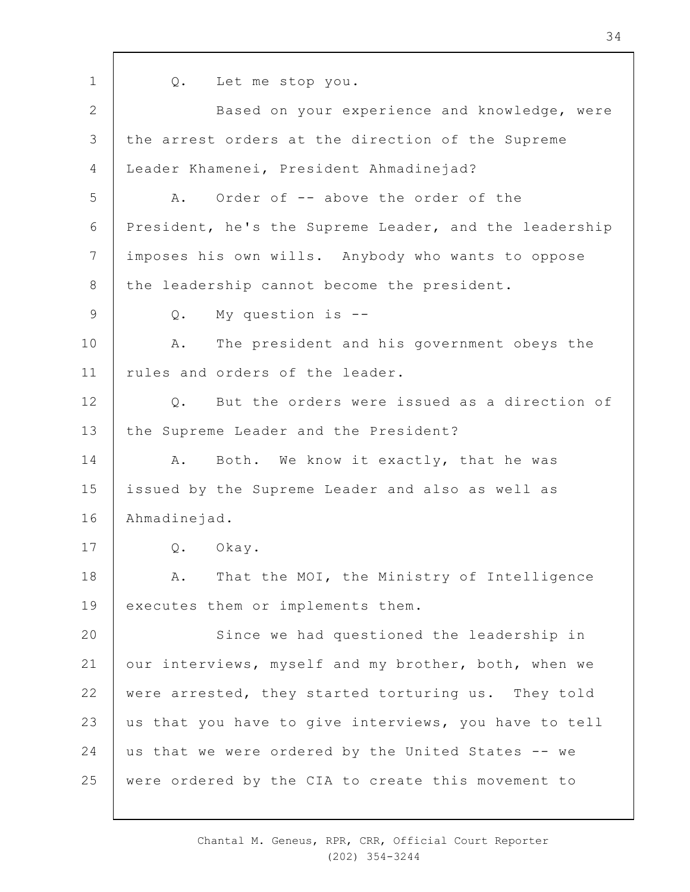Q. Let me stop you.

Based on your experience and knowledge, were the arrest orders at the direction of the Supreme Leader Khamenei, President Ahmadinejad?

A. Order of -- above the order of the President, he's the Supreme Leader, and the leadership imposes his own wills. Anybody who wants to oppose the leadership cannot become the president.

Q. My question is --

A. The president and his government obeys the rules and orders of the leader.

Q. But the orders were issued as a direction of the Supreme Leader and the President?

A. Both. We know it exactly, that he was issued by the Supreme Leader and also as well as Ahmadinejad.

Q. Okay.

A. That the MOI, the Ministry of Intelligence executes them or implements them.

Since we had questioned the leadership in our interviews, myself and my brother, both, when we were arrested, they started torturing us. They told us that you have to give interviews, you have to tell us that we were ordered by the United States -- we were ordered by the CIA to create this movement to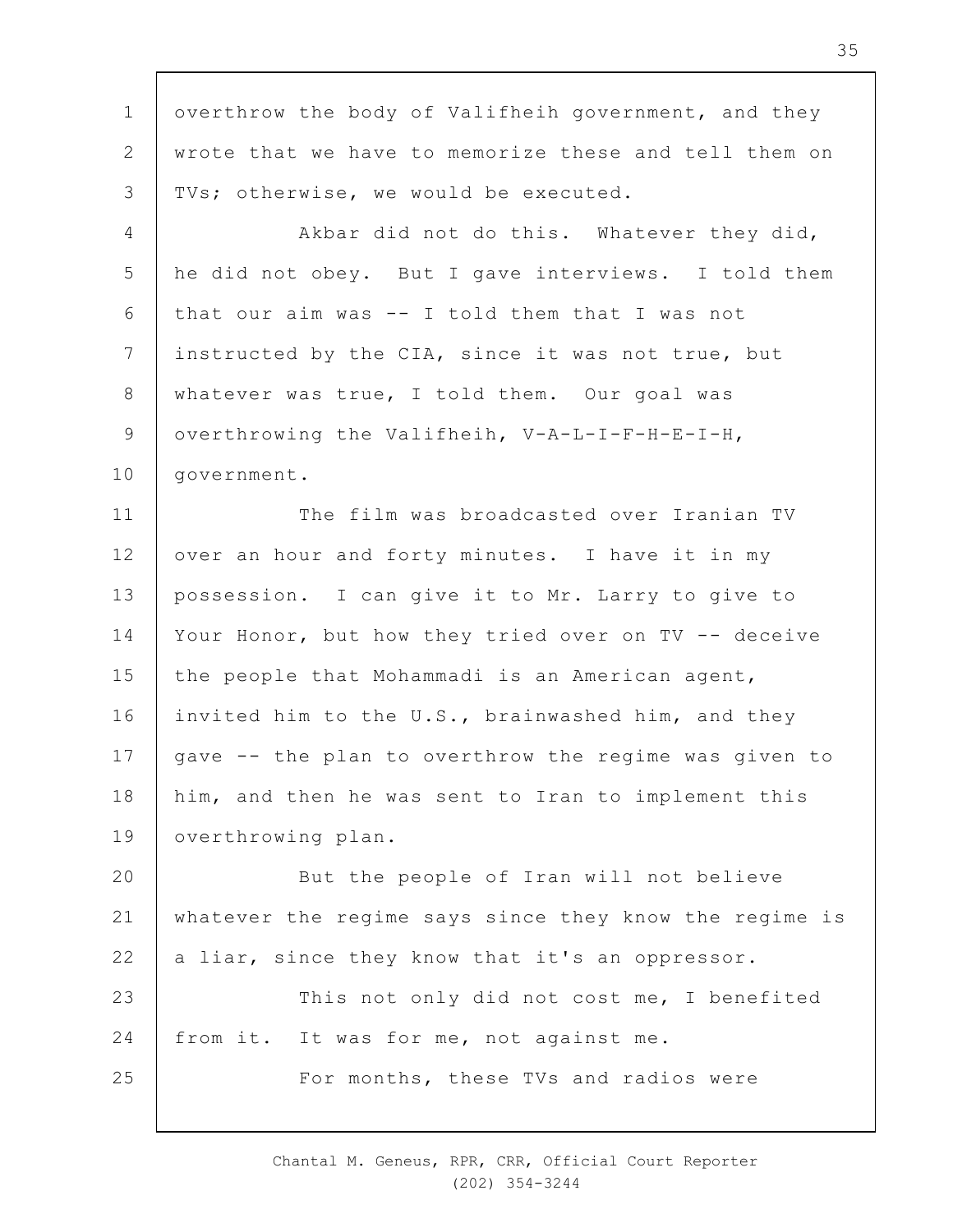overthrow the body of Valifheih government, and they wrote that we have to memorize these and tell them on TVs; otherwise, we would be executed.

Akbar did not do this. Whatever they did, he did not obey. But I gave interviews. I told them that our aim was -- I told them that I was not instructed by the CIA, since it was not true, but whatever was true, I told them. Our goal was overthrowing the Valifheih, V-A-L-I-F-H-E-I-H, government.

The film was broadcasted over Iranian TV over an hour and forty minutes. I have it in my possession. I can give it to Mr. Larry to give to Your Honor, but how they tried over on TV -- deceive the people that Mohammadi is an American agent, invited him to the U.S., brainwashed him, and they gave -- the plan to overthrow the regime was given to him, and then he was sent to Iran to implement this overthrowing plan.

But the people of Iran will not believe whatever the regime says since they know the regime is a liar, since they know that it's an oppressor.

This not only did not cost me, I benefited from it. It was for me, not against me.

For months, these TVs and radios were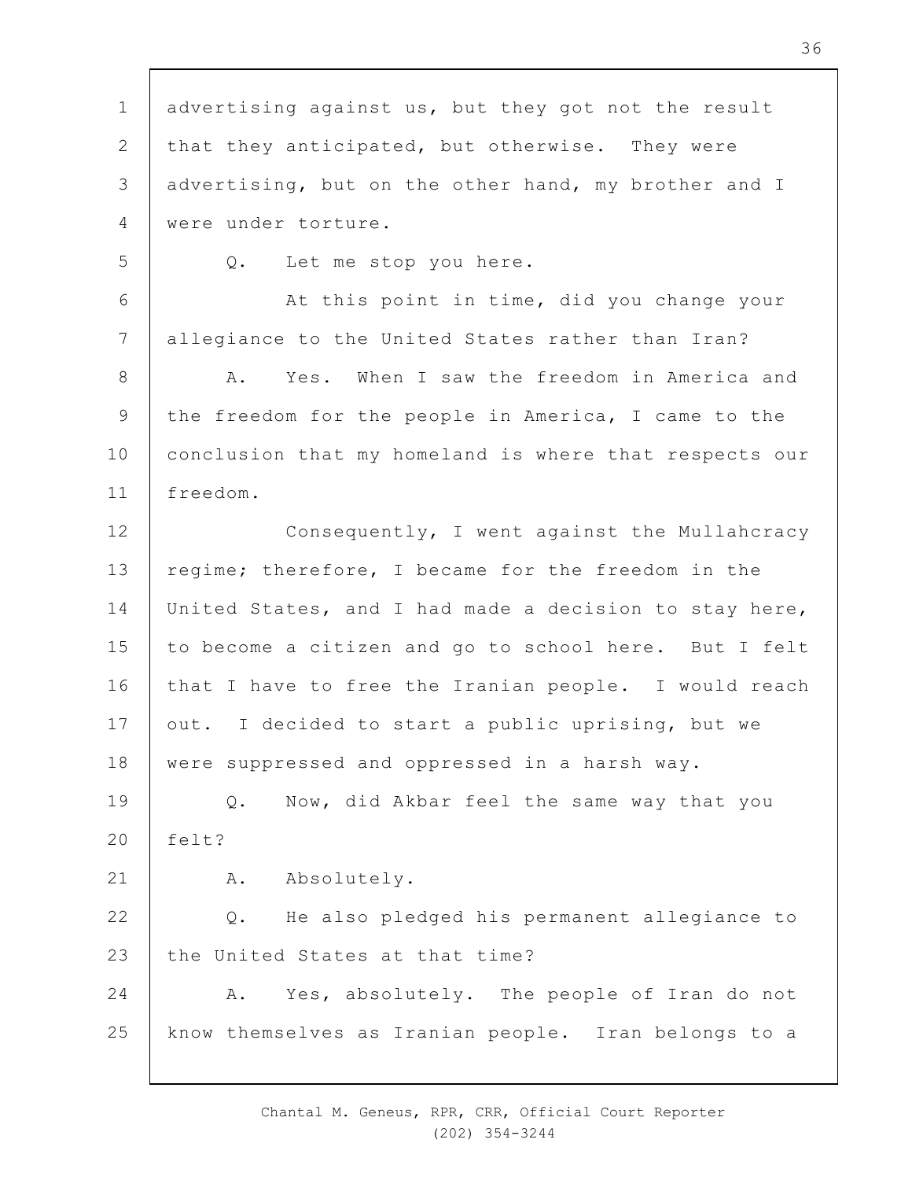advertising against us, but they got not the result that they anticipated, but otherwise. They were advertising, but on the other hand, my brother and I were under torture.

Q. Let me stop you here.

At this point in time, did you change your allegiance to the United States rather than Iran?

A. Yes. When I saw the freedom in America and the freedom for the people in America, I came to the conclusion that my homeland is where that respects our freedom.

Consequently, I went against the Mullahcracy regime; therefore, I became for the freedom in the United States, and I had made a decision to stay here, to become a citizen and go to school here. But I felt that I have to free the Iranian people. I would reach out. I decided to start a public uprising, but we were suppressed and oppressed in a harsh way.

Q. Now, did Akbar feel the same way that you felt?

A. Absolutely.

Q. He also pledged his permanent allegiance to the United States at that time?

A. Yes, absolutely. The people of Iran do not know themselves as Iranian people. Iran belongs to a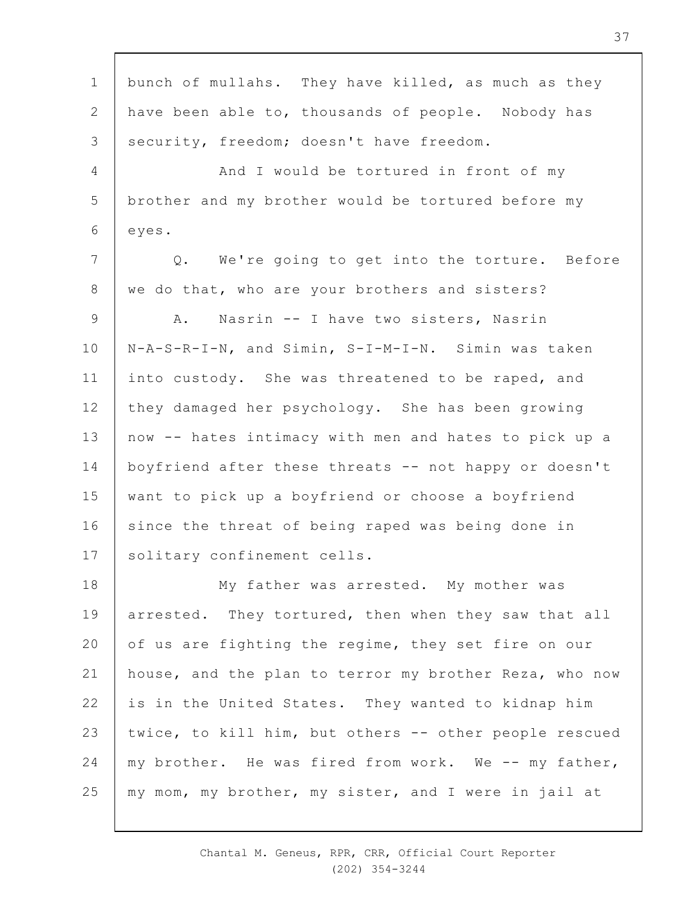bunch of mullahs. They have killed, as much as they have been able to, thousands of people. Nobody has security, freedom; doesn't have freedom.

And I would be tortured in front of my brother and my brother would be tortured before my eyes.

Q. We're going to get into the torture. Before we do that, who are your brothers and sisters?

A. Nasrin -- I have two sisters, Nasrin N-A-S-R-I-N, and Simin, S-I-M-I-N. Simin was taken into custody. She was threatened to be raped, and they damaged her psychology. She has been growing now -- hates intimacy with men and hates to pick up a boyfriend after these threats -- not happy or doesn't want to pick up a boyfriend or choose a boyfriend since the threat of being raped was being done in solitary confinement cells.

My father was arrested. My mother was arrested. They tortured, then when they saw that all of us are fighting the regime, they set fire on our house, and the plan to terror my brother Reza, who now is in the United States. They wanted to kidnap him twice, to kill him, but others -- other people rescued my brother. He was fired from work. We -- my father, my mom, my brother, my sister, and I were in jail at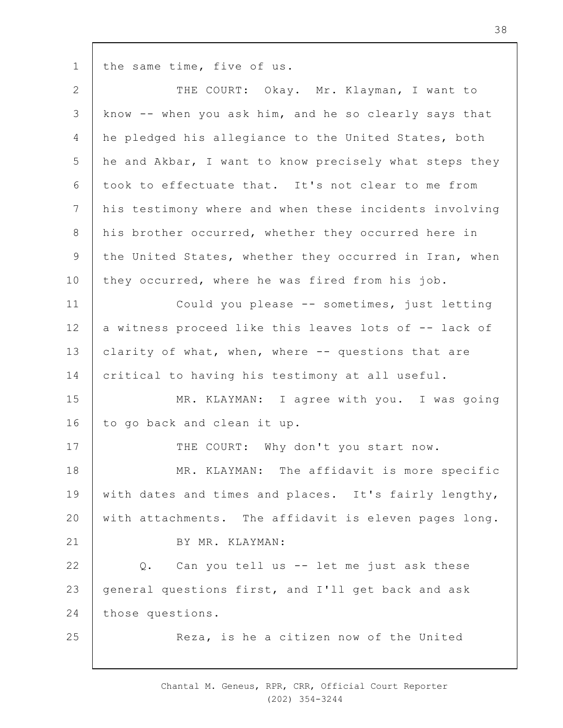the same time, five of us.

THE COURT: Okay. Mr. Klayman, I want to know -- when you ask him, and he so clearly says that he pledged his allegiance to the United States, both he and Akbar, I want to know precisely what steps they took to effectuate that. It's not clear to me from his testimony where and when these incidents involving his brother occurred, whether they occurred here in the United States, whether they occurred in Iran, when they occurred, where he was fired from his job.

Could you please -- sometimes, just letting a witness proceed like this leaves lots of -- lack of clarity of what, when, where -- questions that are critical to having his testimony at all useful.

MR. KLAYMAN: I agree with you. I was going to go back and clean it up.

THE COURT: Why don't you start now.

MR. KLAYMAN: The affidavit is more specific with dates and times and places. It's fairly lengthy, with attachments. The affidavit is eleven pages long.

BY MR. KLAYMAN:

Q. Can you tell us -- let me just ask these general questions first, and I'll get back and ask those questions.

Reza, is he a citizen now of the United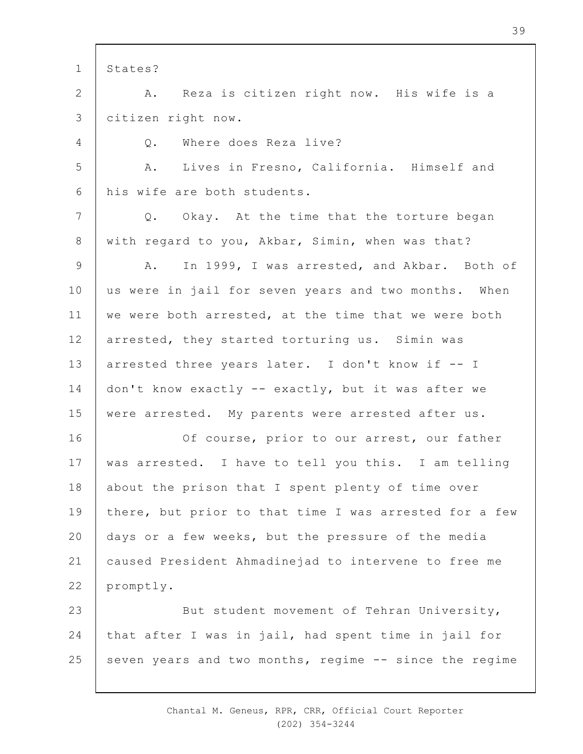States?

A. Reza is citizen right now. His wife is a citizen right now.

Q. Where does Reza live?

A. Lives in Fresno, California. Himself and his wife are both students.

Q. Okay. At the time that the torture began with regard to you, Akbar, Simin, when was that?

A. In 1999, I was arrested, and Akbar. Both of us were in jail for seven years and two months. When we were both arrested, at the time that we were both arrested, they started torturing us. Simin was arrested three years later. I don't know if -- I don't know exactly -- exactly, but it was after we were arrested. My parents were arrested after us.

Of course, prior to our arrest, our father was arrested. I have to tell you this. I am telling about the prison that I spent plenty of time over there, but prior to that time I was arrested for a few days or a few weeks, but the pressure of the media caused President Ahmadinejad to intervene to free me promptly.

But student movement of Tehran University, that after I was in jail, had spent time in jail for seven years and two months, regime -- since the regime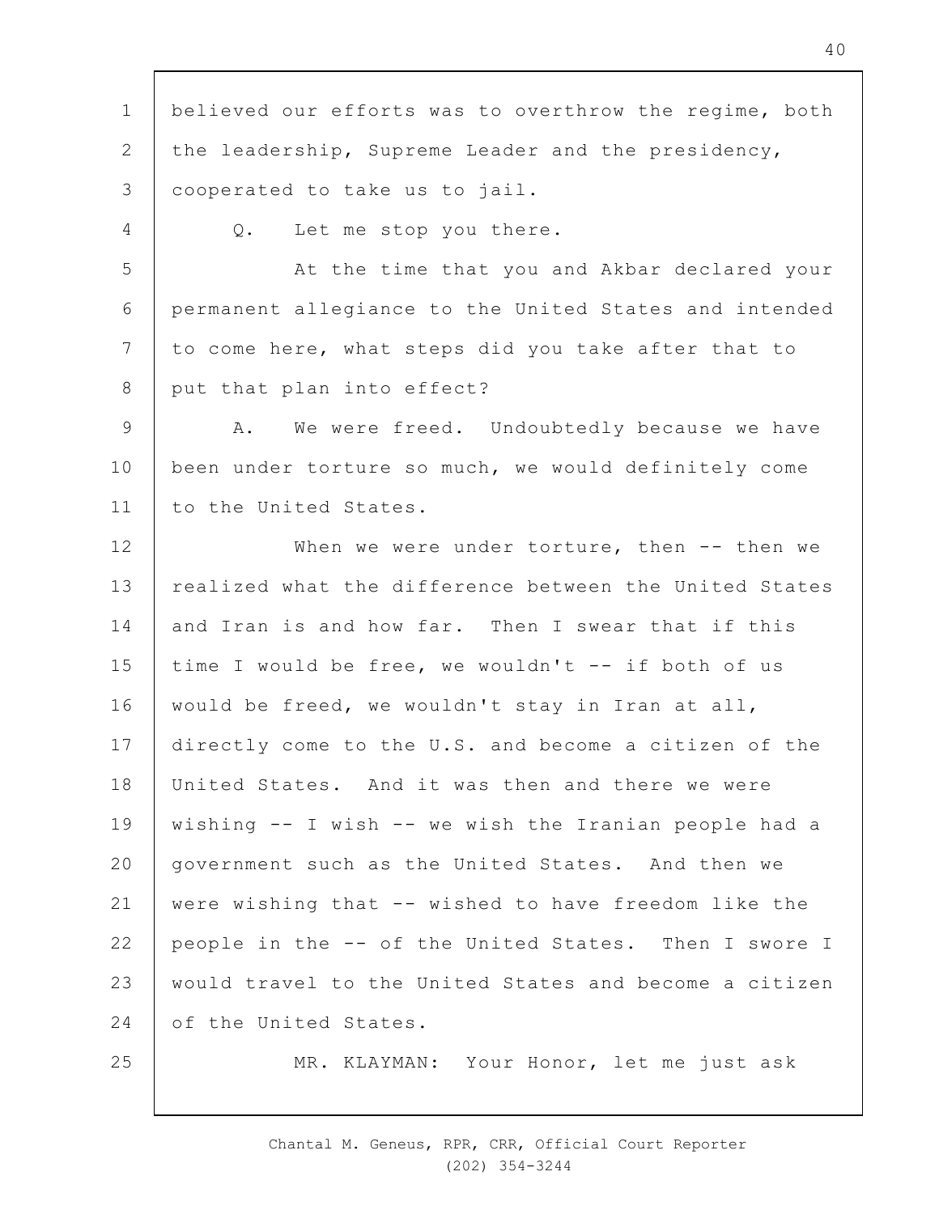believed our efforts was to overthrow the regime, both the leadership, Supreme Leader and the presidency, cooperated to take us to jail.

Q. Let me stop you there.

At the time that you and Akbar declared your permanent allegiance to the United States and intended to come here, what steps did you take after that to put that plan into effect?

A. We were freed. Undoubtedly because we have been under torture so much, we would definitely come to the United States.

When we were under torture, then -- then we realized what the difference between the United States and Iran is and how far. Then I swear that if this time I would be free, we wouldn't -- if both of us would be freed, we wouldn't stay in Iran at all, directly come to the U.S. and become a citizen of the United States. And it was then and there we were wishing -- I wish -- we wish the Iranian people had a government such as the United States. And then we were wishing that -- wished to have freedom like the people in the -- of the United States. Then I swore I would travel to the United States and become a citizen of the United States.

MR. KLAYMAN: Your Honor, let me just ask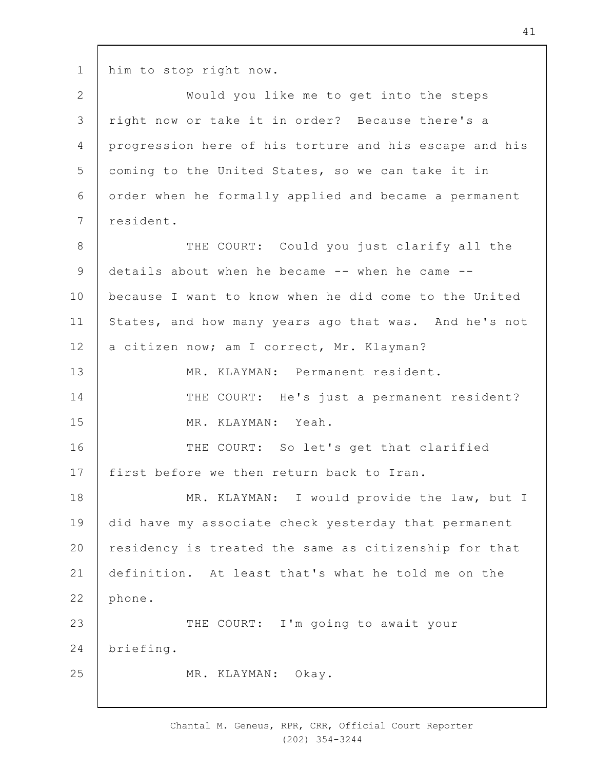him to stop right now.

Would you like me to get into the steps right now or take it in order? Because there's a progression here of his torture and his escape and his coming to the United States, so we can take it in order when he formally applied and became a permanent resident.

THE COURT: Could you just clarify all the details about when he became -- when he came -- because I want to know when he did come to the United States, and how many years ago that was. And he's not a citizen now; am I correct, Mr. Klayman?

MR. KLAYMAN: Permanent resident.

THE COURT: He's just a permanent resident?

MR. KLAYMAN: Yeah.

THE COURT: So let's get that clarified first before we then return back to Iran.

MR. KLAYMAN: I would provide the law, but I did have my associate check yesterday that permanent residency is treated the same as citizenship for that definition. At least that's what he told me on the phone.

THE COURT: I'm going to await your briefing.

MR. KLAYMAN: Okay.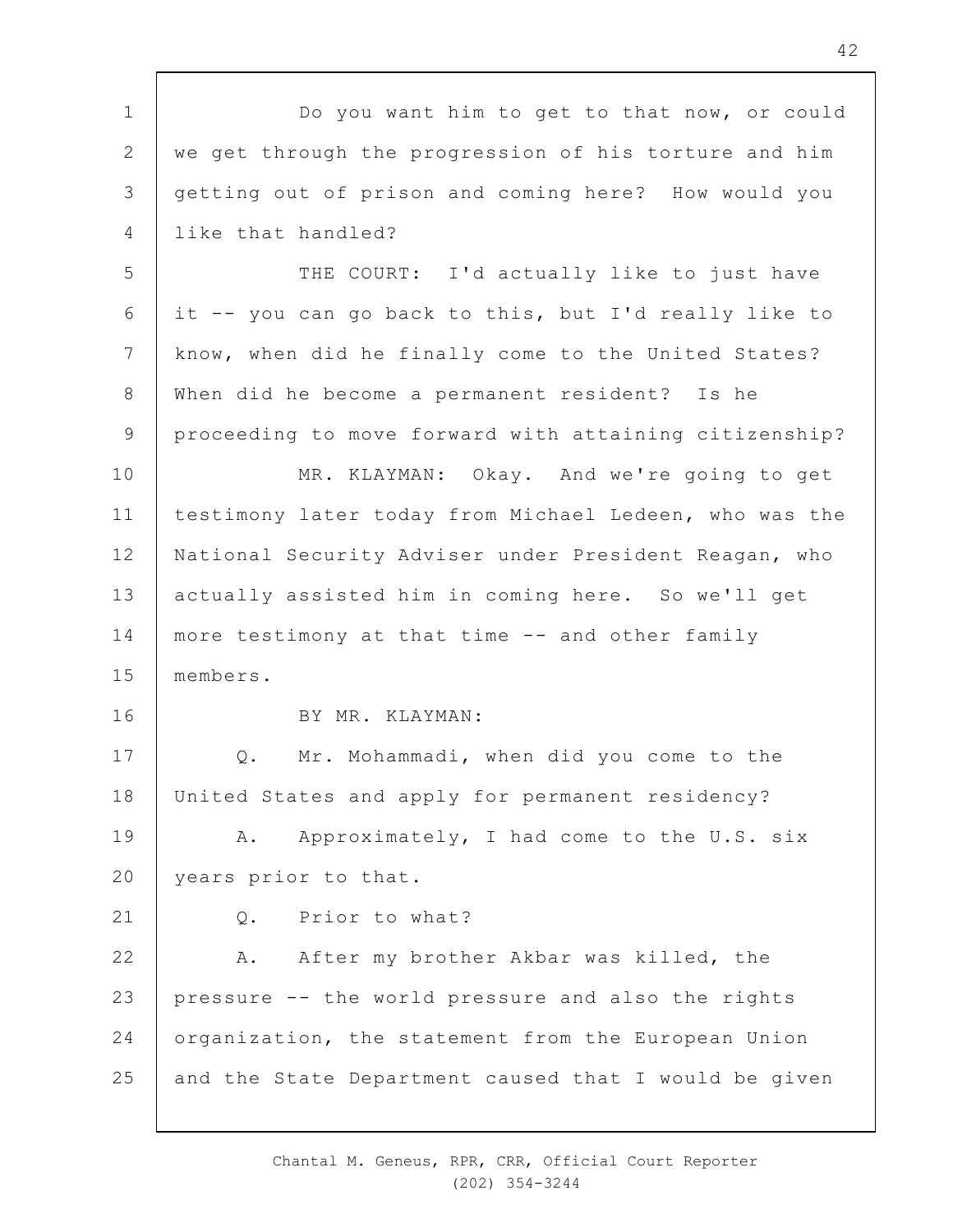Do you want him to get to that now, or could we get through the progression of his torture and him getting out of prison and coming here? How would you like that handled?

THE COURT: I'd actually like to just have it -- you can go back to this, but I'd really like to know, when did he finally come to the United States? When did he become a permanent resident? Is he proceeding to move forward with attaining citizenship?

MR. KLAYMAN: Okay. And we're going to get testimony later today from Michael Ledeen, who was the National Security Adviser under President Reagan, who actually assisted him in coming here. So we'll get more testimony at that time -- and other family members.

BY MR. KLAYMAN:

Q. Mr. Mohammadi, when did you come to the United States and apply for permanent residency?

A. Approximately, I had come to the U.S. six years prior to that.

Q. Prior to what?

A. After my brother Akbar was killed, the pressure -- the world pressure and also the rights organization, the statement from the European Union and the State Department caused that I would be given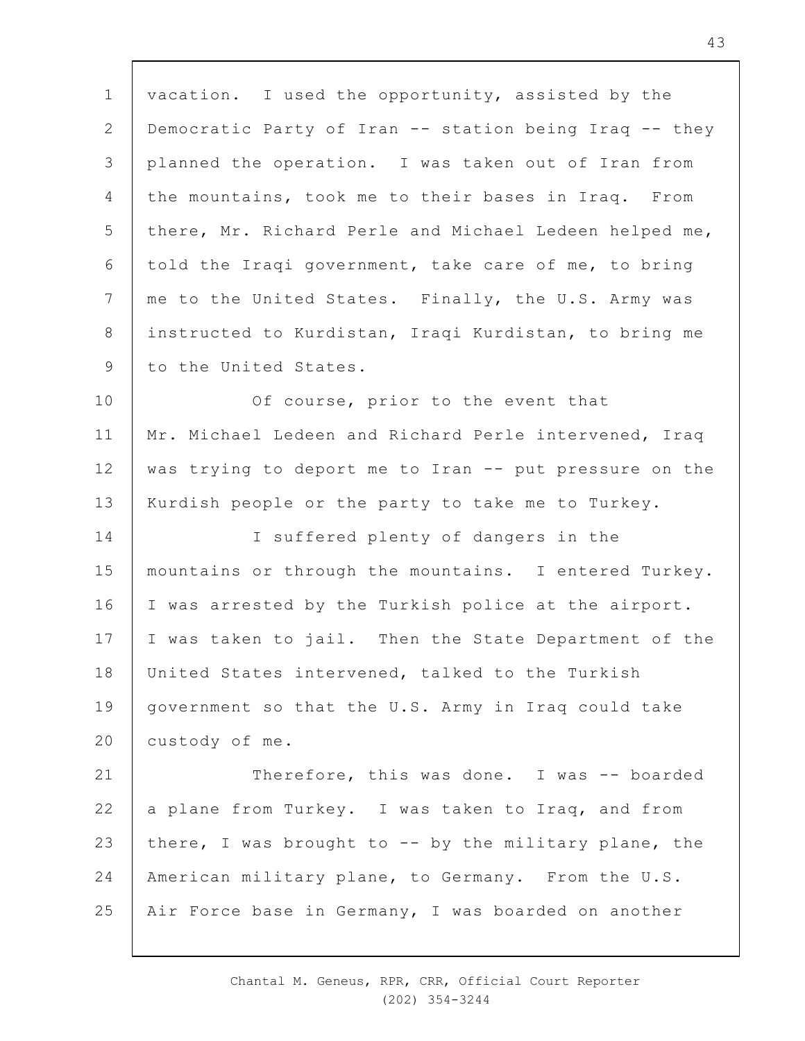vacation. I used the opportunity, assisted by the Democratic Party of Iran -- station being Iraq -- they planned the operation. I was taken out of Iran from the mountains, took me to their bases in Iraq. From there, Mr. Richard Perle and Michael Ledeen helped me, told the Iraqi government, take care of me, to bring me to the United States. Finally, the U.S. Army was instructed to Kurdistan, Iraqi Kurdistan, to bring me to the United States.

Of course, prior to the event that Mr. Michael Ledeen and Richard Perle intervened, Iraq was trying to deport me to Iran -- put pressure on the Kurdish people or the party to take me to Turkey.

I suffered plenty of dangers in the mountains or through the mountains. I entered Turkey. I was arrested by the Turkish police at the airport. I was taken to jail. Then the State Department of the United States intervened, talked to the Turkish government so that the U.S. Army in Iraq could take custody of me.

Therefore, this was done. I was -- boarded a plane from Turkey. I was taken to Iraq, and from there, I was brought to -- by the military plane, the American military plane, to Germany. From the U.S. Air Force base in Germany, I was boarded on another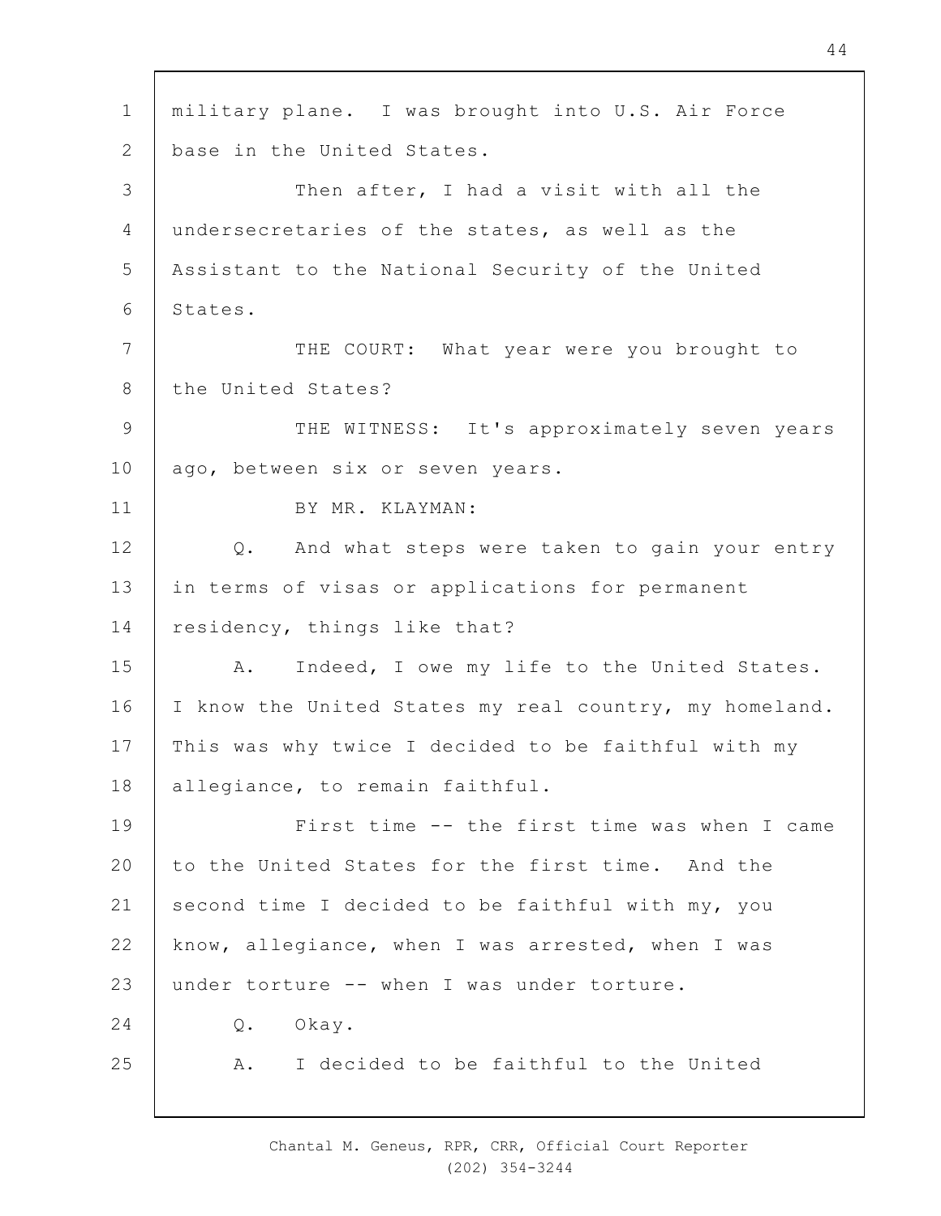military plane. I was brought into U.S. Air Force base in the United States.

Then after, I had a visit with all the undersecretaries of the states, as well as the Assistant to the National Security of the United States.

THE COURT: What year were you brought to the United States?

THE WITNESS: It's approximately seven years ago, between six or seven years.

BY MR. KLAYMAN:

Q. And what steps were taken to gain your entry in terms of visas or applications for permanent residency, things like that?

A. Indeed, I owe my life to the United States. I know the United States my real country, my homeland. This was why twice I decided to be faithful with my allegiance, to remain faithful.

First time -- the first time was when I came to the United States for the first time. And the second time I decided to be faithful with my, you know, allegiance, when I was arrested, when I was under torture -- when I was under torture.

Q. Okay.

A. I decided to be faithful to the United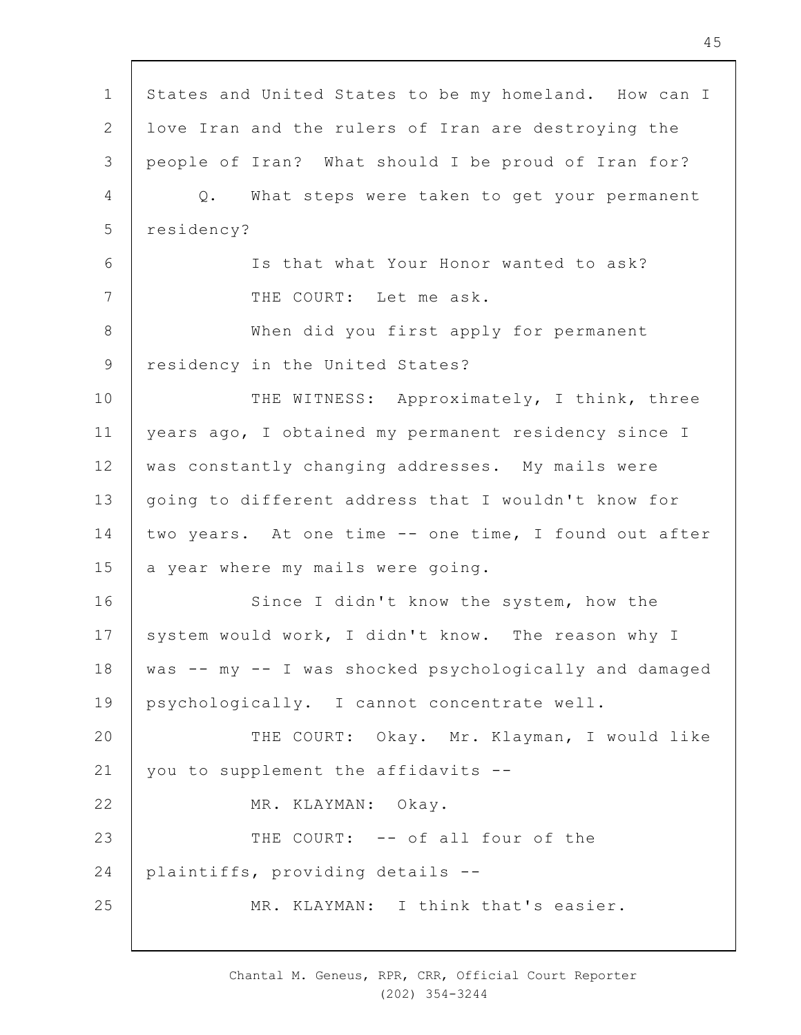States and United States to be my homeland. How can I love Iran and the rulers of Iran are destroying the people of Iran? What should I be proud of Iran for?

Q. What steps were taken to get your permanent residency?

Is that what Your Honor wanted to ask?

THE COURT: Let me ask.

When did you first apply for permanent residency in the United States?

THE WITNESS: Approximately, I think, three years ago, I obtained my permanent residency since I was constantly changing addresses. My mails were going to different address that I wouldn't know for two years. At one time -- one time, I found out after a year where my mails were going.

Since I didn't know the system, how the system would work, I didn't know. The reason why I was -- my -- I was shocked psychologically and damaged psychologically. I cannot concentrate well.

THE COURT: Okay. Mr. Klayman, I would like you to supplement the affidavits --

MR. KLAYMAN: Okay.

THE COURT: -- of all four of the plaintiffs, providing details --

MR. KLAYMAN: I think that's easier.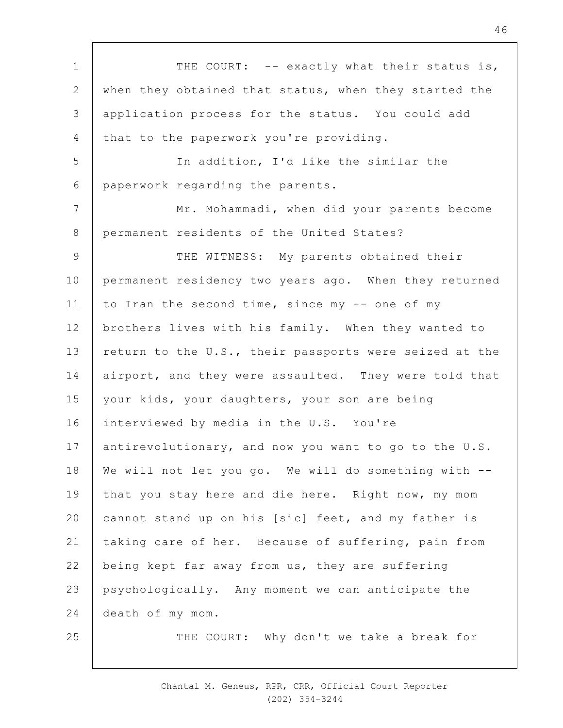THE COURT: -- exactly what their status is, when they obtained that status, when they started the application process for the status. You could add that to the paperwork you're providing.

In addition, I'd like the similar the paperwork regarding the parents.

Mr. Mohammadi, when did your parents become permanent residents of the United States?

THE WITNESS: My parents obtained their permanent residency two years ago. When they returned to Iran the second time, since my -- one of my brothers lives with his family. When they wanted to return to the U.S., their passports were seized at the airport, and they were assaulted. They were told that your kids, your daughters, your son are being interviewed by media in the U.S. You're antirevolutionary, and now you want to go to the U.S. We will not let you go. We will do something with -- that you stay here and die here. Right now, my mom cannot stand up on his [sic] feet, and my father is taking care of her. Because of suffering, pain from being kept far away from us, they are suffering psychologically. Any moment we can anticipate the death of my mom.

THE COURT: Why don't we take a break for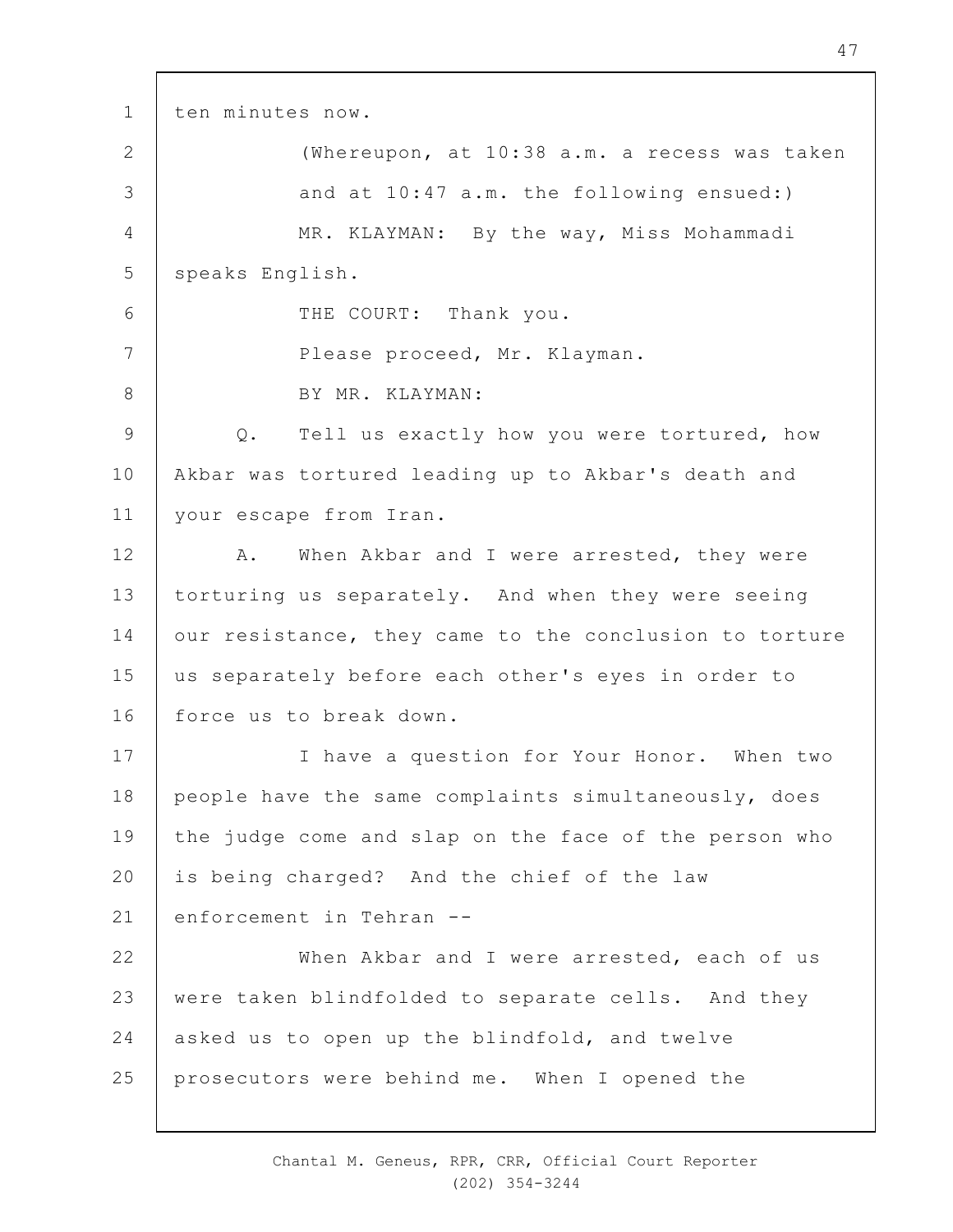ten minutes now.

(Whereupon, at 10:38 a.m. a recess was taken and at 10:47 a.m. the following ensued:)

MR. KLAYMAN: By the way, Miss Mohammadi speaks English.

THE COURT: Thank you.

Please proceed, Mr. Klayman.

BY MR. KLAYMAN:

Q. Tell us exactly how you were tortured, how Akbar was tortured leading up to Akbar's death and your escape from Iran.

A. When Akbar and I were arrested, they were torturing us separately. And when they were seeing our resistance, they came to the conclusion to torture us separately before each other's eyes in order to force us to break down.

I have a question for Your Honor. When two people have the same complaints simultaneously, does the judge come and slap on the face of the person who is being charged? And the chief of the law enforcement in Tehran --

When Akbar and I were arrested, each of us were taken blindfolded to separate cells. And they asked us to open up the blindfold, and twelve prosecutors were behind me. When I opened the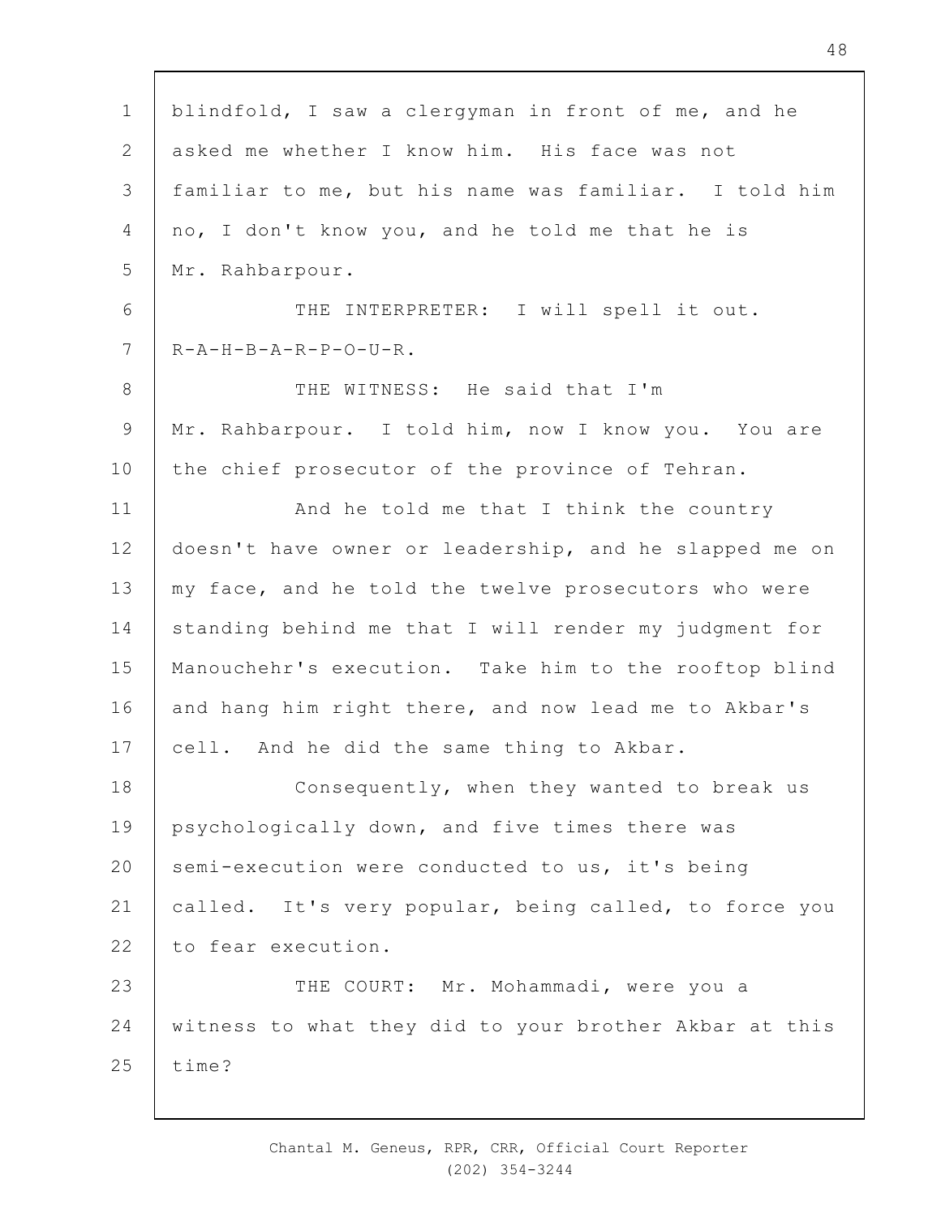blindfold, I saw a clergyman in front of me, and he asked me whether I know him. His face was not familiar to me, but his name was familiar. I told him no, I don't know you, and he told me that he is Mr. Rahbarpour.

THE INTERPRETER: I will spell it out. R-A-H-B-A-R-P-O-U-R.

THE WITNESS: He said that I'm Mr. Rahbarpour. I told him, now I know you. You are the chief prosecutor of the province of Tehran.

And he told me that I think the country doesn't have owner or leadership, and he slapped me on my face, and he told the twelve prosecutors who were standing behind me that I will render my judgment for Manouchehr's execution. Take him to the rooftop blind and hang him right there, and now lead me to Akbar's cell. And he did the same thing to Akbar.

Consequently, when they wanted to break us psychologically down, and five times there was semi-execution were conducted to us, it's being called. It's very popular, being called, to force you to fear execution.

THE COURT: Mr. Mohammadi, were you a witness to what they did to your brother Akbar at this time?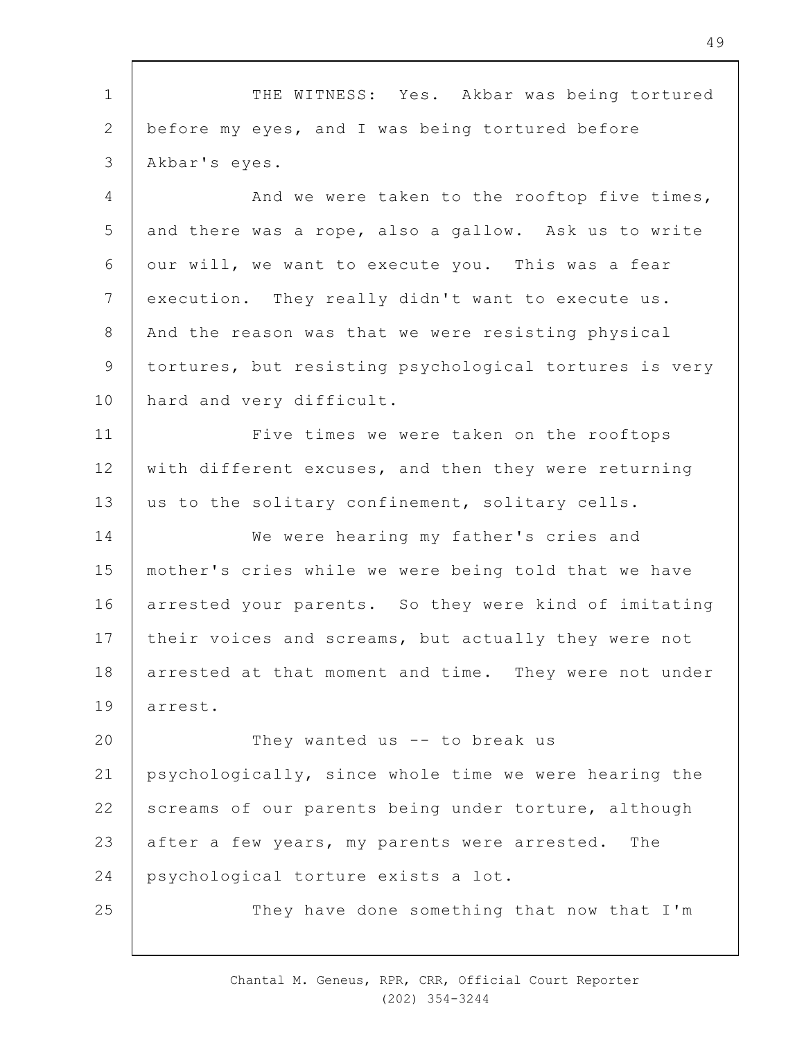THE WITNESS: Yes. Akbar was being tortured before my eyes, and I was being tortured before Akbar's eyes.

And we were taken to the rooftop five times, and there was a rope, also a gallow. Ask us to write our will, we want to execute you. This was a fear execution. They really didn't want to execute us. And the reason was that we were resisting physical tortures, but resisting psychological tortures is very hard and very difficult.

Five times we were taken on the rooftops with different excuses, and then they were returning us to the solitary confinement, solitary cells.

We were hearing my father's cries and mother's cries while we were being told that we have arrested your parents. So they were kind of imitating their voices and screams, but actually they were not arrested at that moment and time. They were not under arrest.

They wanted us -- to break us psychologically, since whole time we were hearing the screams of our parents being under torture, although after a few years, my parents were arrested. The psychological torture exists a lot.

They have done something that now that I'm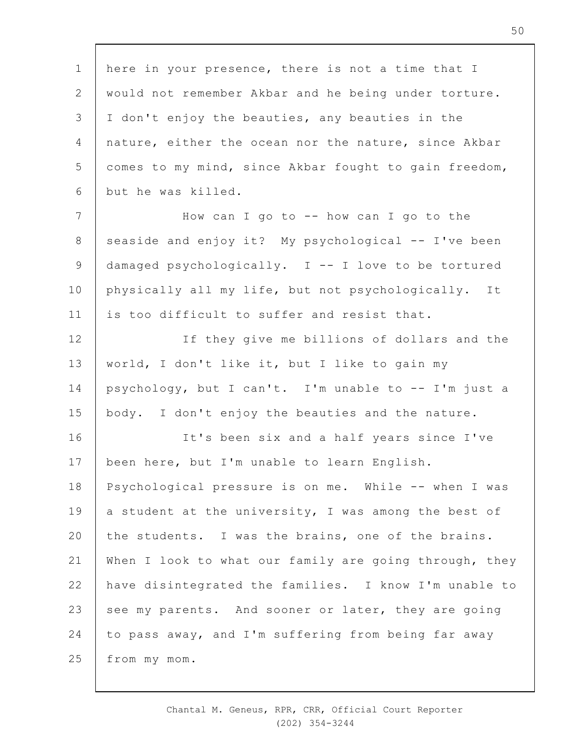here in your presence, there is not a time that I would not remember Akbar and he being under torture. I don't enjoy the beauties, any beauties in the nature, either the ocean nor the nature, since Akbar comes to my mind, since Akbar fought to gain freedom, but he was killed.

How can I go to -- how can I go to the seaside and enjoy it? My psychological -- I've been damaged psychologically. I -- I love to be tortured physically all my life, but not psychologically. It is too difficult to suffer and resist that.

If they give me billions of dollars and the world, I don't like it, but I like to gain my psychology, but I can't. I'm unable to -- I'm just a body. I don't enjoy the beauties and the nature.

It's been six and a half years since I've been here, but I'm unable to learn English. Psychological pressure is on me. While -- when I was a student at the university, I was among the best of the students. I was the brains, one of the brains. When I look to what our family are going through, they have disintegrated the families. I know I'm unable to see my parents. And sooner or later, they are going to pass away, and I'm suffering from being far away from my mom.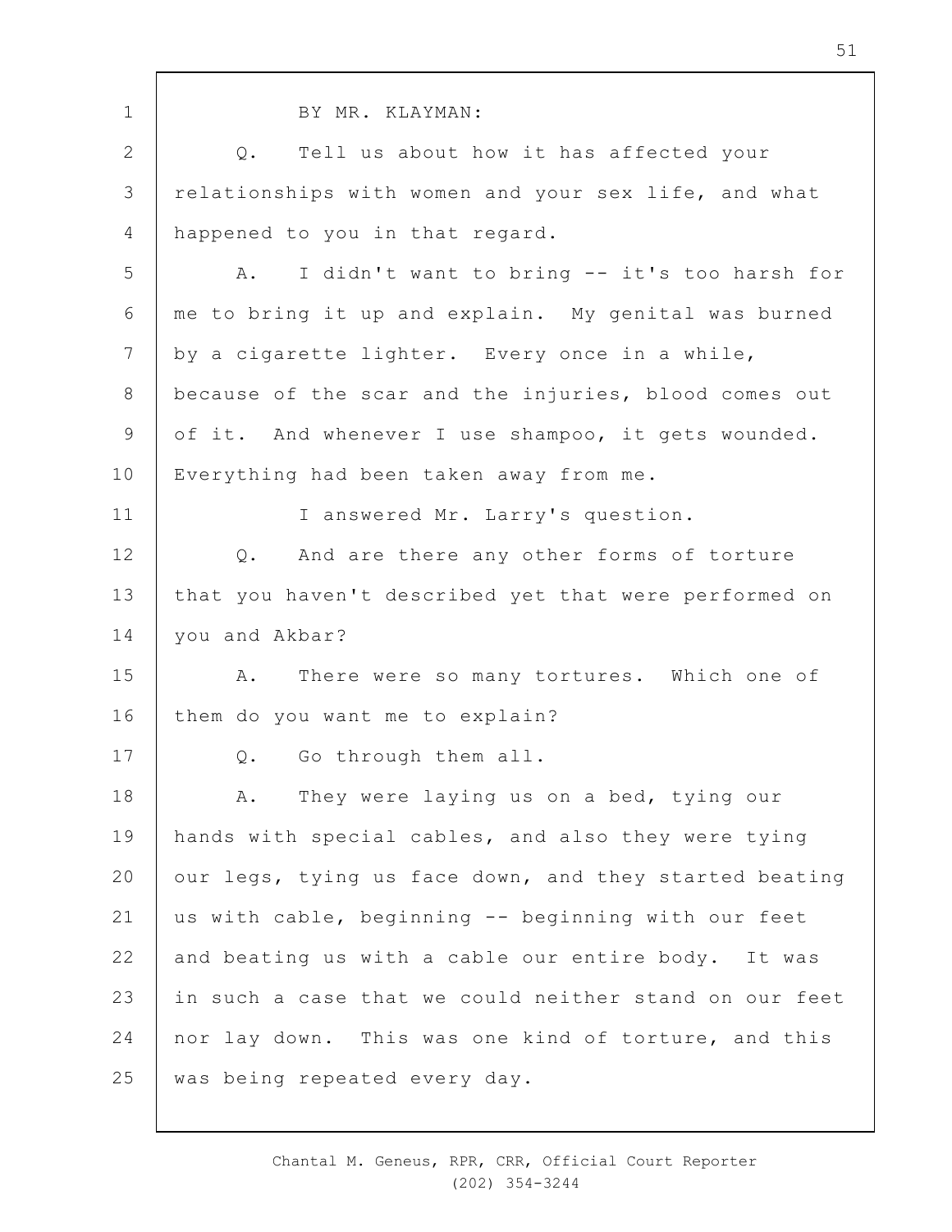BY MR. KLAYMAN:

Q. Tell us about how it has affected your relationships with women and your sex life, and what happened to you in that regard.

A. I didn't want to bring -- it's too harsh for me to bring it up and explain. My genital was burned by a cigarette lighter. Every once in a while, because of the scar and the injuries, blood comes out of it. And whenever I use shampoo, it gets wounded. Everything had been taken away from me.

I answered Mr. Larry's question.

Q. And are there any other forms of torture that you haven't described yet that were performed on you and Akbar?

A. There were so many tortures. Which one of them do you want me to explain?

Q. Go through them all.

A. They were laying us on a bed, tying our hands with special cables, and also they were tying our legs, tying us face down, and they started beating us with cable, beginning -- beginning with our feet and beating us with a cable our entire body. It was in such a case that we could neither stand on our feet nor lay down. This was one kind of torture, and this was being repeated every day.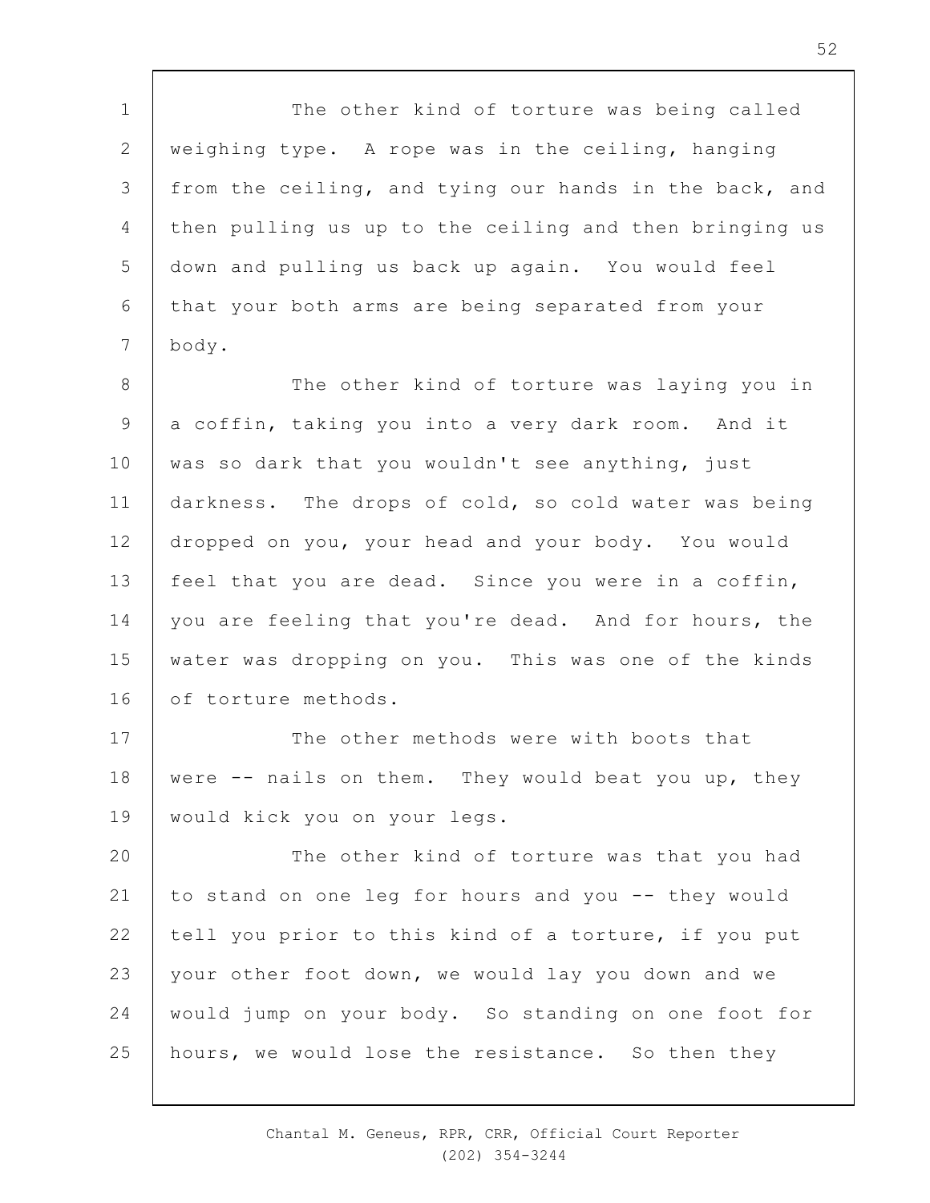The other kind of torture was being called weighing type. A rope was in the ceiling, hanging from the ceiling, and tying our hands in the back, and then pulling us up to the ceiling and then bringing us down and pulling us back up again. You would feel that your both arms are being separated from your body.

The other kind of torture was laying you in a coffin, taking you into a very dark room. And it was so dark that you wouldn't see anything, just darkness. The drops of cold, so cold water was being dropped on you, your head and your body. You would feel that you are dead. Since you were in a coffin, you are feeling that you're dead. And for hours, the water was dropping on you. This was one of the kinds of torture methods.

The other methods were with boots that were -- nails on them. They would beat you up, they would kick you on your legs.

The other kind of torture was that you had to stand on one leg for hours and you -- they would tell you prior to this kind of a torture, if you put your other foot down, we would lay you down and we would jump on your body. So standing on one foot for hours, we would lose the resistance. So then they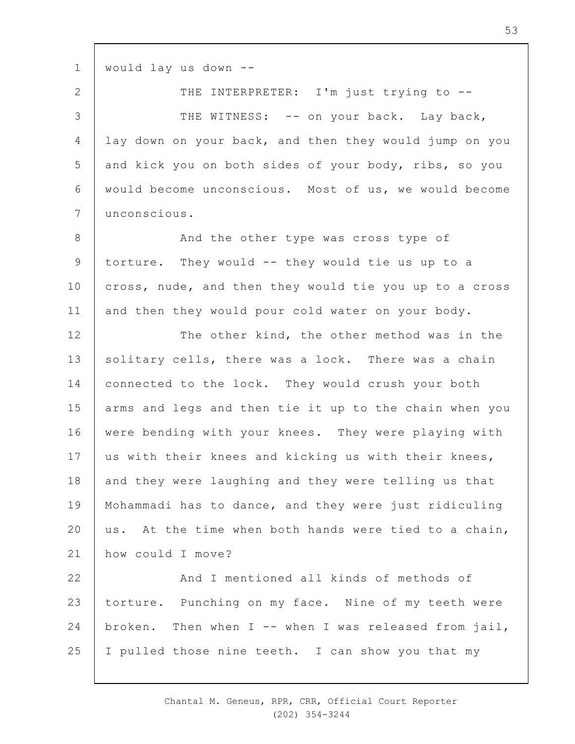would lay us down --

THE INTERPRETER: I'm just trying to --

THE WITNESS: -- on your back. Lay back, lay down on your back, and then they would jump on you and kick you on both sides of your body, ribs, so you would become unconscious. Most of us, we would become unconscious.

And the other type was cross type of torture. They would -- they would tie us up to a cross, nude, and then they would tie you up to a cross and then they would pour cold water on your body.

The other kind, the other method was in the solitary cells, there was a lock. There was a chain connected to the lock. They would crush your both arms and legs and then tie it up to the chain when you were bending with your knees. They were playing with us with their knees and kicking us with their knees, and they were laughing and they were telling us that Mohammadi has to dance, and they were just ridiculing us. At the time when both hands were tied to a chain, how could I move?

And I mentioned all kinds of methods of torture. Punching on my face. Nine of my teeth were broken. Then when I -- when I was released from jail, I pulled those nine teeth. I can show you that my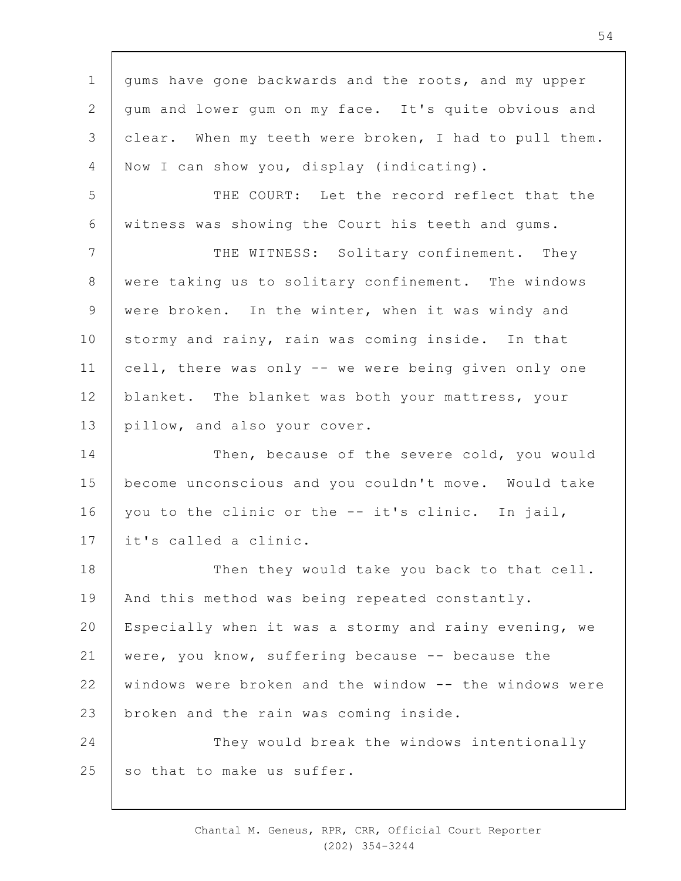gums have gone backwards and the roots, and my upper gum and lower gum on my face. It's quite obvious and clear. When my teeth were broken, I had to pull them. Now I can show you, display (indicating).

THE COURT: Let the record reflect that the witness was showing the Court his teeth and gums.

THE WITNESS: Solitary confinement. They were taking us to solitary confinement. The windows were broken. In the winter, when it was windy and stormy and rainy, rain was coming inside. In that cell, there was only -- we were being given only one blanket. The blanket was both your mattress, your pillow, and also your cover.

Then, because of the severe cold, you would become unconscious and you couldn't move. Would take you to the clinic or the -- it's clinic. In jail, it's called a clinic.

Then they would take you back to that cell. And this method was being repeated constantly. Especially when it was a stormy and rainy evening, we were, you know, suffering because -- because the windows were broken and the window -- the windows were broken and the rain was coming inside.

They would break the windows intentionally so that to make us suffer.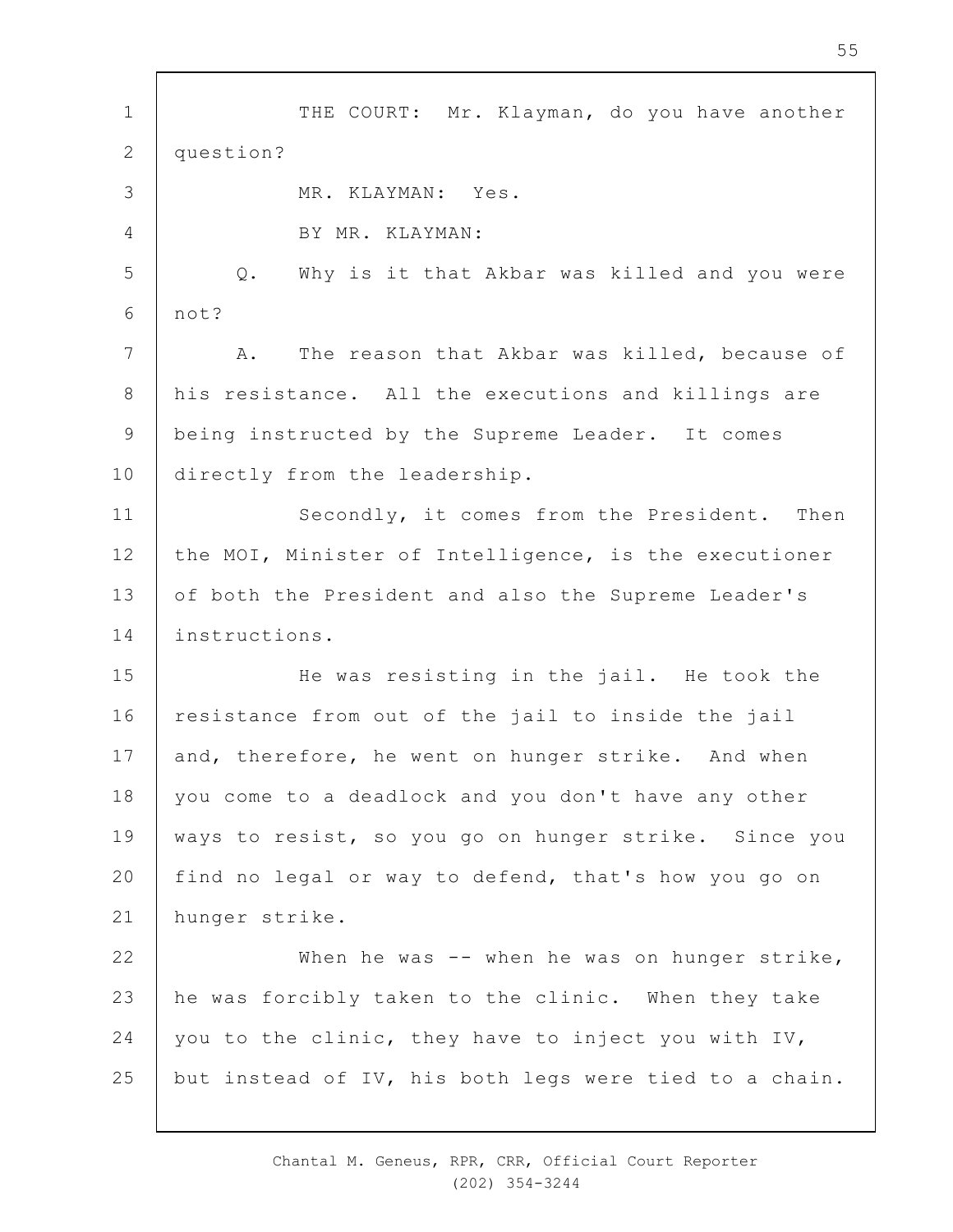THE COURT: Mr. Klayman, do you have another question?

MR. KLAYMAN: Yes.

BY MR. KLAYMAN:

Q. Why is it that Akbar was killed and you were not?

A. The reason that Akbar was killed, because of his resistance. All the executions and killings are being instructed by the Supreme Leader. It comes directly from the leadership.

Secondly, it comes from the President. Then the MOI, Minister of Intelligence, is the executioner of both the President and also the Supreme Leader's instructions.

He was resisting in the jail. He took the resistance from out of the jail to inside the jail and, therefore, he went on hunger strike. And when you come to a deadlock and you don't have any other ways to resist, so you go on hunger strike. Since you find no legal or way to defend, that's how you go on hunger strike.

When he was -- when he was on hunger strike, he was forcibly taken to the clinic. When they take you to the clinic, they have to inject you with IV, but instead of IV, his both legs were tied to a chain.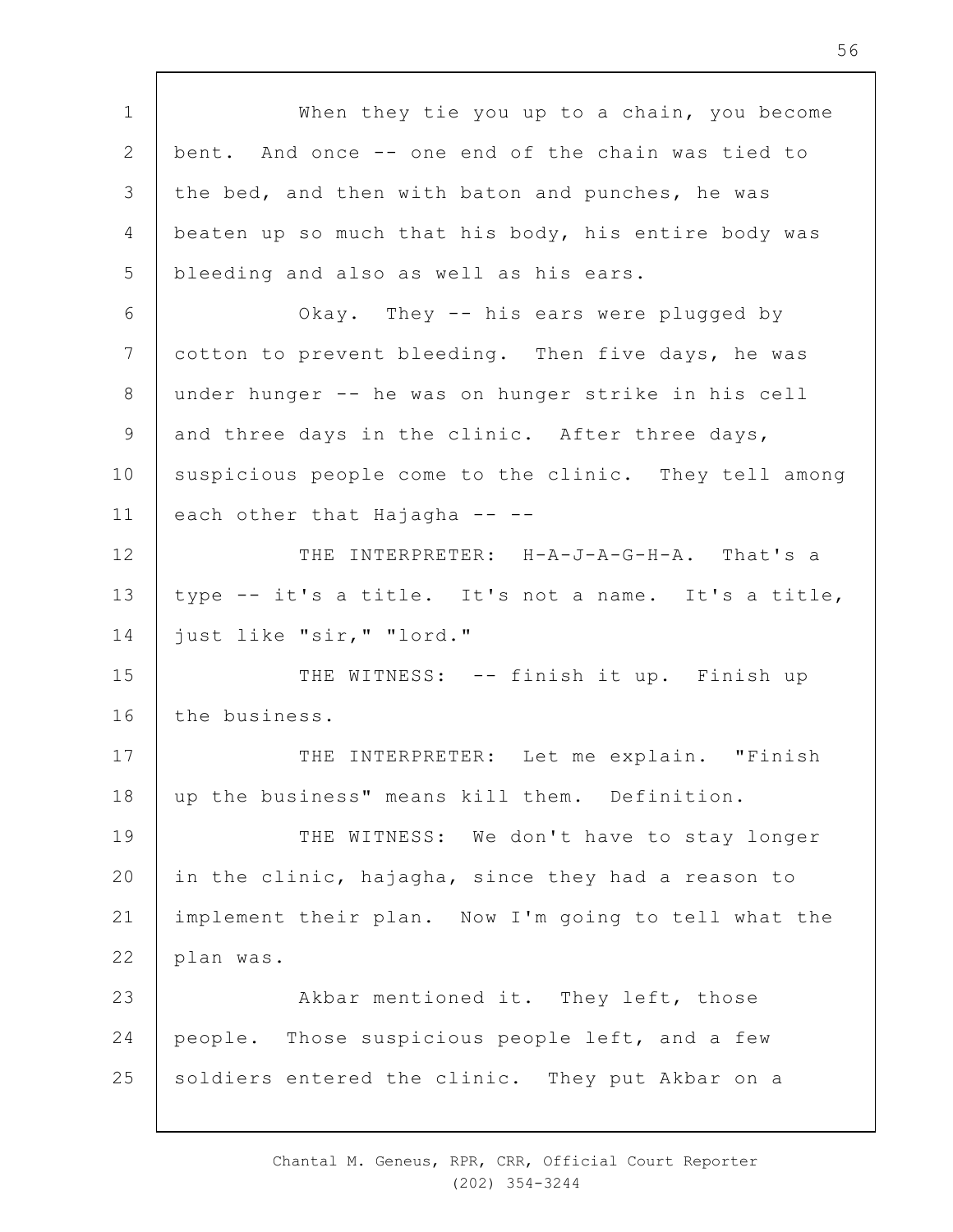When they tie you up to a chain, you become bent. And once -- one end of the chain was tied to the bed, and then with baton and punches, he was beaten up so much that his body, his entire body was bleeding and also as well as his ears.

Okay. They -- his ears were plugged by cotton to prevent bleeding. Then five days, he was under hunger -- he was on hunger strike in his cell and three days in the clinic. After three days, suspicious people come to the clinic. They tell among each other that Hajagha -- --

THE INTERPRETER: H-A-J-A-G-H-A. That's a type -- it's a title. It's not a name. It's a title, just like "sir," "lord."

THE WITNESS: -- finish it up. Finish up the business.

THE INTERPRETER: Let me explain. "Finish up the business" means kill them. Definition.

THE WITNESS: We don't have to stay longer in the clinic, hajagha, since they had a reason to implement their plan. Now I'm going to tell what the plan was.

Akbar mentioned it. They left, those people. Those suspicious people left, and a few soldiers entered the clinic. They put Akbar on a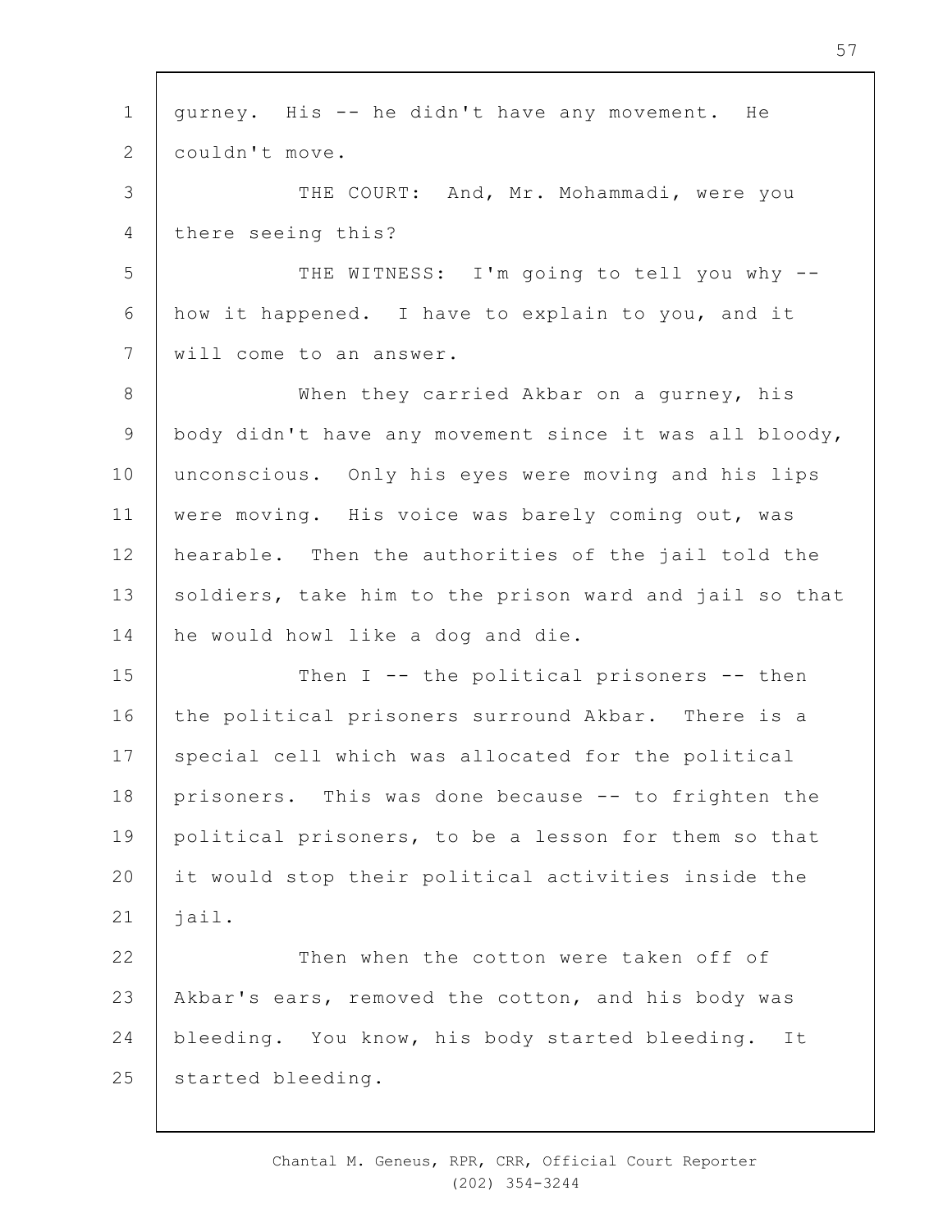gurney. His -- he didn't have any movement. He couldn't move.

THE COURT: And, Mr. Mohammadi, were you there seeing this?

THE WITNESS: I'm going to tell you why -- how it happened. I have to explain to you, and it will come to an answer.

When they carried Akbar on a gurney, his body didn't have any movement since it was all bloody, unconscious. Only his eyes were moving and his lips were moving. His voice was barely coming out, was hearable. Then the authorities of the jail told the soldiers, take him to the prison ward and jail so that he would howl like a dog and die.

Then I -- the political prisoners -- then the political prisoners surround Akbar. There is a special cell which was allocated for the political prisoners. This was done because -- to frighten the political prisoners, to be a lesson for them so that it would stop their political activities inside the jail.

Then when the cotton were taken off of Akbar's ears, removed the cotton, and his body was bleeding. You know, his body started bleeding. It started bleeding.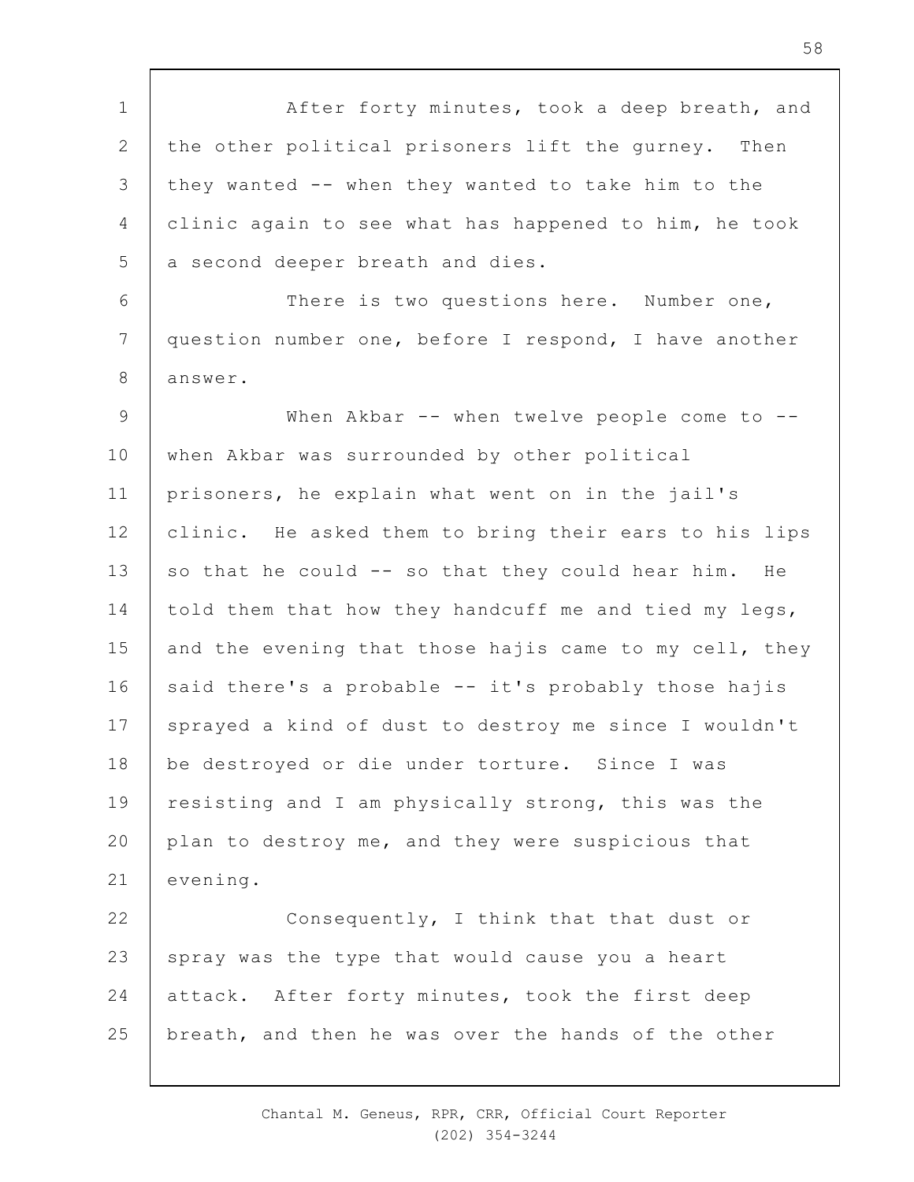After forty minutes, took a deep breath, and the other political prisoners lift the gurney. Then they wanted -- when they wanted to take him to the clinic again to see what has happened to him, he took a second deeper breath and dies.

There is two questions here. Number one, question number one, before I respond, I have another answer.

When Akbar -- when twelve people come to -- when Akbar was surrounded by other political prisoners, he explain what went on in the jail's clinic. He asked them to bring their ears to his lips so that he could -- so that they could hear him. He told them that how they handcuff me and tied my legs, and the evening that those hajis came to my cell, they said there's a probable -- it's probably those hajis sprayed a kind of dust to destroy me since I wouldn't be destroyed or die under torture. Since I was resisting and I am physically strong, this was the plan to destroy me, and they were suspicious that evening.

Consequently, I think that that dust or spray was the type that would cause you a heart attack. After forty minutes, took the first deep breath, and then he was over the hands of the other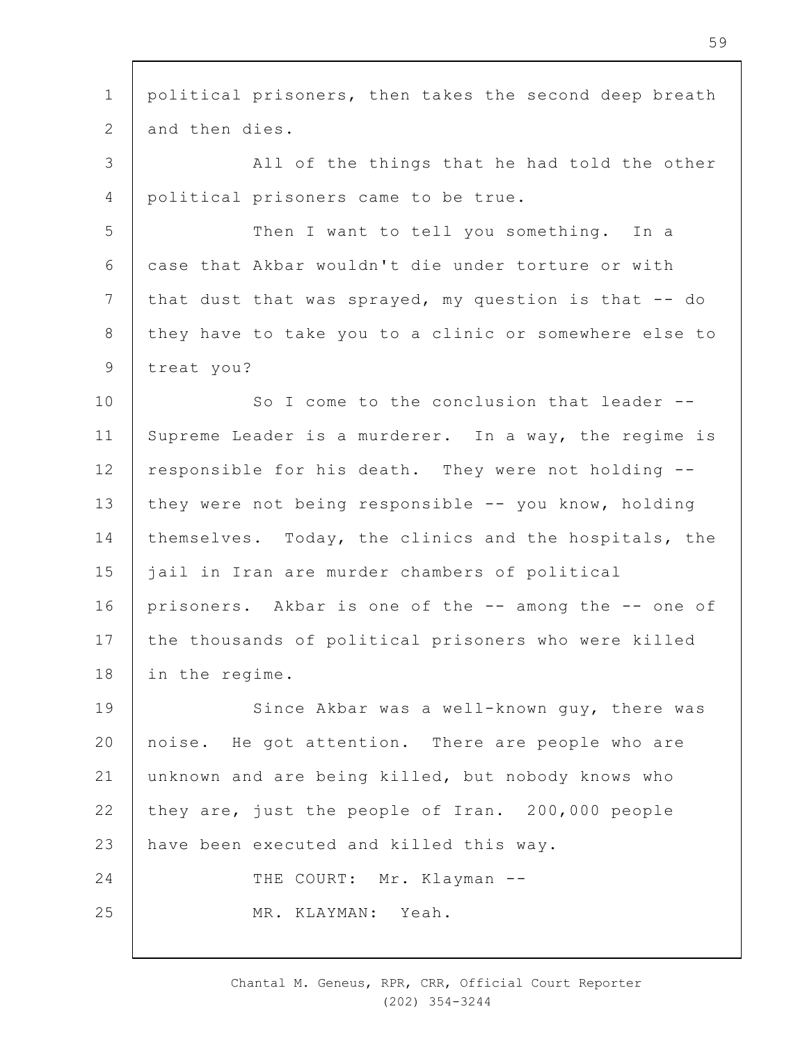political prisoners, then takes the second deep breath and then dies.

All of the things that he had told the other political prisoners came to be true.

Then I want to tell you something. In a case that Akbar wouldn't die under torture or with that dust that was sprayed, my question is that -- do they have to take you to a clinic or somewhere else to treat you?

So I come to the conclusion that leader -- Supreme Leader is a murderer. In a way, the regime is responsible for his death. They were not holding -- they were not being responsible -- you know, holding themselves. Today, the clinics and the hospitals, the jail in Iran are murder chambers of political prisoners. Akbar is one of the -- among the -- one of the thousands of political prisoners who were killed in the regime.

Since Akbar was a well-known guy, there was noise. He got attention. There are people who are unknown and are being killed, but nobody knows who they are, just the people of Iran. 200,000 people have been executed and killed this way.

THE COURT: Mr. Klayman --

MR. KLAYMAN: Yeah.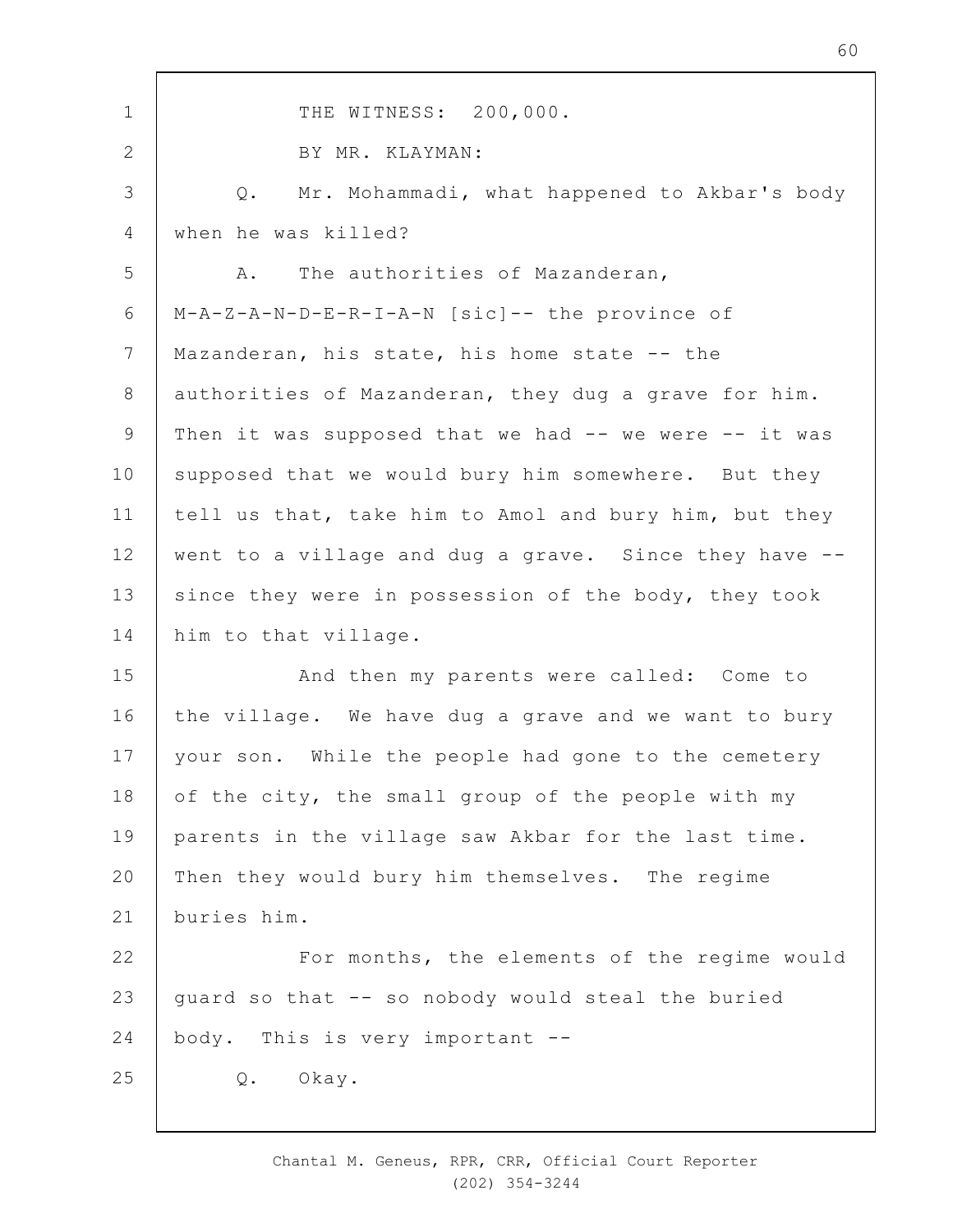THE WITNESS: 200,000.

BY MR. KLAYMAN:

Q. Mr. Mohammadi, what happened to Akbar's body when he was killed?

A. The authorities of Mazanderan, M-A-Z-A-N-D-E-R-I-A-N [sic]-- the province of Mazanderan, his state, his home state -- the authorities of Mazanderan, they dug a grave for him. Then it was supposed that we had -- we were -- it was supposed that we would bury him somewhere. But they tell us that, take him to Amol and bury him, but they went to a village and dug a grave. Since they have -- since they were in possession of the body, they took him to that village.

And then my parents were called: Come to the village. We have dug a grave and we want to bury your son. While the people had gone to the cemetery of the city, the small group of the people with my parents in the village saw Akbar for the last time. Then they would bury him themselves. The regime buries him.

For months, the elements of the regime would guard so that -- so nobody would steal the buried body. This is very important --

Q. Okay.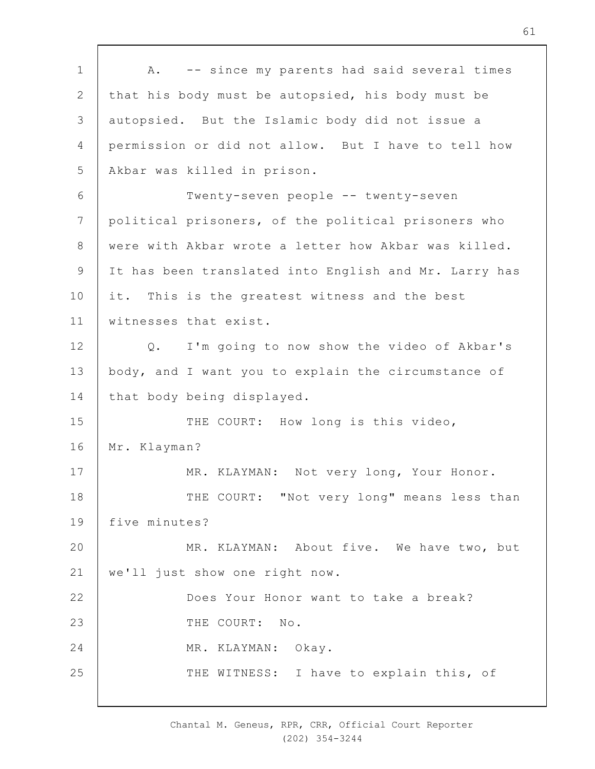A. -- since my parents had said several times that his body must be autopsied, his body must be autopsied. But the Islamic body did not issue a permission or did not allow. But I have to tell how Akbar was killed in prison.

Twenty-seven people -- twenty-seven political prisoners, of the political prisoners who were with Akbar wrote a letter how Akbar was killed. It has been translated into English and Mr. Larry has it. This is the greatest witness and the best witnesses that exist.

Q. I'm going to now show the video of Akbar's body, and I want you to explain the circumstance of that body being displayed.

THE COURT: How long is this video, Mr. Klayman?

MR. KLAYMAN: Not very long, Your Honor.

THE COURT: "Not very long" means less than five minutes?

MR. KLAYMAN: About five. We have two, but we'll just show one right now.

Does Your Honor want to take a break?

THE COURT: No.

MR. KLAYMAN: Okay.

THE WITNESS: I have to explain this, of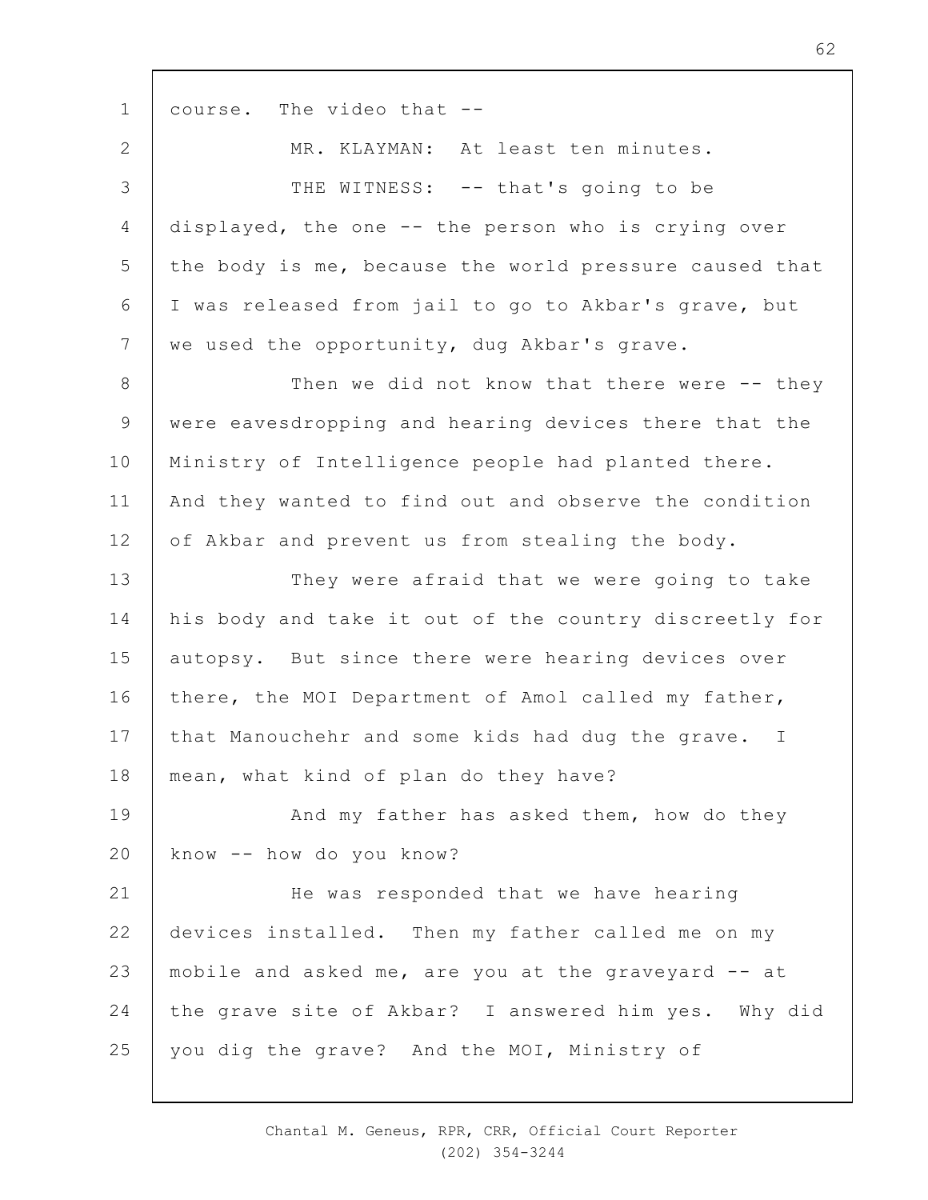course. The video that --

MR. KLAYMAN: At least ten minutes.

THE WITNESS: -- that's going to be displayed, the one -- the person who is crying over the body is me, because the world pressure caused that I was released from jail to go to Akbar's grave, but we used the opportunity, dug Akbar's grave.

Then we did not know that there were -- they were eavesdropping and hearing devices there that the Ministry of Intelligence people had planted there. And they wanted to find out and observe the condition of Akbar and prevent us from stealing the body.

They were afraid that we were going to take his body and take it out of the country discreetly for autopsy. But since there were hearing devices over there, the MOI Department of Amol called my father, that Manouchehr and some kids had dug the grave. I mean, what kind of plan do they have?

And my father has asked them, how do they know -- how do you know?

He was responded that we have hearing devices installed. Then my father called me on my mobile and asked me, are you at the graveyard -- at the grave site of Akbar? I answered him yes. Why did you dig the grave? And the MOI, Ministry of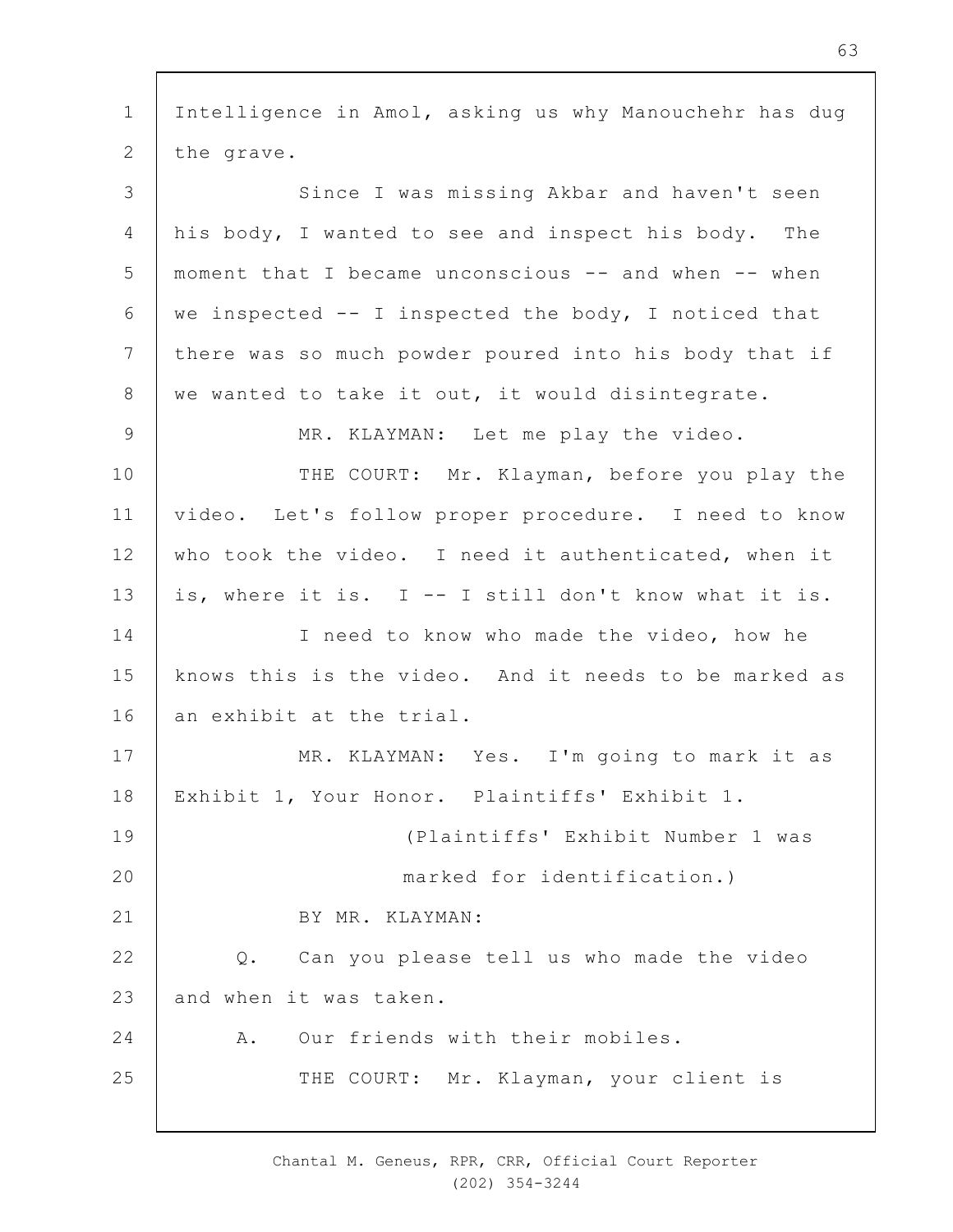Intelligence in Amol, asking us why Manouchehr has dug the grave.

Since I was missing Akbar and haven't seen his body, I wanted to see and inspect his body. The moment that I became unconscious -- and when -- when we inspected -- I inspected the body, I noticed that there was so much powder poured into his body that if we wanted to take it out, it would disintegrate.

MR. KLAYMAN: Let me play the video.

THE COURT: Mr. Klayman, before you play the video. Let's follow proper procedure. I need to know who took the video. I need it authenticated, when it is, where it is. I -- I still don't know what it is.

I need to know who made the video, how he knows this is the video. And it needs to be marked as an exhibit at the trial.

MR. KLAYMAN: Yes. I'm going to mark it as Exhibit 1, Your Honor. Plaintiffs' Exhibit 1.

(Plaintiffs' Exhibit Number 1 was marked for identification.)

BY MR. KLAYMAN:

Q. Can you please tell us who made the video and when it was taken.

A. Our friends with their mobiles.

THE COURT: Mr. Klayman, your client is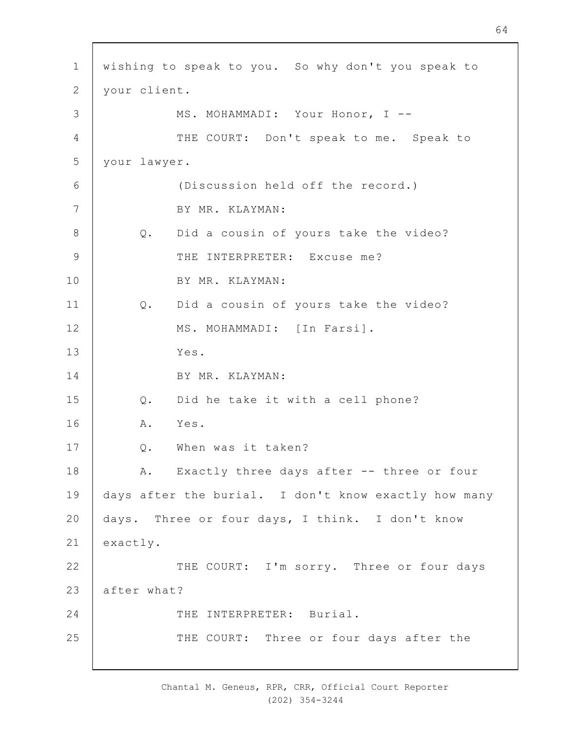wishing to speak to you. So why don't you speak to your client.

MS. MOHAMMADI: Your Honor, I --

THE COURT: Don't speak to me. Speak to your lawyer.

(Discussion held off the record.)

BY MR. KLAYMAN:

Q. Did a cousin of yours take the video?

THE INTERPRETER: Excuse me?

BY MR. KLAYMAN:

Q. Did a cousin of yours take the video?

MS. MOHAMMADI: [In Farsi].

Yes.

BY MR. KLAYMAN:

Q. Did he take it with a cell phone?

A. Yes.

Q. When was it taken?

A. Exactly three days after -- three or four days after the burial. I don't know exactly how many days. Three or four days, I think. I don't know exactly.

THE COURT: I'm sorry. Three or four days after what?

THE INTERPRETER: Burial.

THE COURT: Three or four days after the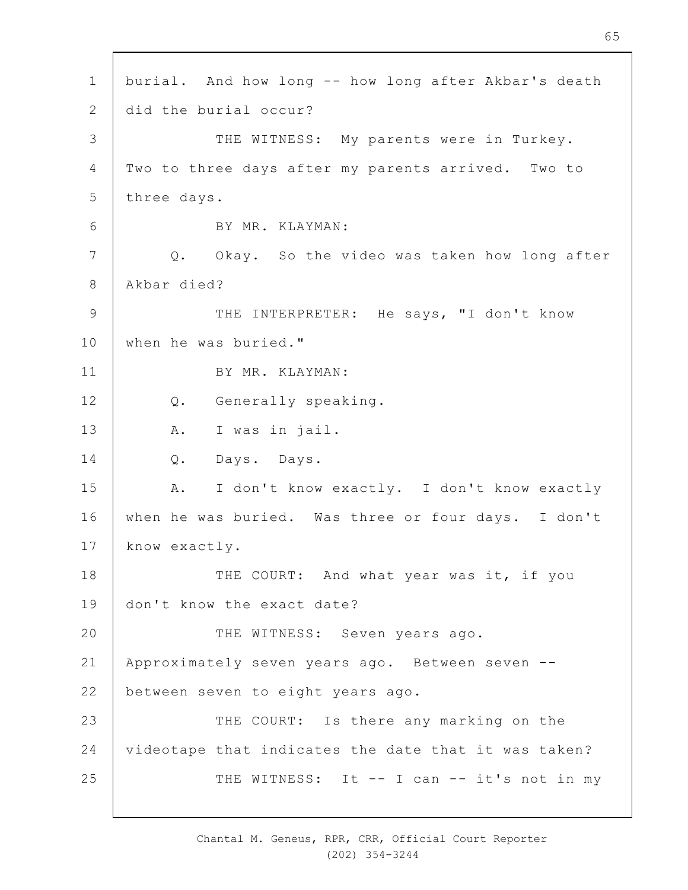burial. And how long -- how long after Akbar's death did the burial occur?

THE WITNESS: My parents were in Turkey. Two to three days after my parents arrived. Two to three days.

BY MR. KLAYMAN:

Q. Okay. So the video was taken how long after Akbar died?

THE INTERPRETER: He says, "I don't know when he was buried."

BY MR. KLAYMAN:

Q. Generally speaking.

A. I was in jail.

Q. Days. Days.

A. I don't know exactly. I don't know exactly when he was buried. Was three or four days. I don't know exactly.

THE COURT: And what year was it, if you don't know the exact date?

THE WITNESS: Seven years ago. Approximately seven years ago. Between seven -- between seven to eight years ago.

THE COURT: Is there any marking on the videotape that indicates the date that it was taken?

THE WITNESS: It -- I can -- it's not in my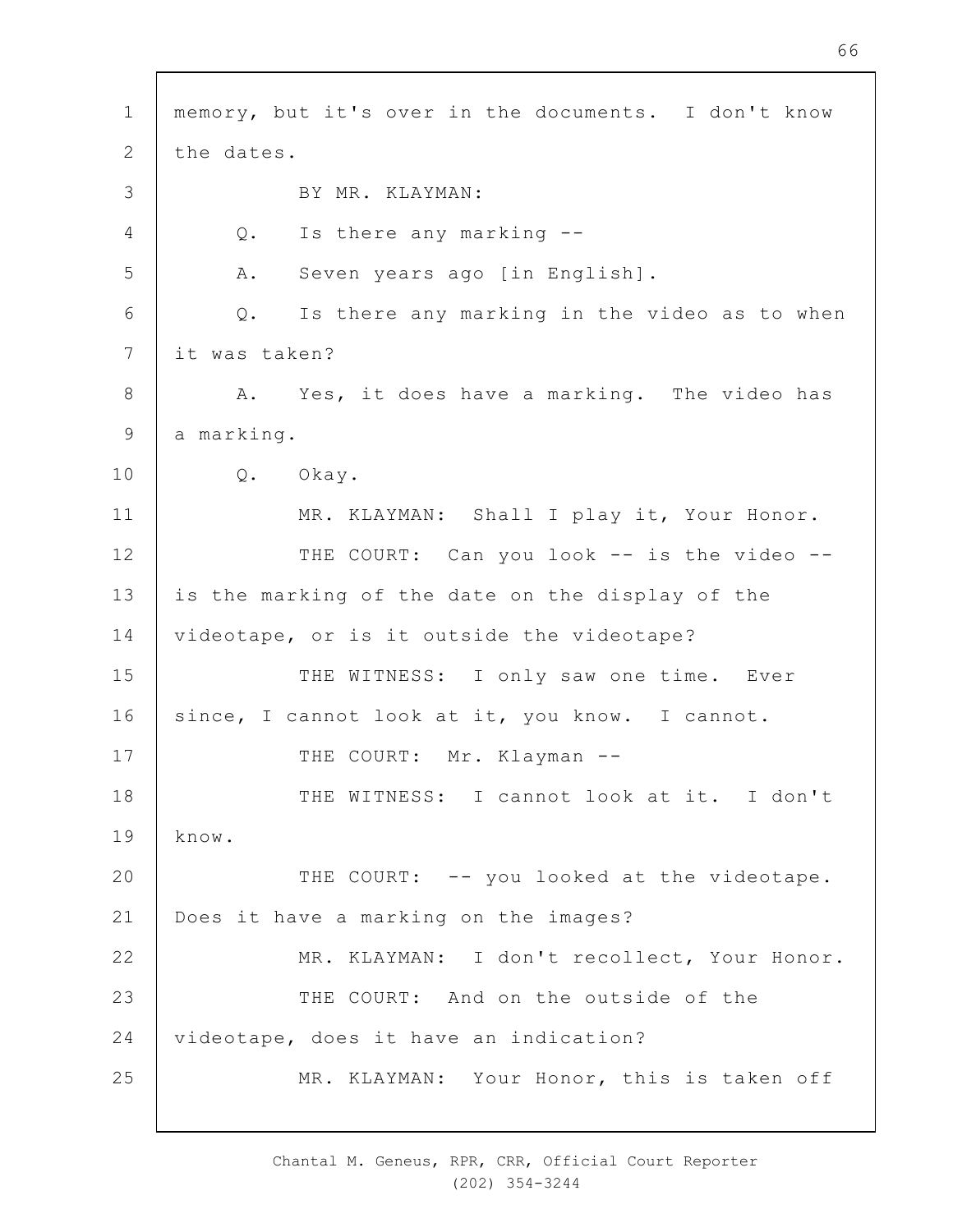memory, but it's over in the documents. I don't know the dates.

BY MR. KLAYMAN:

Q. Is there any marking --

A. Seven years ago [in English].

Q. Is there any marking in the video as to when it was taken?

A. Yes, it does have a marking. The video has a marking.

Q. Okay.

MR. KLAYMAN: Shall I play it, Your Honor.

THE COURT: Can you look -- is the video -- is the marking of the date on the display of the videotape, or is it outside the videotape?

THE WITNESS: I only saw one time. Ever since, I cannot look at it, you know. I cannot.

THE COURT: Mr. Klayman --

THE WITNESS: I cannot look at it. I don't know.

THE COURT: -- you looked at the videotape. Does it have a marking on the images?

MR. KLAYMAN: I don't recollect, Your Honor.

THE COURT: And on the outside of the videotape, does it have an indication?

MR. KLAYMAN: Your Honor, this is taken off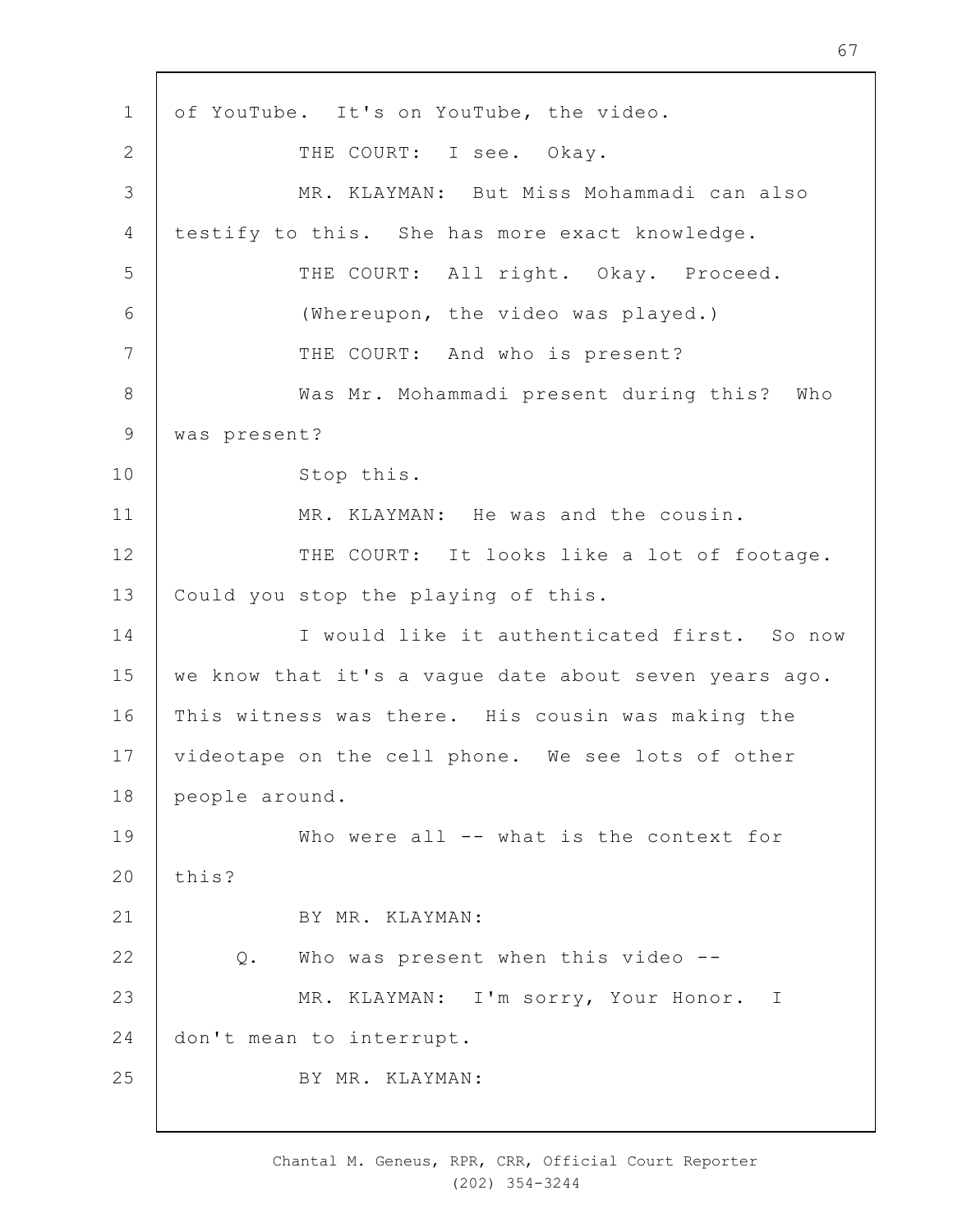of YouTube. It's on YouTube, the video.

THE COURT: I see. Okay.

MR. KLAYMAN: But Miss Mohammadi can also testify to this. She has more exact knowledge.

THE COURT: All right. Okay. Proceed.

(Whereupon, the video was played.)

THE COURT: And who is present?

Was Mr. Mohammadi present during this? Who was present?

Stop this.

MR. KLAYMAN: He was and the cousin.

THE COURT: It looks like a lot of footage. Could you stop the playing of this.

I would like it authenticated first. So now we know that it's a vague date about seven years ago. This witness was there. His cousin was making the videotape on the cell phone. We see lots of other people around.

Who were all -- what is the context for this?

BY MR. KLAYMAN:

Q. Who was present when this video --

MR. KLAYMAN: I'm sorry, Your Honor. I don't mean to interrupt.

BY MR. KLAYMAN: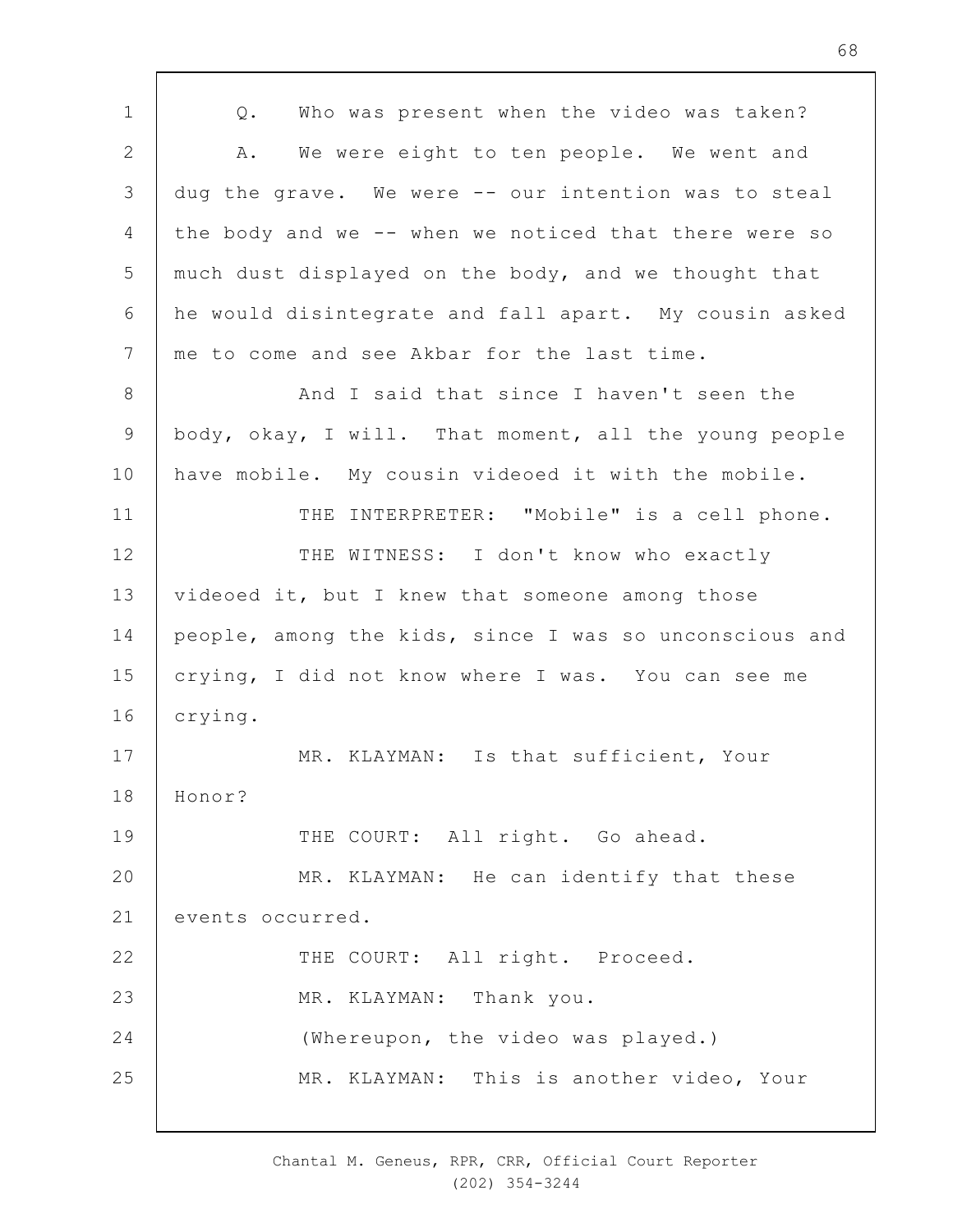Q. Who was present when the video was taken?

A. We were eight to ten people. We went and dug the grave. We were -- our intention was to steal the body and we -- when we noticed that there were so much dust displayed on the body, and we thought that he would disintegrate and fall apart. My cousin asked me to come and see Akbar for the last time.

And I said that since I haven't seen the body, okay, I will. That moment, all the young people have mobile. My cousin videoed it with the mobile.

THE INTERPRETER: "Mobile" is a cell phone.

THE WITNESS: I don't know who exactly videoed it, but I knew that someone among those people, among the kids, since I was so unconscious and crying, I did not know where I was. You can see me crying.

MR. KLAYMAN: Is that sufficient, Your Honor?

THE COURT: All right. Go ahead.

MR. KLAYMAN: He can identify that these events occurred.

THE COURT: All right. Proceed.

MR. KLAYMAN: Thank you.

(Whereupon, the video was played.)

MR. KLAYMAN: This is another video, Your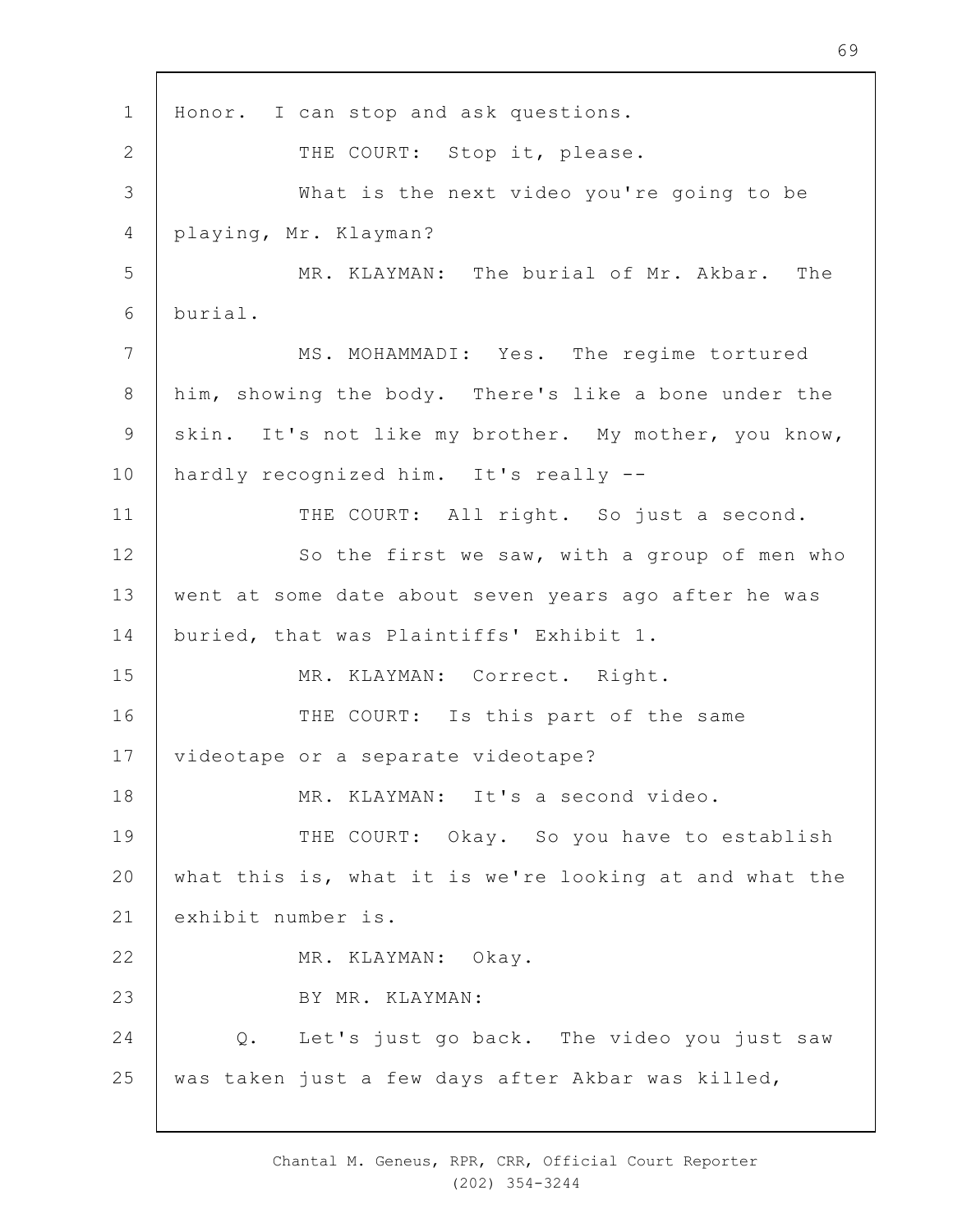Honor. I can stop and ask questions.

THE COURT: Stop it, please.

What is the next video you're going to be playing, Mr. Klayman?

MR. KLAYMAN: The burial of Mr. Akbar. The burial.

MS. MOHAMMADI: Yes. The regime tortured him, showing the body. There's like a bone under the skin. It's not like my brother. My mother, you know, hardly recognized him. It's really --

THE COURT: All right. So just a second.

So the first we saw, with a group of men who went at some date about seven years ago after he was buried, that was Plaintiffs' Exhibit 1.

MR. KLAYMAN: Correct. Right.

THE COURT: Is this part of the same videotape or a separate videotape?

MR. KLAYMAN: It's a second video.

THE COURT: Okay. So you have to establish what this is, what it is we're looking at and what the exhibit number is.

MR. KLAYMAN: Okay.

BY MR. KLAYMAN:

Q. Let's just go back. The video you just saw was taken just a few days after Akbar was killed,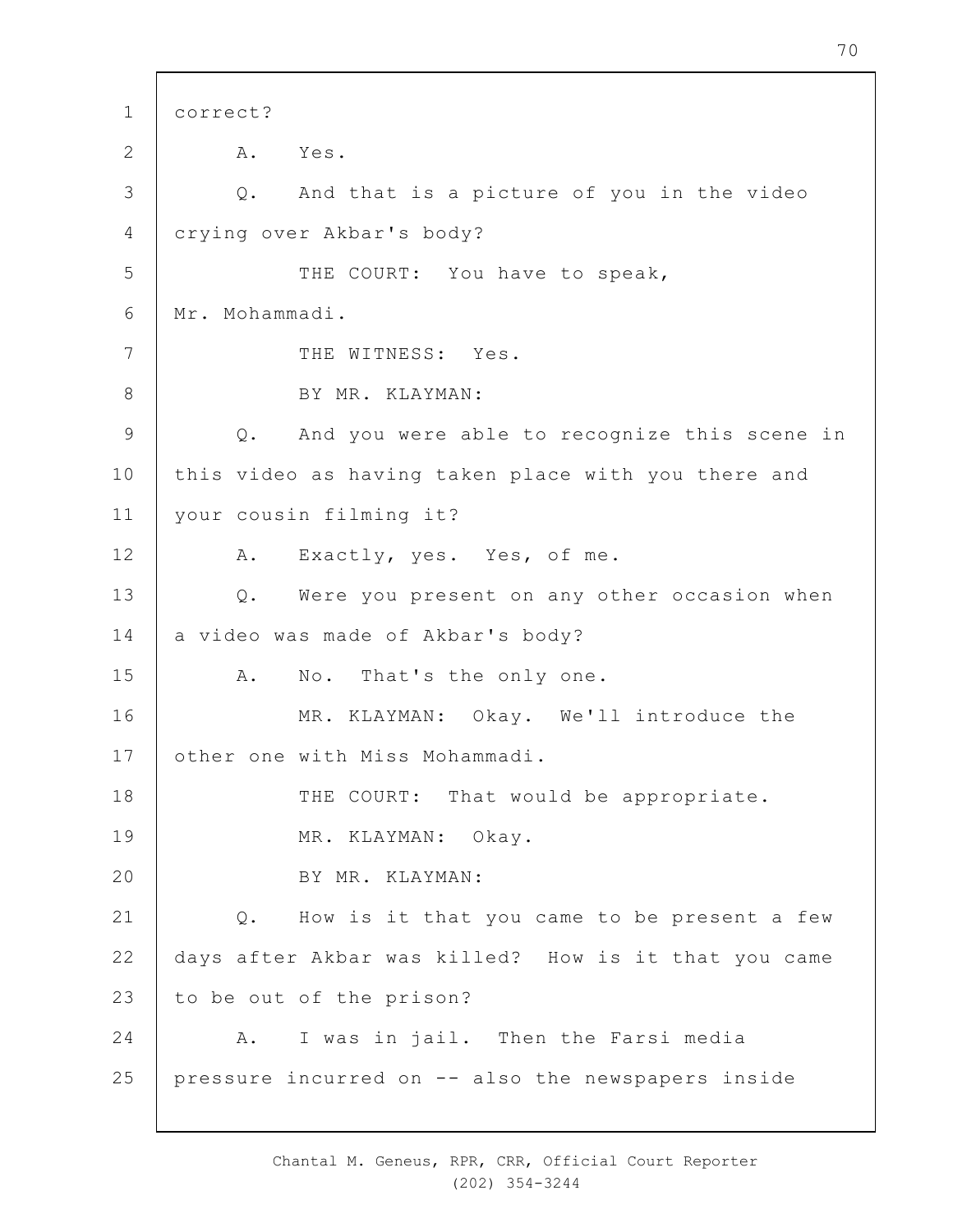correct?

A. Yes.

Q. And that is a picture of you in the video crying over Akbar's body?

THE COURT: You have to speak, Mr. Mohammadi.

THE WITNESS: Yes.

BY MR. KLAYMAN:

Q. And you were able to recognize this scene in this video as having taken place with you there and your cousin filming it?

A. Exactly, yes. Yes, of me.

Q. Were you present on any other occasion when a video was made of Akbar's body?

A. No. That's the only one.

MR. KLAYMAN: Okay. We'll introduce the other one with Miss Mohammadi.

THE COURT: That would be appropriate.

MR. KLAYMAN: Okay.

BY MR. KLAYMAN:

Q. How is it that you came to be present a few days after Akbar was killed? How is it that you came to be out of the prison?

A. I was in jail. Then the Farsi media pressure incurred on -- also the newspapers inside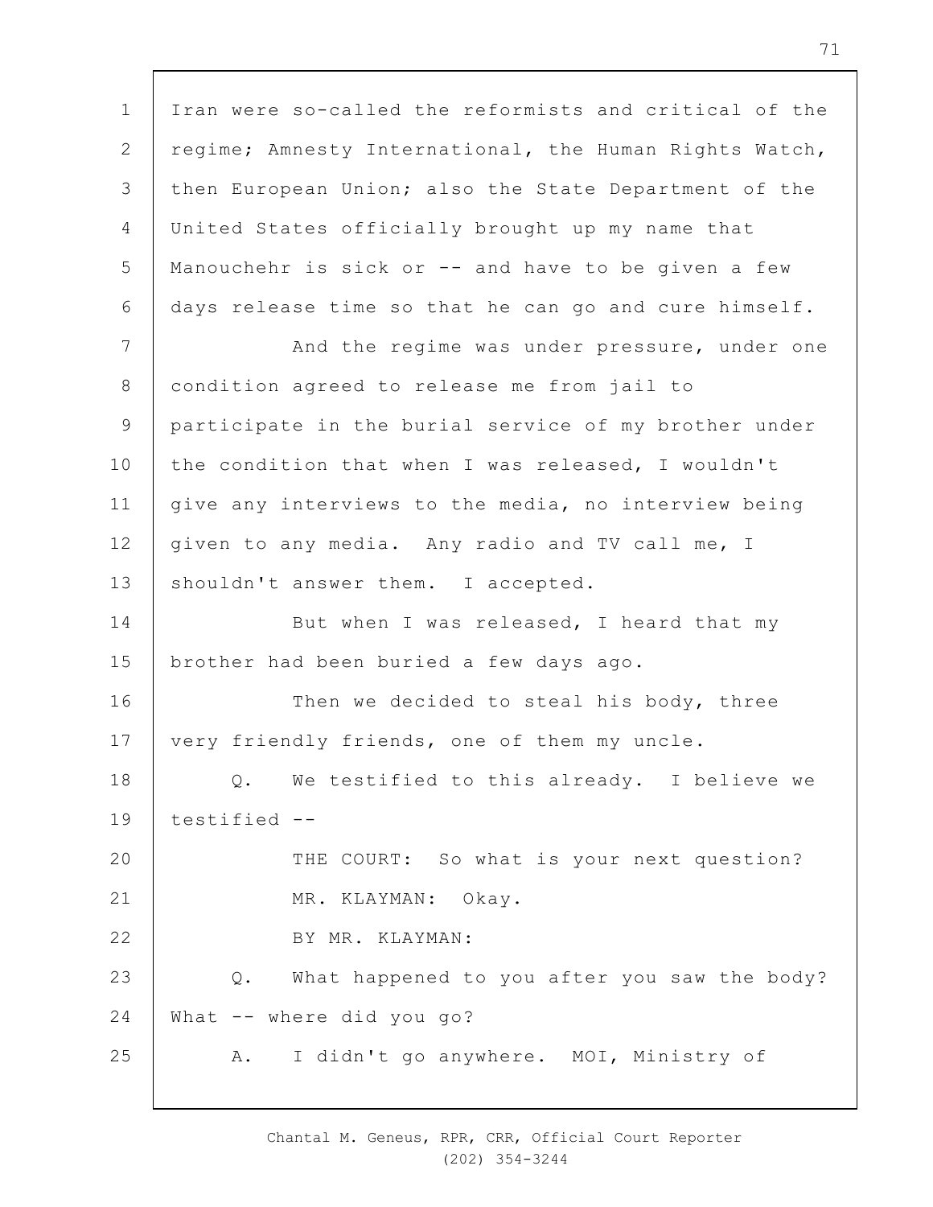Iran were so-called the reformists and critical of the regime; Amnesty International, the Human Rights Watch, then European Union; also the State Department of the United States officially brought up my name that Manouchehr is sick or -- and have to be given a few days release time so that he can go and cure himself.

And the regime was under pressure, under one condition agreed to release me from jail to participate in the burial service of my brother under the condition that when I was released, I wouldn't give any interviews to the media, no interview being given to any media. Any radio and TV call me, I shouldn't answer them. I accepted.

But when I was released, I heard that my brother had been buried a few days ago.

Then we decided to steal his body, three very friendly friends, one of them my uncle.

Q. We testified to this already. I believe we testified --

THE COURT: So what is your next question?

MR. KLAYMAN: Okay.

BY MR. KLAYMAN:

Q. What happened to you after you saw the body? What -- where did you go?

A. I didn't go anywhere. MOI, Ministry of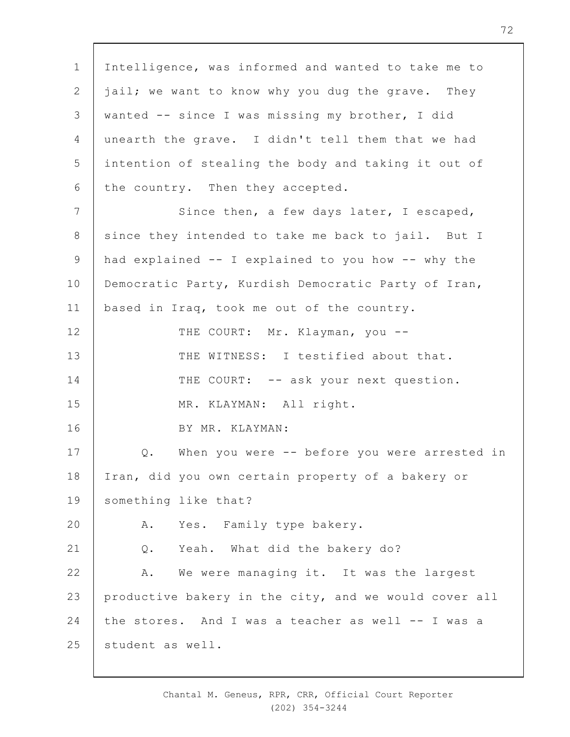Intelligence, was informed and wanted to take me to jail; we want to know why you dug the grave. They wanted -- since I was missing my brother, I did unearth the grave. I didn't tell them that we had intention of stealing the body and taking it out of the country. Then they accepted.

Since then, a few days later, I escaped, since they intended to take me back to jail. But I had explained -- I explained to you how -- why the Democratic Party, Kurdish Democratic Party of Iran, based in Iraq, took me out of the country.

THE COURT: Mr. Klayman, you --

THE WITNESS: I testified about that.

THE COURT: -- ask your next question.

MR. KLAYMAN: All right.

BY MR. KLAYMAN:

Q. When you were -- before you were arrested in Iran, did you own certain property of a bakery or something like that?

A. Yes. Family type bakery.

Q. Yeah. What did the bakery do?

A. We were managing it. It was the largest productive bakery in the city, and we would cover all the stores. And I was a teacher as well -- I was a student as well.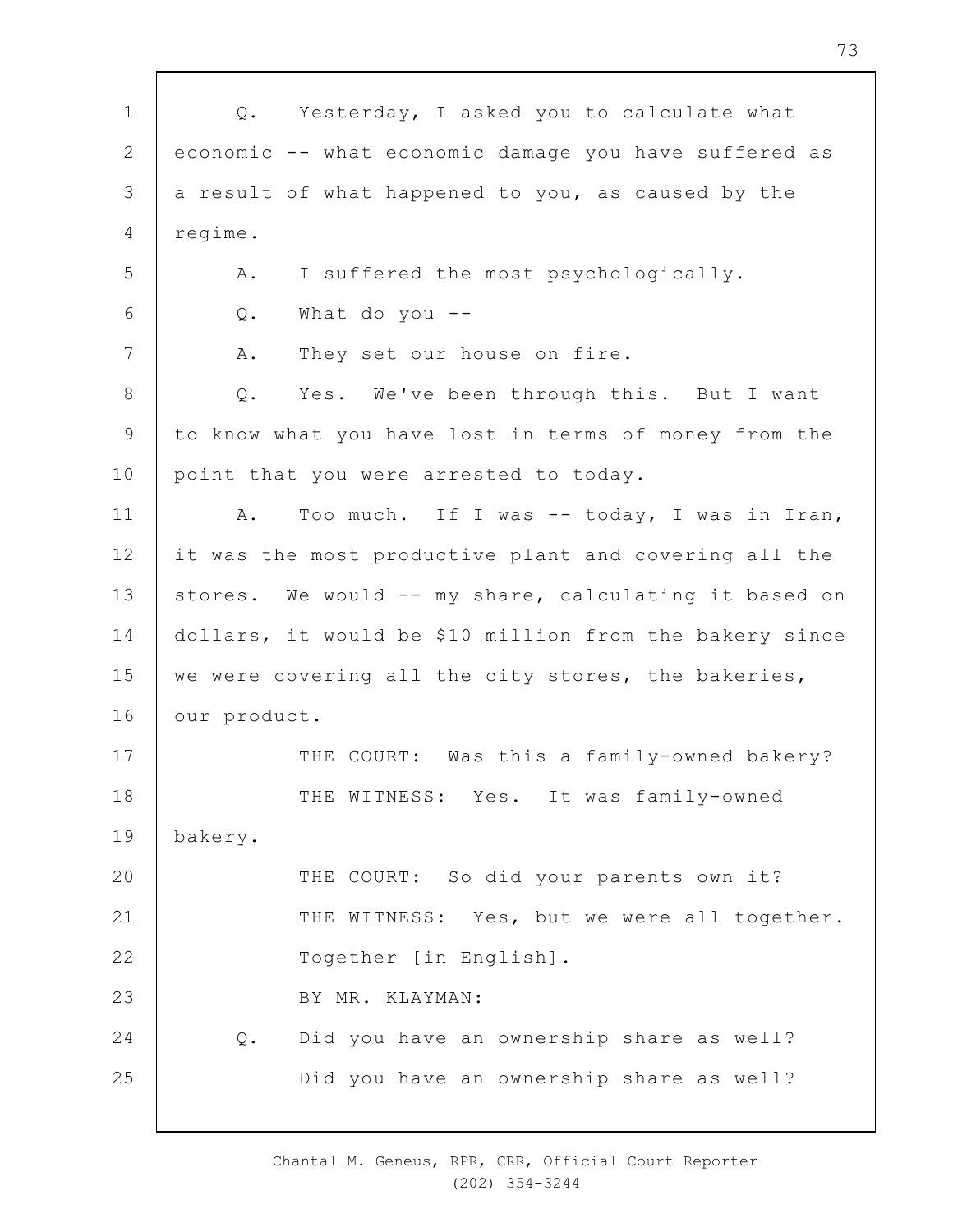Q. Yesterday, I asked you to calculate what economic -- what economic damage you have suffered as a result of what happened to you, as caused by the regime.

A. I suffered the most psychologically.

Q. What do you --

A. They set our house on fire.

Q. Yes. We've been through this. But I want to know what you have lost in terms of money from the point that you were arrested to today.

A. Too much. If I was -- today, I was in Iran, it was the most productive plant and covering all the stores. We would -- my share, calculating it based on dollars, it would be $10 million from the bakery since we were covering all the city stores, the bakeries, our product.

THE COURT: Was this a family-owned bakery?

THE WITNESS: Yes. It was family-owned bakery.

THE COURT: So did your parents own it?

THE WITNESS: Yes, but we were all together. Together [in English].

BY MR. KLAYMAN:

Q. Did you have an ownership share as well? Did you have an ownership share as well?

Chantal M. Geneus, RPR, CRR, Official Court Reporter
(202) 354-3244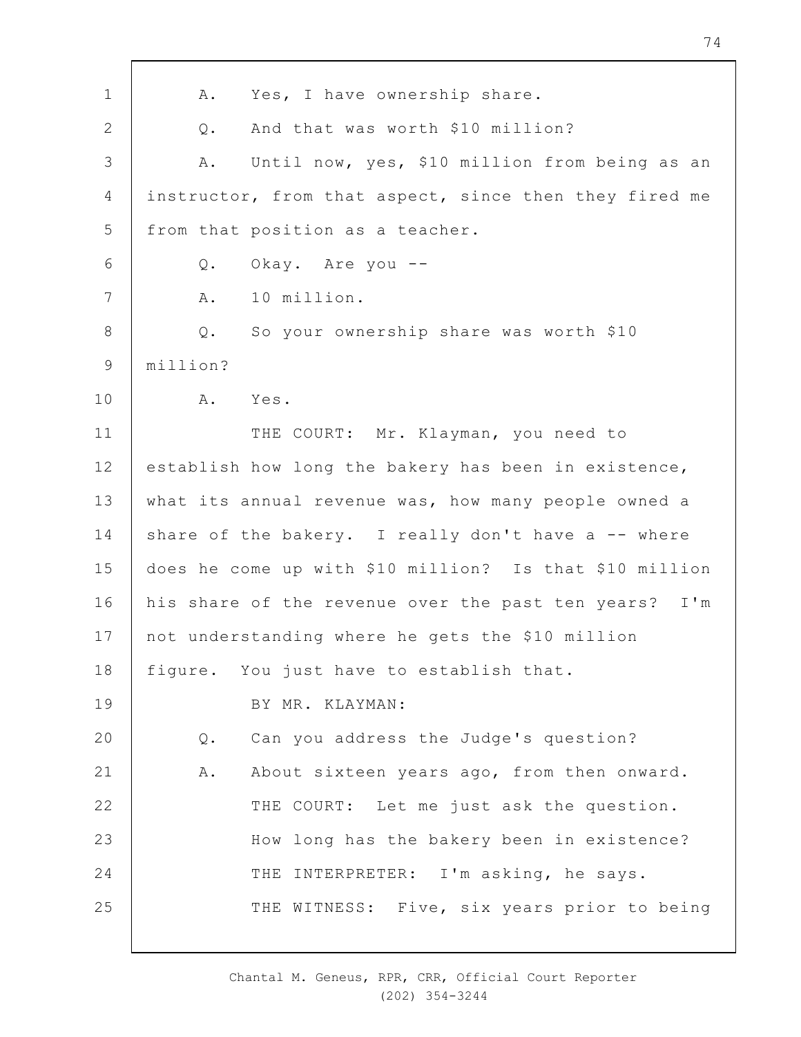A. Yes, I have ownership share.

Q. And that was worth $10 million?

A. Until now, yes, $10 million from being as an instructor, from that aspect, since then they fired me from that position as a teacher.

Q. Okay. Are you --

A. 10 million.

Q. So your ownership share was worth $10 million?

A. Yes.

THE COURT: Mr. Klayman, you need to establish how long the bakery has been in existence, what its annual revenue was, how many people owned a share of the bakery. I really don't have a -- where does he come up with $10 million? Is that $10 million his share of the revenue over the past ten years? I'm not understanding where he gets the $10 million figure. You just have to establish that.

BY MR. KLAYMAN:

Q. Can you address the Judge's question?

A. About sixteen years ago, from then onward.

THE COURT: Let me just ask the question. How long has the bakery been in existence?

THE INTERPRETER: I'm asking, he says.

THE WITNESS: Five, six years prior to being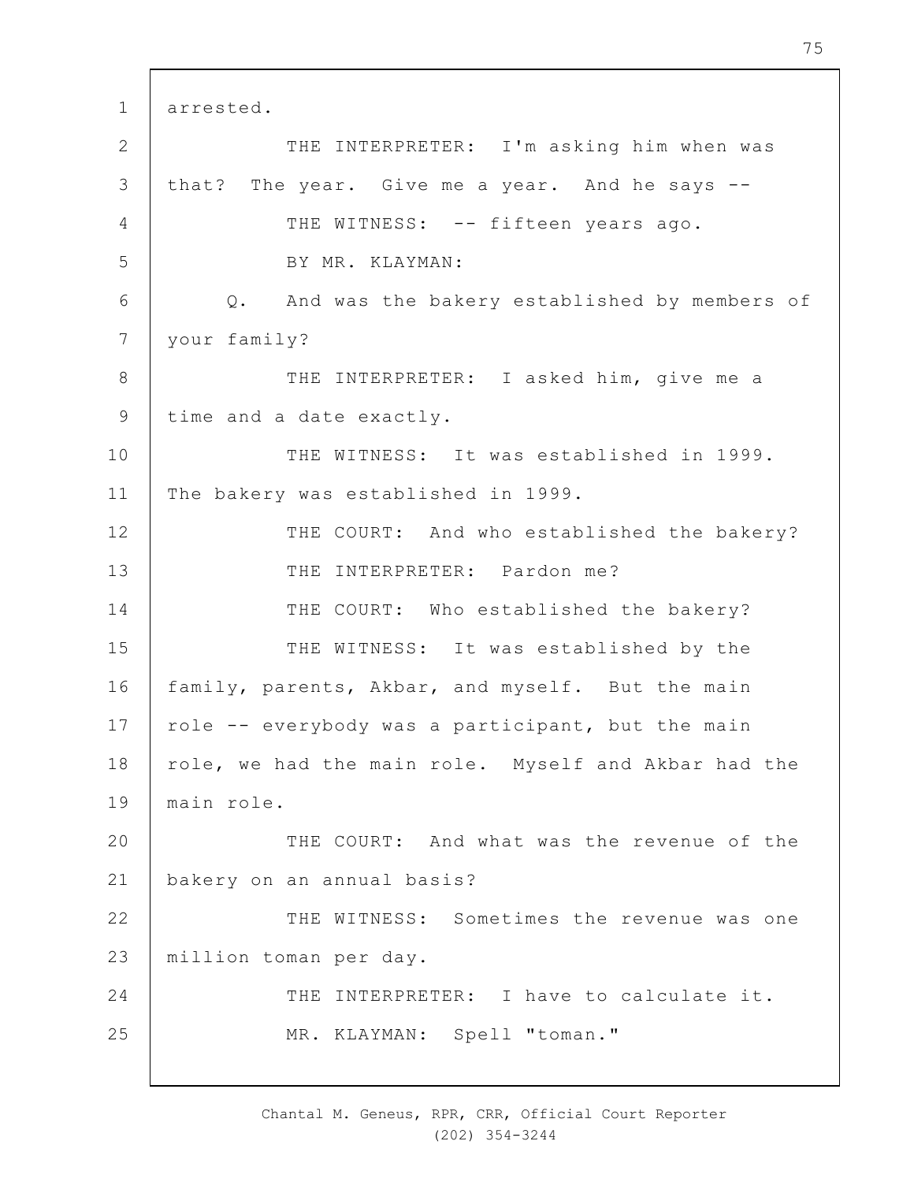arrested.

THE INTERPRETER: I'm asking him when was that? The year. Give me a year. And he says --

THE WITNESS: -- fifteen years ago.

BY MR. KLAYMAN:

Q. And was the bakery established by members of your family?

THE INTERPRETER: I asked him, give me a time and a date exactly.

THE WITNESS: It was established in 1999. The bakery was established in 1999.

THE COURT: And who established the bakery?

THE INTERPRETER: Pardon me?

THE COURT: Who established the bakery?

THE WITNESS: It was established by the family, parents, Akbar, and myself. But the main role -- everybody was a participant, but the main role, we had the main role. Myself and Akbar had the main role.

THE COURT: And what was the revenue of the bakery on an annual basis?

THE WITNESS: Sometimes the revenue was one million toman per day.

THE INTERPRETER: I have to calculate it.

MR. KLAYMAN: Spell "toman."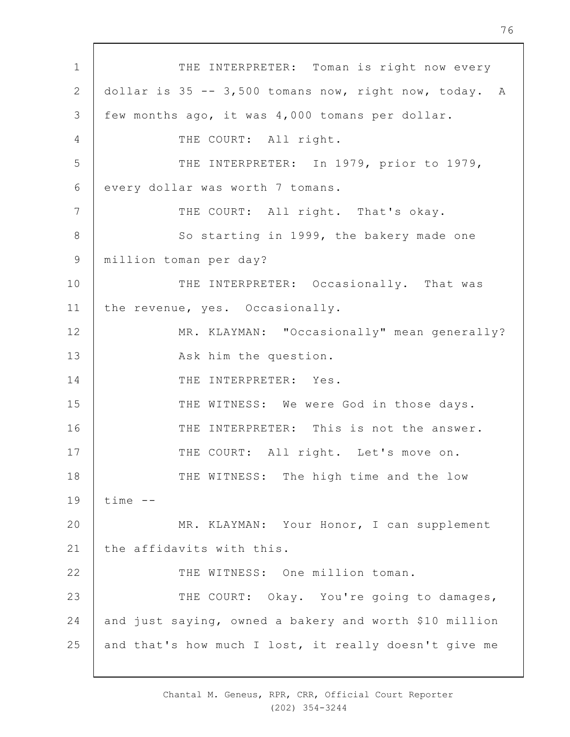THE INTERPRETER: Toman is right now every dollar is 35 -- 3,500 tomans now, right now, today. A few months ago, it was 4,000 tomans per dollar.

THE COURT: All right.

THE INTERPRETER: In 1979, prior to 1979, every dollar was worth 7 tomans.

THE COURT: All right. That's okay.

So starting in 1999, the bakery made one million toman per day?

THE INTERPRETER: Occasionally. That was the revenue, yes. Occasionally.

MR. KLAYMAN: "Occasionally" mean generally? Ask him the question.

THE INTERPRETER: Yes.

THE WITNESS: We were God in those days.

THE INTERPRETER: This is not the answer.

THE COURT: All right. Let's move on.

THE WITNESS: The high time and the low time --

MR. KLAYMAN: Your Honor, I can supplement the affidavits with this.

THE WITNESS: One million toman.

THE COURT: Okay. You're going to damages, and just saying, owned a bakery and worth $10 million and that's how much I lost, it really doesn't give me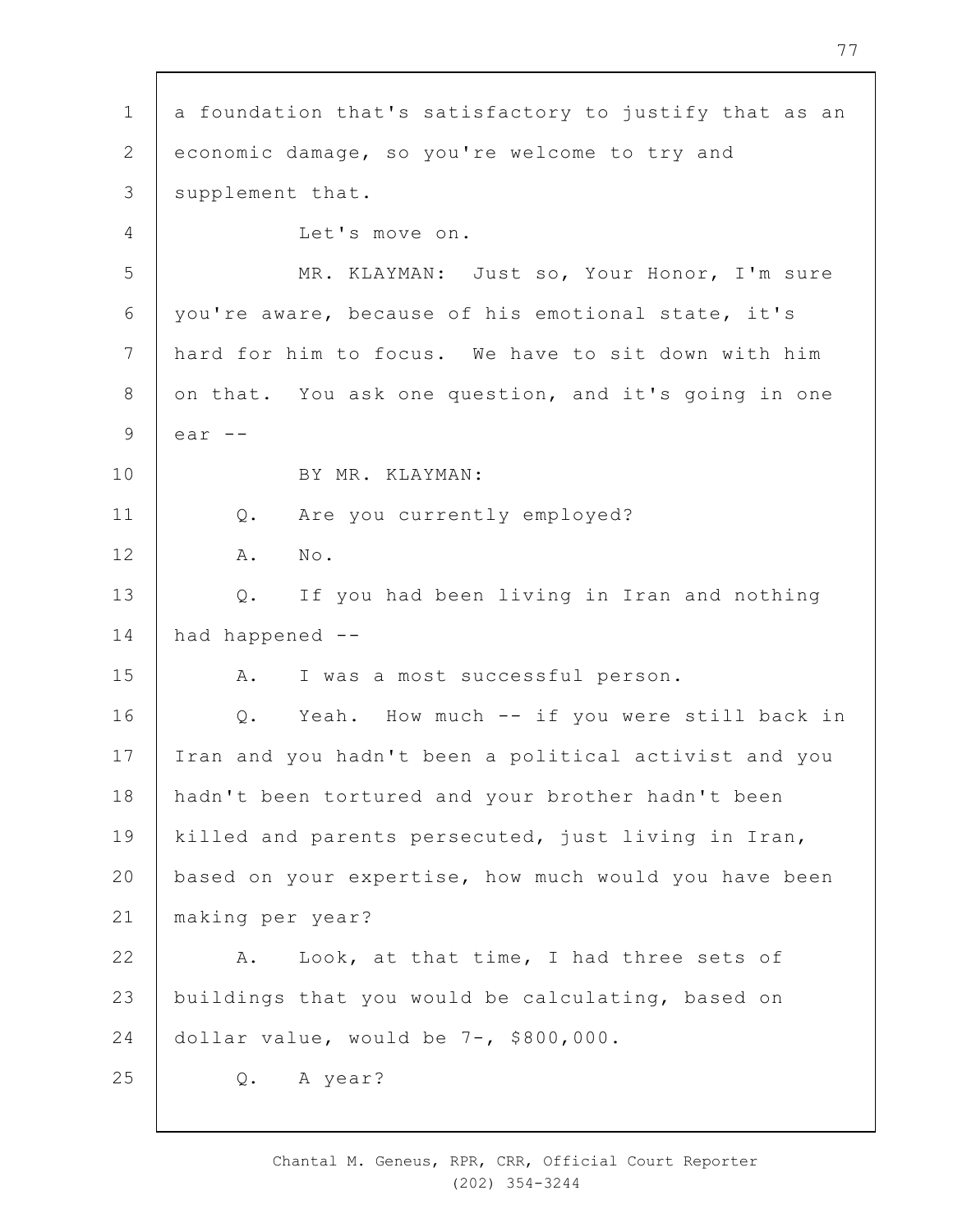a foundation that's satisfactory to justify that as an economic damage, so you're welcome to try and supplement that.

Let's move on.

MR. KLAYMAN: Just so, Your Honor, I'm sure you're aware, because of his emotional state, it's hard for him to focus. We have to sit down with him on that. You ask one question, and it's going in one ear --

BY MR. KLAYMAN:

Q. Are you currently employed?

A. No.

Q. If you had been living in Iran and nothing had happened --

A. I was a most successful person.

Q. Yeah. How much -- if you were still back in Iran and you hadn't been a political activist and you hadn't been tortured and your brother hadn't been killed and parents persecuted, just living in Iran, based on your expertise, how much would you have been making per year?

A. Look, at that time, I had three sets of buildings that you would be calculating, based on dollar value, would be 7-, $800,000.

Q. A year?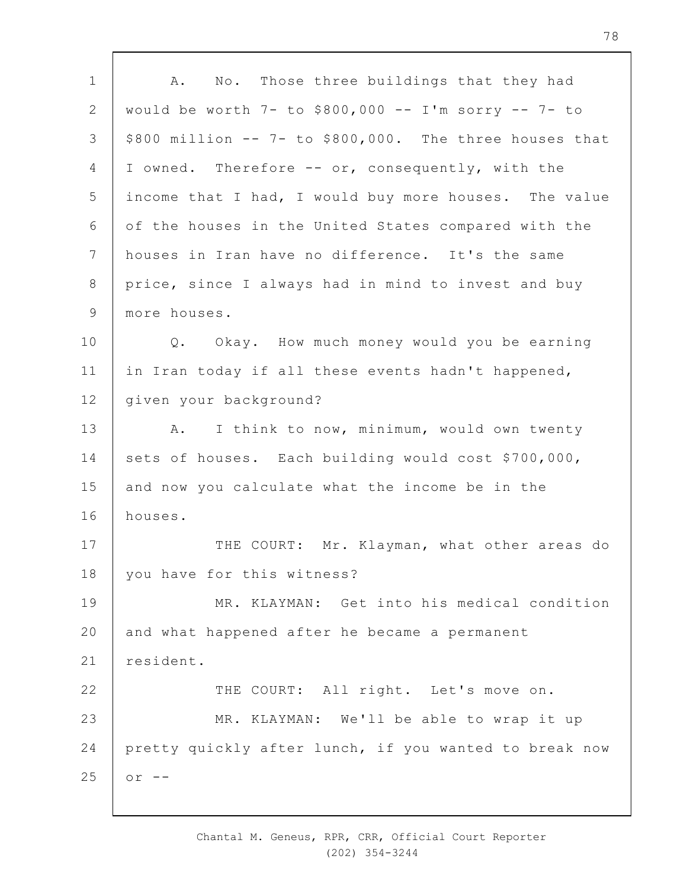A. No. Those three buildings that they had would be worth 7- to $800,000 -- I'm sorry -- 7- to $800 million -- 7- to $800,000. The three houses that I owned. Therefore -- or, consequently, with the income that I had, I would buy more houses. The value of the houses in the United States compared with the houses in Iran have no difference. It's the same price, since I always had in mind to invest and buy more houses.

Q. Okay. How much money would you be earning in Iran today if all these events hadn't happened, given your background?

A. I think to now, minimum, would own twenty sets of houses. Each building would cost $700,000, and now you calculate what the income be in the houses.

THE COURT: Mr. Klayman, what other areas do you have for this witness?

MR. KLAYMAN: Get into his medical condition and what happened after he became a permanent resident.

THE COURT: All right. Let's move on.

MR. KLAYMAN: We'll be able to wrap it up pretty quickly after lunch, if you wanted to break now or --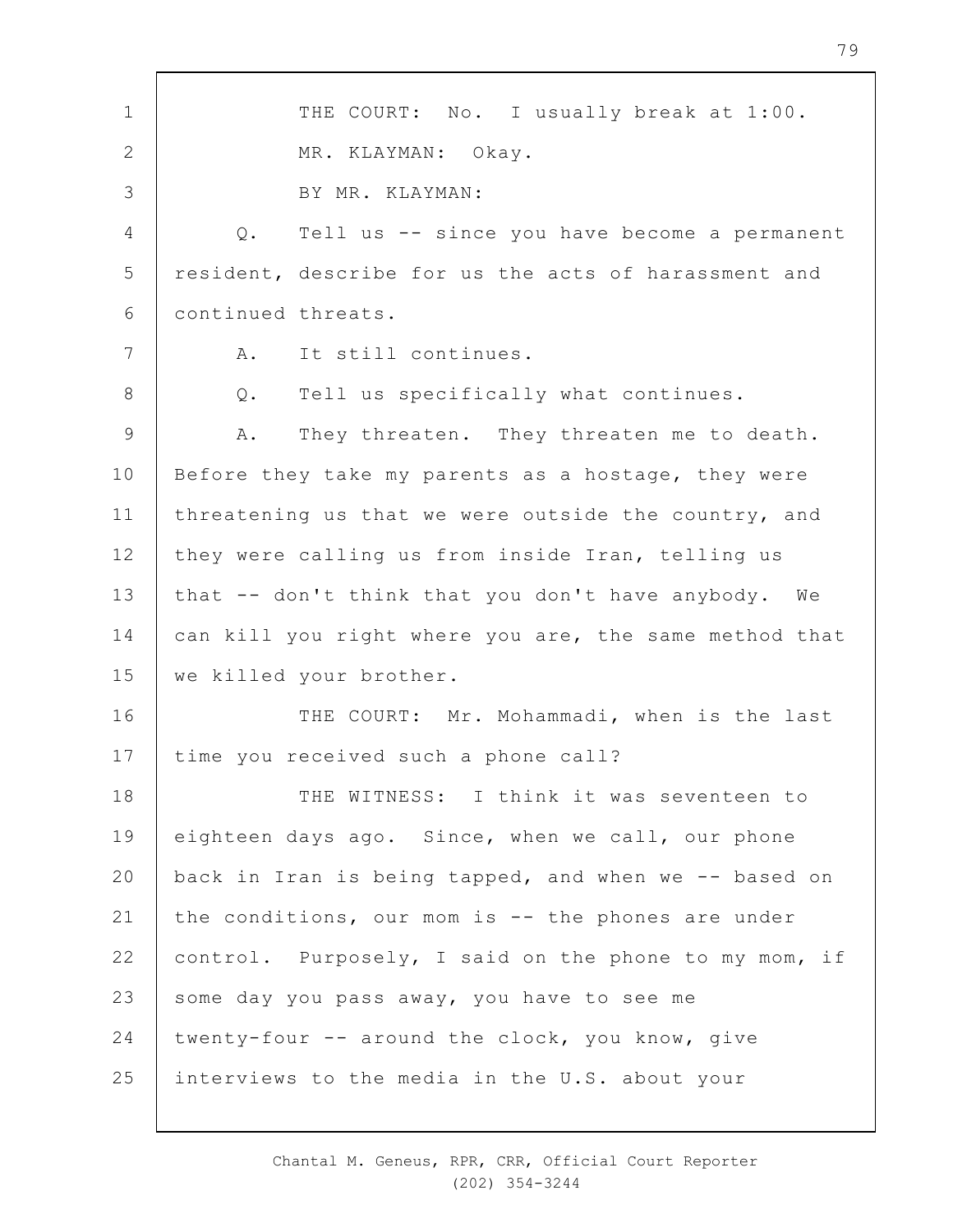THE COURT: No. I usually break at 1:00.

MR. KLAYMAN: Okay.

BY MR. KLAYMAN:

Q. Tell us -- since you have become a permanent resident, describe for us the acts of harassment and continued threats.

A. It still continues.

Q. Tell us specifically what continues.

A. They threaten. They threaten me to death. Before they take my parents as a hostage, they were threatening us that we were outside the country, and they were calling us from inside Iran, telling us that -- don't think that you don't have anybody. We can kill you right where you are, the same method that we killed your brother.

THE COURT: Mr. Mohammadi, when is the last time you received such a phone call?

THE WITNESS: I think it was seventeen to eighteen days ago. Since, when we call, our phone back in Iran is being tapped, and when we -- based on the conditions, our mom is -- the phones are under control. Purposely, I said on the phone to my mom, if some day you pass away, you have to see me twenty-four -- around the clock, you know, give interviews to the media in the U.S. about your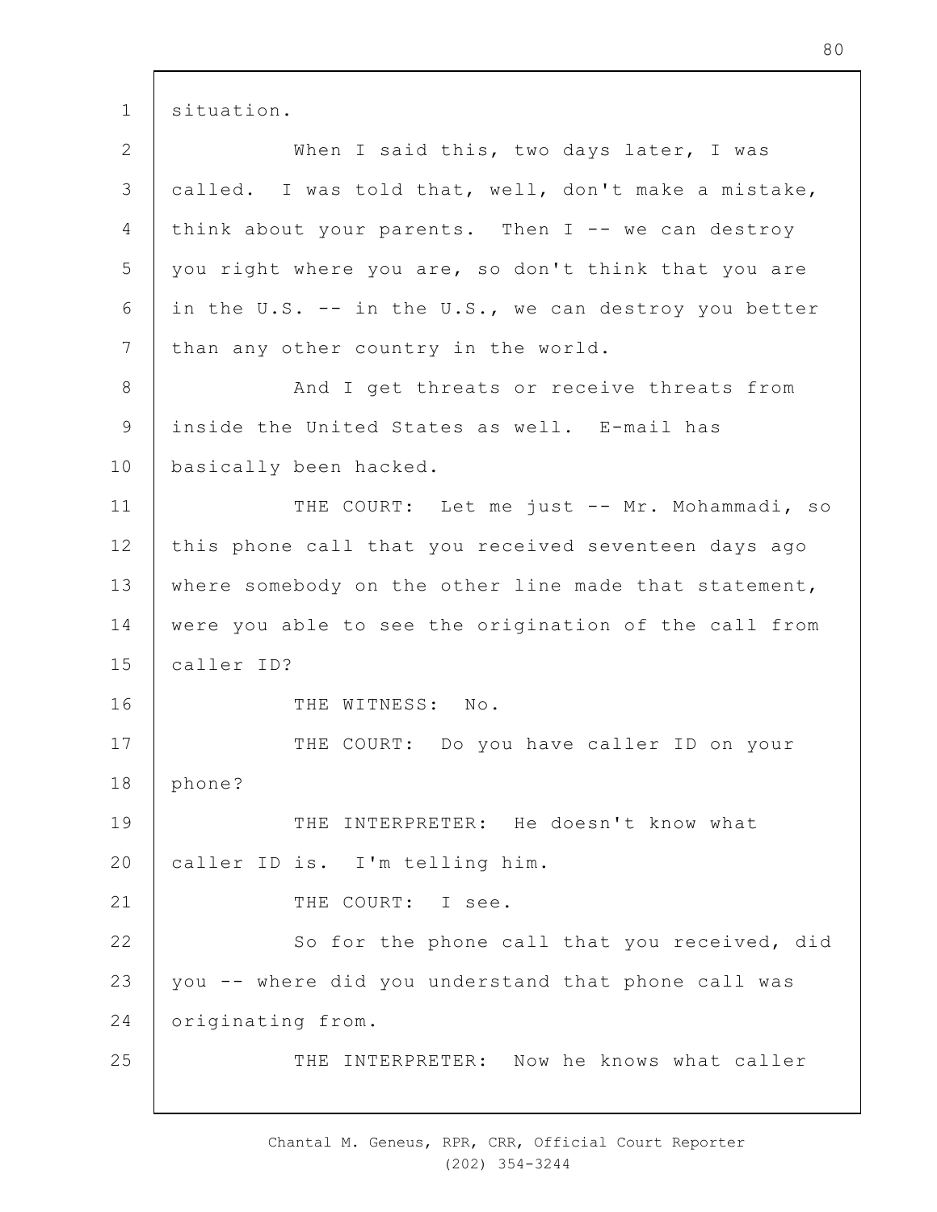situation.

When I said this, two days later, I was called. I was told that, well, don't make a mistake, think about your parents. Then I -- we can destroy you right where you are, so don't think that you are in the U.S. -- in the U.S., we can destroy you better than any other country in the world.

And I get threats or receive threats from inside the United States as well. E-mail has basically been hacked.

THE COURT: Let me just -- Mr. Mohammadi, so this phone call that you received seventeen days ago where somebody on the other line made that statement, were you able to see the origination of the call from caller ID?

THE WITNESS: No.

THE COURT: Do you have caller ID on your phone?

THE INTERPRETER: He doesn't know what caller ID is. I'm telling him.

THE COURT: I see.

So for the phone call that you received, did you -- where did you understand that phone call was originating from.

THE INTERPRETER: Now he knows what caller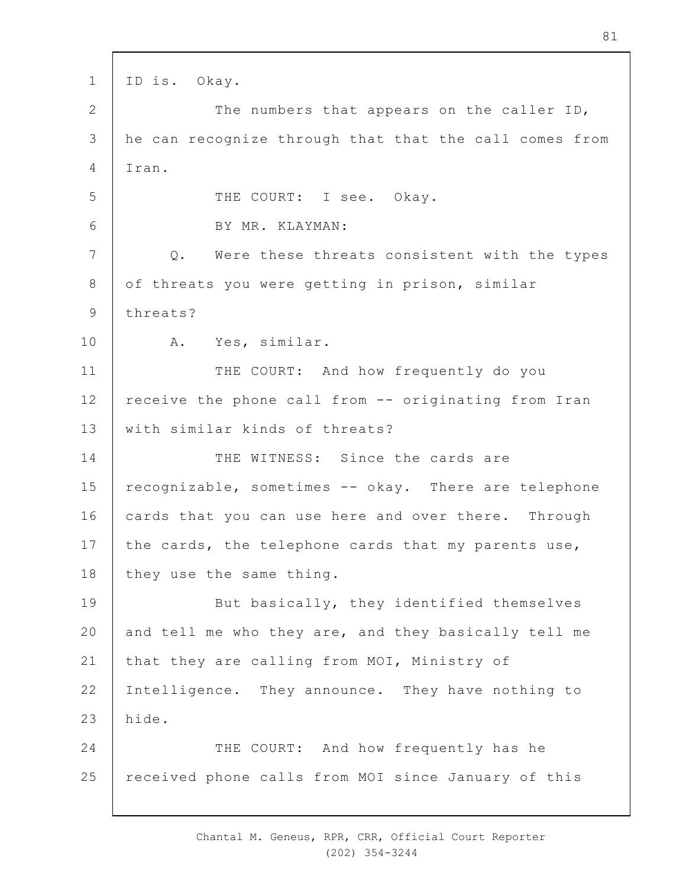ID is. Okay.

The numbers that appears on the caller ID, he can recognize through that that the call comes from Iran.

THE COURT: I see. Okay.

BY MR. KLAYMAN:

Q. Were these threats consistent with the types of threats you were getting in prison, similar threats?

A. Yes, similar.

THE COURT: And how frequently do you receive the phone call from -- originating from Iran with similar kinds of threats?

THE WITNESS: Since the cards are recognizable, sometimes -- okay. There are telephone cards that you can use here and over there. Through the cards, the telephone cards that my parents use, they use the same thing.

But basically, they identified themselves and tell me who they are, and they basically tell me that they are calling from MOI, Ministry of Intelligence. They announce. They have nothing to hide.

THE COURT: And how frequently has he received phone calls from MOI since January of this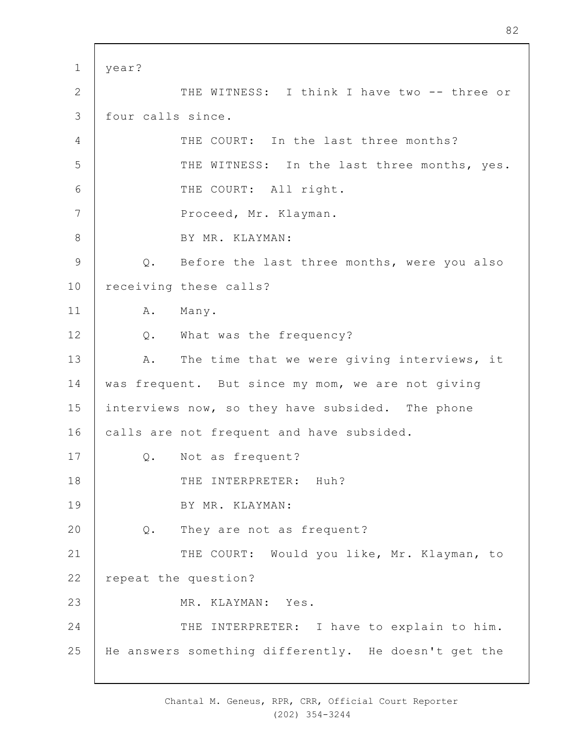year?

THE WITNESS: I think I have two -- three or four calls since.

THE COURT: In the last three months?

THE WITNESS: In the last three months, yes.

THE COURT: All right.

Proceed, Mr. Klayman.

BY MR. KLAYMAN:

Q. Before the last three months, were you also receiving these calls?

A. Many.

Q. What was the frequency?

A. The time that we were giving interviews, it was frequent. But since my mom, we are not giving interviews now, so they have subsided. The phone calls are not frequent and have subsided.

Q. Not as frequent?

THE INTERPRETER: Huh?

BY MR. KLAYMAN:

Q. They are not as frequent?

THE COURT: Would you like, Mr. Klayman, to repeat the question?

MR. KLAYMAN: Yes.

THE INTERPRETER: I have to explain to him. He answers something differently. He doesn't get the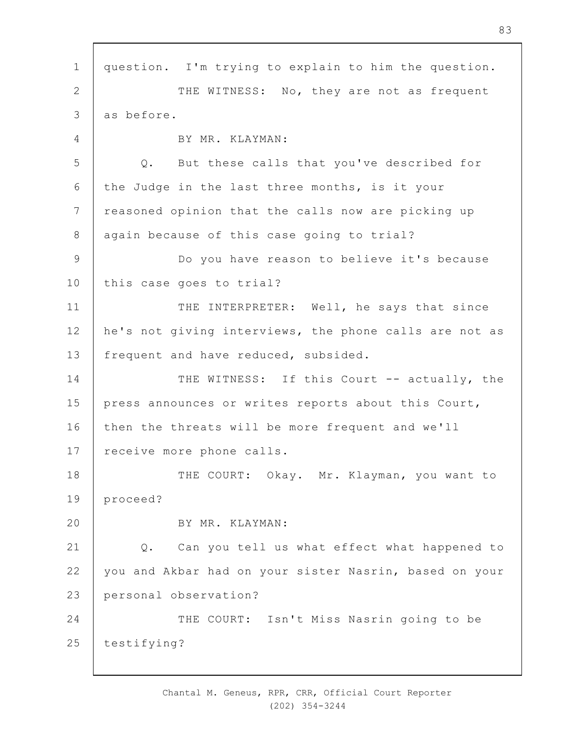question. I'm trying to explain to him the question.

THE WITNESS: No, they are not as frequent as before.

BY MR. KLAYMAN:

Q. But these calls that you've described for the Judge in the last three months, is it your reasoned opinion that the calls now are picking up again because of this case going to trial?

Do you have reason to believe it's because this case goes to trial?

THE INTERPRETER: Well, he says that since he's not giving interviews, the phone calls are not as frequent and have reduced, subsided.

THE WITNESS: If this Court -- actually, the press announces or writes reports about this Court, then the threats will be more frequent and we'll receive more phone calls.

THE COURT: Okay. Mr. Klayman, you want to proceed?

BY MR. KLAYMAN:

Q. Can you tell us what effect what happened to you and Akbar had on your sister Nasrin, based on your personal observation?

THE COURT: Isn't Miss Nasrin going to be testifying?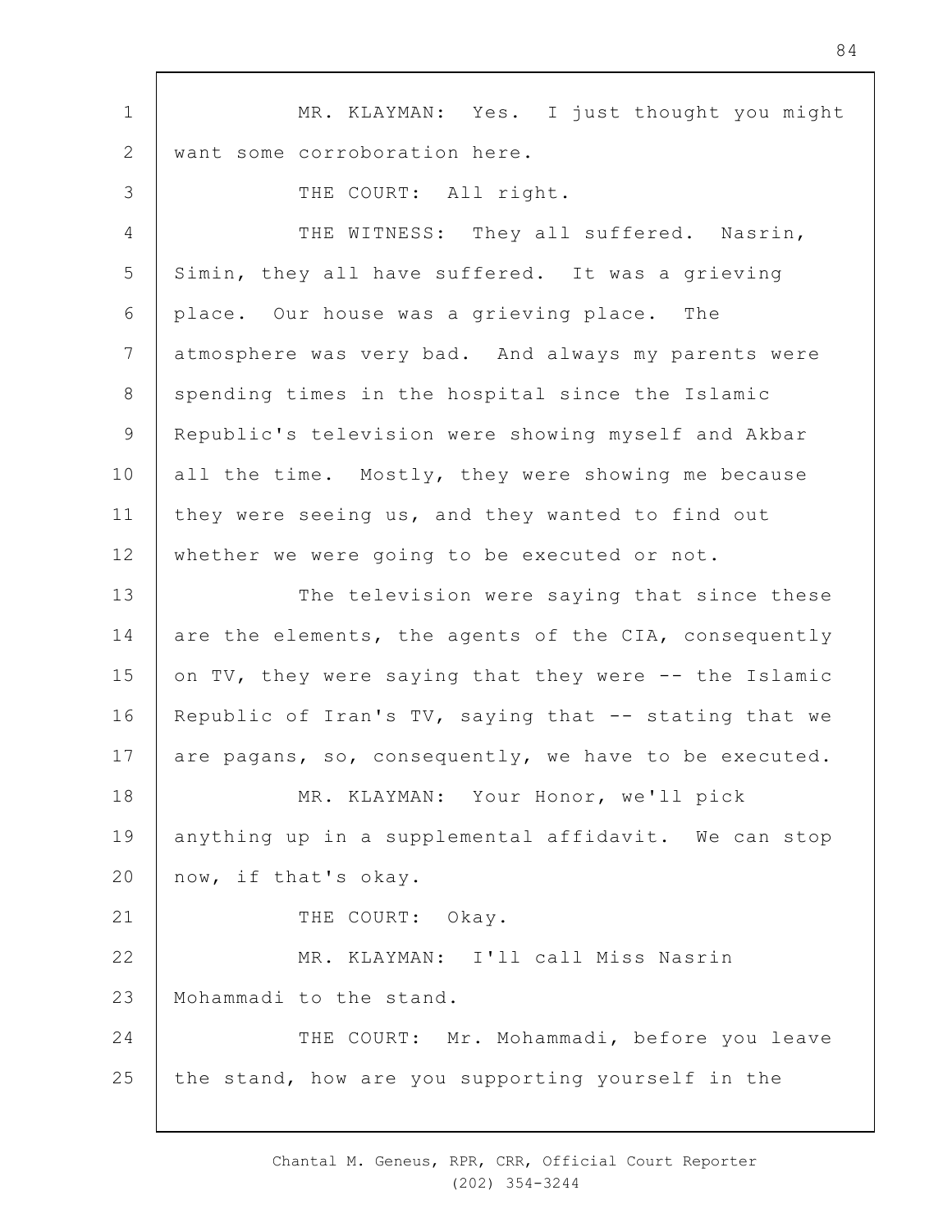MR. KLAYMAN: Yes. I just thought you might want some corroboration here.

THE COURT: All right.

THE WITNESS: They all suffered. Nasrin, Simin, they all have suffered. It was a grieving place. Our house was a grieving place. The atmosphere was very bad. And always my parents were spending times in the hospital since the Islamic Republic's television were showing myself and Akbar all the time. Mostly, they were showing me because they were seeing us, and they wanted to find out whether we were going to be executed or not.

The television were saying that since these are the elements, the agents of the CIA, consequently on TV, they were saying that they were -- the Islamic Republic of Iran's TV, saying that -- stating that we are pagans, so, consequently, we have to be executed.

MR. KLAYMAN: Your Honor, we'll pick anything up in a supplemental affidavit. We can stop now, if that's okay.

THE COURT: Okay.

MR. KLAYMAN: I'll call Miss Nasrin Mohammadi to the stand.

THE COURT: Mr. Mohammadi, before you leave the stand, how are you supporting yourself in the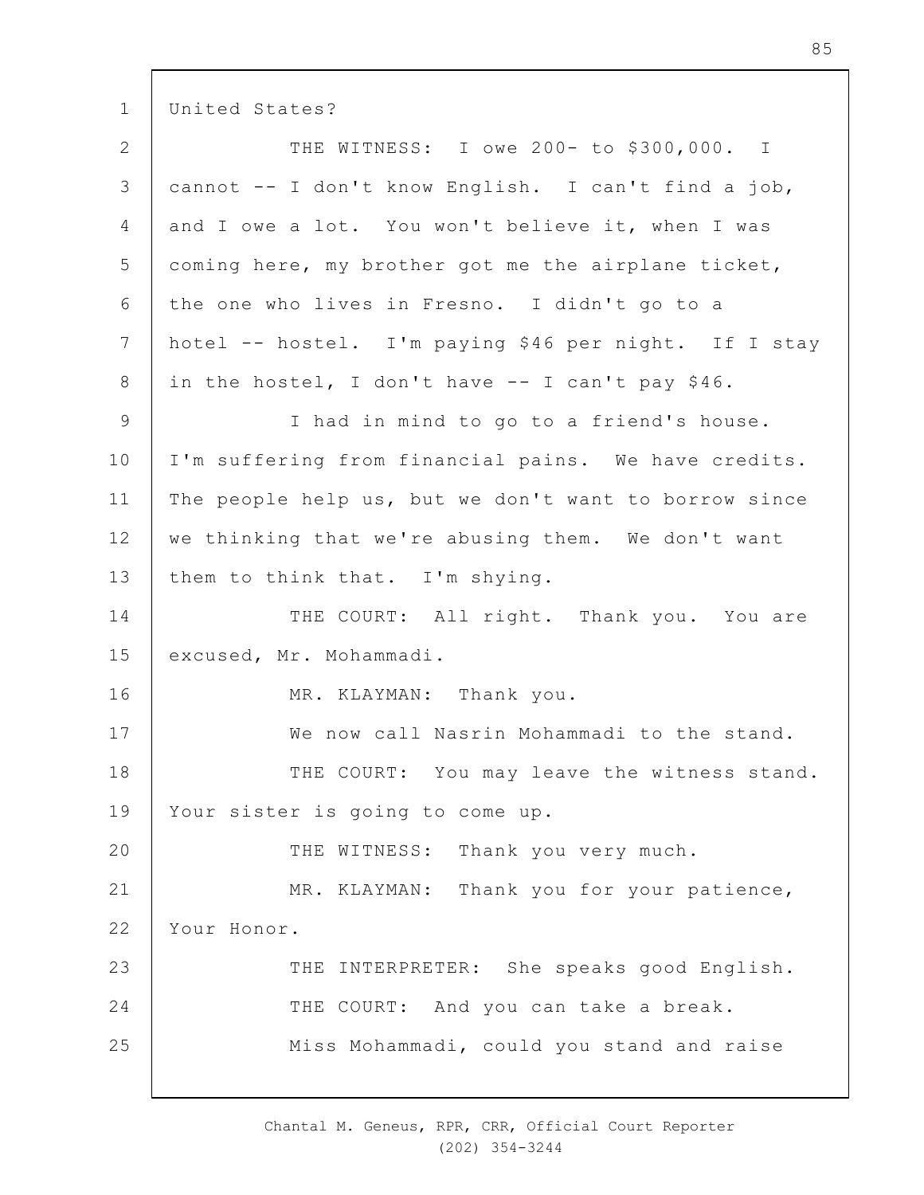United States?

THE WITNESS: I owe 200- to $300,000. I cannot -- I don't know English. I can't find a job, and I owe a lot. You won't believe it, when I was coming here, my brother got me the airplane ticket, the one who lives in Fresno. I didn't go to a hotel -- hostel. I'm paying $46 per night. If I stay in the hostel, I don't have -- I can't pay $46.

I had in mind to go to a friend's house. I'm suffering from financial pains. We have credits. The people help us, but we don't want to borrow since we thinking that we're abusing them. We don't want them to think that. I'm shying.

THE COURT: All right. Thank you. You are excused, Mr. Mohammadi.

MR. KLAYMAN: Thank you.

We now call Nasrin Mohammadi to the stand.

THE COURT: You may leave the witness stand. Your sister is going to come up.

THE WITNESS: Thank you very much.

MR. KLAYMAN: Thank you for your patience, Your Honor.

THE INTERPRETER: She speaks good English.

THE COURT: And you can take a break.

Miss Mohammadi, could you stand and raise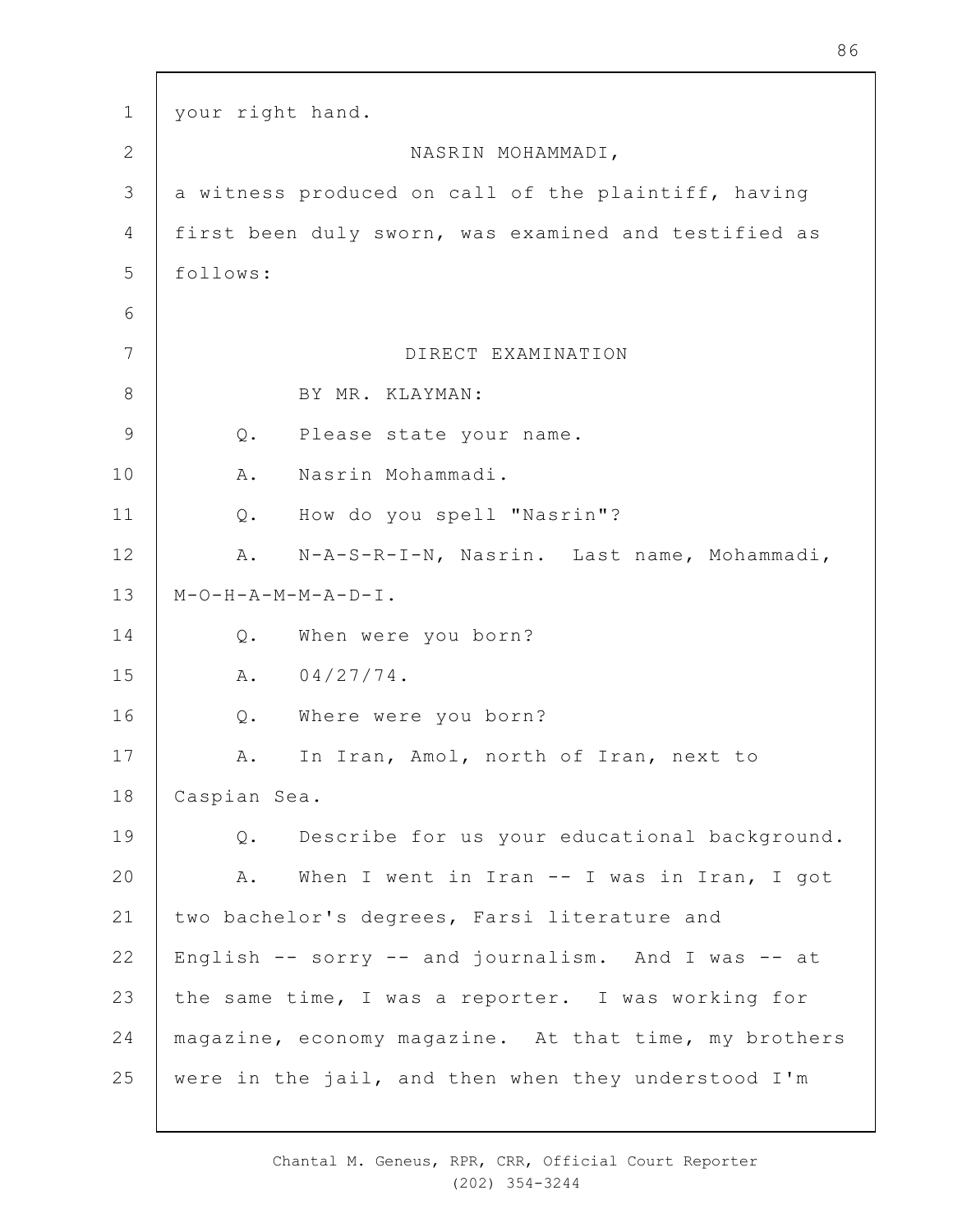your right hand.

NASRIN MOHAMMADI,

a witness produced on call of the plaintiff, having first been duly sworn, was examined and testified as follows:

DIRECT EXAMINATION

BY MR. KLAYMAN:

Q. Please state your name.

A. Nasrin Mohammadi.

Q. How do you spell "Nasrin"?

A. N-A-S-R-I-N, Nasrin. Last name, Mohammadi, M-O-H-A-M-M-A-D-I.

Q. When were you born?

A. 04/27/74.

Q. Where were you born?

A. In Iran, Amol, north of Iran, next to Caspian Sea.

Q. Describe for us your educational background.

A. When I went in Iran -- I was in Iran, I got two bachelor's degrees, Farsi literature and English -- sorry -- and journalism. And I was -- at the same time, I was a reporter. I was working for magazine, economy magazine. At that time, my brothers were in the jail, and then when they understood I'm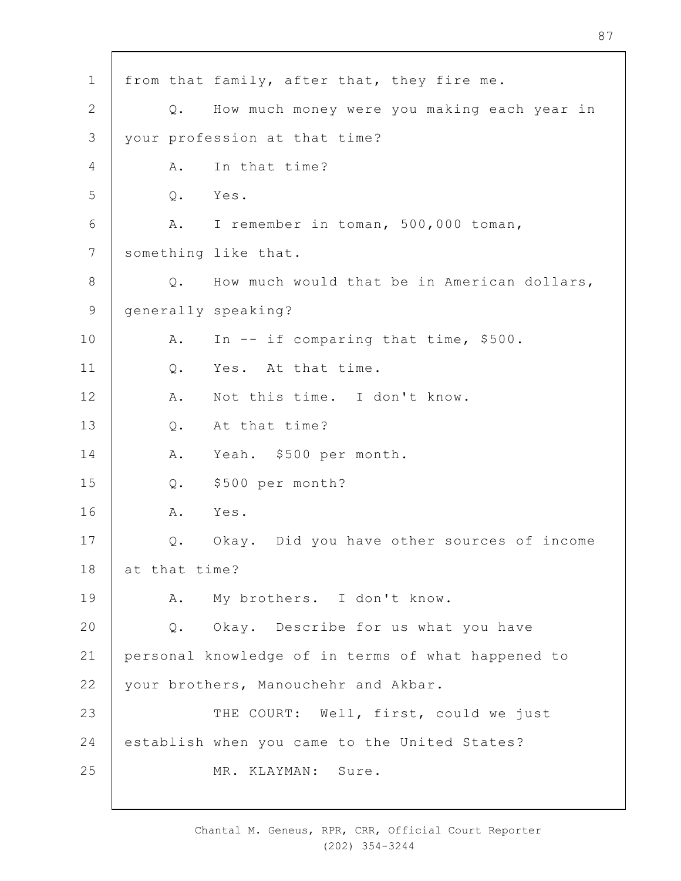from that family, after that, they fire me.

Q. How much money were you making each year in your profession at that time?

A. In that time?

Q. Yes.

A. I remember in toman, 500,000 toman, something like that.

Q. How much would that be in American dollars, generally speaking?

A. In -- if comparing that time, $500.

Q. Yes. At that time.

A. Not this time. I don't know.

Q. At that time?

A. Yeah. $500 per month.

Q. $500 per month?

A. Yes.

Q. Okay. Did you have other sources of income at that time?

A. My brothers. I don't know.

Q. Okay. Describe for us what you have personal knowledge of in terms of what happened to your brothers, Manouchehr and Akbar.

THE COURT: Well, first, could we just establish when you came to the United States?

MR. KLAYMAN: Sure.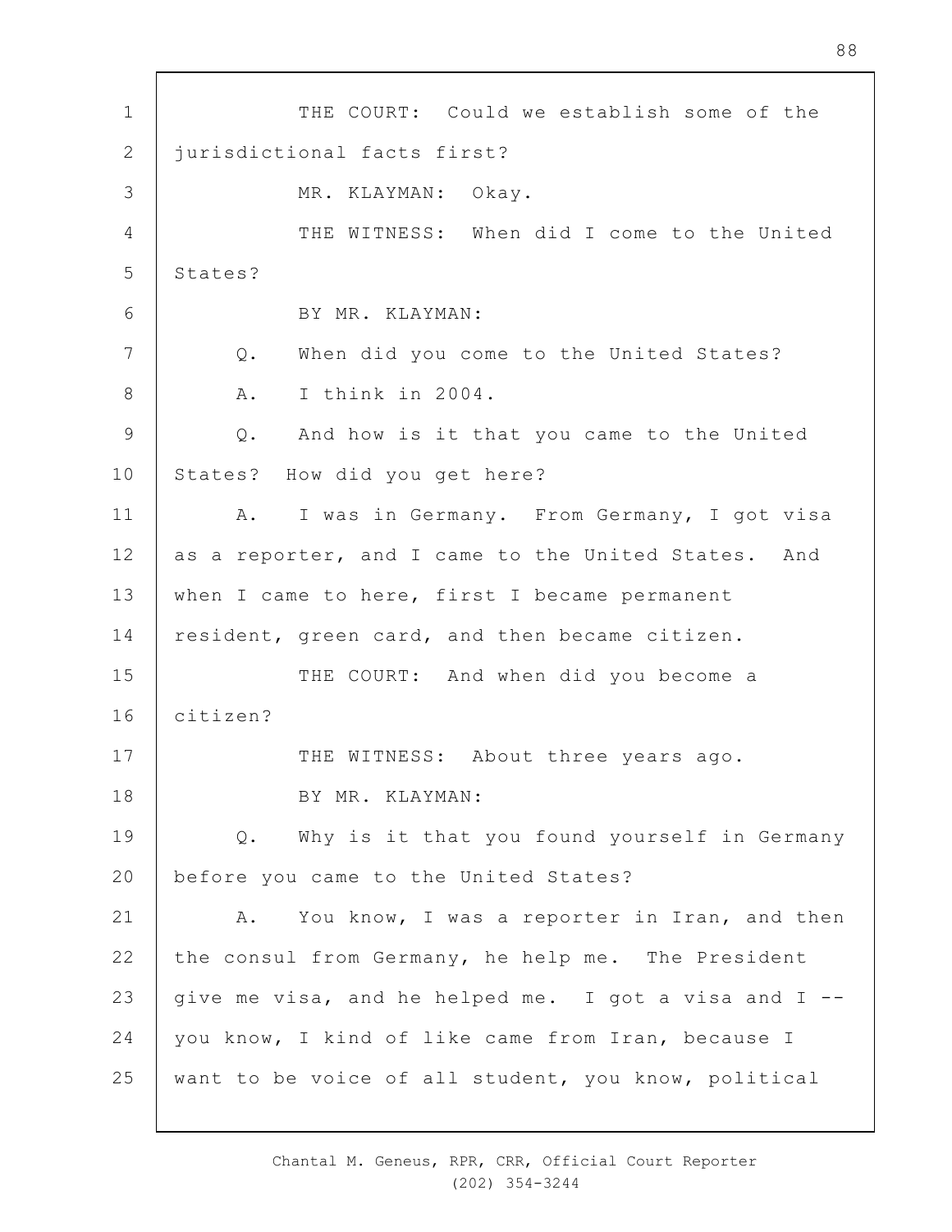THE COURT: Could we establish some of the jurisdictional facts first?

MR. KLAYMAN: Okay.

THE WITNESS: When did I come to the United States?

BY MR. KLAYMAN:

Q. When did you come to the United States?

A. I think in 2004.

Q. And how is it that you came to the United States? How did you get here?

A. I was in Germany. From Germany, I got visa as a reporter, and I came to the United States. And when I came to here, first I became permanent resident, green card, and then became citizen.

THE COURT: And when did you become a citizen?

THE WITNESS: About three years ago.

BY MR. KLAYMAN:

Q. Why is it that you found yourself in Germany before you came to the United States?

A. You know, I was a reporter in Iran, and then the consul from Germany, he help me. The President give me visa, and he helped me. I got a visa and I -- you know, I kind of like came from Iran, because I want to be voice of all student, you know, political

Chantal M. Geneus, RPR, CRR, Official Court Reporter
(202) 354-3244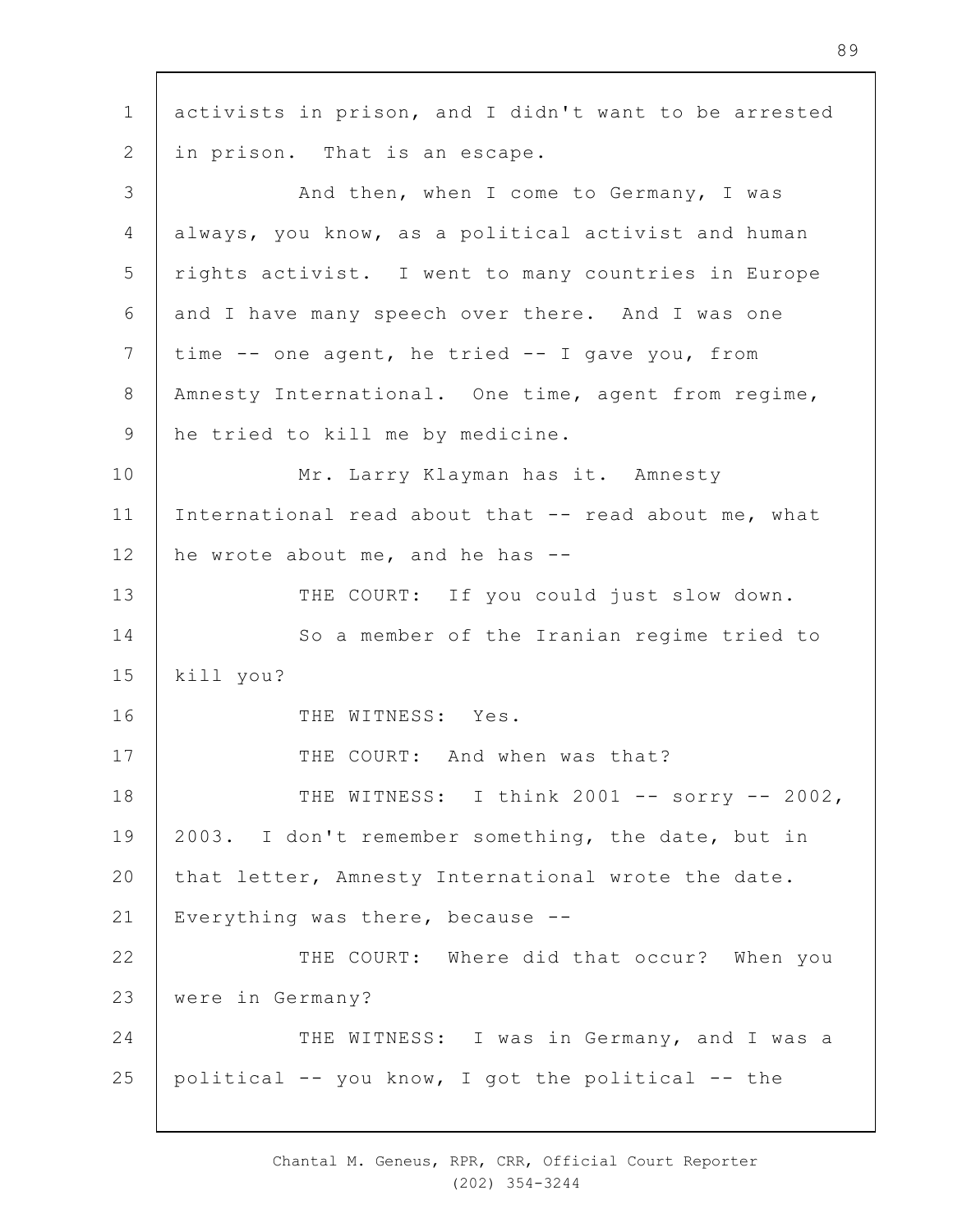activists in prison, and I didn't want to be arrested in prison. That is an escape.

And then, when I come to Germany, I was always, you know, as a political activist and human rights activist. I went to many countries in Europe and I have many speech over there. And I was one time -- one agent, he tried -- I gave you, from Amnesty International. One time, agent from regime, he tried to kill me by medicine.

Mr. Larry Klayman has it. Amnesty International read about that -- read about me, what he wrote about me, and he has --

THE COURT: If you could just slow down.

So a member of the Iranian regime tried to kill you?

THE WITNESS: Yes.

THE COURT: And when was that?

THE WITNESS: I think 2001 -- sorry -- 2002, 2003. I don't remember something, the date, but in that letter, Amnesty International wrote the date. Everything was there, because --

THE COURT: Where did that occur? When you were in Germany?

THE WITNESS: I was in Germany, and I was a political -- you know, I got the political -- the

Chantal M. Geneus, RPR, CRR, Official Court Reporter
(202) 354-3244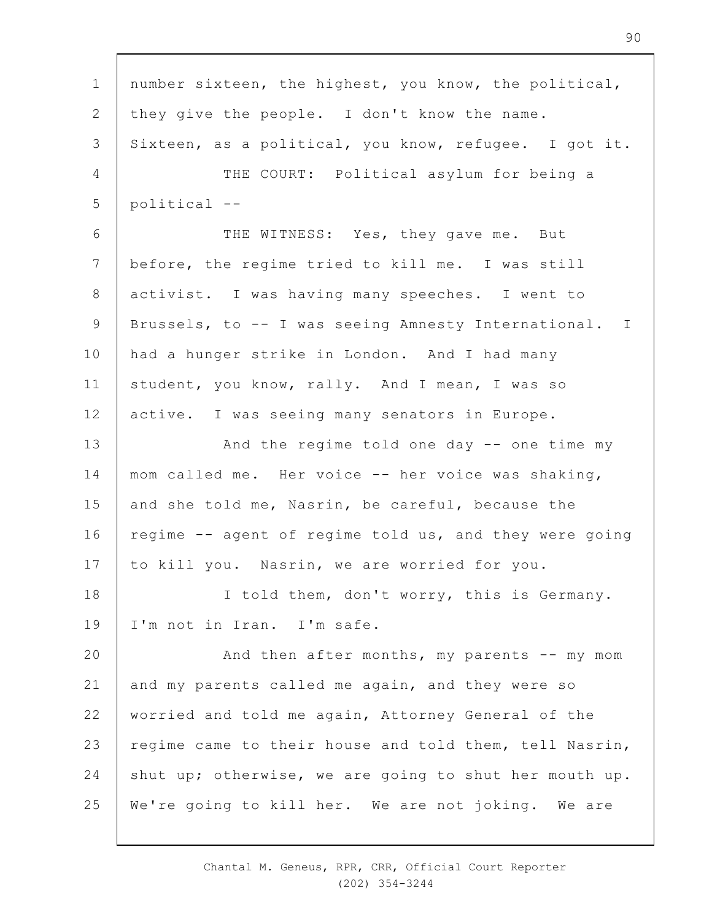number sixteen, the highest, you know, the political, they give the people. I don't know the name. Sixteen, as a political, you know, refugee. I got it.

THE COURT: Political asylum for being a political --

THE WITNESS: Yes, they gave me. But before, the regime tried to kill me. I was still activist. I was having many speeches. I went to Brussels, to -- I was seeing Amnesty International. I had a hunger strike in London. And I had many student, you know, rally. And I mean, I was so active. I was seeing many senators in Europe.

And the regime told one day -- one time my mom called me. Her voice -- her voice was shaking, and she told me, Nasrin, be careful, because the regime -- agent of regime told us, and they were going to kill you. Nasrin, we are worried for you.

I told them, don't worry, this is Germany. I'm not in Iran. I'm safe.

And then after months, my parents -- my mom and my parents called me again, and they were so worried and told me again, Attorney General of the regime came to their house and told them, tell Nasrin, shut up; otherwise, we are going to shut her mouth up. We're going to kill her. We are not joking. We are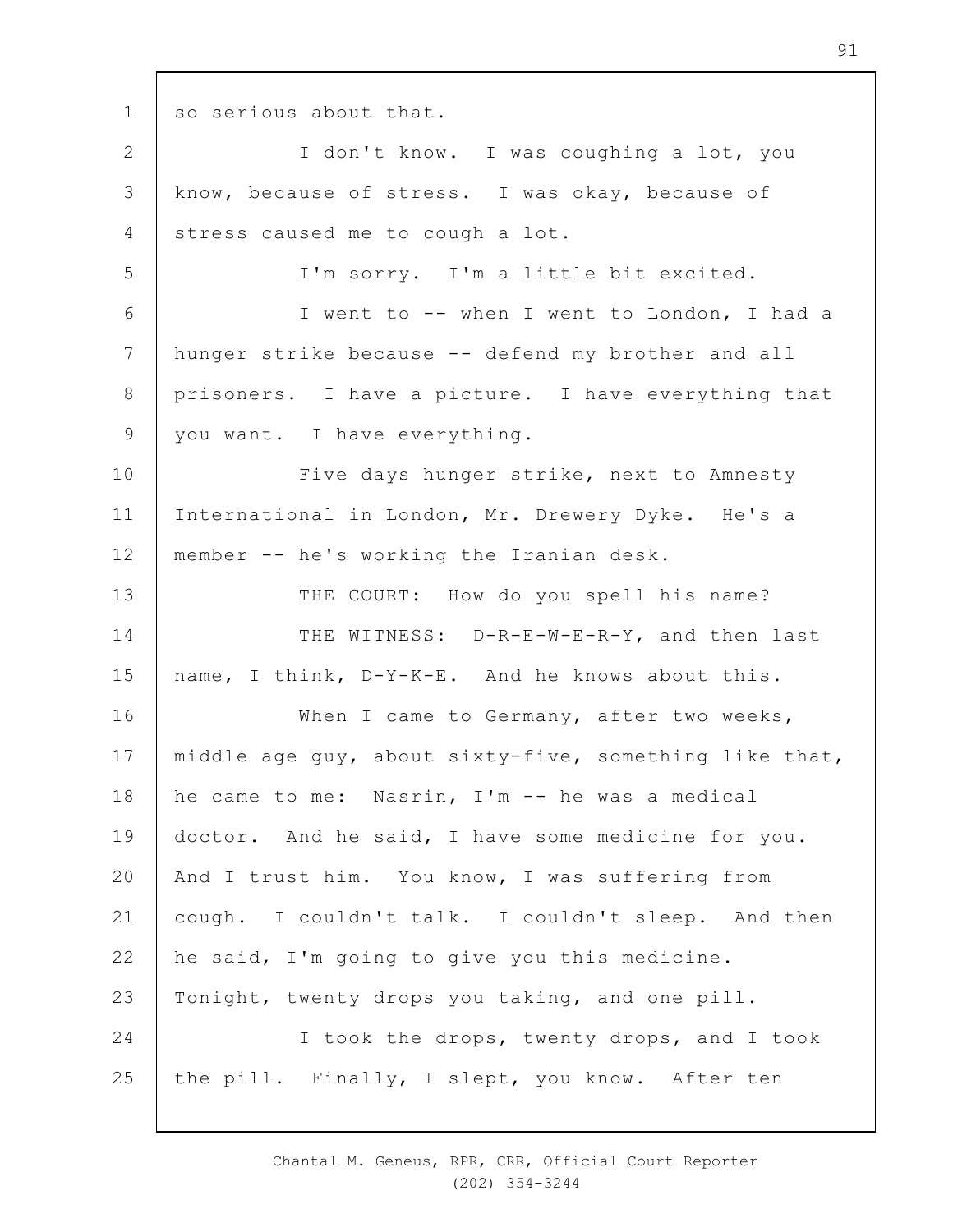so serious about that.

I don't know. I was coughing a lot, you know, because of stress. I was okay, because of stress caused me to cough a lot.

I'm sorry. I'm a little bit excited.

I went to -- when I went to London, I had a hunger strike because -- defend my brother and all prisoners. I have a picture. I have everything that you want. I have everything.

Five days hunger strike, next to Amnesty International in London, Mr. Drewery Dyke. He's a member -- he's working the Iranian desk.

THE COURT: How do you spell his name?

THE WITNESS: D-R-E-W-E-R-Y, and then last name, I think, D-Y-K-E. And he knows about this.

When I came to Germany, after two weeks, middle age guy, about sixty-five, something like that, he came to me: Nasrin, I'm -- he was a medical doctor. And he said, I have some medicine for you. And I trust him. You know, I was suffering from cough. I couldn't talk. I couldn't sleep. And then he said, I'm going to give you this medicine. Tonight, twenty drops you taking, and one pill.

I took the drops, twenty drops, and I took the pill. Finally, I slept, you know. After ten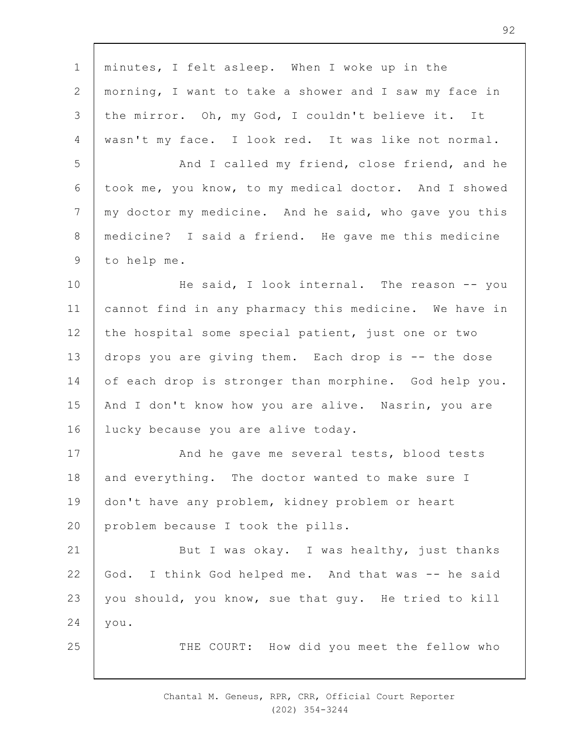minutes, I felt asleep. When I woke up in the morning, I want to take a shower and I saw my face in the mirror. Oh, my God, I couldn't believe it. It wasn't my face. I look red. It was like not normal.

And I called my friend, close friend, and he took me, you know, to my medical doctor. And I showed my doctor my medicine. And he said, who gave you this medicine? I said a friend. He gave me this medicine to help me.

He said, I look internal. The reason -- you cannot find in any pharmacy this medicine. We have in the hospital some special patient, just one or two drops you are giving them. Each drop is -- the dose of each drop is stronger than morphine. God help you. And I don't know how you are alive. Nasrin, you are lucky because you are alive today.

And he gave me several tests, blood tests and everything. The doctor wanted to make sure I don't have any problem, kidney problem or heart problem because I took the pills.

But I was okay. I was healthy, just thanks God. I think God helped me. And that was -- he said you should, you know, sue that guy. He tried to kill you.

THE COURT: How did you meet the fellow who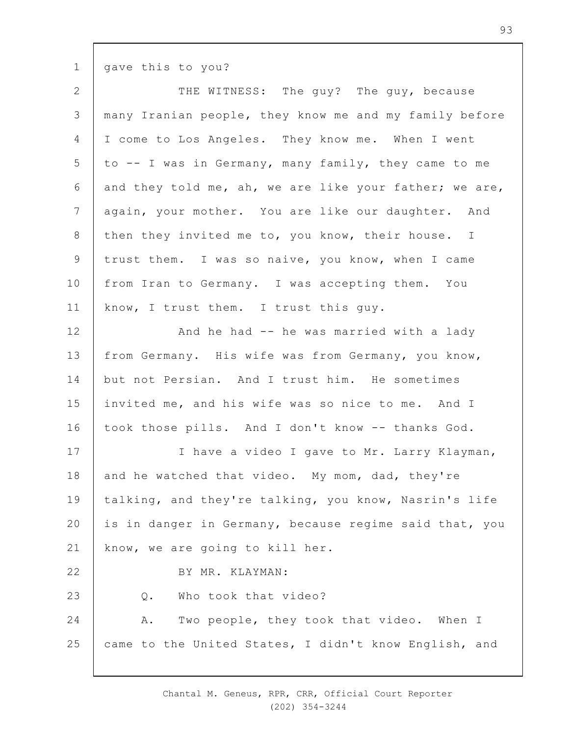gave this to you?

THE WITNESS: The guy? The guy, because many Iranian people, they know me and my family before I come to Los Angeles. They know me. When I went to -- I was in Germany, many family, they came to me and they told me, ah, we are like your father; we are, again, your mother. You are like our daughter. And then they invited me to, you know, their house. I trust them. I was so naive, you know, when I came from Iran to Germany. I was accepting them. You know, I trust them. I trust this guy.

And he had -- he was married with a lady from Germany. His wife was from Germany, you know, but not Persian. And I trust him. He sometimes invited me, and his wife was so nice to me. And I took those pills. And I don't know -- thanks God.

I have a video I gave to Mr. Larry Klayman, and he watched that video. My mom, dad, they're talking, and they're talking, you know, Nasrin's life is in danger in Germany, because regime said that, you know, we are going to kill her.

BY MR. KLAYMAN:

Q. Who took that video?

A. Two people, they took that video. When I came to the United States, I didn't know English, and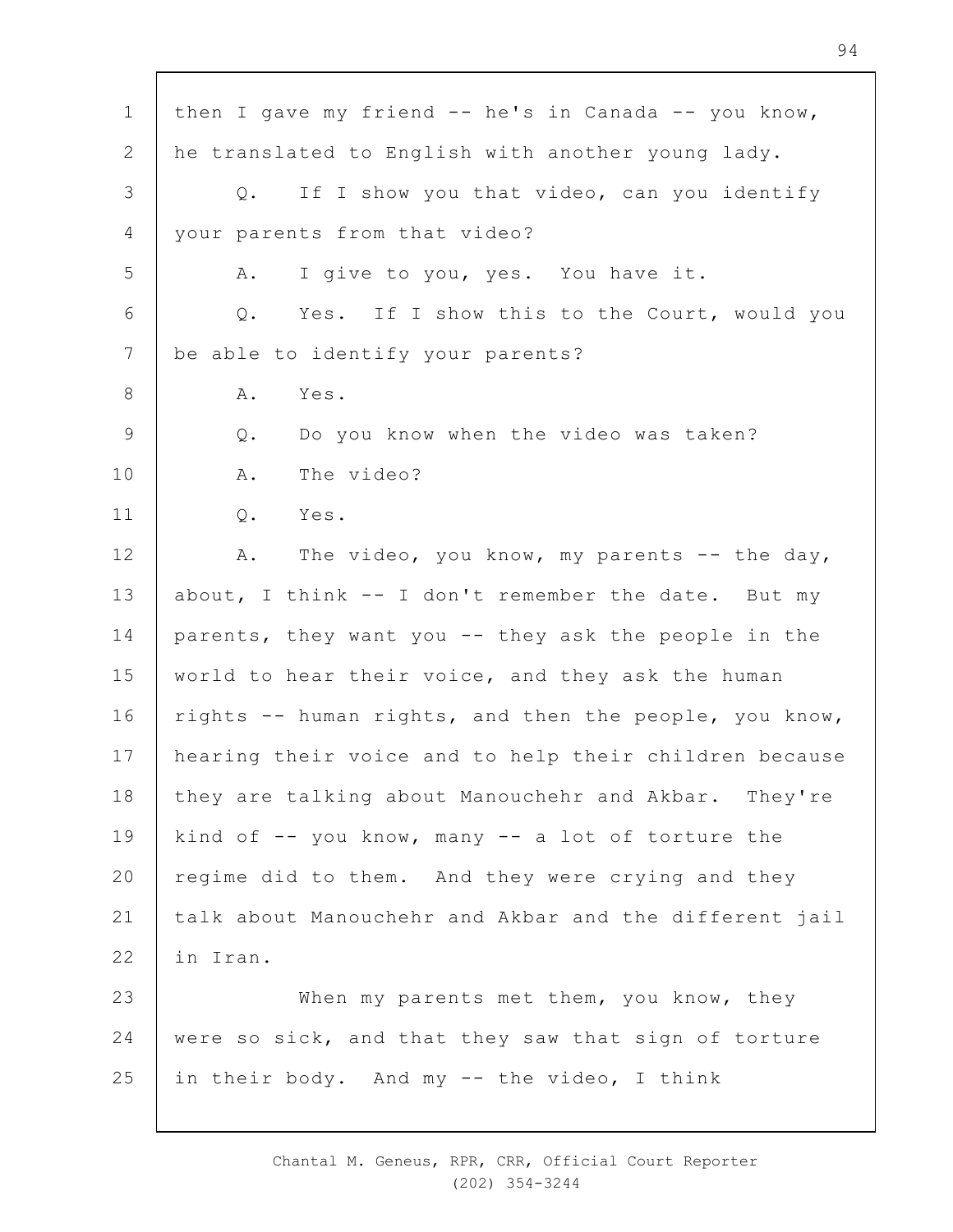then I gave my friend -- he's in Canada -- you know, he translated to English with another young lady.

Q. If I show you that video, can you identify your parents from that video?

A. I give to you, yes. You have it.

Q. Yes. If I show this to the Court, would you be able to identify your parents?

A. Yes.

Q. Do you know when the video was taken?

A. The video?

Q. Yes.

A. The video, you know, my parents -- the day, about, I think -- I don't remember the date. But my parents, they want you -- they ask the people in the world to hear their voice, and they ask the human rights -- human rights, and then the people, you know, hearing their voice and to help their children because they are talking about Manouchehr and Akbar. They're kind of -- you know, many -- a lot of torture the regime did to them. And they were crying and they talk about Manouchehr and Akbar and the different jail in Iran.

When my parents met them, you know, they were so sick, and that they saw that sign of torture in their body. And my -- the video, I think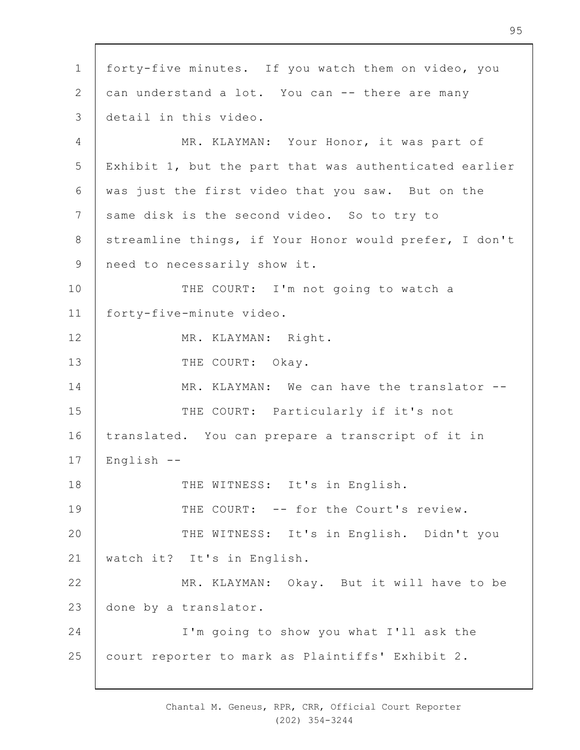forty-five minutes. If you watch them on video, you can understand a lot. You can -- there are many detail in this video.

MR. KLAYMAN: Your Honor, it was part of Exhibit 1, but the part that was authenticated earlier was just the first video that you saw. But on the same disk is the second video. So to try to streamline things, if Your Honor would prefer, I don't need to necessarily show it.

THE COURT: I'm not going to watch a forty-five-minute video.

MR. KLAYMAN: Right.

THE COURT: Okay.

MR. KLAYMAN: We can have the translator --

THE COURT: Particularly if it's not translated. You can prepare a transcript of it in English --

THE WITNESS: It's in English.

THE COURT: -- for the Court's review.

THE WITNESS: It's in English. Didn't you watch it? It's in English.

MR. KLAYMAN: Okay. But it will have to be done by a translator.

I'm going to show you what I'll ask the court reporter to mark as Plaintiffs' Exhibit 2.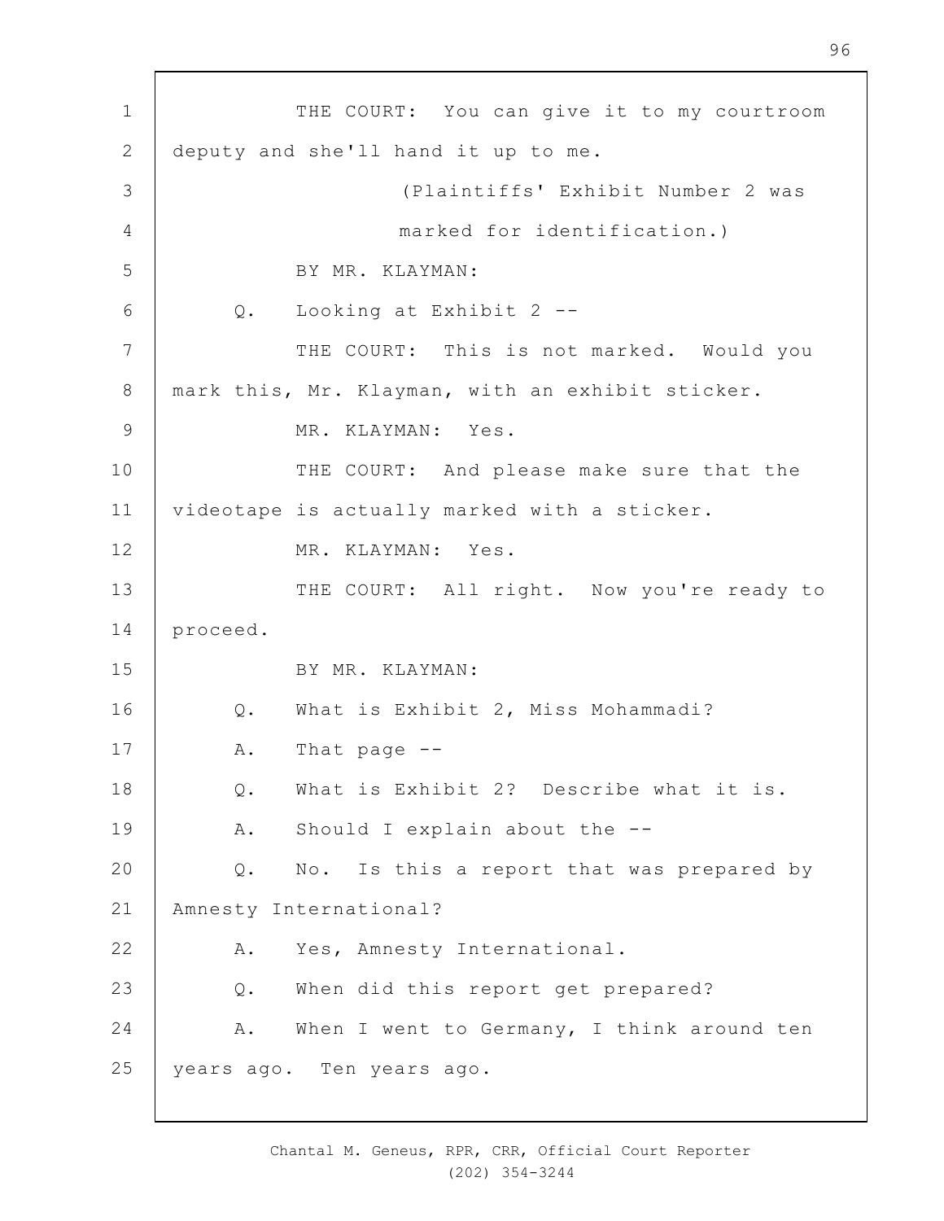THE COURT: You can give it to my courtroom deputy and she'll hand it up to me.

(Plaintiffs' Exhibit Number 2 was marked for identification.)

BY MR. KLAYMAN:

Q. Looking at Exhibit 2 --

THE COURT: This is not marked. Would you mark this, Mr. Klayman, with an exhibit sticker.

MR. KLAYMAN: Yes.

THE COURT: And please make sure that the videotape is actually marked with a sticker.

MR. KLAYMAN: Yes.

THE COURT: All right. Now you're ready to proceed.

BY MR. KLAYMAN:

Q. What is Exhibit 2, Miss Mohammadi?

A. That page --

Q. What is Exhibit 2? Describe what it is.

A. Should I explain about the --

Q. No. Is this a report that was prepared by Amnesty International?

A. Yes, Amnesty International.

Q. When did this report get prepared?

A. When I went to Germany, I think around ten years ago. Ten years ago.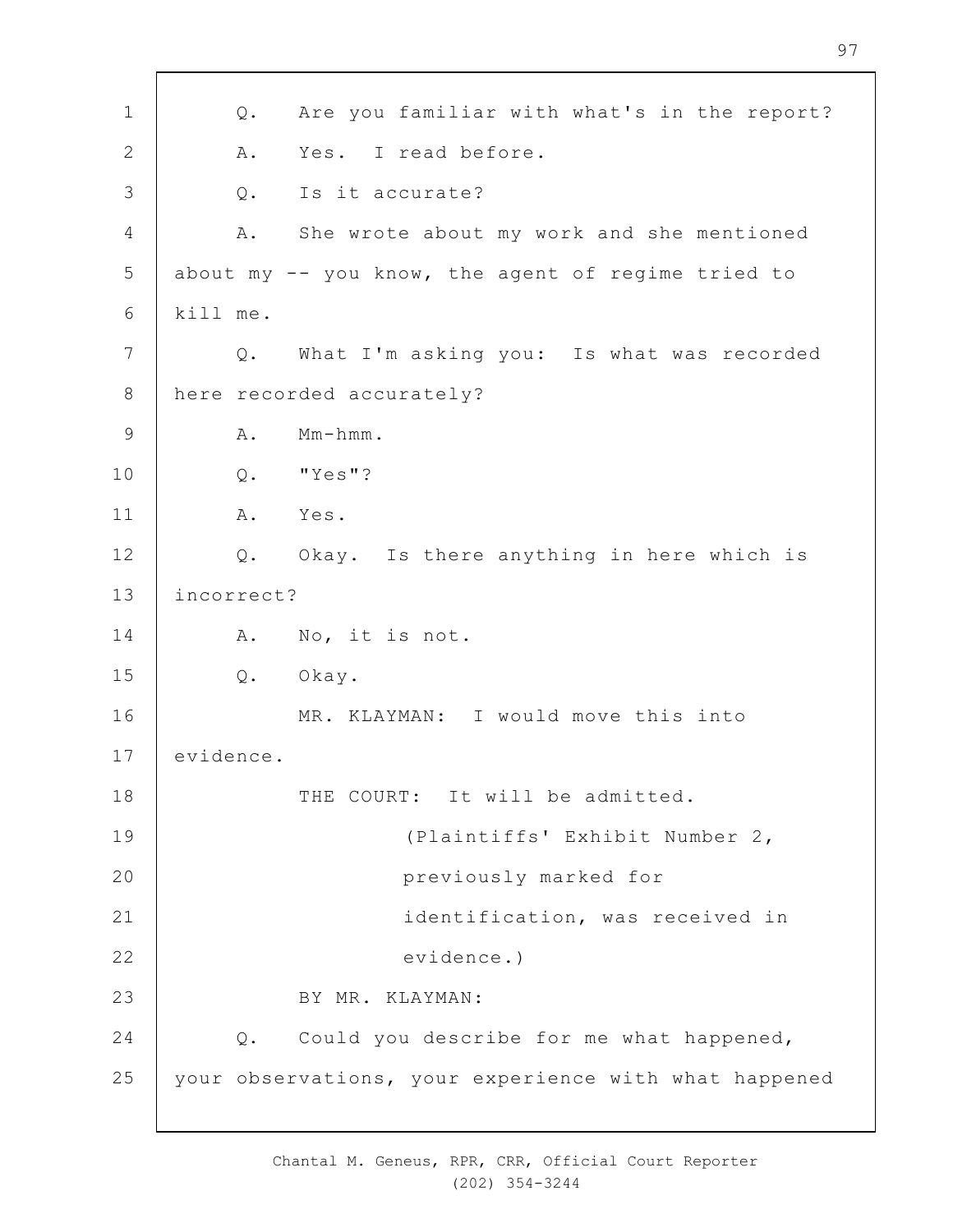Q. Are you familiar with what's in the report?

A. Yes. I read before.

Q. Is it accurate?

A. She wrote about my work and she mentioned about my -- you know, the agent of regime tried to kill me.

Q. What I'm asking you: Is what was recorded here recorded accurately?

A. Mm-hmm.

Q. "Yes"?

A. Yes.

Q. Okay. Is there anything in here which is incorrect?

A. No, it is not.

Q. Okay.

MR. KLAYMAN: I would move this into evidence.

THE COURT: It will be admitted.

(Plaintiffs' Exhibit Number 2, previously marked for identification, was received in evidence.)

BY MR. KLAYMAN:

Q. Could you describe for me what happened, your observations, your experience with what happened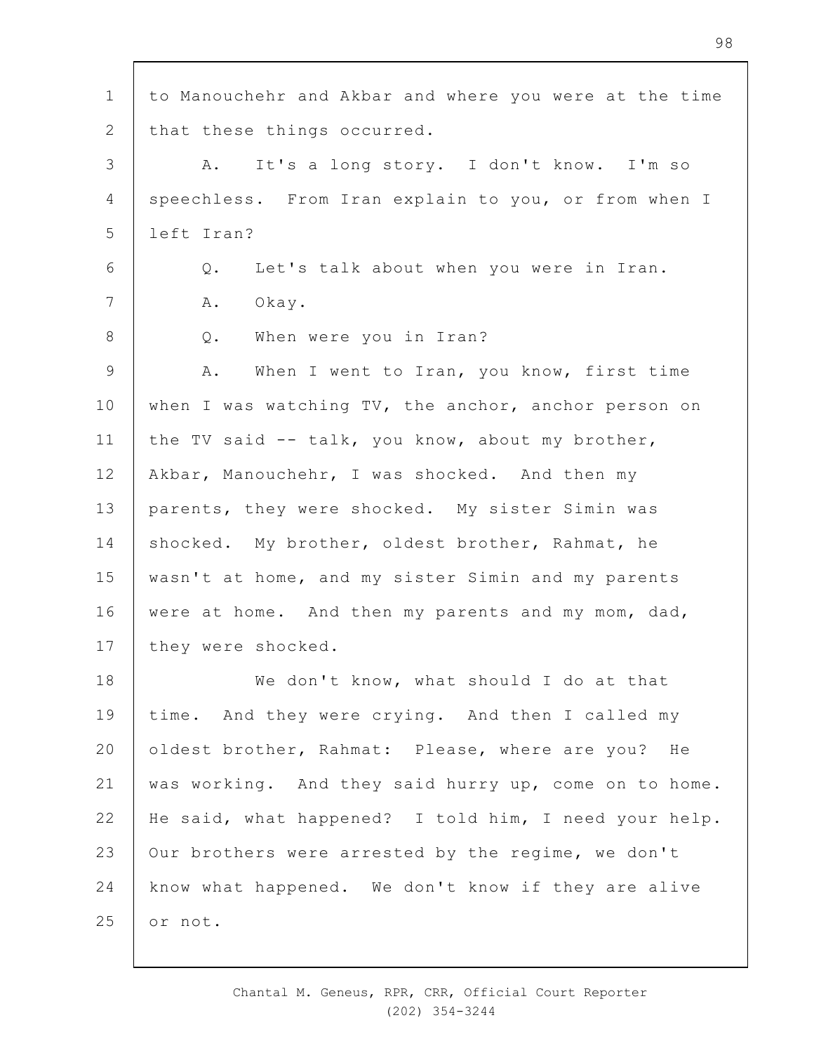to Manouchehr and Akbar and where you were at the time that these things occurred.

A. It's a long story. I don't know. I'm so speechless. From Iran explain to you, or from when I left Iran?

Q. Let's talk about when you were in Iran.

A. Okay.

Q. When were you in Iran?

A. When I went to Iran, you know, first time when I was watching TV, the anchor, anchor person on the TV said -- talk, you know, about my brother, Akbar, Manouchehr, I was shocked. And then my parents, they were shocked. My sister Simin was shocked. My brother, oldest brother, Rahmat, he wasn't at home, and my sister Simin and my parents were at home. And then my parents and my mom, dad, they were shocked.

We don't know, what should I do at that time. And they were crying. And then I called my oldest brother, Rahmat: Please, where are you? He was working. And they said hurry up, come on to home. He said, what happened? I told him, I need your help. Our brothers were arrested by the regime, we don't know what happened. We don't know if they are alive or not.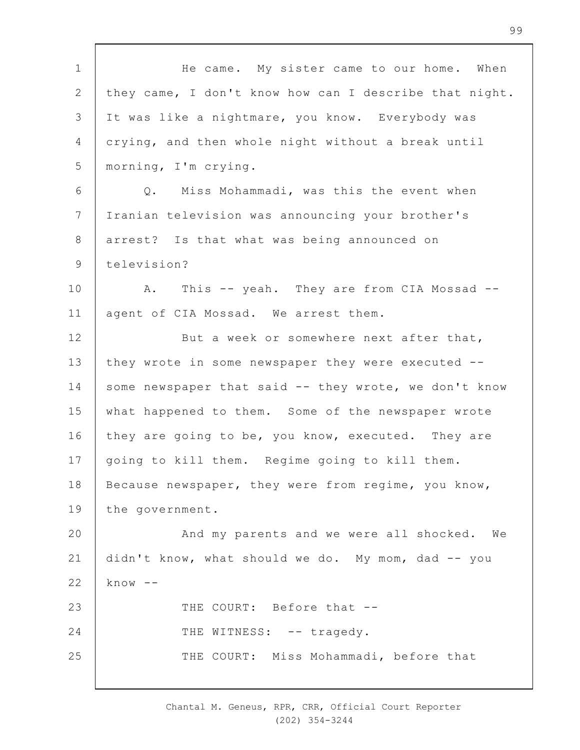He came. My sister came to our home. When they came, I don't know how can I describe that night. It was like a nightmare, you know. Everybody was crying, and then whole night without a break until morning, I'm crying.

Q. Miss Mohammadi, was this the event when Iranian television was announcing your brother's arrest? Is that what was being announced on television?

A. This -- yeah. They are from CIA Mossad -- agent of CIA Mossad. We arrest them.

But a week or somewhere next after that, they wrote in some newspaper they were executed -- some newspaper that said -- they wrote, we don't know what happened to them. Some of the newspaper wrote they are going to be, you know, executed. They are going to kill them. Regime going to kill them. Because newspaper, they were from regime, you know, the government.

And my parents and we were all shocked. We didn't know, what should we do. My mom, dad -- you know --

THE COURT: Before that --

THE WITNESS: -- tragedy.

THE COURT: Miss Mohammadi, before that

Chantal M. Geneus, RPR, CRR, Official Court Reporter
(202) 354-3244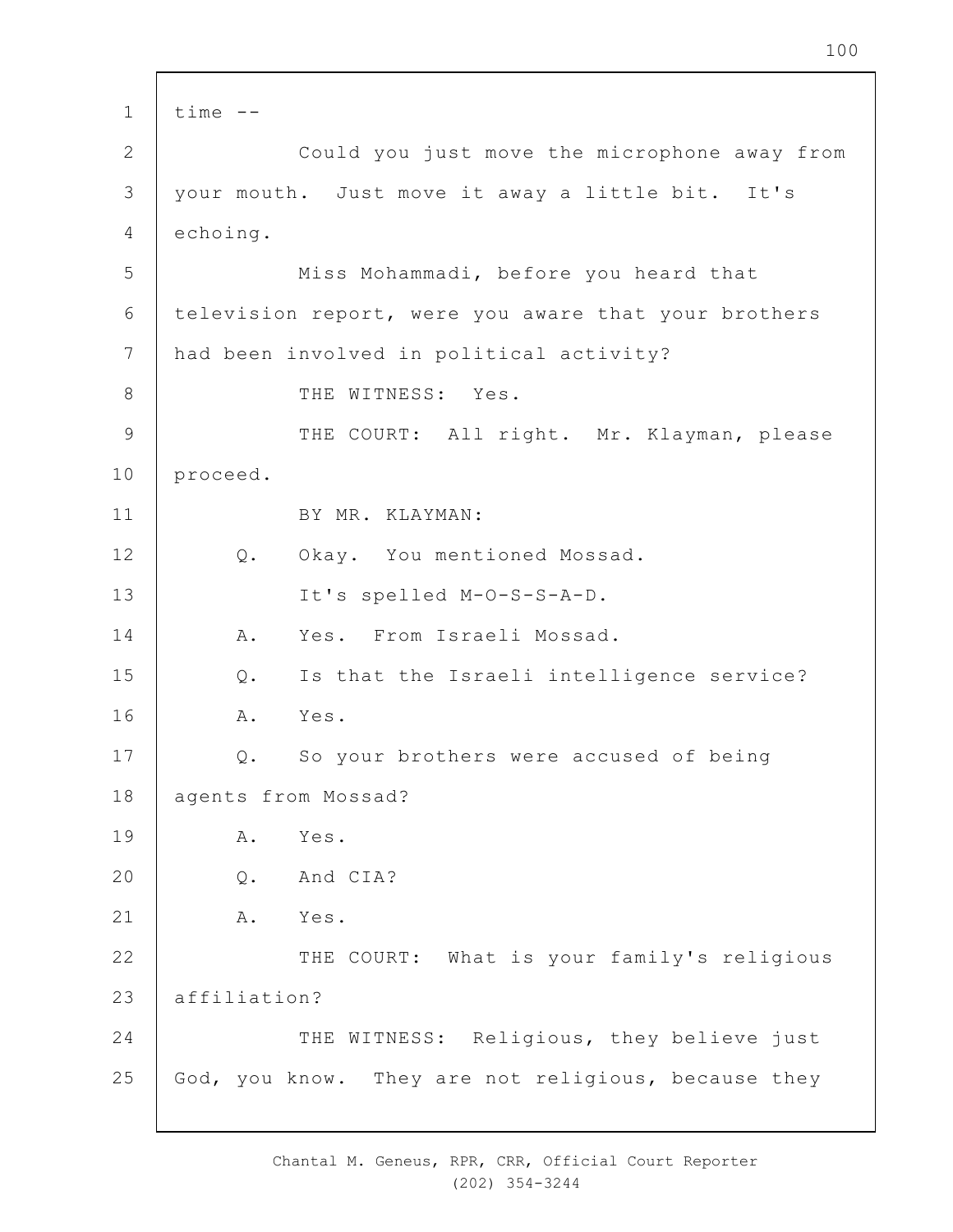time --

Could you just move the microphone away from your mouth. Just move it away a little bit. It's echoing.

Miss Mohammadi, before you heard that television report, were you aware that your brothers had been involved in political activity?

THE WITNESS: Yes.

THE COURT: All right. Mr. Klayman, please proceed.

BY MR. KLAYMAN:

Q. Okay. You mentioned Mossad.

It's spelled M-O-S-S-A-D.

A. Yes. From Israeli Mossad.

Q. Is that the Israeli intelligence service?

A. Yes.

Q. So your brothers were accused of being agents from Mossad?

A. Yes.

Q. And CIA?

A. Yes.

THE COURT: What is your family's religious affiliation?

THE WITNESS: Religious, they believe just God, you know. They are not religious, because they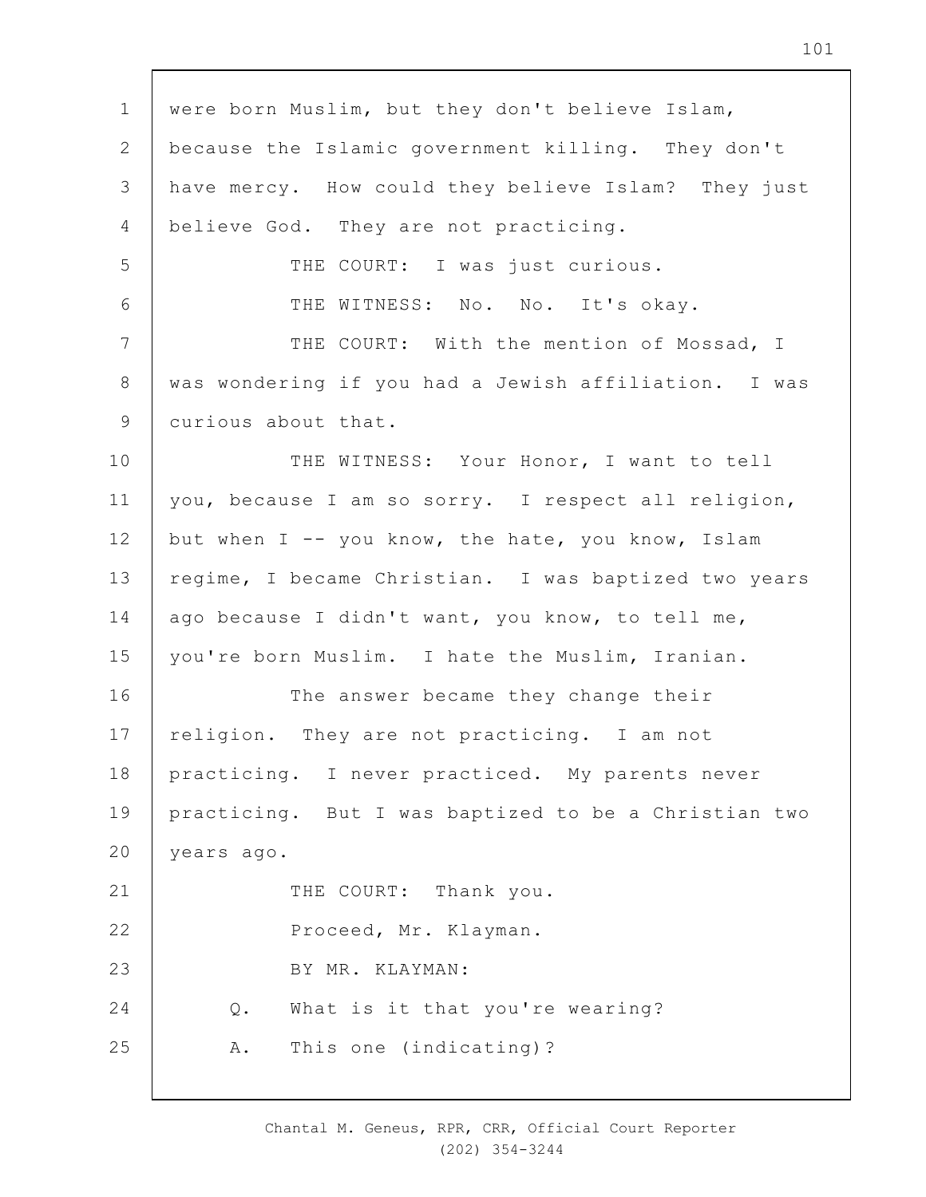were born Muslim, but they don't believe Islam, because the Islamic government killing. They don't have mercy. How could they believe Islam? They just believe God. They are not practicing.

THE COURT: I was just curious.

THE WITNESS: No. No. It's okay.

THE COURT: With the mention of Mossad, I was wondering if you had a Jewish affiliation. I was curious about that.

THE WITNESS: Your Honor, I want to tell you, because I am so sorry. I respect all religion, but when I -- you know, the hate, you know, Islam regime, I became Christian. I was baptized two years ago because I didn't want, you know, to tell me, you're born Muslim. I hate the Muslim, Iranian.

The answer became they change their religion. They are not practicing. I am not practicing. I never practiced. My parents never practicing. But I was baptized to be a Christian two years ago.

THE COURT: Thank you.

Proceed, Mr. Klayman.

BY MR. KLAYMAN:

Q. What is it that you're wearing?

A. This one (indicating)?

Chantal M. Geneus, RPR, CRR, Official Court Reporter
(202) 354-3244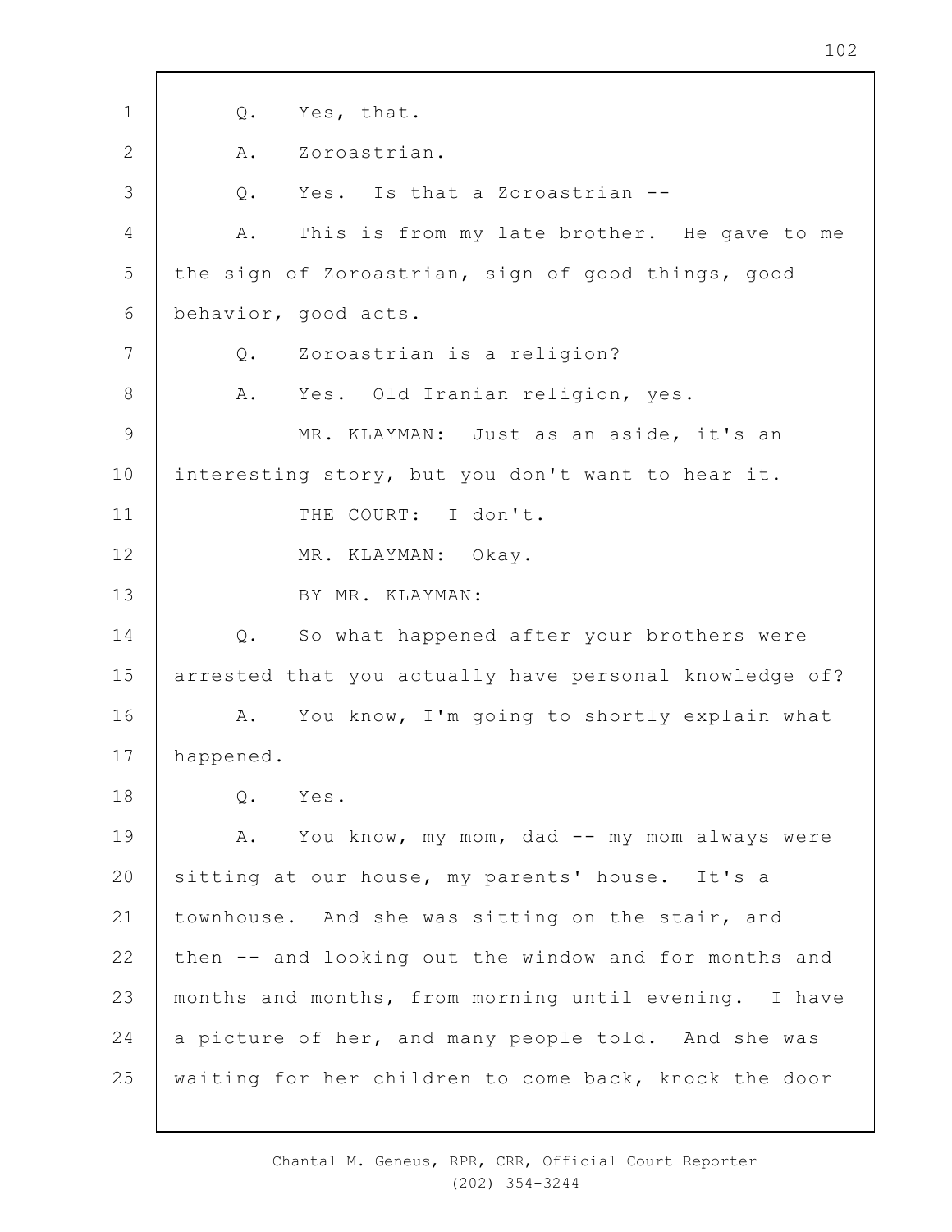Q. Yes, that.

A. Zoroastrian.

Q. Yes. Is that a Zoroastrian --

A. This is from my late brother. He gave to me the sign of Zoroastrian, sign of good things, good behavior, good acts.

Q. Zoroastrian is a religion?

A. Yes. Old Iranian religion, yes.

MR. KLAYMAN: Just as an aside, it's an interesting story, but you don't want to hear it.

THE COURT: I don't.

MR. KLAYMAN: Okay.

BY MR. KLAYMAN:

Q. So what happened after your brothers were arrested that you actually have personal knowledge of?

A. You know, I'm going to shortly explain what happened.

Q. Yes.

A. You know, my mom, dad -- my mom always were sitting at our house, my parents' house. It's a townhouse. And she was sitting on the stair, and then -- and looking out the window and for months and months and months, from morning until evening. I have a picture of her, and many people told. And she was waiting for her children to come back, knock the door

Chantal M. Geneus, RPR, CRR, Official Court Reporter
(202) 354-3244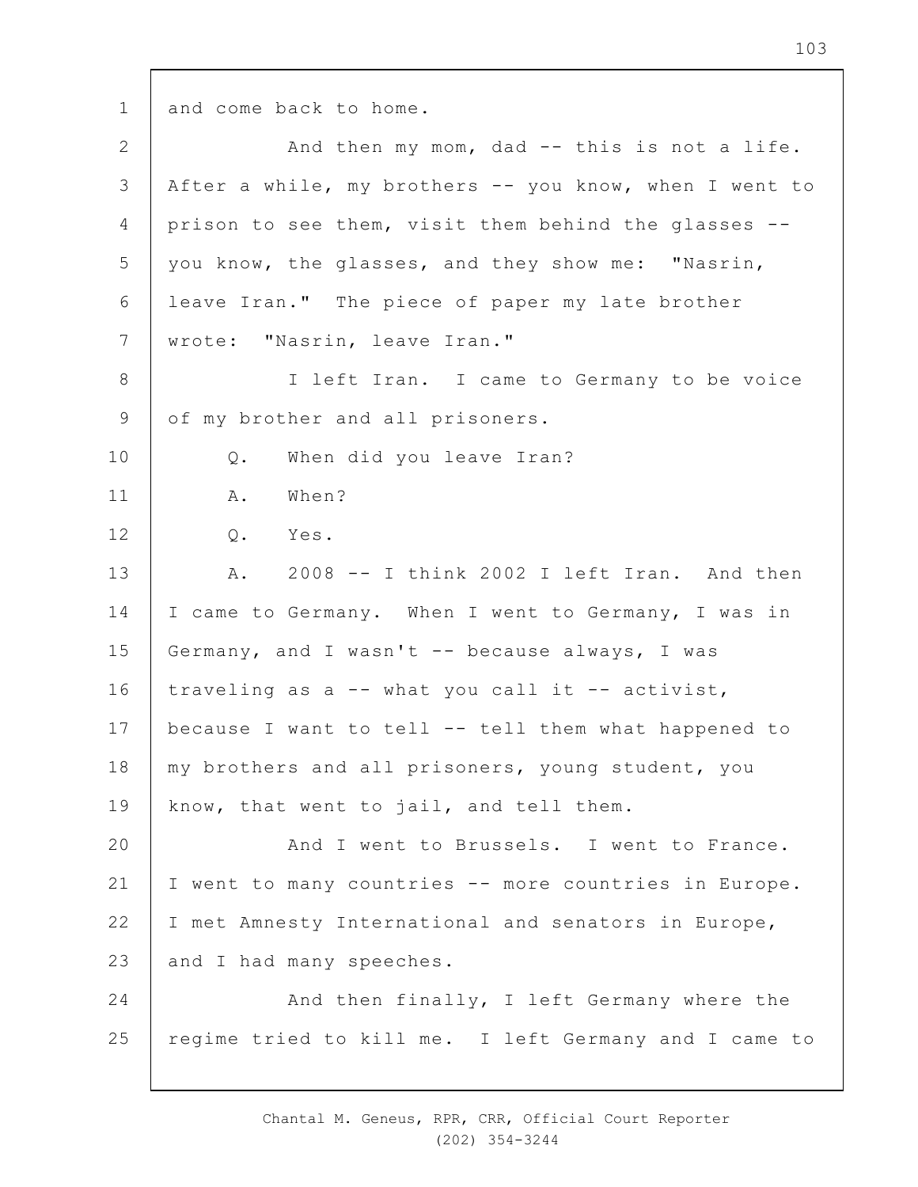and come back to home.

And then my mom, dad -- this is not a life. After a while, my brothers -- you know, when I went to prison to see them, visit them behind the glasses -- you know, the glasses, and they show me: "Nasrin, leave Iran." The piece of paper my late brother wrote: "Nasrin, leave Iran."

I left Iran. I came to Germany to be voice of my brother and all prisoners.

Q. When did you leave Iran?

A. When?

Q. Yes.

A. 2008 -- I think 2002 I left Iran. And then I came to Germany. When I went to Germany, I was in Germany, and I wasn't -- because always, I was traveling as a -- what you call it -- activist, because I want to tell -- tell them what happened to my brothers and all prisoners, young student, you know, that went to jail, and tell them.

And I went to Brussels. I went to France. I went to many countries -- more countries in Europe. I met Amnesty International and senators in Europe, and I had many speeches.

And then finally, I left Germany where the regime tried to kill me. I left Germany and I came to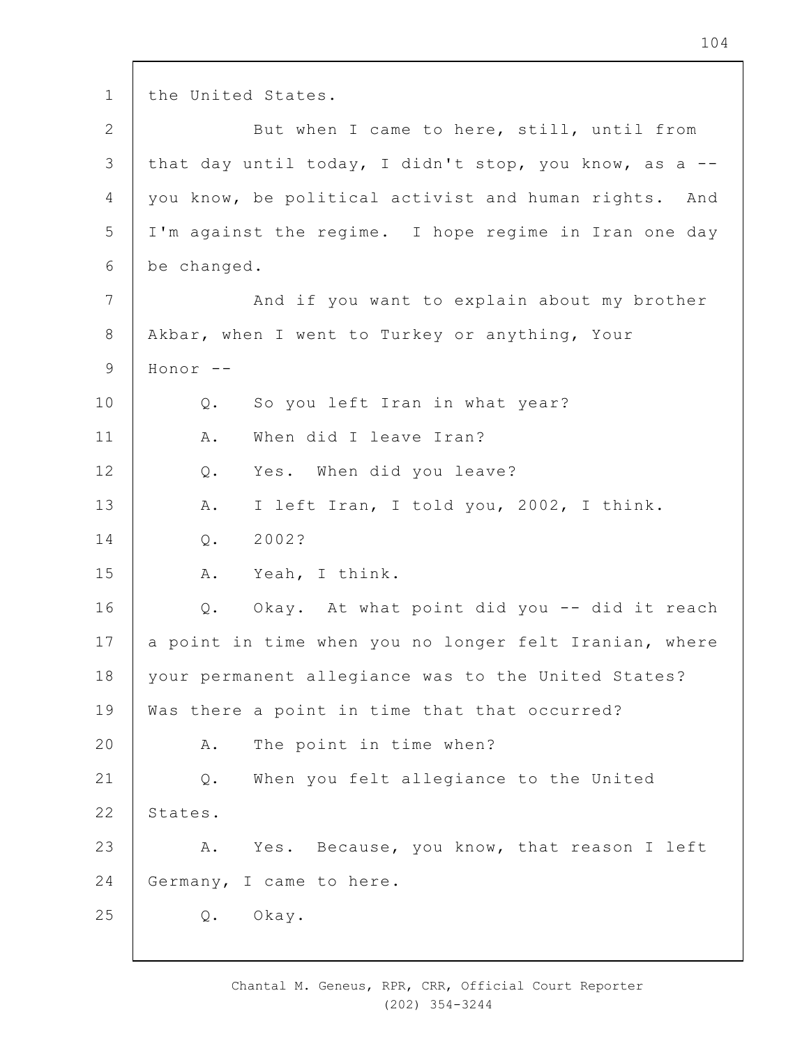the United States.

But when I came to here, still, until from that day until today, I didn't stop, you know, as a -- you know, be political activist and human rights. And I'm against the regime. I hope regime in Iran one day be changed.

And if you want to explain about my brother Akbar, when I went to Turkey or anything, Your Honor --

Q. So you left Iran in what year?

A. When did I leave Iran?

Q. Yes. When did you leave?

A. I left Iran, I told you, 2002, I think.

Q. 2002?

A. Yeah, I think.

Q. Okay. At what point did you -- did it reach a point in time when you no longer felt Iranian, where your permanent allegiance was to the United States? Was there a point in time that that occurred?

A. The point in time when?

Q. When you felt allegiance to the United States.

A. Yes. Because, you know, that reason I left Germany, I came to here.

Q. Okay.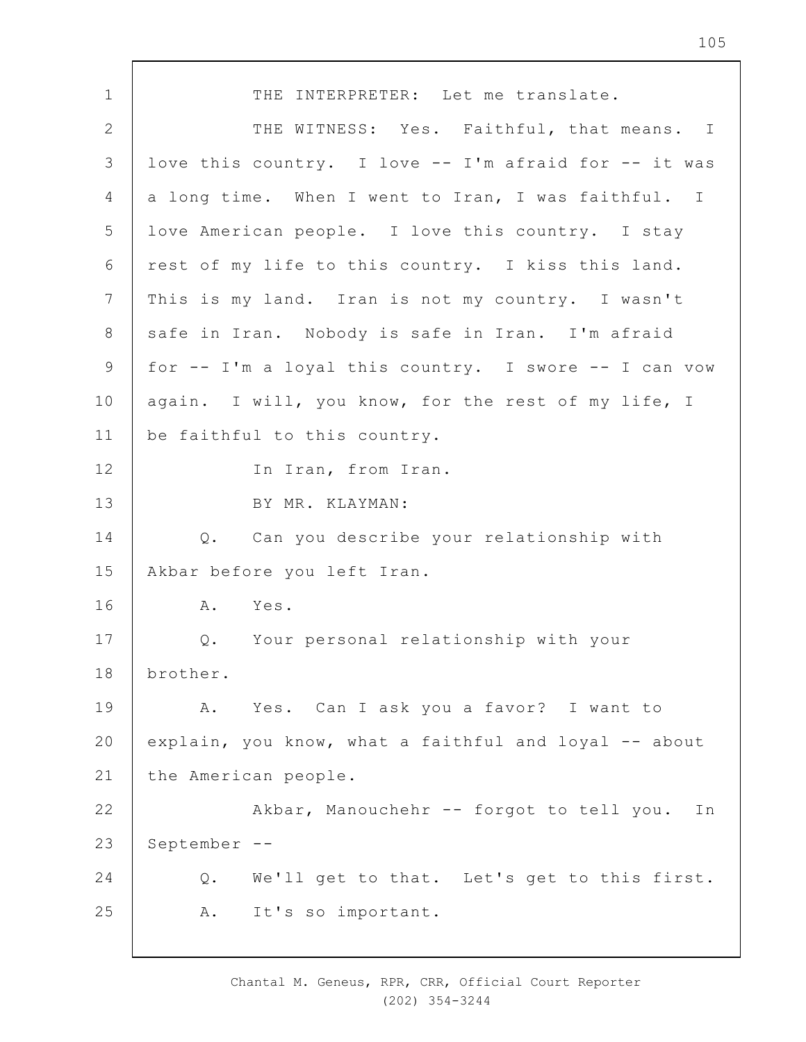THE INTERPRETER: Let me translate.

THE WITNESS: Yes. Faithful, that means. I love this country. I love -- I'm afraid for -- it was a long time. When I went to Iran, I was faithful. I love American people. I love this country. I stay rest of my life to this country. I kiss this land. This is my land. Iran is not my country. I wasn't safe in Iran. Nobody is safe in Iran. I'm afraid for -- I'm a loyal this country. I swore -- I can vow again. I will, you know, for the rest of my life, I be faithful to this country.

In Iran, from Iran.

BY MR. KLAYMAN:

Q. Can you describe your relationship with Akbar before you left Iran.

A. Yes.

Q. Your personal relationship with your brother.

A. Yes. Can I ask you a favor? I want to explain, you know, what a faithful and loyal -- about the American people.

Akbar, Manouchehr -- forgot to tell you. In September --

Q. We'll get to that. Let's get to this first.

A. It's so important.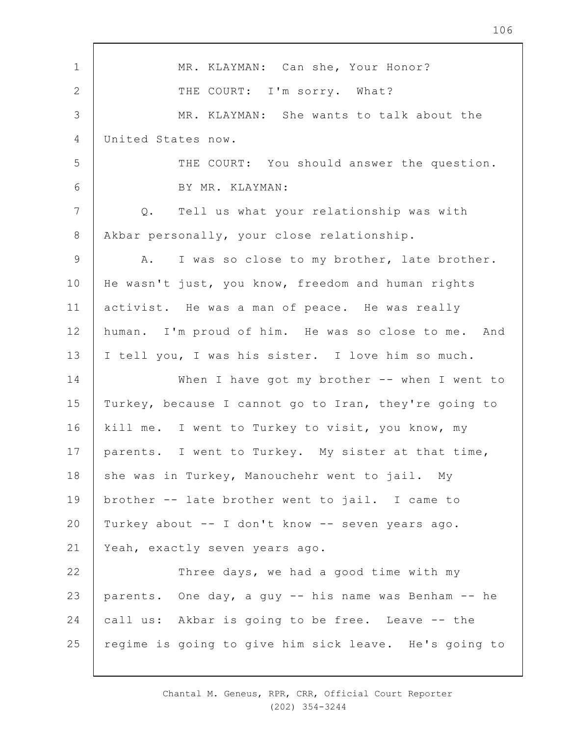MR. KLAYMAN: Can she, Your Honor?

THE COURT: I'm sorry. What?

MR. KLAYMAN: She wants to talk about the United States now.

THE COURT: You should answer the question.

BY MR. KLAYMAN:

Q. Tell us what your relationship was with Akbar personally, your close relationship.

A. I was so close to my brother, late brother. He wasn't just, you know, freedom and human rights activist. He was a man of peace. He was really human. I'm proud of him. He was so close to me. And I tell you, I was his sister. I love him so much.

When I have got my brother -- when I went to Turkey, because I cannot go to Iran, they're going to kill me. I went to Turkey to visit, you know, my parents. I went to Turkey. My sister at that time, she was in Turkey, Manouchehr went to jail. My brother -- late brother went to jail. I came to Turkey about -- I don't know -- seven years ago. Yeah, exactly seven years ago.

Three days, we had a good time with my parents. One day, a guy -- his name was Benham -- he call us: Akbar is going to be free. Leave -- the regime is going to give him sick leave. He's going to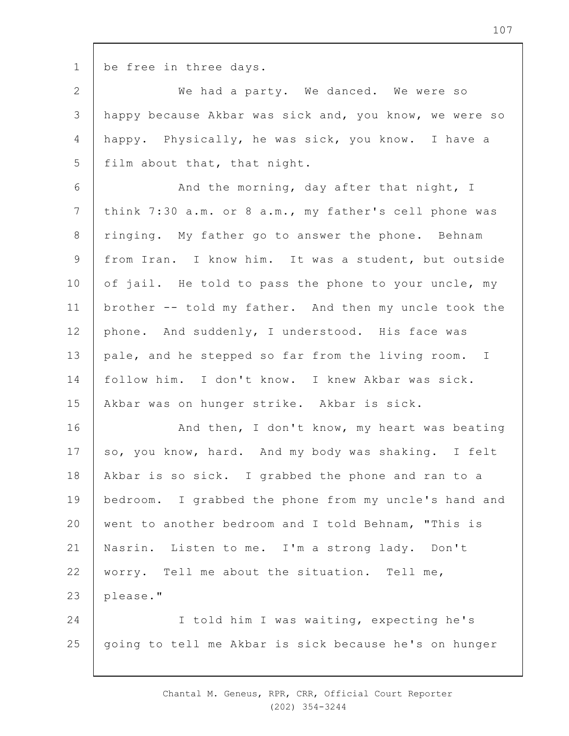be free in three days.

We had a party. We danced. We were so happy because Akbar was sick and, you know, we were so happy. Physically, he was sick, you know. I have a film about that, that night.

And the morning, day after that night, I think 7:30 a.m. or 8 a.m., my father's cell phone was ringing. My father go to answer the phone. Behnam from Iran. I know him. It was a student, but outside of jail. He told to pass the phone to your uncle, my brother -- told my father. And then my uncle took the phone. And suddenly, I understood. His face was pale, and he stepped so far from the living room. I follow him. I don't know. I knew Akbar was sick. Akbar was on hunger strike. Akbar is sick.

And then, I don't know, my heart was beating so, you know, hard. And my body was shaking. I felt Akbar is so sick. I grabbed the phone and ran to a bedroom. I grabbed the phone from my uncle's hand and went to another bedroom and I told Behnam, "This is Nasrin. Listen to me. I'm a strong lady. Don't worry. Tell me about the situation. Tell me, please."

I told him I was waiting, expecting he's going to tell me Akbar is sick because he's on hunger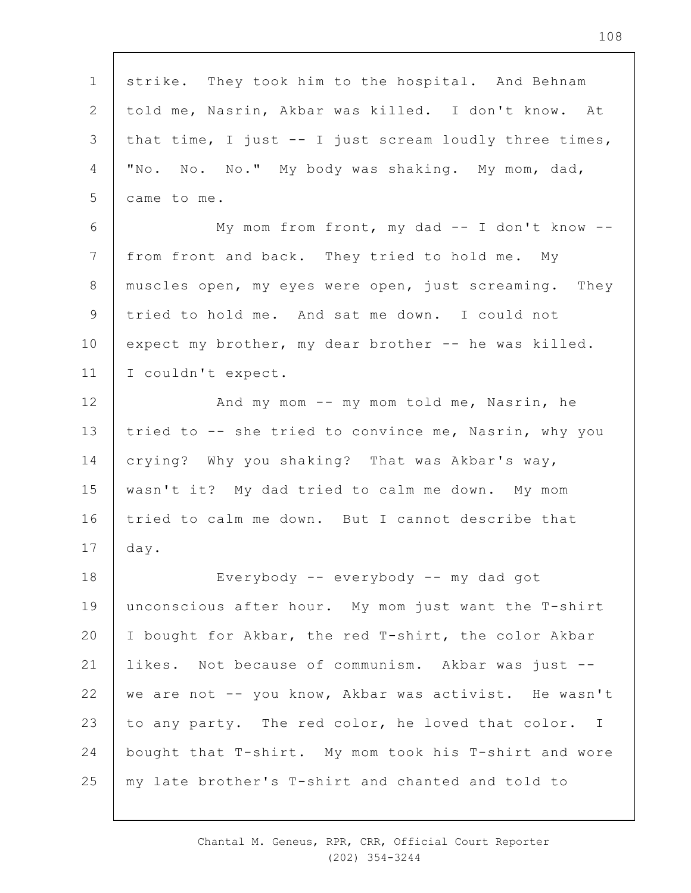strike. They took him to the hospital. And Behnam told me, Nasrin, Akbar was killed. I don't know. At that time, I just -- I just scream loudly three times, "No. No. No." My body was shaking. My mom, dad, came to me.

My mom from front, my dad -- I don't know -- from front and back. They tried to hold me. My muscles open, my eyes were open, just screaming. They tried to hold me. And sat me down. I could not expect my brother, my dear brother -- he was killed. I couldn't expect.

And my mom -- my mom told me, Nasrin, he tried to -- she tried to convince me, Nasrin, why you crying? Why you shaking? That was Akbar's way, wasn't it? My dad tried to calm me down. My mom tried to calm me down. But I cannot describe that day.

Everybody -- everybody -- my dad got unconscious after hour. My mom just want the T-shirt I bought for Akbar, the red T-shirt, the color Akbar likes. Not because of communism. Akbar was just -- we are not -- you know, Akbar was activist. He wasn't to any party. The red color, he loved that color. I bought that T-shirt. My mom took his T-shirt and wore my late brother's T-shirt and chanted and told to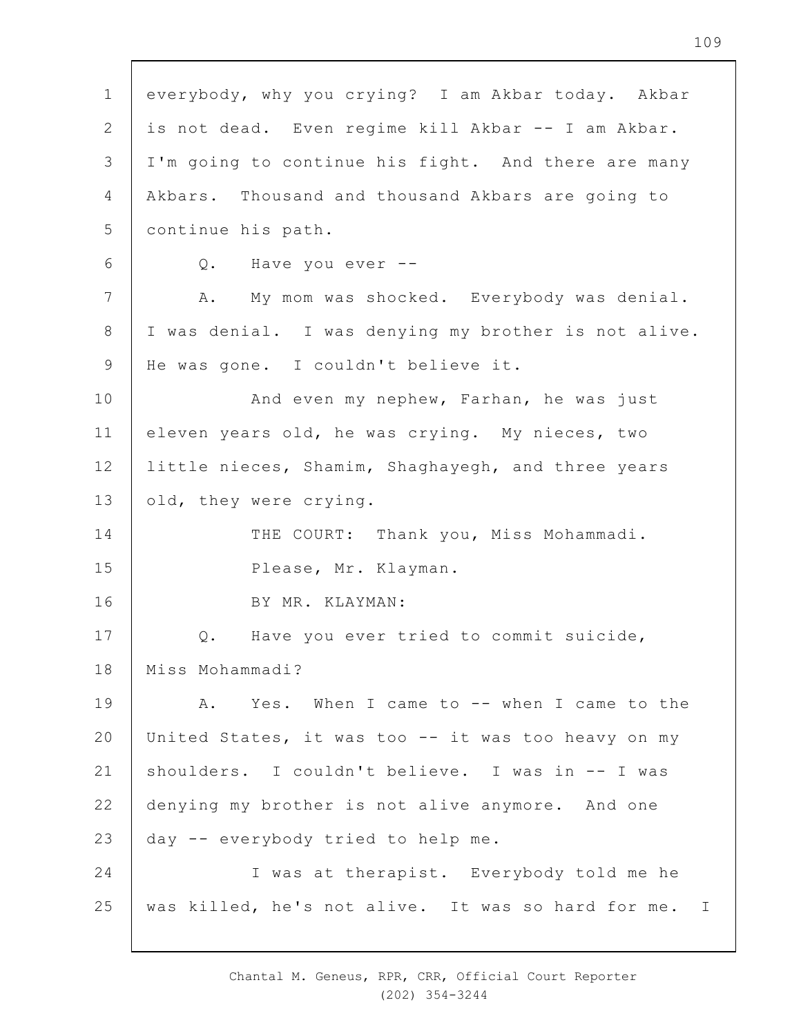everybody, why you crying? I am Akbar today. Akbar is not dead. Even regime kill Akbar -- I am Akbar. I'm going to continue his fight. And there are many Akbars. Thousand and thousand Akbars are going to continue his path.

Q. Have you ever --

A. My mom was shocked. Everybody was denial. I was denial. I was denying my brother is not alive. He was gone. I couldn't believe it.

And even my nephew, Farhan, he was just eleven years old, he was crying. My nieces, two little nieces, Shamim, Shaghayegh, and three years old, they were crying.

THE COURT: Thank you, Miss Mohammadi.

Please, Mr. Klayman.

BY MR. KLAYMAN:

Q. Have you ever tried to commit suicide, Miss Mohammadi?

A. Yes. When I came to -- when I came to the United States, it was too -- it was too heavy on my shoulders. I couldn't believe. I was in -- I was denying my brother is not alive anymore. And one day -- everybody tried to help me.

I was at therapist. Everybody told me he was killed, he's not alive. It was so hard for me. I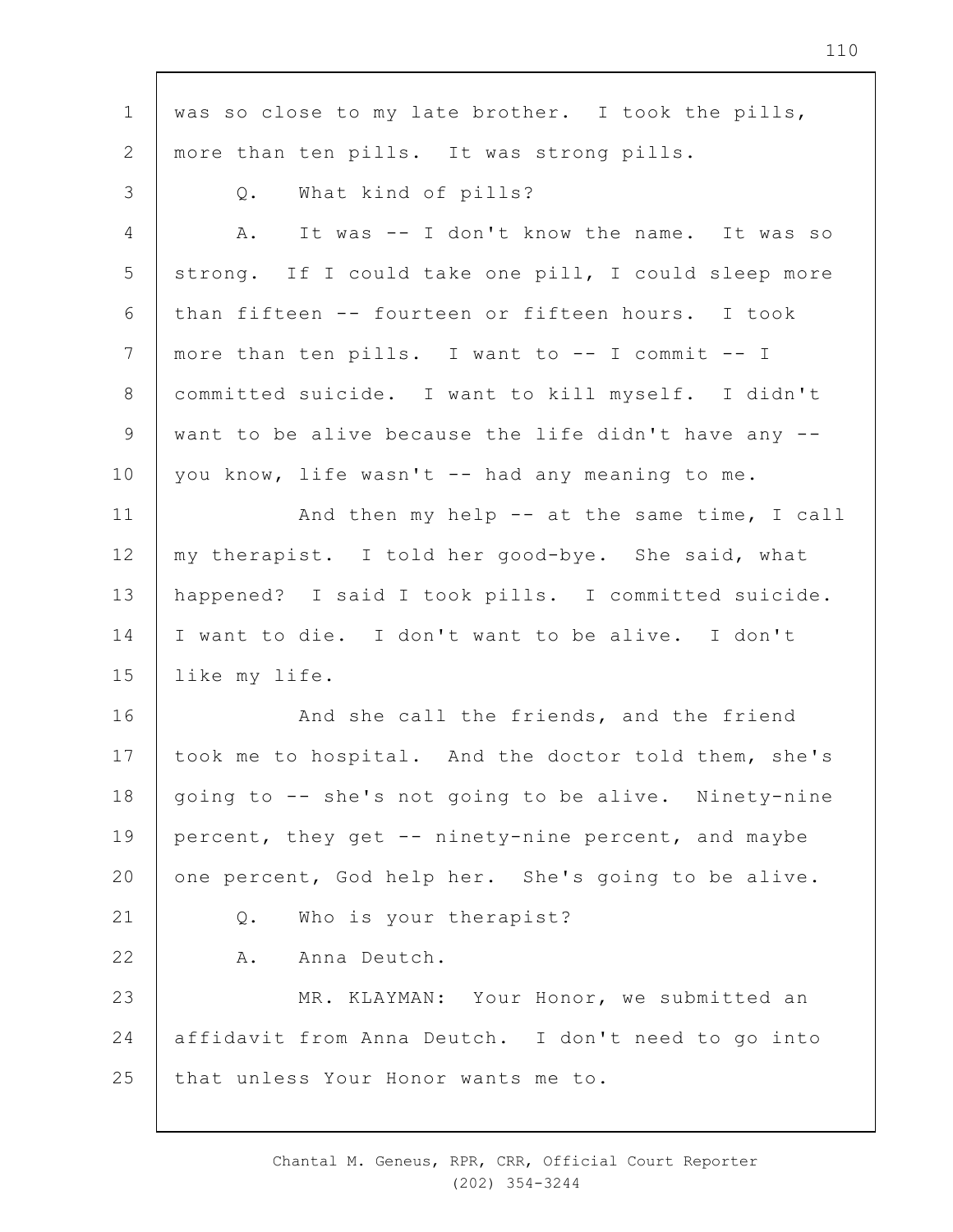was so close to my late brother. I took the pills, more than ten pills. It was strong pills.

Q. What kind of pills?

A. It was -- I don't know the name. It was so strong. If I could take one pill, I could sleep more than fifteen -- fourteen or fifteen hours. I took more than ten pills. I want to -- I commit -- I committed suicide. I want to kill myself. I didn't want to be alive because the life didn't have any -- you know, life wasn't -- had any meaning to me.

And then my help -- at the same time, I call my therapist. I told her good-bye. She said, what happened? I said I took pills. I committed suicide. I want to die. I don't want to be alive. I don't like my life.

And she call the friends, and the friend took me to hospital. And the doctor told them, she's going to -- she's not going to be alive. Ninety-nine percent, they get -- ninety-nine percent, and maybe one percent, God help her. She's going to be alive.

Q. Who is your therapist?

A. Anna Deutch.

MR. KLAYMAN: Your Honor, we submitted an affidavit from Anna Deutch. I don't need to go into that unless Your Honor wants me to.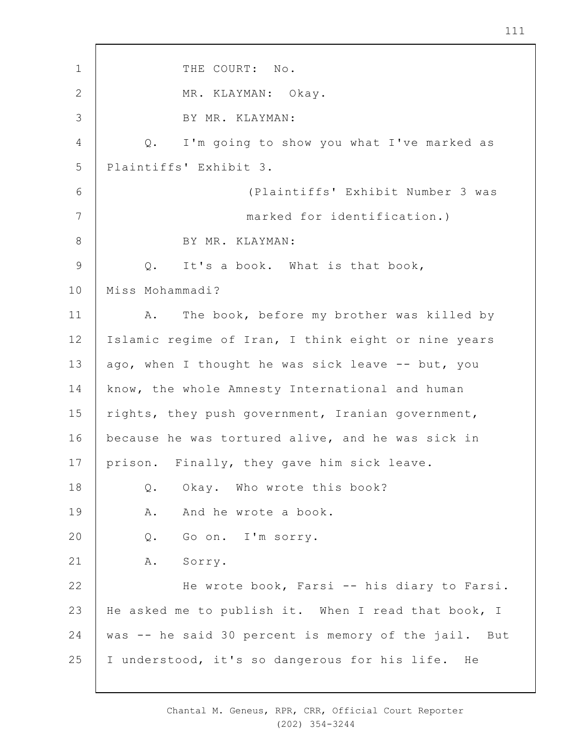THE COURT: No.

MR. KLAYMAN: Okay.

BY MR. KLAYMAN:

Q. I'm going to show you what I've marked as Plaintiffs' Exhibit 3.

(Plaintiffs' Exhibit Number 3 was marked for identification.)

BY MR. KLAYMAN:

Q. It's a book. What is that book, Miss Mohammadi?

A. The book, before my brother was killed by Islamic regime of Iran, I think eight or nine years ago, when I thought he was sick leave -- but, you know, the whole Amnesty International and human rights, they push government, Iranian government, because he was tortured alive, and he was sick in prison. Finally, they gave him sick leave.

Q. Okay. Who wrote this book?

A. And he wrote a book.

Q. Go on. I'm sorry.

A. Sorry.

He wrote book, Farsi -- his diary to Farsi. He asked me to publish it. When I read that book, I was -- he said 30 percent is memory of the jail. But I understood, it's so dangerous for his life. He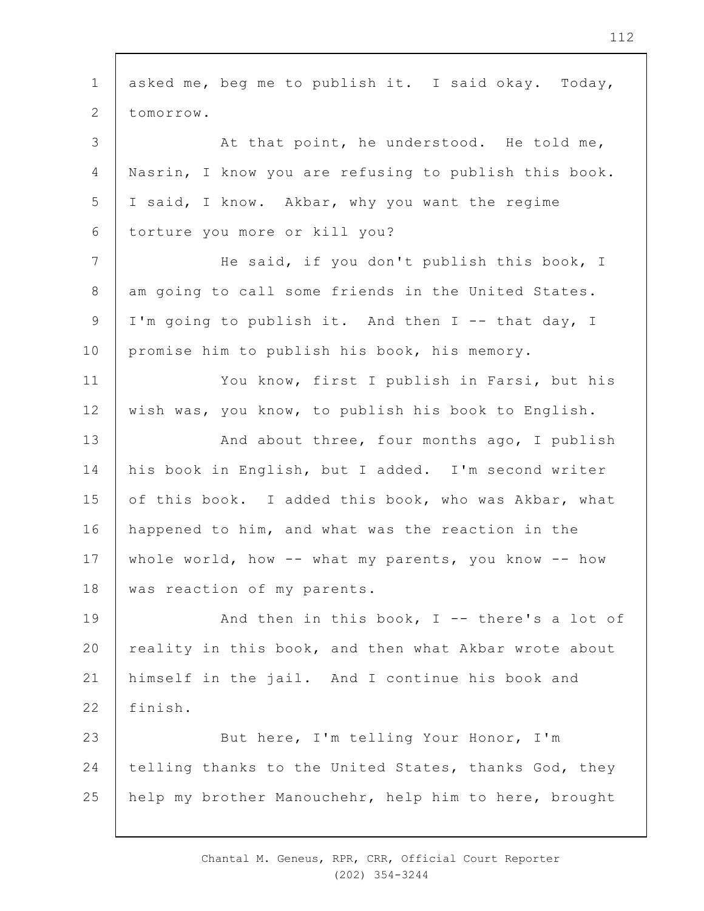asked me, beg me to publish it. I said okay. Today, tomorrow.

At that point, he understood. He told me, Nasrin, I know you are refusing to publish this book. I said, I know. Akbar, why you want the regime torture you more or kill you?

He said, if you don't publish this book, I am going to call some friends in the United States. I'm going to publish it. And then I -- that day, I promise him to publish his book, his memory.

You know, first I publish in Farsi, but his wish was, you know, to publish his book to English.

And about three, four months ago, I publish his book in English, but I added. I'm second writer of this book. I added this book, who was Akbar, what happened to him, and what was the reaction in the whole world, how -- what my parents, you know -- how was reaction of my parents.

And then in this book, I -- there's a lot of reality in this book, and then what Akbar wrote about himself in the jail. And I continue his book and finish.

But here, I'm telling Your Honor, I'm telling thanks to the United States, thanks God, they help my brother Manouchehr, help him to here, brought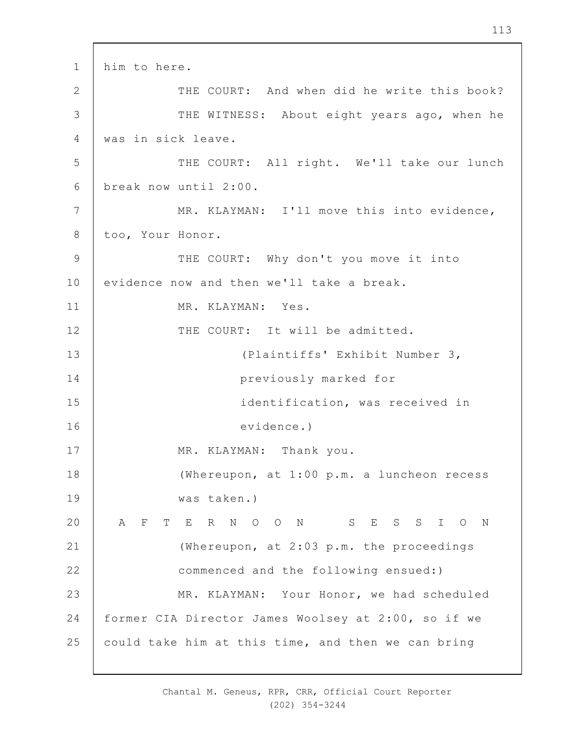him to here.

THE COURT: And when did he write this book?

THE WITNESS: About eight years ago, when he was in sick leave.

THE COURT: All right. We'll take our lunch break now until 2:00.

MR. KLAYMAN: I'll move this into evidence, too, Your Honor.

THE COURT: Why don't you move it into evidence now and then we'll take a break.

MR. KLAYMAN: Yes.

THE COURT: It will be admitted.

(Plaintiffs' Exhibit Number 3, previously marked for identification, was received in evidence.)

MR. KLAYMAN: Thank you.

(Whereupon, at 1:00 p.m. a luncheon recess was taken.)

A F T E R N O O N   S E S S I O N

(Whereupon, at 2:03 p.m. the proceedings commenced and the following ensued:)

MR. KLAYMAN: Your Honor, we had scheduled former CIA Director James Woolsey at 2:00, so if we could take him at this time, and then we can bring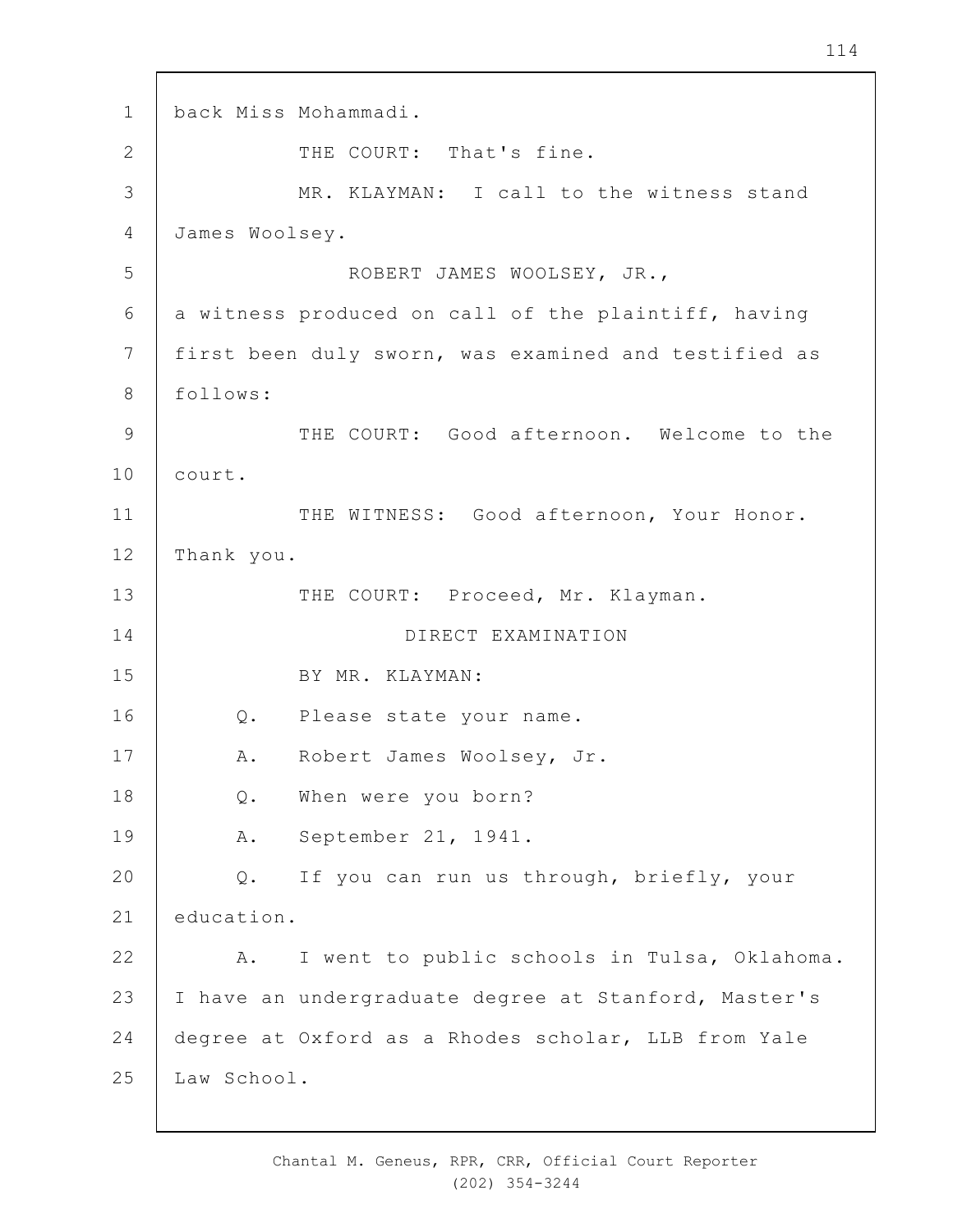back Miss Mohammadi.

THE COURT: That's fine.

MR. KLAYMAN: I call to the witness stand James Woolsey.

ROBERT JAMES WOOLSEY, JR.,

a witness produced on call of the plaintiff, having first been duly sworn, was examined and testified as follows:

THE COURT: Good afternoon. Welcome to the court.

THE WITNESS: Good afternoon, Your Honor. Thank you.

THE COURT: Proceed, Mr. Klayman.

DIRECT EXAMINATION

BY MR. KLAYMAN:

Q. Please state your name.

A. Robert James Woolsey, Jr.

Q. When were you born?

A. September 21, 1941.

Q. If you can run us through, briefly, your education.

A. I went to public schools in Tulsa, Oklahoma. I have an undergraduate degree at Stanford, Master's degree at Oxford as a Rhodes scholar, LLB from Yale Law School.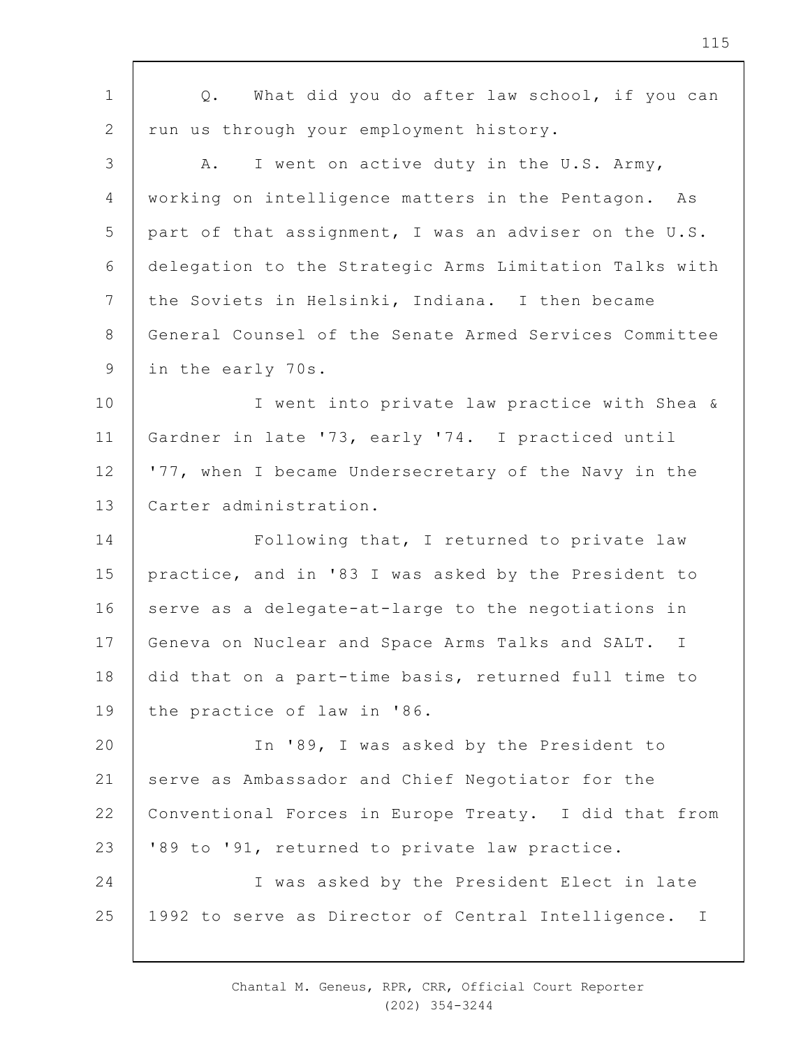Q. What did you do after law school, if you can run us through your employment history.

A. I went on active duty in the U.S. Army, working on intelligence matters in the Pentagon. As part of that assignment, I was an adviser on the U.S. delegation to the Strategic Arms Limitation Talks with the Soviets in Helsinki, Indiana. I then became General Counsel of the Senate Armed Services Committee in the early 70s.

I went into private law practice with Shea & Gardner in late '73, early '74. I practiced until '77, when I became Undersecretary of the Navy in the Carter administration.

Following that, I returned to private law practice, and in '83 I was asked by the President to serve as a delegate-at-large to the negotiations in Geneva on Nuclear and Space Arms Talks and SALT. I did that on a part-time basis, returned full time to the practice of law in '86.

In '89, I was asked by the President to serve as Ambassador and Chief Negotiator for the Conventional Forces in Europe Treaty. I did that from '89 to '91, returned to private law practice.

I was asked by the President Elect in late 1992 to serve as Director of Central Intelligence. I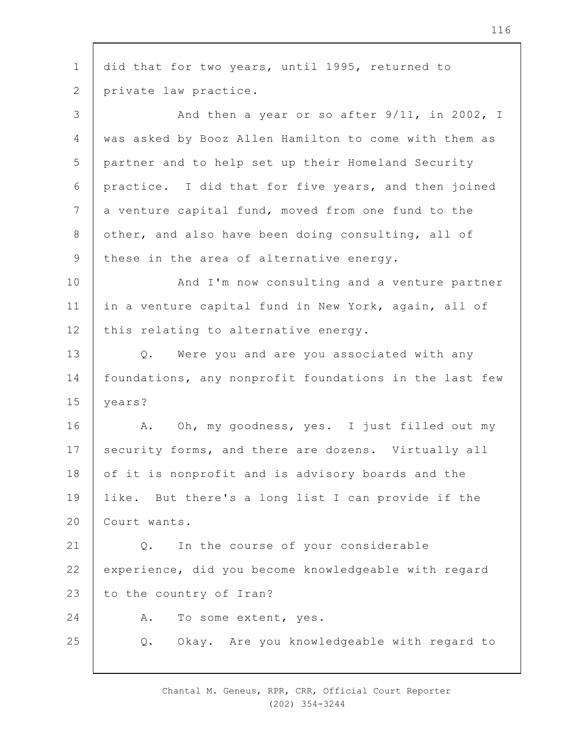did that for two years, until 1995, returned to private law practice.

And then a year or so after 9/11, in 2002, I was asked by Booz Allen Hamilton to come with them as partner and to help set up their Homeland Security practice. I did that for five years, and then joined a venture capital fund, moved from one fund to the other, and also have been doing consulting, all of these in the area of alternative energy.

And I'm now consulting and a venture partner in a venture capital fund in New York, again, all of this relating to alternative energy.

Q. Were you and are you associated with any foundations, any nonprofit foundations in the last few years?

A. Oh, my goodness, yes. I just filled out my security forms, and there are dozens. Virtually all of it is nonprofit and is advisory boards and the like. But there's a long list I can provide if the Court wants.

Q. In the course of your considerable experience, did you become knowledgeable with regard to the country of Iran?

A. To some extent, yes.

Q. Okay. Are you knowledgeable with regard to

Chantal M. Geneus, RPR, CRR, Official Court Reporter
(202) 354-3244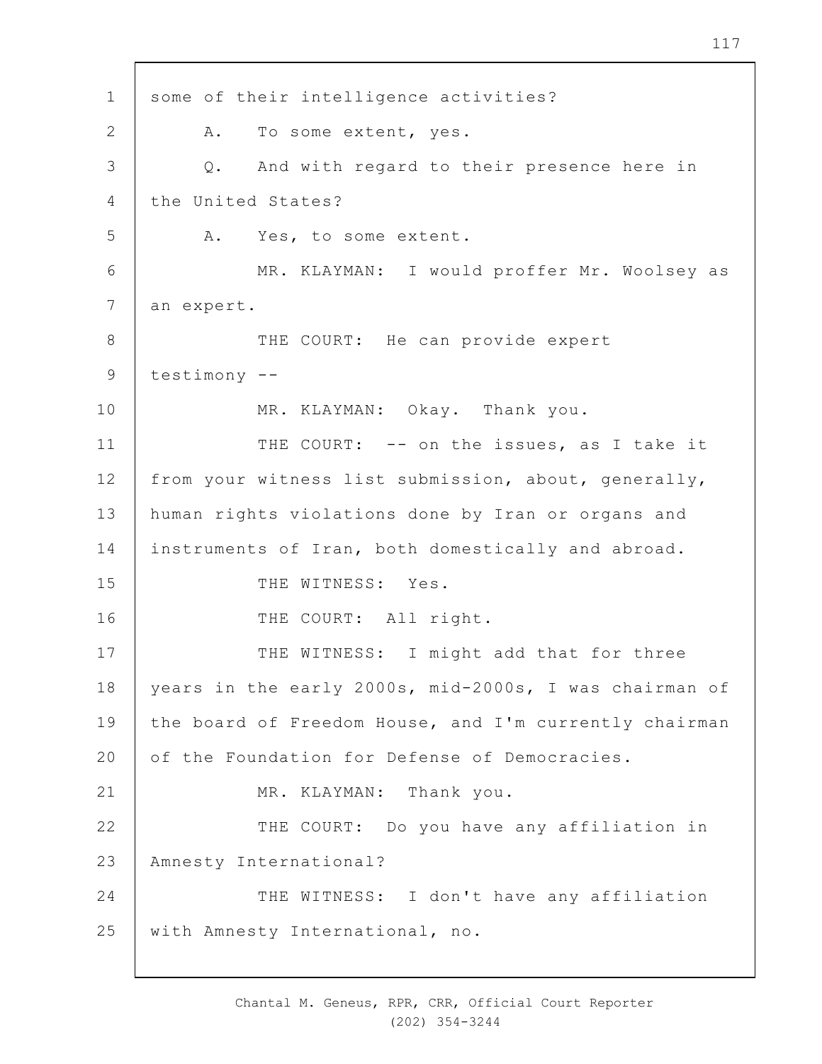some of their intelligence activities?

A. To some extent, yes.

Q. And with regard to their presence here in the United States?

A. Yes, to some extent.

MR. KLAYMAN: I would proffer Mr. Woolsey as an expert.

THE COURT: He can provide expert testimony --

MR. KLAYMAN: Okay. Thank you.

THE COURT: -- on the issues, as I take it from your witness list submission, about, generally, human rights violations done by Iran or organs and instruments of Iran, both domestically and abroad.

THE WITNESS: Yes.

THE COURT: All right.

THE WITNESS: I might add that for three years in the early 2000s, mid-2000s, I was chairman of the board of Freedom House, and I'm currently chairman of the Foundation for Defense of Democracies.

MR. KLAYMAN: Thank you.

THE COURT: Do you have any affiliation in Amnesty International?

THE WITNESS: I don't have any affiliation with Amnesty International, no.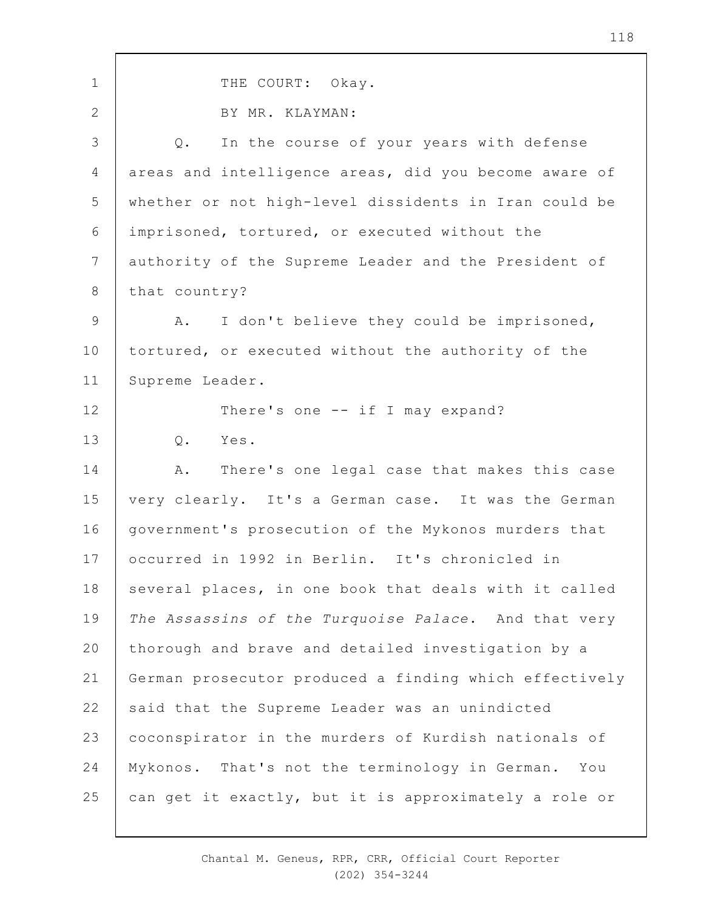THE COURT: Okay.

BY MR. KLAYMAN:

Q. In the course of your years with defense areas and intelligence areas, did you become aware of whether or not high-level dissidents in Iran could be imprisoned, tortured, or executed without the authority of the Supreme Leader and the President of that country?

A. I don't believe they could be imprisoned, tortured, or executed without the authority of the Supreme Leader.

There's one -- if I may expand?

Q. Yes.

A. There's one legal case that makes this case very clearly. It's a German case. It was the German government's prosecution of the Mykonos murders that occurred in 1992 in Berlin. It's chronicled in several places, in one book that deals with it called *The Assassins of the Turquoise Palace*. And that very thorough and brave and detailed investigation by a German prosecutor produced a finding which effectively said that the Supreme Leader was an unindicted coconspirator in the murders of Kurdish nationals of Mykonos. That's not the terminology in German. You can get it exactly, but it is approximately a role or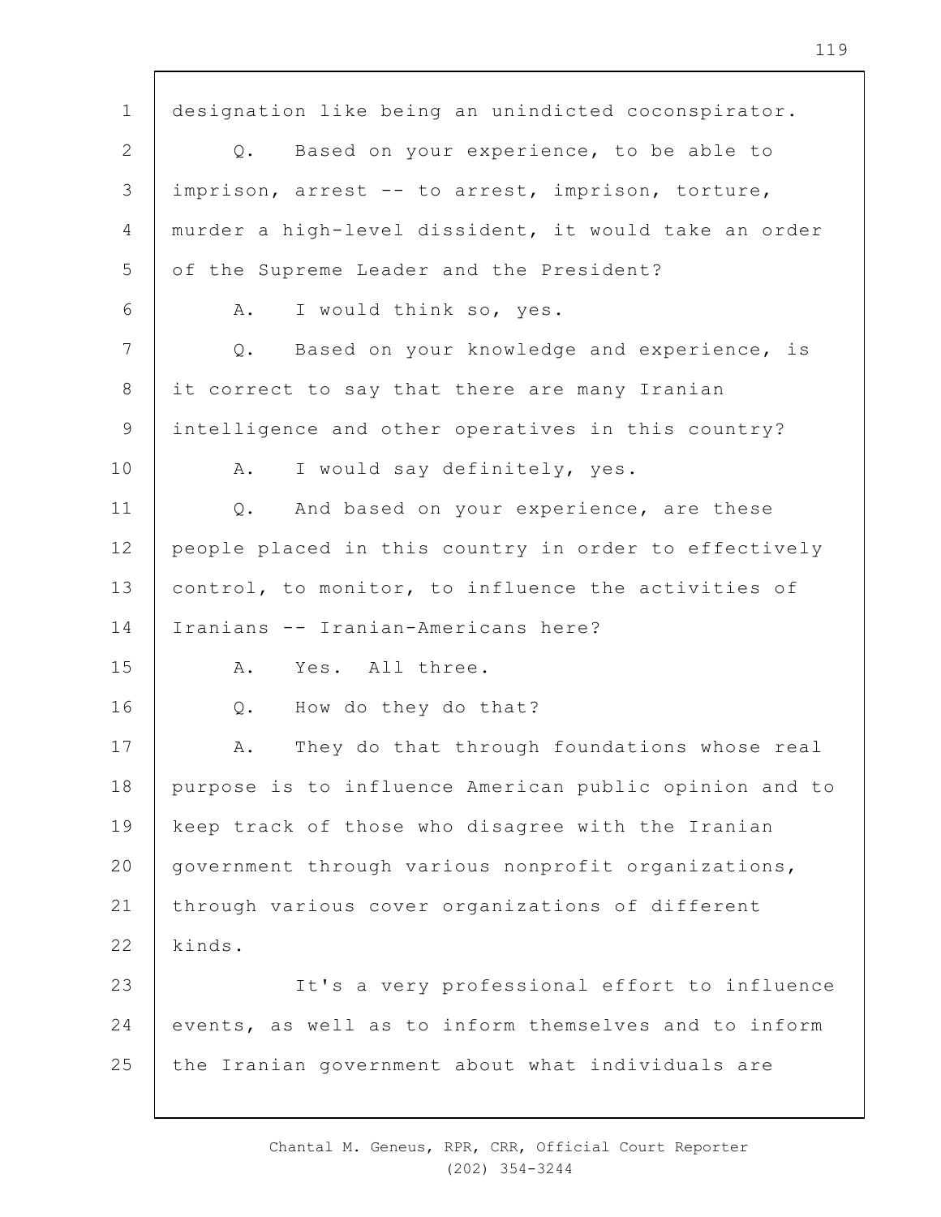designation like being an unindicted coconspirator.

Q. Based on your experience, to be able to imprison, arrest -- to arrest, imprison, torture, murder a high-level dissident, it would take an order of the Supreme Leader and the President?

A. I would think so, yes.

Q. Based on your knowledge and experience, is it correct to say that there are many Iranian intelligence and other operatives in this country?

A. I would say definitely, yes.

Q. And based on your experience, are these people placed in this country in order to effectively control, to monitor, to influence the activities of Iranians -- Iranian-Americans here?

A. Yes. All three.

Q. How do they do that?

A. They do that through foundations whose real purpose is to influence American public opinion and to keep track of those who disagree with the Iranian government through various nonprofit organizations, through various cover organizations of different kinds.

It's a very professional effort to influence events, as well as to inform themselves and to inform the Iranian government about what individuals are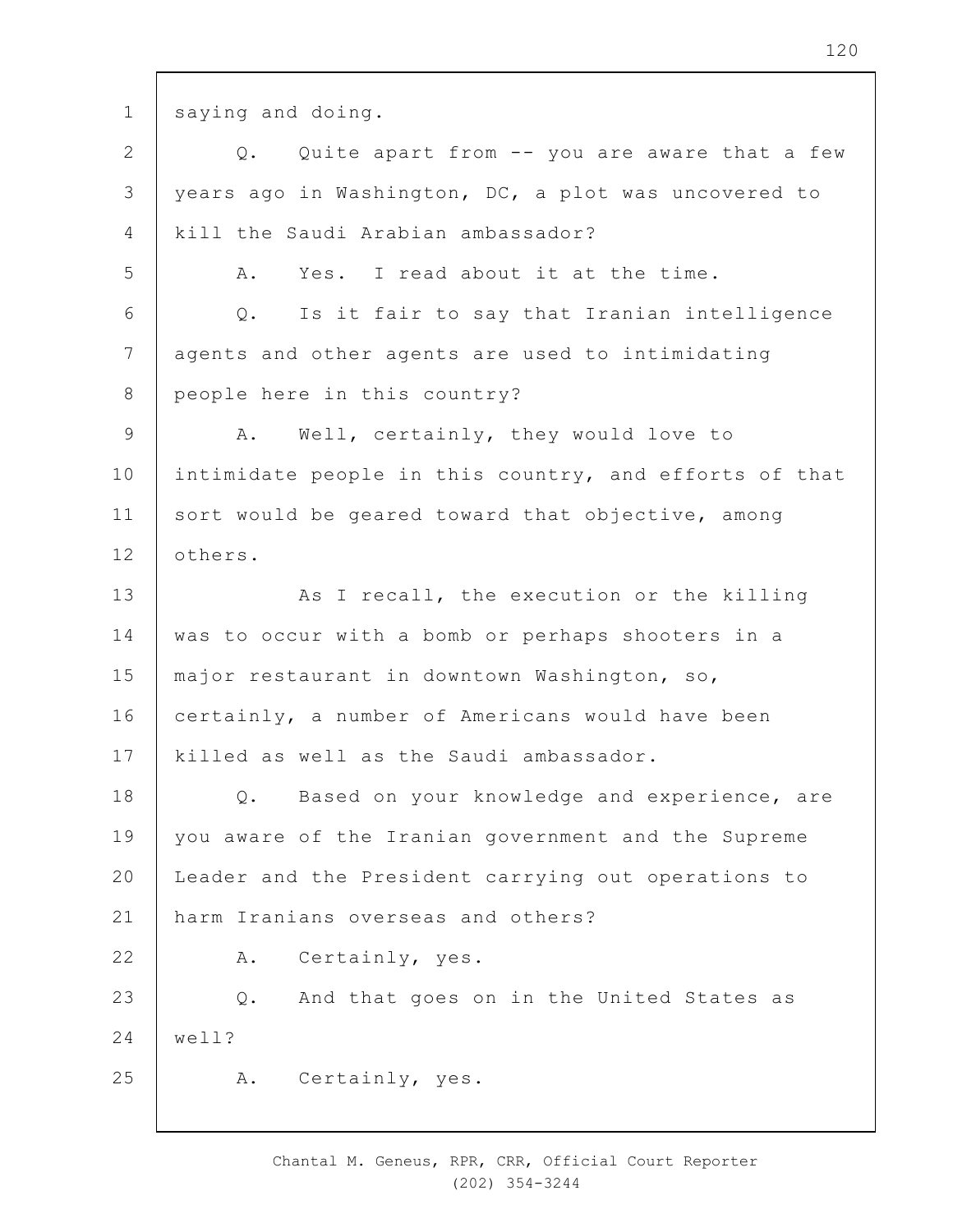saying and doing.

Q. Quite apart from -- you are aware that a few years ago in Washington, DC, a plot was uncovered to kill the Saudi Arabian ambassador?

A. Yes. I read about it at the time.

Q. Is it fair to say that Iranian intelligence agents and other agents are used to intimidating people here in this country?

A. Well, certainly, they would love to intimidate people in this country, and efforts of that sort would be geared toward that objective, among others.

As I recall, the execution or the killing was to occur with a bomb or perhaps shooters in a major restaurant in downtown Washington, so, certainly, a number of Americans would have been killed as well as the Saudi ambassador.

Q. Based on your knowledge and experience, are you aware of the Iranian government and the Supreme Leader and the President carrying out operations to harm Iranians overseas and others?

A. Certainly, yes.

Q. And that goes on in the United States as well?

A. Certainly, yes.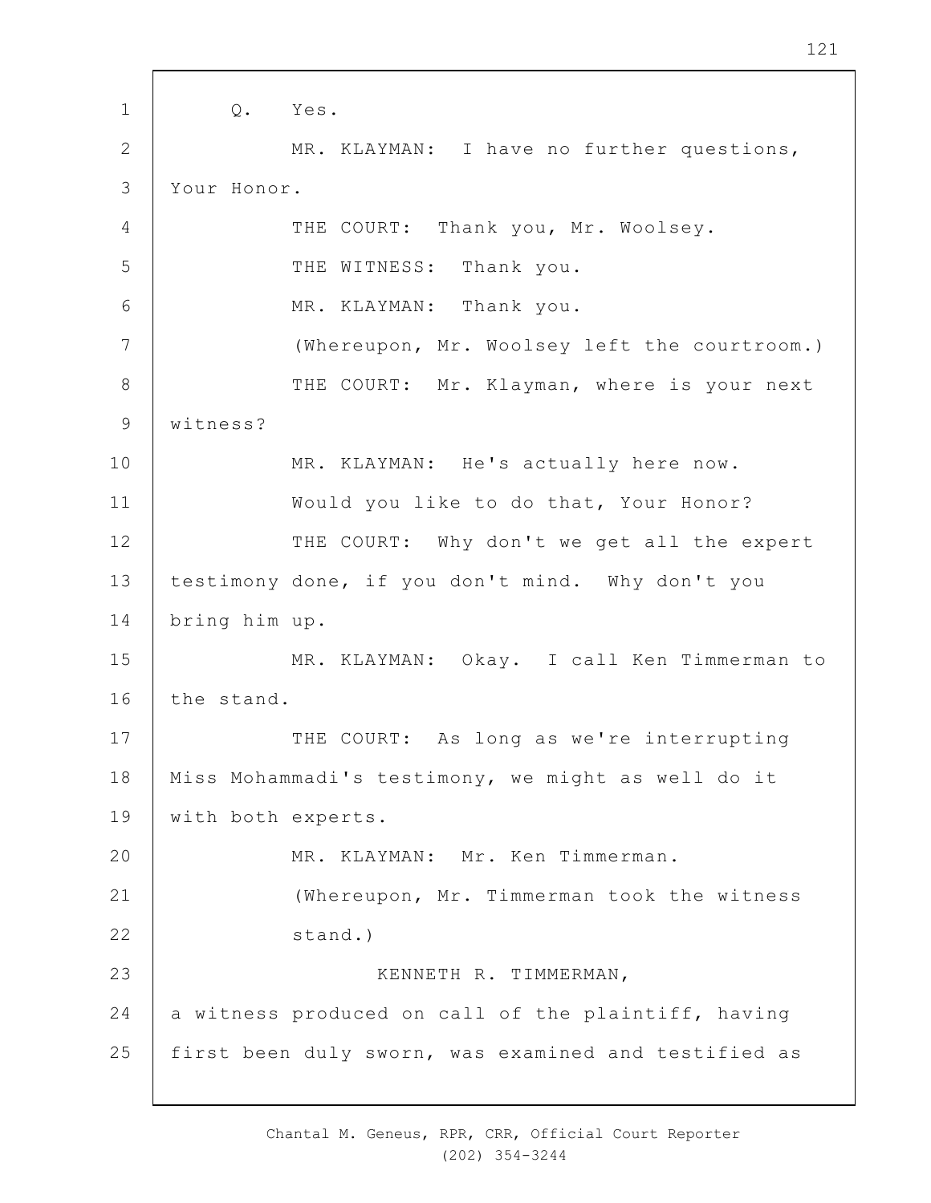1 Q. Yes.

2 MR. KLAYMAN: I have no further questions,

3 Your Honor.

4 THE COURT: Thank you, Mr. Woolsey.

5 THE WITNESS: Thank you.

6 MR. KLAYMAN: Thank you.

7 (Whereupon, Mr. Woolsey left the courtroom.)

8 THE COURT: Mr. Klayman, where is your next

9 witness?

10 MR. KLAYMAN: He's actually here now.

11 Would you like to do that, Your Honor?

12 THE COURT: Why don't we get all the expert

13 testimony done, if you don't mind. Why don't you

14 bring him up.

15 MR. KLAYMAN: Okay. I call Ken Timmerman to

16 the stand.

17 THE COURT: As long as we're interrupting

18 Miss Mohammadi's testimony, we might as well do it

19 with both experts.

20 MR. KLAYMAN: Mr. Ken Timmerman.

21 (Whereupon, Mr. Timmerman took the witness

22 stand.)

23 KENNETH R. TIMMERMAN,

24 a witness produced on call of the plaintiff, having

25 first been duly sworn, was examined and testified as

Chantal M. Geneus, RPR, CRR, Official Court Reporter
(202) 354-3244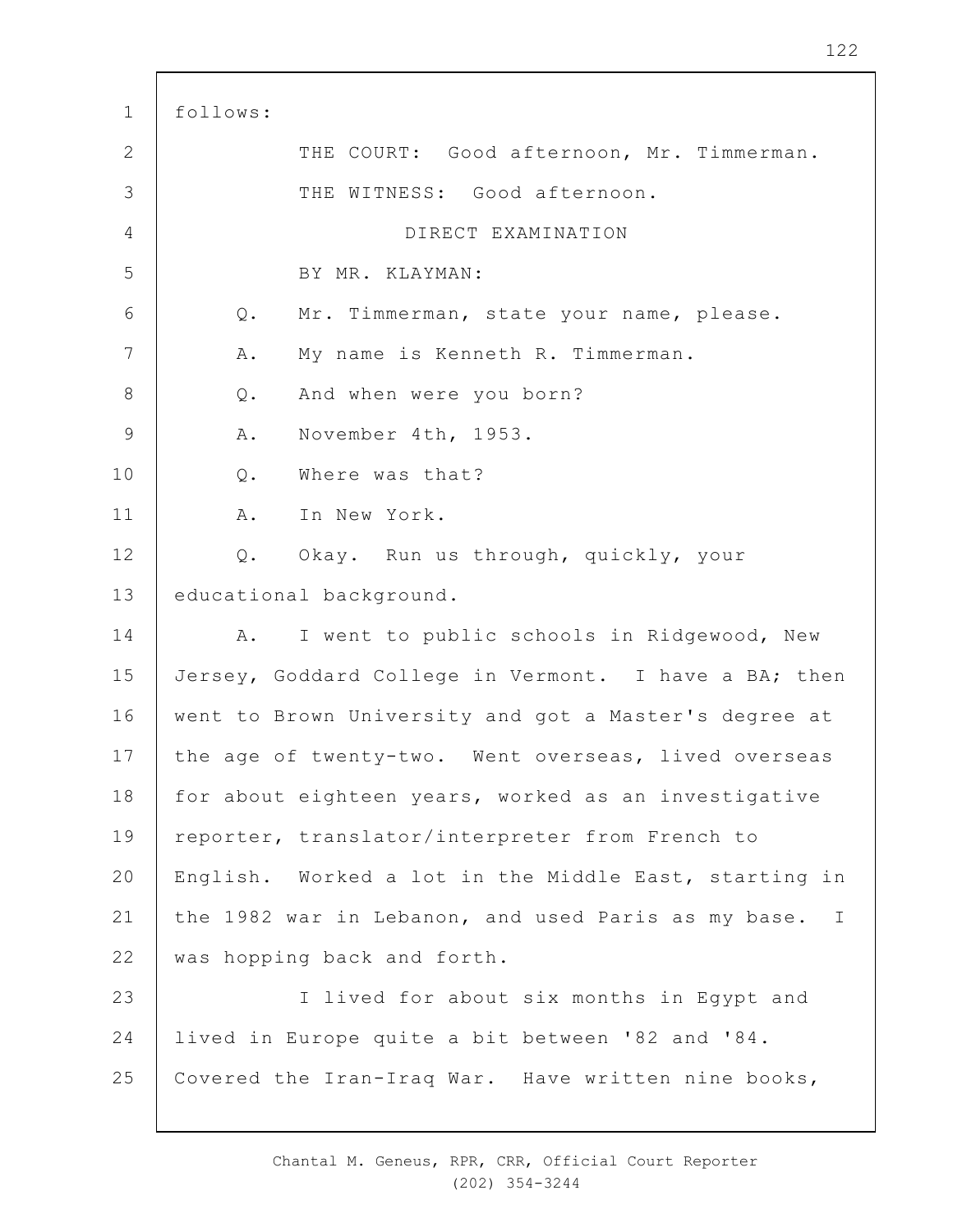follows:

THE COURT: Good afternoon, Mr. Timmerman.

THE WITNESS: Good afternoon.

DIRECT EXAMINATION

BY MR. KLAYMAN:

Q. Mr. Timmerman, state your name, please.

A. My name is Kenneth R. Timmerman.

Q. And when were you born?

A. November 4th, 1953.

Q. Where was that?

A. In New York.

Q. Okay. Run us through, quickly, your educational background.

A. I went to public schools in Ridgewood, New Jersey, Goddard College in Vermont. I have a BA; then went to Brown University and got a Master's degree at the age of twenty-two. Went overseas, lived overseas for about eighteen years, worked as an investigative reporter, translator/interpreter from French to English. Worked a lot in the Middle East, starting in the 1982 war in Lebanon, and used Paris as my base. I was hopping back and forth.

I lived for about six months in Egypt and lived in Europe quite a bit between '82 and '84. Covered the Iran-Iraq War. Have written nine books,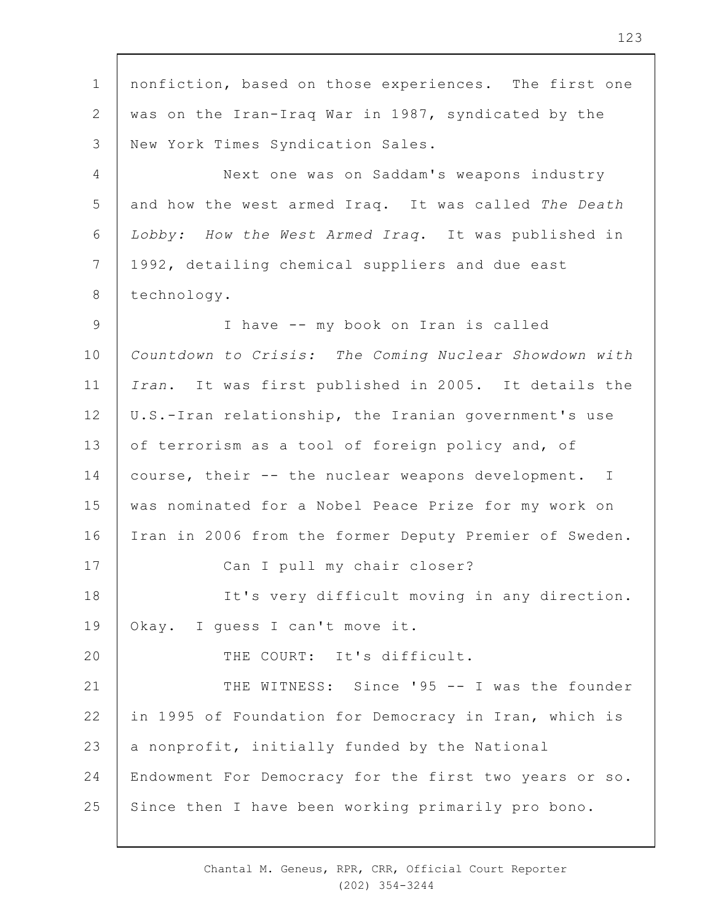nonfiction, based on those experiences. The first one was on the Iran-Iraq War in 1987, syndicated by the New York Times Syndication Sales.

Next one was on Saddam's weapons industry and how the west armed Iraq. It was called *The Death Lobby: How the West Armed Iraq*. It was published in 1992, detailing chemical suppliers and due east technology.

I have -- my book on Iran is called *Countdown to Crisis: The Coming Nuclear Showdown with Iran*. It was first published in 2005. It details the U.S.-Iran relationship, the Iranian government's use of terrorism as a tool of foreign policy and, of course, their -- the nuclear weapons development. I was nominated for a Nobel Peace Prize for my work on Iran in 2006 from the former Deputy Premier of Sweden.

Can I pull my chair closer?

It's very difficult moving in any direction. Okay. I guess I can't move it.

THE COURT: It's difficult.

THE WITNESS: Since '95 -- I was the founder in 1995 of Foundation for Democracy in Iran, which is a nonprofit, initially funded by the National Endowment For Democracy for the first two years or so. Since then I have been working primarily pro bono.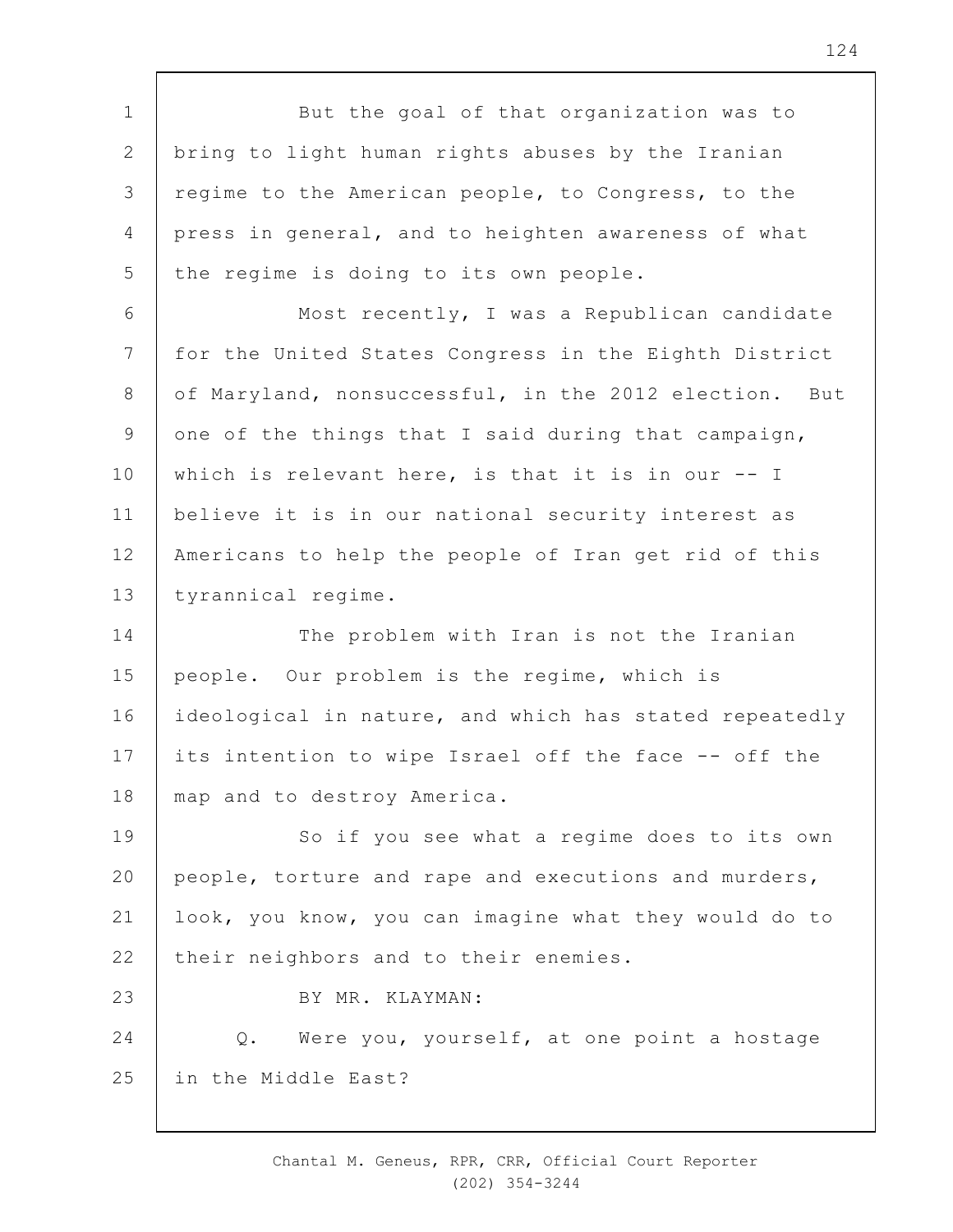But the goal of that organization was to bring to light human rights abuses by the Iranian regime to the American people, to Congress, to the press in general, and to heighten awareness of what the regime is doing to its own people.

Most recently, I was a Republican candidate for the United States Congress in the Eighth District of Maryland, nonsuccessful, in the 2012 election. But one of the things that I said during that campaign, which is relevant here, is that it is in our -- I believe it is in our national security interest as Americans to help the people of Iran get rid of this tyrannical regime.

The problem with Iran is not the Iranian people. Our problem is the regime, which is ideological in nature, and which has stated repeatedly its intention to wipe Israel off the face -- off the map and to destroy America.

So if you see what a regime does to its own people, torture and rape and executions and murders, look, you know, you can imagine what they would do to their neighbors and to their enemies.

BY MR. KLAYMAN:

Q. Were you, yourself, at one point a hostage in the Middle East?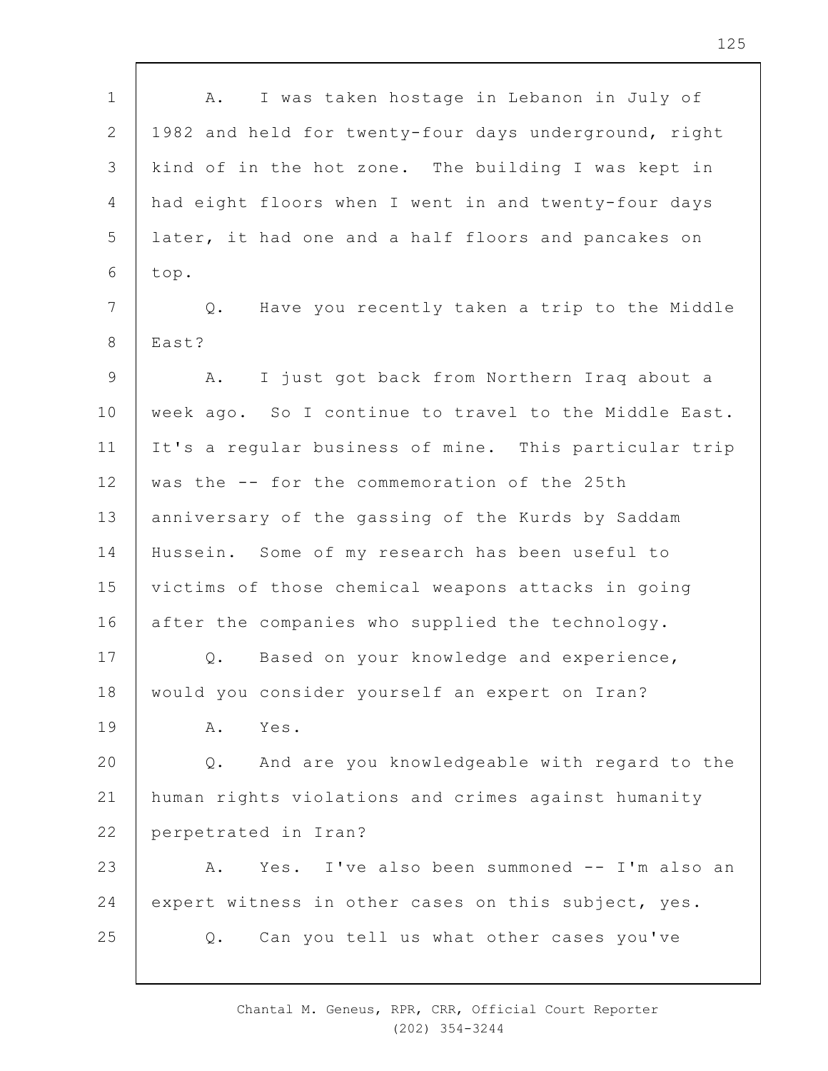A. I was taken hostage in Lebanon in July of 1982 and held for twenty-four days underground, right kind of in the hot zone. The building I was kept in had eight floors when I went in and twenty-four days later, it had one and a half floors and pancakes on top.

Q. Have you recently taken a trip to the Middle East?

A. I just got back from Northern Iraq about a week ago. So I continue to travel to the Middle East. It's a regular business of mine. This particular trip was the -- for the commemoration of the 25th anniversary of the gassing of the Kurds by Saddam Hussein. Some of my research has been useful to victims of those chemical weapons attacks in going after the companies who supplied the technology.

Q. Based on your knowledge and experience, would you consider yourself an expert on Iran?

A. Yes.

Q. And are you knowledgeable with regard to the human rights violations and crimes against humanity perpetrated in Iran?

A. Yes. I've also been summoned -- I'm also an expert witness in other cases on this subject, yes.

Q. Can you tell us what other cases you've

Chantal M. Geneus, RPR, CRR, Official Court Reporter
(202) 354-3244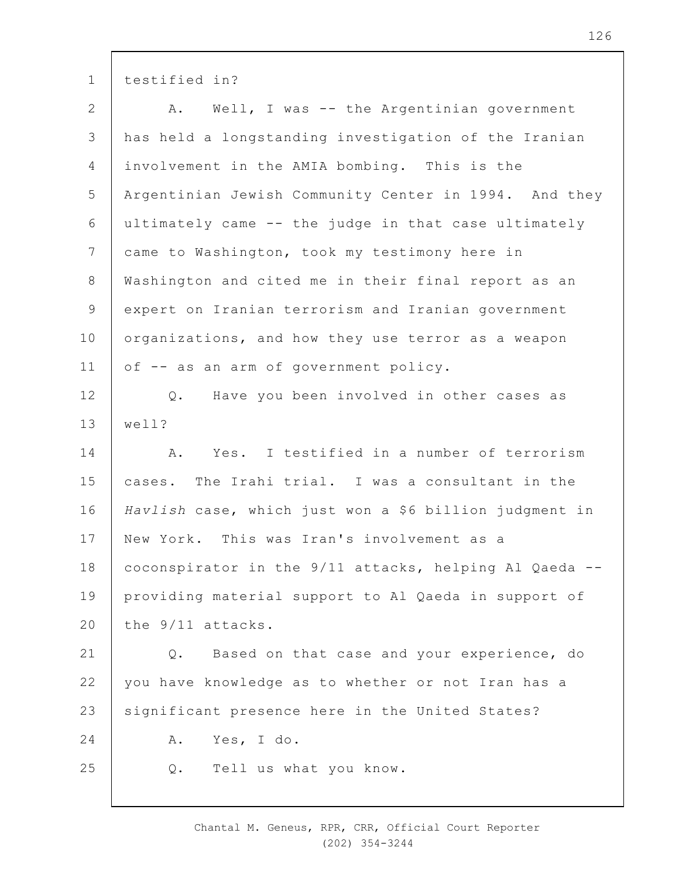testified in?

A. Well, I was -- the Argentinian government has held a longstanding investigation of the Iranian involvement in the AMIA bombing. This is the Argentinian Jewish Community Center in 1994. And they ultimately came -- the judge in that case ultimately came to Washington, took my testimony here in Washington and cited me in their final report as an expert on Iranian terrorism and Iranian government organizations, and how they use terror as a weapon of -- as an arm of government policy.

Q. Have you been involved in other cases as well?

A. Yes. I testified in a number of terrorism cases. The Irahi trial. I was a consultant in the *Havlish* case, which just won a $6 billion judgment in New York. This was Iran's involvement as a coconspirator in the 9/11 attacks, helping Al Qaeda -- providing material support to Al Qaeda in support of the 9/11 attacks.

Q. Based on that case and your experience, do you have knowledge as to whether or not Iran has a significant presence here in the United States?

A. Yes, I do.

Q. Tell us what you know.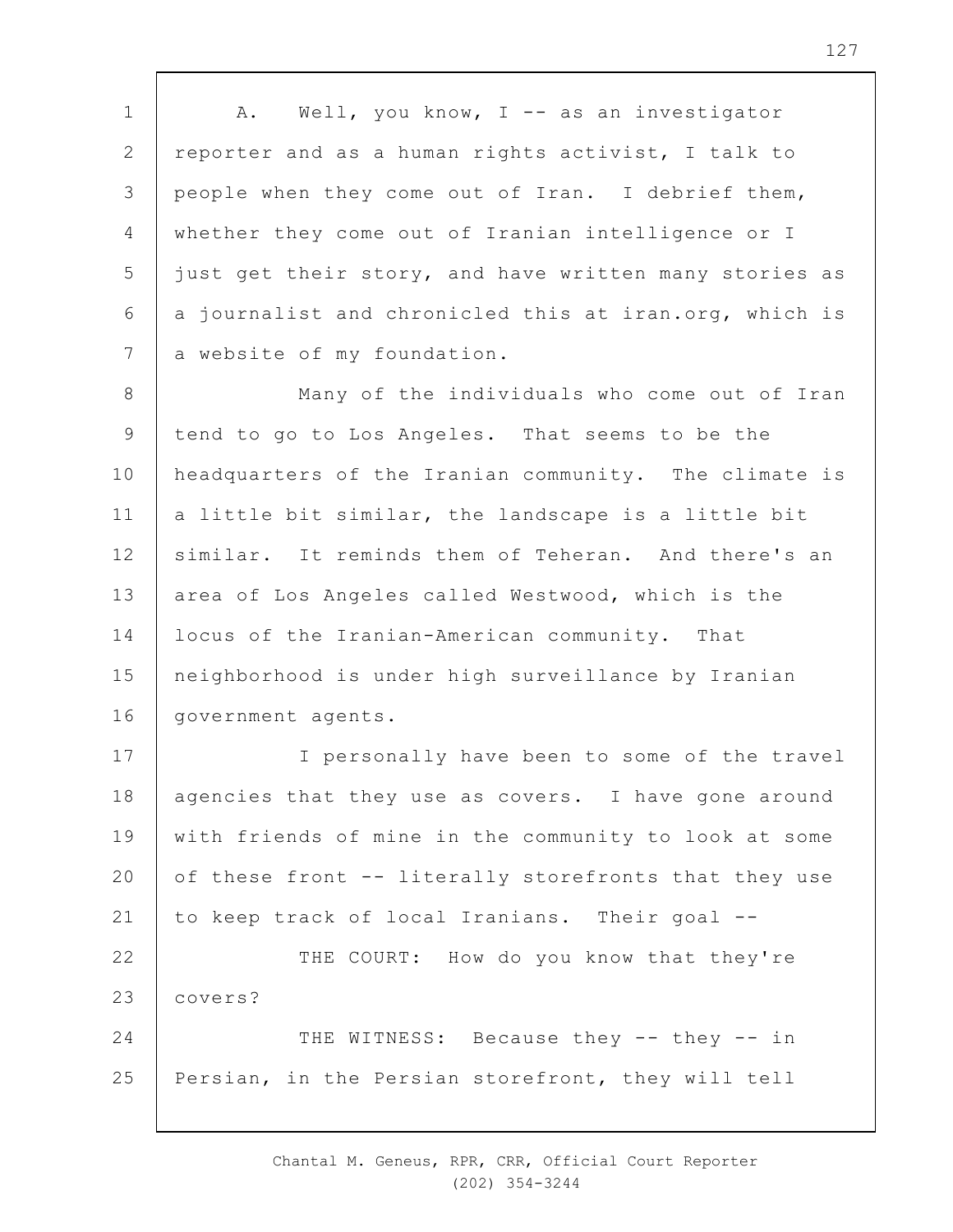A. Well, you know, I -- as an investigator reporter and as a human rights activist, I talk to people when they come out of Iran. I debrief them, whether they come out of Iranian intelligence or I just get their story, and have written many stories as a journalist and chronicled this at iran.org, which is a website of my foundation.

Many of the individuals who come out of Iran tend to go to Los Angeles. That seems to be the headquarters of the Iranian community. The climate is a little bit similar, the landscape is a little bit similar. It reminds them of Teheran. And there's an area of Los Angeles called Westwood, which is the locus of the Iranian-American community. That neighborhood is under high surveillance by Iranian government agents.

I personally have been to some of the travel agencies that they use as covers. I have gone around with friends of mine in the community to look at some of these front -- literally storefronts that they use to keep track of local Iranians. Their goal --

THE COURT: How do you know that they're covers?

THE WITNESS: Because they -- they -- in Persian, in the Persian storefront, they will tell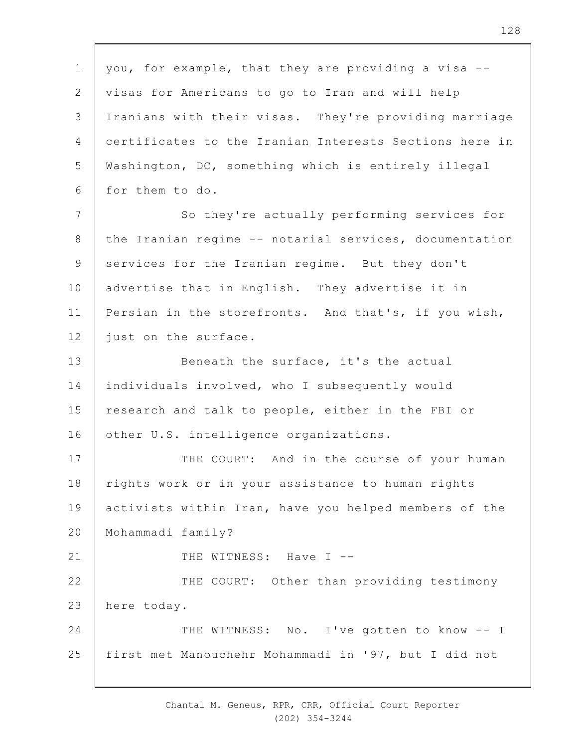you, for example, that they are providing a visa -- visas for Americans to go to Iran and will help Iranians with their visas. They're providing marriage certificates to the Iranian Interests Sections here in Washington, DC, something which is entirely illegal for them to do.

So they're actually performing services for the Iranian regime -- notarial services, documentation services for the Iranian regime. But they don't advertise that in English. They advertise it in Persian in the storefronts. And that's, if you wish, just on the surface.

Beneath the surface, it's the actual individuals involved, who I subsequently would research and talk to people, either in the FBI or other U.S. intelligence organizations.

THE COURT: And in the course of your human rights work or in your assistance to human rights activists within Iran, have you helped members of the Mohammadi family?

THE WITNESS: Have I --

THE COURT: Other than providing testimony here today.

THE WITNESS: No. I've gotten to know -- I first met Manouchehr Mohammadi in '97, but I did not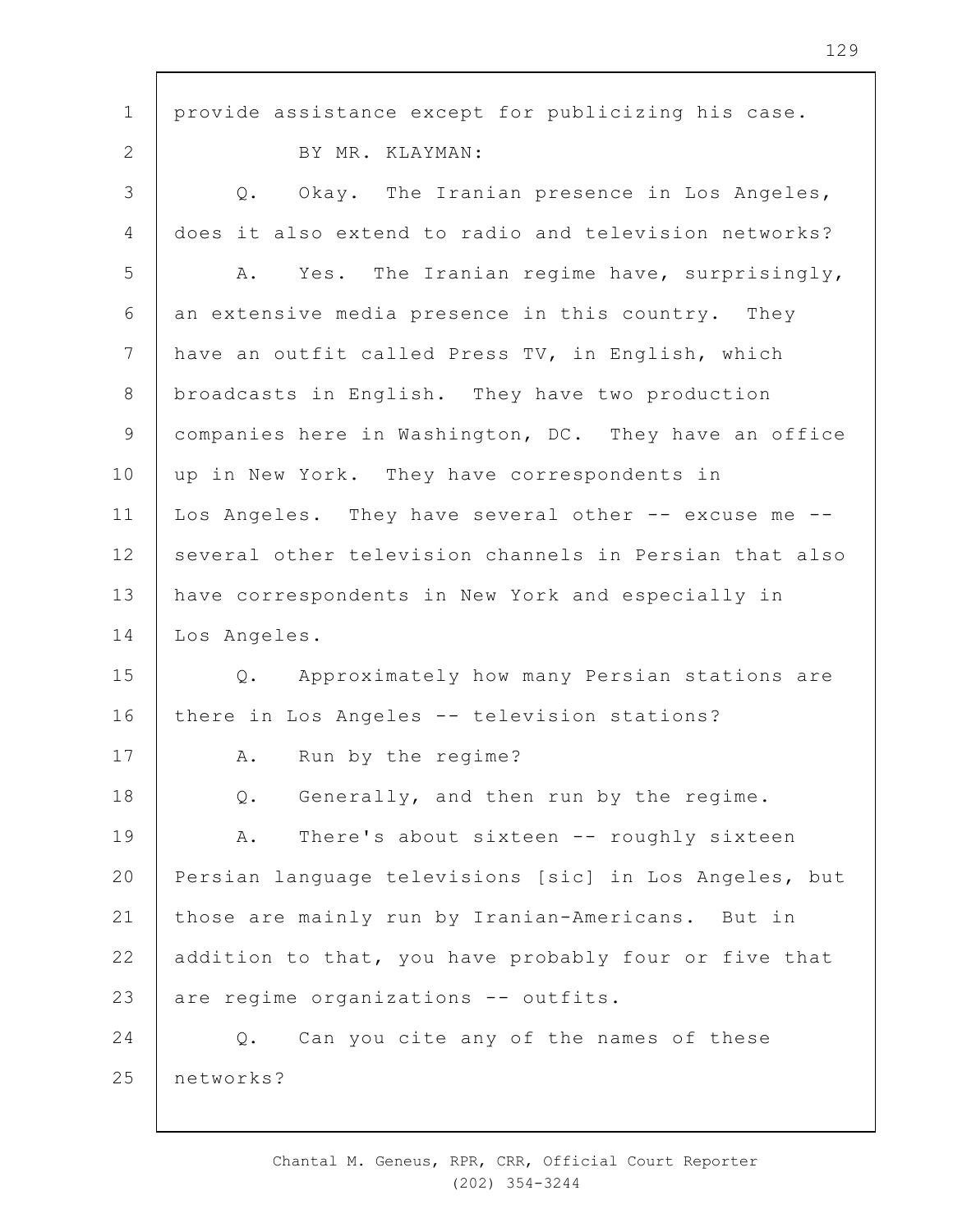provide assistance except for publicizing his case.

BY MR. KLAYMAN:

Q. Okay. The Iranian presence in Los Angeles, does it also extend to radio and television networks?

A. Yes. The Iranian regime have, surprisingly, an extensive media presence in this country. They have an outfit called Press TV, in English, which broadcasts in English. They have two production companies here in Washington, DC. They have an office up in New York. They have correspondents in Los Angeles. They have several other -- excuse me -- several other television channels in Persian that also have correspondents in New York and especially in Los Angeles.

Q. Approximately how many Persian stations are there in Los Angeles -- television stations?

A. Run by the regime?

Q. Generally, and then run by the regime.

A. There's about sixteen -- roughly sixteen Persian language televisions [sic] in Los Angeles, but those are mainly run by Iranian-Americans. But in addition to that, you have probably four or five that are regime organizations -- outfits.

Q. Can you cite any of the names of these networks?

Chantal M. Geneus, RPR, CRR, Official Court Reporter
(202) 354-3244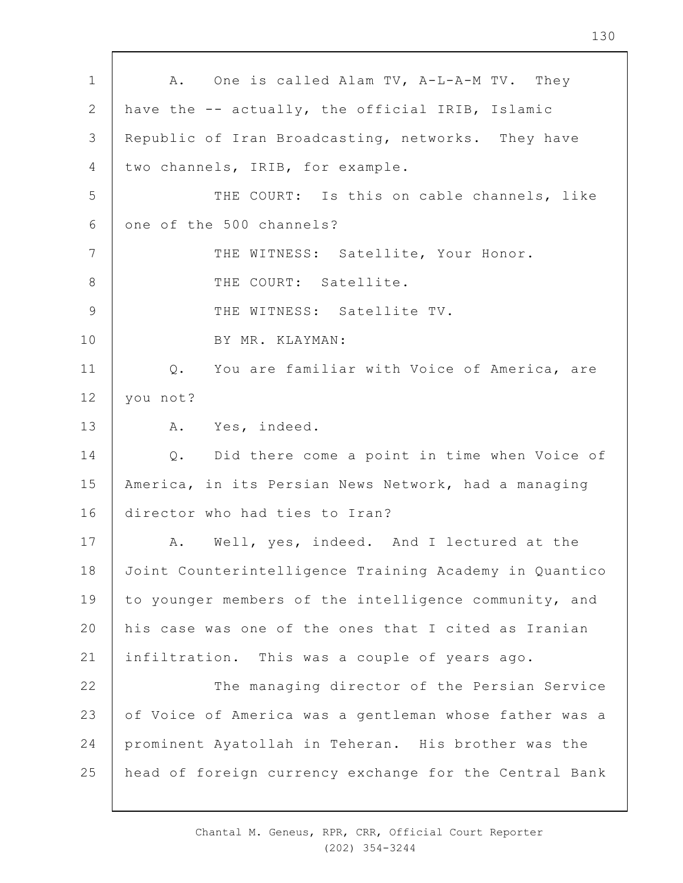A. One is called Alam TV, A-L-A-M TV. They have the -- actually, the official IRIB, Islamic Republic of Iran Broadcasting, networks. They have two channels, IRIB, for example.

THE COURT: Is this on cable channels, like one of the 500 channels?

THE WITNESS: Satellite, Your Honor.

THE COURT: Satellite.

THE WITNESS: Satellite TV.

BY MR. KLAYMAN:

Q. You are familiar with Voice of America, are you not?

A. Yes, indeed.

Q. Did there come a point in time when Voice of America, in its Persian News Network, had a managing director who had ties to Iran?

A. Well, yes, indeed. And I lectured at the Joint Counterintelligence Training Academy in Quantico to younger members of the intelligence community, and his case was one of the ones that I cited as Iranian infiltration. This was a couple of years ago.

The managing director of the Persian Service of Voice of America was a gentleman whose father was a prominent Ayatollah in Teheran. His brother was the head of foreign currency exchange for the Central Bank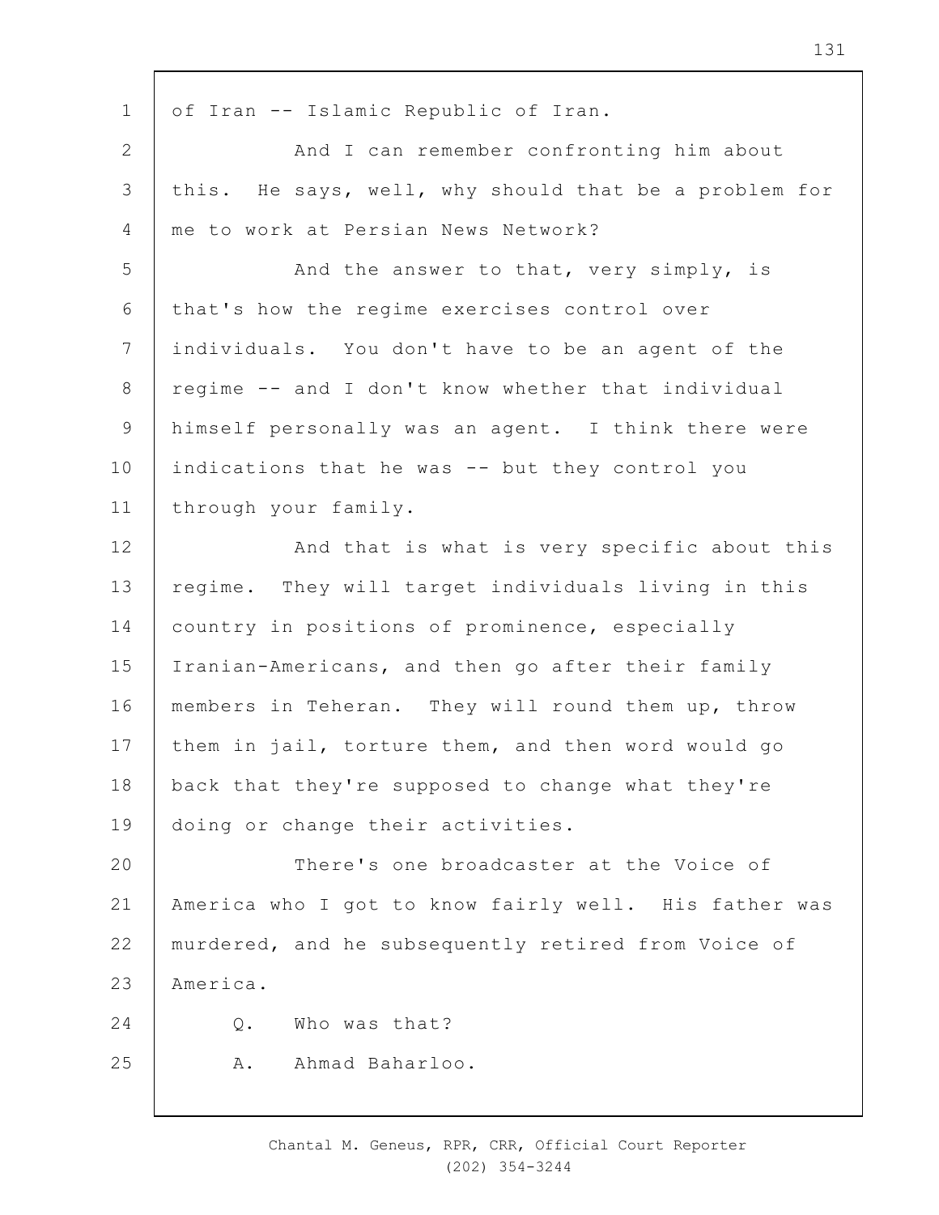of Iran -- Islamic Republic of Iran.

And I can remember confronting him about this. He says, well, why should that be a problem for me to work at Persian News Network?

And the answer to that, very simply, is that's how the regime exercises control over individuals. You don't have to be an agent of the regime -- and I don't know whether that individual himself personally was an agent. I think there were indications that he was -- but they control you through your family.

And that is what is very specific about this regime. They will target individuals living in this country in positions of prominence, especially Iranian-Americans, and then go after their family members in Teheran. They will round them up, throw them in jail, torture them, and then word would go back that they're supposed to change what they're doing or change their activities.

There's one broadcaster at the Voice of America who I got to know fairly well. His father was murdered, and he subsequently retired from Voice of America.

Q. Who was that?

A. Ahmad Baharloo.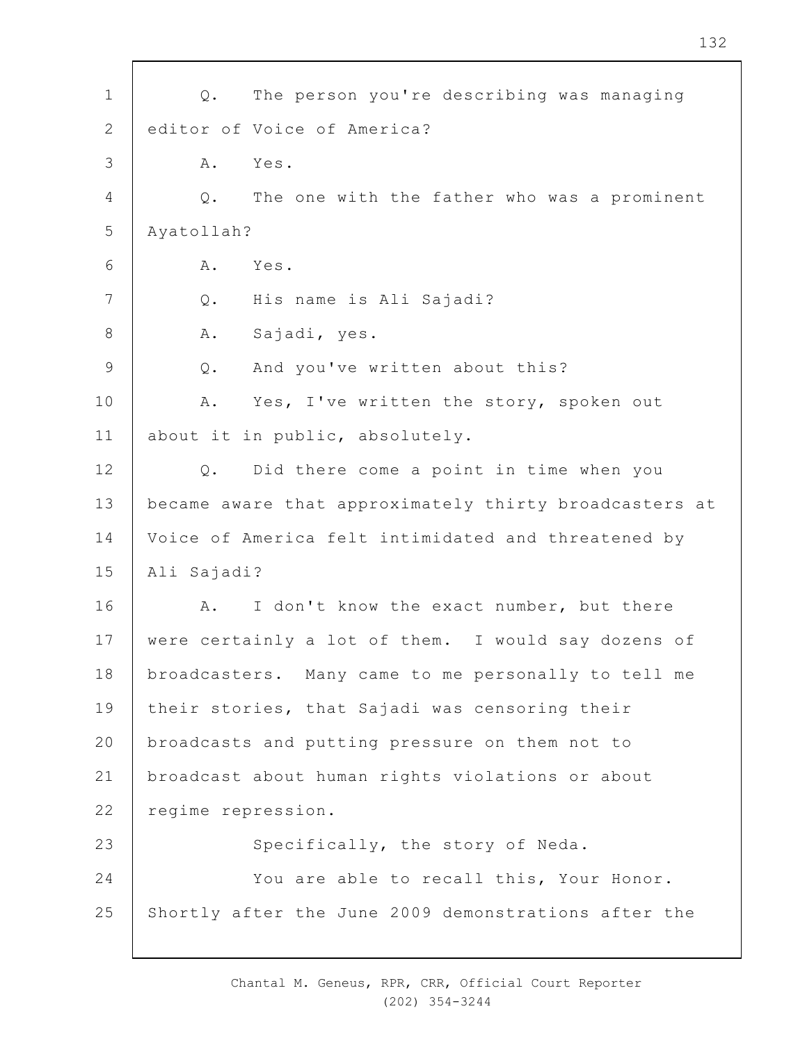1 Q. The person you're describing was managing
2 editor of Voice of America?
3 A. Yes.
4 Q. The one with the father who was a prominent
5 Ayatollah?
6 A. Yes.
7 Q. His name is Ali Sajadi?
8 A. Sajadi, yes.
9 Q. And you've written about this?
10 A. Yes, I've written the story, spoken out
11 about it in public, absolutely.
12 Q. Did there come a point in time when you
13 became aware that approximately thirty broadcasters at
14 Voice of America felt intimidated and threatened by
15 Ali Sajadi?
16 A. I don't know the exact number, but there
17 were certainly a lot of them. I would say dozens of
18 broadcasters. Many came to me personally to tell me
19 their stories, that Sajadi was censoring their
20 broadcasts and putting pressure on them not to
21 broadcast about human rights violations or about
22 regime repression.
23 Specifically, the story of Neda.
24 You are able to recall this, Your Honor.
25 Shortly after the June 2009 demonstrations after the

Chantal M. Geneus, RPR, CRR, Official Court Reporter
(202) 354-3244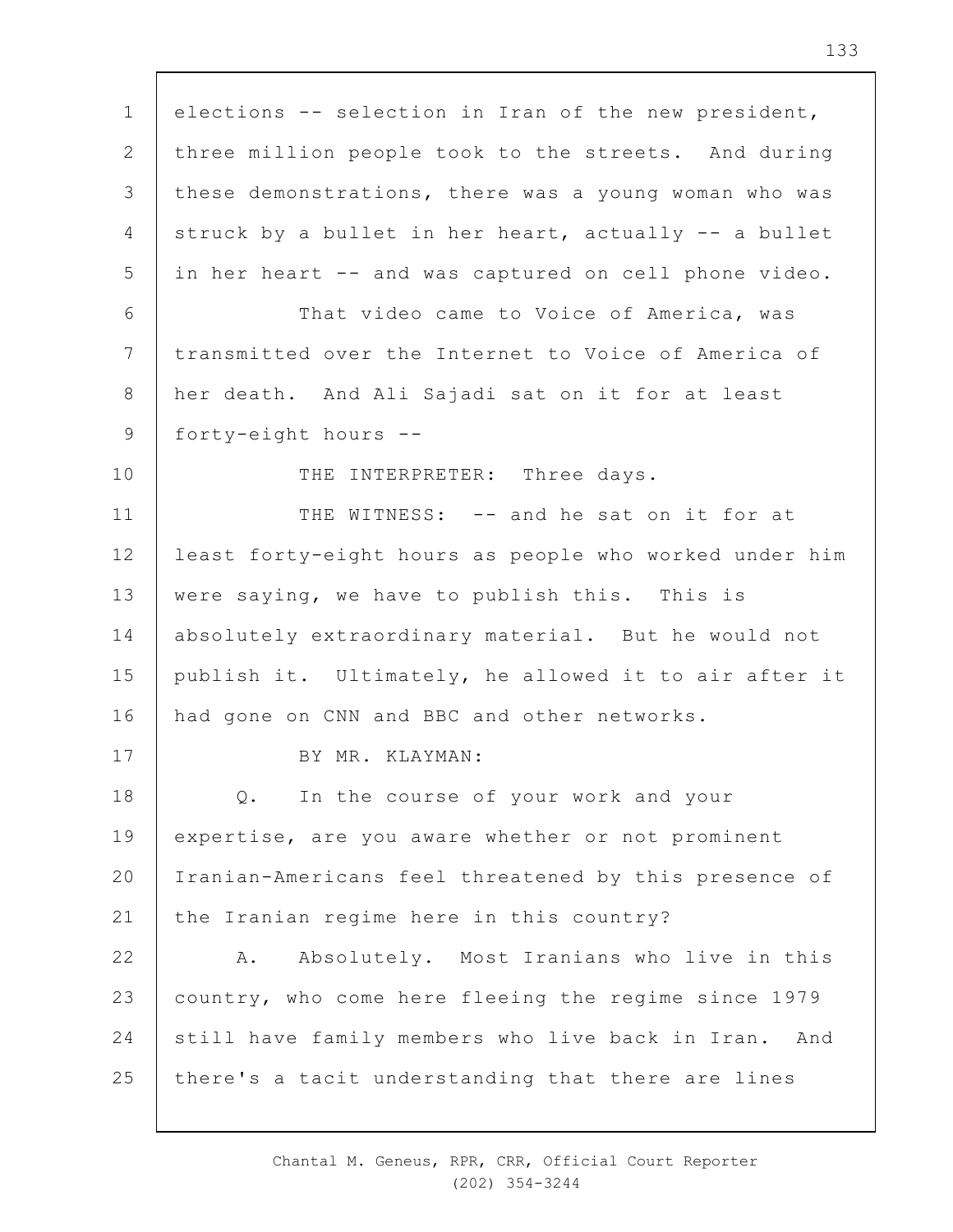elections -- selection in Iran of the new president, three million people took to the streets. And during these demonstrations, there was a young woman who was struck by a bullet in her heart, actually -- a bullet in her heart -- and was captured on cell phone video.

That video came to Voice of America, was transmitted over the Internet to Voice of America of her death. And Ali Sajadi sat on it for at least forty-eight hours --

THE INTERPRETER: Three days.

THE WITNESS: -- and he sat on it for at least forty-eight hours as people who worked under him were saying, we have to publish this. This is absolutely extraordinary material. But he would not publish it. Ultimately, he allowed it to air after it had gone on CNN and BBC and other networks.

BY MR. KLAYMAN:

Q. In the course of your work and your expertise, are you aware whether or not prominent Iranian-Americans feel threatened by this presence of the Iranian regime here in this country?

A. Absolutely. Most Iranians who live in this country, who come here fleeing the regime since 1979 still have family members who live back in Iran. And there's a tacit understanding that there are lines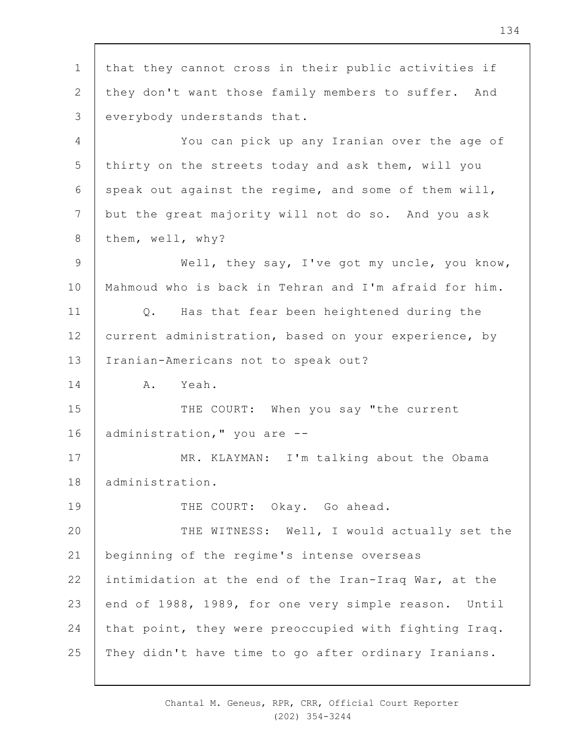1 that they cannot cross in their public activities if
2 they don't want those family members to suffer. And
3 everybody understands that.

4 You can pick up any Iranian over the age of
5 thirty on the streets today and ask them, will you
6 speak out against the regime, and some of them will,
7 but the great majority will not do so. And you ask
8 them, well, why?

9 Well, they say, I've got my uncle, you know,
10 Mahmoud who is back in Tehran and I'm afraid for him.

11 Q. Has that fear been heightened during the
12 current administration, based on your experience, by
13 Iranian-Americans not to speak out?

14 A. Yeah.

15 THE COURT: When you say "the current
16 administration," you are --

17 MR. KLAYMAN: I'm talking about the Obama
18 administration.

19 THE COURT: Okay. Go ahead.

20 THE WITNESS: Well, I would actually set the
21 beginning of the regime's intense overseas
22 intimidation at the end of the Iran-Iraq War, at the
23 end of 1988, 1989, for one very simple reason. Until
24 that point, they were preoccupied with fighting Iraq.
25 They didn't have time to go after ordinary Iranians.

Chantal M. Geneus, RPR, CRR, Official Court Reporter
(202) 354-3244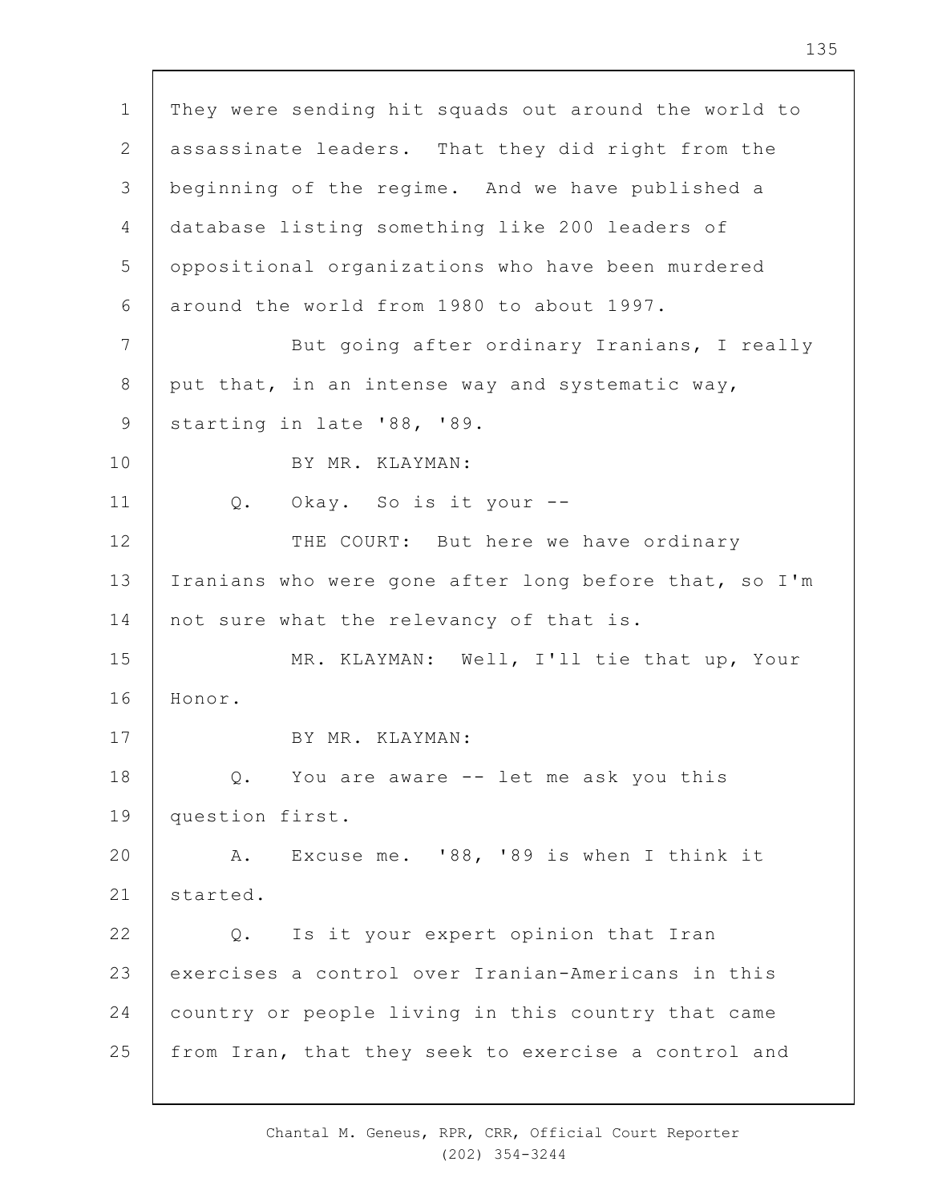They were sending hit squads out around the world to assassinate leaders. That they did right from the beginning of the regime. And we have published a database listing something like 200 leaders of oppositional organizations who have been murdered around the world from 1980 to about 1997.

But going after ordinary Iranians, I really put that, in an intense way and systematic way, starting in late '88, '89.

BY MR. KLAYMAN:

Q. Okay. So is it your --

THE COURT: But here we have ordinary Iranians who were gone after long before that, so I'm not sure what the relevancy of that is.

MR. KLAYMAN: Well, I'll tie that up, Your Honor.

BY MR. KLAYMAN:

Q. You are aware -- let me ask you this question first.

A. Excuse me. '88, '89 is when I think it started.

Q. Is it your expert opinion that Iran exercises a control over Iranian-Americans in this country or people living in this country that came from Iran, that they seek to exercise a control and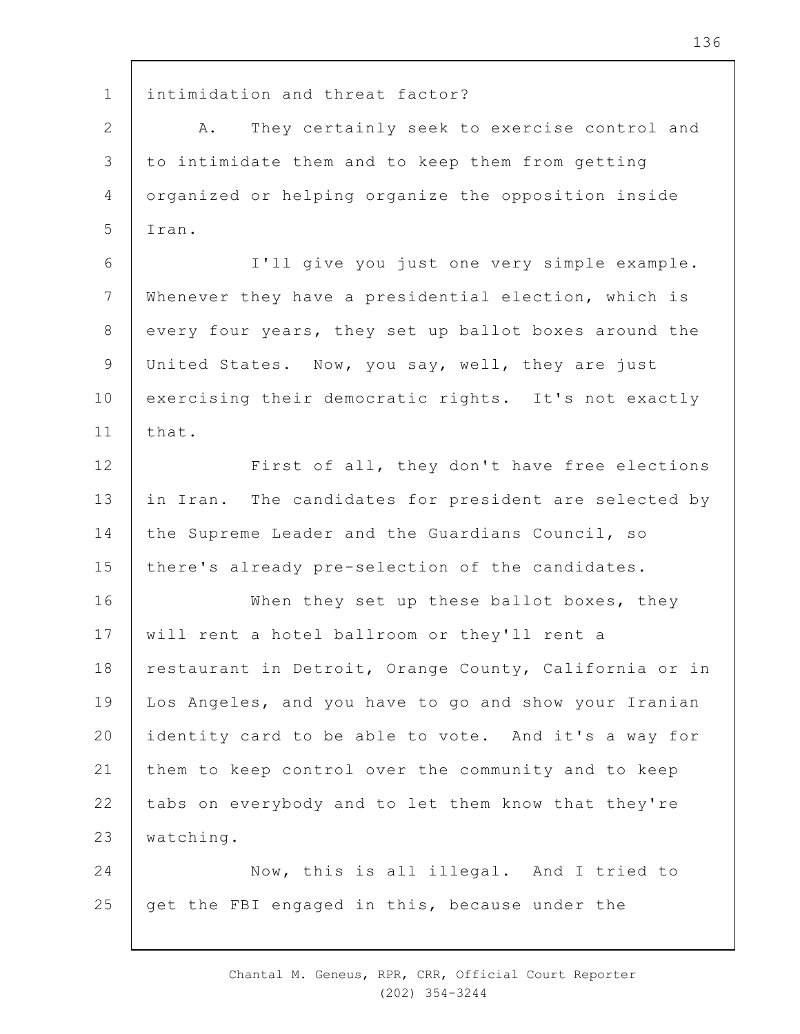intimidation and threat factor?

A. They certainly seek to exercise control and to intimidate them and to keep them from getting organized or helping organize the opposition inside Iran.

I'll give you just one very simple example. Whenever they have a presidential election, which is every four years, they set up ballot boxes around the United States. Now, you say, well, they are just exercising their democratic rights. It's not exactly that.

First of all, they don't have free elections in Iran. The candidates for president are selected by the Supreme Leader and the Guardians Council, so there's already pre-selection of the candidates.

When they set up these ballot boxes, they will rent a hotel ballroom or they'll rent a restaurant in Detroit, Orange County, California or in Los Angeles, and you have to go and show your Iranian identity card to be able to vote. And it's a way for them to keep control over the community and to keep tabs on everybody and to let them know that they're watching.

Now, this is all illegal. And I tried to get the FBI engaged in this, because under the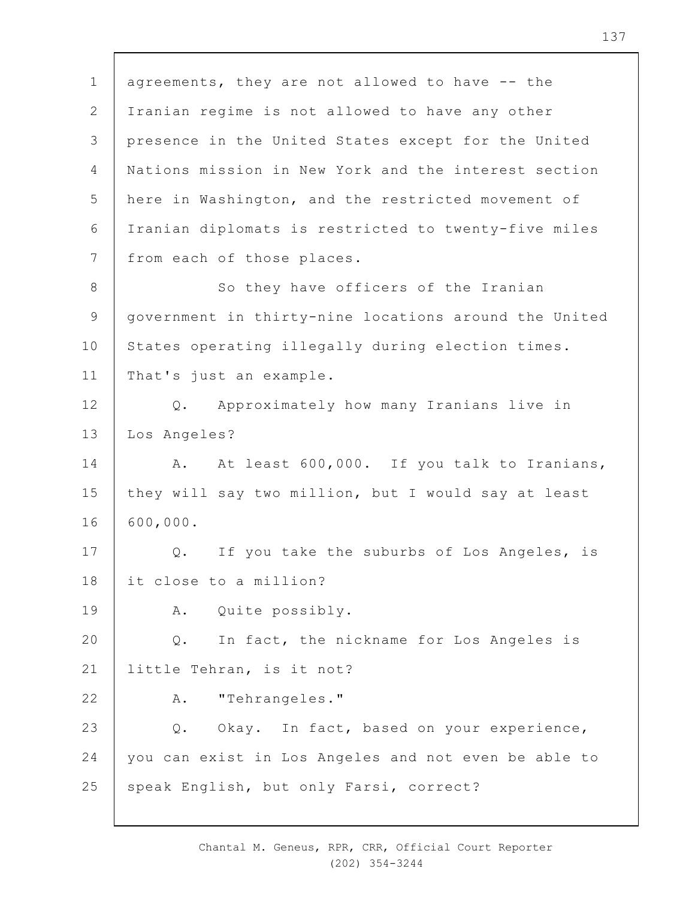agreements, they are not allowed to have -- the Iranian regime is not allowed to have any other presence in the United States except for the United Nations mission in New York and the interest section here in Washington, and the restricted movement of Iranian diplomats is restricted to twenty-five miles from each of those places.

So they have officers of the Iranian government in thirty-nine locations around the United States operating illegally during election times. That's just an example.

Q. Approximately how many Iranians live in Los Angeles?

A. At least 600,000. If you talk to Iranians, they will say two million, but I would say at least 600,000.

Q. If you take the suburbs of Los Angeles, is it close to a million?

A. Quite possibly.

Q. In fact, the nickname for Los Angeles is little Tehran, is it not?

A. "Tehrangeles."

Q. Okay. In fact, based on your experience, you can exist in Los Angeles and not even be able to speak English, but only Farsi, correct?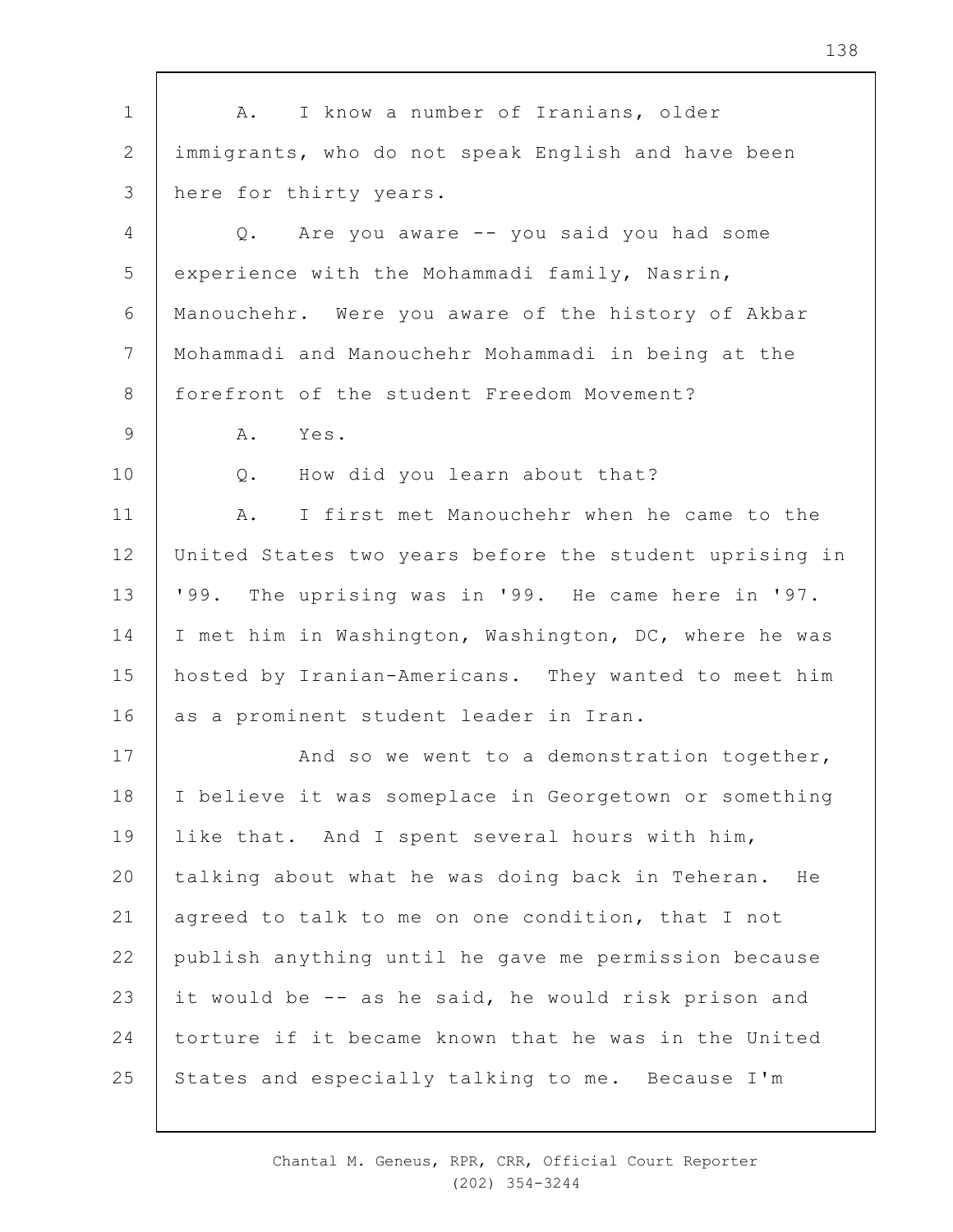A. I know a number of Iranians, older immigrants, who do not speak English and have been here for thirty years.

Q. Are you aware -- you said you had some experience with the Mohammadi family, Nasrin, Manouchehr. Were you aware of the history of Akbar Mohammadi and Manouchehr Mohammadi in being at the forefront of the student Freedom Movement?

A. Yes.

Q. How did you learn about that?

A. I first met Manouchehr when he came to the United States two years before the student uprising in '99. The uprising was in '99. He came here in '97. I met him in Washington, Washington, DC, where he was hosted by Iranian-Americans. They wanted to meet him as a prominent student leader in Iran.

And so we went to a demonstration together, I believe it was someplace in Georgetown or something like that. And I spent several hours with him, talking about what he was doing back in Teheran. He agreed to talk to me on one condition, that I not publish anything until he gave me permission because it would be -- as he said, he would risk prison and torture if it became known that he was in the United States and especially talking to me. Because I'm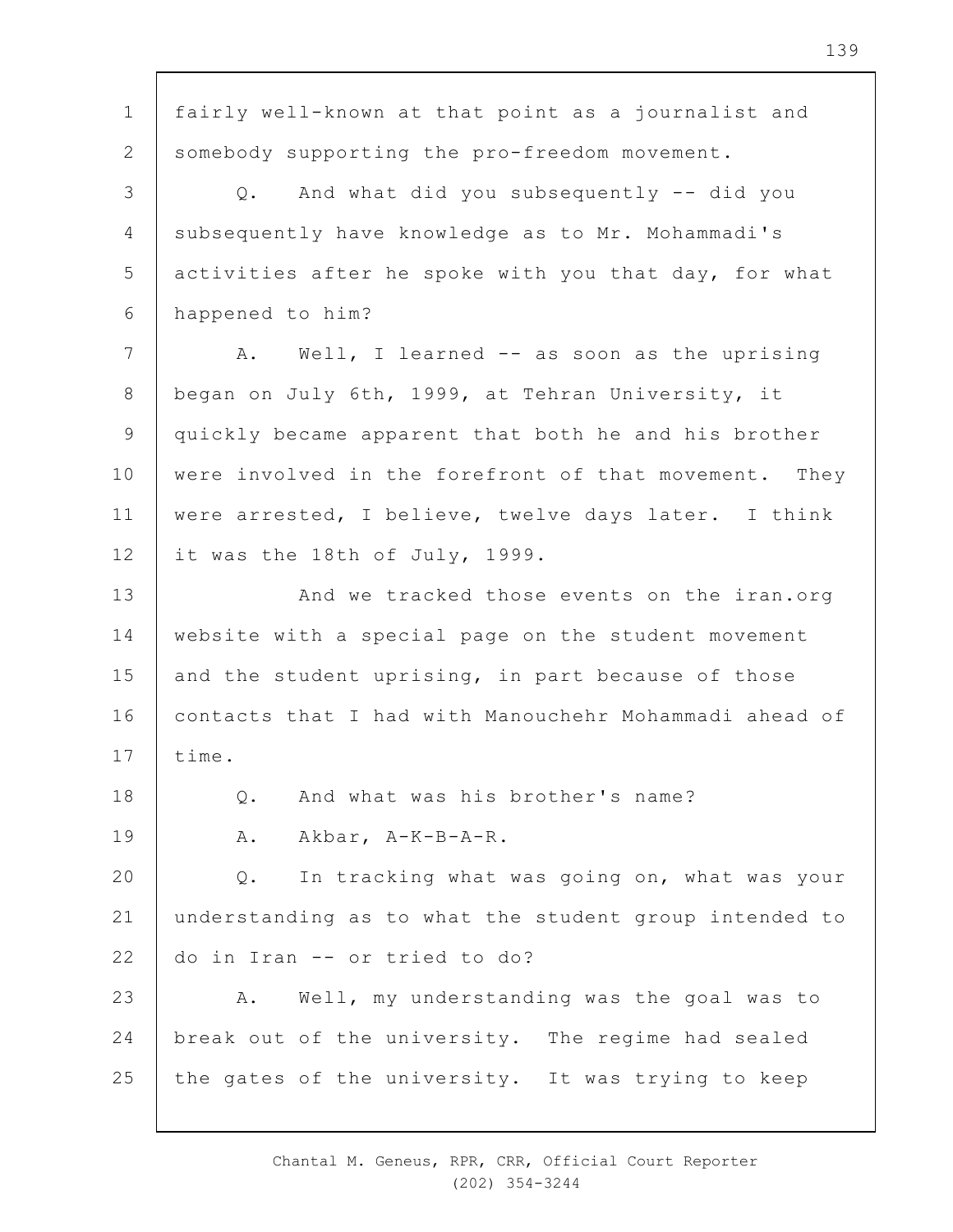fairly well-known at that point as a journalist and somebody supporting the pro-freedom movement.

Q. And what did you subsequently -- did you subsequently have knowledge as to Mr. Mohammadi's activities after he spoke with you that day, for what happened to him?

A. Well, I learned -- as soon as the uprising began on July 6th, 1999, at Tehran University, it quickly became apparent that both he and his brother were involved in the forefront of that movement. They were arrested, I believe, twelve days later. I think it was the 18th of July, 1999.

And we tracked those events on the iran.org website with a special page on the student movement and the student uprising, in part because of those contacts that I had with Manouchehr Mohammadi ahead of time.

Q. And what was his brother's name?

A. Akbar, A-K-B-A-R.

Q. In tracking what was going on, what was your understanding as to what the student group intended to do in Iran -- or tried to do?

A. Well, my understanding was the goal was to break out of the university. The regime had sealed the gates of the university. It was trying to keep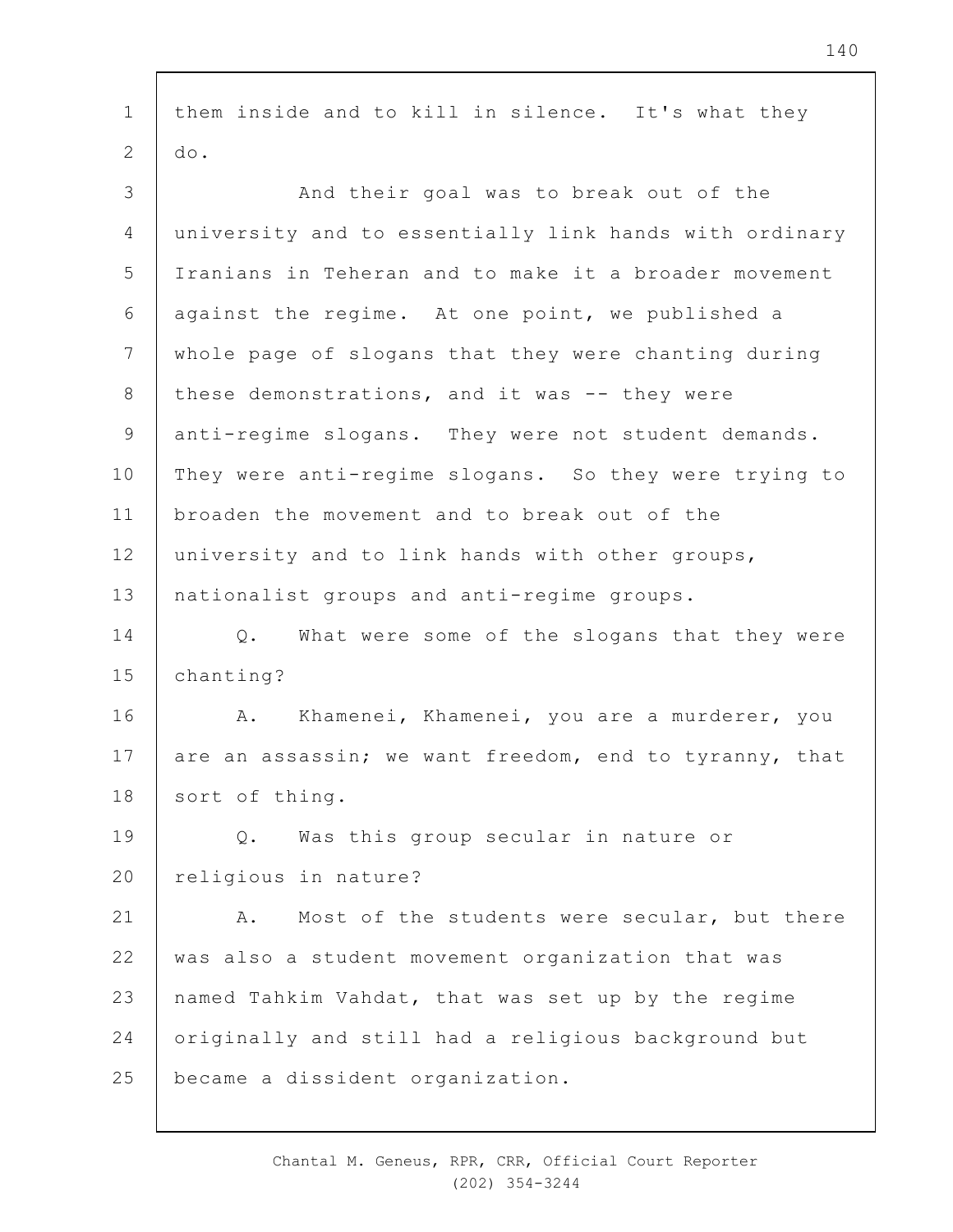them inside and to kill in silence. It's what they do.

And their goal was to break out of the university and to essentially link hands with ordinary Iranians in Teheran and to make it a broader movement against the regime. At one point, we published a whole page of slogans that they were chanting during these demonstrations, and it was -- they were anti-regime slogans. They were not student demands. They were anti-regime slogans. So they were trying to broaden the movement and to break out of the university and to link hands with other groups, nationalist groups and anti-regime groups.

Q. What were some of the slogans that they were chanting?

A. Khamenei, Khamenei, you are a murderer, you are an assassin; we want freedom, end to tyranny, that sort of thing.

Q. Was this group secular in nature or religious in nature?

A. Most of the students were secular, but there was also a student movement organization that was named Tahkim Vahdat, that was set up by the regime originally and still had a religious background but became a dissident organization.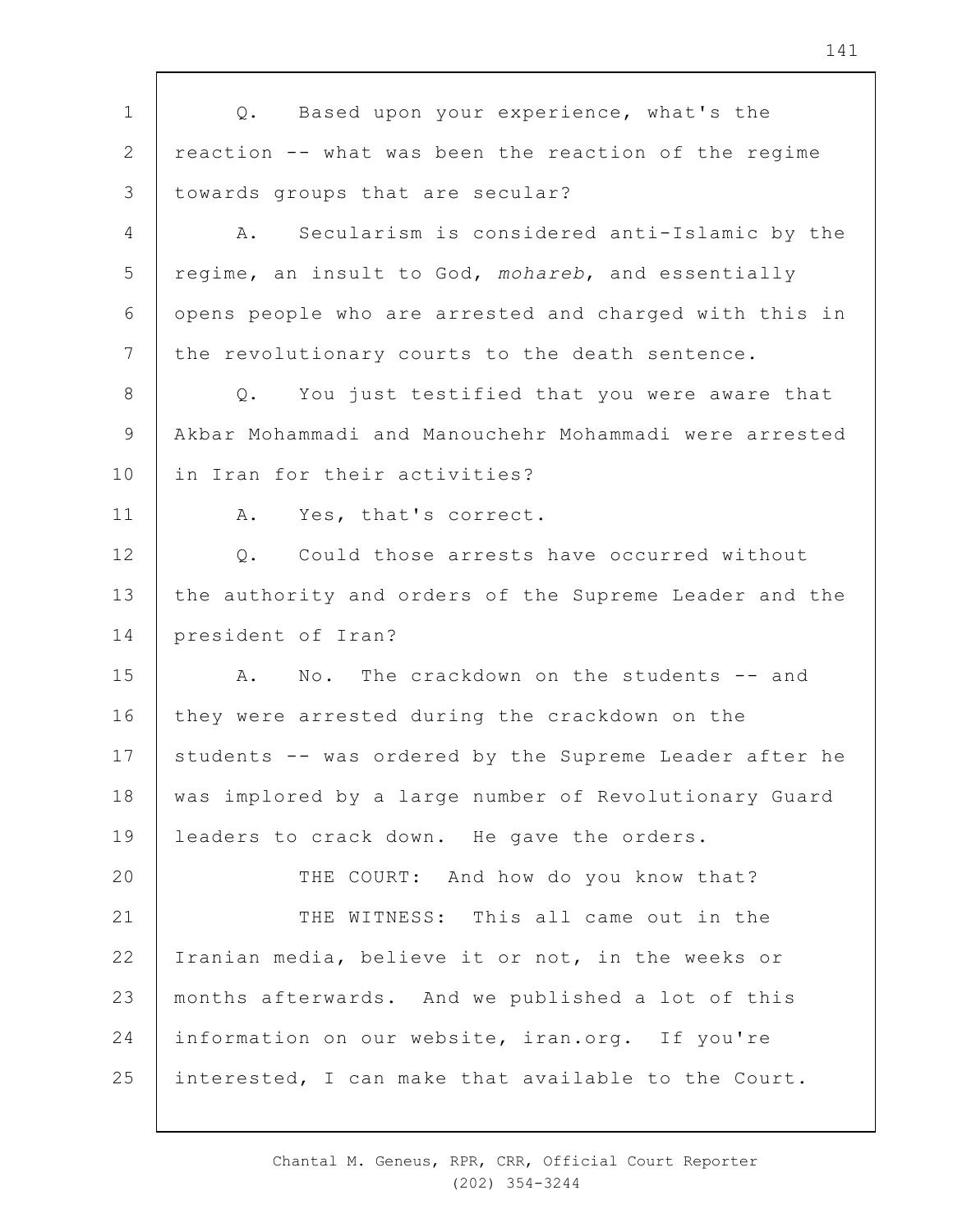Q. Based upon your experience, what's the reaction -- what was been the reaction of the regime towards groups that are secular?

A. Secularism is considered anti-Islamic by the regime, an insult to God, *mohareb*, and essentially opens people who are arrested and charged with this in the revolutionary courts to the death sentence.

Q. You just testified that you were aware that Akbar Mohammadi and Manouchehr Mohammadi were arrested in Iran for their activities?

A. Yes, that's correct.

Q. Could those arrests have occurred without the authority and orders of the Supreme Leader and the president of Iran?

A. No. The crackdown on the students -- and they were arrested during the crackdown on the students -- was ordered by the Supreme Leader after he was implored by a large number of Revolutionary Guard leaders to crack down. He gave the orders.

THE COURT: And how do you know that?

THE WITNESS: This all came out in the Iranian media, believe it or not, in the weeks or months afterwards. And we published a lot of this information on our website, iran.org. If you're interested, I can make that available to the Court.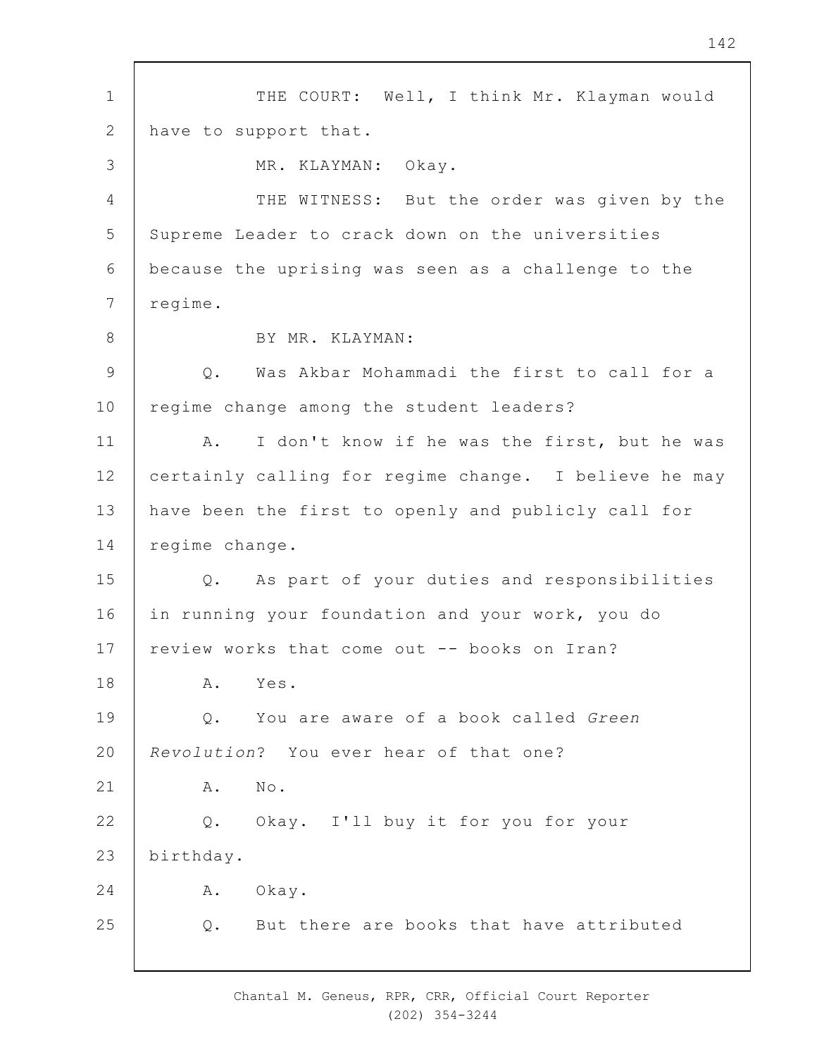THE COURT: Well, I think Mr. Klayman would have to support that.

MR. KLAYMAN: Okay.

THE WITNESS: But the order was given by the Supreme Leader to crack down on the universities because the uprising was seen as a challenge to the regime.

BY MR. KLAYMAN:

Q. Was Akbar Mohammadi the first to call for a regime change among the student leaders?

A. I don't know if he was the first, but he was certainly calling for regime change. I believe he may have been the first to openly and publicly call for regime change.

Q. As part of your duties and responsibilities in running your foundation and your work, you do review works that come out -- books on Iran?

A. Yes.

Q. You are aware of a book called *Green Revolution*? You ever hear of that one?

A. No.

Q. Okay. I'll buy it for you for your birthday.

A. Okay.

Q. But there are books that have attributed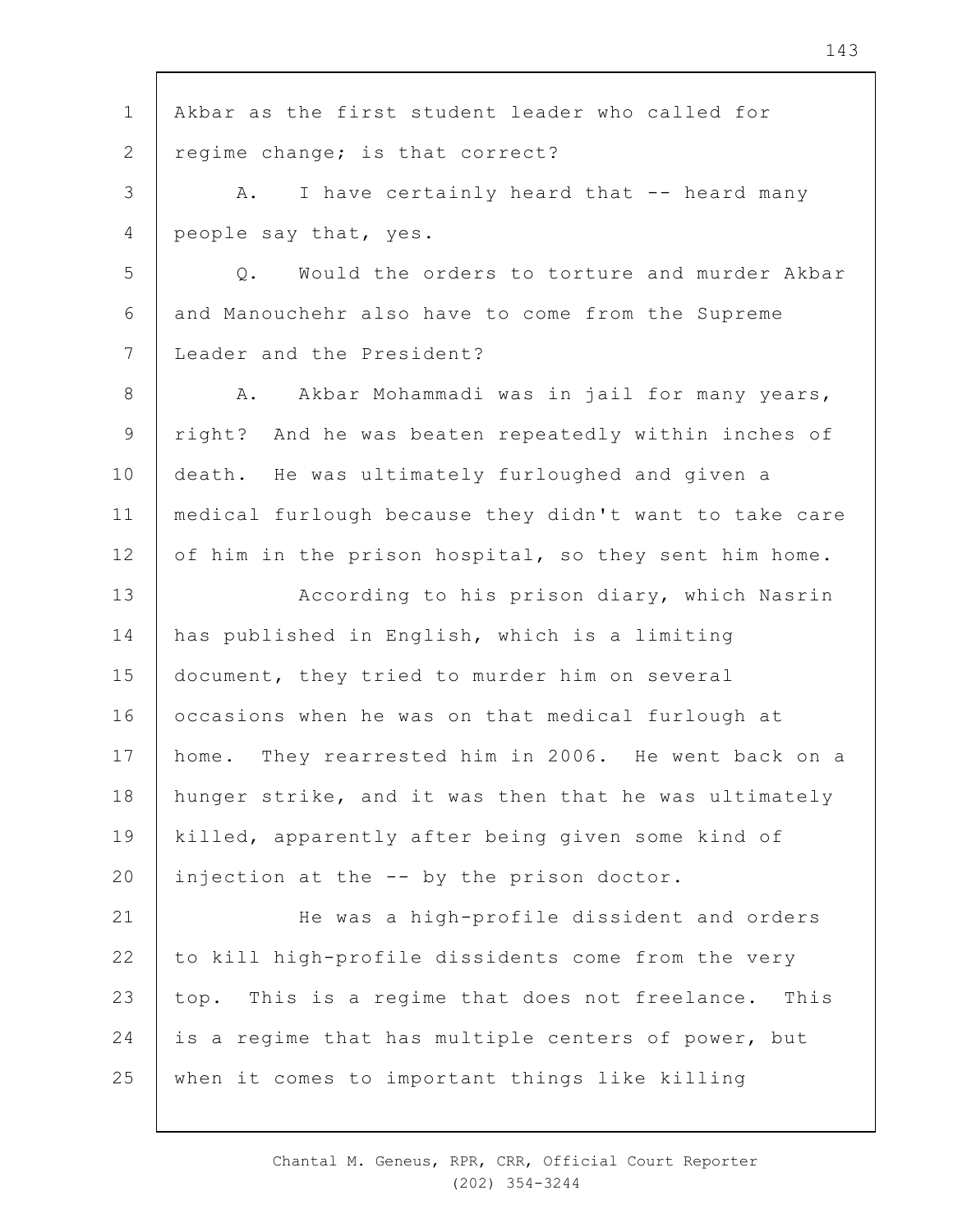Akbar as the first student leader who called for regime change; is that correct?

A. I have certainly heard that -- heard many people say that, yes.

Q. Would the orders to torture and murder Akbar and Manouchehr also have to come from the Supreme Leader and the President?

A. Akbar Mohammadi was in jail for many years, right? And he was beaten repeatedly within inches of death. He was ultimately furloughed and given a medical furlough because they didn't want to take care of him in the prison hospital, so they sent him home.

According to his prison diary, which Nasrin has published in English, which is a limiting document, they tried to murder him on several occasions when he was on that medical furlough at home. They rearrested him in 2006. He went back on a hunger strike, and it was then that he was ultimately killed, apparently after being given some kind of injection at the -- by the prison doctor.

He was a high-profile dissident and orders to kill high-profile dissidents come from the very top. This is a regime that does not freelance. This is a regime that has multiple centers of power, but when it comes to important things like killing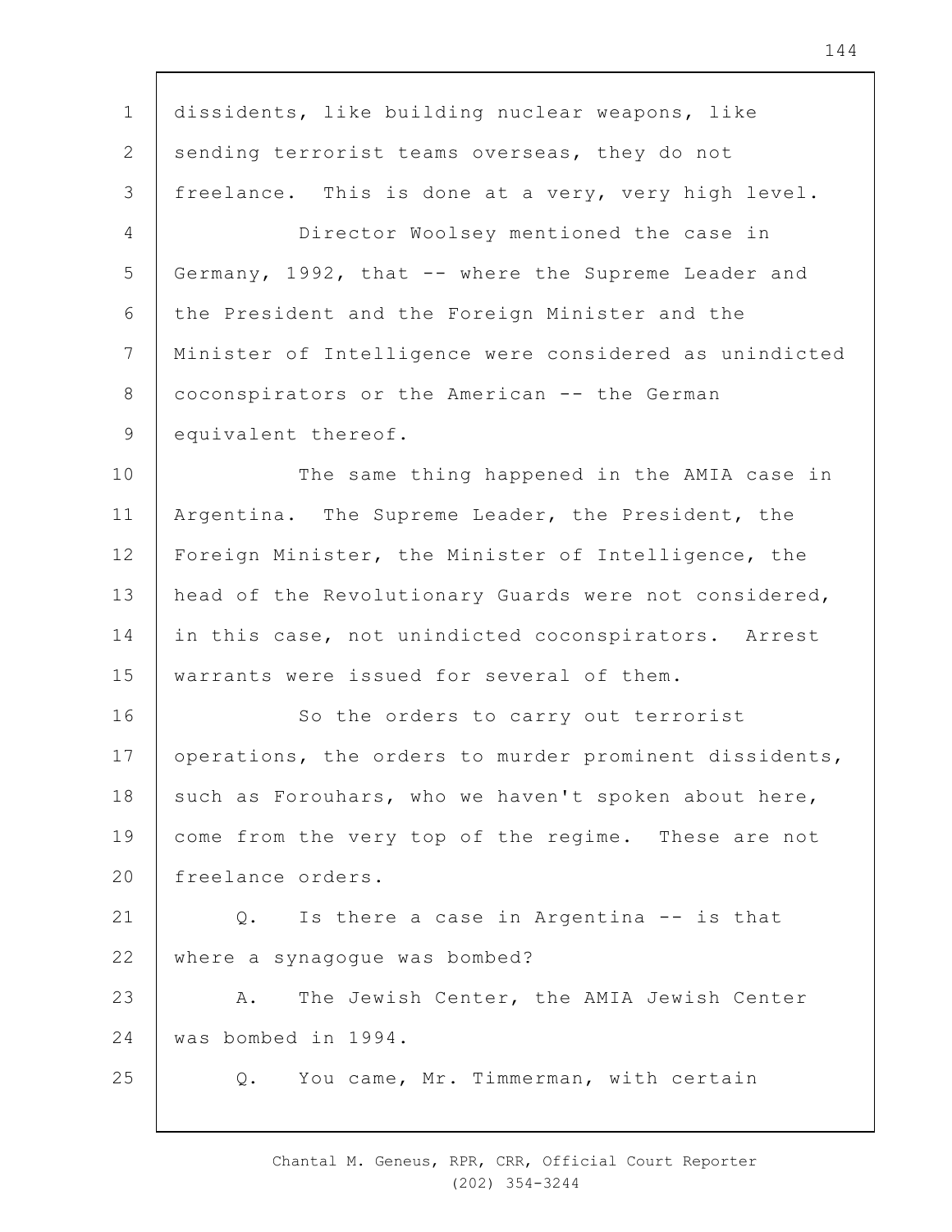dissidents, like building nuclear weapons, like sending terrorist teams overseas, they do not freelance. This is done at a very, very high level.

Director Woolsey mentioned the case in Germany, 1992, that -- where the Supreme Leader and the President and the Foreign Minister and the Minister of Intelligence were considered as unindicted coconspirators or the American -- the German equivalent thereof.

The same thing happened in the AMIA case in Argentina. The Supreme Leader, the President, the Foreign Minister, the Minister of Intelligence, the head of the Revolutionary Guards were not considered, in this case, not unindicted coconspirators. Arrest warrants were issued for several of them.

So the orders to carry out terrorist operations, the orders to murder prominent dissidents, such as Forouhars, who we haven't spoken about here, come from the very top of the regime. These are not freelance orders.

Q. Is there a case in Argentina -- is that where a synagogue was bombed?

A. The Jewish Center, the AMIA Jewish Center was bombed in 1994.

Q. You came, Mr. Timmerman, with certain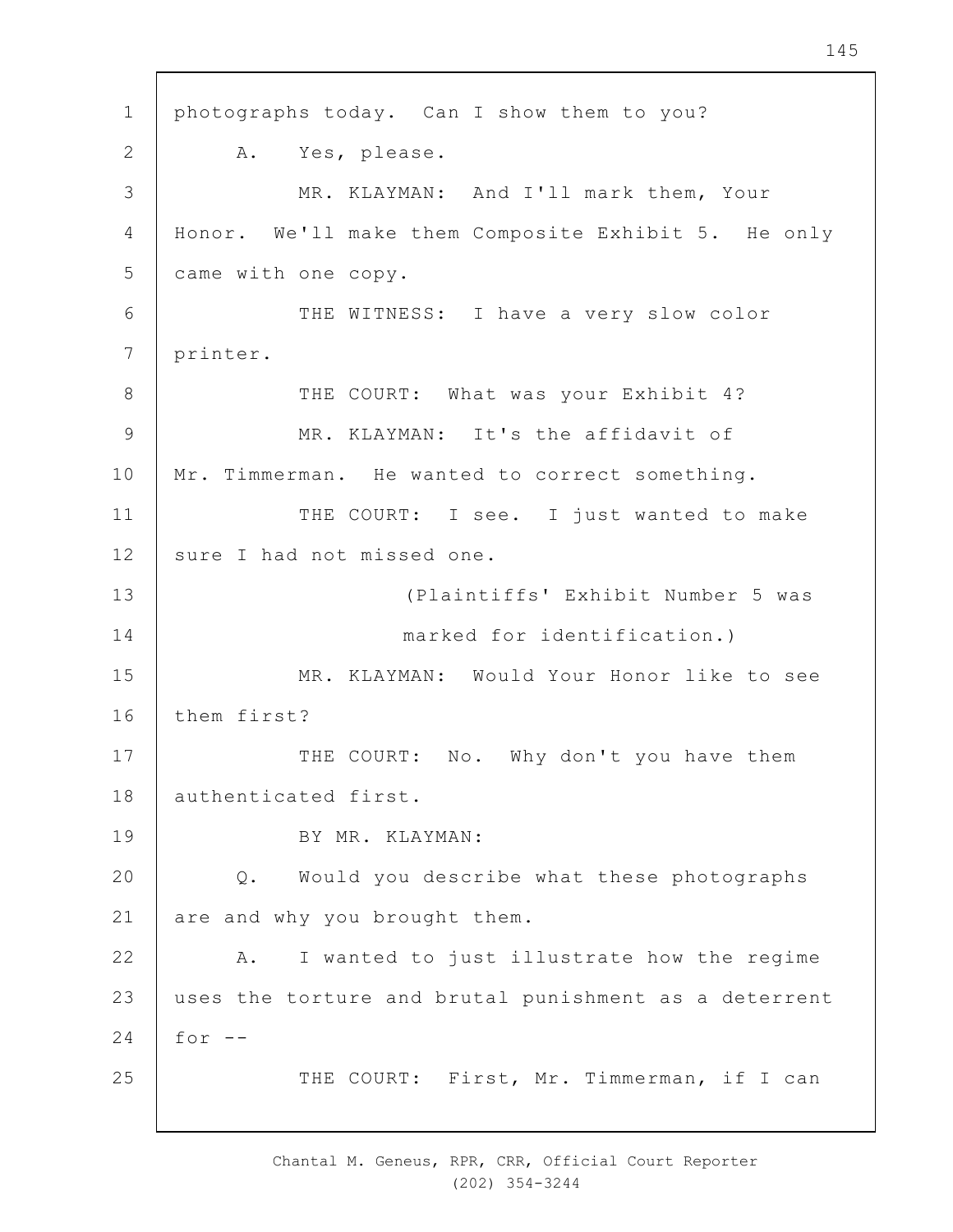1 photographs today. Can I show them to you?

2 A. Yes, please.

3 MR. KLAYMAN: And I'll mark them, Your

4 Honor. We'll make them Composite Exhibit 5. He only

5 came with one copy.

6 THE WITNESS: I have a very slow color

7 printer.

8 THE COURT: What was your Exhibit 4?

9 MR. KLAYMAN: It's the affidavit of

10 Mr. Timmerman. He wanted to correct something.

11 THE COURT: I see. I just wanted to make

12 sure I had not missed one.

13 (Plaintiffs' Exhibit Number 5 was

14 marked for identification.)

15 MR. KLAYMAN: Would Your Honor like to see

16 them first?

17 THE COURT: No. Why don't you have them

18 authenticated first.

19 BY MR. KLAYMAN:

20 Q. Would you describe what these photographs

21 are and why you brought them.

22 A. I wanted to just illustrate how the regime

23 uses the torture and brutal punishment as a deterrent

24 for --

25 THE COURT: First, Mr. Timmerman, if I can

Chantal M. Geneus, RPR, CRR, Official Court Reporter
(202) 354-3244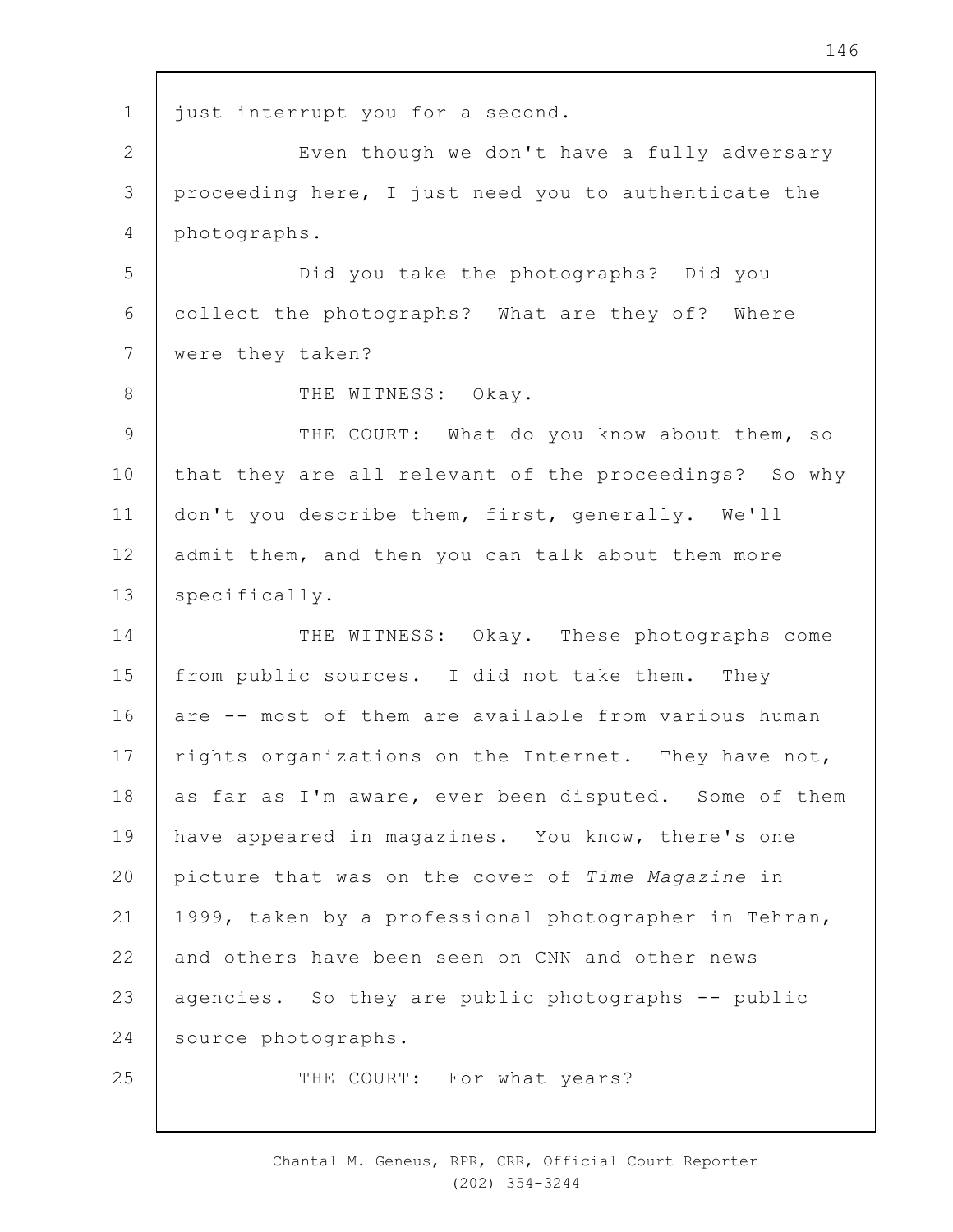just interrupt you for a second.

Even though we don't have a fully adversary proceeding here, I just need you to authenticate the photographs.

Did you take the photographs? Did you collect the photographs? What are they of? Where were they taken?

THE WITNESS: Okay.

THE COURT: What do you know about them, so that they are all relevant of the proceedings? So why don't you describe them, first, generally. We'll admit them, and then you can talk about them more specifically.

THE WITNESS: Okay. These photographs come from public sources. I did not take them. They are -- most of them are available from various human rights organizations on the Internet. They have not, as far as I'm aware, ever been disputed. Some of them have appeared in magazines. You know, there's one picture that was on the cover of *Time Magazine* in 1999, taken by a professional photographer in Tehran, and others have been seen on CNN and other news agencies. So they are public photographs -- public source photographs.

THE COURT: For what years?

Chantal M. Geneus, RPR, CRR, Official Court Reporter
(202) 354-3244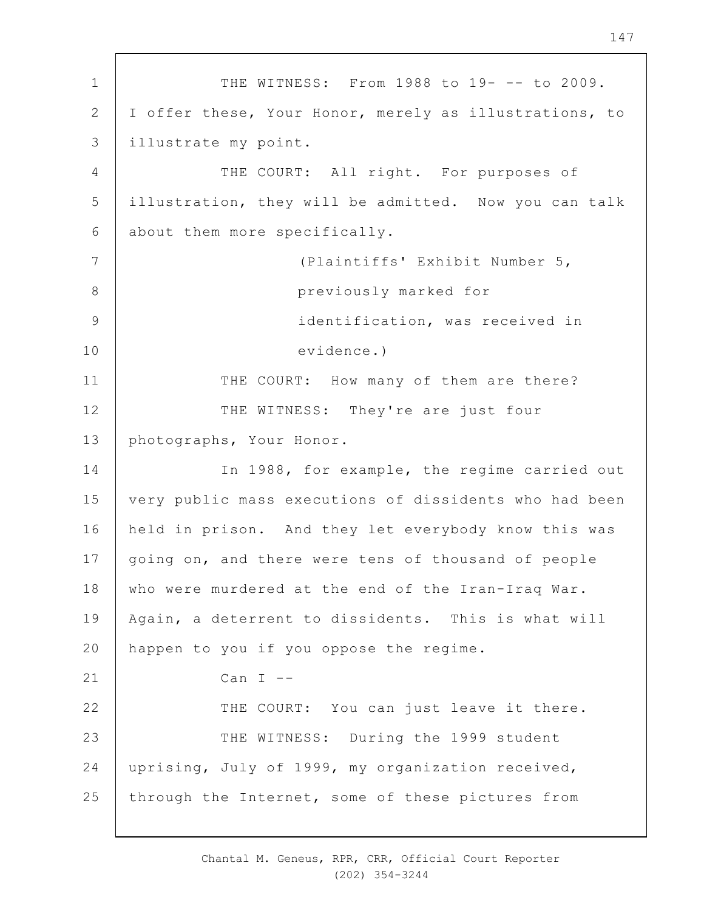THE WITNESS: From 1988 to 19- -- to 2009. I offer these, Your Honor, merely as illustrations, to illustrate my point.

THE COURT: All right. For purposes of illustration, they will be admitted. Now you can talk about them more specifically.

(Plaintiffs' Exhibit Number 5, previously marked for identification, was received in evidence.)

THE COURT: How many of them are there?

THE WITNESS: They're are just four photographs, Your Honor.

In 1988, for example, the regime carried out very public mass executions of dissidents who had been held in prison. And they let everybody know this was going on, and there were tens of thousand of people who were murdered at the end of the Iran-Iraq War. Again, a deterrent to dissidents. This is what will happen to you if you oppose the regime.

Can I --

THE COURT: You can just leave it there.

THE WITNESS: During the 1999 student uprising, July of 1999, my organization received, through the Internet, some of these pictures from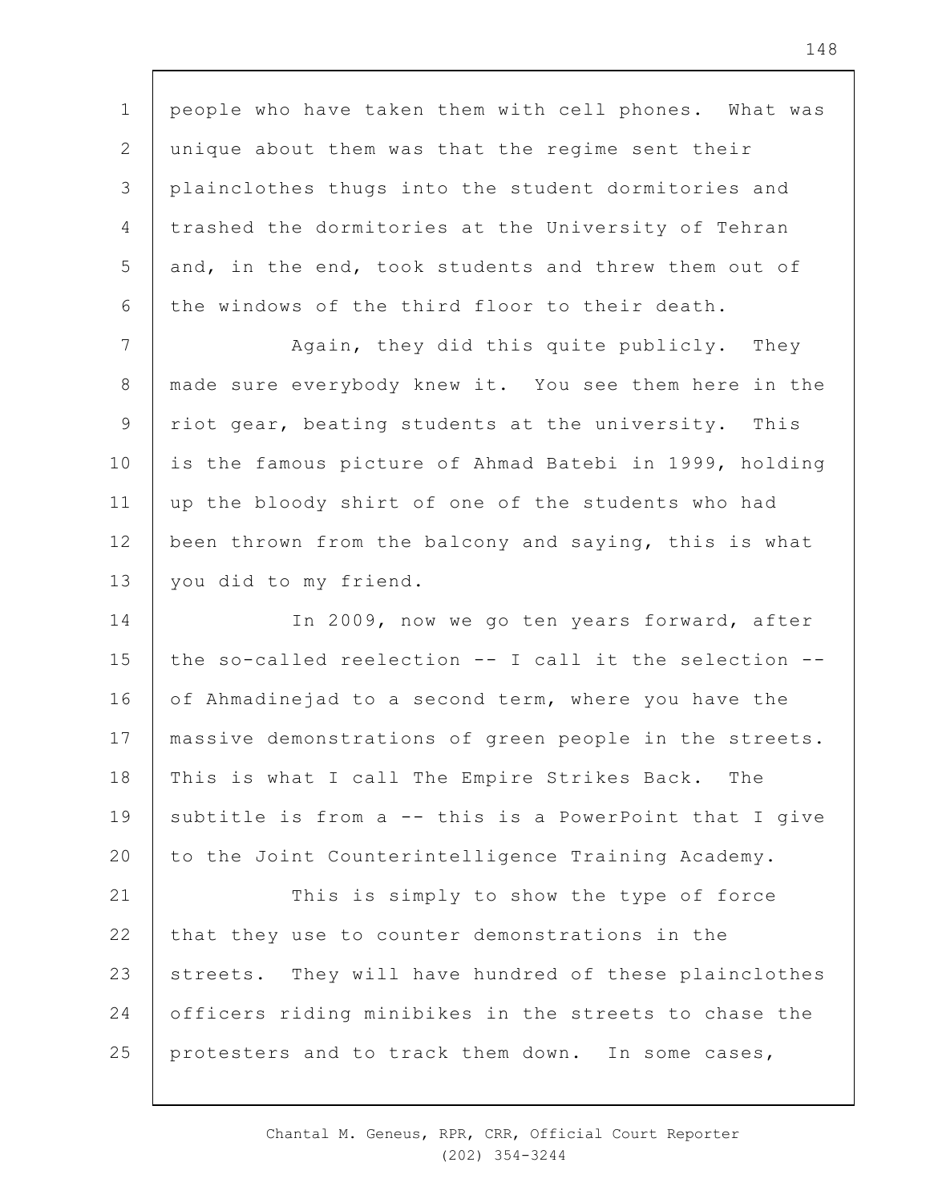people who have taken them with cell phones. What was unique about them was that the regime sent their plainclothes thugs into the student dormitories and trashed the dormitories at the University of Tehran and, in the end, took students and threw them out of the windows of the third floor to their death.

Again, they did this quite publicly. They made sure everybody knew it. You see them here in the riot gear, beating students at the university. This is the famous picture of Ahmad Batebi in 1999, holding up the bloody shirt of one of the students who had been thrown from the balcony and saying, this is what you did to my friend.

In 2009, now we go ten years forward, after the so-called reelection -- I call it the selection -- of Ahmadinejad to a second term, where you have the massive demonstrations of green people in the streets. This is what I call The Empire Strikes Back. The subtitle is from a -- this is a PowerPoint that I give to the Joint Counterintelligence Training Academy.

This is simply to show the type of force that they use to counter demonstrations in the streets. They will have hundred of these plainclothes officers riding minibikes in the streets to chase the protesters and to track them down. In some cases,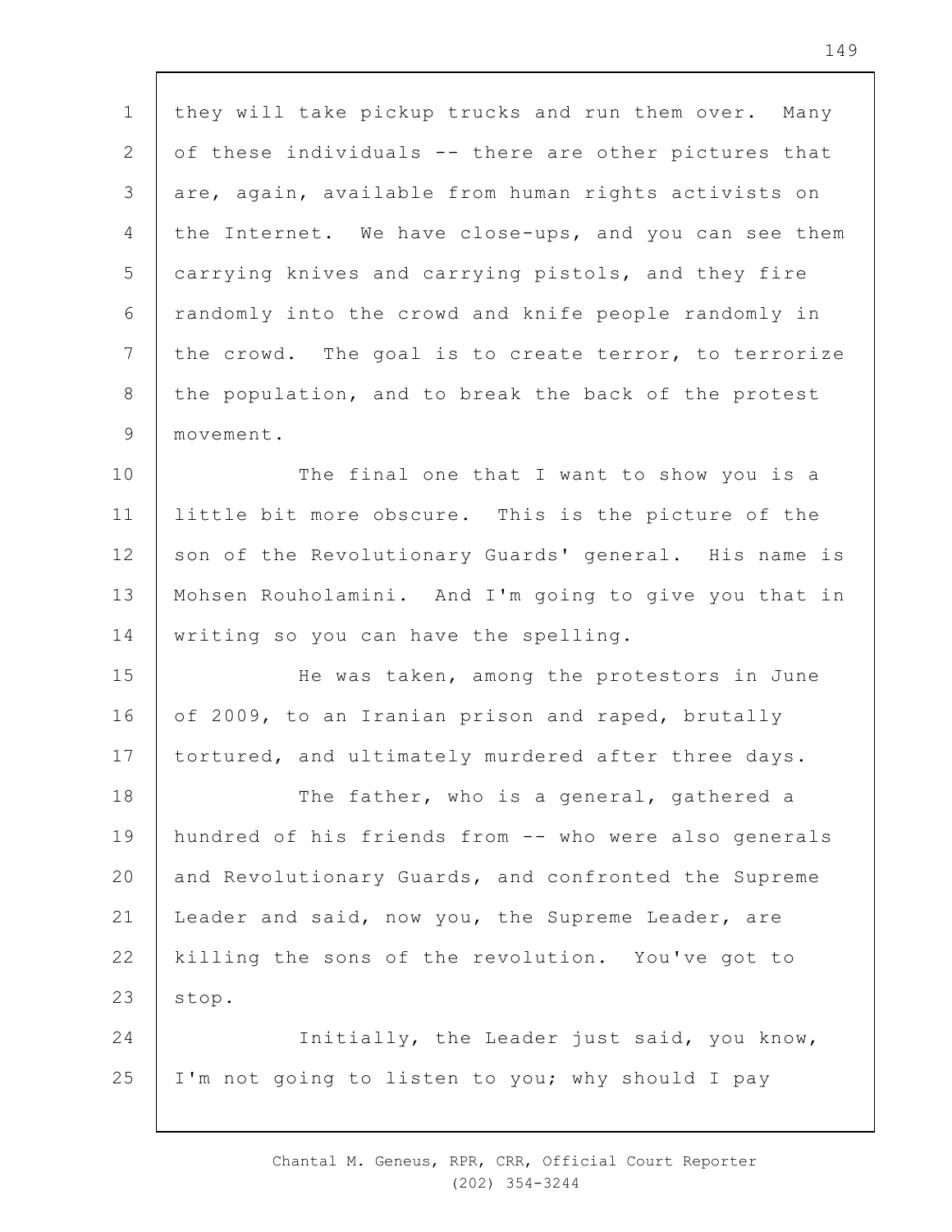they will take pickup trucks and run them over. Many of these individuals -- there are other pictures that are, again, available from human rights activists on the Internet. We have close-ups, and you can see them carrying knives and carrying pistols, and they fire randomly into the crowd and knife people randomly in the crowd. The goal is to create terror, to terrorize the population, and to break the back of the protest movement.

The final one that I want to show you is a little bit more obscure. This is the picture of the son of the Revolutionary Guards' general. His name is Mohsen Rouholamini. And I'm going to give you that in writing so you can have the spelling.

He was taken, among the protestors in June of 2009, to an Iranian prison and raped, brutally tortured, and ultimately murdered after three days.

The father, who is a general, gathered a hundred of his friends from -- who were also generals and Revolutionary Guards, and confronted the Supreme Leader and said, now you, the Supreme Leader, are killing the sons of the revolution. You've got to stop.

Initially, the Leader just said, you know, I'm not going to listen to you; why should I pay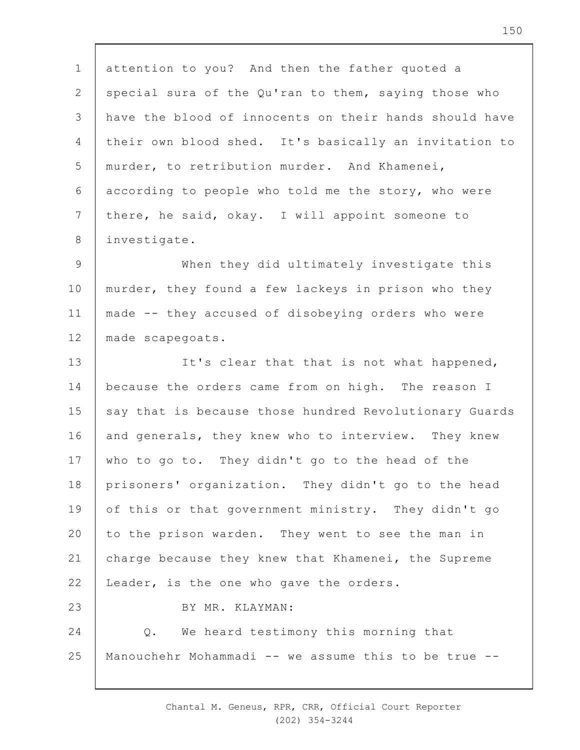attention to you? And then the father quoted a special sura of the Qu'ran to them, saying those who have the blood of innocents on their hands should have their own blood shed. It's basically an invitation to murder, to retribution murder. And Khamenei, according to people who told me the story, who were there, he said, okay. I will appoint someone to investigate.

When they did ultimately investigate this murder, they found a few lackeys in prison who they made -- they accused of disobeying orders who were made scapegoats.

It's clear that that is not what happened, because the orders came from on high. The reason I say that is because those hundred Revolutionary Guards and generals, they knew who to interview. They knew who to go to. They didn't go to the head of the prisoners' organization. They didn't go to the head of this or that government ministry. They didn't go to the prison warden. They went to see the man in charge because they knew that Khamenei, the Supreme Leader, is the one who gave the orders.

BY MR. KLAYMAN:

Q. We heard testimony this morning that Manouchehr Mohammadi -- we assume this to be true --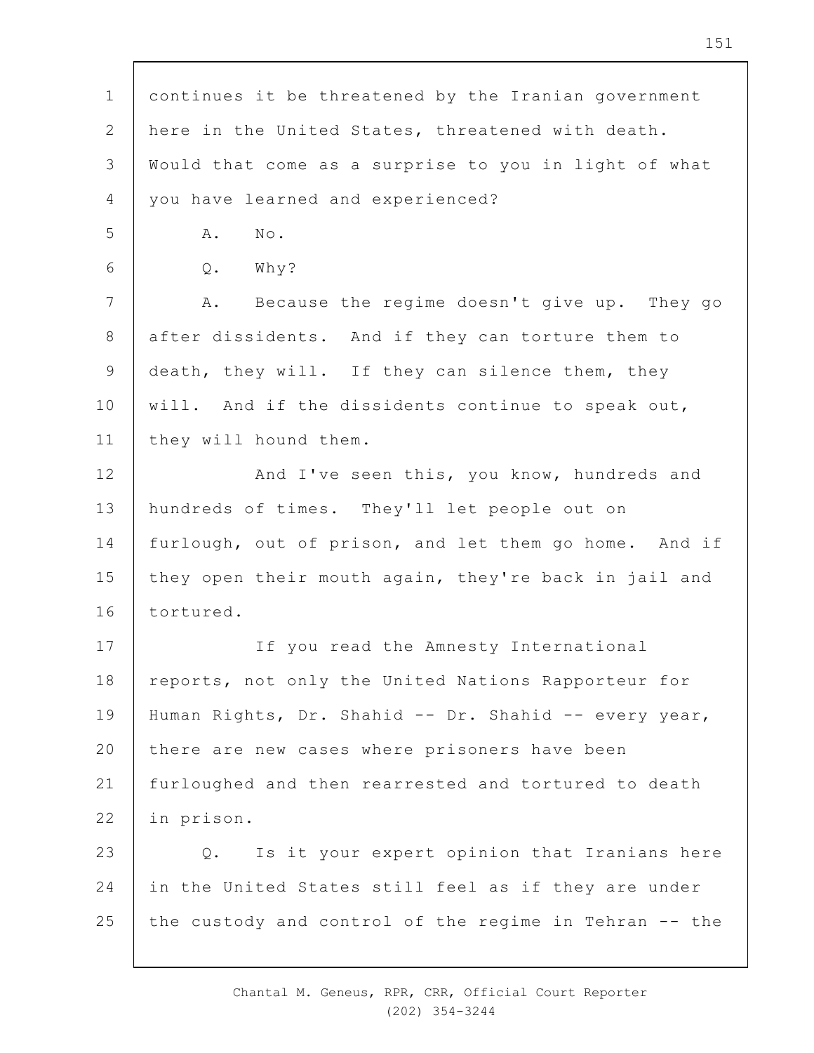continues it be threatened by the Iranian government here in the United States, threatened with death. Would that come as a surprise to you in light of what you have learned and experienced?

A. No.

Q. Why?

A. Because the regime doesn't give up. They go after dissidents. And if they can torture them to death, they will. If they can silence them, they will. And if the dissidents continue to speak out, they will hound them.

And I've seen this, you know, hundreds and hundreds of times. They'll let people out on furlough, out of prison, and let them go home. And if they open their mouth again, they're back in jail and tortured.

If you read the Amnesty International reports, not only the United Nations Rapporteur for Human Rights, Dr. Shahid -- Dr. Shahid -- every year, there are new cases where prisoners have been furloughed and then rearrested and tortured to death in prison.

Q. Is it your expert opinion that Iranians here in the United States still feel as if they are under the custody and control of the regime in Tehran -- the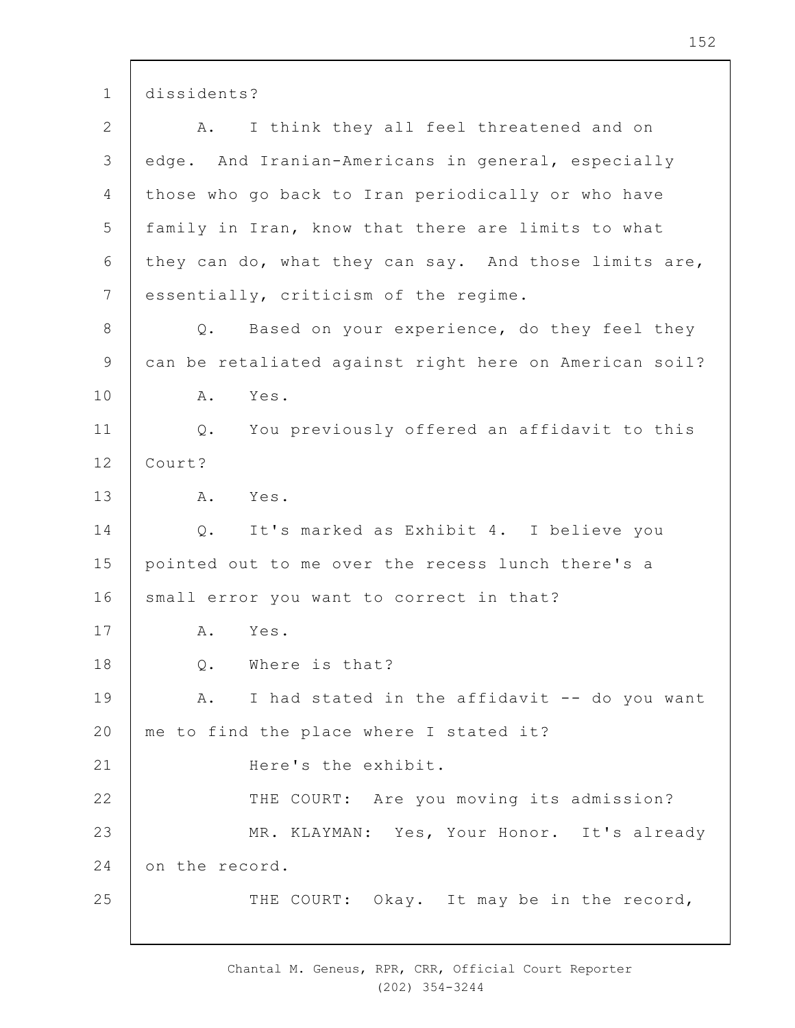dissidents?

A. I think they all feel threatened and on edge. And Iranian-Americans in general, especially those who go back to Iran periodically or who have family in Iran, know that there are limits to what they can do, what they can say. And those limits are, essentially, criticism of the regime.

Q. Based on your experience, do they feel they can be retaliated against right here on American soil?

A. Yes.

Q. You previously offered an affidavit to this Court?

A. Yes.

Q. It's marked as Exhibit 4. I believe you pointed out to me over the recess lunch there's a small error you want to correct in that?

A. Yes.

Q. Where is that?

A. I had stated in the affidavit -- do you want me to find the place where I stated it?

Here's the exhibit.

THE COURT: Are you moving its admission?

MR. KLAYMAN: Yes, Your Honor. It's already on the record.

THE COURT: Okay. It may be in the record,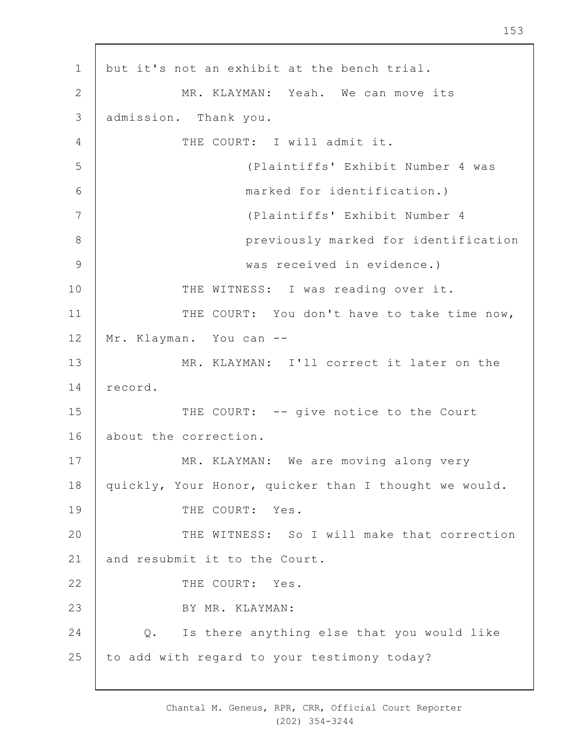but it's not an exhibit at the bench trial.

MR. KLAYMAN: Yeah. We can move its admission. Thank you.

THE COURT: I will admit it.

(Plaintiffs' Exhibit Number 4 was marked for identification.)

(Plaintiffs' Exhibit Number 4 previously marked for identification was received in evidence.)

THE WITNESS: I was reading over it.

THE COURT: You don't have to take time now, Mr. Klayman. You can --

MR. KLAYMAN: I'll correct it later on the record.

THE COURT: -- give notice to the Court about the correction.

MR. KLAYMAN: We are moving along very quickly, Your Honor, quicker than I thought we would.

THE COURT: Yes.

THE WITNESS: So I will make that correction and resubmit it to the Court.

THE COURT: Yes.

BY MR. KLAYMAN:

Q. Is there anything else that you would like to add with regard to your testimony today?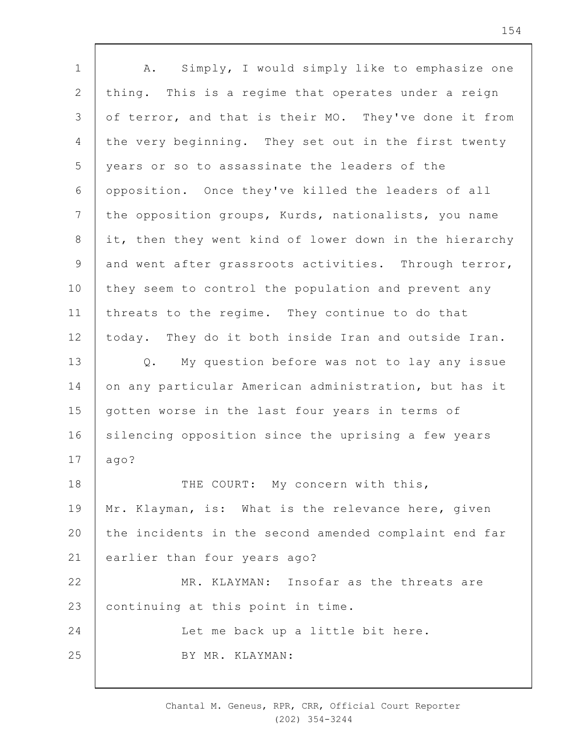A. Simply, I would simply like to emphasize one thing. This is a regime that operates under a reign of terror, and that is their MO. They've done it from the very beginning. They set out in the first twenty years or so to assassinate the leaders of the opposition. Once they've killed the leaders of all the opposition groups, Kurds, nationalists, you name it, then they went kind of lower down in the hierarchy and went after grassroots activities. Through terror, they seem to control the population and prevent any threats to the regime. They continue to do that today. They do it both inside Iran and outside Iran.

Q. My question before was not to lay any issue on any particular American administration, but has it gotten worse in the last four years in terms of silencing opposition since the uprising a few years ago?

THE COURT: My concern with this, Mr. Klayman, is: What is the relevance here, given the incidents in the second amended complaint end far earlier than four years ago?

MR. KLAYMAN: Insofar as the threats are continuing at this point in time.

Let me back up a little bit here.

BY MR. KLAYMAN: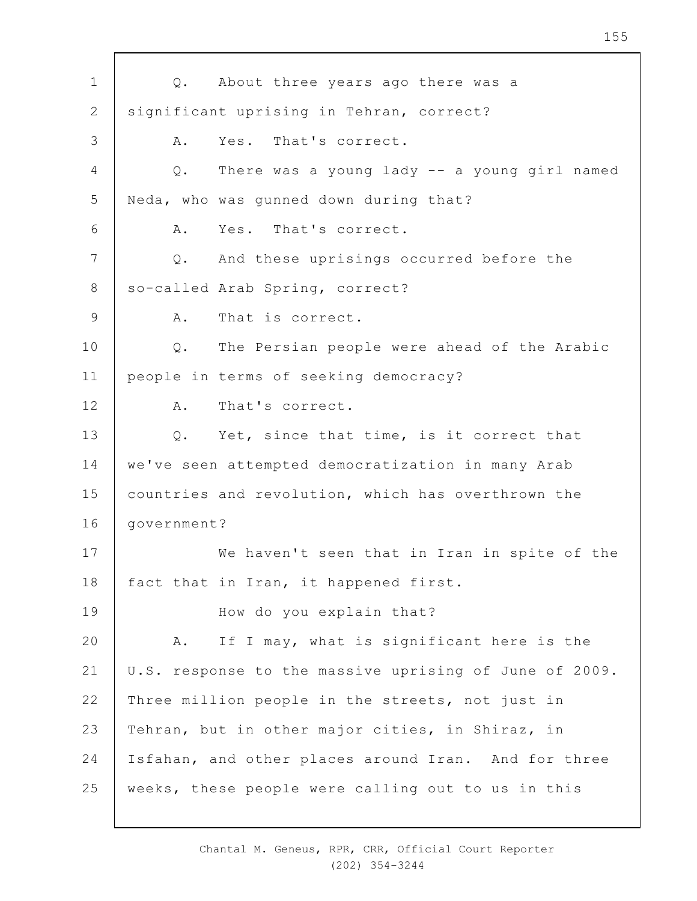Q. About three years ago there was a significant uprising in Tehran, correct?

A. Yes. That's correct.

Q. There was a young lady -- a young girl named Neda, who was gunned down during that?

A. Yes. That's correct.

Q. And these uprisings occurred before the so-called Arab Spring, correct?

A. That is correct.

Q. The Persian people were ahead of the Arabic people in terms of seeking democracy?

A. That's correct.

Q. Yet, since that time, is it correct that we've seen attempted democratization in many Arab countries and revolution, which has overthrown the government?

We haven't seen that in Iran in spite of the fact that in Iran, it happened first.

How do you explain that?

A. If I may, what is significant here is the U.S. response to the massive uprising of June of 2009. Three million people in the streets, not just in Tehran, but in other major cities, in Shiraz, in Isfahan, and other places around Iran. And for three weeks, these people were calling out to us in this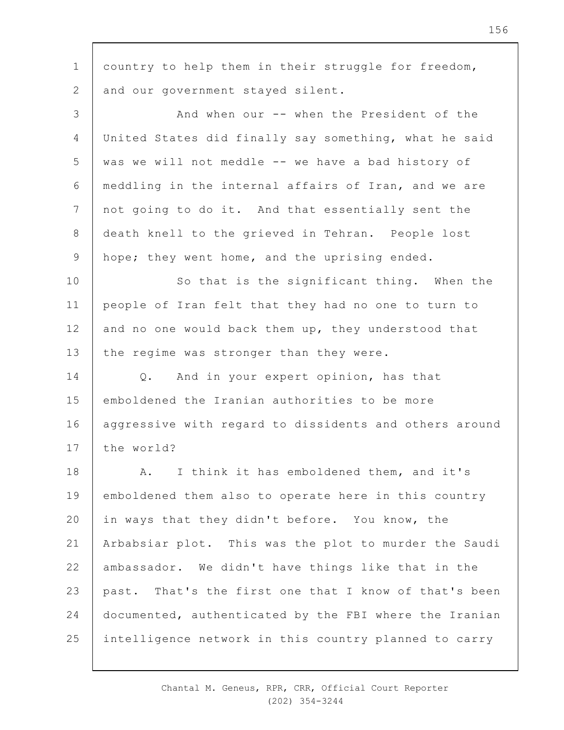country to help them in their struggle for freedom, and our government stayed silent.

And when our -- when the President of the United States did finally say something, what he said was we will not meddle -- we have a bad history of meddling in the internal affairs of Iran, and we are not going to do it. And that essentially sent the death knell to the grieved in Tehran. People lost hope; they went home, and the uprising ended.

So that is the significant thing. When the people of Iran felt that they had no one to turn to and no one would back them up, they understood that the regime was stronger than they were.

Q. And in your expert opinion, has that emboldened the Iranian authorities to be more aggressive with regard to dissidents and others around the world?

A. I think it has emboldened them, and it's emboldened them also to operate here in this country in ways that they didn't before. You know, the Arbabsiar plot. This was the plot to murder the Saudi ambassador. We didn't have things like that in the past. That's the first one that I know of that's been documented, authenticated by the FBI where the Iranian intelligence network in this country planned to carry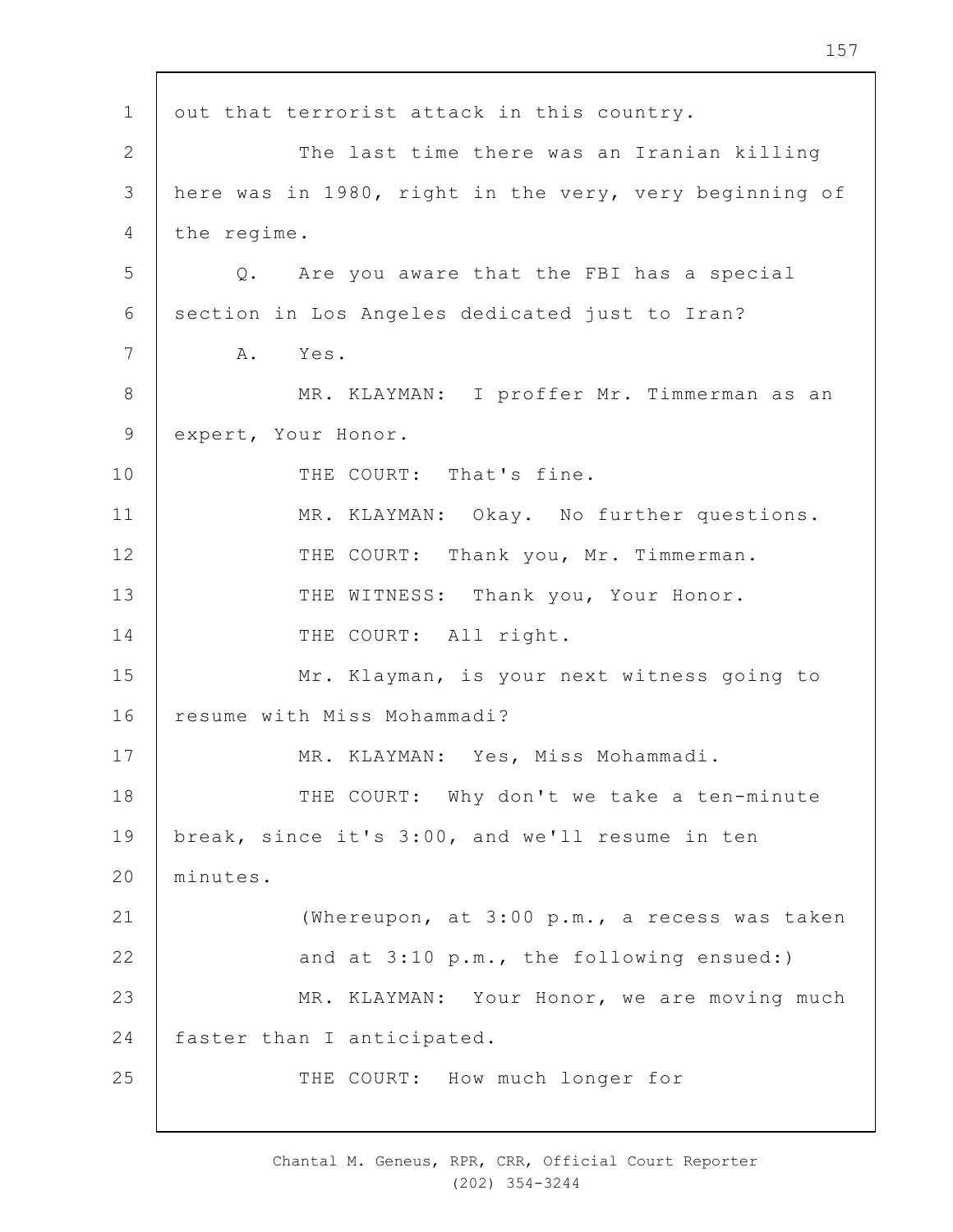out that terrorist attack in this country.

The last time there was an Iranian killing here was in 1980, right in the very, very beginning of the regime.

Q. Are you aware that the FBI has a special section in Los Angeles dedicated just to Iran?

A. Yes.

MR. KLAYMAN: I proffer Mr. Timmerman as an expert, Your Honor.

THE COURT: That's fine.

MR. KLAYMAN: Okay. No further questions.

THE COURT: Thank you, Mr. Timmerman.

THE WITNESS: Thank you, Your Honor.

THE COURT: All right.

Mr. Klayman, is your next witness going to resume with Miss Mohammadi?

MR. KLAYMAN: Yes, Miss Mohammadi.

THE COURT: Why don't we take a ten-minute break, since it's 3:00, and we'll resume in ten minutes.

(Whereupon, at 3:00 p.m., a recess was taken and at 3:10 p.m., the following ensued:)

MR. KLAYMAN: Your Honor, we are moving much faster than I anticipated.

THE COURT: How much longer for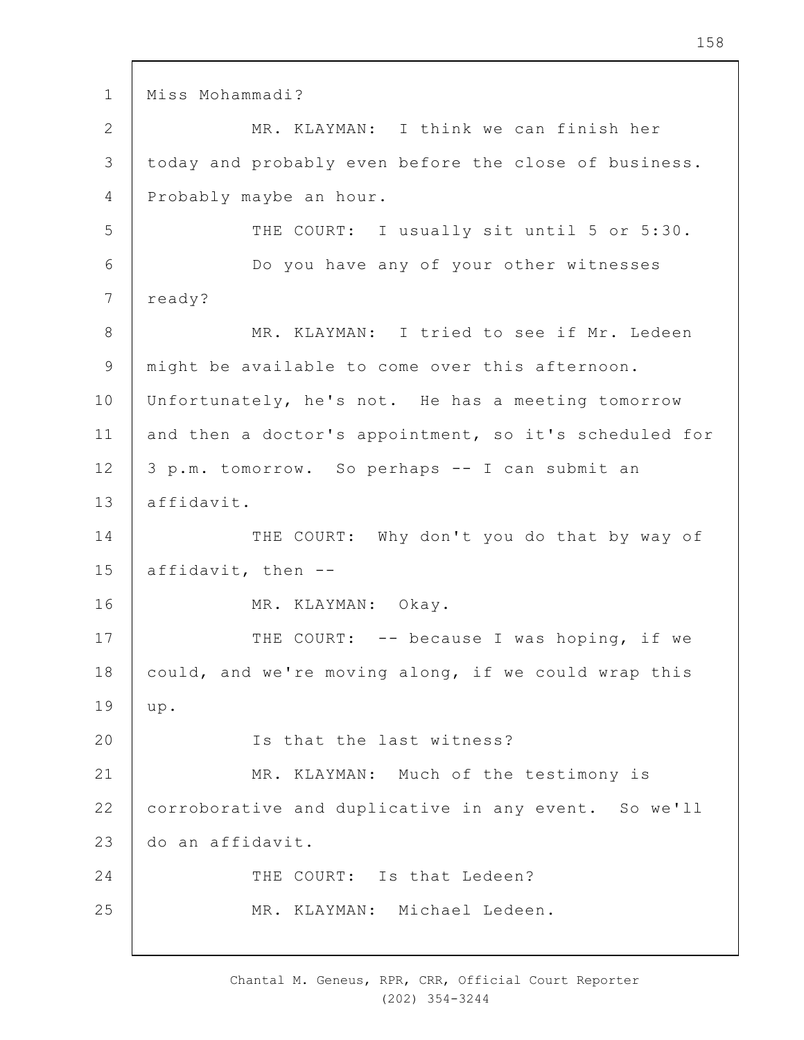Miss Mohammadi?

MR. KLAYMAN: I think we can finish her today and probably even before the close of business. Probably maybe an hour.

THE COURT: I usually sit until 5 or 5:30.

Do you have any of your other witnesses ready?

MR. KLAYMAN: I tried to see if Mr. Ledeen might be available to come over this afternoon. Unfortunately, he's not. He has a meeting tomorrow and then a doctor's appointment, so it's scheduled for 3 p.m. tomorrow. So perhaps -- I can submit an affidavit.

THE COURT: Why don't you do that by way of affidavit, then --

MR. KLAYMAN: Okay.

THE COURT: -- because I was hoping, if we could, and we're moving along, if we could wrap this up.

Is that the last witness?

MR. KLAYMAN: Much of the testimony is corroborative and duplicative in any event. So we'll do an affidavit.

THE COURT: Is that Ledeen?

MR. KLAYMAN: Michael Ledeen.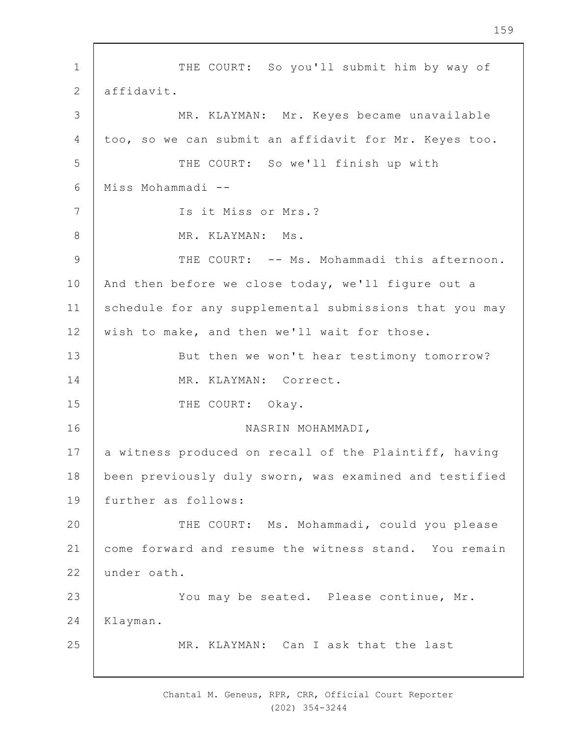THE COURT: So you'll submit him by way of affidavit.

MR. KLAYMAN: Mr. Keyes became unavailable too, so we can submit an affidavit for Mr. Keyes too.

THE COURT: So we'll finish up with Miss Mohammadi --

Is it Miss or Mrs.?

MR. KLAYMAN: Ms.

THE COURT: -- Ms. Mohammadi this afternoon. And then before we close today, we'll figure out a schedule for any supplemental submissions that you may wish to make, and then we'll wait for those.

But then we won't hear testimony tomorrow?

MR. KLAYMAN: Correct.

THE COURT: Okay.

NASRIN MOHAMMADI,

a witness produced on recall of the Plaintiff, having been previously duly sworn, was examined and testified further as follows:

THE COURT: Ms. Mohammadi, could you please come forward and resume the witness stand. You remain under oath.

You may be seated. Please continue, Mr. Klayman.

MR. KLAYMAN: Can I ask that the last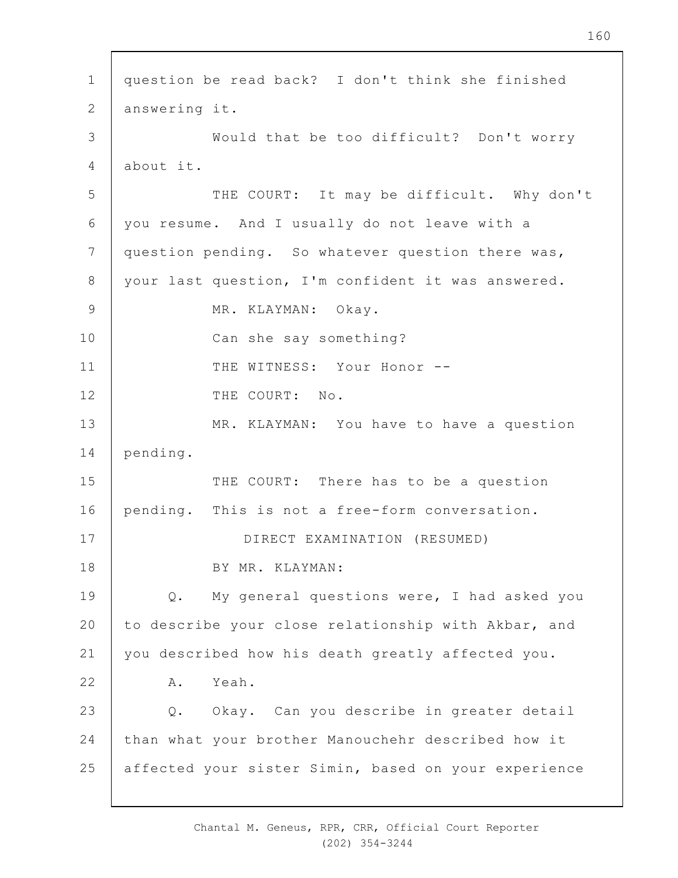question be read back? I don't think she finished answering it.

Would that be too difficult? Don't worry about it.

THE COURT: It may be difficult. Why don't you resume. And I usually do not leave with a question pending. So whatever question there was, your last question, I'm confident it was answered.

MR. KLAYMAN: Okay.

Can she say something?

THE WITNESS: Your Honor --

THE COURT: No.

MR. KLAYMAN: You have to have a question pending.

THE COURT: There has to be a question pending. This is not a free-form conversation.

DIRECT EXAMINATION (RESUMED)

BY MR. KLAYMAN:

Q. My general questions were, I had asked you to describe your close relationship with Akbar, and you described how his death greatly affected you.

A. Yeah.

Q. Okay. Can you describe in greater detail than what your brother Manouchehr described how it affected your sister Simin, based on your experience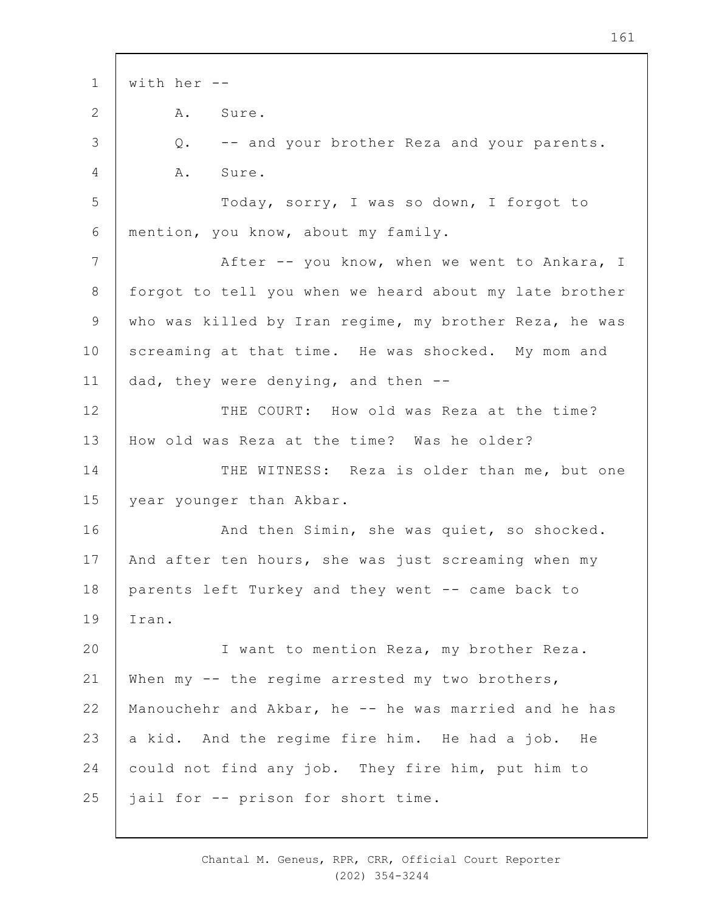with her --

A. Sure.

Q. -- and your brother Reza and your parents.

A. Sure.

Today, sorry, I was so down, I forgot to mention, you know, about my family.

After -- you know, when we went to Ankara, I forgot to tell you when we heard about my late brother who was killed by Iran regime, my brother Reza, he was screaming at that time. He was shocked. My mom and dad, they were denying, and then --

THE COURT: How old was Reza at the time? How old was Reza at the time? Was he older?

THE WITNESS: Reza is older than me, but one year younger than Akbar.

And then Simin, she was quiet, so shocked. And after ten hours, she was just screaming when my parents left Turkey and they went -- came back to Iran.

I want to mention Reza, my brother Reza. When my -- the regime arrested my two brothers, Manouchehr and Akbar, he -- he was married and he has a kid. And the regime fire him. He had a job. He could not find any job. They fire him, put him to jail for -- prison for short time.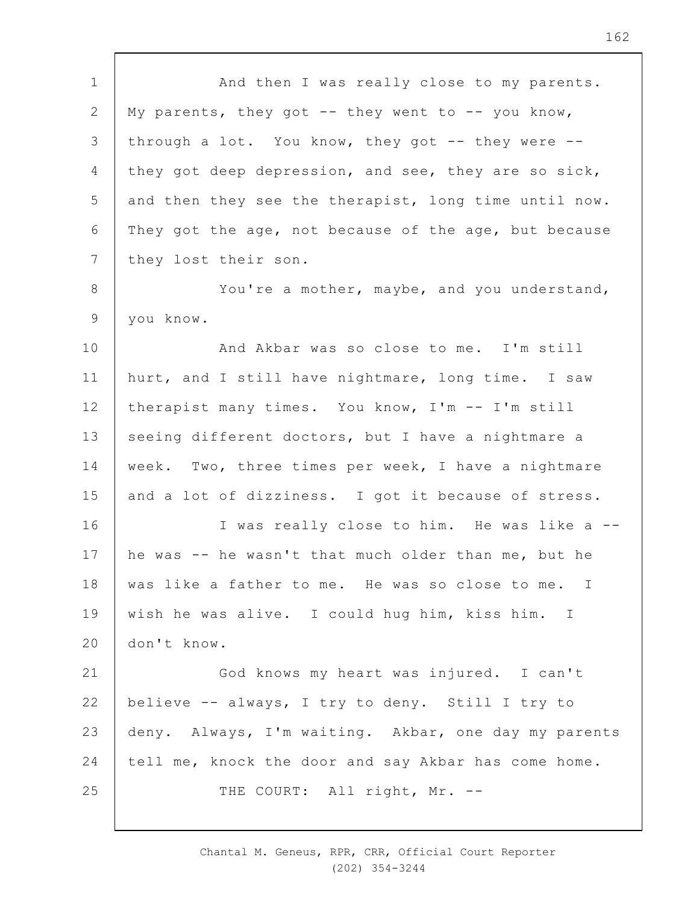And then I was really close to my parents. My parents, they got -- they went to -- you know, through a lot. You know, they got -- they were -- they got deep depression, and see, they are so sick, and then they see the therapist, long time until now. They got the age, not because of the age, but because they lost their son.

You're a mother, maybe, and you understand, you know.

And Akbar was so close to me. I'm still hurt, and I still have nightmare, long time. I saw therapist many times. You know, I'm -- I'm still seeing different doctors, but I have a nightmare a week. Two, three times per week, I have a nightmare and a lot of dizziness. I got it because of stress.

I was really close to him. He was like a -- he was -- he wasn't that much older than me, but he was like a father to me. He was so close to me. I wish he was alive. I could hug him, kiss him. I don't know.

God knows my heart was injured. I can't believe -- always, I try to deny. Still I try to deny. Always, I'm waiting. Akbar, one day my parents tell me, knock the door and say Akbar has come home.

THE COURT: All right, Mr. --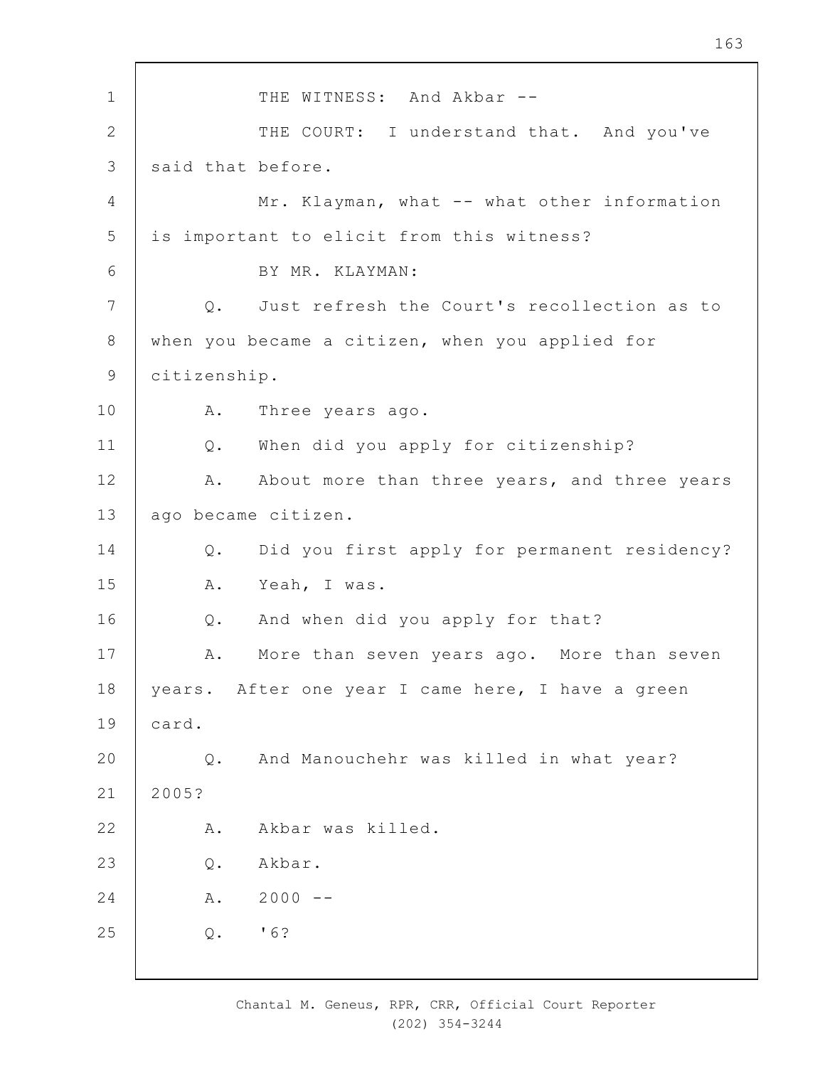THE WITNESS: And Akbar --

THE COURT: I understand that. And you've said that before.

Mr. Klayman, what -- what other information is important to elicit from this witness?

BY MR. KLAYMAN:

Q. Just refresh the Court's recollection as to when you became a citizen, when you applied for citizenship.

A. Three years ago.

Q. When did you apply for citizenship?

A. About more than three years, and three years ago became citizen.

Q. Did you first apply for permanent residency?

A. Yeah, I was.

Q. And when did you apply for that?

A. More than seven years ago. More than seven years. After one year I came here, I have a green card.

Q. And Manouchehr was killed in what year? 2005?

A. Akbar was killed.

Q. Akbar.

A. 2000 --

Q. '6?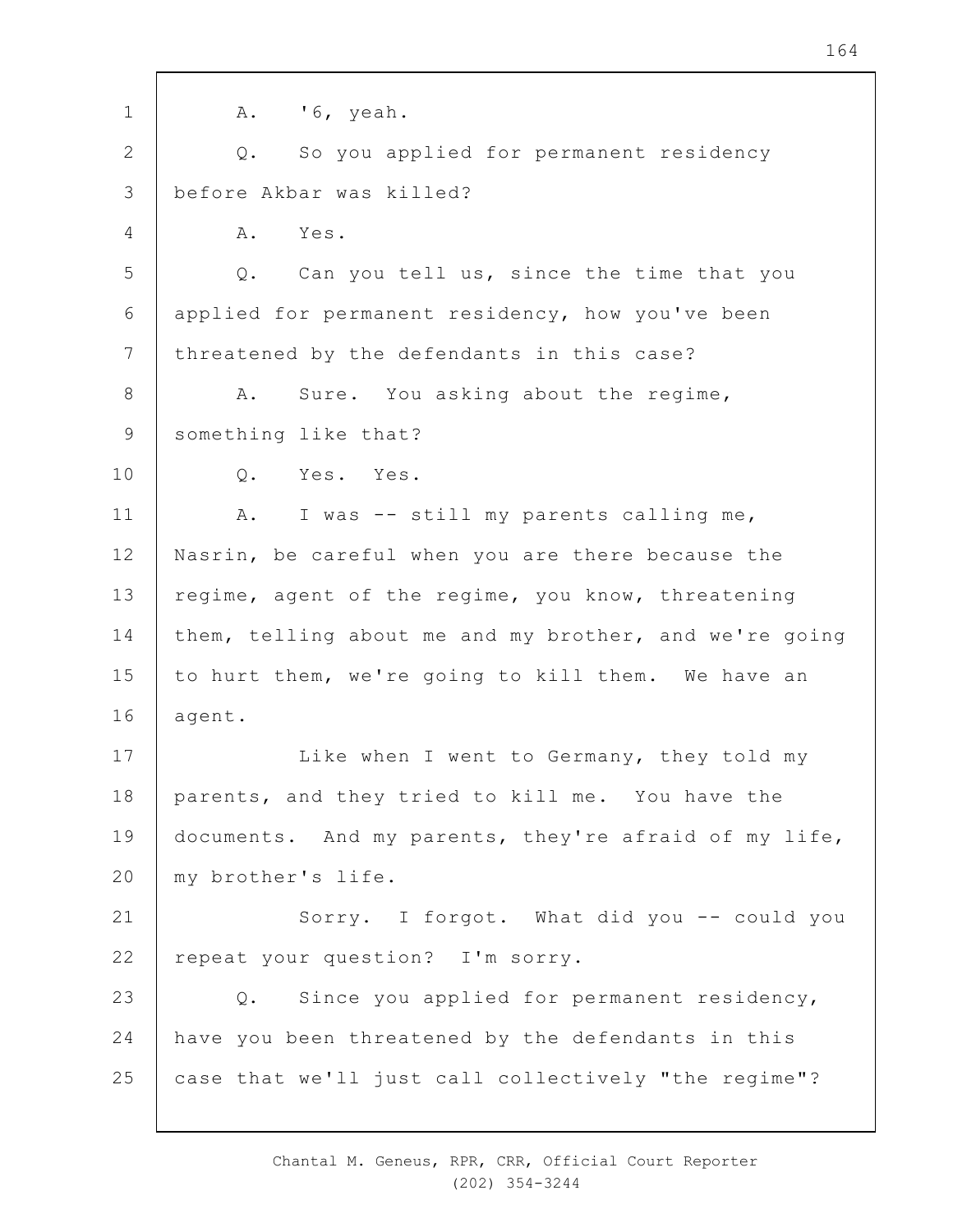A. '6, yeah.

Q. So you applied for permanent residency before Akbar was killed?

A. Yes.

Q. Can you tell us, since the time that you applied for permanent residency, how you've been threatened by the defendants in this case?

A. Sure. You asking about the regime, something like that?

Q. Yes. Yes.

A. I was -- still my parents calling me, Nasrin, be careful when you are there because the regime, agent of the regime, you know, threatening them, telling about me and my brother, and we're going to hurt them, we're going to kill them. We have an agent.

Like when I went to Germany, they told my parents, and they tried to kill me. You have the documents. And my parents, they're afraid of my life, my brother's life.

Sorry. I forgot. What did you -- could you repeat your question? I'm sorry.

Q. Since you applied for permanent residency, have you been threatened by the defendants in this case that we'll just call collectively "the regime"?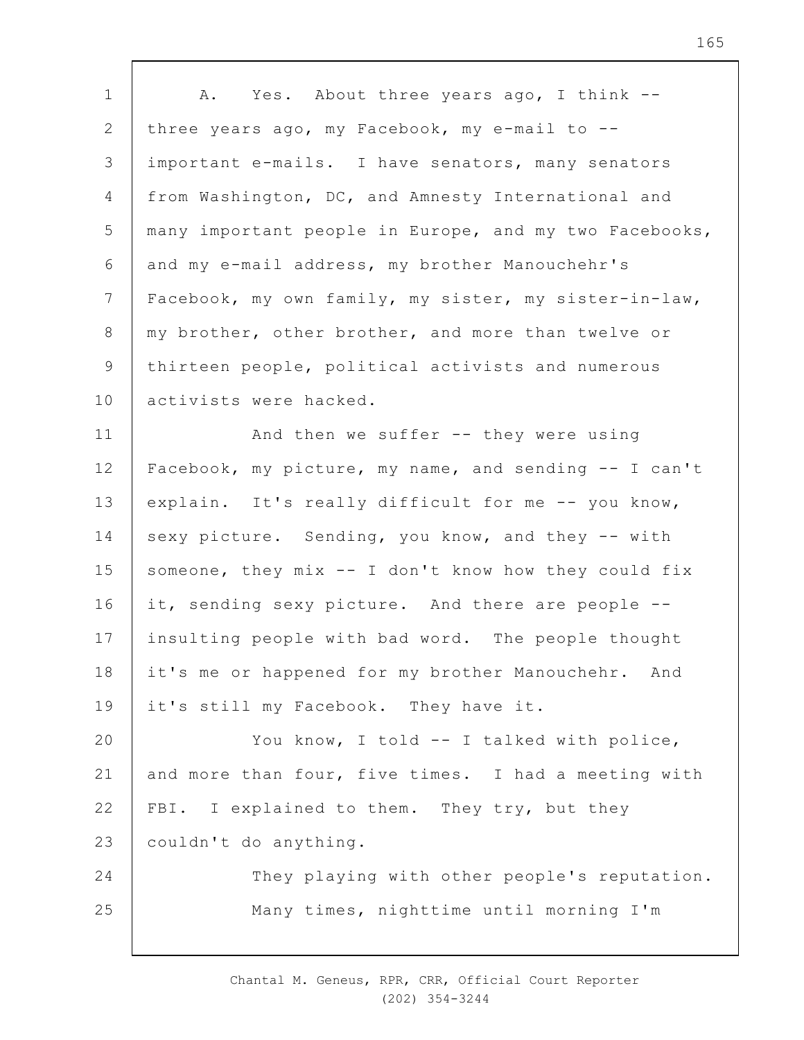A. Yes. About three years ago, I think -- three years ago, my Facebook, my e-mail to -- important e-mails. I have senators, many senators from Washington, DC, and Amnesty International and many important people in Europe, and my two Facebooks, and my e-mail address, my brother Manouchehr's Facebook, my own family, my sister, my sister-in-law, my brother, other brother, and more than twelve or thirteen people, political activists and numerous activists were hacked.

And then we suffer -- they were using Facebook, my picture, my name, and sending -- I can't explain. It's really difficult for me -- you know, sexy picture. Sending, you know, and they -- with someone, they mix -- I don't know how they could fix it, sending sexy picture. And there are people -- insulting people with bad word. The people thought it's me or happened for my brother Manouchehr. And it's still my Facebook. They have it.

You know, I told -- I talked with police, and more than four, five times. I had a meeting with FBI. I explained to them. They try, but they couldn't do anything.

They playing with other people's reputation.

Many times, nighttime until morning I'm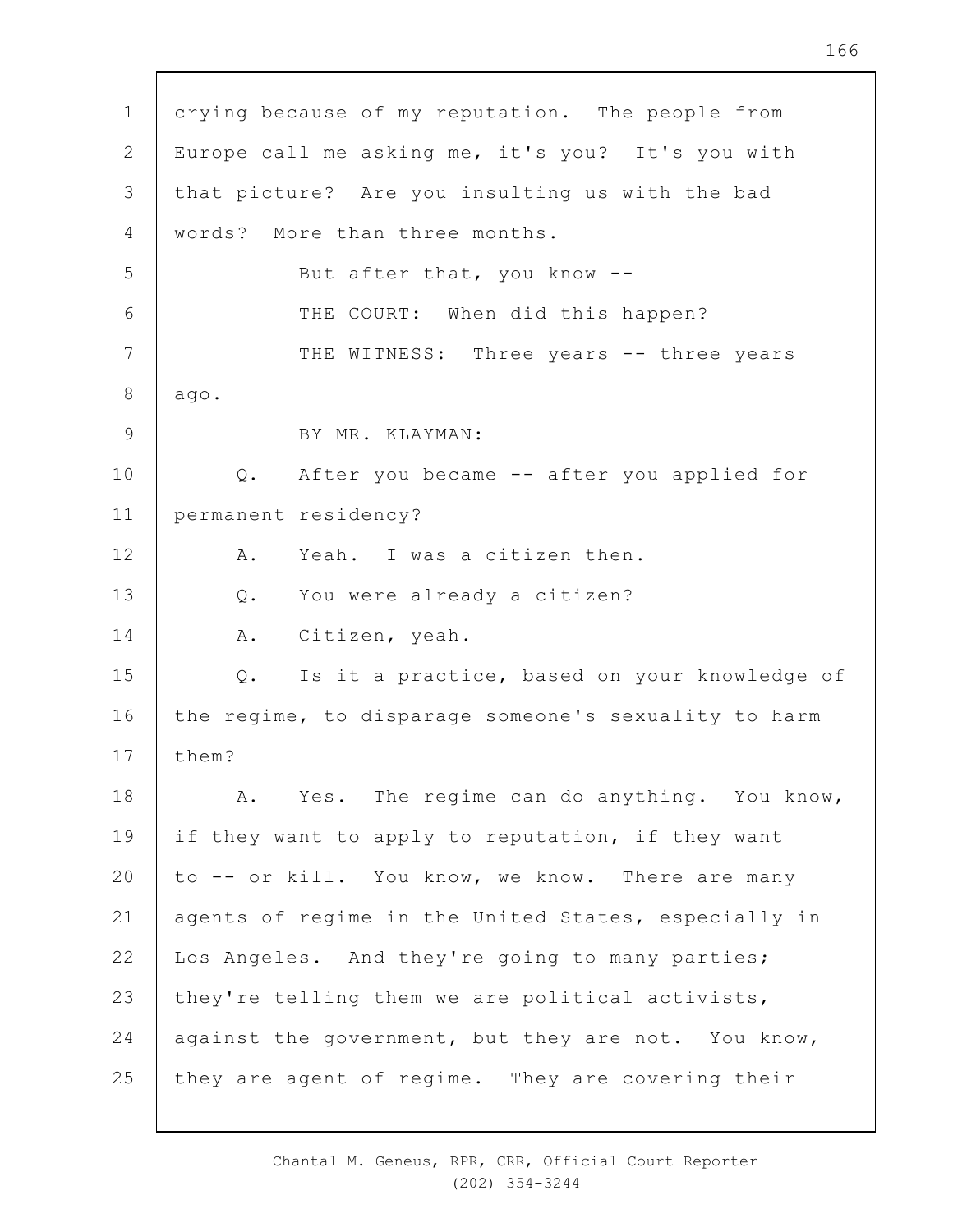crying because of my reputation. The people from Europe call me asking me, it's you? It's you with that picture? Are you insulting us with the bad words? More than three months.

But after that, you know --

THE COURT: When did this happen?

THE WITNESS: Three years -- three years ago.

BY MR. KLAYMAN:

Q. After you became -- after you applied for permanent residency?

A. Yeah. I was a citizen then.

Q. You were already a citizen?

A. Citizen, yeah.

Q. Is it a practice, based on your knowledge of the regime, to disparage someone's sexuality to harm them?

A. Yes. The regime can do anything. You know, if they want to apply to reputation, if they want to -- or kill. You know, we know. There are many agents of regime in the United States, especially in Los Angeles. And they're going to many parties; they're telling them we are political activists, against the government, but they are not. You know, they are agent of regime. They are covering their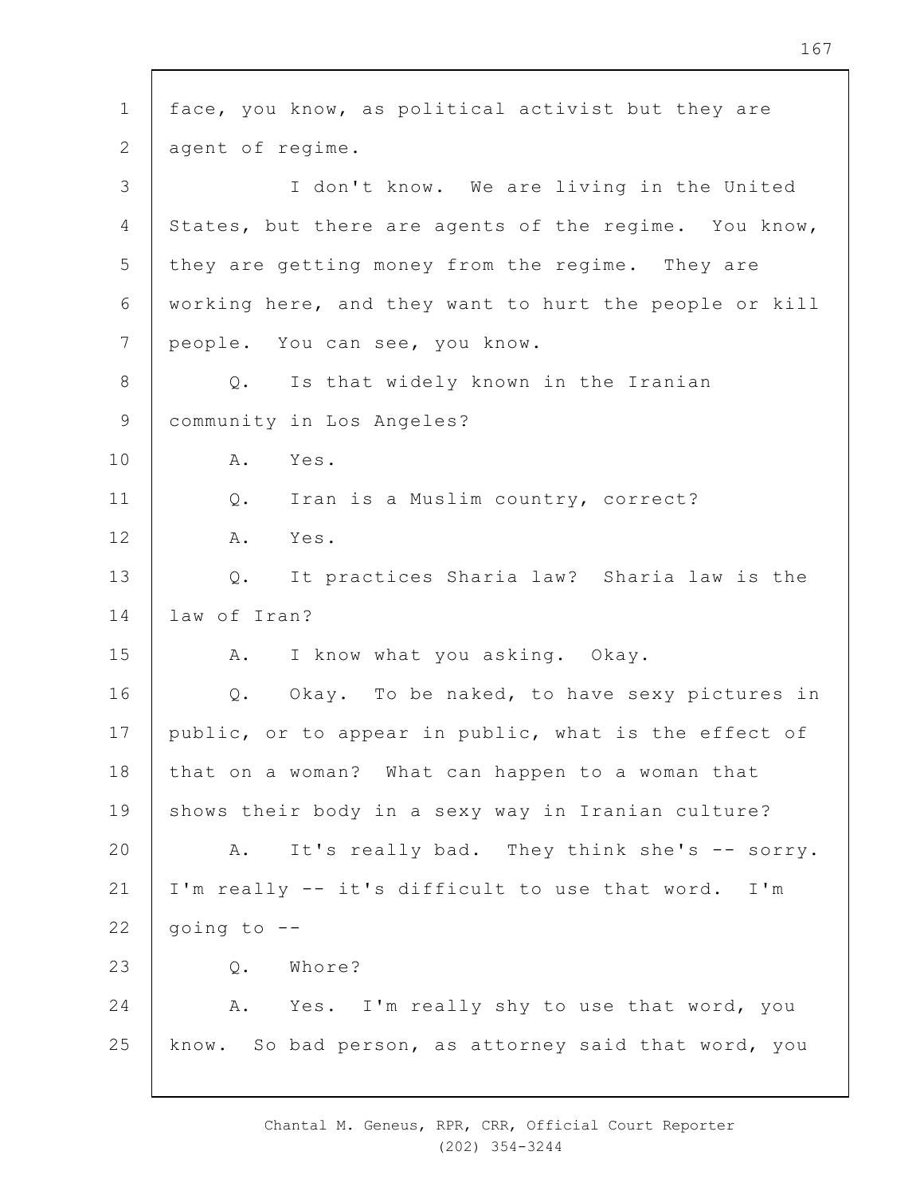face, you know, as political activist but they are agent of regime.

I don't know. We are living in the United States, but there are agents of the regime. You know, they are getting money from the regime. They are working here, and they want to hurt the people or kill people. You can see, you know.

Q. Is that widely known in the Iranian community in Los Angeles?

A. Yes.

Q. Iran is a Muslim country, correct?

A. Yes.

Q. It practices Sharia law? Sharia law is the law of Iran?

A. I know what you asking. Okay.

Q. Okay. To be naked, to have sexy pictures in public, or to appear in public, what is the effect of that on a woman? What can happen to a woman that shows their body in a sexy way in Iranian culture?

A. It's really bad. They think she's -- sorry. I'm really -- it's difficult to use that word. I'm going to --

Q. Whore?

A. Yes. I'm really shy to use that word, you know. So bad person, as attorney said that word, you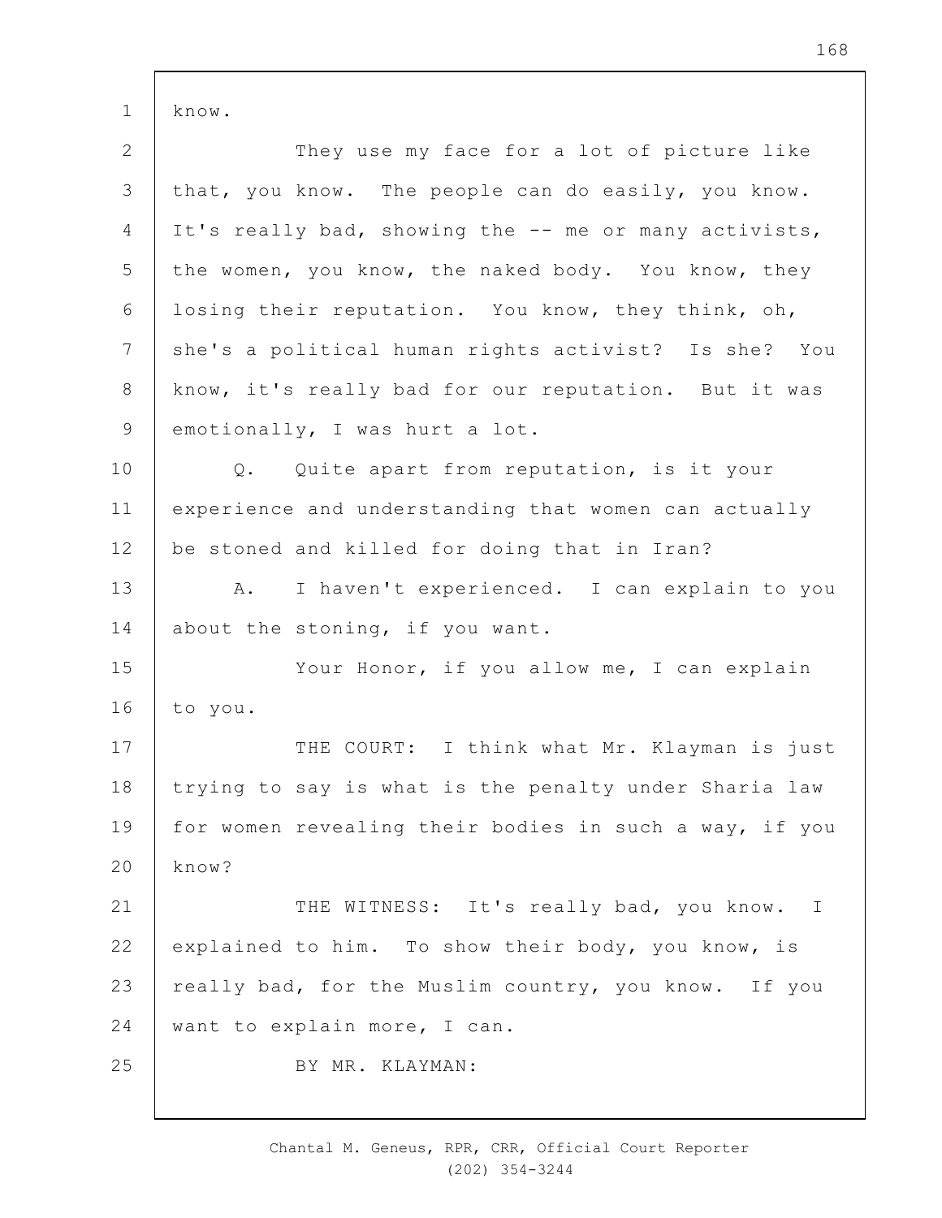know.

They use my face for a lot of picture like that, you know. The people can do easily, you know. It's really bad, showing the -- me or many activists, the women, you know, the naked body. You know, they losing their reputation. You know, they think, oh, she's a political human rights activist? Is she? You know, it's really bad for our reputation. But it was emotionally, I was hurt a lot.

Q. Quite apart from reputation, is it your experience and understanding that women can actually be stoned and killed for doing that in Iran?

A. I haven't experienced. I can explain to you about the stoning, if you want.

Your Honor, if you allow me, I can explain to you.

THE COURT: I think what Mr. Klayman is just trying to say is what is the penalty under Sharia law for women revealing their bodies in such a way, if you know?

THE WITNESS: It's really bad, you know. I explained to him. To show their body, you know, is really bad, for the Muslim country, you know. If you want to explain more, I can.

BY MR. KLAYMAN:

Chantal M. Geneus, RPR, CRR, Official Court Reporter
(202) 354-3244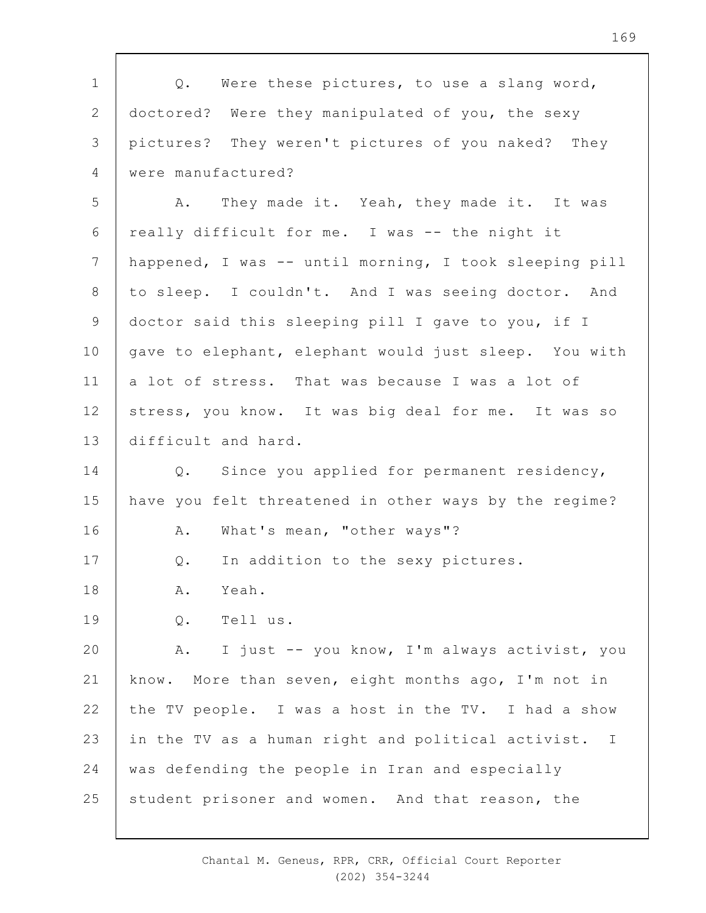Q. Were these pictures, to use a slang word, doctored? Were they manipulated of you, the sexy pictures? They weren't pictures of you naked? They were manufactured?

A. They made it. Yeah, they made it. It was really difficult for me. I was -- the night it happened, I was -- until morning, I took sleeping pill to sleep. I couldn't. And I was seeing doctor. And doctor said this sleeping pill I gave to you, if I gave to elephant, elephant would just sleep. You with a lot of stress. That was because I was a lot of stress, you know. It was big deal for me. It was so difficult and hard.

Q. Since you applied for permanent residency, have you felt threatened in other ways by the regime?

A. What's mean, "other ways"?

Q. In addition to the sexy pictures.

A. Yeah.

Q. Tell us.

A. I just -- you know, I'm always activist, you know. More than seven, eight months ago, I'm not in the TV people. I was a host in the TV. I had a show in the TV as a human right and political activist. I was defending the people in Iran and especially student prisoner and women. And that reason, the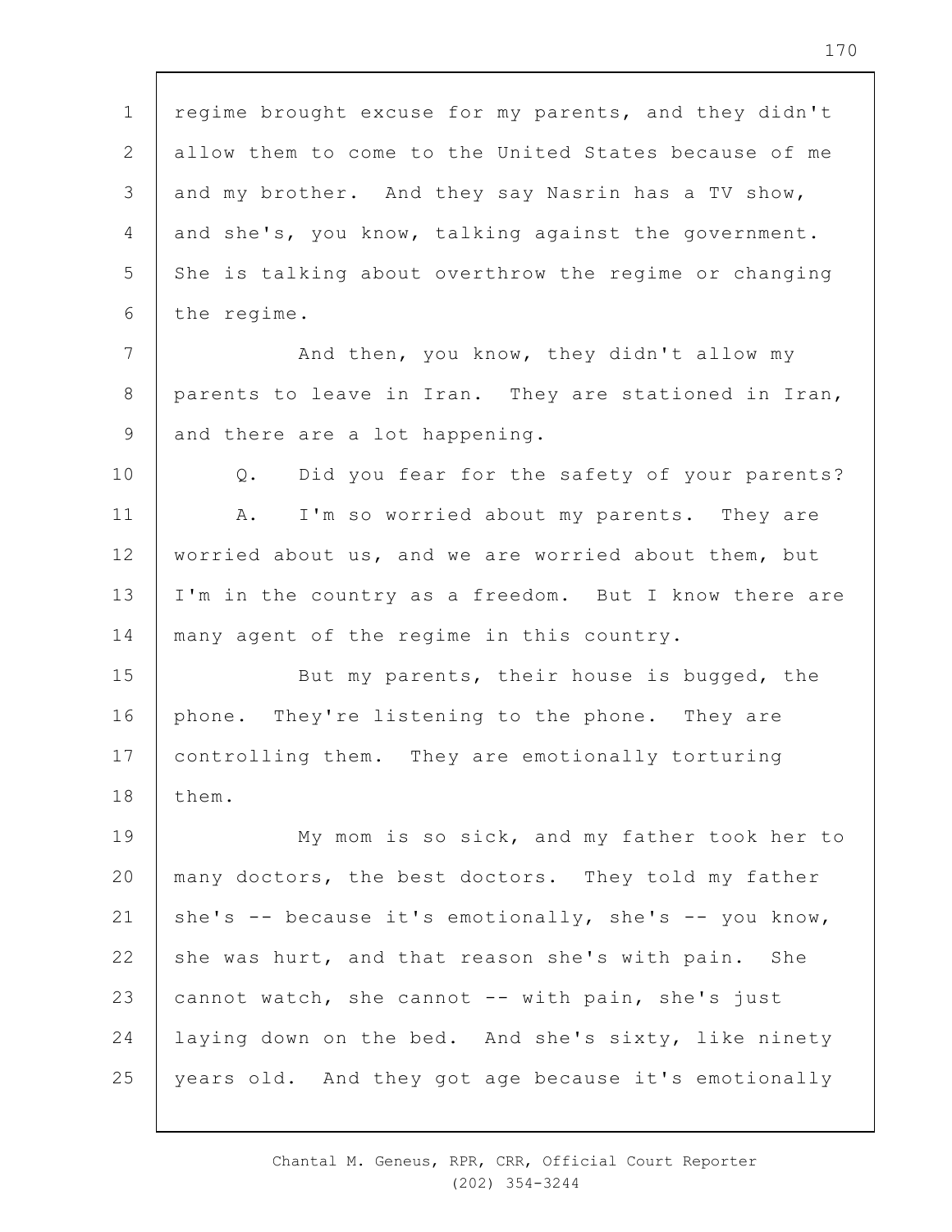regime brought excuse for my parents, and they didn't allow them to come to the United States because of me and my brother. And they say Nasrin has a TV show, and she's, you know, talking against the government. She is talking about overthrow the regime or changing the regime.

And then, you know, they didn't allow my parents to leave in Iran. They are stationed in Iran, and there are a lot happening.

Q. Did you fear for the safety of your parents?

A. I'm so worried about my parents. They are worried about us, and we are worried about them, but I'm in the country as a freedom. But I know there are many agent of the regime in this country.

But my parents, their house is bugged, the phone. They're listening to the phone. They are controlling them. They are emotionally torturing them.

My mom is so sick, and my father took her to many doctors, the best doctors. They told my father she's -- because it's emotionally, she's -- you know, she was hurt, and that reason she's with pain. She cannot watch, she cannot -- with pain, she's just laying down on the bed. And she's sixty, like ninety years old. And they got age because it's emotionally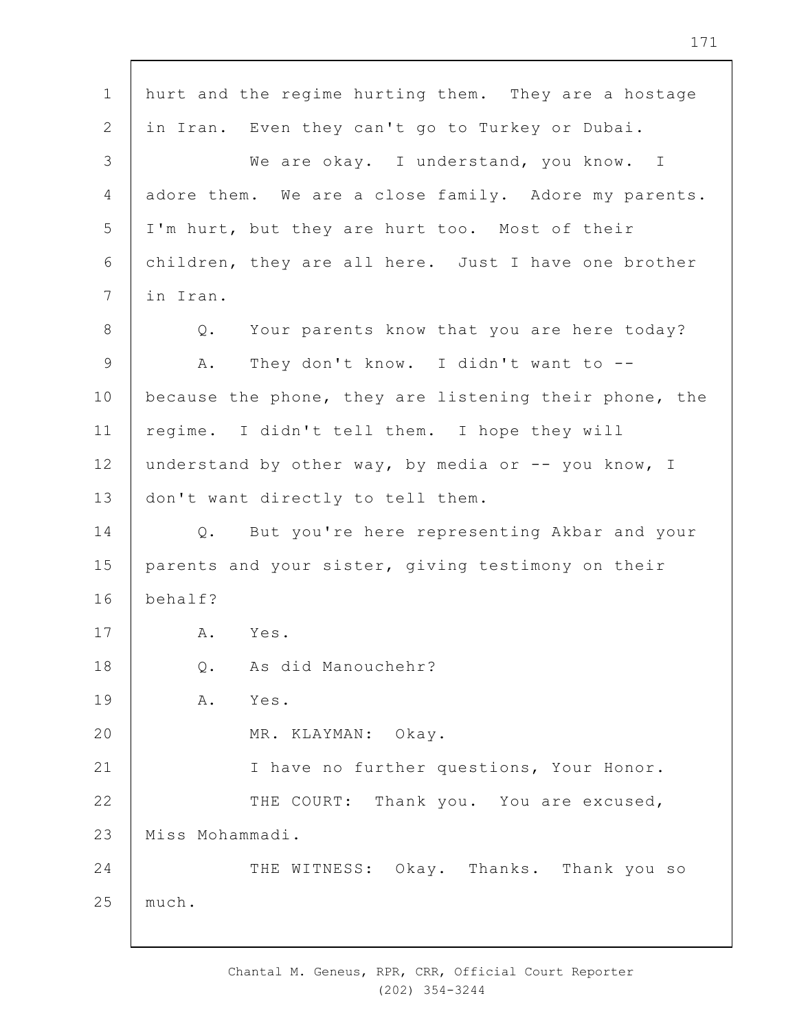hurt and the regime hurting them. They are a hostage in Iran. Even they can't go to Turkey or Dubai.

We are okay. I understand, you know. I adore them. We are a close family. Adore my parents. I'm hurt, but they are hurt too. Most of their children, they are all here. Just I have one brother in Iran.

Q. Your parents know that you are here today?

A. They don't know. I didn't want to -- because the phone, they are listening their phone, the regime. I didn't tell them. I hope they will understand by other way, by media or -- you know, I don't want directly to tell them.

Q. But you're here representing Akbar and your parents and your sister, giving testimony on their behalf?

A. Yes.

Q. As did Manouchehr?

A. Yes.

MR. KLAYMAN: Okay.

I have no further questions, Your Honor.

THE COURT: Thank you. You are excused, Miss Mohammadi.

THE WITNESS: Okay. Thanks. Thank you so much.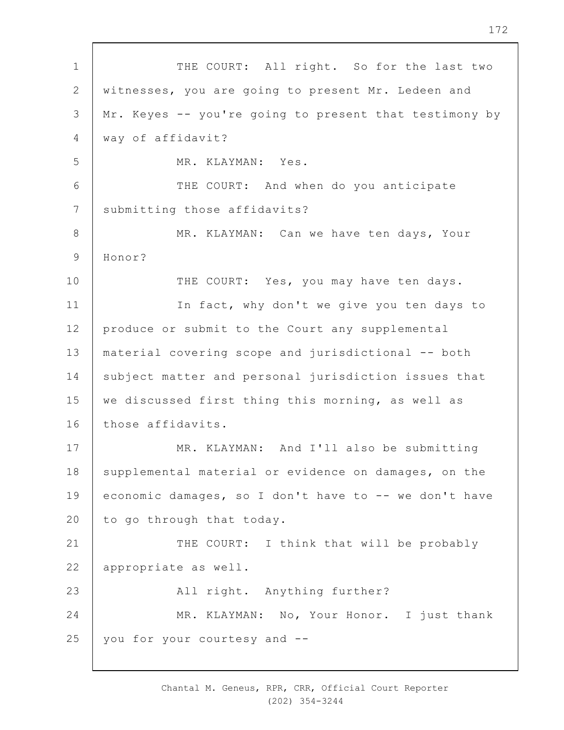THE COURT: All right. So for the last two witnesses, you are going to present Mr. Ledeen and Mr. Keyes -- you're going to present that testimony by way of affidavit?

MR. KLAYMAN: Yes.

THE COURT: And when do you anticipate submitting those affidavits?

MR. KLAYMAN: Can we have ten days, Your Honor?

THE COURT: Yes, you may have ten days.

In fact, why don't we give you ten days to produce or submit to the Court any supplemental material covering scope and jurisdictional -- both subject matter and personal jurisdiction issues that we discussed first thing this morning, as well as those affidavits.

MR. KLAYMAN: And I'll also be submitting supplemental material or evidence on damages, on the economic damages, so I don't have to -- we don't have to go through that today.

THE COURT: I think that will be probably appropriate as well.

All right. Anything further?

MR. KLAYMAN: No, Your Honor. I just thank you for your courtesy and --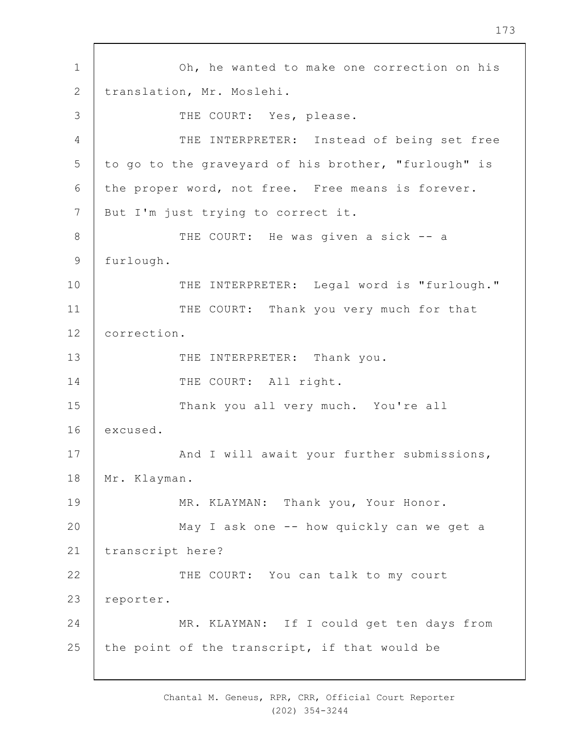Oh, he wanted to make one correction on his translation, Mr. Moslehi.

THE COURT: Yes, please.

THE INTERPRETER: Instead of being set free to go to the graveyard of his brother, "furlough" is the proper word, not free. Free means is forever. But I'm just trying to correct it.

THE COURT: He was given a sick -- a furlough.

THE INTERPRETER: Legal word is "furlough."

THE COURT: Thank you very much for that correction.

THE INTERPRETER: Thank you.

THE COURT: All right.

Thank you all very much. You're all excused.

And I will await your further submissions, Mr. Klayman.

MR. KLAYMAN: Thank you, Your Honor.

May I ask one -- how quickly can we get a transcript here?

THE COURT: You can talk to my court reporter.

MR. KLAYMAN: If I could get ten days from the point of the transcript, if that would be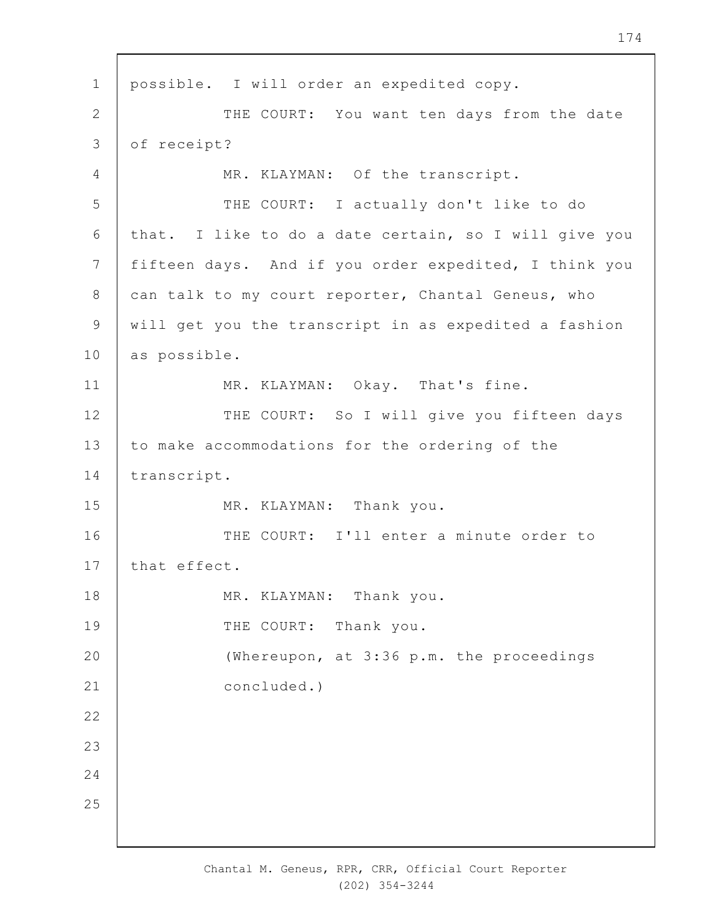possible. I will order an expedited copy.

THE COURT: You want ten days from the date of receipt?

MR. KLAYMAN: Of the transcript.

THE COURT: I actually don't like to do that. I like to do a date certain, so I will give you fifteen days. And if you order expedited, I think you can talk to my court reporter, Chantal Geneus, who will get you the transcript in as expedited a fashion as possible.

MR. KLAYMAN: Okay. That's fine.

THE COURT: So I will give you fifteen days to make accommodations for the ordering of the transcript.

MR. KLAYMAN: Thank you.

THE COURT: I'll enter a minute order to that effect.

MR. KLAYMAN: Thank you.

THE COURT: Thank you.

(Whereupon, at 3:36 p.m. the proceedings concluded.)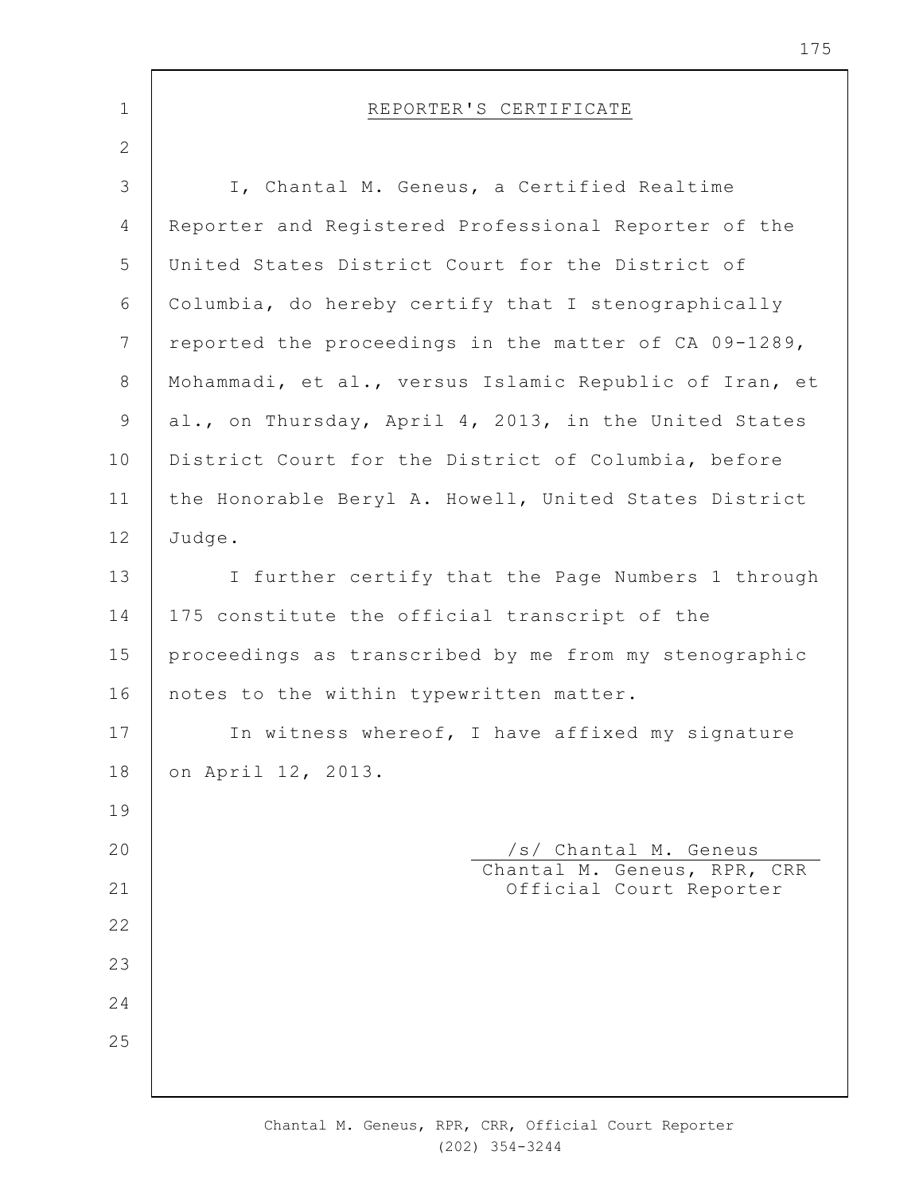## REPORTER'S CERTIFICATE

I, Chantal M. Geneus, a Certified Realtime Reporter and Registered Professional Reporter of the United States District Court for the District of Columbia, do hereby certify that I stenographically reported the proceedings in the matter of CA 09-1289, Mohammadi, et al., versus Islamic Republic of Iran, et al., on Thursday, April 4, 2013, in the United States District Court for the District of Columbia, before the Honorable Beryl A. Howell, United States District Judge.

I further certify that the Page Numbers 1 through 175 constitute the official transcript of the proceedings as transcribed by me from my stenographic notes to the within typewritten matter.

In witness whereof, I have affixed my signature on April 12, 2013.

/s/ Chantal M. Geneus
Chantal M. Geneus, RPR, CRR
Official Court Reporter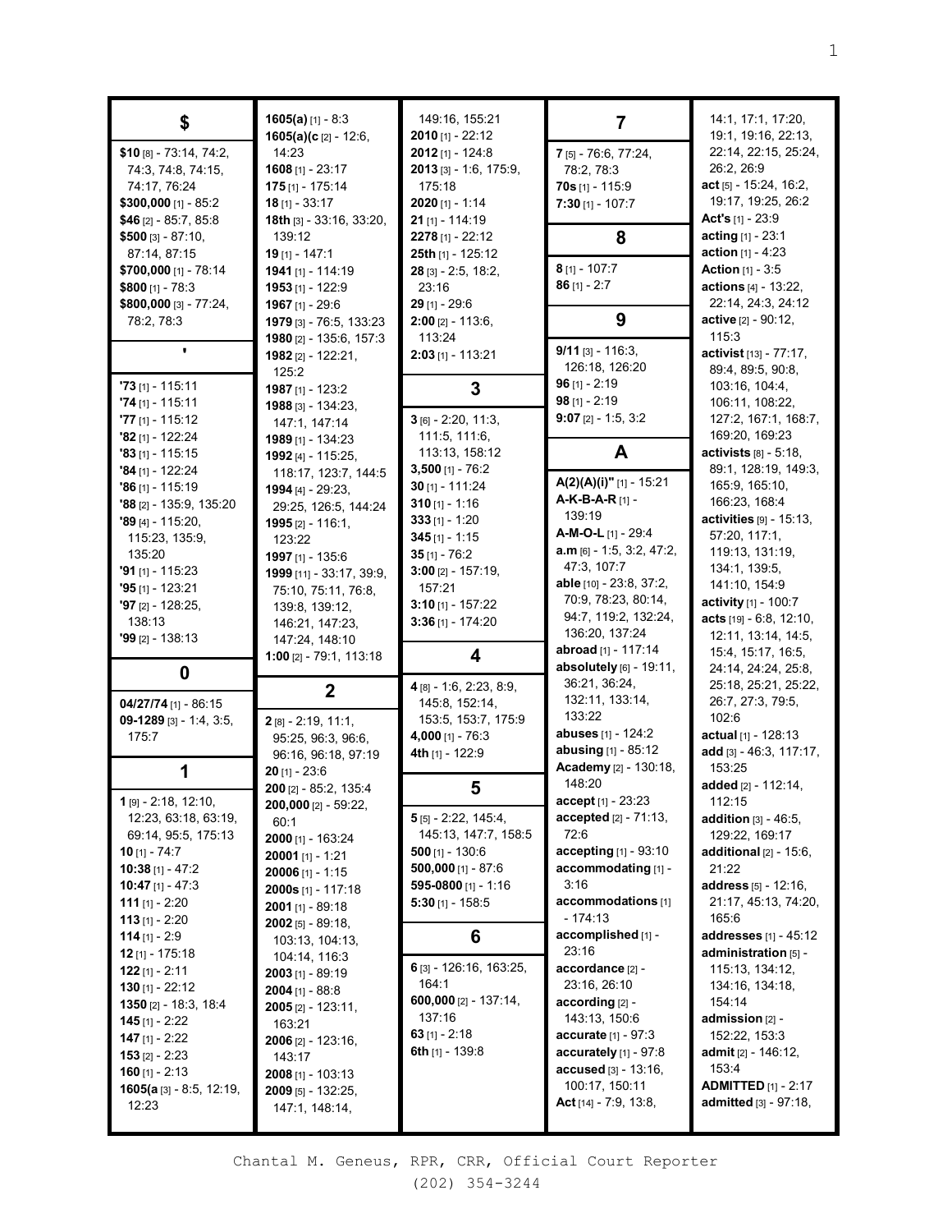## $

**$10** [8] - 73:14, 74:2, 74:3, 74:8, 74:15, 74:17, 76:24
**$300,000** [1] - 85:2
**$46** [2] - 85:7, 85:8
**$500** [3] - 87:10, 87:14, 87:15
**$700,000** [1] - 78:14
**$800** [1] - 78:3
**$800,000** [3] - 77:24, 78:2, 78:3

## '

**'73** [1] - 115:11
**'74** [1] - 115:11
**'77** [1] - 115:12
**'82** [1] - 122:24
**'83** [1] - 115:15
**'84** [1] - 122:24
**'86** [1] - 115:19
**'88** [2] - 135:9, 135:20
**'89** [4] - 115:20, 115:23, 135:9, 135:20
**'91** [1] - 115:23
**'95** [1] - 123:21
**'97** [2] - 128:25, 138:13
**'99** [2] - 138:13

## 0

**04/27/74** [1] - 86:15
**09-1289** [3] - 1:4, 3:5, 175:7

## 1

**1** [9] - 2:18, 12:10, 12:23, 63:18, 63:19, 69:14, 95:5, 175:13
**10** [1] - 74:7
**10:38** [1] - 47:2
**10:47** [1] - 47:3
**111** [1] - 2:20
**113** [1] - 2:20
**114** [1] - 2:9
**12** [1] - 175:18
**122** [1] - 2:11
**130** [1] - 22:12
**1350** [2] - 18:3, 18:4
**145** [1] - 2:22
**147** [1] - 2:22
**153** [2] - 2:23
**160** [1] - 2:13
**1605(a** [3] - 8:5, 12:19, 12:23
**1605(a)** [1] - 8:3
**1605(a)(c** [2] - 12:6, 14:23
**1608** [1] - 23:17
**175** [1] - 175:14
**18** [1] - 33:17
**18th** [3] - 33:16, 33:20, 139:12
**19** [1] - 147:1
**1941** [1] - 114:19
**1953** [1] - 122:9
**1967** [1] - 29:6
**1979** [3] - 76:5, 133:23
**1980** [2] - 135:6, 157:3
**1982** [2] - 122:21, 125:2
**1987** [1] - 123:2
**1988** [3] - 134:23, 147:1, 147:14
**1989** [1] - 134:23
**1992** [4] - 115:25, 118:17, 123:7, 144:5
**1994** [4] - 29:23, 29:25, 126:5, 144:24
**1995** [2] - 116:1, 123:22
**1997** [1] - 135:6
**1999** [11] - 33:17, 39:9, 75:10, 75:11, 76:8, 139:8, 139:12, 146:21, 147:23, 147:24, 148:10
**1:00** [2] - 79:1, 113:18

## 2

**2** [8] - 2:19, 11:1, 95:25, 96:3, 96:6, 96:16, 96:18, 97:19
**20** [1] - 23:6
**200** [2] - 85:2, 135:4
**200,000** [2] - 59:22, 60:1
**2000** [1] - 163:24
**20001** [1] - 1:21
**20006** [1] - 1:15
**2000s** [1] - 117:18
**2001** [1] - 89:18
**2002** [5] - 89:18, 103:13, 104:13, 104:14, 116:3
**2003** [1] - 89:19
**2004** [1] - 88:8
**2005** [2] - 123:11, 163:21
**2006** [2] - 123:16, 143:17
**2008** [1] - 103:13
**2009** [5] - 132:25, 147:1, 148:14, 149:16, 155:21
**2010** [1] - 22:12
**2012** [1] - 124:8
**2013** [3] - 1:6, 175:9, 175:18
**2020** [1] - 1:14
**21** [1] - 114:19
**2278** [1] - 22:12
**25th** [1] - 125:12
**28** [3] - 2:5, 18:2, 23:16
**29** [1] - 29:6
**2:00** [2] - 113:6, 113:24
**2:03** [1] - 113:21

## 3

**3** [6] - 2:20, 11:3, 111:5, 111:6, 113:13, 158:12
**3,500** [1] - 76:2
**30** [1] - 111:24
**310** [1] - 1:16
**333** [1] - 1:20
**345** [1] - 1:15
**35** [1] - 76:2
**3:00** [2] - 157:19, 157:21
**3:10** [1] - 157:22
**3:36** [1] - 174:20

## 4

**4** [8] - 1:6, 2:23, 8:9, 145:8, 152:14, 153:5, 153:7, 175:9
**4,000** [1] - 76:3
**4th** [1] - 122:9

## 5

**5** [5] - 2:22, 145:4, 145:13, 147:7, 158:5
**500** [1] - 130:6
**500,000** [1] - 87:6
**595-0800** [1] - 1:16
**5:30** [1] - 158:5

## 6

**6** [3] - 126:16, 163:25, 164:1
**600,000** [2] - 137:14, 137:16
**63** [1] - 2:18
**6th** [1] - 139:8

## 7

**7** [5] - 76:6, 77:24, 78:2, 78:3
**70s** [1] - 115:9
**7:30** [1] - 107:7

## 8

**8** [1] - 107:7
**86** [1] - 2:7

## 9

**9/11** [3] - 116:3, 126:18, 126:20
**96** [1] - 2:19
**98** [1] - 2:19
**9:07** [2] - 1:5, 3:2

## A

**A(2)(A)(i)"** [1] - 15:21
**A-K-B-A-R** [1] - 139:19
**A-M-O-L** [1] - 29:4
**a.m** [6] - 1:5, 3:2, 47:2, 47:3, 107:7
**able** [10] - 23:8, 37:2, 70:9, 78:23, 80:14, 94:7, 119:2, 132:24, 136:20, 137:24
**abroad** [1] - 117:14
**absolutely** [6] - 19:11, 36:21, 36:24, 132:11, 133:14, 133:22
**abuses** [1] - 124:2
**abusing** [1] - 85:12
**Academy** [2] - 130:18, 148:20
**accept** [1] - 23:23
**accepted** [2] - 71:13, 72:6
**accepting** [1] - 93:10
**accommodating** [1] - 3:16
**accommodations** [1] - 174:13
**accomplished** [1] - 23:16
**accordance** [2] - 23:16, 26:10
**according** [2] - 143:13, 150:6
**accurate** [1] - 97:3
**accurately** [1] - 97:8
**accused** [3] - 13:16, 100:17, 150:11
**Act** [14] - 7:9, 13:8, 14:1, 17:1, 17:20, 19:1, 19:16, 22:13, 22:14, 22:15, 25:24, 26:2, 26:9
**act** [5] - 15:24, 16:2, 19:17, 19:25, 26:2
**Act's** [1] - 23:9
**acting** [1] - 23:1
**action** [1] - 4:23
**Action** [1] - 3:5
**actions** [4] - 13:22, 22:14, 24:3, 24:12
**active** [2] - 90:12, 115:3
**activist** [13] - 77:17, 89:4, 89:5, 90:8, 103:16, 104:4, 106:11, 108:22, 127:2, 167:1, 168:7, 169:20, 169:23
**activists** [8] - 5:18, 89:1, 128:19, 149:3, 165:9, 165:10, 166:23, 168:4
**activities** [9] - 15:13, 57:20, 117:1, 119:13, 131:19, 134:1, 139:5, 141:10, 154:9
**activity** [1] - 100:7
**acts** [19] - 6:8, 12:10, 12:11, 13:14, 14:5, 15:4, 15:17, 16:5, 24:14, 24:24, 25:8, 25:18, 25:21, 25:22, 26:7, 27:3, 79:5, 102:6
**actual** [1] - 128:13
**add** [3] - 46:3, 117:17, 153:25
**added** [2] - 112:14, 112:15
**addition** [3] - 46:5, 129:22, 169:17
**additional** [2] - 15:6, 21:22
**address** [5] - 12:16, 21:17, 45:13, 74:20, 165:6
**addresses** [1] - 45:12
**administration** [5] - 115:13, 134:12, 134:16, 134:18, 154:14
**admission** [2] - 152:22, 153:3
**admit** [2] - 146:12, 153:4
**ADMITTED** [1] - 2:17
**admitted** [3] - 97:18,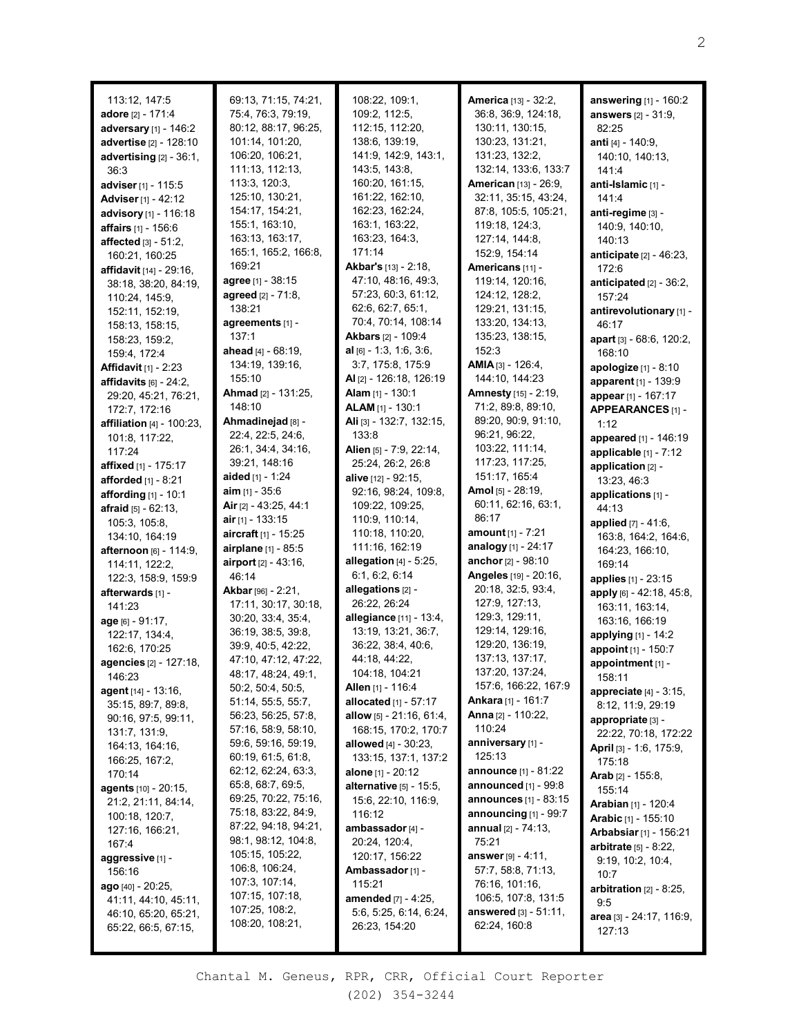113:12, 147:5
**adore** [2] - 171:4
**adversary** [1] - 146:2
**advertise** [2] - 128:10
**advertising** [2] - 36:1, 36:3
**adviser** [1] - 115:5
**Adviser** [1] - 42:12
**advisory** [1] - 116:18
**affairs** [1] - 156:6
**affected** [3] - 51:2, 160:21, 160:25
**affidavit** [14] - 29:16, 38:18, 38:20, 84:19, 110:24, 145:9, 152:11, 152:19, 158:13, 158:15, 158:23, 159:2, 159:4, 172:4
**Affidavit** [1] - 2:23
**affidavits** [6] - 24:2, 29:20, 45:21, 76:21, 172:7, 172:16
**affiliation** [4] - 100:23, 101:8, 117:22, 117:24
**affixed** [1] - 175:17
**afforded** [1] - 8:21
**affording** [1] - 10:1
**afraid** [5] - 62:13, 105:3, 105:8, 134:10, 164:19
**afternoon** [6] - 114:9, 114:11, 122:2, 122:3, 158:9, 159:9
**afterwards** [1] - 141:23
**age** [6] - 91:17, 122:17, 134:4, 162:6, 170:25
**agencies** [2] - 127:18, 146:23
**agent** [14] - 13:16, 35:15, 89:7, 89:8, 90:16, 97:5, 99:11, 131:7, 131:9, 164:13, 164:16, 166:25, 167:2, 170:14
**agents** [10] - 20:15, 21:2, 21:11, 84:14, 100:18, 120:7, 127:16, 166:21, 167:4
**aggressive** [1] - 156:16
**ago** [40] - 20:25, 41:11, 44:10, 45:11, 46:10, 65:20, 65:21, 65:22, 66:5, 67:15, 69:13, 71:15, 74:21, 75:4, 76:3, 79:19, 80:12, 88:17, 96:25, 101:14, 101:20, 106:20, 106:21, 111:13, 112:13, 113:3, 120:3, 125:10, 130:21, 154:17, 154:21, 155:1, 163:10, 163:13, 163:17, 165:1, 165:2, 166:8, 169:21
**agree** [1] - 38:15
**agreed** [2] - 71:8, 138:21
**agreements** [1] - 137:1
**ahead** [4] - 68:19, 134:19, 139:16, 155:10
**Ahmad** [2] - 131:25, 148:10
**Ahmadinejad** [8] - 22:4, 22:5, 24:6, 26:1, 34:4, 34:16, 39:21, 148:16
**aided** [1] - 1:24
**aim** [1] - 35:6
**Air** [2] - 43:25, 44:1
**air** [1] - 133:15
**aircraft** [1] - 15:25
**airplane** [1] - 85:5
**airport** [2] - 43:16, 46:14
**Akbar** [96] - 2:21, 17:11, 30:17, 30:18, 30:20, 33:4, 35:4, 36:19, 38:5, 39:8, 39:9, 40:5, 42:22, 47:10, 47:12, 47:22, 48:17, 48:24, 49:1, 50:2, 50:4, 50:5, 51:14, 55:5, 55:7, 56:23, 56:25, 57:8, 57:16, 58:9, 58:10, 59:6, 59:16, 59:19, 60:19, 61:5, 61:8, 62:12, 62:24, 63:3, 65:8, 68:7, 69:5, 69:25, 70:22, 75:16, 75:18, 83:22, 84:9, 87:22, 94:18, 94:21, 98:1, 98:12, 104:8, 105:15, 105:22, 106:8, 106:24, 107:3, 107:14, 107:15, 107:18, 107:25, 108:2, 108:20, 108:21, 108:22, 109:1, 109:2, 112:5, 112:15, 112:20, 138:6, 139:19, 141:9, 142:9, 143:1, 143:5, 143:8, 160:20, 161:15, 161:22, 162:10, 162:23, 162:24, 163:1, 163:22, 163:23, 164:3, 171:14
**Akbar's** [13] - 2:18, 47:10, 48:16, 49:3, 57:23, 60:3, 61:12, 62:6, 62:7, 65:1, 70:4, 70:14, 108:14
**Akbars** [2] - 109:4
**al** [6] - 1:3, 1:6, 3:6, 3:7, 175:8, 175:9
**Al** [2] - 126:18, 126:19
**Alam** [1] - 130:1
**ALAM** [1] - 130:1
**Ali** [3] - 132:7, 132:15, 133:8
**Alien** [5] - 7:9, 22:14, 25:24, 26:2, 26:8
**alive** [12] - 92:15, 92:16, 98:24, 109:8, 109:22, 109:25, 110:9, 110:14, 110:18, 110:20, 111:16, 162:19
**allegation** [4] - 5:25, 6:1, 6:2, 6:14
**allegations** [2] - 26:22, 26:24
**allegiance** [11] - 13:4, 13:19, 13:21, 36:7, 36:22, 38:4, 40:6, 44:18, 44:22, 104:18, 104:21
**Allen** [1] - 116:4
**allocated** [1] - 57:17
**allow** [5] - 21:16, 61:4, 168:15, 170:2, 170:7
**allowed** [4] - 30:23, 133:15, 137:1, 137:2
**alone** [1] - 20:12
**alternative** [5] - 15:5, 15:6, 22:10, 116:9, 116:12
**ambassador** [4] - 20:24, 120:4, 120:17, 156:22
**Ambassador** [1] - 115:21
**amended** [7] - 4:25, 5:6, 5:25, 6:14, 6:24, 26:23, 154:20
**America** [13] - 32:2, 36:8, 36:9, 124:18, 130:11, 130:15, 130:23, 131:21, 131:23, 132:2, 132:14, 133:6, 133:7
**American** [13] - 26:9, 32:11, 35:15, 43:24, 87:8, 105:5, 105:21, 119:18, 124:3, 127:14, 144:8, 152:9, 154:14
**Americans** [11] - 119:14, 120:16, 124:12, 128:2, 129:21, 131:15, 133:20, 134:13, 135:23, 138:15, 152:3
**AMIA** [3] - 126:4, 144:10, 144:23
**Amnesty** [15] - 2:19, 71:2, 89:8, 89:10, 89:20, 90:9, 91:10, 96:21, 96:22, 103:22, 111:14, 117:23, 117:25, 151:17, 165:4
**Amol** [5] - 28:19, 60:11, 62:16, 63:1, 86:17
**amount** [1] - 7:21
**analogy** [1] - 24:17
**anchor** [2] - 98:10
**Angeles** [19] - 20:16, 20:18, 32:5, 93:4, 127:9, 127:13, 129:3, 129:11, 129:14, 129:16, 129:20, 136:19, 137:13, 137:17, 137:20, 137:24, 157:6, 166:22, 167:9
**Ankara** [1] - 161:7
**Anna** [2] - 110:22, 110:24
**anniversary** [1] - 125:13
**announce** [1] - 81:22
**announced** [1] - 99:8
**announces** [1] - 83:15
**announcing** [1] - 99:7
**annual** [2] - 74:13, 75:21
**answer** [9] - 4:11, 57:7, 58:8, 71:13, 76:16, 101:16, 106:5, 107:8, 131:5
**answered** [3] - 51:11, 62:24, 160:8
**answering** [1] - 160:2
**answers** [2] - 31:9, 82:25
**anti** [4] - 140:9, 140:10, 140:13, 141:4
**anti-Islamic** [1] - 141:4
**anti-regime** [3] - 140:9, 140:10, 140:13
**anticipate** [2] - 46:23, 172:6
**anticipated** [2] - 36:2, 157:24
**antirevolutionary** [1] - 46:17
**apart** [3] - 68:6, 120:2, 168:10
**apologize** [1] - 8:10
**apparent** [1] - 139:9
**appear** [1] - 167:17
**APPEARANCES** [1] - 1:12
**appeared** [1] - 146:19
**applicable** [1] - 7:12
**application** [2] - 13:23, 46:3
**applications** [1] - 44:13
**applied** [7] - 41:6, 163:8, 164:2, 164:6, 164:23, 166:10, 169:14
**applies** [1] - 23:15
**apply** [6] - 42:18, 45:8, 163:11, 163:14, 163:16, 166:19
**applying** [1] - 14:2
**appoint** [1] - 150:7
**appointment** [1] - 158:11
**appreciate** [4] - 3:15, 8:12, 11:9, 29:19
**appropriate** [3] - 22:22, 70:18, 172:22
**April** [3] - 1:6, 175:9, 175:18
**Arab** [2] - 155:8, 155:14
**Arabian** [1] - 120:4
**Arabic** [1] - 155:10
**Arbabsiar** [1] - 156:21
**arbitrate** [5] - 8:22, 9:19, 10:2, 10:4, 10:7
**arbitration** [2] - 8:25, 9:5
**area** [3] - 24:17, 116:9, 127:13

Chantal M. Geneus, RPR, CRR, Official Court Reporter
(202) 354-3244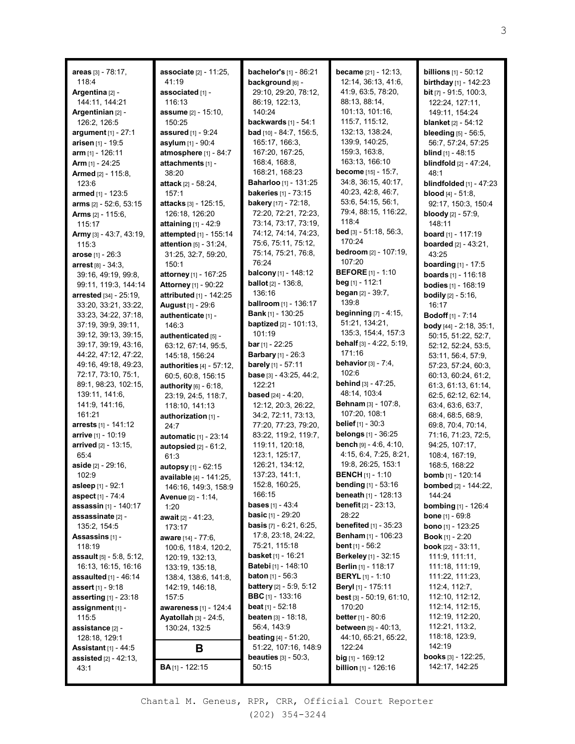**areas** [3] - 78:17, 118:4
**Argentina** [2] - 144:11, 144:21
**Argentinian** [2] - 126:2, 126:5
**argument** [1] - 27:1
**arisen** [1] - 19:5
**arm** [1] - 126:11
**Arm** [1] - 24:25
**Armed** [2] - 115:8, 123:6
**armed** [1] - 123:5
**arms** [2] - 52:6, 53:15
**Arms** [2] - 115:6, 115:17
**Army** [3] - 43:7, 43:19, 115:3
**arose** [1] - 26:3
**arrest** [8] - 34:3, 39:16, 49:19, 99:8, 99:11, 119:3, 144:14
**arrested** [34] - 25:19, 33:20, 33:21, 33:22, 33:23, 34:22, 37:18, 37:19, 39:9, 39:11, 39:12, 39:13, 39:15, 39:17, 39:19, 43:16, 44:22, 47:12, 47:22, 49:16, 49:18, 49:23, 72:17, 73:10, 75:1, 89:1, 98:23, 102:15, 139:11, 141:6, 141:9, 141:16, 161:21
**arrests** [1] - 141:12
**arrive** [1] - 10:19
**arrived** [2] - 13:15, 65:4
**aside** [2] - 29:16, 102:9
**asleep** [1] - 92:1
**aspect** [1] - 74:4
**assassin** [1] - 140:17
**assassinate** [2] - 135:2, 154:5
**Assassins** [1] - 118:19
**assault** [5] - 5:8, 5:12, 16:13, 16:15, 16:16
**assaulted** [1] - 46:14
**assert** [1] - 9:18
**asserting** [1] - 23:18
**assignment** [1] - 115:5
**assistance** [2] - 128:18, 129:1
**Assistant** [1] - 44:5
**assisted** [2] - 42:13, 43:1
**associate** [2] - 11:25, 41:19
**associated** [1] - 116:13
**assume** [2] - 15:10, 150:25
**assured** [1] - 9:24
**asylum** [1] - 90:4
**atmosphere** [1] - 84:7
**attachments** [1] - 38:20
**attack** [2] - 58:24, 157:1
**attacks** [3] - 125:15, 126:18, 126:20
**attaining** [1] - 42:9
**attempted** [1] - 155:14
**attention** [5] - 31:24, 31:25, 32:7, 59:20, 150:1
**attorney** [1] - 167:25
**Attorney** [1] - 90:22
**attributed** [1] - 142:25
**August** [1] - 29:6
**authenticate** [1] - 146:3
**authenticated** [5] - 63:12, 67:14, 95:5, 145:18, 156:24
**authorities** [4] - 57:12, 60:5, 60:8, 156:15
**authority** [6] - 6:18, 23:19, 24:5, 118:7, 118:10, 141:13
**authorization** [1] - 24:7
**automatic** [1] - 23:14
**autopsied** [2] - 61:2, 61:3
**autopsy** [1] - 62:15
**available** [4] - 141:25, 146:16, 149:3, 158:9
**Avenue** [2] - 1:14, 1:20
**await** [2] - 41:23, 173:17
**aware** [14] - 77:6, 100:6, 118:4, 120:2, 120:19, 132:13, 133:19, 135:18, 138:4, 138:6, 141:8, 142:19, 146:18, 157:5
**awareness** [1] - 124:4
**Ayatollah** [3] - 24:5, 130:24, 132:5

## B

**BA** [1] - 122:15
**bachelor's** [1] - 86:21
**background** [6] - 29:10, 29:20, 78:12, 86:19, 122:13, 140:24
**backwards** [1] - 54:1
**bad** [10] - 84:7, 156:5, 165:17, 166:3, 167:20, 167:25, 168:4, 168:8, 168:21, 168:23
**Baharloo** [1] - 131:25
**bakeries** [1] - 73:15
**bakery** [17] - 72:18, 72:20, 72:21, 72:23, 73:14, 73:17, 73:19, 74:12, 74:14, 74:23, 75:6, 75:11, 75:12, 75:14, 75:21, 76:8, 76:24
**balcony** [1] - 148:12
**ballot** [2] - 136:8, 136:16
**ballroom** [1] - 136:17
**Bank** [1] - 130:25
**baptized** [2] - 101:13, 101:19
**bar** [1] - 22:25
**Barbary** [1] - 26:3
**barely** [1] - 57:11
**base** [3] - 43:25, 44:2, 122:21
**based** [24] - 4:20, 12:12, 20:3, 26:22, 34:2, 72:11, 73:13, 77:20, 77:23, 79:20, 83:22, 119:2, 119:7, 119:11, 120:18, 123:1, 125:17, 126:21, 134:12, 137:23, 141:1, 152:8, 160:25, 166:15
**bases** [1] - 43:4
**basic** [1] - 29:20
**basis** [7] - 6:21, 6:25, 17:8, 23:18, 24:22, 75:21, 115:18
**basket** [1] - 16:21
**Batebi** [1] - 148:10
**baton** [1] - 56:3
**battery** [2] - 5:9, 5:12
**BBC** [1] - 133:16
**beat** [1] - 52:18
**beaten** [3] - 18:18, 56:4, 143:9
**beating** [4] - 51:20, 51:22, 107:16, 148:9
**beauties** [3] - 50:3, 50:15
**became** [21] - 12:13, 12:14, 36:13, 41:6, 41:9, 63:5, 78:20, 88:13, 88:14, 101:13, 101:16, 115:7, 115:12, 132:13, 138:24, 139:9, 140:25, 159:3, 163:8, 163:13, 166:10
**become** [15] - 15:7, 34:8, 36:15, 40:17, 40:23, 42:8, 46:7, 53:6, 54:15, 56:1, 79:4, 88:15, 116:22, 118:4
**bed** [3] - 51:18, 56:3, 170:24
**bedroom** [2] - 107:19, 107:20
**BEFORE** [1] - 1:10
**beg** [1] - 112:1
**began** [2] - 39:7, 139:8
**beginning** [7] - 4:15, 51:21, 134:21, 135:3, 154:4, 157:3
**behalf** [3] - 4:22, 5:19, 171:16
**behavior** [3] - 7:4, 102:6
**behind** [3] - 47:25, 48:14, 103:4
**Behnam** [3] - 107:8, 107:20, 108:1
**belief** [1] - 30:3
**belongs** [1] - 36:25
**bench** [9] - 4:6, 4:10, 4:15, 6:4, 7:25, 8:21, 19:8, 26:25, 153:1
**BENCH** [1] - 1:10
**bending** [1] - 53:16
**beneath** [1] - 128:13
**benefit** [2] - 23:13, 28:22
**benefited** [1] - 35:23
**Benham** [1] - 106:23
**bent** [1] - 56:2
**Berkeley** [1] - 32:15
**Berlin** [1] - 118:17
**BERYL** [1] - 1:10
**Beryl** [1] - 175:11
**best** [3] - 50:19, 61:10, 170:20
**better** [1] - 80:6
**between** [5] - 40:13, 44:10, 65:21, 65:22, 122:24
**big** [1] - 169:12
**billion** [1] - 126:16
**billions** [1] - 50:12
**birthday** [1] - 142:23
**bit** [7] - 91:5, 100:3, 122:24, 127:11, 149:11, 154:24
**blanket** [2] - 54:12
**bleeding** [5] - 56:5, 56:7, 57:24, 57:25
**blind** [1] - 48:15
**blindfold** [2] - 47:24, 48:1
**blindfolded** [1] - 47:23
**blood** [4] - 51:8, 92:17, 150:3, 150:4
**bloody** [2] - 57:9, 148:11
**board** [1] - 117:19
**boarded** [2] - 43:21, 43:25
**boarding** [1] - 17:5
**boards** [1] - 116:18
**bodies** [1] - 168:19
**bodily** [2] - 5:16, 16:17
**Bodoff** [1] - 7:14
**body** [44] - 2:18, 35:1, 50:15, 51:22, 52:7, 52:12, 52:24, 53:5, 53:11, 56:4, 57:9, 57:23, 57:24, 60:3, 60:13, 60:24, 61:2, 61:3, 61:13, 61:14, 62:5, 62:12, 62:14, 63:4, 63:6, 63:7, 68:4, 68:5, 68:9, 69:8, 70:4, 70:14, 71:16, 71:23, 72:5, 94:25, 107:17, 108:4, 167:19, 168:5, 168:22
**bomb** [1] - 120:14
**bombed** [2] - 144:22, 144:24
**bombing** [1] - 126:4
**bone** [1] - 69:8
**bono** [1] - 123:25
**Book** [1] - 2:20
**book** [22] - 33:11, 111:9, 111:11, 111:18, 111:19, 111:22, 111:23, 112:4, 112:7, 112:10, 112:12, 112:14, 112:15, 112:19, 112:20, 112:21, 113:2, 118:18, 123:9, 142:19
**books** [3] - 122:25, 142:17, 142:25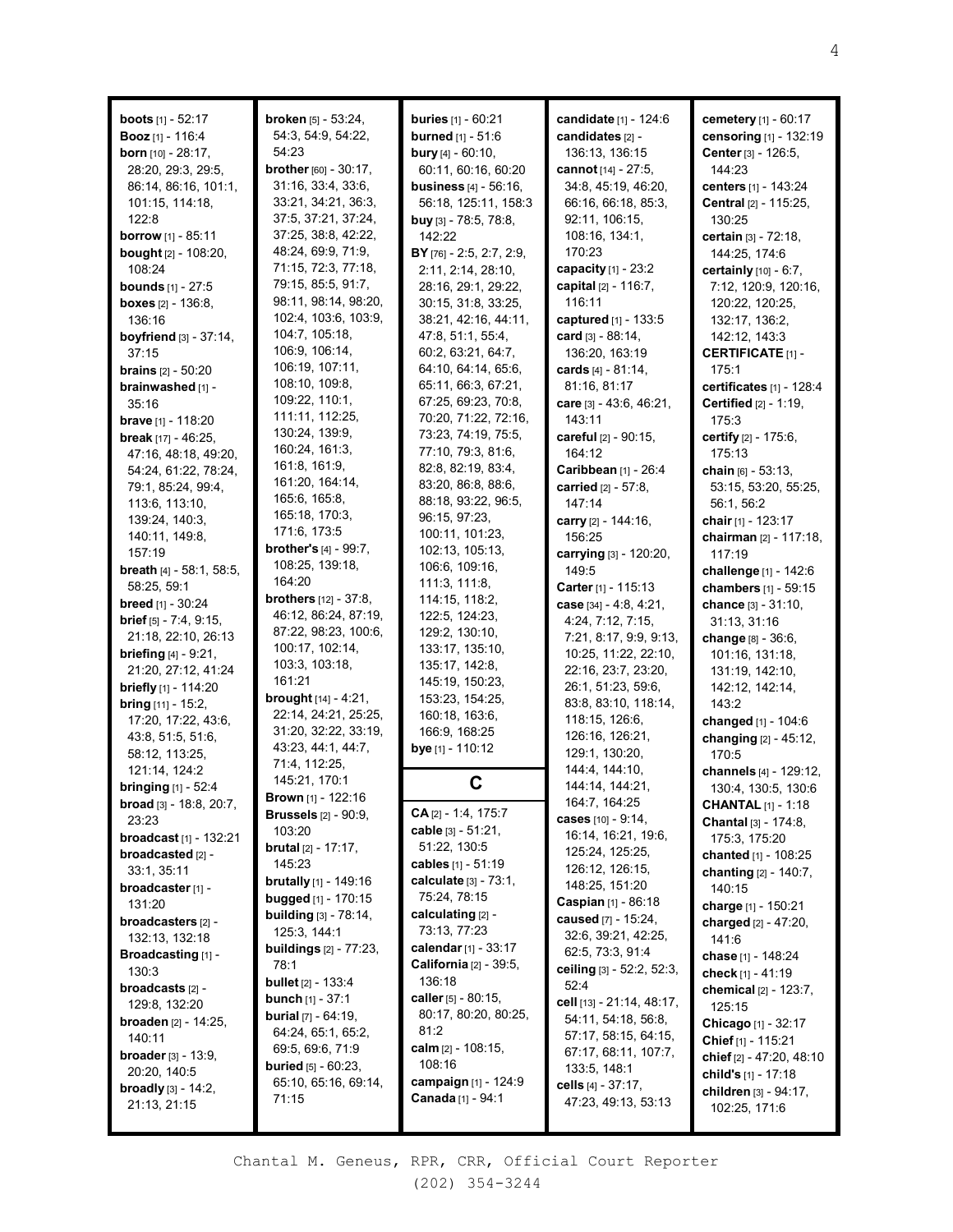**boots** [1] - 52:17
**Booz** [1] - 116:4
**born** [10] - 28:17, 28:20, 29:3, 29:5, 86:14, 86:16, 101:1, 101:15, 114:18, 122:8
**borrow** [1] - 85:11
**bought** [2] - 108:20, 108:24
**bounds** [1] - 27:5
**boxes** [2] - 136:8, 136:16
**boyfriend** [3] - 37:14, 37:15
**brains** [2] - 50:20
**brainwashed** [1] - 35:16
**brave** [1] - 118:20
**break** [17] - 46:25, 47:16, 48:18, 49:20, 54:24, 61:22, 78:24, 79:1, 85:24, 99:4, 113:6, 113:10, 139:24, 140:3, 140:11, 149:8, 157:19
**breath** [4] - 58:1, 58:5, 58:25, 59:1
**breed** [1] - 30:24
**brief** [5] - 7:4, 9:15, 21:18, 22:10, 26:13
**briefing** [4] - 9:21, 21:20, 27:12, 41:24
**briefly** [1] - 114:20
**bring** [11] - 15:2, 17:20, 17:22, 43:6, 43:8, 51:5, 51:6, 58:12, 113:25, 121:14, 124:2
**bringing** [1] - 52:4
**broad** [3] - 18:8, 20:7, 23:23
**broadcast** [1] - 132:21
**broadcasted** [2] - 33:1, 35:11
**broadcaster** [1] - 131:20
**broadcasters** [2] - 132:13, 132:18
**Broadcasting** [1] - 130:3
**broadcasts** [2] - 129:8, 132:20
**broaden** [2] - 14:25, 140:11
**broader** [3] - 13:9, 20:20, 140:5
**broadly** [3] - 14:2, 21:13, 21:15
**broken** [5] - 53:24, 54:3, 54:9, 54:22, 54:23
**brother** [60] - 30:17, 31:16, 33:4, 33:6, 33:21, 34:21, 36:3, 37:5, 37:21, 37:24, 37:25, 38:8, 42:22, 48:24, 69:9, 71:9, 71:15, 72:3, 77:18, 79:15, 85:5, 91:7, 98:11, 98:14, 98:20, 102:4, 103:6, 103:9, 104:7, 105:18, 106:9, 106:14, 106:19, 107:11, 108:10, 109:8, 109:22, 110:1, 111:11, 112:25, 130:24, 139:9, 160:24, 161:3, 161:8, 161:9, 161:20, 164:14, 165:6, 165:8, 165:18, 170:3, 171:6, 173:5
**brother's** [4] - 99:7, 108:25, 139:18, 164:20
**brothers** [12] - 37:8, 46:12, 86:24, 87:19, 87:22, 98:23, 100:6, 100:17, 102:14, 103:3, 103:18, 161:21
**brought** [14] - 4:21, 22:14, 24:21, 25:25, 31:20, 32:22, 33:19, 43:23, 44:1, 44:7, 71:4, 112:25, 145:21, 170:1
**Brown** [1] - 122:16
**Brussels** [2] - 90:9, 103:20
**brutal** [2] - 17:17, 145:23
**brutally** [1] - 149:16
**bugged** [1] - 170:15
**building** [3] - 78:14, 125:3, 144:1
**buildings** [2] - 77:23, 78:1
**bullet** [2] - 133:4
**bunch** [1] - 37:1
**burial** [7] - 64:19, 64:24, 65:1, 65:2, 69:5, 69:6, 71:9
**buried** [5] - 60:23, 65:10, 65:16, 69:14, 71:15
**buries** [1] - 60:21
**burned** [1] - 51:6
**bury** [4] - 60:10, 60:11, 60:16, 60:20
**business** [4] - 56:16, 56:18, 125:11, 158:3
**buy** [3] - 78:5, 78:8, 142:22
**BY** [76] - 2:5, 2:7, 2:9, 2:11, 2:14, 28:10, 28:16, 29:1, 29:22, 30:15, 31:8, 33:25, 38:21, 42:16, 44:11, 47:8, 51:1, 55:4, 60:2, 63:21, 64:7, 64:10, 64:14, 65:6, 65:11, 66:3, 67:21, 67:25, 69:23, 70:8, 70:20, 71:22, 72:16, 73:23, 74:19, 75:5, 77:10, 79:3, 81:6, 82:8, 82:19, 83:4, 83:20, 86:8, 88:6, 88:18, 93:22, 96:5, 96:15, 97:23, 100:11, 101:23, 102:13, 105:13, 106:6, 109:16, 111:3, 111:8, 114:15, 118:2, 122:5, 124:23, 129:2, 130:10, 133:17, 135:10, 135:17, 142:8, 145:19, 150:23, 153:23, 154:25, 160:18, 163:6, 166:9, 168:25
**bye** [1] - 110:12

## C

**CA** [2] - 1:4, 175:7
**cable** [3] - 51:21, 51:22, 130:5
**cables** [1] - 51:19
**calculate** [3] - 73:1, 75:24, 78:15
**calculating** [2] - 73:13, 77:23
**calendar** [1] - 33:17
**California** [2] - 39:5, 136:18
**caller** [5] - 80:15, 80:17, 80:20, 80:25, 81:2
**calm** [2] - 108:15, 108:16
**campaign** [1] - 124:9
**Canada** [1] - 94:1
**candidate** [1] - 124:6
**candidates** [2] - 136:13, 136:15
**cannot** [14] - 27:5, 34:8, 45:19, 46:20, 66:16, 66:18, 85:3, 92:11, 106:15, 108:16, 134:1, 170:23
**capacity** [1] - 23:2
**capital** [2] - 116:7, 116:11
**captured** [1] - 133:5
**card** [3] - 88:14, 136:20, 163:19
**cards** [4] - 81:14, 81:16, 81:17
**care** [3] - 43:6, 46:21, 143:11
**careful** [2] - 90:15, 164:12
**Caribbean** [1] - 26:4
**carried** [2] - 57:8, 147:14
**carry** [2] - 144:16, 156:25
**carrying** [3] - 120:20, 149:5
**Carter** [1] - 115:13
**case** [34] - 4:8, 4:21, 4:24, 7:12, 7:15, 7:21, 8:17, 9:9, 9:13, 10:25, 11:22, 22:10, 22:16, 23:7, 23:20, 26:1, 51:23, 59:6, 83:8, 83:10, 118:14, 118:15, 126:6, 126:16, 126:21, 129:1, 130:20, 144:4, 144:10, 144:14, 144:21, 164:7, 164:25
**cases** [10] - 9:14, 16:14, 16:21, 19:6, 125:24, 125:25, 126:12, 126:15, 148:25, 151:20
**Caspian** [1] - 86:18
**caused** [7] - 15:24, 32:6, 39:21, 42:25, 62:5, 73:3, 91:4
**ceiling** [3] - 52:2, 52:3, 52:4
**cell** [13] - 21:14, 48:17, 54:11, 54:18, 56:8, 57:17, 58:15, 64:15, 67:17, 68:11, 107:7, 133:5, 148:1
**cells** [4] - 37:17, 47:23, 49:13, 53:13
**cemetery** [1] - 60:17
**censoring** [1] - 132:19
**Center** [3] - 126:5, 144:23
**centers** [1] - 143:24
**Central** [2] - 115:25, 130:25
**certain** [3] - 72:18, 144:25, 174:6
**certainly** [10] - 6:7, 7:12, 120:9, 120:16, 120:22, 120:25, 132:17, 136:2, 142:12, 143:3
**CERTIFICATE** [1] - 175:1
**certificates** [1] - 128:4
**Certified** [2] - 1:19, 175:3
**certify** [2] - 175:6, 175:13
**chain** [6] - 53:13, 53:15, 53:20, 55:25, 56:1, 56:2
**chair** [1] - 123:17
**chairman** [2] - 117:18, 117:19
**challenge** [1] - 142:6
**chambers** [1] - 59:15
**chance** [3] - 31:10, 31:13, 31:16
**change** [8] - 36:6, 101:16, 131:18, 131:19, 142:10, 142:12, 142:14, 143:2
**changed** [1] - 104:6
**changing** [2] - 45:12, 170:5
**channels** [4] - 129:12, 130:4, 130:5, 130:6
**CHANTAL** [1] - 1:18
**Chantal** [3] - 174:8, 175:3, 175:20
**chanted** [1] - 108:25
**chanting** [2] - 140:7, 140:15
**charge** [1] - 150:21
**charged** [2] - 47:20, 141:6
**chase** [1] - 148:24
**check** [1] - 41:19
**chemical** [2] - 123:7, 125:15
**Chicago** [1] - 32:17
**Chief** [1] - 115:21
**chief** [2] - 47:20, 48:10
**child's** [1] - 17:18
**children** [3] - 94:17, 102:25, 171:6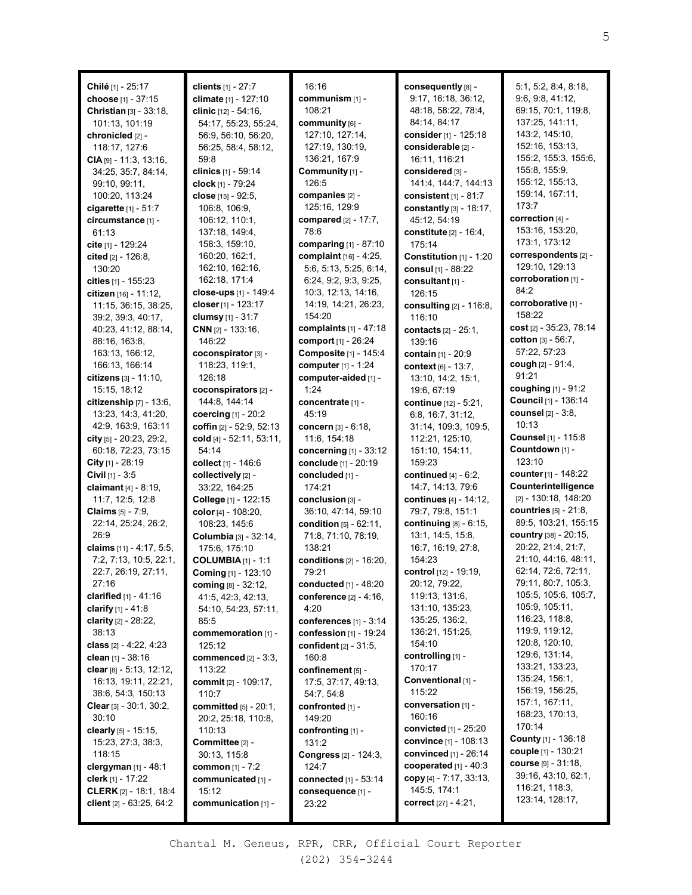**Chilé** [1] - 25:17
**choose** [1] - 37:15
**Christian** [3] - 33:18, 101:13, 101:19
**chronicled** [2] - 118:17, 127:6
**CIA** [9] - 11:3, 13:16, 34:25, 35:7, 84:14, 99:10, 99:11, 100:20, 113:24
**cigarette** [1] - 51:7
**circumstance** [1] - 61:13
**cite** [1] - 129:24
**cited** [2] - 126:8, 130:20
**cities** [1] - 155:23
**citizen** [16] - 11:12, 11:15, 36:15, 38:25, 39:2, 39:3, 40:17, 40:23, 41:12, 88:14, 88:16, 163:8, 163:13, 166:12, 166:13, 166:14
**citizens** [3] - 11:10, 15:15, 18:12
**citizenship** [7] - 13:6, 13:23, 14:3, 41:20, 42:9, 163:9, 163:11
**city** [5] - 20:23, 29:2, 60:18, 72:23, 73:15
**City** [1] - 28:19
**Civil** [1] - 3:5
**claimant** [4] - 8:19, 11:7, 12:5, 12:8
**Claims** [5] - 7:9, 22:14, 25:24, 26:2, 26:9
**claims** [11] - 4:17, 5:5, 7:2, 7:13, 10:5, 22:1, 22:7, 26:19, 27:11, 27:16
**clarified** [1] - 41:16
**clarify** [1] - 41:8
**clarity** [2] - 28:22, 38:13
**class** [2] - 4:22, 4:23
**clean** [1] - 38:16
**clear** [8] - 5:13, 12:12, 16:13, 19:11, 22:21, 38:6, 54:3, 150:13
**Clear** [3] - 30:1, 30:2, 30:10
**clearly** [5] - 15:15, 15:23, 27:3, 38:3, 118:15
**clergyman** [1] - 48:1
**clerk** [1] - 17:22
**CLERK** [2] - 18:1, 18:4
**client** [2] - 63:25, 64:2
**clients** [1] - 27:7
**climate** [1] - 127:10
**clinic** [12] - 54:16, 54:17, 55:23, 55:24, 56:9, 56:10, 56:20, 56:25, 58:4, 58:12, 59:8
**clinics** [1] - 59:14
**clock** [1] - 79:24
**close** [15] - 92:5, 106:8, 106:9, 106:12, 110:1, 137:18, 149:4, 158:3, 159:10, 160:20, 162:1, 162:10, 162:16, 162:18, 171:4
**close-ups** [1] - 149:4
**closer** [1] - 123:17
**clumsy** [1] - 31:7
**CNN** [2] - 133:16, 146:22
**coconspirator** [3] - 118:23, 119:1, 126:18
**coconspirators** [2] - 144:8, 144:14
**coercing** [1] - 20:2
**coffin** [2] - 52:9, 52:13
**cold** [4] - 52:11, 53:11, 54:14
**collect** [1] - 146:6
**collectively** [2] - 33:22, 164:25
**College** [1] - 122:15
**color** [4] - 108:20, 108:23, 145:6
**Columbia** [3] - 32:14, 175:6, 175:10
**COLUMBIA** [1] - 1:1
**Coming** [1] - 123:10
**coming** [8] - 32:12, 41:5, 42:3, 42:13, 54:10, 54:23, 57:11, 85:5
**commemoration** [1] - 125:12
**commenced** [2] - 3:3, 113:22
**commit** [2] - 109:17, 110:7
**committed** [5] - 20:1, 20:2, 25:18, 110:8, 110:13
**Committee** [2] - 30:13, 115:8
**common** [1] - 7:2
**communicated** [1] - 15:12
**communication** [1] - 16:16
**communism** [1] - 108:21
**community** [6] - 127:10, 127:14, 127:19, 130:19, 136:21, 167:9
**Community** [1] - 126:5
**companies** [2] - 125:16, 129:9
**compared** [2] - 17:7, 78:6
**comparing** [1] - 87:10
**complaint** [16] - 4:25, 5:6, 5:13, 5:25, 6:14, 6:24, 9:2, 9:3, 9:25, 10:3, 12:13, 14:16, 14:19, 14:21, 26:23, 154:20
**complaints** [1] - 47:18
**comport** [1] - 26:24
**Composite** [1] - 145:4
**computer** [1] - 1:24
**computer-aided** [1] - 1:24
**concentrate** [1] - 45:19
**concern** [3] - 6:18, 11:6, 154:18
**concerning** [1] - 33:12
**conclude** [1] - 20:19
**concluded** [1] - 174:21
**conclusion** [3] - 36:10, 47:14, 59:10
**condition** [5] - 62:11, 71:8, 71:10, 78:19, 138:21
**conditions** [2] - 16:20, 79:21
**conducted** [1] - 48:20
**conference** [2] - 4:16, 4:20
**conferences** [1] - 3:14
**confession** [1] - 19:24
**confident** [2] - 31:5, 160:8
**confinement** [5] - 17:5, 37:17, 49:13, 54:7, 54:8
**confronted** [1] - 149:20
**confronting** [1] - 131:2
**Congress** [2] - 124:3, 124:7
**connected** [1] - 53:14
**consequence** [1] - 23:22
**consequently** [8] - 9:17, 16:18, 36:12, 48:18, 58:22, 78:4, 84:14, 84:17
**consider** [1] - 125:18
**considerable** [2] - 16:11, 116:21
**considered** [3] - 141:4, 144:7, 144:13
**consistent** [1] - 81:7
**constantly** [3] - 18:17, 45:12, 54:19
**constitute** [2] - 16:4, 175:14
**Constitution** [1] - 1:20
**consul** [1] - 88:22
**consultant** [1] - 126:15
**consulting** [2] - 116:8, 116:10
**contacts** [2] - 25:1, 139:16
**contain** [1] - 20:9
**context** [6] - 13:7, 13:10, 14:2, 15:1, 19:6, 67:19
**continue** [12] - 5:21, 6:8, 16:7, 31:12, 31:14, 109:3, 109:5, 112:21, 125:10, 151:10, 154:11, 159:23
**continued** [4] - 6:2, 14:7, 14:13, 79:6
**continues** [4] - 14:12, 79:7, 79:8, 151:1
**continuing** [8] - 6:15, 13:1, 14:5, 15:8, 16:7, 16:19, 27:8, 154:23
**control** [12] - 19:19, 20:12, 79:22, 119:13, 131:6, 131:10, 135:23, 135:25, 136:2, 136:21, 151:25, 154:10
**controlling** [1] - 170:17
**Conventional** [1] - 115:22
**conversation** [1] - 160:16
**convicted** [1] - 25:20
**convince** [1] - 108:13
**convinced** [1] - 26:14
**cooperated** [1] - 40:3
**copy** [4] - 7:17, 33:13, 145:5, 174:1
**correct** [27] - 4:21, 5:1, 5:2, 8:4, 8:18, 9:6, 9:8, 41:12, 69:15, 70:1, 119:8, 137:25, 141:11, 143:2, 145:10, 152:16, 153:13, 155:2, 155:3, 155:6, 155:8, 155:9, 155:12, 155:13, 159:14, 167:11, 173:7
**correction** [4] - 153:16, 153:20, 173:1, 173:12
**correspondents** [2] - 129:10, 129:13
**corroboration** [1] - 84:2
**corroborative** [1] - 158:22
**cost** [2] - 35:23, 78:14
**cotton** [3] - 56:7, 57:22, 57:23
**cough** [2] - 91:4, 91:21
**coughing** [1] - 91:2
**Council** [1] - 136:14
**counsel** [2] - 3:8, 10:13
**Counsel** [1] - 115:8
**Countdown** [1] - 123:10
**counter** [1] - 148:22
**Counterintelligence** [2] - 130:18, 148:20
**countries** [5] - 21:8, 89:5, 103:21, 155:15
**country** [38] - 20:15, 20:22, 21:4, 21:7, 21:10, 44:16, 48:11, 62:14, 72:6, 72:11, 79:11, 80:7, 105:3, 105:5, 105:6, 105:7, 105:9, 105:11, 116:23, 118:8, 119:9, 119:12, 120:8, 120:10, 129:6, 131:14, 133:21, 133:23, 135:24, 156:1, 156:19, 156:25, 157:1, 167:11, 168:23, 170:13, 170:14
**County** [1] - 136:18
**couple** [1] - 130:21
**course** [9] - 31:18, 39:16, 43:10, 62:1, 116:21, 118:3, 123:14, 128:17,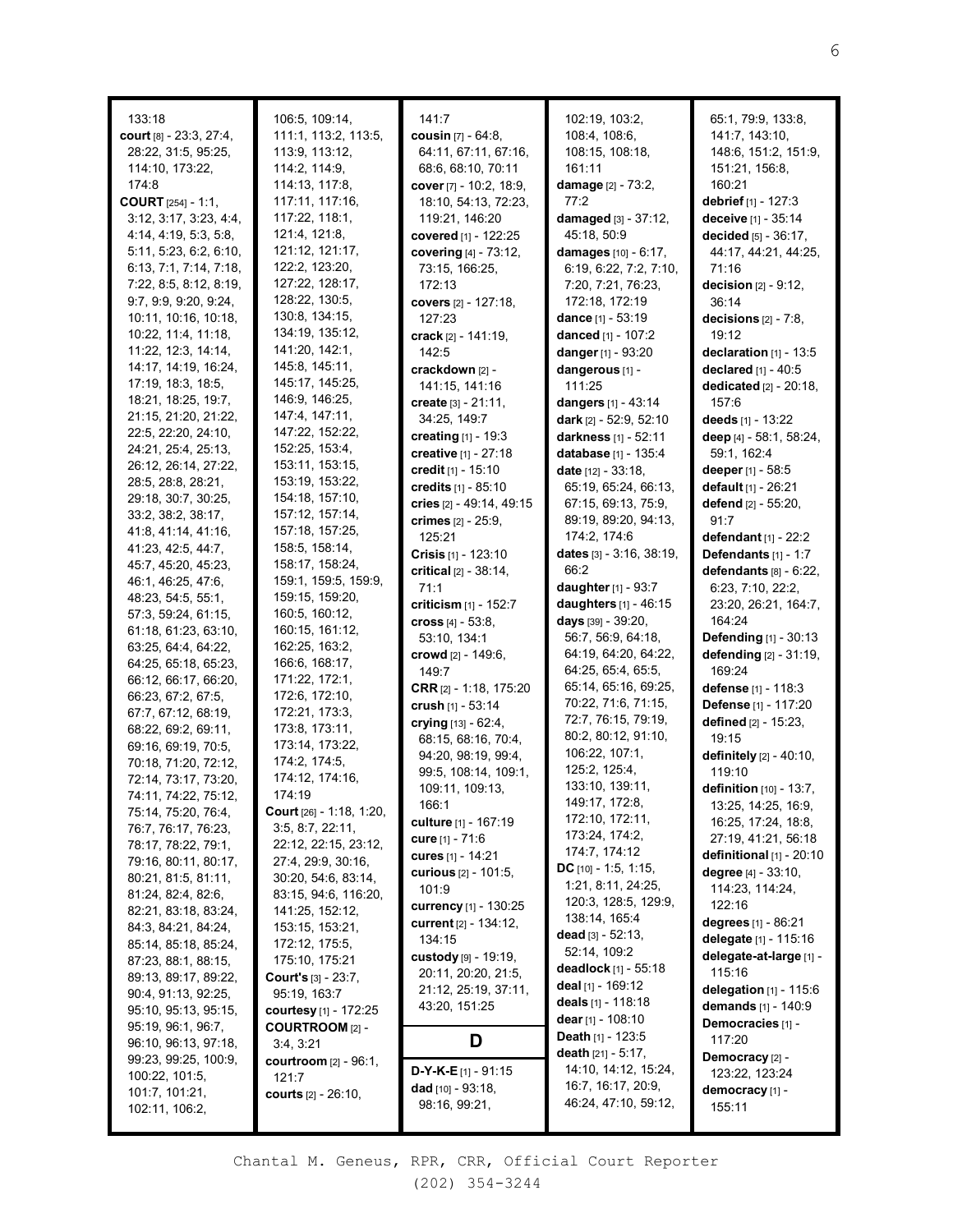133:18
**court** [8] - 23:3, 27:4, 28:22, 31:5, 95:25, 114:10, 173:22, 174:8
**COURT** [254] - 1:1, 3:12, 3:17, 3:23, 4:4, 4:14, 4:19, 5:3, 5:8, 5:11, 5:23, 6:2, 6:10, 6:13, 7:1, 7:14, 7:18, 7:22, 8:5, 8:12, 8:19, 9:7, 9:9, 9:20, 9:24, 10:11, 10:16, 10:18, 10:22, 11:4, 11:18, 11:22, 12:3, 14:14, 14:17, 14:19, 16:24, 17:19, 18:3, 18:5, 18:21, 18:25, 19:7, 21:15, 21:20, 21:22, 22:5, 22:20, 24:10, 24:21, 25:4, 25:13, 26:12, 26:14, 27:22, 28:5, 28:8, 28:21, 29:18, 30:7, 30:25, 33:2, 38:2, 38:17, 41:8, 41:14, 41:16, 41:23, 42:5, 44:7, 45:7, 45:20, 45:23, 46:1, 46:25, 47:6, 48:23, 54:5, 55:1, 57:3, 59:24, 61:15, 61:18, 61:23, 63:10, 63:25, 64:4, 64:22, 64:25, 65:18, 65:23, 66:12, 66:17, 66:20, 66:23, 67:2, 67:5, 67:7, 67:12, 68:19, 68:22, 69:2, 69:11, 69:16, 69:19, 70:5, 70:18, 71:20, 72:12, 72:14, 73:17, 73:20, 74:11, 74:22, 75:12, 75:14, 75:20, 76:4, 76:7, 76:17, 76:23, 78:17, 78:22, 79:1, 79:16, 80:11, 80:17, 80:21, 81:5, 81:11, 81:24, 82:4, 82:6, 82:21, 83:18, 83:24, 84:3, 84:21, 84:24, 85:14, 85:18, 85:24, 87:23, 88:1, 88:15, 89:13, 89:17, 89:22, 90:4, 91:13, 92:25, 95:10, 95:13, 95:15, 95:19, 96:1, 96:7, 96:10, 96:13, 97:18, 99:23, 99:25, 100:9, 100:22, 101:5, 101:7, 101:21, 102:11, 106:2, 106:5, 109:14, 111:1, 113:2, 113:5, 113:9, 113:12, 114:2, 114:9, 114:13, 117:8, 117:11, 117:16, 117:22, 118:1, 121:4, 121:8, 121:12, 121:17, 122:2, 123:20, 127:22, 128:17, 128:22, 130:5, 130:8, 134:15, 134:19, 135:12, 141:20, 142:1, 145:8, 145:11, 145:17, 145:25, 146:9, 146:25, 147:4, 147:11, 147:22, 152:22, 152:25, 153:4, 153:11, 153:15, 153:19, 153:22, 154:18, 157:10, 157:12, 157:14, 157:18, 157:25, 158:5, 158:14, 158:17, 158:24, 159:1, 159:5, 159:9, 159:15, 159:20, 160:5, 160:12, 160:15, 161:12, 162:25, 163:2, 166:6, 168:17, 171:22, 172:1, 172:6, 172:10, 172:21, 173:3, 173:8, 173:11, 173:14, 173:22, 174:2, 174:5, 174:12, 174:16, 174:19
**Court** [26] - 1:18, 1:20, 3:5, 8:7, 22:11, 22:12, 22:15, 23:12, 27:4, 29:9, 30:16, 30:20, 54:6, 83:14, 83:15, 94:6, 116:20, 141:25, 152:12, 153:15, 153:21, 172:12, 175:5, 175:10, 175:21
**Court's** [3] - 23:7, 95:19, 163:7
**courtesy** [1] - 172:25
**COURTROOM** [2] - 3:4, 3:21
**courtroom** [2] - 96:1, 121:7
**courts** [2] - 26:10, 141:7
**cousin** [7] - 64:8, 64:11, 67:11, 67:16, 68:6, 68:10, 70:11
**cover** [7] - 10:2, 18:9, 18:10, 54:13, 72:23, 119:21, 146:20
**covered** [1] - 122:25
**covering** [4] - 73:12, 73:15, 166:25, 172:13
**covers** [2] - 127:18, 127:23
**crack** [2] - 141:19, 142:5
**crackdown** [2] - 141:15, 141:16
**create** [3] - 21:11, 34:25, 149:7
**creating** [1] - 19:3
**creative** [1] - 27:18
**credit** [1] - 15:10
**credits** [1] - 85:10
**cries** [2] - 49:14, 49:15
**crimes** [2] - 25:9, 125:21
**Crisis** [1] - 123:10
**critical** [2] - 38:14, 71:1
**criticism** [1] - 152:7
**cross** [4] - 53:8, 53:10, 134:1
**crowd** [2] - 149:6, 149:7
**CRR** [2] - 1:18, 175:20
**crush** [1] - 53:14
**crying** [13] - 62:4, 68:15, 68:16, 70:4, 94:20, 98:19, 99:4, 99:5, 108:14, 109:1, 109:11, 109:13, 166:1
**culture** [1] - 167:19
**cure** [1] - 71:6
**cures** [1] - 14:21
**curious** [2] - 101:5, 101:9
**currency** [1] - 130:25
**current** [2] - 134:12, 134:15
**custody** [9] - 19:19, 20:11, 20:20, 21:5, 21:12, 25:19, 37:11, 43:20, 151:25

## D

**D-Y-K-E** [1] - 91:15
**dad** [10] - 93:18, 98:16, 99:21, 102:19, 103:2, 108:4, 108:6, 108:15, 108:18, 161:11
**damage** [2] - 73:2, 77:2
**damaged** [3] - 37:12, 45:18, 50:9
**damages** [10] - 6:17, 6:19, 6:22, 7:2, 7:10, 7:20, 7:21, 76:23, 172:18, 172:19
**dance** [1] - 53:19
**danced** [1] - 107:2
**danger** [1] - 93:20
**dangerous** [1] - 111:25
**dangers** [1] - 43:14
**dark** [2] - 52:9, 52:10
**darkness** [1] - 52:11
**database** [1] - 135:4
**date** [12] - 33:18, 65:19, 65:24, 66:13, 67:15, 69:13, 75:9, 89:19, 89:20, 94:13, 174:2, 174:6
**dates** [3] - 3:16, 38:19, 66:2
**daughter** [1] - 93:7
**daughters** [1] - 46:15
**days** [39] - 39:20, 56:7, 56:9, 64:18, 64:19, 64:20, 64:22, 64:25, 65:4, 65:5, 65:14, 65:16, 69:25, 70:22, 71:6, 71:15, 72:7, 76:15, 79:19, 80:2, 80:12, 91:10, 106:22, 107:1, 125:2, 125:4, 133:10, 139:11, 149:17, 172:8, 172:10, 172:11, 173:24, 174:2, 174:7, 174:12
**DC** [10] - 1:5, 1:15, 1:21, 8:11, 24:25, 120:3, 128:5, 129:9, 138:14, 165:4
**dead** [3] - 52:13, 52:14, 109:2
**deadlock** [1] - 55:18
**deal** [1] - 169:12
**deals** [1] - 118:18
**dear** [1] - 108:10
**Death** [1] - 123:5
**death** [21] - 5:17, 14:10, 14:12, 15:24, 16:7, 16:17, 20:9, 46:24, 47:10, 59:12, 65:1, 79:9, 133:8, 141:7, 143:10, 148:6, 151:2, 151:9, 151:21, 156:8, 160:21
**debrief** [1] - 127:3
**deceive** [1] - 35:14
**decided** [5] - 36:17, 44:17, 44:21, 44:25, 71:16
**decision** [2] - 9:12, 36:14
**decisions** [2] - 7:8, 19:12
**declaration** [1] - 13:5
**declared** [1] - 40:5
**dedicated** [2] - 20:18, 157:6
**deeds** [1] - 13:22
**deep** [4] - 58:1, 58:24, 59:1, 162:4
**deeper** [1] - 58:5
**default** [1] - 26:21
**defend** [2] - 55:20, 91:7
**defendant** [1] - 22:2
**Defendants** [1] - 1:7
**defendants** [8] - 6:22, 6:23, 7:10, 22:2, 23:20, 26:21, 164:7, 164:24
**Defending** [1] - 30:13
**defending** [2] - 31:19, 169:24
**defense** [1] - 118:3
**Defense** [1] - 117:20
**defined** [2] - 15:23, 19:15
**definitely** [2] - 40:10, 119:10
**definition** [10] - 13:7, 13:25, 14:25, 16:9, 16:25, 17:24, 18:8, 27:19, 41:21, 56:18
**definitional** [1] - 20:10
**degree** [4] - 33:10, 114:23, 114:24, 122:16
**degrees** [1] - 86:21
**delegate** [1] - 115:16
**delegate-at-large** [1] - 115:16
**delegation** [1] - 115:6
**demands** [1] - 140:9
**Democracies** [1] - 117:20
**Democracy** [2] - 123:22, 123:24
**democracy** [1] - 155:11

Chantal M. Geneus, RPR, CRR, Official Court Reporter
(202) 354-3244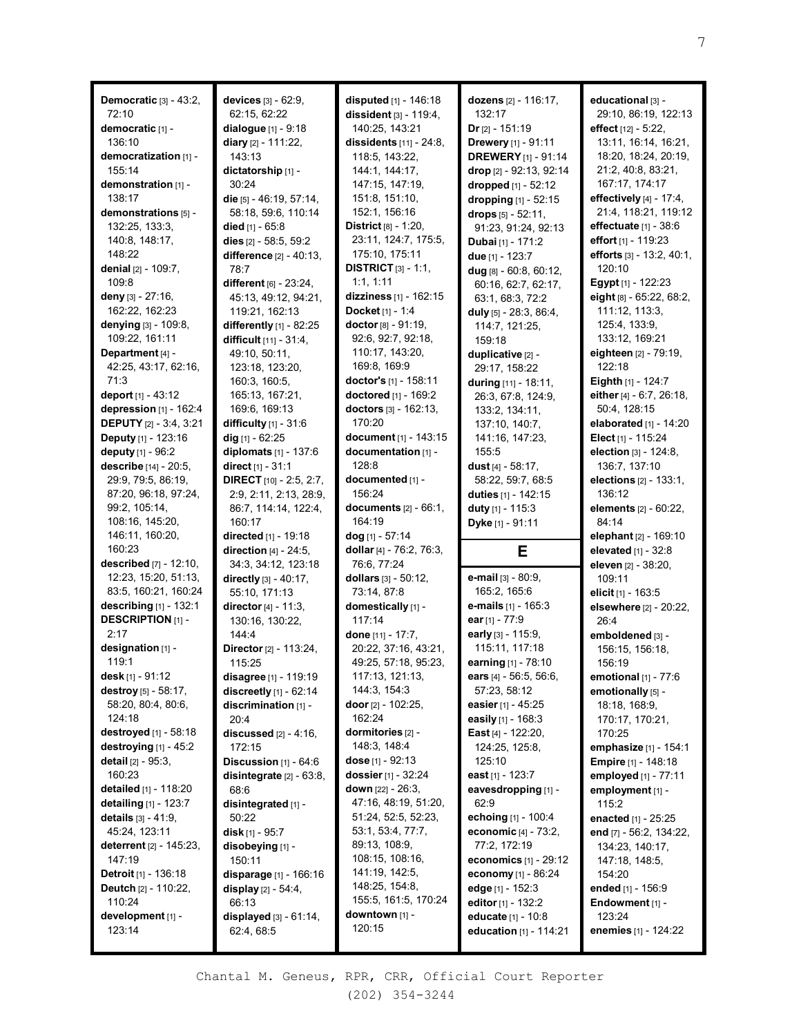**Democratic** [3] - 43:2, 72:10
**democratic** [1] - 136:10
**democratization** [1] - 155:14
**demonstration** [1] - 138:17
**demonstrations** [5] - 132:25, 133:3, 140:8, 148:17, 148:22
**denial** [2] - 109:7, 109:8
**deny** [3] - 27:16, 162:22, 162:23
**denying** [3] - 109:8, 109:22, 161:11
**Department** [4] - 42:25, 43:17, 62:16, 71:3
**deport** [1] - 43:12
**depression** [1] - 162:4
**DEPUTY** [2] - 3:4, 3:21
**Deputy** [1] - 123:16
**deputy** [1] - 96:2
**describe** [14] - 20:5, 29:9, 79:5, 86:19, 87:20, 96:18, 97:24, 99:2, 105:14, 108:16, 145:20, 146:11, 160:20, 160:23
**described** [7] - 12:10, 12:23, 15:20, 51:13, 83:5, 160:21, 160:24
**describing** [1] - 132:1
**DESCRIPTION** [1] - 2:17
**designation** [1] - 119:1
**desk** [1] - 91:12
**destroy** [5] - 58:17, 58:20, 80:4, 80:6, 124:18
**destroyed** [1] - 58:18
**destroying** [1] - 45:2
**detail** [2] - 95:3, 160:23
**detailed** [1] - 118:20
**detailing** [1] - 123:7
**details** [3] - 41:9, 45:24, 123:11
**deterrent** [2] - 145:23, 147:19
**Detroit** [1] - 136:18
**Deutch** [2] - 110:22, 110:24
**development** [1] - 123:14
**devices** [3] - 62:9, 62:15, 62:22
**dialogue** [1] - 9:18
**diary** [2] - 111:22, 143:13
**dictatorship** [1] - 30:24
**die** [5] - 46:19, 57:14, 58:18, 59:6, 110:14
**died** [1] - 65:8
**dies** [2] - 58:5, 59:2
**difference** [2] - 40:13, 78:7
**different** [6] - 23:24, 45:13, 49:12, 94:21, 119:21, 162:13
**differently** [1] - 82:25
**difficult** [11] - 31:4, 49:10, 50:11, 123:18, 123:20, 160:3, 160:5, 165:13, 167:21, 169:6, 169:13
**difficulty** [1] - 31:6
**dig** [1] - 62:25
**diplomats** [1] - 137:6
**direct** [1] - 31:1
**DIRECT** [10] - 2:5, 2:7, 2:9, 2:11, 2:13, 28:9, 86:7, 114:14, 122:4, 160:17
**directed** [1] - 19:18
**direction** [4] - 24:5, 34:3, 34:12, 123:18
**directly** [3] - 40:17, 55:10, 171:13
**director** [4] - 11:3, 130:16, 130:22, 144:4
**Director** [2] - 113:24, 115:25
**disagree** [1] - 119:19
**discreetly** [1] - 62:14
**discrimination** [1] - 20:4
**discussed** [2] - 4:16, 172:15
**Discussion** [1] - 64:6
**disintegrate** [2] - 63:8, 68:6
**disintegrated** [1] - 50:22
**disk** [1] - 95:7
**disobeying** [1] - 150:11
**disparage** [1] - 166:16
**display** [2] - 54:4, 66:13
**displayed** [3] - 61:14, 62:4, 68:5
**disputed** [1] - 146:18
**dissident** [3] - 119:4, 140:25, 143:21
**dissidents** [11] - 24:8, 118:5, 143:22, 144:1, 144:17, 147:15, 147:19, 151:8, 151:10, 152:1, 156:16
**District** [8] - 1:20, 23:11, 124:7, 175:5, 175:10, 175:11
**DISTRICT** [3] - 1:1, 1:1, 1:11
**dizziness** [1] - 162:15
**Docket** [1] - 1:4
**doctor** [8] - 91:19, 92:6, 92:7, 92:18, 110:17, 143:20, 169:8, 169:9
**doctor's** [1] - 158:11
**doctored** [1] - 169:2
**doctors** [3] - 162:13, 170:20
**document** [1] - 143:15
**documentation** [1] - 128:8
**documented** [1] - 156:24
**documents** [2] - 66:1, 164:19
**dog** [1] - 57:14
**dollar** [4] - 76:2, 76:3, 76:6, 77:24
**dollars** [3] - 50:12, 73:14, 87:8
**domestically** [1] - 117:14
**done** [11] - 17:7, 20:22, 37:16, 43:21, 49:25, 57:18, 95:23, 117:13, 121:13, 144:3, 154:3
**door** [2] - 102:25, 162:24
**dormitories** [2] - 148:3, 148:4
**dose** [1] - 92:13
**dossier** [1] - 32:24
**down** [22] - 26:3, 47:16, 48:19, 51:20, 51:24, 52:5, 52:23, 53:1, 53:4, 77:7, 89:13, 108:9, 108:15, 108:16, 141:19, 142:5, 148:25, 154:8, 155:5, 161:5, 170:24
**downtown** [1] - 120:15
**dozens** [2] - 116:17, 132:17
**Dr** [2] - 151:19
**Drewery** [1] - 91:11
**DREWERY** [1] - 91:14
**drop** [2] - 92:13, 92:14
**dropped** [1] - 52:12
**dropping** [1] - 52:15
**drops** [5] - 52:11, 91:23, 91:24, 92:13
**Dubai** [1] - 171:2
**due** [1] - 123:7
**dug** [8] - 60:8, 60:12, 60:16, 62:7, 62:17, 63:1, 68:3, 72:2
**duly** [5] - 28:3, 86:4, 114:7, 121:25, 159:18
**duplicative** [2] - 29:17, 158:22
**during** [11] - 18:11, 26:3, 67:8, 124:9, 133:2, 134:11, 137:10, 140:7, 141:16, 147:23, 155:5
**dust** [4] - 58:17, 58:22, 59:7, 68:5
**duties** [1] - 142:15
**duty** [1] - 115:3
**Dyke** [1] - 91:11

## E

**e-mail** [3] - 80:9, 165:2, 165:6
**e-mails** [1] - 165:3
**ear** [1] - 77:9
**early** [3] - 115:9, 115:11, 117:18
**earning** [1] - 78:10
**ears** [4] - 56:5, 56:6, 57:23, 58:12
**easier** [1] - 45:25
**easily** [1] - 168:3
**East** [4] - 122:20, 124:25, 125:8, 125:10
**east** [1] - 123:7
**eavesdropping** [1] - 62:9
**echoing** [1] - 100:4
**economic** [4] - 73:2, 77:2, 172:19
**economics** [1] - 29:12
**economy** [1] - 86:24
**edge** [1] - 152:3
**editor** [1] - 132:2
**educate** [1] - 10:8
**education** [1] - 114:21
**educational** [3] - 29:10, 86:19, 122:13
**effect** [12] - 5:22, 13:11, 16:14, 16:21, 18:20, 18:24, 20:19, 21:2, 40:8, 83:21, 167:17, 174:17
**effectively** [4] - 17:4, 21:4, 118:21, 119:12
**effectuate** [1] - 38:6
**effort** [1] - 119:23
**efforts** [3] - 13:2, 40:1, 120:10
**Egypt** [1] - 122:23
**eight** [8] - 65:22, 68:2, 111:12, 113:3, 125:4, 133:9, 133:12, 169:21
**eighteen** [2] - 79:19, 122:18
**Eighth** [1] - 124:7
**either** [4] - 6:7, 26:18, 50:4, 128:15
**elaborated** [1] - 14:20
**Elect** [1] - 115:24
**election** [3] - 124:8, 136:7, 137:10
**elections** [2] - 133:1, 136:12
**elements** [2] - 60:22, 84:14
**elephant** [2] - 169:10
**elevated** [1] - 32:8
**eleven** [2] - 38:20, 109:11
**elicit** [1] - 163:5
**elsewhere** [2] - 20:22, 26:4
**emboldened** [3] - 156:15, 156:18, 156:19
**emotional** [1] - 77:6
**emotionally** [5] - 18:18, 168:9, 170:17, 170:21, 170:25
**emphasize** [1] - 154:1
**Empire** [1] - 148:18
**employed** [1] - 77:11
**employment** [1] - 115:2
**enacted** [1] - 25:25
**end** [7] - 56:2, 134:22, 134:23, 140:17, 147:18, 148:5, 154:20
**ended** [1] - 156:9
**Endowment** [1] - 123:24
**enemies** [1] - 124:22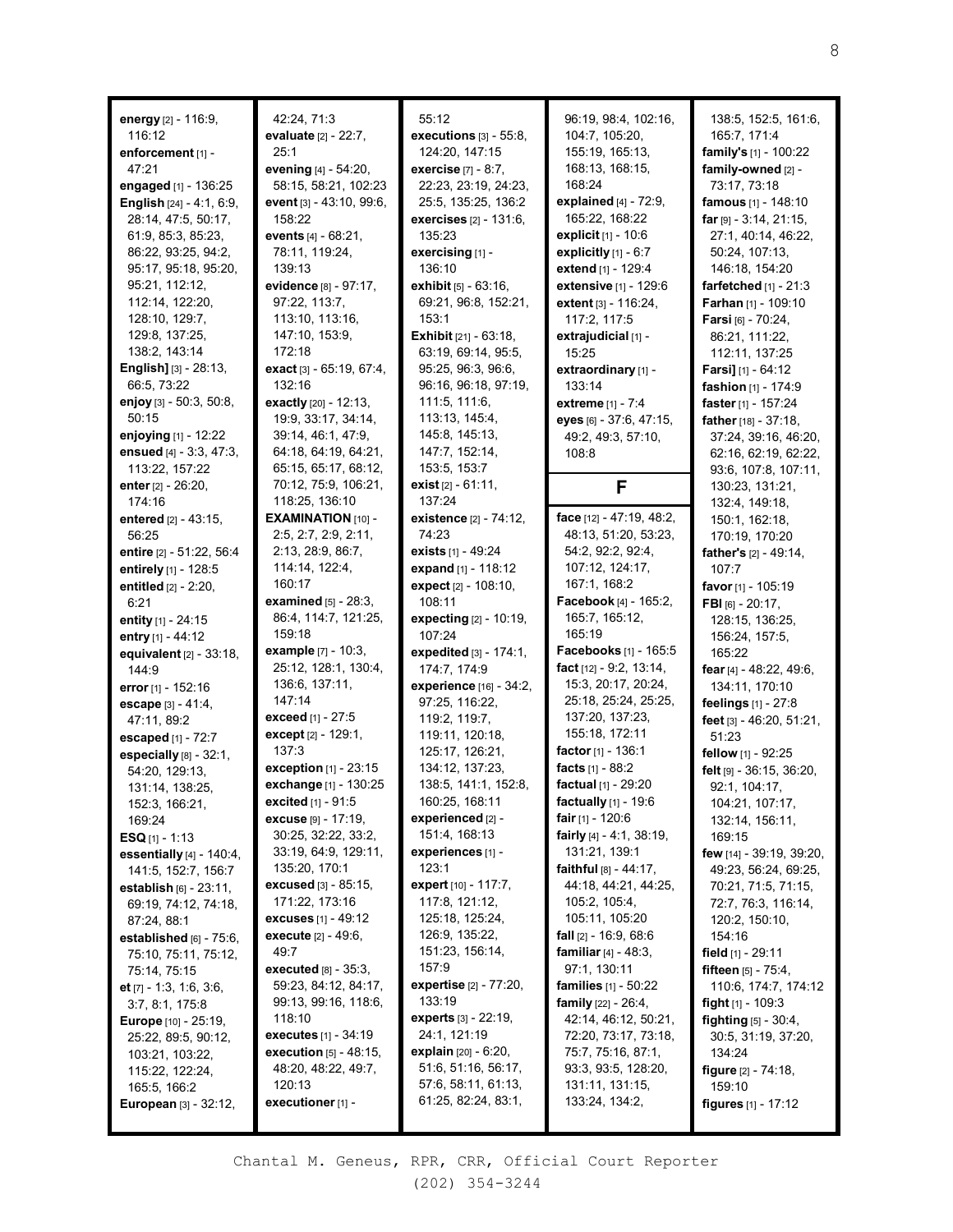**energy** [2] - 116:9, 116:12
**enforcement** [1] - 47:21
**engaged** [1] - 136:25
**English** [24] - 4:1, 6:9, 28:14, 47:5, 50:17, 61:9, 85:3, 85:23, 86:22, 93:25, 94:2, 95:17, 95:18, 95:20, 95:21, 112:12, 112:14, 122:20, 128:10, 129:7, 129:8, 137:25, 138:2, 143:14
**English]** [3] - 28:13, 66:5, 73:22
**enjoy** [3] - 50:3, 50:8, 50:15
**enjoying** [1] - 12:22
**ensued** [4] - 3:3, 47:3, 113:22, 157:22
**enter** [2] - 26:20, 174:16
**entered** [2] - 43:15, 56:25
**entire** [2] - 51:22, 56:4
**entirely** [1] - 128:5
**entitled** [2] - 2:20, 6:21
**entity** [1] - 24:15
**entry** [1] - 44:12
**equivalent** [2] - 33:18, 144:9
**error** [1] - 152:16
**escape** [3] - 41:4, 47:11, 89:2
**escaped** [1] - 72:7
**especially** [8] - 32:1, 54:20, 129:13, 131:14, 138:25, 152:3, 166:21, 169:24
**ESQ** [1] - 1:13
**essentially** [4] - 140:4, 141:5, 152:7, 156:7
**establish** [6] - 23:11, 69:19, 74:12, 74:18, 87:24, 88:1
**established** [6] - 75:6, 75:10, 75:11, 75:12, 75:14, 75:15
**et** [7] - 1:3, 1:6, 3:6, 3:7, 8:1, 175:8
**Europe** [10] - 25:19, 25:22, 89:5, 90:12, 103:21, 103:22, 115:22, 122:24, 165:5, 166:2
**European** [3] - 32:12, 42:24, 71:3
**evaluate** [2] - 22:7, 25:1
**evening** [4] - 54:20, 58:15, 58:21, 102:23
**event** [3] - 43:10, 99:6, 158:22
**events** [4] - 68:21, 78:11, 119:24, 139:13
**evidence** [8] - 97:17, 97:22, 113:7, 113:10, 113:16, 147:10, 153:9, 172:18
**exact** [3] - 65:19, 67:4, 132:16
**exactly** [20] - 12:13, 19:9, 33:17, 34:14, 39:14, 46:1, 47:9, 64:18, 64:19, 64:21, 65:15, 65:17, 68:12, 70:12, 75:9, 106:21, 118:25, 136:10
**EXAMINATION** [10] - 2:5, 2:7, 2:9, 2:11, 2:13, 28:9, 86:7, 114:14, 122:4, 160:17
**examined** [5] - 28:3, 86:4, 114:7, 121:25, 159:18
**example** [7] - 10:3, 25:12, 128:1, 130:4, 136:6, 137:11, 147:14
**exceed** [1] - 27:5
**except** [2] - 129:1, 137:3
**exception** [1] - 23:15
**exchange** [1] - 130:25
**excited** [1] - 91:5
**excuse** [9] - 17:19, 30:25, 32:22, 33:2, 33:19, 64:9, 129:11, 135:20, 170:1
**excused** [3] - 85:15, 171:22, 173:16
**excuses** [1] - 49:12
**execute** [2] - 49:6, 49:7
**executed** [8] - 35:3, 59:23, 84:12, 84:17, 99:13, 99:16, 118:6, 118:10
**executes** [1] - 34:19
**execution** [5] - 48:15, 48:20, 48:22, 49:7, 120:13
**executioner** [1] - 55:12
**executions** [3] - 55:8, 124:20, 147:15
**exercise** [7] - 8:7, 22:23, 23:19, 24:23, 25:5, 135:25, 136:2
**exercises** [2] - 131:6, 135:23
**exercising** [1] - 136:10
**exhibit** [5] - 63:16, 69:21, 96:8, 152:21, 153:1
**Exhibit** [21] - 63:18, 63:19, 69:14, 95:5, 95:25, 96:3, 96:6, 96:16, 96:18, 97:19, 111:5, 111:6, 113:13, 145:4, 145:8, 145:13, 147:7, 152:14, 153:5, 153:7
**exist** [2] - 61:11, 137:24
**existence** [2] - 74:12, 74:23
**exists** [1] - 49:24
**expand** [1] - 118:12
**expect** [2] - 108:10, 108:11
**expecting** [2] - 10:19, 107:24
**expedited** [3] - 174:1, 174:7, 174:9
**experience** [16] - 34:2, 97:25, 116:22, 119:2, 119:7, 119:11, 120:18, 125:17, 126:21, 134:12, 137:23, 138:5, 141:1, 152:8, 160:25, 168:11
**experienced** [2] - 151:4, 168:13
**experiences** [1] - 123:1
**expert** [10] - 117:7, 117:8, 121:12, 125:18, 125:24, 126:9, 135:22, 151:23, 156:14, 157:9
**expertise** [2] - 77:20, 133:19
**experts** [3] - 22:19, 24:1, 121:19
**explain** [20] - 6:20, 51:6, 51:16, 56:17, 57:6, 58:11, 61:13, 61:25, 82:24, 83:1, 96:19, 98:4, 102:16, 104:7, 105:20, 155:19, 165:13, 168:13, 168:15, 168:24
**explained** [4] - 72:9, 165:22, 168:22
**explicit** [1] - 10:6
**explicitly** [1] - 6:7
**extend** [1] - 129:4
**extensive** [1] - 129:6
**extent** [3] - 116:24, 117:2, 117:5
**extrajudicial** [1] - 15:25
**extraordinary** [1] - 133:14
**extreme** [1] - 7:4
**eyes** [6] - 37:6, 47:15, 49:2, 49:3, 57:10, 108:8

## F

**face** [12] - 47:19, 48:2, 48:13, 51:20, 53:23, 54:2, 92:2, 92:4, 107:12, 124:17, 167:1, 168:2
**Facebook** [4] - 165:2, 165:7, 165:12, 165:19
**Facebooks** [1] - 165:5
**fact** [12] - 9:2, 13:14, 15:3, 20:17, 20:24, 25:18, 25:24, 25:25, 137:20, 137:23, 155:18, 172:11
**factor** [1] - 136:1
**facts** [1] - 88:2
**factual** [1] - 29:20
**factually** [1] - 19:6
**fair** [1] - 120:6
**fairly** [4] - 4:1, 38:19, 131:21, 139:1
**faithful** [8] - 44:17, 44:18, 44:21, 44:25, 105:2, 105:4, 105:11, 105:20
**fall** [2] - 16:9, 68:6
**familiar** [4] - 48:3, 97:1, 130:11
**families** [1] - 50:22
**family** [22] - 26:4, 42:14, 46:12, 50:21, 72:20, 73:17, 73:18, 75:7, 75:16, 87:1, 93:3, 93:5, 128:20, 131:11, 131:15, 133:24, 134:2, 138:5, 152:5, 161:6, 165:7, 171:4
**family's** [1] - 100:22
**family-owned** [2] - 73:17, 73:18
**famous** [1] - 148:10
**far** [9] - 3:14, 21:15, 27:1, 40:14, 46:22, 50:24, 107:13, 146:18, 154:20
**farfetched** [1] - 21:3
**Farhan** [1] - 109:10
**Farsi** [6] - 70:24, 86:21, 111:22, 112:11, 137:25
**Farsi]** [1] - 64:12
**fashion** [1] - 174:9
**faster** [1] - 157:24
**father** [18] - 37:18, 37:24, 39:16, 46:20, 62:16, 62:19, 62:22, 93:6, 107:8, 107:11, 130:23, 131:21, 132:4, 149:18, 150:1, 162:18, 170:19, 170:20
**father's** [2] - 49:14, 107:7
**favor** [1] - 105:19
**FBI** [6] - 20:17, 128:15, 136:25, 156:24, 157:5, 165:22
**fear** [4] - 48:22, 49:6, 134:11, 170:10
**feelings** [1] - 27:8
**feet** [3] - 46:20, 51:21, 51:23
**fellow** [1] - 92:25
**felt** [9] - 36:15, 36:20, 92:1, 104:17, 104:21, 107:17, 132:14, 156:11, 169:15
**few** [14] - 39:19, 39:20, 49:23, 56:24, 69:25, 70:21, 71:5, 71:15, 72:7, 76:3, 116:14, 120:2, 150:10, 154:16
**field** [1] - 29:11
**fifteen** [5] - 75:4, 110:6, 174:7, 174:12
**fight** [1] - 109:3
**fighting** [5] - 30:4, 30:5, 31:19, 37:20, 134:24
**figure** [2] - 74:18, 159:10
**figures** [1] - 17:12

Chantal M. Geneus, RPR, CRR, Official Court Reporter
(202) 354-3244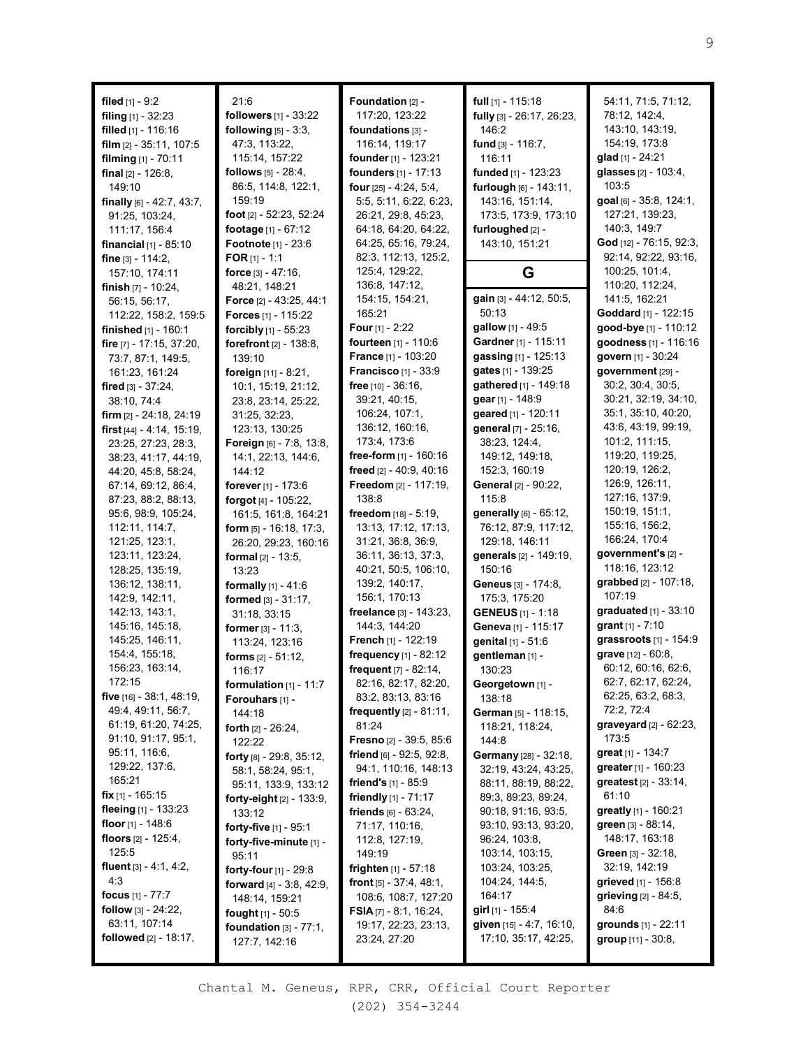**filed** [1] - 9:2
**filing** [1] - 32:23
**filled** [1] - 116:16
**film** [2] - 35:11, 107:5
**filming** [1] - 70:11
**final** [2] - 126:8, 149:10
**finally** [6] - 42:7, 43:7, 91:25, 103:24, 111:17, 156:4
**financial** [1] - 85:10
**fine** [3] - 114:2, 157:10, 174:11
**finish** [7] - 10:24, 56:15, 56:17, 112:22, 158:2, 159:5
**finished** [1] - 160:1
**fire** [7] - 17:15, 37:20, 73:7, 87:1, 149:5, 161:23, 161:24
**fired** [3] - 37:24, 38:10, 74:4
**firm** [2] - 24:18, 24:19
**first** [44] - 4:14, 15:19, 23:25, 27:23, 28:3, 38:23, 41:17, 44:19, 44:20, 45:8, 58:24, 67:14, 69:12, 86:4, 87:23, 88:2, 88:13, 95:6, 98:9, 105:24, 112:11, 114:7, 121:25, 123:1, 123:11, 123:24, 128:25, 135:19, 136:12, 138:11, 142:9, 142:11, 142:13, 143:1, 145:16, 145:18, 145:25, 146:11, 154:4, 155:18, 156:23, 163:14, 172:15
**five** [16] - 38:1, 48:19, 49:4, 49:11, 56:7, 61:19, 61:20, 74:25, 91:10, 91:17, 95:1, 95:11, 116:6, 129:22, 137:6, 165:21
**fix** [1] - 165:15
**fleeing** [1] - 133:23
**floor** [1] - 148:6
**floors** [2] - 125:4, 125:5
**fluent** [3] - 4:1, 4:2, 4:3
**focus** [1] - 77:7
**follow** [3] - 24:22, 63:11, 107:14
**followed** [2] - 18:17, 21:6
**followers** [1] - 33:22
**following** [5] - 3:3, 47:3, 113:22, 115:14, 157:22
**follows** [5] - 28:4, 86:5, 114:8, 122:1, 159:19
**foot** [2] - 52:23, 52:24
**footage** [1] - 67:12
**Footnote** [1] - 23:6
**FOR** [1] - 1:1
**force** [3] - 47:16, 48:21, 148:21
**Force** [2] - 43:25, 44:1
**Forces** [1] - 115:22
**forcibly** [1] - 55:23
**forefront** [2] - 138:8, 139:10
**foreign** [11] - 8:21, 10:1, 15:19, 21:12, 23:8, 23:14, 25:22, 31:25, 32:23, 123:13, 130:25
**Foreign** [6] - 7:8, 13:8, 14:1, 22:13, 144:6, 144:12
**forever** [1] - 173:6
**forgot** [4] - 105:22, 161:5, 161:8, 164:21
**form** [5] - 16:18, 17:3, 26:20, 29:23, 160:16
**formal** [2] - 13:5, 13:23
**formally** [1] - 41:6
**formed** [3] - 31:17, 31:18, 33:15
**former** [3] - 11:3, 113:24, 123:16
**forms** [2] - 51:12, 116:17
**formulation** [1] - 11:7
**Forouhars** [1] - 144:18
**forth** [2] - 26:24, 122:22
**forty** [8] - 29:8, 35:12, 58:1, 58:24, 95:1, 95:11, 133:9, 133:12
**forty-eight** [2] - 133:9, 133:12
**forty-five** [1] - 95:1
**forty-five-minute** [1] - 95:11
**forty-four** [1] - 29:8
**forward** [4] - 3:8, 42:9, 148:14, 159:21
**fought** [1] - 50:5
**foundation** [3] - 77:1, 127:7, 142:16
**Foundation** [2] - 117:20, 123:22
**foundations** [3] - 116:14, 119:17
**founder** [1] - 123:21
**founders** [1] - 17:13
**four** [25] - 4:24, 5:4, 5:5, 5:11, 6:22, 6:23, 26:21, 29:8, 45:23, 64:18, 64:20, 64:22, 64:25, 65:16, 79:24, 82:3, 112:13, 125:2, 125:4, 129:22, 136:8, 147:12, 154:15, 154:21, 165:21
**Four** [1] - 2:22
**fourteen** [1] - 110:6
**France** [1] - 103:20
**Francisco** [1] - 33:9
**free** [10] - 36:16, 39:21, 40:15, 106:24, 107:1, 136:12, 160:16, 173:4, 173:6
**free-form** [1] - 160:16
**freed** [2] - 40:9, 40:16
**Freedom** [2] - 117:19, 138:8
**freedom** [18] - 5:19, 13:13, 17:12, 17:13, 31:21, 36:8, 36:9, 36:11, 36:13, 37:3, 40:21, 50:5, 106:10, 139:2, 140:17, 156:1, 170:13
**freelance** [3] - 143:23, 144:3, 144:20
**French** [1] - 122:19
**frequency** [1] - 82:12
**frequent** [7] - 82:14, 82:16, 82:17, 82:20, 83:2, 83:13, 83:16
**frequently** [2] - 81:11, 81:24
**Fresno** [2] - 39:5, 85:6
**friend** [6] - 92:5, 92:8, 94:1, 110:16, 148:13
**friend's** [1] - 85:9
**friendly** [1] - 71:17
**friends** [6] - 63:24, 71:17, 110:16, 112:8, 127:19, 149:19
**frighten** [1] - 57:18
**front** [5] - 37:4, 48:1, 108:6, 108:7, 127:20
**FSIA** [7] - 8:1, 16:24, 19:17, 22:23, 23:13, 23:24, 27:20
**full** [1] - 115:18
**fully** [3] - 26:17, 26:23, 146:2
**fund** [3] - 116:7, 116:11
**funded** [1] - 123:23
**furlough** [6] - 143:11, 143:16, 151:14, 173:5, 173:9, 173:10
**furloughed** [2] - 143:10, 151:21

## G

**gain** [3] - 44:12, 50:5, 50:13
**gallow** [1] - 49:5
**Gardner** [1] - 115:11
**gassing** [1] - 125:13
**gates** [1] - 139:25
**gathered** [1] - 149:18
**gear** [1] - 148:9
**geared** [1] - 120:11
**general** [7] - 25:16, 38:23, 124:4, 149:12, 149:18, 152:3, 160:19
**General** [2] - 90:22, 115:8
**generally** [6] - 65:12, 76:12, 87:9, 117:12, 129:18, 146:11
**generals** [2] - 149:19, 150:16
**Geneus** [3] - 174:8, 175:3, 175:20
**GENEUS** [1] - 1:18
**Geneva** [1] - 115:17
**genital** [1] - 51:6
**gentleman** [1] - 130:23
**Georgetown** [1] - 138:18
**German** [5] - 118:15, 118:21, 118:24, 144:8
**Germany** [28] - 32:18, 32:19, 43:24, 43:25, 88:11, 88:19, 88:22, 89:3, 89:23, 89:24, 90:18, 91:16, 93:5, 93:10, 93:13, 93:20, 96:24, 103:8, 103:14, 103:15, 103:24, 103:25, 104:24, 144:5, 164:17
**girl** [1] - 155:4
**given** [15] - 4:7, 16:10, 17:10, 35:17, 42:25, 54:11, 71:5, 71:12, 78:12, 142:4, 143:10, 143:19, 154:19, 173:8
**glad** [1] - 24:21
**glasses** [2] - 103:4, 103:5
**goal** [6] - 35:8, 124:1, 127:21, 139:23, 140:3, 149:7
**God** [12] - 76:15, 92:3, 92:14, 92:22, 93:16, 100:25, 101:4, 110:20, 112:24, 141:5, 162:21
**Goddard** [1] - 122:15
**good-bye** [1] - 110:12
**goodness** [1] - 116:16
**govern** [1] - 30:24
**government** [29] - 30:2, 30:4, 30:5, 30:21, 32:19, 34:10, 35:1, 35:10, 40:20, 43:6, 43:19, 99:19, 101:2, 111:15, 119:20, 119:25, 120:19, 126:2, 126:9, 126:11, 127:16, 137:9, 150:19, 151:1, 155:16, 156:2, 166:24, 170:4
**government's** [2] - 118:16, 123:12
**grabbed** [2] - 107:18, 107:19
**graduated** [1] - 33:10
**grant** [1] - 7:10
**grassroots** [1] - 154:9
**grave** [12] - 60:8, 60:12, 60:16, 62:6, 62:7, 62:17, 62:24, 62:25, 63:2, 68:3, 72:2, 72:4
**graveyard** [2] - 62:23, 173:5
**great** [1] - 134:7
**greater** [1] - 160:23
**greatest** [2] - 33:14, 61:10
**greatly** [1] - 160:21
**green** [3] - 88:14, 148:17, 163:18
**Green** [3] - 32:18, 32:19, 142:19
**grieved** [1] - 156:8
**grieving** [2] - 84:5, 84:6
**grounds** [1] - 22:11
**group** [11] - 30:8,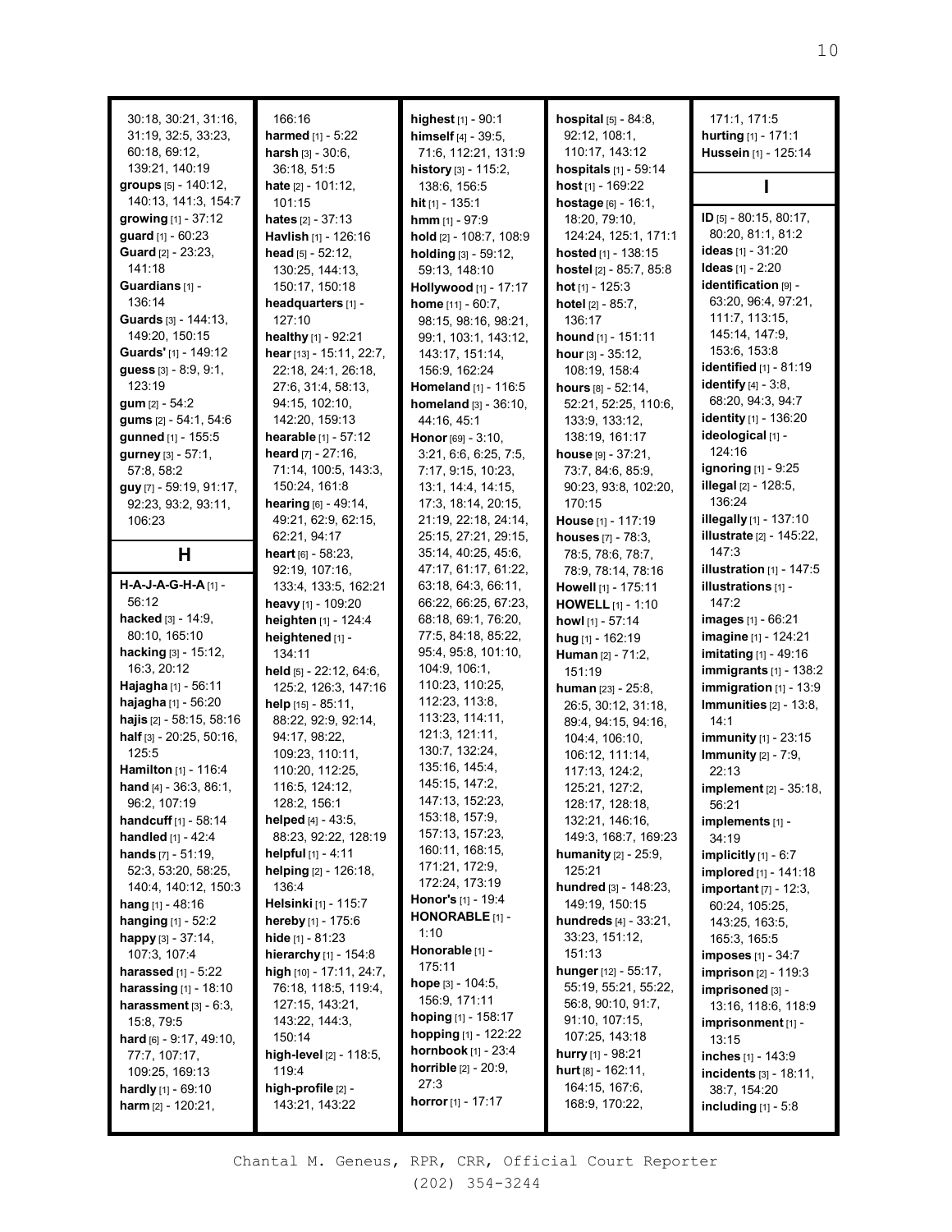30:18, 30:21, 31:16, 31:19, 32:5, 33:23, 60:18, 69:12, 139:21, 140:19
**groups** [5] - 140:12, 140:13, 141:3, 154:7
**growing** [1] - 37:12
**guard** [1] - 60:23
**Guard** [2] - 23:23, 141:18
**Guardians** [1] - 136:14
**Guards** [3] - 144:13, 149:20, 150:15
**Guards'** [1] - 149:12
**guess** [3] - 8:9, 9:1, 123:19
**gum** [2] - 54:2
**gums** [2] - 54:1, 54:6
**gunned** [1] - 155:5
**gurney** [3] - 57:1, 57:8, 58:2
**guy** [7] - 59:19, 91:17, 92:23, 93:2, 93:11, 106:23

## H

**H-A-J-A-G-H-A** [1] - 56:12
**hacked** [3] - 14:9, 80:10, 165:10
**hacking** [3] - 15:12, 16:3, 20:12
**Hajagha** [1] - 56:11
**hajagha** [1] - 56:20
**hajis** [2] - 58:15, 58:16
**half** [3] - 20:25, 50:16, 125:5
**Hamilton** [1] - 116:4
**hand** [4] - 36:3, 86:1, 96:2, 107:19
**handcuff** [1] - 58:14
**handled** [1] - 42:4
**hands** [7] - 51:19, 52:3, 53:20, 58:25, 140:4, 140:12, 150:3
**hang** [1] - 48:16
**hanging** [1] - 52:2
**happy** [3] - 37:14, 107:3, 107:4
**harassed** [1] - 5:22
**harassing** [1] - 18:10
**harassment** [3] - 6:3, 15:8, 79:5
**hard** [6] - 9:17, 49:10, 77:7, 107:17, 109:25, 169:13
**hardly** [1] - 69:10
**harm** [2] - 120:21, 166:16
**harmed** [1] - 5:22
**harsh** [3] - 30:6, 36:18, 51:5
**hate** [2] - 101:12, 101:15
**hates** [2] - 37:13
**Havlish** [1] - 126:16
**head** [5] - 52:12, 130:25, 144:13, 150:17, 150:18
**headquarters** [1] - 127:10
**healthy** [1] - 92:21
**hear** [13] - 15:11, 22:7, 22:18, 24:1, 26:18, 27:6, 31:4, 58:13, 94:15, 102:10, 142:20, 159:13
**hearable** [1] - 57:12
**heard** [7] - 27:16, 71:14, 100:5, 143:3, 150:24, 161:8
**hearing** [6] - 49:14, 49:21, 62:9, 62:15, 62:21, 94:17
**heart** [6] - 58:23, 92:19, 107:16, 133:4, 133:5, 162:21
**heavy** [1] - 109:20
**heighten** [1] - 124:4
**heightened** [1] - 134:11
**held** [5] - 22:12, 64:6, 125:2, 126:3, 147:16
**help** [15] - 85:11, 88:22, 92:9, 92:14, 94:17, 98:22, 109:23, 110:11, 110:20, 112:25, 116:5, 124:12, 128:2, 156:1
**helped** [4] - 43:5, 88:23, 92:22, 128:19
**helpful** [1] - 4:11
**helping** [2] - 126:18, 136:4
**Helsinki** [1] - 115:7
**hereby** [1] - 175:6
**hide** [1] - 81:23
**hierarchy** [1] - 154:8
**high** [10] - 17:11, 24:7, 76:18, 118:5, 119:4, 127:15, 143:21, 143:22, 144:3, 150:14
**high-level** [2] - 118:5, 119:4
**high-profile** [2] - 143:21, 143:22
**highest** [1] - 90:1
**himself** [4] - 39:5, 71:6, 112:21, 131:9
**history** [3] - 115:2, 138:6, 156:5
**hit** [1] - 135:1
**hmm** [1] - 97:9
**hold** [2] - 108:7, 108:9
**holding** [3] - 59:12, 59:13, 148:10
**Hollywood** [1] - 17:17
**home** [11] - 60:7, 98:15, 98:16, 98:21, 99:1, 103:1, 143:12, 143:17, 151:14, 156:9, 162:24
**Homeland** [1] - 116:5
**homeland** [3] - 36:10, 44:16, 45:1
**Honor** [69] - 3:10, 3:21, 6:6, 6:25, 7:5, 7:17, 9:15, 10:23, 13:1, 14:4, 14:15, 17:3, 18:14, 20:15, 21:19, 22:18, 24:14, 25:15, 27:21, 29:15, 35:14, 40:25, 45:6, 47:17, 61:17, 61:22, 63:18, 64:3, 66:11, 66:22, 66:25, 67:23, 68:18, 69:1, 76:20, 77:5, 84:18, 85:22, 95:4, 95:8, 101:10, 104:9, 106:1, 110:23, 110:25, 112:23, 113:8, 113:23, 114:11, 121:3, 121:11, 130:7, 132:24, 135:16, 145:4, 145:15, 147:2, 147:13, 152:23, 153:18, 157:9, 157:13, 157:23, 160:11, 168:15, 171:21, 172:9, 172:24, 173:19
**Honor's** [1] - 19:4
**HONORABLE** [1] - 1:10
**Honorable** [1] - 175:11
**hope** [3] - 104:5, 156:9, 171:11
**hoping** [1] - 158:17
**hopping** [1] - 122:22
**hornbook** [1] - 23:4
**horrible** [2] - 20:9, 27:3
**horror** [1] - 17:17
**hospital** [5] - 84:8, 92:12, 108:1, 110:17, 143:12
**hospitals** [1] - 59:14
**host** [1] - 169:22
**hostage** [6] - 16:1, 18:20, 79:10, 124:24, 125:1, 171:1
**hosted** [1] - 138:15
**hostel** [2] - 85:7, 85:8
**hot** [1] - 125:3
**hotel** [2] - 85:7, 136:17
**hound** [1] - 151:11
**hour** [3] - 35:12, 108:19, 158:4
**hours** [8] - 52:14, 52:21, 52:25, 110:6, 133:9, 133:12, 138:19, 161:17
**house** [9] - 37:21, 73:7, 84:6, 85:9, 90:23, 93:8, 102:20, 170:15
**House** [1] - 117:19
**houses** [7] - 78:3, 78:5, 78:6, 78:7, 78:9, 78:14, 78:16
**Howell** [1] - 175:11
**HOWELL** [1] - 1:10
**howl** [1] - 57:14
**hug** [1] - 162:19
**Human** [2] - 71:2, 151:19
**human** [23] - 25:8, 26:5, 30:12, 31:18, 89:4, 94:15, 94:16, 104:4, 106:10, 106:12, 111:14, 117:13, 124:2, 125:21, 127:2, 128:17, 128:18, 132:21, 146:16, 149:3, 168:7, 169:23
**humanity** [2] - 25:9, 125:21
**hundred** [3] - 148:23, 149:19, 150:15
**hundreds** [4] - 33:21, 33:23, 151:12, 151:13
**hunger** [12] - 55:17, 55:19, 55:21, 55:22, 56:8, 90:10, 91:7, 91:10, 107:15, 107:25, 143:18
**hurry** [1] - 98:21
**hurt** [8] - 162:11, 164:15, 167:6, 168:9, 170:22, 171:1, 171:5
**hurting** [1] - 171:1
**Hussein** [1] - 125:14

## I

**ID** [5] - 80:15, 80:17, 80:20, 81:1, 81:2
**ideas** [1] - 31:20
**Ideas** [1] - 2:20
**identification** [9] - 63:20, 96:4, 97:21, 111:7, 113:15, 145:14, 147:9, 153:6, 153:8
**identified** [1] - 81:19
**identify** [4] - 3:8, 68:20, 94:3, 94:7
**identity** [1] - 136:20
**ideological** [1] - 124:16
**ignoring** [1] - 9:25
**illegal** [2] - 128:5, 136:24
**illegally** [1] - 137:10
**illustrate** [2] - 145:22, 147:3
**illustration** [1] - 147:5
**illustrations** [1] - 147:2
**images** [1] - 66:21
**imagine** [1] - 124:21
**imitating** [1] - 49:16
**immigrants** [1] - 138:2
**immigration** [1] - 13:9
**Immunities** [2] - 13:8, 14:1
**immunity** [1] - 23:15
**Immunity** [2] - 7:9, 22:13
**implement** [2] - 35:18, 56:21
**implements** [1] - 34:19
**implicitly** [1] - 6:7
**implored** [1] - 141:18
**important** [7] - 12:3, 60:24, 105:25, 143:25, 163:5, 165:3, 165:5
**imposes** [1] - 34:7
**imprison** [2] - 119:3
**imprisoned** [3] - 13:16, 118:6, 118:9
**imprisonment** [1] - 13:15
**inches** [1] - 143:9
**incidents** [3] - 18:11, 38:7, 154:20
**including** [1] - 5:8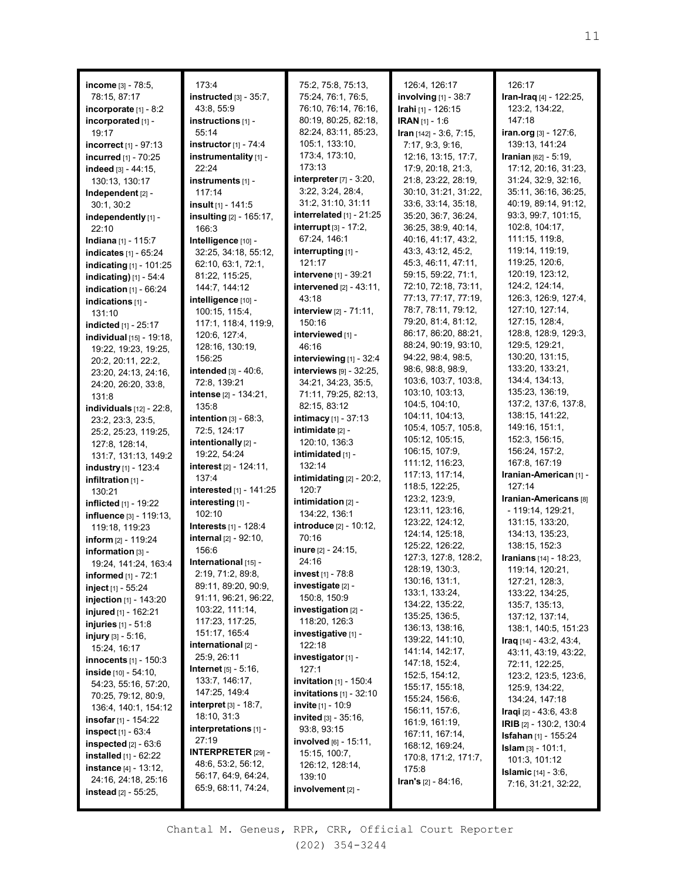**income** [3] - 78:5, 78:15, 87:17
**incorporate** [1] - 8:2
**incorporated** [1] - 19:17
**incorrect** [1] - 97:13
**incurred** [1] - 70:25
**indeed** [3] - 44:15, 130:13, 130:17
**Independent** [2] - 30:1, 30:2
**independently** [1] - 22:10
**Indiana** [1] - 115:7
**indicates** [1] - 65:24
**indicating** [1] - 101:25
**indicating)** [1] - 54:4
**indication** [1] - 66:24
**indications** [1] - 131:10
**indicted** [1] - 25:17
**individual** [15] - 19:18, 19:22, 19:23, 19:25, 20:2, 20:11, 22:2, 23:20, 24:13, 24:16, 24:20, 26:20, 33:8, 131:8
**individuals** [12] - 22:8, 23:2, 23:3, 23:5, 25:2, 25:23, 119:25, 127:8, 128:14, 131:7, 131:13, 149:2
**industry** [1] - 123:4
**infiltration** [1] - 130:21
**inflicted** [1] - 19:22
**influence** [3] - 119:13, 119:18, 119:23
**inform** [2] - 119:24
**information** [3] - 19:24, 141:24, 163:4
**informed** [1] - 72:1
**inject** [1] - 55:24
**injection** [1] - 143:20
**injured** [1] - 162:21
**injuries** [1] - 51:8
**injury** [3] - 5:16, 15:24, 16:17
**innocents** [1] - 150:3
**inside** [10] - 54:10, 54:23, 55:16, 57:20, 70:25, 79:12, 80:9, 136:4, 140:1, 154:12
**insofar** [1] - 154:22
**inspect** [1] - 63:4
**inspected** [2] - 63:6
**installed** [1] - 62:22
**instance** [4] - 13:12, 24:16, 24:18, 25:16
**instead** [2] - 55:25, 173:4
**instructed** [3] - 35:7, 43:8, 55:9
**instructions** [1] - 55:14
**instructor** [1] - 74:4
**instrumentality** [1] - 22:24
**instruments** [1] - 117:14
**insult** [1] - 141:5
**insulting** [2] - 165:17, 166:3
**Intelligence** [10] - 32:25, 34:18, 55:12, 62:10, 63:1, 72:1, 81:22, 115:25, 144:7, 144:12
**intelligence** [10] - 100:15, 115:4, 117:1, 118:4, 119:9, 120:6, 127:4, 128:16, 130:19, 156:25
**intended** [3] - 40:6, 72:8, 139:21
**intense** [2] - 134:21, 135:8
**intention** [3] - 68:3, 72:5, 124:17
**intentionally** [2] - 19:22, 54:24
**interest** [2] - 124:11, 137:4
**interested** [1] - 141:25
**interesting** [1] - 102:10
**Interests** [1] - 128:4
**internal** [2] - 92:10, 156:6
**International** [15] - 2:19, 71:2, 89:8, 89:11, 89:20, 90:9, 91:11, 96:21, 96:22, 103:22, 111:14, 117:23, 117:25, 151:17, 165:4
**international** [2] - 25:9, 26:11
**Internet** [5] - 5:16, 133:7, 146:17, 147:25, 149:4
**interpret** [3] - 18:7, 18:10, 31:3
**interpretations** [1] - 27:19
**INTERPRETER** [29] - 48:6, 53:2, 56:12, 56:17, 64:9, 64:24, 65:9, 68:11, 74:24, 75:2, 75:8, 75:13, 75:24, 76:1, 76:5, 76:10, 76:14, 76:16, 80:19, 80:25, 82:18, 82:24, 83:11, 85:23, 105:1, 133:10, 173:4, 173:10, 173:13
**interpreter** [7] - 3:20, 3:22, 3:24, 28:4, 31:2, 31:10, 31:11
**interrelated** [1] - 21:25
**interrupt** [3] - 17:2, 67:24, 146:1
**interrupting** [1] - 121:17
**intervene** [1] - 39:21
**intervened** [2] - 43:11, 43:18
**interview** [2] - 71:11, 150:16
**interviewed** [1] - 46:16
**interviewing** [1] - 32:4
**interviews** [9] - 32:25, 34:21, 34:23, 35:5, 71:11, 79:25, 82:13, 82:15, 83:12
**intimacy** [1] - 37:13
**intimidate** [2] - 120:10, 136:3
**intimidated** [1] - 132:14
**intimidating** [2] - 20:2, 120:7
**intimidation** [2] - 134:22, 136:1
**introduce** [2] - 10:12, 70:16
**inure** [2] - 24:15, 24:16
**invest** [1] - 78:8
**investigate** [2] - 150:8, 150:9
**investigation** [2] - 118:20, 126:3
**investigative** [1] - 122:18
**investigator** [1] - 127:1
**invitation** [1] - 150:4
**invitations** [1] - 32:10
**invite** [1] - 10:9
**invited** [3] - 35:16, 93:8, 93:15
**involved** [6] - 15:11, 15:15, 100:7, 126:12, 128:14, 139:10
**involvement** [2] - 126:4, 126:17
**involving** [1] - 38:7
**Irahi** [1] - 126:15
**IRAN** [1] - 1:6
**Iran** [142] - 3:6, 7:15, 7:17, 9:3, 9:16, 12:16, 13:15, 17:7, 17:9, 20:18, 21:3, 21:8, 23:22, 28:19, 30:10, 31:21, 31:22, 33:6, 33:14, 35:18, 35:20, 36:7, 36:24, 36:25, 38:9, 40:14, 40:16, 41:17, 43:2, 43:3, 43:12, 45:2, 45:3, 46:11, 47:11, 59:15, 59:22, 71:1, 72:10, 72:18, 73:11, 77:13, 77:17, 77:19, 78:7, 78:11, 79:12, 79:20, 81:4, 81:12, 86:17, 86:20, 88:21, 88:24, 90:19, 93:10, 94:22, 98:4, 98:5, 98:6, 98:8, 98:9, 103:6, 103:7, 103:8, 103:10, 103:13, 104:5, 104:10, 104:11, 104:13, 105:4, 105:7, 105:8, 105:12, 105:15, 106:15, 107:9, 111:12, 116:23, 117:13, 117:14, 118:5, 122:25, 123:2, 123:9, 123:11, 123:16, 123:22, 124:12, 124:14, 125:18, 125:22, 126:22, 127:3, 127:8, 128:2, 128:19, 130:3, 130:16, 131:1, 133:1, 133:24, 134:22, 135:22, 135:25, 136:5, 136:13, 138:16, 139:22, 141:10, 141:14, 142:17, 147:18, 152:4, 152:5, 154:12, 155:17, 155:18, 155:24, 156:6, 156:11, 157:6, 161:9, 161:19, 167:11, 167:14, 168:12, 169:24, 170:8, 171:2, 171:7, 175:8
**Iran's** [2] - 84:16, 126:17
**Iran-Iraq** [4] - 122:25, 123:2, 134:22, 147:18
**iran.org** [3] - 127:6, 139:13, 141:24
**Iranian** [62] - 5:19, 17:12, 20:16, 31:23, 31:24, 32:9, 32:16, 35:11, 36:16, 36:25, 40:19, 89:14, 91:12, 93:3, 99:7, 101:15, 102:8, 104:17, 111:15, 119:8, 119:14, 119:19, 119:25, 120:6, 120:19, 123:12, 124:2, 124:14, 126:3, 126:9, 127:4, 127:10, 127:14, 127:15, 128:4, 128:8, 128:9, 129:3, 129:5, 129:21, 130:20, 131:15, 133:20, 133:21, 134:4, 134:13, 135:23, 136:19, 137:2, 137:6, 137:8, 138:15, 141:22, 149:16, 151:1, 152:3, 156:15, 156:24, 157:2, 167:8, 167:19
**Iranian-American** [1] - 127:14
**Iranian-Americans** [8] - 119:14, 129:21, 131:15, 133:20, 134:13, 135:23, 138:15, 152:3
**Iranians** [14] - 18:23, 119:14, 120:21, 127:21, 128:3, 133:22, 134:25, 135:7, 135:13, 137:12, 137:14, 138:1, 140:5, 151:23
**Iraq** [14] - 43:2, 43:4, 43:11, 43:19, 43:22, 72:11, 122:25, 123:2, 123:5, 123:6, 125:9, 134:22, 134:24, 147:18
**Iraqi** [2] - 43:6, 43:8
**IRIB** [2] - 130:2, 130:4
**Isfahan** [1] - 155:24
**Islam** [3] - 101:1, 101:3, 101:12
**Islamic** [14] - 3:6, 7:16, 31:21, 32:22,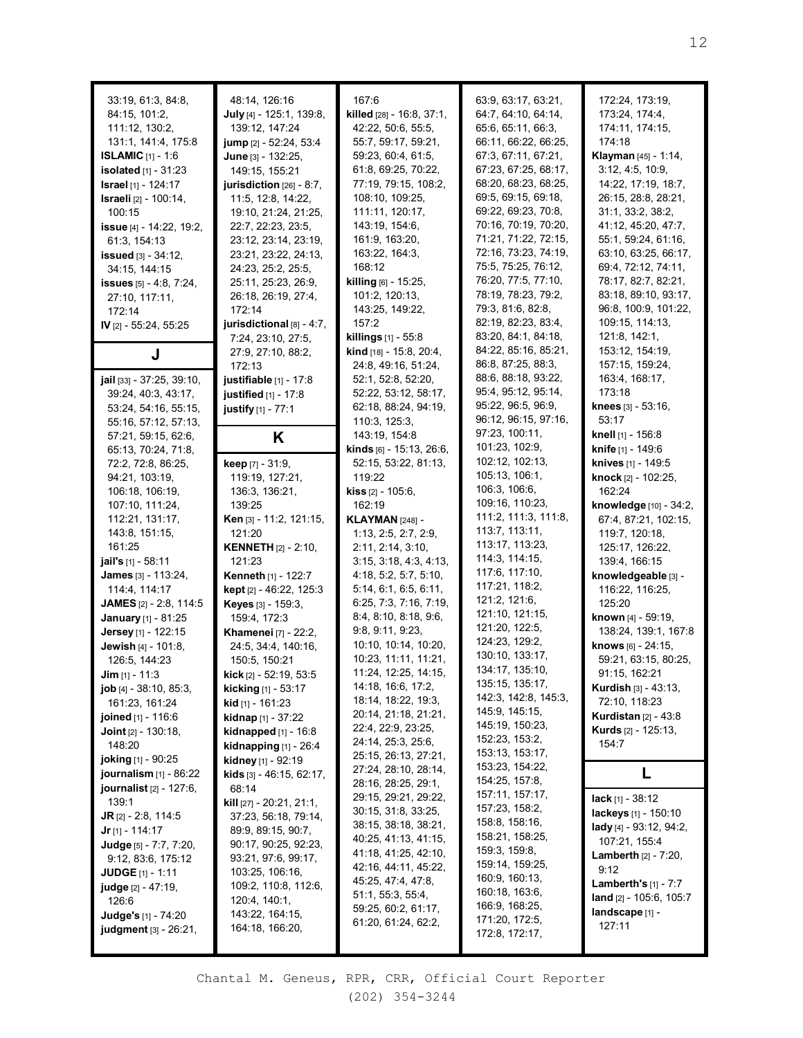33:19, 61:3, 84:8, 84:15, 101:2, 111:12, 130:2, 131:1, 141:4, 175:8
**ISLAMIC** [1] - 1:6
**isolated** [1] - 31:23
**Israel** [1] - 124:17
**Israeli** [2] - 100:14, 100:15
**issue** [4] - 14:22, 19:2, 61:3, 154:13
**issued** [3] - 34:12, 34:15, 144:15
**issues** [5] - 4:8, 7:24, 27:10, 117:11, 172:14
**IV** [2] - 55:24, 55:25

## J

**jail** [33] - 37:25, 39:10, 39:24, 40:3, 43:17, 53:24, 54:16, 55:15, 55:16, 57:12, 57:13, 57:21, 59:15, 62:6, 65:13, 70:24, 71:8, 72:2, 72:8, 86:25, 94:21, 103:19, 106:18, 106:19, 107:10, 111:24, 112:21, 131:17, 143:8, 151:15, 161:25
**jail's** [1] - 58:11
**James** [3] - 113:24, 114:4, 114:17
**JAMES** [2] - 2:8, 114:5
**January** [1] - 81:25
**Jersey** [1] - 122:15
**Jewish** [4] - 101:8, 126:5, 144:23
**Jim** [1] - 11:3
**job** [4] - 38:10, 85:3, 161:23, 161:24
**joined** [1] - 116:6
**Joint** [2] - 130:18, 148:20
**joking** [1] - 90:25
**journalism** [1] - 86:22
**journalist** [2] - 127:6, 139:1
**JR** [2] - 2:8, 114:5
**Jr** [1] - 114:17
**Judge** [5] - 7:7, 7:20, 9:12, 83:6, 175:12
**JUDGE** [1] - 1:11
**judge** [2] - 47:19, 126:6
**Judge's** [1] - 74:20
**judgment** [3] - 26:21, 48:14, 126:16
**July** [4] - 125:1, 139:8, 139:12, 147:24
**jump** [2] - 52:24, 53:4
**June** [3] - 132:25, 149:15, 155:21
**jurisdiction** [26] - 8:7, 11:5, 12:8, 14:22, 19:10, 21:24, 21:25, 22:7, 22:23, 23:5, 23:12, 23:14, 23:19, 23:21, 23:22, 24:13, 24:23, 25:2, 25:5, 25:11, 25:23, 26:9, 26:18, 26:19, 27:4, 172:14
**jurisdictional** [8] - 4:7, 7:24, 23:10, 27:5, 27:9, 27:10, 88:2, 172:13
**justifiable** [1] - 17:8
**justified** [1] - 17:8
**justify** [1] - 77:1

## K

**keep** [7] - 31:9, 119:19, 127:21, 136:3, 136:21, 139:25
**Ken** [3] - 11:2, 121:15, 121:20
**KENNETH** [2] - 2:10, 121:23
**Kenneth** [1] - 122:7
**kept** [2] - 46:22, 125:3
**Keyes** [3] - 159:3, 159:4, 172:3
**Khamenei** [7] - 22:2, 24:5, 34:4, 140:16, 150:5, 150:21
**kick** [2] - 52:19, 53:5
**kicking** [1] - 53:17
**kid** [1] - 161:23
**kidnap** [1] - 37:22
**kidnapped** [1] - 16:8
**kidnapping** [1] - 26:4
**kidney** [1] - 92:19
**kids** [3] - 46:15, 62:17, 68:14
**kill** [27] - 20:21, 21:1, 37:23, 56:18, 79:14, 89:9, 89:15, 90:7, 90:17, 90:25, 92:23, 93:21, 97:6, 99:17, 103:25, 106:16, 109:2, 110:8, 112:6, 120:4, 140:1, 143:22, 164:15, 164:18, 166:20, 167:6
**killed** [28] - 16:8, 37:1, 42:22, 50:6, 55:5, 55:7, 59:17, 59:21, 59:23, 60:4, 61:5, 61:8, 69:25, 70:22, 77:19, 79:15, 108:2, 108:10, 109:25, 111:11, 120:17, 143:19, 154:6, 161:9, 163:20, 163:22, 164:3, 168:12
**killing** [6] - 15:25, 101:2, 120:13, 143:25, 149:22, 157:2
**killings** [1] - 55:8
**kind** [18] - 15:8, 20:4, 24:8, 49:16, 51:24, 52:1, 52:8, 52:20, 52:22, 53:12, 58:17, 62:18, 88:24, 94:19, 110:3, 125:3, 143:19, 154:8
**kinds** [6] - 15:13, 26:6, 52:15, 53:22, 81:13, 119:22
**kiss** [2] - 105:6, 162:19
**KLAYMAN** [248] - 1:13, 2:5, 2:7, 2:9, 2:11, 2:14, 3:10, 3:15, 3:18, 4:3, 4:13, 4:18, 5:2, 5:7, 5:10, 5:14, 6:1, 6:5, 6:11, 6:25, 7:3, 7:16, 7:19, 8:4, 8:10, 8:18, 9:6, 9:8, 9:11, 9:23, 10:10, 10:14, 10:20, 10:23, 11:11, 11:21, 11:24, 12:25, 14:15, 14:18, 16:6, 17:2, 18:14, 18:22, 19:3, 20:14, 21:18, 21:21, 22:4, 22:9, 23:25, 24:14, 25:3, 25:6, 25:15, 26:13, 27:21, 27:24, 28:10, 28:14, 28:16, 28:25, 29:1, 29:15, 29:21, 29:22, 30:15, 31:8, 33:25, 38:15, 38:18, 38:21, 40:25, 41:13, 41:15, 41:18, 41:25, 42:10, 42:16, 44:11, 45:22, 45:25, 47:4, 47:8, 51:1, 55:3, 55:4, 59:25, 60:2, 61:17, 61:20, 61:24, 62:2, 63:9, 63:17, 63:21, 64:7, 64:10, 64:14, 65:6, 65:11, 66:3, 66:11, 66:22, 66:25, 67:3, 67:11, 67:21, 67:23, 67:25, 68:17, 68:20, 68:23, 68:25, 69:5, 69:15, 69:18, 69:22, 69:23, 70:8, 70:16, 70:19, 70:20, 71:21, 71:22, 72:15, 72:16, 73:23, 74:19, 75:5, 75:25, 76:12, 76:20, 77:5, 77:10, 78:19, 78:23, 79:2, 79:3, 81:6, 82:8, 82:19, 82:23, 83:4, 83:20, 84:1, 84:18, 84:22, 85:16, 85:21, 86:8, 87:25, 88:3, 88:6, 88:18, 93:22, 95:4, 95:12, 95:14, 95:22, 96:5, 96:9, 96:12, 96:15, 97:16, 97:23, 100:11, 101:23, 102:9, 102:12, 102:13, 105:13, 106:1, 106:3, 106:6, 109:16, 110:23, 111:2, 111:3, 111:8, 113:7, 113:11, 113:17, 113:23, 114:3, 114:15, 117:6, 117:10, 117:21, 118:2, 121:2, 121:6, 121:10, 121:15, 121:20, 122:5, 124:23, 129:2, 130:10, 133:17, 134:17, 135:10, 135:15, 135:17, 142:3, 142:8, 145:3, 145:9, 145:15, 145:19, 150:23, 152:23, 153:2, 153:13, 153:17, 153:23, 154:22, 154:25, 157:8, 157:11, 157:17, 157:23, 158:2, 158:8, 158:16, 158:21, 158:25, 159:3, 159:8, 159:14, 159:25, 160:9, 160:13, 160:18, 163:6, 166:9, 168:25, 171:20, 172:5, 172:8, 172:17, 172:24, 173:19, 173:24, 174:4, 174:11, 174:15, 174:18
**Klayman** [45] - 1:14, 3:12, 4:5, 10:9, 14:22, 17:19, 18:7, 26:15, 28:8, 28:21, 31:1, 33:2, 38:2, 41:12, 45:20, 47:7, 55:1, 59:24, 61:16, 63:10, 63:25, 66:17, 69:4, 72:12, 74:11, 78:17, 82:7, 82:21, 83:18, 89:10, 93:17, 96:8, 100:9, 101:22, 109:15, 114:13, 121:8, 142:1, 153:12, 154:19, 157:15, 159:24, 163:4, 168:17, 173:18
**knees** [3] - 53:16, 53:17
**knell** [1] - 156:8
**knife** [1] - 149:6
**knives** [1] - 149:5
**knock** [2] - 102:25, 162:24
**knowledge** [10] - 34:2, 67:4, 87:21, 102:15, 119:7, 120:18, 125:17, 126:22, 139:4, 166:15
**knowledgeable** [3] - 116:22, 116:25, 125:20
**known** [4] - 59:19, 138:24, 139:1, 167:8
**knows** [6] - 24:15, 59:21, 63:15, 80:25, 91:15, 162:21
**Kurdish** [3] - 43:13, 72:10, 118:23
**Kurdistan** [2] - 43:8
**Kurds** [2] - 125:13, 154:7

## L

**lack** [1] - 38:12
**lackeys** [1] - 150:10
**lady** [4] - 93:12, 94:2, 107:21, 155:4
**Lamberth** [2] - 7:20, 9:12
**Lamberth's** [1] - 7:7
**land** [2] - 105:6, 105:7
**landscape** [1] - 127:11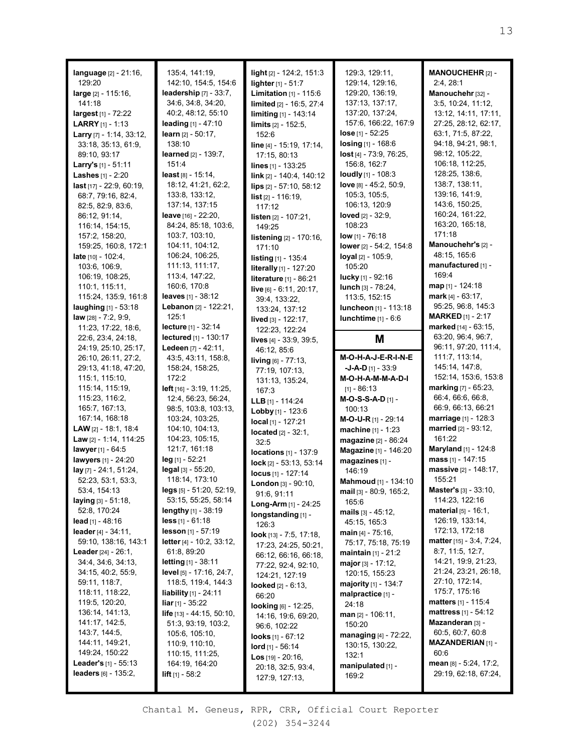**language** [2] - 21:16, 129:20
**large** [2] - 115:16, 141:18
**largest** [1] - 72:22
**LARRY** [1] - 1:13
**Larry** [7] - 1:14, 33:12, 33:18, 35:13, 61:9, 89:10, 93:17
**Larry's** [1] - 51:11
**Lashes** [1] - 2:20
**last** [17] - 22:9, 60:19, 68:7, 79:16, 82:4, 82:5, 82:9, 83:6, 86:12, 91:14, 116:14, 154:15, 157:2, 158:20, 159:25, 160:8, 172:1
**late** [10] - 102:4, 103:6, 106:9, 106:19, 108:25, 110:1, 115:11, 115:24, 135:9, 161:8
**laughing** [1] - 53:18
**law** [28] - 7:2, 9:9, 11:23, 17:22, 18:6, 22:6, 23:4, 24:18, 24:19, 25:10, 25:17, 26:10, 26:11, 27:2, 29:13, 41:18, 47:20, 115:1, 115:10, 115:14, 115:19, 115:23, 116:2, 165:7, 167:13, 167:14, 168:18
**LAW** [2] - 18:1, 18:4
**Law** [2] - 1:14, 114:25
**lawyer** [1] - 64:5
**lawyers** [1] - 24:20
**lay** [7] - 24:1, 51:24, 52:23, 53:1, 53:3, 53:4, 154:13
**laying** [3] - 51:18, 52:8, 170:24
**lead** [1] - 48:16
**leader** [4] - 34:11, 59:10, 138:16, 143:1
**Leader** [24] - 26:1, 34:4, 34:6, 34:13, 34:15, 40:2, 55:9, 59:11, 118:7, 118:11, 118:22, 119:5, 120:20, 136:14, 141:13, 141:17, 142:5, 143:7, 144:5, 144:11, 149:21, 149:24, 150:22
**Leader's** [1] - 55:13
**leaders** [6] - 135:2, 135:4, 141:19, 142:10, 154:5, 154:6
**leadership** [7] - 33:7, 34:6, 34:8, 34:20, 40:2, 48:12, 55:10
**leading** [1] - 47:10
**learn** [2] - 50:17, 138:10
**learned** [2] - 139:7, 151:4
**least** [8] - 15:14, 18:12, 41:21, 62:2, 133:8, 133:12, 137:14, 137:15
**leave** [16] - 22:20, 84:24, 85:18, 103:6, 103:7, 103:10, 104:11, 104:12, 106:24, 106:25, 111:13, 111:17, 113:4, 147:22, 160:6, 170:8
**leaves** [1] - 38:12
**Lebanon** [2] - 122:21, 125:1
**lecture** [1] - 32:14
**lectured** [1] - 130:17
**Ledeen** [7] - 42:11, 43:5, 43:11, 158:8, 158:24, 158:25, 172:2
**left** [16] - 3:19, 11:25, 12:4, 56:23, 56:24, 98:5, 103:8, 103:13, 103:24, 103:25, 104:10, 104:13, 104:23, 105:15, 121:7, 161:18
**leg** [1] - 52:21
**legal** [3] - 55:20, 118:14, 173:10
**legs** [5] - 51:20, 52:19, 53:15, 55:25, 58:14
**lengthy** [1] - 38:19
**less** [1] - 61:18
**lesson** [1] - 57:19
**letter** [4] - 10:2, 33:12, 61:8, 89:20
**letting** [1] - 38:11
**level** [5] - 17:16, 24:7, 118:5, 119:4, 144:3
**liability** [1] - 24:11
**liar** [1] - 35:22
**life** [13] - 44:15, 50:10, 51:3, 93:19, 103:2, 105:6, 105:10, 110:9, 110:10, 110:15, 111:25, 164:19, 164:20
**lift** [1] - 58:2
**light** [2] - 124:2, 151:3
**lighter** [1] - 51:7
**Limitation** [1] - 115:6
**limited** [2] - 16:5, 27:4
**limiting** [1] - 143:14
**limits** [2] - 152:5, 152:6
**line** [4] - 15:19, 17:14, 17:15, 80:13
**lines** [1] - 133:25
**link** [2] - 140:4, 140:12
**lips** [2] - 57:10, 58:12
**list** [2] - 116:19, 117:12
**listen** [2] - 107:21, 149:25
**listening** [2] - 170:16, 171:10
**listing** [1] - 135:4
**literally** [1] - 127:20
**literature** [1] - 86:21
**live** [6] - 6:11, 20:17, 39:4, 133:22, 133:24, 137:12
**lived** [3] - 122:17, 122:23, 122:24
**lives** [4] - 33:9, 39:5, 46:12, 85:6
**living** [6] - 77:13, 77:19, 107:13, 131:13, 135:24, 167:3
**LLB** [1] - 114:24
**Lobby** [1] - 123:6
**local** [1] - 127:21
**located** [2] - 32:1, 32:5
**locations** [1] - 137:9
**lock** [2] - 53:13, 53:14
**locus** [1] - 127:14
**London** [3] - 90:10, 91:6, 91:11
**Long-Arm** [1] - 24:25
**longstanding** [1] - 126:3
**look** [13] - 7:5, 17:18, 17:23, 24:25, 50:21, 66:12, 66:16, 66:18, 77:22, 92:4, 92:10, 124:21, 127:19
**looked** [2] - 6:13, 66:20
**looking** [6] - 12:25, 14:16, 19:6, 69:20, 96:6, 102:22
**looks** [1] - 67:12
**lord** [1] - 56:14
**Los** [19] - 20:16, 20:18, 32:5, 93:4, 127:9, 127:13, 129:3, 129:11, 129:14, 129:16, 129:20, 136:19, 137:13, 137:17, 137:20, 137:24, 157:6, 166:22, 167:9
**lose** [1] - 52:25
**losing** [1] - 168:6
**lost** [4] - 73:9, 76:25, 156:8, 162:7
**loudly** [1] - 108:3
**love** [8] - 45:2, 50:9, 105:3, 105:5, 106:13, 120:9
**loved** [2] - 32:9, 108:23
**low** [1] - 76:18
**lower** [2] - 54:2, 154:8
**loyal** [2] - 105:9, 105:20
**lucky** [1] - 92:16
**lunch** [3] - 78:24, 113:5, 152:15
**luncheon** [1] - 113:18
**lunchtime** [1] - 6:6

## M

**M-O-H-A-J-E-R-I-N-E-J-A-D** [1] - 33:9
**M-O-H-A-M-M-A-D-I** [1] - 86:13
**M-O-S-S-A-D** [1] - 100:13
**M-O-U-R** [1] - 29:14
**machine** [1] - 1:23
**magazine** [2] - 86:24
**Magazine** [1] - 146:20
**magazines** [1] - 146:19
**Mahmoud** [1] - 134:10
**mail** [3] - 80:9, 165:2, 165:6
**mails** [3] - 45:12, 45:15, 165:3
**main** [4] - 75:16, 75:17, 75:18, 75:19
**maintain** [1] - 21:2
**major** [3] - 17:12, 120:15, 155:23
**majority** [1] - 134:7
**malpractice** [1] - 24:18
**man** [2] - 106:11, 150:20
**managing** [4] - 72:22, 130:15, 130:22, 132:1
**manipulated** [1] - 169:2
**MANOUCHEHR** [2] - 2:4, 28:1
**Manouchehr** [32] - 3:5, 10:24, 11:12, 13:12, 14:11, 17:11, 27:25, 28:12, 62:17, 63:1, 71:5, 87:22, 94:18, 94:21, 98:1, 98:12, 105:22, 106:18, 112:25, 128:25, 138:6, 138:7, 138:11, 139:16, 141:9, 143:6, 150:25, 160:24, 161:22, 163:20, 165:18, 171:18
**Manouchehr's** [2] - 48:15, 165:6
**manufactured** [1] - 169:4
**map** [1] - 124:18
**mark** [4] - 63:17, 95:25, 96:8, 145:3
**MARKED** [1] - 2:17
**marked** [14] - 63:15, 63:20, 96:4, 96:7, 96:11, 97:20, 111:4, 111:7, 113:14, 145:14, 147:8, 152:14, 153:6, 153:8
**marking** [7] - 65:23, 66:4, 66:6, 66:8, 66:9, 66:13, 66:21
**marriage** [1] - 128:3
**married** [2] - 93:12, 161:22
**Maryland** [1] - 124:8
**mass** [1] - 147:15
**massive** [2] - 148:17, 155:21
**Master's** [3] - 33:10, 114:23, 122:16
**material** [5] - 16:1, 126:19, 133:14, 172:13, 172:18
**matter** [15] - 3:4, 7:24, 8:7, 11:5, 12:7, 14:21, 19:9, 21:23, 21:24, 23:21, 26:18, 27:10, 172:14, 175:7, 175:16
**matters** [1] - 115:4
**mattress** [1] - 54:12
**Mazanderan** [3] - 60:5, 60:7, 60:8
**MAZANDERIAN** [1] - 60:6
**mean** [8] - 5:24, 17:2, 29:19, 62:18, 67:24,

Chantal M. Geneus, RPR, CRR, Official Court Reporter
(202) 354-3244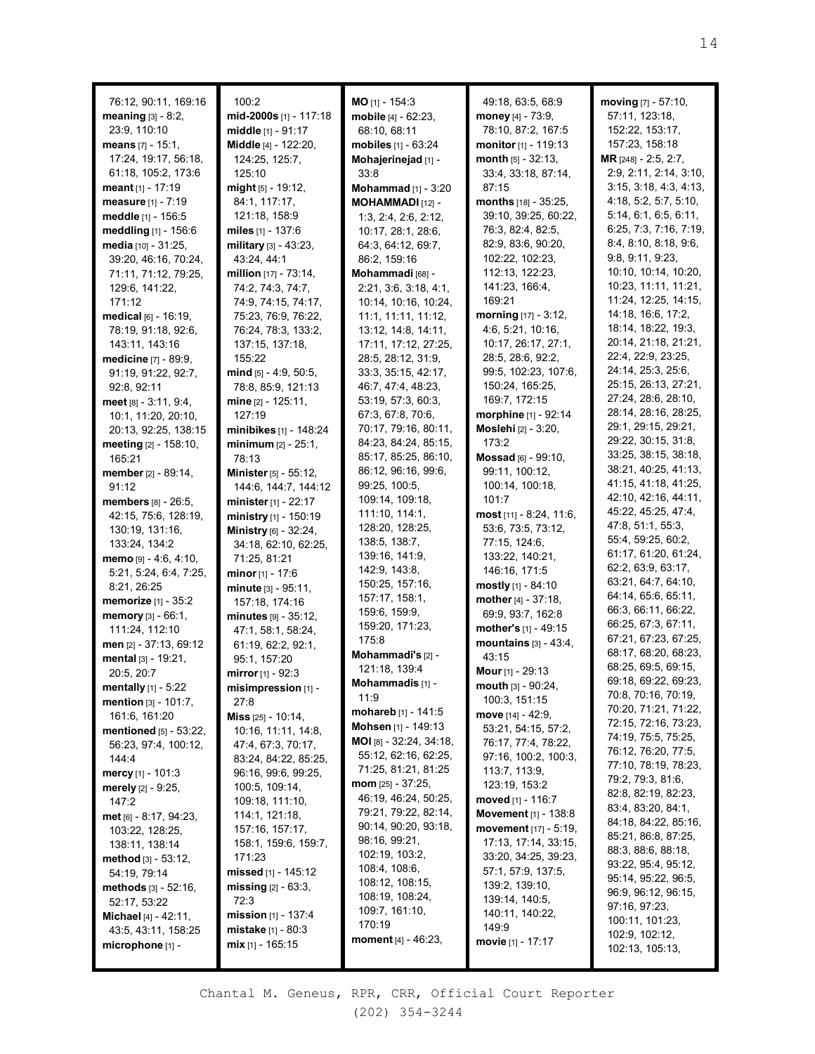76:12, 90:11, 169:16
**meaning** [3] - 8:2, 23:9, 110:10
**means** [7] - 15:1, 17:24, 19:17, 56:18, 61:18, 105:2, 173:6
**meant** [1] - 17:19
**measure** [1] - 7:19
**meddle** [1] - 156:5
**meddling** [1] - 156:6
**media** [10] - 31:25, 39:20, 46:16, 70:24, 71:11, 71:12, 79:25, 129:6, 141:22, 171:12
**medical** [6] - 16:19, 78:19, 91:18, 92:6, 143:11, 143:16
**medicine** [7] - 89:9, 91:19, 91:22, 92:7, 92:8, 92:11
**meet** [8] - 3:11, 9:4, 10:1, 11:20, 20:10, 20:13, 92:25, 138:15
**meeting** [2] - 158:10, 165:21
**member** [2] - 89:14, 91:12
**members** [8] - 26:5, 42:15, 75:6, 128:19, 130:19, 131:16, 133:24, 134:2
**memo** [9] - 4:6, 4:10, 5:21, 5:24, 6:4, 7:25, 8:21, 26:25
**memorize** [1] - 35:2
**memory** [3] - 66:1, 111:24, 112:10
**men** [2] - 37:13, 69:12
**mental** [3] - 19:21, 20:5, 20:7
**mentally** [1] - 5:22
**mention** [3] - 101:7, 161:6, 161:20
**mentioned** [5] - 53:22, 56:23, 97:4, 100:12, 144:4
**mercy** [1] - 101:3
**merely** [2] - 9:25, 147:2
**met** [6] - 8:17, 94:23, 103:22, 128:25, 138:11, 138:14
**method** [3] - 53:12, 54:19, 79:14
**methods** [3] - 52:16, 52:17, 53:22
**Michael** [4] - 42:11, 43:5, 43:11, 158:25
**microphone** [1] - 100:2
**mid-2000s** [1] - 117:18
**middle** [1] - 91:17
**Middle** [4] - 122:20, 124:25, 125:7, 125:10
**might** [5] - 19:12, 84:1, 117:17, 121:18, 158:9
**miles** [1] - 137:6
**military** [3] - 43:23, 43:24, 44:1
**million** [17] - 73:14, 74:2, 74:3, 74:7, 74:9, 74:15, 74:17, 75:23, 76:9, 76:22, 76:24, 78:3, 133:2, 137:15, 137:18, 155:22
**mind** [5] - 4:9, 50:5, 78:8, 85:9, 121:13
**mine** [2] - 125:11, 127:19
**minibikes** [1] - 148:24
**minimum** [2] - 25:1, 78:13
**Minister** [5] - 55:12, 144:6, 144:7, 144:12
**minister** [1] - 22:17
**ministry** [1] - 150:19
**Ministry** [6] - 32:24, 34:18, 62:10, 62:25, 71:25, 81:21
**minor** [1] - 17:6
**minute** [3] - 95:11, 157:18, 174:16
**minutes** [9] - 35:12, 47:1, 58:1, 58:24, 61:19, 62:2, 92:1, 95:1, 157:20
**mirror** [1] - 92:3
**misimpression** [1] - 27:8
**Miss** [25] - 10:14, 10:16, 11:11, 14:8, 47:4, 67:3, 70:17, 83:24, 84:22, 85:25, 96:16, 99:6, 99:25, 100:5, 109:14, 109:18, 111:10, 114:1, 121:18, 157:16, 157:17, 158:1, 159:6, 159:7, 171:23
**missed** [1] - 145:12
**missing** [2] - 63:3, 72:3
**mission** [1] - 137:4
**mistake** [1] - 80:3
**mix** [1] - 165:15
**MO** [1] - 154:3
**mobile** [4] - 62:23, 68:10, 68:11
**mobiles** [1] - 63:24
**Mohajerinejad** [1] - 33:8
**Mohammad** [1] - 3:20
**MOHAMMADI** [12] - 1:3, 2:4, 2:6, 2:12, 10:17, 28:1, 28:6, 64:3, 64:12, 69:7, 86:2, 159:16
**Mohammadi** [68] - 2:21, 3:6, 3:18, 4:1, 10:14, 10:16, 10:24, 11:1, 11:11, 11:12, 13:12, 14:8, 14:11, 17:11, 17:12, 27:25, 28:5, 28:12, 31:9, 33:3, 35:15, 42:17, 46:7, 47:4, 48:23, 53:19, 57:3, 60:3, 67:3, 67:8, 70:6, 70:17, 79:16, 80:11, 84:23, 84:24, 85:15, 85:17, 85:25, 86:10, 86:12, 96:16, 99:6, 99:25, 100:5, 109:14, 109:18, 111:10, 114:1, 128:20, 128:25, 138:5, 138:7, 139:16, 141:9, 142:9, 143:8, 150:25, 157:16, 157:17, 158:1, 159:6, 159:9, 159:20, 171:23, 175:8
**Mohammadi's** [2] - 121:18, 139:4
**Mohammadis** [1] - 11:9
**mohareb** [1] - 141:5
**Mohsen** [1] - 149:13
**MOI** [8] - 32:24, 34:18, 55:12, 62:16, 62:25, 71:25, 81:21, 81:25
**mom** [25] - 37:25, 46:19, 46:24, 50:25, 79:21, 79:22, 82:14, 90:14, 90:20, 93:18, 98:16, 99:21, 102:19, 103:2, 108:4, 108:6, 108:12, 108:15, 108:19, 108:24, 109:7, 161:10, 170:19
**moment** [4] - 46:23, 49:18, 63:5, 68:9
**money** [4] - 73:9, 78:10, 87:2, 167:5
**monitor** [1] - 119:13
**month** [5] - 32:13, 33:4, 33:18, 87:14, 87:15
**months** [18] - 35:25, 39:10, 39:25, 60:22, 76:3, 82:4, 82:5, 82:9, 83:6, 90:20, 102:22, 102:23, 112:13, 122:23, 141:23, 166:4, 169:21
**morning** [17] - 3:12, 4:6, 5:21, 10:16, 10:17, 26:17, 27:1, 28:5, 28:6, 92:2, 99:5, 102:23, 107:6, 150:24, 165:25, 169:7, 172:15
**morphine** [1] - 92:14
**Moslehi** [2] - 3:20, 173:2
**Mossad** [6] - 99:10, 99:11, 100:12, 100:14, 100:18, 101:7
**most** [11] - 8:24, 11:6, 53:6, 73:5, 73:12, 77:15, 124:6, 133:22, 140:21, 146:16, 171:5
**mostly** [1] - 84:10
**mother** [4] - 37:18, 69:9, 93:7, 162:8
**mother's** [1] - 49:15
**mountains** [3] - 43:4, 43:15
**Mour** [1] - 29:13
**mouth** [3] - 90:24, 100:3, 151:15
**move** [14] - 42:9, 53:21, 54:15, 57:2, 76:17, 77:4, 78:22, 97:16, 100:2, 100:3, 113:7, 113:9, 123:19, 153:2
**moved** [1] - 116:7
**Movement** [1] - 138:8
**movement** [17] - 5:19, 17:13, 17:14, 33:15, 33:20, 34:25, 39:23, 57:1, 57:9, 137:5, 139:2, 139:10, 139:14, 140:5, 140:11, 140:22, 149:9
**movie** [1] - 17:17
**moving** [7] - 57:10, 57:11, 123:18, 152:22, 153:17, 157:23, 158:18
**MR** [248] - 2:5, 2:7, 2:9, 2:11, 2:14, 3:10, 3:15, 3:18, 4:3, 4:13, 4:18, 5:2, 5:7, 5:10, 5:14, 6:1, 6:5, 6:11, 6:25, 7:3, 7:16, 7:19, 8:4, 8:10, 8:18, 9:6, 9:8, 9:11, 9:23, 10:10, 10:14, 10:20, 10:23, 11:11, 11:21, 11:24, 12:25, 14:15, 14:18, 16:6, 17:2, 18:14, 18:22, 19:3, 20:14, 21:18, 21:21, 22:4, 22:9, 23:25, 24:14, 25:3, 25:6, 25:15, 26:13, 27:21, 27:24, 28:6, 28:10, 28:14, 28:16, 28:25, 29:1, 29:15, 29:21, 29:22, 30:15, 31:8, 33:25, 38:15, 38:18, 38:21, 40:25, 41:13, 41:15, 41:18, 41:25, 42:10, 42:16, 44:11, 45:22, 45:25, 47:4, 47:8, 51:1, 55:3, 55:4, 59:25, 60:2, 61:17, 61:20, 61:24, 62:2, 63:9, 63:17, 63:21, 64:7, 64:10, 64:14, 65:6, 65:11, 66:3, 66:11, 66:22, 66:25, 67:3, 67:11, 67:21, 67:23, 67:25, 68:17, 68:20, 68:23, 68:25, 69:5, 69:15, 69:18, 69:22, 69:23, 70:8, 70:16, 70:19, 70:20, 71:21, 71:22, 72:15, 72:16, 73:23, 74:19, 75:5, 75:25, 76:12, 76:20, 77:5, 77:10, 78:19, 78:23, 79:2, 79:3, 81:6, 82:8, 82:19, 82:23, 83:4, 83:20, 84:1, 84:18, 84:22, 85:16, 85:21, 86:8, 87:25, 88:3, 88:6, 88:18, 93:22, 95:4, 95:12, 95:14, 95:22, 96:5, 96:9, 96:12, 96:15, 97:16, 97:23, 100:11, 101:23, 102:9, 102:12, 102:13, 105:13,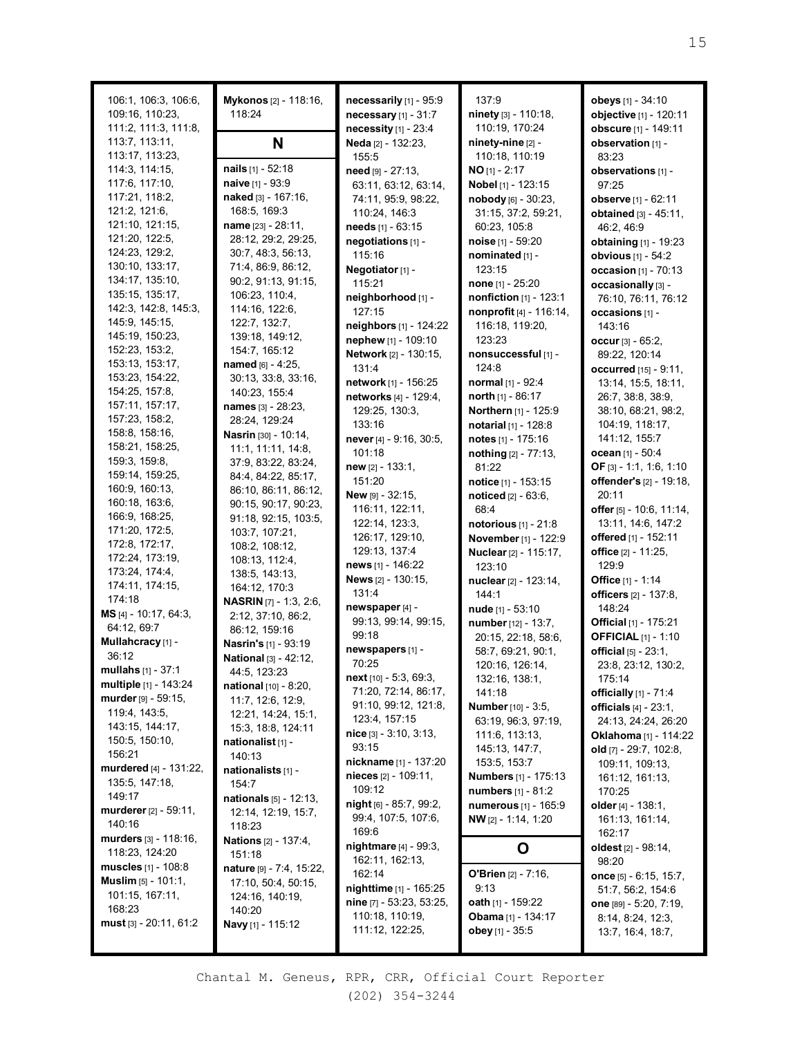106:1, 106:3, 106:6, 109:16, 110:23, 111:2, 111:3, 111:8, 113:7, 113:11, 113:17, 113:23, 114:3, 114:15, 117:6, 117:10, 117:21, 118:2, 121:2, 121:6, 121:10, 121:15, 121:20, 122:5, 124:23, 129:2, 130:10, 133:17, 134:17, 135:10, 135:15, 135:17, 142:3, 142:8, 145:3, 145:9, 145:15, 145:19, 150:23, 152:23, 153:2, 153:13, 153:17, 153:23, 154:22, 154:25, 157:8, 157:11, 157:17, 157:23, 158:2, 158:8, 158:16, 158:21, 158:25, 159:3, 159:8, 159:14, 159:25, 160:9, 160:13, 160:18, 163:6, 166:9, 168:25, 171:20, 172:5, 172:8, 172:17, 172:24, 173:19, 173:24, 174:4, 174:11, 174:15, 174:18

**MS** [4] - 10:17, 64:3, 64:12, 69:7
**Mullahcracy** [1] - 36:12
**mullahs** [1] - 37:1
**multiple** [1] - 143:24
**murder** [9] - 59:15, 119:4, 143:5, 143:15, 144:17, 150:5, 150:10, 156:21
**murdered** [4] - 131:22, 135:5, 147:18, 149:17
**murderer** [2] - 59:11, 140:16
**murders** [3] - 118:16, 118:23, 124:20
**muscles** [1] - 108:8
**Muslim** [5] - 101:1, 101:15, 167:11, 168:23
**must** [3] - 20:11, 61:2
**Mykonos** [2] - 118:16, 118:24

## N

**nails** [1] - 52:18
**naive** [1] - 93:9
**naked** [3] - 167:16, 168:5, 169:3
**name** [23] - 28:11, 28:12, 29:2, 29:25, 30:7, 48:3, 56:13, 71:4, 86:9, 86:12, 90:2, 91:13, 91:15, 106:23, 110:4, 114:16, 122:6, 122:7, 132:7, 139:18, 149:12, 154:7, 165:12
**named** [6] - 4:25, 30:13, 33:8, 33:16, 140:23, 155:4
**names** [3] - 28:23, 28:24, 129:24
**Nasrin** [30] - 10:14, 11:1, 11:11, 14:8, 37:9, 83:22, 83:24, 84:4, 84:22, 85:17, 86:10, 86:11, 86:12, 90:15, 90:17, 90:23, 91:18, 92:15, 103:5, 103:7, 107:21, 108:2, 108:12, 108:13, 112:4, 138:5, 143:13, 164:12, 170:3
**NASRIN** [7] - 1:3, 2:6, 2:12, 37:10, 86:2, 86:12, 159:16
**Nasrin's** [1] - 93:19
**National** [3] - 42:12, 44:5, 123:23
**national** [10] - 8:20, 11:7, 12:6, 12:9, 12:21, 14:24, 15:1, 15:3, 18:8, 124:11
**nationalist** [1] - 140:13
**nationalists** [1] - 154:7
**nationals** [5] - 12:13, 12:14, 12:19, 15:7, 118:23
**Nations** [2] - 137:4, 151:18
**nature** [9] - 7:4, 15:22, 17:10, 50:4, 50:15, 124:16, 140:19, 140:20
**Navy** [1] - 115:12
**necessarily** [1] - 95:9
**necessary** [1] - 31:7
**necessity** [1] - 23:4
**Neda** [2] - 132:23, 155:5
**need** [9] - 27:13, 63:11, 63:12, 63:14, 74:11, 95:9, 98:22, 110:24, 146:3
**needs** [1] - 63:15
**negotiations** [1] - 115:16
**Negotiator** [1] - 115:21
**neighborhood** [1] - 127:15
**neighbors** [1] - 124:22
**nephew** [1] - 109:10
**Network** [2] - 130:15, 131:4
**network** [1] - 156:25
**networks** [4] - 129:4, 129:25, 130:3, 133:16
**never** [4] - 9:16, 30:5, 101:18
**new** [2] - 133:1, 151:20
**New** [9] - 32:15, 116:11, 122:11, 122:14, 123:3, 126:17, 129:10, 129:13, 137:4
**news** [1] - 146:22
**News** [2] - 130:15, 131:4
**newspaper** [4] - 99:13, 99:14, 99:15, 99:18
**newspapers** [1] - 70:25
**next** [10] - 5:3, 69:3, 71:20, 72:14, 86:17, 91:10, 99:12, 121:8, 123:4, 157:15
**nice** [3] - 3:10, 3:13, 93:15
**nickname** [1] - 137:20
**nieces** [2] - 109:11, 109:12
**night** [6] - 85:7, 99:2, 99:4, 107:5, 107:6, 169:6
**nightmare** [4] - 99:3, 162:11, 162:13, 162:14
**nighttime** [1] - 165:25
**nine** [7] - 53:23, 53:25, 110:18, 110:19, 111:12, 122:25, 137:9
**ninety** [3] - 110:18, 110:19, 170:24
**ninety-nine** [2] - 110:18, 110:19
**NO** [1] - 2:17
**Nobel** [1] - 123:15
**nobody** [6] - 30:23, 31:15, 37:2, 59:21, 60:23, 105:8
**noise** [1] - 59:20
**nominated** [1] - 123:15
**none** [1] - 25:20
**nonfiction** [1] - 123:1
**nonprofit** [4] - 116:14, 116:18, 119:20, 123:23
**nonsuccessful** [1] - 124:8
**normal** [1] - 92:4
**north** [1] - 86:17
**Northern** [1] - 125:9
**notarial** [1] - 128:8
**notes** [1] - 175:16
**nothing** [2] - 77:13, 81:22
**notice** [1] - 153:15
**noticed** [2] - 63:6, 68:4
**notorious** [1] - 21:8
**November** [1] - 122:9
**Nuclear** [2] - 115:17, 123:10
**nuclear** [2] - 123:14, 144:1
**nude** [1] - 53:10
**number** [12] - 13:7, 20:15, 22:18, 58:6, 58:7, 69:21, 90:1, 120:16, 126:14, 132:16, 138:1, 141:18
**Number** [10] - 3:5, 63:19, 96:3, 97:19, 111:6, 113:13, 145:13, 147:7, 153:5, 153:7
**Numbers** [1] - 175:13
**numbers** [1] - 81:2
**numerous** [1] - 165:9
**NW** [2] - 1:14, 1:20

## O

**O'Brien** [2] - 7:16, 9:13
**oath** [1] - 159:22
**Obama** [1] - 134:17
**obey** [1] - 35:5
**obeys** [1] - 34:10
**objective** [1] - 120:11
**obscure** [1] - 149:11
**observation** [1] - 83:23
**observations** [1] - 97:25
**observe** [1] - 62:11
**obtained** [3] - 45:11, 46:2, 46:9
**obtaining** [1] - 19:23
**obvious** [1] - 54:2
**occasion** [1] - 70:13
**occasionally** [3] - 76:10, 76:11, 76:12
**occasions** [1] - 143:16
**occur** [3] - 65:2, 89:22, 120:14
**occurred** [15] - 9:11, 13:14, 15:5, 18:11, 26:7, 38:8, 38:9, 38:10, 68:21, 98:2, 104:19, 118:17, 141:12, 155:7
**ocean** [1] - 50:4
**OF** [3] - 1:1, 1:6, 1:10
**offender's** [2] - 19:18, 20:11
**offer** [5] - 10:6, 11:14, 13:11, 14:6, 147:2
**offered** [1] - 152:11
**office** [2] - 11:25, 129:9
**Office** [1] - 1:14
**officers** [2] - 137:8, 148:24
**Official** [1] - 175:21
**OFFICIAL** [1] - 1:10
**official** [5] - 23:1, 23:8, 23:12, 130:2, 175:14
**officially** [1] - 71:4
**officials** [4] - 23:1, 24:13, 24:24, 26:20
**Oklahoma** [1] - 114:22
**old** [7] - 29:7, 102:8, 109:11, 109:13, 161:12, 161:13, 170:25
**older** [4] - 138:1, 161:13, 161:14, 162:17
**oldest** [2] - 98:14, 98:20
**once** [5] - 6:15, 15:7, 51:7, 56:2, 154:6
**one** [89] - 5:20, 7:19, 8:14, 8:24, 12:3, 13:7, 16:4, 18:7,

Chantal M. Geneus, RPR, CRR, Official Court Reporter
(202) 354-3244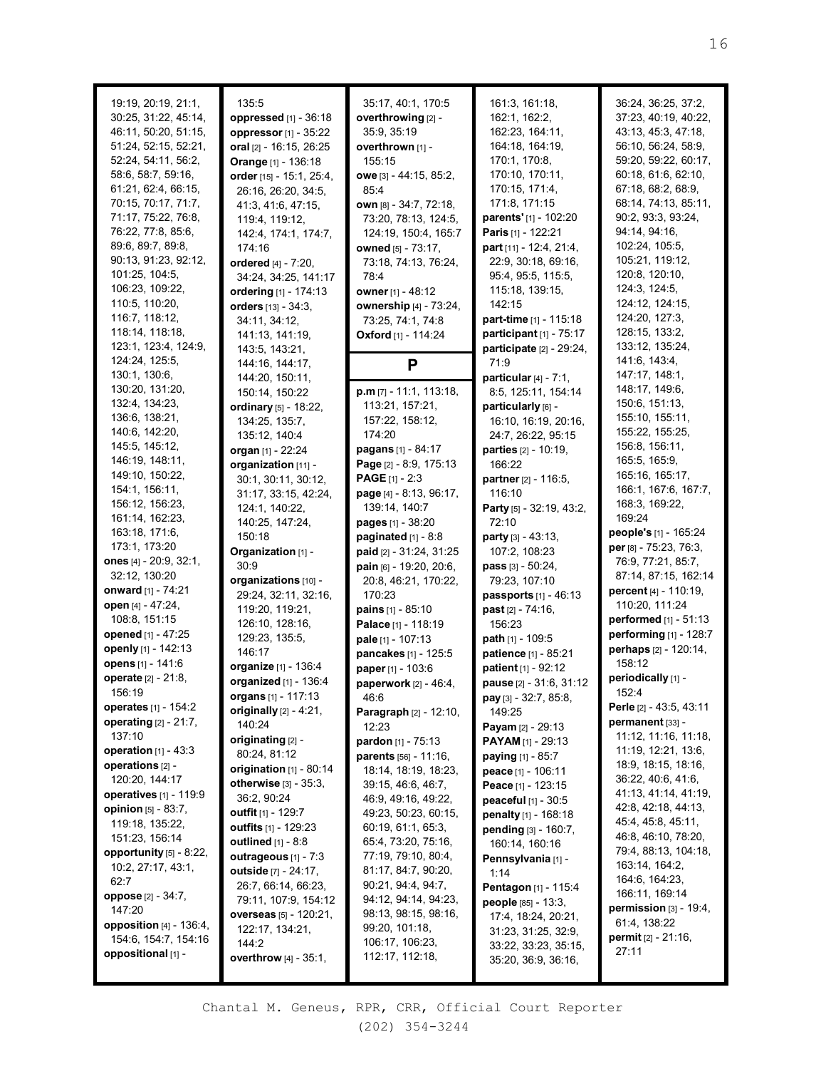19:19, 20:19, 21:1, 30:25, 31:22, 45:14, 46:11, 50:20, 51:15, 51:24, 52:15, 52:21, 52:24, 54:11, 56:2, 58:6, 58:7, 59:16, 61:21, 62:4, 66:15, 70:15, 70:17, 71:7, 71:17, 75:22, 76:8, 76:22, 77:8, 85:6, 89:6, 89:7, 89:8, 90:13, 91:23, 92:12, 101:25, 104:5, 106:23, 109:22, 110:5, 110:20, 116:7, 118:12, 118:14, 118:18, 123:1, 123:4, 124:9, 124:24, 125:5, 130:1, 130:6, 130:20, 131:20, 132:4, 134:23, 136:6, 138:21, 140:6, 142:20, 145:5, 145:12, 146:19, 148:11, 149:10, 150:22, 154:1, 156:11, 156:12, 156:23, 161:14, 162:23, 163:18, 171:6, 173:1, 173:20

**ones** [4] - 20:9, 32:1, 32:12, 130:20

**onward** [1] - 74:21

**open** [4] - 47:24, 108:8, 151:15

**opened** [1] - 47:25

**openly** [1] - 142:13

**opens** [1] - 141:6

**operate** [2] - 21:8, 156:19

**operates** [1] - 154:2

**operating** [2] - 21:7, 137:10

**operation** [1] - 43:3

**operations** [2] - 120:20, 144:17

**operatives** [1] - 119:9

**opinion** [5] - 83:7, 119:18, 135:22, 151:23, 156:14

**opportunity** [5] - 8:22, 10:2, 27:17, 43:1, 62:7

**oppose** [2] - 34:7, 147:20

**opposition** [4] - 136:4, 154:6, 154:7, 154:16

**oppositional** [1] - 135:5

**oppressed** [1] - 36:18

**oppressor** [1] - 35:22

**oral** [2] - 16:15, 26:25

**Orange** [1] - 136:18

**order** [15] - 15:1, 25:4, 26:16, 26:20, 34:5, 41:3, 41:6, 47:15, 119:4, 119:12, 142:4, 174:1, 174:7, 174:16

**ordered** [4] - 7:20, 34:24, 34:25, 141:17

**ordering** [1] - 174:13

**orders** [13] - 34:3, 34:11, 34:12, 141:13, 141:19, 143:5, 143:21, 144:16, 144:17, 144:20, 150:11, 150:14, 150:22

**ordinary** [5] - 18:22, 134:25, 135:7, 135:12, 140:4

**organ** [1] - 22:24

**organization** [11] - 30:1, 30:11, 30:12, 31:17, 33:15, 42:24, 124:1, 140:22, 140:25, 147:24, 150:18

**Organization** [1] - 30:9

**organizations** [10] - 29:24, 32:11, 32:16, 119:20, 119:21, 126:10, 128:16, 129:23, 135:5, 146:17

**organize** [1] - 136:4

**organized** [1] - 136:4

**organs** [1] - 117:13

**originally** [2] - 4:21, 140:24

**originating** [2] - 80:24, 81:12

**origination** [1] - 80:14

**otherwise** [3] - 35:3, 36:2, 90:24

**outfit** [1] - 129:7

**outfits** [1] - 129:23

**outlined** [1] - 8:8

**outrageous** [1] - 7:3

**outside** [7] - 24:17, 26:7, 66:14, 66:23, 79:11, 107:9, 154:12

**overseas** [5] - 120:21, 122:17, 134:21, 144:2

**overthrow** [4] - 35:1, 35:17, 40:1, 170:5

**overthrowing** [2] - 35:9, 35:19

**overthrown** [1] - 155:15

**owe** [3] - 44:15, 85:2, 85:4

**own** [8] - 34:7, 72:18, 73:20, 78:13, 124:5, 124:19, 150:4, 165:7

**owned** [5] - 73:17, 73:18, 74:13, 76:24, 78:4

**owner** [1] - 48:12

**ownership** [4] - 73:24, 73:25, 74:1, 74:8

**Oxford** [1] - 114:24

## P

**p.m** [7] - 11:1, 113:18, 113:21, 157:21, 157:22, 158:12, 174:20

**pagans** [1] - 84:17

**Page** [2] - 8:9, 175:13

**PAGE** [1] - 2:3

**page** [4] - 8:13, 96:17, 139:14, 140:7

**pages** [1] - 38:20

**paginated** [1] - 8:8

**paid** [2] - 31:24, 31:25

**pain** [6] - 19:20, 20:6, 20:8, 46:21, 170:22, 170:23

**pains** [1] - 85:10

**Palace** [1] - 118:19

**pale** [1] - 107:13

**pancakes** [1] - 125:5

**paper** [1] - 103:6

**paperwork** [2] - 46:4, 46:6

**Paragraph** [2] - 12:10, 12:23

**pardon** [1] - 75:13

**parents** [56] - 11:16, 18:14, 18:19, 18:23, 39:15, 46:6, 46:7, 46:9, 49:16, 49:22, 49:23, 50:23, 60:15, 60:19, 61:1, 65:3, 65:4, 73:20, 75:16, 77:19, 79:10, 80:4, 81:17, 84:7, 90:20, 90:21, 94:4, 94:7, 94:12, 94:14, 94:23, 98:13, 98:15, 98:16, 99:20, 101:18, 106:17, 106:23, 112:17, 112:18, 161:3, 161:18, 162:1, 162:2, 162:23, 164:11, 164:18, 164:19, 170:1, 170:8, 170:10, 170:11, 170:15, 171:4, 171:8, 171:15

**parents'** [1] - 102:20

**Paris** [1] - 122:21

**part** [11] - 12:4, 21:4, 22:9, 30:18, 69:16, 95:4, 95:5, 115:5, 115:18, 139:15, 142:15

**part-time** [1] - 115:18

**participant** [1] - 75:17

**participate** [2] - 29:24, 71:9

**particular** [4] - 7:1, 8:5, 125:11, 154:14

**particularly** [6] - 16:10, 16:19, 20:16, 24:7, 26:22, 95:15

**parties** [2] - 10:19, 166:22

**partner** [2] - 116:5, 116:10

**Party** [5] - 32:19, 43:2, 72:10

**party** [3] - 43:13, 107:2, 108:23

**pass** [3] - 50:24, 79:23, 107:10

**passports** [1] - 46:13

**past** [2] - 74:16, 156:23

**path** [1] - 109:5

**patience** [1] - 85:21

**patient** [1] - 92:12

**pause** [2] - 31:6, 31:12

**pay** [3] - 32:7, 85:8, 149:25

**Payam** [2] - 29:13

**PAYAM** [1] - 29:13

**paying** [1] - 85:7

**peace** [1] - 106:11

**Peace** [1] - 123:15

**peaceful** [1] - 30:5

**penalty** [1] - 168:18

**pending** [3] - 160:7, 160:14, 160:16

**Pennsylvania** [1] - 1:14

**Pentagon** [1] - 115:4

**people** [85] - 13:3, 17:4, 18:24, 20:21, 31:23, 31:25, 32:9, 33:22, 33:23, 35:15, 35:20, 36:9, 36:16, 36:24, 36:25, 37:2, 37:23, 40:19, 40:22, 43:13, 45:3, 47:18, 56:10, 56:24, 58:9, 59:20, 59:22, 60:17, 60:18, 61:6, 62:10, 67:18, 68:2, 68:9, 68:14, 74:13, 85:11, 90:2, 93:3, 93:24, 94:14, 94:16, 102:24, 105:5, 105:21, 119:12, 120:8, 120:10, 124:3, 124:5, 124:12, 124:15, 124:20, 127:3, 128:15, 133:2, 133:12, 135:24, 141:6, 143:4, 147:17, 148:1, 148:17, 149:6, 150:6, 151:13, 155:10, 155:11, 155:22, 155:25, 156:8, 156:11, 165:5, 165:9, 165:16, 165:17, 166:1, 167:6, 167:7, 168:3, 169:22, 169:24

**people's** [1] - 165:24

**per** [8] - 75:23, 76:3, 76:9, 77:21, 85:7, 87:14, 87:15, 162:14

**percent** [4] - 110:19, 110:20, 111:24

**performed** [1] - 51:13

**performing** [1] - 128:7

**perhaps** [2] - 120:14, 158:12

**periodically** [1] - 152:4

**Perle** [2] - 43:5, 43:11

**permanent** [33] - 11:12, 11:16, 11:18, 11:19, 12:21, 13:6, 18:9, 18:15, 18:16, 36:22, 40:6, 41:6, 41:13, 41:14, 41:19, 42:8, 42:18, 44:13, 45:4, 45:8, 45:11, 46:8, 46:10, 78:20, 79:4, 88:13, 104:18, 163:14, 164:2, 164:6, 164:23, 166:11, 169:14

**permission** [3] - 19:4, 61:4, 138:22

**permit** [2] - 21:16, 27:11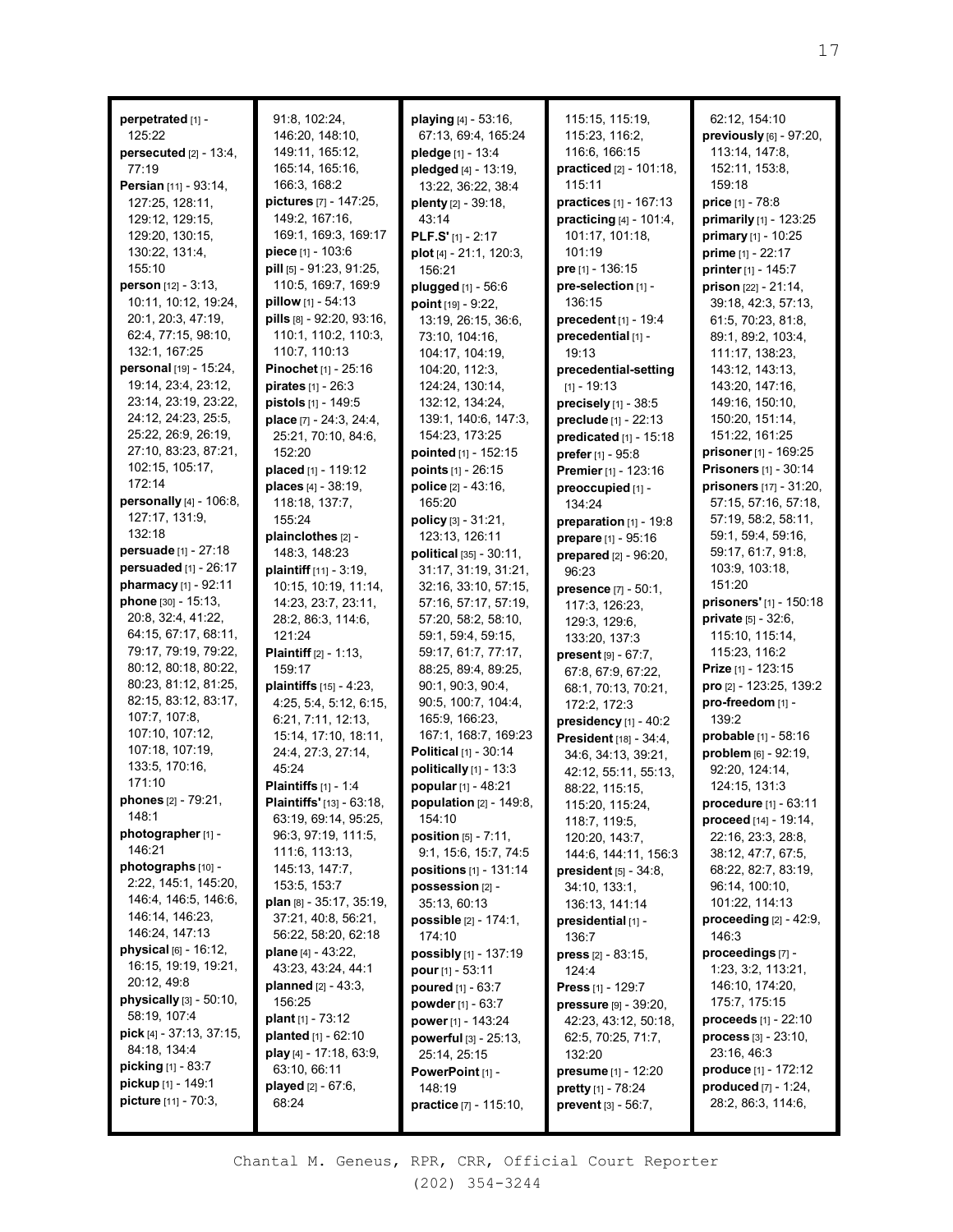**perpetrated** [1] - 125:22
**persecuted** [2] - 13:4, 77:19
**Persian** [11] - 93:14, 127:25, 128:11, 129:12, 129:15, 129:20, 130:15, 130:22, 131:4, 155:10
**person** [12] - 3:13, 10:11, 10:12, 19:24, 20:1, 20:3, 47:19, 62:4, 77:15, 98:10, 132:1, 167:25
**personal** [19] - 15:24, 19:14, 23:4, 23:12, 23:14, 23:19, 23:22, 24:12, 24:23, 25:5, 25:22, 26:9, 26:19, 27:10, 83:23, 87:21, 102:15, 105:17, 172:14
**personally** [4] - 106:8, 127:17, 131:9, 132:18
**persuade** [1] - 27:18
**persuaded** [1] - 26:17
**pharmacy** [1] - 92:11
**phone** [30] - 15:13, 20:8, 32:4, 41:22, 64:15, 67:17, 68:11, 79:17, 79:19, 79:22, 80:12, 80:18, 80:22, 80:23, 81:12, 81:25, 82:15, 83:12, 83:17, 107:7, 107:8, 107:10, 107:12, 107:18, 107:19, 133:5, 170:16, 171:10
**phones** [2] - 79:21, 148:1
**photographer** [1] - 146:21
**photographs** [10] - 2:22, 145:1, 145:20, 146:4, 146:5, 146:6, 146:14, 146:23, 146:24, 147:13
**physical** [6] - 16:12, 16:15, 19:19, 21:21, 20:12, 49:8
**physically** [3] - 50:10, 58:19, 107:4
**pick** [4] - 37:13, 37:15, 84:18, 134:4
**picking** [1] - 83:7
**pickup** [1] - 149:1
**picture** [11] - 70:3, 91:8, 102:24, 146:20, 148:10, 149:11, 165:12, 165:14, 165:16, 166:3, 168:2
**pictures** [7] - 147:25, 149:2, 167:16, 169:1, 169:3, 169:17
**piece** [1] - 103:6
**pill** [5] - 91:23, 91:25, 110:5, 169:7, 169:9
**pillow** [1] - 54:13
**pills** [8] - 92:20, 93:16, 110:1, 110:2, 110:3, 110:7, 110:13
**Pinochet** [1] - 25:16
**pirates** [1] - 26:3
**pistols** [1] - 149:5
**place** [7] - 24:3, 24:4, 25:21, 70:10, 84:6, 152:20
**placed** [1] - 119:12
**places** [4] - 38:19, 118:18, 137:7, 155:24
**plainclothes** [2] - 148:3, 148:23
**plaintiff** [11] - 3:19, 10:15, 10:19, 11:14, 14:23, 23:7, 23:11, 28:2, 86:3, 114:6, 121:24
**Plaintiff** [2] - 1:13, 159:17
**plaintiffs** [15] - 4:23, 4:25, 5:4, 5:12, 6:15, 6:21, 7:11, 12:13, 15:14, 17:10, 18:11, 24:4, 27:3, 27:14, 45:24
**Plaintiffs** [1] - 1:4
**Plaintiffs'** [13] - 63:18, 63:19, 69:14, 95:25, 96:3, 97:19, 111:5, 111:6, 113:13, 145:13, 147:7, 153:5, 153:7
**plan** [8] - 35:17, 35:19, 37:21, 40:8, 56:21, 56:22, 58:20, 62:18
**plane** [4] - 43:22, 43:23, 43:24, 44:1
**planned** [2] - 43:3, 156:25
**plant** [1] - 73:12
**planted** [1] - 62:10
**play** [4] - 17:18, 63:9, 63:10, 66:11
**played** [2] - 67:6, 68:24
**playing** [4] - 53:16, 67:13, 69:4, 165:24
**pledge** [1] - 13:4
**pledged** [4] - 13:19, 13:22, 36:22, 38:4
**plenty** [2] - 39:18, 43:14
**PLF.S'** [1] - 2:17
**plot** [4] - 21:1, 120:3, 156:21
**plugged** [1] - 56:6
**point** [19] - 9:22, 13:19, 26:15, 36:6, 73:10, 104:16, 104:17, 104:19, 104:20, 112:3, 124:24, 130:14, 132:12, 134:24, 139:1, 140:6, 147:3, 154:23, 173:25
**pointed** [1] - 152:15
**points** [1] - 26:15
**police** [2] - 43:16, 165:20
**policy** [3] - 31:21, 123:13, 126:11
**political** [35] - 30:11, 31:17, 31:19, 31:21, 32:16, 33:10, 57:15, 57:16, 57:17, 57:19, 57:20, 58:2, 58:10, 59:1, 59:4, 59:15, 59:17, 61:7, 77:17, 88:25, 89:4, 89:25, 90:1, 90:3, 90:4, 90:5, 100:7, 104:4, 165:9, 166:23, 167:1, 168:7, 169:23
**Political** [1] - 30:14
**politically** [1] - 13:3
**popular** [1] - 48:21
**population** [2] - 149:8, 154:10
**position** [5] - 7:11, 9:1, 15:6, 15:7, 74:5
**positions** [1] - 131:14
**possession** [2] - 35:13, 60:13
**possible** [2] - 174:1, 174:10
**possibly** [1] - 137:19
**pour** [1] - 53:11
**poured** [1] - 63:7
**powder** [1] - 63:7
**power** [1] - 143:24
**powerful** [3] - 25:13, 25:14, 25:15
**PowerPoint** [1] - 148:19
**practice** [7] - 115:10, 115:15, 115:19, 115:23, 116:2, 116:6, 166:15
**practiced** [2] - 101:18, 115:11
**practices** [1] - 167:13
**practicing** [4] - 101:4, 101:17, 101:18, 101:19
**pre** [1] - 136:15
**pre-selection** [1] - 136:15
**precedent** [1] - 19:4
**precedential** [1] - 19:13
**precedential-setting** [1] - 19:13
**precisely** [1] - 38:5
**preclude** [1] - 22:13
**predicated** [1] - 15:18
**prefer** [1] - 95:8
**Premier** [1] - 123:16
**preoccupied** [1] - 134:24
**preparation** [1] - 19:8
**prepare** [1] - 95:16
**prepared** [2] - 96:20, 96:23
**presence** [7] - 50:1, 117:3, 126:23, 129:3, 129:6, 133:20, 137:3
**present** [9] - 67:7, 67:8, 67:9, 67:22, 68:1, 70:13, 70:21, 172:2, 172:3
**presidency** [1] - 40:2
**President** [18] - 34:4, 34:6, 34:13, 39:21, 42:12, 55:11, 55:13, 88:22, 115:15, 115:20, 115:24, 118:7, 119:5, 120:20, 143:7, 144:6, 144:11, 156:3
**president** [5] - 34:8, 34:10, 133:1, 136:13, 141:14
**presidential** [1] - 136:7
**press** [2] - 83:15, 124:4
**Press** [1] - 129:7
**pressure** [9] - 39:20, 42:23, 43:12, 50:18, 62:5, 70:25, 71:7, 132:20
**presume** [1] - 12:20
**pretty** [1] - 78:24
**prevent** [3] - 56:7, 62:12, 154:10
**previously** [6] - 97:20, 113:14, 147:8, 152:11, 153:8, 159:18
**price** [1] - 78:8
**primarily** [1] - 123:25
**primary** [1] - 10:25
**prime** [1] - 22:17
**printer** [1] - 145:7
**prison** [22] - 21:14, 39:18, 42:3, 57:13, 61:5, 70:23, 81:8, 89:1, 89:2, 103:4, 111:17, 138:23, 143:12, 143:13, 143:20, 147:16, 149:16, 150:10, 150:20, 151:14, 151:22, 161:25
**prisoner** [1] - 169:25
**Prisoners** [1] - 30:14
**prisoners** [17] - 31:20, 57:15, 57:16, 57:18, 57:19, 58:2, 58:11, 59:1, 59:4, 59:16, 59:17, 61:7, 91:8, 103:9, 103:18, 151:20
**prisoners'** [1] - 150:18
**private** [5] - 32:6, 115:10, 115:14, 115:23, 116:2
**Prize** [1] - 123:15
**pro** [2] - 123:25, 139:2
**pro-freedom** [1] - 139:2
**probable** [1] - 58:16
**problem** [6] - 92:19, 92:20, 124:14, 124:15, 131:3
**procedure** [1] - 63:11
**proceed** [14] - 19:14, 22:16, 23:3, 28:8, 38:12, 47:7, 67:5, 68:22, 82:7, 83:19, 96:14, 100:10, 101:22, 114:13
**proceeding** [2] - 42:9, 146:3
**proceedings** [7] - 1:23, 3:2, 113:21, 146:10, 174:20, 175:7, 175:15
**proceeds** [1] - 22:10
**process** [3] - 23:10, 23:16, 46:3
**produce** [1] - 172:12
**produced** [7] - 1:24, 28:2, 86:3, 114:6,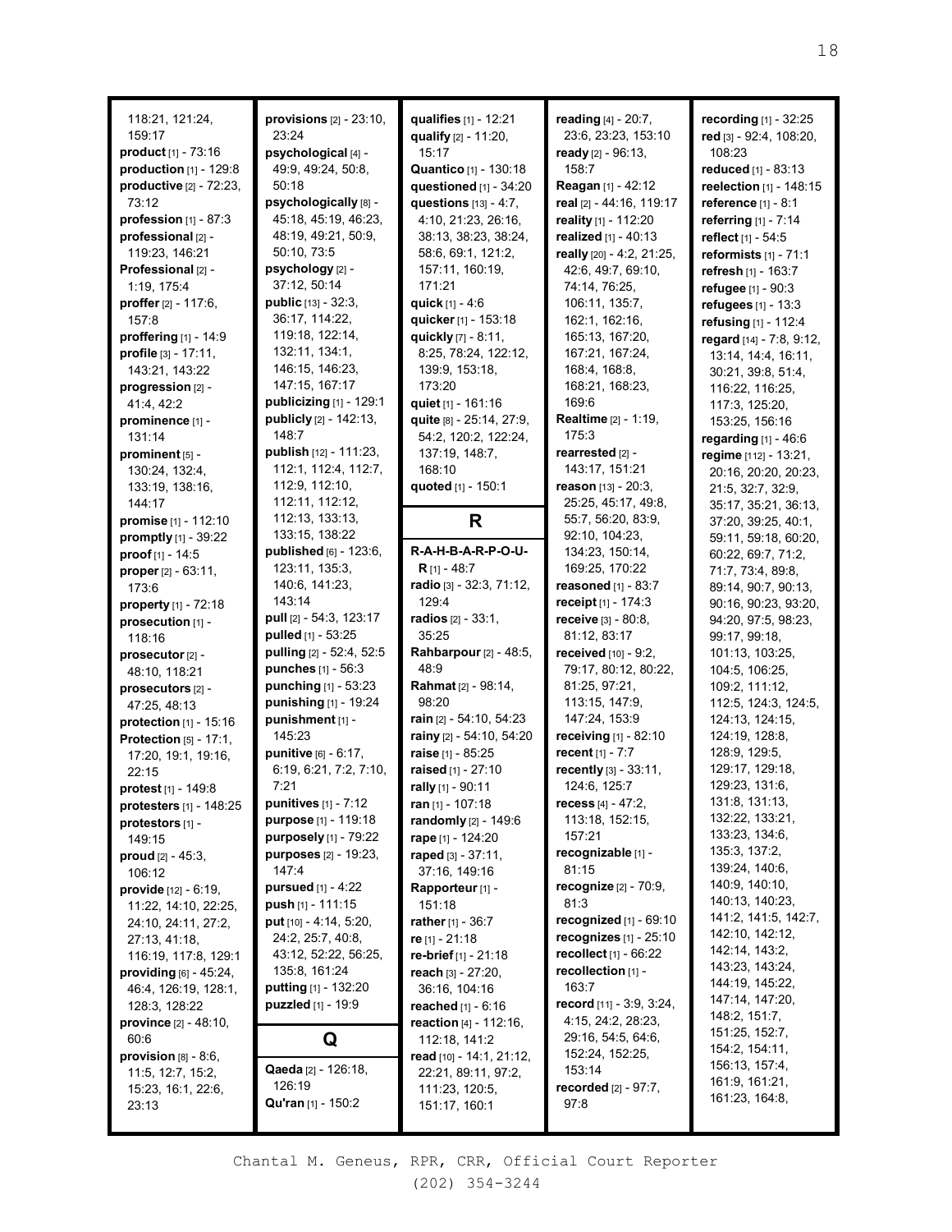118:21, 121:24, 159:17
**product** [1] - 73:16
**production** [1] - 129:8
**productive** [2] - 72:23, 73:12
**profession** [1] - 87:3
**professional** [2] - 119:23, 146:21
**Professional** [2] - 1:19, 175:4
**proffer** [2] - 117:6, 157:8
**proffering** [1] - 14:9
**profile** [3] - 17:11, 143:21, 143:22
**progression** [2] - 41:4, 42:2
**prominence** [1] - 131:14
**prominent** [5] - 130:24, 132:4, 133:19, 138:16, 144:17
**promise** [1] - 112:10
**promptly** [1] - 39:22
**proof** [1] - 14:5
**proper** [2] - 63:11, 173:6
**property** [1] - 72:18
**prosecution** [1] - 118:16
**prosecutor** [2] - 48:10, 118:21
**prosecutors** [2] - 47:25, 48:13
**protection** [1] - 15:16
**Protection** [5] - 17:1, 17:20, 19:1, 19:16, 22:15
**protest** [1] - 149:8
**protesters** [1] - 148:25
**protestors** [1] - 149:15
**proud** [2] - 45:3, 106:12
**provide** [12] - 6:19, 11:22, 14:10, 22:25, 24:10, 24:11, 27:2, 27:13, 41:18, 116:19, 117:8, 129:1
**providing** [6] - 45:24, 46:4, 126:19, 128:1, 128:3, 128:22
**province** [2] - 48:10, 60:6
**provision** [8] - 8:6, 11:5, 12:7, 15:2, 15:23, 16:1, 22:6, 23:13
**provisions** [2] - 23:10, 23:24
**psychological** [4] - 49:9, 49:24, 50:8, 50:18
**psychologically** [8] - 45:18, 45:19, 46:23, 48:19, 49:21, 50:9, 50:10, 73:5
**psychology** [2] - 37:12, 50:14
**public** [13] - 32:3, 36:17, 114:22, 119:18, 122:14, 132:11, 134:1, 146:15, 146:23, 147:15, 167:17
**publicizing** [1] - 129:1
**publicly** [2] - 142:13, 148:7
**publish** [12] - 111:23, 112:1, 112:4, 112:7, 112:9, 112:10, 112:11, 112:12, 112:13, 133:13, 133:15, 138:22
**published** [6] - 123:6, 123:11, 135:3, 140:6, 141:23, 143:14
**pull** [2] - 54:3, 123:17
**pulled** [1] - 53:25
**pulling** [2] - 52:4, 52:5
**punches** [1] - 56:3
**punching** [1] - 53:23
**punishing** [1] - 19:24
**punishment** [1] - 145:23
**punitive** [6] - 6:17, 6:19, 6:21, 7:2, 7:10, 7:21
**punitives** [1] - 7:12
**purpose** [1] - 119:18
**purposely** [1] - 79:22
**purposes** [2] - 19:23, 147:4
**pursued** [1] - 4:22
**push** [1] - 111:15
**put** [10] - 4:14, 5:20, 24:2, 25:7, 40:8, 43:12, 52:22, 56:25, 135:8, 161:24
**putting** [1] - 132:20
**puzzled** [1] - 19:9

## Q

**Qaeda** [2] - 126:18, 126:19
**Qu'ran** [1] - 150:2
**qualifies** [1] - 12:21
**qualify** [2] - 11:20, 15:17
**Quantico** [1] - 130:18
**questioned** [1] - 34:20
**questions** [13] - 4:7, 4:10, 21:23, 26:16, 38:13, 38:23, 38:24, 58:6, 69:1, 121:2, 157:11, 160:19, 171:21
**quick** [1] - 4:6
**quicker** [1] - 153:18
**quickly** [7] - 8:11, 8:25, 78:24, 122:12, 139:9, 153:18, 173:20
**quiet** [1] - 161:16
**quite** [8] - 25:14, 27:9, 54:2, 120:2, 122:24, 137:19, 148:7, 168:10
**quoted** [1] - 150:1

## R

**R-A-H-B-A-R-P-O-U-R** [1] - 48:7
**radio** [3] - 32:3, 71:12, 129:4
**radios** [2] - 33:1, 35:25
**Rahbarpour** [2] - 48:5, 48:9
**Rahmat** [2] - 98:14, 98:20
**rain** [2] - 54:10, 54:23
**rainy** [2] - 54:10, 54:20
**raise** [1] - 85:25
**raised** [1] - 27:10
**rally** [1] - 90:11
**ran** [1] - 107:18
**randomly** [2] - 149:6
**rape** [1] - 124:20
**raped** [3] - 37:11, 37:16, 149:16
**Rapporteur** [1] - 151:18
**rather** [1] - 36:7
**re** [1] - 21:18
**re-brief** [1] - 21:18
**reach** [3] - 27:20, 36:16, 104:16
**reached** [1] - 6:16
**reaction** [4] - 112:16, 112:18, 141:2
**read** [10] - 14:1, 21:12, 22:21, 89:11, 97:2, 111:23, 120:5, 151:17, 160:1
**reading** [4] - 20:7, 23:6, 23:23, 153:10
**ready** [2] - 96:13, 158:7
**Reagan** [1] - 42:12
**real** [2] - 44:16, 119:17
**reality** [1] - 112:20
**realized** [1] - 40:13
**really** [20] - 4:2, 21:25, 42:6, 49:7, 69:10, 74:14, 76:25, 106:11, 135:7, 162:1, 162:16, 165:13, 167:20, 167:21, 167:24, 168:4, 168:8, 168:21, 168:23, 169:6
**Realtime** [2] - 1:19, 175:3
**rearrested** [2] - 143:17, 151:21
**reason** [13] - 20:3, 25:25, 45:17, 49:8, 55:7, 56:20, 83:9, 92:10, 104:23, 134:23, 150:14, 169:25, 170:22
**reasoned** [1] - 83:7
**receipt** [1] - 174:3
**receive** [3] - 80:8, 81:12, 83:17
**received** [10] - 9:2, 79:17, 80:12, 80:22, 81:25, 97:21, 113:15, 147:9, 147:24, 153:9
**receiving** [1] - 82:10
**recent** [1] - 7:7
**recently** [3] - 33:11, 124:6, 125:7
**recess** [4] - 47:2, 113:18, 152:15, 157:21
**recognizable** [1] - 81:15
**recognize** [2] - 70:9, 81:3
**recognized** [1] - 69:10
**recognizes** [1] - 25:10
**recollect** [1] - 66:22
**recollection** [1] - 163:7
**record** [11] - 3:9, 3:24, 4:15, 24:2, 28:23, 29:16, 54:5, 64:6, 152:24, 152:25, 153:14
**recorded** [2] - 97:7, 97:8
**recording** [1] - 32:25
**red** [3] - 92:4, 108:20, 108:23
**reduced** [1] - 83:13
**reelection** [1] - 148:15
**reference** [1] - 8:1
**referring** [1] - 7:14
**reflect** [1] - 54:5
**reformists** [1] - 71:1
**refresh** [1] - 163:7
**refugee** [1] - 90:3
**refugees** [1] - 13:3
**refusing** [1] - 112:4
**regard** [14] - 7:8, 9:12, 13:14, 14:4, 16:11, 30:21, 39:8, 51:4, 116:22, 116:25, 117:3, 125:20, 153:25, 156:16
**regarding** [1] - 46:6
**regime** [112] - 13:21, 20:16, 20:20, 20:23, 21:5, 32:7, 32:9, 35:17, 35:21, 36:13, 37:20, 39:25, 40:1, 59:11, 59:18, 60:20, 60:22, 69:7, 71:2, 71:7, 73:4, 89:8, 89:14, 90:7, 90:13, 90:16, 90:23, 93:20, 94:20, 97:5, 98:23, 99:17, 99:18, 101:13, 103:25, 104:5, 106:25, 109:2, 111:12, 112:5, 124:3, 124:5, 124:13, 124:15, 124:19, 128:8, 128:9, 129:5, 129:17, 129:18, 129:23, 131:6, 131:8, 131:13, 132:22, 133:21, 133:23, 134:6, 135:3, 137:2, 139:24, 140:6, 140:9, 140:10, 140:13, 140:23, 141:2, 141:5, 142:7, 142:10, 142:12, 142:14, 143:2, 143:23, 143:24, 144:19, 145:22, 147:14, 147:20, 148:2, 151:7, 151:25, 152:7, 154:2, 154:11, 156:13, 157:4, 161:9, 161:21, 161:23, 164:8,

Chantal M. Geneus, RPR, CRR, Official Court Reporter
(202) 354-3244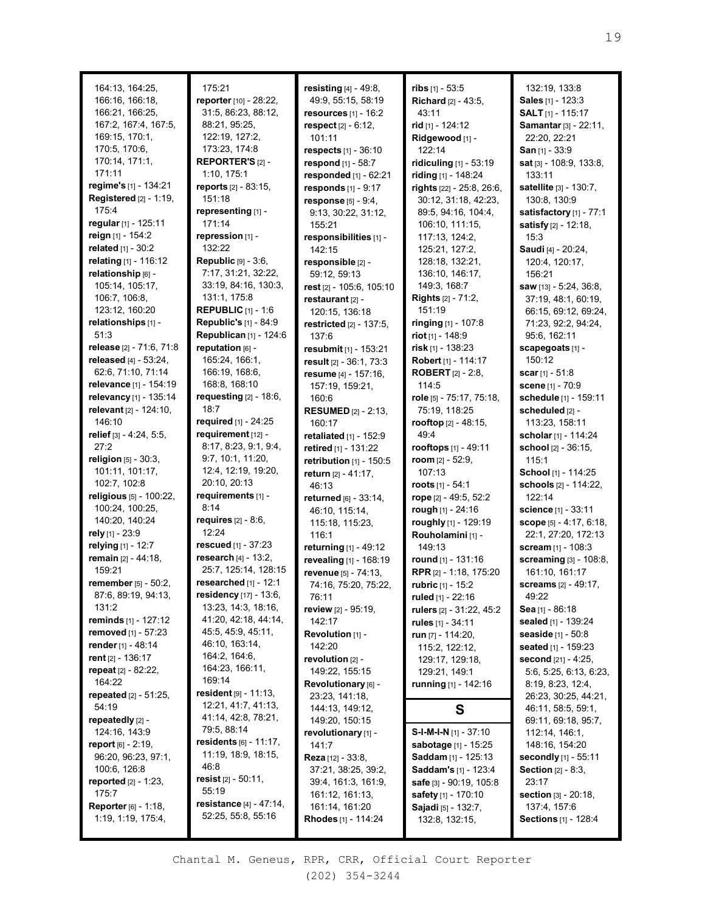164:13, 164:25, 166:16, 166:18, 166:21, 166:25, 167:2, 167:4, 167:5, 169:15, 170:1, 170:5, 170:6, 170:14, 171:1, 171:11

**regime's** [1] - 134:21
**Registered** [2] - 1:19, 175:4
**regular** [1] - 125:11
**reign** [1] - 154:2
**related** [1] - 30:2
**relating** [1] - 116:12
**relationship** [6] - 105:14, 105:17, 106:7, 106:8, 123:12, 160:20
**relationships** [1] - 51:3
**release** [2] - 71:6, 71:8
**released** [4] - 53:24, 62:6, 71:10, 71:14
**relevance** [1] - 154:19
**relevancy** [1] - 135:14
**relevant** [2] - 124:10, 146:10
**relief** [3] - 4:24, 5:5, 27:2
**religion** [5] - 30:3, 101:11, 101:17, 102:7, 102:8
**religious** [5] - 100:22, 100:24, 100:25, 140:20, 140:24
**rely** [1] - 23:9
**relying** [1] - 12:7
**remain** [2] - 44:18, 159:21
**remember** [5] - 50:2, 87:6, 89:19, 94:13, 131:2
**reminds** [1] - 127:12
**removed** [1] - 57:23
**render** [1] - 48:14
**rent** [2] - 136:17
**repeat** [2] - 82:22, 164:22
**repeated** [2] - 51:25, 54:19
**repeatedly** [2] - 124:16, 143:9
**report** [6] - 2:19, 96:20, 96:23, 97:1, 100:6, 126:8
**reported** [2] - 1:23, 175:7
**Reporter** [6] - 1:18, 1:19, 1:19, 175:4, 175:21
**reporter** [10] - 28:22, 31:5, 86:23, 88:12, 88:21, 95:25, 122:19, 127:2, 173:23, 174:8
**REPORTER'S** [2] - 1:10, 175:1
**reports** [2] - 83:15, 151:18
**representing** [1] - 171:14
**repression** [1] - 132:22
**Republic** [9] - 3:6, 7:17, 31:21, 32:22, 33:19, 84:16, 130:3, 131:1, 175:8
**REPUBLIC** [1] - 1:6
**Republic's** [1] - 84:9
**Republican** [1] - 124:6
**reputation** [6] - 165:24, 166:1, 166:19, 168:6, 168:8, 168:10
**requesting** [2] - 18:6, 18:7
**required** [1] - 24:25
**requirement** [12] - 8:17, 8:23, 9:1, 9:4, 9:7, 10:1, 11:20, 12:4, 12:19, 19:20, 20:10, 20:13
**requirements** [1] - 8:14
**requires** [2] - 8:6, 12:24
**rescued** [1] - 37:23
**research** [4] - 13:2, 25:7, 125:14, 128:15
**researched** [1] - 12:1
**residency** [17] - 13:6, 13:23, 14:3, 18:16, 41:20, 42:18, 44:14, 45:5, 45:9, 45:11, 46:10, 163:14, 164:2, 164:6, 164:23, 166:11, 169:14
**resident** [9] - 11:13, 12:21, 41:7, 41:13, 41:14, 42:8, 78:21, 79:5, 88:14
**residents** [6] - 11:17, 11:19, 18:9, 18:15, 46:8
**resist** [2] - 50:11, 55:19
**resistance** [4] - 47:14, 52:25, 55:8, 55:16
**resisting** [4] - 49:8, 49:9, 55:15, 58:19
**resources** [1] - 16:2
**respect** [2] - 6:12, 101:11
**respects** [1] - 36:10
**respond** [1] - 58:7
**responded** [1] - 62:21
**responds** [1] - 9:17
**response** [5] - 9:4, 9:13, 30:22, 31:12, 155:21
**responsibilities** [1] - 142:15
**responsible** [2] - 59:12, 59:13
**rest** [2] - 105:6, 105:10
**restaurant** [2] - 120:15, 136:18
**restricted** [2] - 137:5, 137:6
**resubmit** [1] - 153:21
**result** [2] - 36:1, 73:3
**resume** [4] - 157:16, 157:19, 159:21, 160:6
**RESUMED** [2] - 2:13, 160:17
**retaliated** [1] - 152:9
**retired** [1] - 131:22
**retribution** [1] - 150:5
**return** [2] - 41:17, 46:13
**returned** [6] - 33:14, 46:10, 115:14, 115:18, 115:23, 116:1
**returning** [1] - 49:12
**revealing** [1] - 168:19
**revenue** [5] - 74:13, 74:16, 75:20, 75:22, 76:11
**review** [2] - 95:19, 142:17
**Revolution** [1] - 142:20
**revolution** [2] - 149:22, 155:15
**Revolutionary** [6] - 23:23, 141:18, 144:13, 149:12, 149:20, 150:15
**revolutionary** [1] - 141:7
**Reza** [12] - 33:8, 37:21, 38:25, 39:2, 39:4, 161:3, 161:9, 161:12, 161:13, 161:14, 161:20
**Rhodes** [1] - 114:24
**ribs** [1] - 53:5
**Richard** [2] - 43:5, 43:11
**rid** [1] - 124:12
**Ridgewood** [1] - 122:14
**ridiculing** [1] - 53:19
**riding** [1] - 148:24
**rights** [22] - 25:8, 26:6, 30:12, 31:18, 42:23, 89:5, 94:16, 104:4, 106:10, 111:15, 117:13, 124:2, 125:21, 127:2, 128:18, 132:21, 136:10, 146:17, 149:3, 168:7
**Rights** [2] - 71:2, 151:19
**ringing** [1] - 107:8
**riot** [1] - 148:9
**risk** [1] - 138:23
**Robert** [1] - 114:17
**ROBERT** [2] - 2:8, 114:5
**role** [5] - 75:17, 75:18, 75:19, 118:25
**rooftop** [2] - 48:15, 49:4
**rooftops** [1] - 49:11
**room** [2] - 52:9, 107:13
**roots** [1] - 54:1
**rope** [2] - 49:5, 52:2
**rough** [1] - 24:16
**roughly** [1] - 129:19
**Rouhloamini** [1] - 149:13
**round** [1] - 131:16
**RPR** [2] - 1:18, 175:20
**rubric** [1] - 15:2
**ruled** [1] - 22:16
**rulers** [2] - 31:22, 45:2
**rules** [1] - 34:11
**run** [7] - 114:20, 115:2, 122:12, 129:17, 129:18, 129:21, 149:1
**running** [1] - 142:16

## S

**S-I-M-I-N** [1] - 37:10
**sabotage** [1] - 15:25
**Saddam** [1] - 125:13
**Saddam's** [1] - 123:4
**safe** [3] - 90:19, 105:8
**safety** [1] - 170:10
**Sajadi** [5] - 132:7, 132:8, 132:15, 132:19, 133:8
**Sales** [1] - 123:3
**SALT** [1] - 115:17
**Samantar** [3] - 22:11, 22:20, 22:21
**San** [1] - 33:9
**sat** [3] - 108:9, 133:8, 133:11
**satellite** [3] - 130:7, 130:8, 130:9
**satisfactory** [1] - 77:1
**satisfy** [2] - 12:18, 15:3
**Saudi** [4] - 20:24, 120:4, 120:17, 156:21
**saw** [13] - 5:24, 36:8, 37:19, 48:1, 60:19, 66:15, 69:12, 69:24, 71:23, 92:2, 94:24, 95:6, 162:11
**scapegoats** [1] - 150:12
**scar** [1] - 51:8
**scene** [1] - 70:9
**schedule** [1] - 159:11
**scheduled** [2] - 113:23, 158:11
**scholar** [1] - 114:24
**school** [2] - 36:15, 115:1
**School** [1] - 114:25
**schools** [2] - 114:22, 122:14
**science** [1] - 33:11
**scope** [5] - 4:17, 6:18, 22:1, 27:20, 172:13
**scream** [1] - 108:3
**screaming** [3] - 108:8, 161:10, 161:17
**screams** [2] - 49:17, 49:22
**Sea** [1] - 86:18
**sealed** [1] - 139:24
**seaside** [1] - 50:8
**seated** [1] - 159:23
**second** [21] - 4:25, 5:6, 5:25, 6:13, 6:23, 8:19, 8:23, 12:4, 26:23, 30:25, 44:21, 46:11, 58:5, 59:1, 69:11, 69:18, 95:7, 112:14, 146:1, 148:16, 154:20
**secondly** [1] - 55:11
**Section** [2] - 8:3, 23:17
**section** [3] - 20:18, 137:4, 157:6
**Sections** [1] - 128:4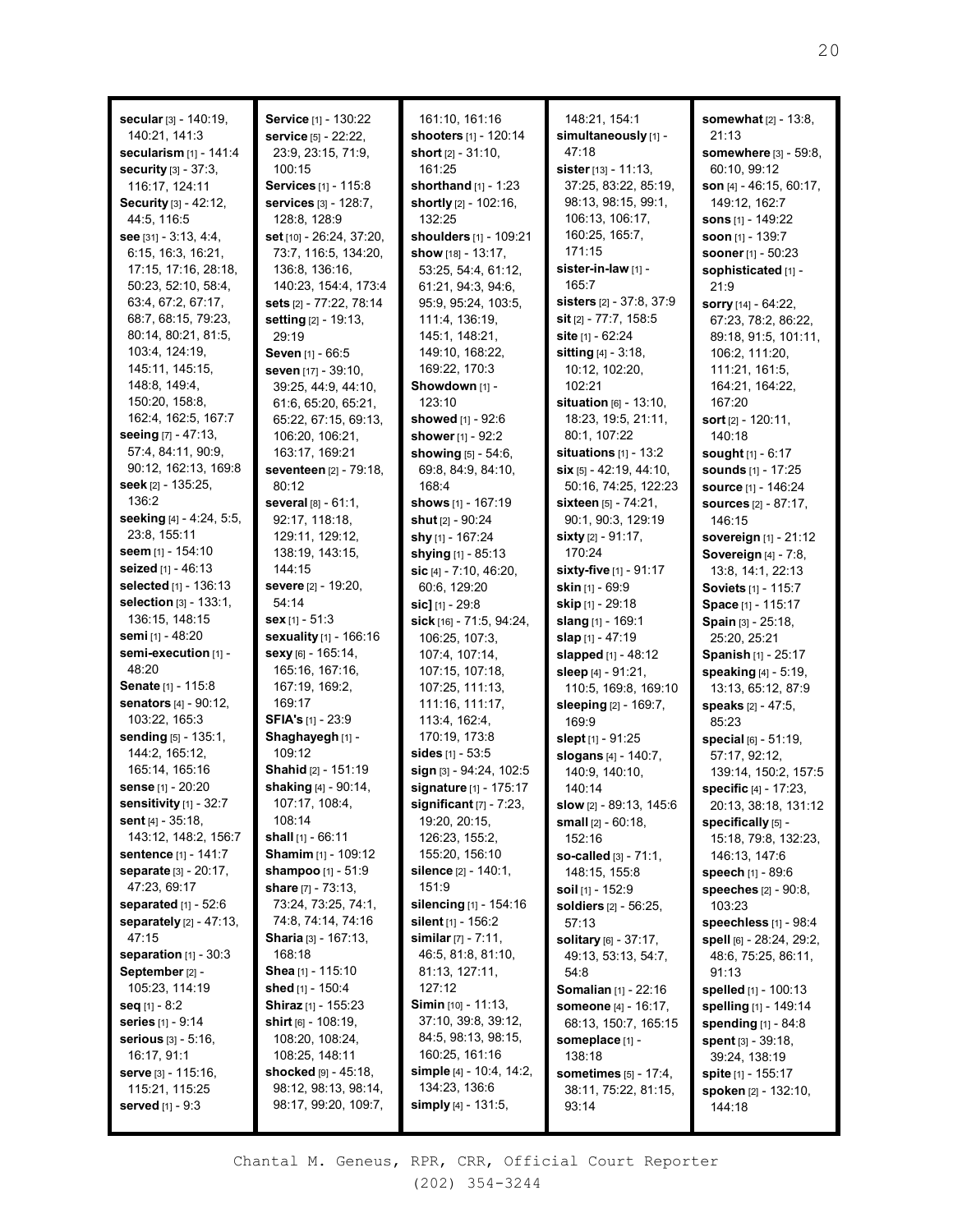**secular** [3] - 140:19, 140:21, 141:3
**secularism** [1] - 141:4
**security** [3] - 37:3, 116:17, 124:11
**Security** [3] - 42:12, 44:5, 116:5
**see** [31] - 3:13, 4:4, 6:15, 16:3, 16:21, 17:15, 17:16, 28:18, 50:23, 52:10, 58:4, 63:4, 67:2, 67:17, 68:7, 68:15, 79:23, 80:14, 80:21, 81:5, 103:4, 124:19, 145:11, 145:15, 148:8, 149:4, 150:20, 158:8, 162:4, 162:5, 167:7
**seeing** [7] - 47:13, 57:4, 84:11, 90:9, 90:12, 162:13, 169:8
**seek** [2] - 135:25, 136:2
**seeking** [4] - 4:24, 5:5, 23:8, 155:11
**seem** [1] - 154:10
**seized** [1] - 46:13
**selected** [1] - 136:13
**selection** [3] - 133:1, 136:15, 148:15
**semi** [1] - 48:20
**semi-execution** [1] - 48:20
**Senate** [1] - 115:8
**senators** [4] - 90:12, 103:22, 165:3
**sending** [5] - 135:1, 144:2, 165:12, 165:14, 165:16
**sense** [1] - 20:20
**sensitivity** [1] - 32:7
**sent** [4] - 35:18, 143:12, 148:2, 156:7
**sentence** [1] - 141:7
**separate** [3] - 20:17, 47:23, 69:17
**separated** [1] - 52:6
**separately** [2] - 47:13, 47:15
**separation** [1] - 30:3
**September** [2] - 105:23, 114:19
**seq** [1] - 8:2
**series** [1] - 9:14
**serious** [3] - 5:16, 16:17, 91:1
**serve** [3] - 115:16, 115:21, 115:25
**served** [1] - 9:3
**Service** [1] - 130:22
**service** [5] - 22:22, 23:9, 23:15, 71:9, 100:15
**Services** [1] - 115:8
**services** [3] - 128:7, 128:8, 128:9
**set** [10] - 26:24, 37:20, 73:7, 116:5, 134:20, 136:8, 136:16, 140:23, 154:4, 173:4
**sets** [2] - 77:22, 78:14
**setting** [2] - 19:13, 29:19
**Seven** [1] - 66:5
**seven** [17] - 39:10, 39:25, 44:9, 44:10, 61:6, 65:20, 65:21, 65:22, 67:15, 69:13, 106:20, 106:21, 163:17, 169:21
**seventeen** [2] - 79:18, 80:12
**several** [8] - 61:1, 92:17, 118:18, 129:11, 129:12, 138:19, 143:15, 144:15
**severe** [2] - 19:20, 54:14
**sex** [1] - 51:3
**sexuality** [1] - 166:16
**sexy** [6] - 165:14, 165:16, 167:16, 167:19, 169:2, 169:17
**SFIA's** [1] - 23:9
**Shaghayegh** [1] - 109:12
**Shahid** [2] - 151:19
**shaking** [4] - 90:14, 107:17, 108:4, 108:14
**shall** [1] - 66:11
**Shamim** [1] - 109:12
**shampoo** [1] - 51:9
**share** [7] - 73:13, 73:24, 73:25, 74:1, 74:8, 74:14, 74:16
**Sharia** [3] - 167:13, 168:18
**Shea** [1] - 115:10
**shed** [1] - 150:4
**Shiraz** [1] - 155:23
**shirt** [6] - 108:19, 108:20, 108:24, 108:25, 148:11
**shocked** [9] - 45:18, 98:12, 98:13, 98:14, 98:17, 99:20, 109:7, 161:10, 161:16
**shooters** [1] - 120:14
**short** [2] - 31:10, 161:25
**shorthand** [1] - 1:23
**shortly** [2] - 102:16, 132:25
**shoulders** [1] - 109:21
**show** [18] - 13:17, 53:25, 54:4, 61:12, 61:21, 94:3, 94:6, 95:9, 95:24, 103:5, 111:4, 136:19, 145:1, 148:21, 149:10, 168:22, 169:22, 170:3
**Showdown** [1] - 123:10
**showed** [1] - 92:6
**shower** [1] - 92:2
**showing** [5] - 54:6, 69:8, 84:9, 84:10, 168:4
**shows** [1] - 167:19
**shut** [2] - 90:24
**shy** [1] - 167:24
**shying** [1] - 85:13
**sic** [4] - 7:10, 46:20, 60:6, 129:20
**sic]** [1] - 29:8
**sick** [16] - 71:5, 94:24, 106:25, 107:3, 107:4, 107:14, 107:15, 107:18, 107:25, 111:13, 111:16, 111:17, 113:4, 162:4, 170:19, 173:8
**sides** [1] - 53:5
**sign** [3] - 94:24, 102:5
**signature** [1] - 175:17
**significant** [7] - 7:23, 19:20, 20:15, 126:23, 155:2, 155:20, 156:10
**silence** [2] - 140:1, 151:9
**silencing** [1] - 154:16
**silent** [1] - 156:2
**similar** [7] - 7:11, 46:5, 81:8, 81:10, 81:13, 127:11, 127:12
**Simin** [10] - 11:13, 37:10, 39:8, 39:12, 84:5, 98:13, 98:15, 160:25, 161:16
**simple** [4] - 10:4, 14:2, 134:23, 136:6
**simply** [4] - 131:5, 148:21, 154:1
**simultaneously** [1] - 47:18
**sister** [13] - 11:13, 37:25, 83:22, 85:19, 98:13, 98:15, 99:1, 106:13, 106:17, 160:25, 165:7, 171:15
**sister-in-law** [1] - 165:7
**sisters** [2] - 37:8, 37:9
**sit** [2] - 77:7, 158:5
**site** [1] - 62:24
**sitting** [4] - 3:18, 10:12, 102:20, 102:21
**situation** [6] - 13:10, 18:23, 19:5, 21:11, 80:1, 107:22
**situations** [1] - 13:2
**six** [5] - 42:19, 44:10, 50:16, 74:25, 122:23
**sixteen** [5] - 74:21, 90:1, 90:3, 129:19
**sixty** [2] - 91:17, 170:24
**sixty-five** [1] - 91:17
**skin** [1] - 69:9
**skip** [1] - 29:18
**slang** [1] - 169:1
**slap** [1] - 47:19
**slapped** [1] - 48:12
**sleep** [4] - 91:21, 110:5, 169:8, 169:10
**sleeping** [2] - 169:7, 169:9
**slept** [1] - 91:25
**slogans** [4] - 140:7, 140:9, 140:10, 140:14
**slow** [2] - 89:13, 145:6
**small** [2] - 60:18, 152:16
**so-called** [3] - 71:1, 148:15, 155:8
**soil** [1] - 152:9
**soldiers** [2] - 56:25, 57:13
**solitary** [6] - 37:17, 49:13, 53:13, 54:7, 54:8
**Somalian** [1] - 22:16
**someone** [4] - 16:17, 68:13, 150:7, 165:15
**someplace** [1] - 138:18
**sometimes** [5] - 17:4, 38:11, 75:22, 81:15, 93:14
**somewhat** [2] - 13:8, 21:13
**somewhere** [3] - 59:8, 60:10, 99:12
**son** [4] - 46:15, 60:17, 149:12, 162:7
**sons** [1] - 149:22
**soon** [1] - 139:7
**sooner** [1] - 50:23
**sophisticated** [1] - 21:9
**sorry** [14] - 64:22, 67:23, 78:2, 86:22, 89:18, 91:5, 101:11, 106:2, 111:20, 111:21, 161:5, 164:21, 164:22, 167:20
**sort** [2] - 120:11, 140:18
**sought** [1] - 6:17
**sounds** [1] - 17:25
**source** [1] - 146:24
**sources** [2] - 87:17, 146:15
**sovereign** [1] - 21:12
**Sovereign** [4] - 7:8, 13:8, 14:1, 22:13
**Soviets** [1] - 115:7
**Space** [1] - 115:17
**Spain** [3] - 25:18, 25:20, 25:21
**Spanish** [1] - 25:17
**speaking** [4] - 5:19, 13:13, 65:12, 87:9
**speaks** [2] - 47:5, 85:23
**special** [6] - 51:19, 57:17, 92:12, 139:14, 150:2, 157:5
**specific** [4] - 17:23, 20:13, 38:18, 131:12
**specifically** [5] - 15:18, 79:8, 132:23, 146:13, 147:6
**speech** [1] - 89:6
**speeches** [2] - 90:8, 103:23
**speechless** [1] - 98:4
**spell** [6] - 28:24, 29:2, 48:6, 75:25, 86:11, 91:13
**spelled** [1] - 100:13
**spelling** [1] - 149:14
**spending** [1] - 84:8
**spent** [3] - 39:18, 39:24, 138:19
**spite** [1] - 155:17
**spoken** [2] - 132:10, 144:18

Chantal M. Geneus, RPR, CRR, Official Court Reporter
(202) 354-3244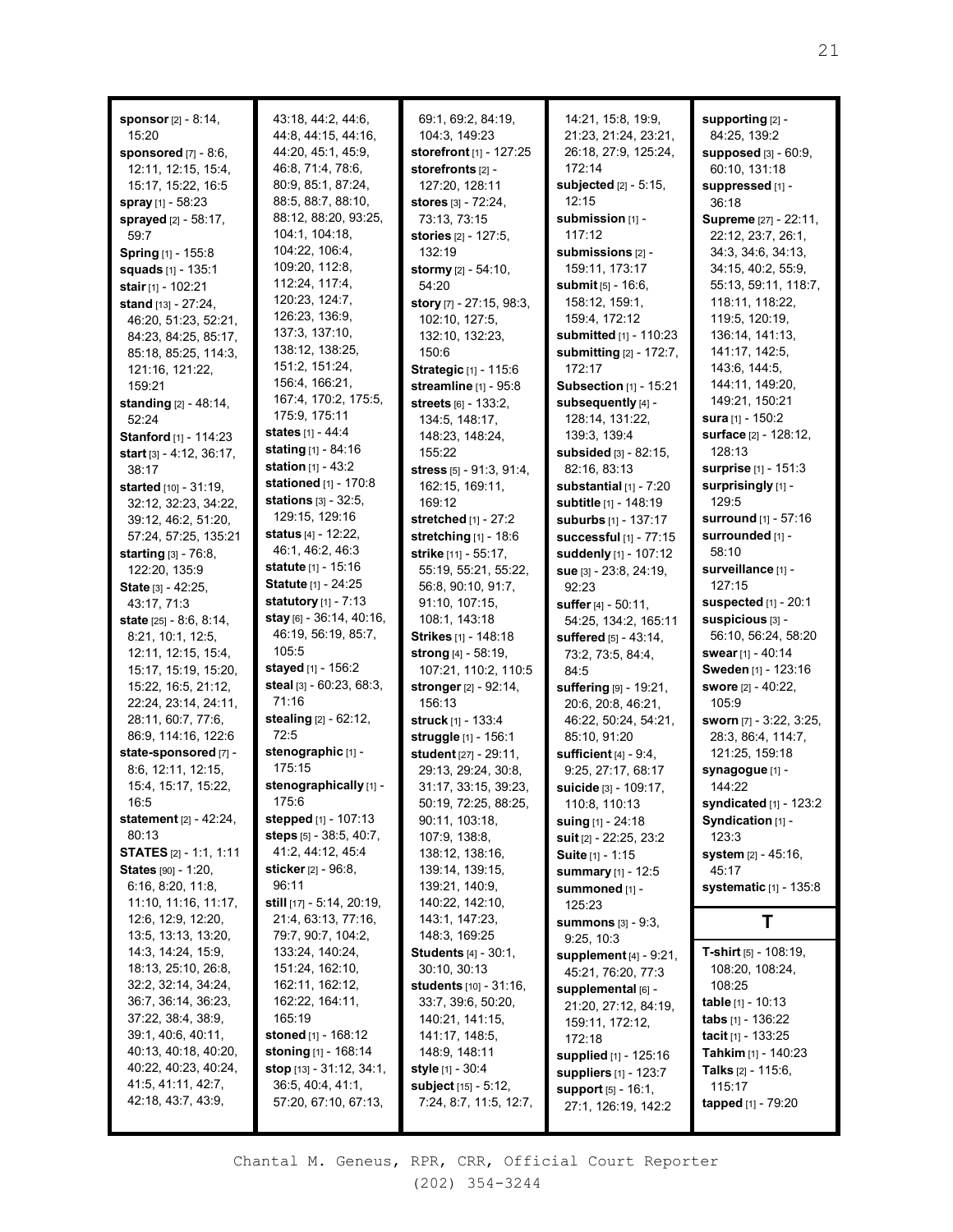**sponsor** [2] - 8:14, 15:20
**sponsored** [7] - 8:6, 12:11, 12:15, 15:4, 15:17, 15:22, 16:5
**spray** [1] - 58:23
**sprayed** [2] - 58:17, 59:7
**Spring** [1] - 155:8
**squads** [1] - 135:1
**stair** [1] - 102:21
**stand** [13] - 27:24, 46:20, 51:23, 52:21, 84:23, 84:25, 85:17, 85:18, 85:25, 114:3, 121:16, 121:22, 159:21
**standing** [2] - 48:14, 52:24
**Stanford** [1] - 114:23
**start** [3] - 4:12, 36:17, 38:17
**started** [10] - 31:19, 32:12, 32:23, 34:22, 39:12, 46:2, 51:20, 57:24, 57:25, 135:21
**starting** [3] - 76:8, 122:20, 135:9
**State** [3] - 42:25, 43:17, 71:3
**state** [25] - 8:6, 8:14, 8:21, 10:1, 12:5, 12:11, 12:15, 15:4, 15:17, 15:19, 15:20, 15:22, 16:5, 21:12, 22:24, 23:14, 24:11, 28:11, 60:7, 77:6, 86:9, 114:16, 122:6
**state-sponsored** [7] - 8:6, 12:11, 12:15, 15:4, 15:17, 15:22, 16:5
**statement** [2] - 42:24, 80:13
**STATES** [2] - 1:1, 1:11
**States** [90] - 1:20, 6:16, 8:20, 11:8, 11:10, 11:16, 11:17, 12:6, 12:9, 12:20, 13:5, 13:13, 13:20, 14:3, 14:24, 15:9, 18:13, 25:10, 26:8, 32:2, 32:14, 34:24, 36:7, 36:14, 36:23, 37:22, 38:4, 38:9, 39:1, 40:6, 40:11, 40:13, 40:18, 40:20, 40:22, 40:23, 40:24, 41:5, 41:11, 42:7, 42:18, 43:7, 43:9, 43:18, 44:2, 44:6, 44:8, 44:15, 44:16, 44:20, 45:1, 45:9, 46:8, 71:4, 78:6, 80:9, 85:1, 87:24, 88:5, 88:7, 88:10, 88:12, 88:20, 93:25, 104:1, 104:18, 104:22, 106:4, 109:20, 112:8, 112:24, 117:4, 120:23, 124:7, 126:23, 136:9, 137:3, 137:10, 138:12, 138:25, 151:2, 151:24, 156:4, 166:21, 167:4, 170:2, 175:5, 175:9, 175:11
**states** [1] - 44:4
**stating** [1] - 84:16
**station** [1] - 43:2
**stationed** [1] - 170:8
**stations** [3] - 32:5, 129:15, 129:16
**status** [4] - 12:22, 46:1, 46:2, 46:3
**statute** [1] - 15:16
**Statute** [1] - 24:25
**statutory** [1] - 7:13
**stay** [6] - 36:14, 40:16, 46:19, 56:19, 85:7, 105:5
**stayed** [1] - 156:2
**steal** [3] - 60:23, 68:3, 71:16
**stealing** [2] - 62:12, 72:5
**stenographic** [1] - 175:15
**stenographically** [1] - 175:6
**stepped** [1] - 107:13
**steps** [5] - 38:5, 40:7, 41:2, 44:12, 45:4
**sticker** [2] - 96:8, 96:11
**still** [17] - 5:14, 20:19, 21:4, 63:13, 77:16, 79:7, 90:7, 104:2, 133:24, 140:24, 151:24, 162:10, 162:11, 162:12, 162:22, 164:11, 165:19
**stoned** [1] - 168:12
**stoning** [1] - 168:14
**stop** [13] - 31:12, 34:1, 36:5, 40:4, 41:1, 57:20, 67:10, 67:13, 69:1, 69:2, 84:19, 104:3, 149:23
**storefront** [1] - 127:25
**storefronts** [2] - 127:20, 128:11
**stores** [3] - 72:24, 73:13, 73:15
**stories** [2] - 127:5, 132:19
**stormy** [2] - 54:10, 54:20
**story** [7] - 27:15, 98:3, 102:10, 127:5, 132:10, 132:23, 150:6
**Strategic** [1] - 115:6
**streamline** [1] - 95:8
**streets** [6] - 133:2, 134:5, 148:17, 148:23, 148:24, 155:22
**stress** [5] - 91:3, 91:4, 162:15, 169:11, 169:12
**stretched** [1] - 27:2
**stretching** [1] - 18:6
**strike** [11] - 55:17, 55:19, 55:21, 55:22, 56:8, 90:10, 91:7, 91:10, 107:15, 108:1, 143:18
**Strikes** [1] - 148:18
**strong** [4] - 58:19, 107:21, 110:2, 110:5
**stronger** [2] - 92:14, 156:13
**struck** [1] - 133:4
**struggle** [1] - 156:1
**student** [27] - 29:11, 29:13, 29:24, 30:8, 31:17, 33:15, 39:23, 50:19, 72:25, 88:25, 90:11, 103:18, 107:9, 138:8, 138:12, 138:16, 139:14, 139:15, 139:21, 140:9, 140:22, 142:10, 143:1, 147:23, 148:3, 169:25
**Students** [4] - 30:1, 30:10, 30:13
**students** [10] - 31:16, 33:7, 39:6, 50:20, 140:21, 141:15, 141:17, 148:5, 148:9, 148:11
**style** [1] - 30:4
**subject** [15] - 5:12, 7:24, 8:7, 11:5, 12:7, 14:21, 15:8, 19:9, 21:23, 21:24, 23:21, 26:18, 27:9, 125:24, 172:14
**subjected** [2] - 5:15, 12:15
**submission** [1] - 117:12
**submissions** [2] - 159:11, 173:17
**submit** [5] - 16:6, 158:12, 159:1, 159:4, 172:12
**submitted** [1] - 110:23
**submitting** [2] - 172:7, 172:17
**Subsection** [1] - 15:21
**subsequently** [4] - 128:14, 131:22, 139:3, 139:4
**subsided** [3] - 82:15, 82:16, 83:13
**substantial** [1] - 7:20
**subtitle** [1] - 148:19
**suburbs** [1] - 137:17
**successful** [1] - 77:15
**suddenly** [1] - 107:12
**sue** [3] - 23:8, 24:19, 92:23
**suffer** [4] - 50:11, 54:25, 134:2, 165:11
**suffered** [5] - 43:14, 73:2, 73:5, 84:4, 84:5
**suffering** [9] - 19:21, 20:6, 20:8, 46:21, 46:22, 50:24, 54:21, 85:10, 91:20
**sufficient** [4] - 9:4, 9:25, 27:17, 68:17
**suicide** [3] - 109:17, 110:8, 110:13
**suing** [1] - 24:18
**suit** [2] - 22:25, 23:2
**Suite** [1] - 1:15
**summary** [1] - 12:5
**summoned** [1] - 125:23
**summons** [3] - 9:3, 9:25, 10:3
**supplement** [4] - 9:21, 45:21, 76:20, 77:3
**supplemental** [6] - 21:20, 27:12, 84:19, 159:11, 172:12, 172:18
**supplied** [1] - 125:16
**suppliers** [1] - 123:7
**support** [5] - 16:1, 27:1, 126:19, 142:2
**supporting** [2] - 84:25, 139:2
**supposed** [3] - 60:9, 60:10, 131:18
**suppressed** [1] - 36:18
**Supreme** [27] - 22:11, 22:12, 23:7, 26:1, 34:3, 34:6, 34:13, 34:15, 40:2, 55:9, 55:13, 59:11, 118:7, 118:11, 118:22, 119:5, 120:19, 136:14, 141:13, 141:17, 142:5, 143:6, 144:5, 144:11, 149:20, 149:21, 150:21
**sura** [1] - 150:2
**surface** [2] - 128:12, 128:13
**surprise** [1] - 151:3
**surprisingly** [1] - 129:5
**surround** [1] - 57:16
**surrounded** [1] - 58:10
**surveillance** [1] - 127:15
**suspected** [1] - 20:1
**suspicious** [3] - 56:10, 56:24, 58:20
**swear** [1] - 40:14
**Sweden** [1] - 123:16
**swore** [2] - 40:22, 105:9
**sworn** [7] - 3:22, 3:25, 28:3, 86:4, 114:7, 121:25, 159:18
**synagogue** [1] - 144:22
**syndicated** [1] - 123:2
**Syndication** [1] - 123:3
**system** [2] - 45:16, 45:17
**systematic** [1] - 135:8

## T

**T-shirt** [5] - 108:19, 108:20, 108:24, 108:25
**table** [1] - 10:13
**tabs** [1] - 136:22
**tacit** [1] - 133:25
**Tahkim** [1] - 140:23
**Talks** [2] - 115:6, 115:17
**tapped** [1] - 79:20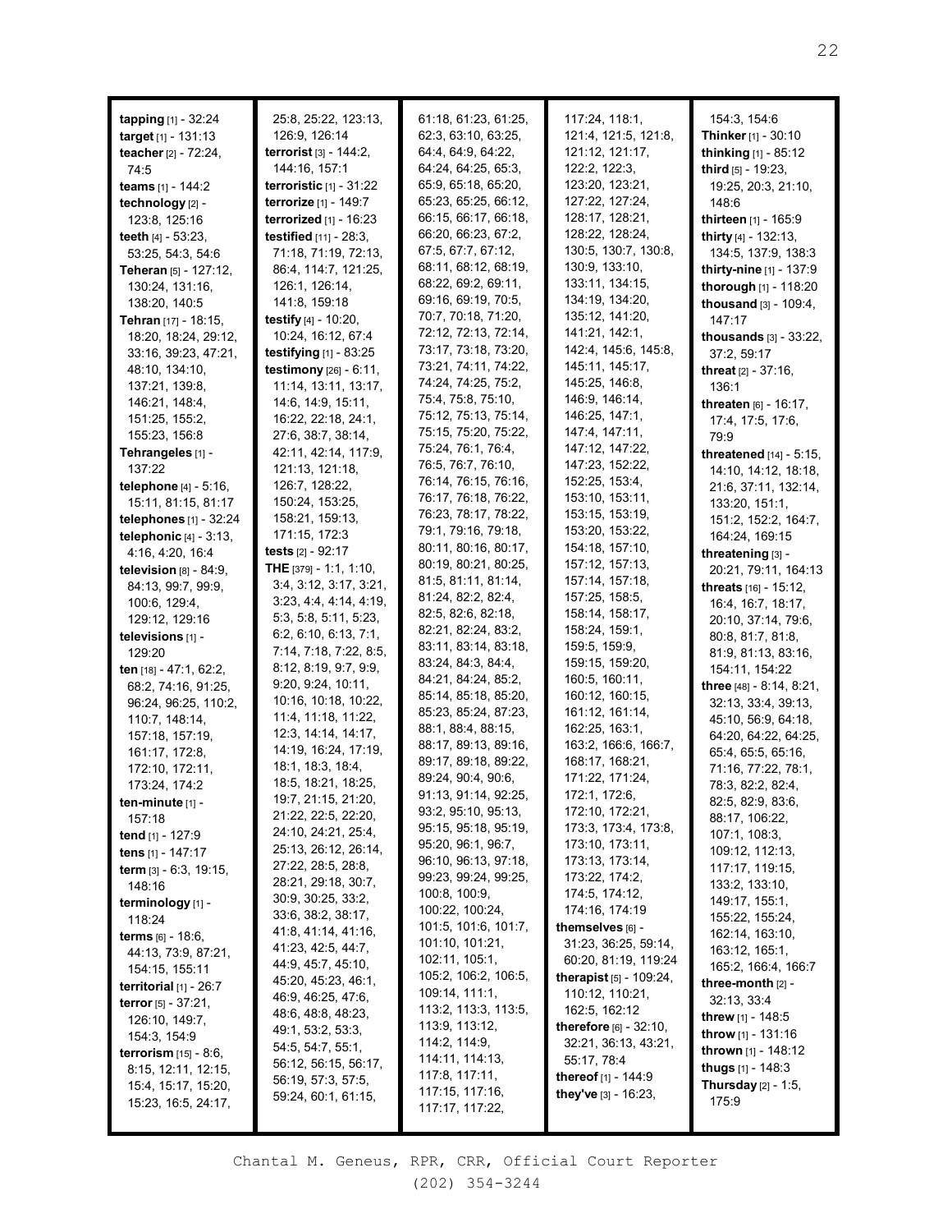**tapping** [1] - 32:24
**target** [1] - 131:13
**teacher** [2] - 72:24, 74:5
**teams** [1] - 144:2
**technology** [2] - 123:8, 125:16
**teeth** [4] - 53:23, 53:25, 54:3, 54:6
**Teheran** [5] - 127:12, 130:24, 131:16, 138:20, 140:5
**Tehran** [17] - 18:15, 18:20, 18:24, 29:12, 33:16, 39:23, 47:21, 48:10, 134:10, 137:21, 139:8, 146:21, 148:4, 151:25, 155:2, 155:23, 156:8
**Tehrangeles** [1] - 137:22
**telephone** [4] - 5:16, 15:11, 81:15, 81:17
**telephones** [1] - 32:24
**telephonic** [4] - 3:13, 4:16, 4:20, 16:4
**television** [8] - 84:9, 84:13, 99:7, 99:9, 100:6, 129:4, 129:12, 129:16
**televisions** [1] - 129:20
**ten** [18] - 47:1, 62:2, 68:2, 74:16, 91:25, 96:24, 96:25, 110:2, 110:7, 148:14, 157:18, 157:19, 161:17, 172:8, 172:10, 172:11, 173:24, 174:2
**ten-minute** [1] - 157:18
**tend** [1] - 127:9
**tens** [1] - 147:17
**term** [3] - 6:3, 19:15, 148:16
**terminology** [1] - 118:24
**terms** [6] - 18:6, 44:13, 73:9, 87:21, 154:15, 155:11
**territorial** [1] - 26:7
**terror** [5] - 37:21, 126:10, 149:7, 154:3, 154:9
**terrorism** [15] - 8:6, 8:15, 12:11, 12:15, 15:4, 15:17, 15:20, 15:23, 16:5, 24:17, 25:8, 25:22, 123:13, 126:9, 126:14
**terrorist** [3] - 144:2, 144:16, 157:1
**terroristic** [1] - 31:22
**terrorize** [1] - 149:7
**terrorized** [1] - 16:23
**testified** [11] - 28:3, 71:18, 71:19, 72:13, 86:4, 114:7, 121:25, 126:1, 126:14, 141:8, 159:18
**testify** [4] - 10:20, 10:24, 16:12, 67:4
**testifying** [1] - 83:25
**testimony** [26] - 6:11, 11:14, 13:11, 13:17, 14:6, 14:9, 15:11, 16:22, 22:18, 24:1, 27:6, 38:7, 38:14, 42:11, 42:14, 117:9, 121:13, 121:18, 126:7, 128:22, 150:24, 153:25, 158:21, 159:13, 171:15, 172:3
**tests** [2] - 92:17
**THE** [379] - 1:1, 1:10, 3:4, 3:12, 3:17, 3:21, 3:23, 4:4, 4:14, 4:19, 5:3, 5:8, 5:11, 5:23, 6:2, 6:10, 6:13, 7:1, 7:14, 7:18, 7:22, 8:5, 8:12, 8:19, 9:7, 9:9, 9:20, 9:24, 10:11, 10:16, 10:18, 10:22, 11:4, 11:18, 11:22, 12:3, 14:14, 14:17, 14:19, 16:24, 17:19, 18:1, 18:3, 18:4, 18:5, 18:21, 18:25, 19:7, 21:15, 21:20, 21:22, 22:5, 22:20, 24:10, 24:21, 25:4, 25:13, 26:12, 26:14, 27:22, 28:5, 28:8, 28:21, 29:18, 30:7, 30:9, 30:25, 33:2, 33:6, 38:2, 38:17, 41:8, 41:14, 41:16, 41:23, 42:5, 44:7, 44:9, 45:7, 45:10, 45:20, 45:23, 46:1, 46:9, 46:25, 47:6, 48:6, 48:8, 48:23, 49:1, 53:2, 53:3, 54:5, 54:7, 55:1, 56:12, 56:15, 56:17, 56:19, 57:3, 57:5, 59:24, 60:1, 61:15, 61:18, 61:23, 61:25, 62:3, 63:10, 63:25, 64:4, 64:9, 64:22, 64:24, 64:25, 65:3, 65:9, 65:18, 65:20, 65:23, 65:25, 66:12, 66:15, 66:17, 66:18, 66:20, 66:23, 67:2, 67:5, 67:7, 67:12, 68:11, 68:12, 68:19, 68:22, 69:2, 69:11, 69:16, 69:19, 70:5, 70:7, 70:18, 71:20, 72:12, 72:13, 72:14, 73:17, 73:18, 73:20, 73:21, 74:11, 74:22, 74:24, 74:25, 75:2, 75:4, 75:8, 75:10, 75:12, 75:13, 75:14, 75:15, 75:20, 75:22, 75:24, 76:1, 76:4, 76:5, 76:7, 76:10, 76:14, 76:15, 76:16, 76:17, 76:18, 76:22, 76:23, 78:17, 78:22, 79:1, 79:16, 79:18, 80:11, 80:16, 80:17, 80:19, 80:21, 80:25, 81:5, 81:11, 81:14, 81:24, 82:2, 82:4, 82:5, 82:6, 82:18, 82:21, 82:24, 83:2, 83:11, 83:14, 83:18, 83:24, 84:3, 84:4, 84:21, 84:24, 85:2, 85:14, 85:18, 85:20, 85:23, 85:24, 87:23, 88:1, 88:4, 88:15, 88:17, 89:13, 89:16, 89:17, 89:18, 89:22, 89:24, 90:4, 90:6, 91:13, 91:14, 92:25, 93:2, 95:10, 95:13, 95:15, 95:18, 95:19, 95:20, 96:1, 96:7, 96:10, 96:13, 97:18, 99:23, 99:24, 99:25, 100:8, 100:9, 100:22, 100:24, 101:5, 101:6, 101:7, 101:10, 101:21, 102:11, 105:1, 105:2, 106:2, 106:5, 109:14, 111:1, 113:2, 113:3, 113:5, 113:9, 113:12, 114:2, 114:9, 114:11, 114:13, 117:8, 117:11, 117:15, 117:16, 117:17, 117:22, 117:24, 118:1, 121:4, 121:5, 121:8, 121:12, 121:17, 122:2, 122:3, 123:20, 123:21, 127:22, 127:24, 128:17, 128:21, 128:22, 128:24, 130:5, 130:7, 130:8, 130:9, 133:10, 133:11, 134:15, 134:19, 134:20, 135:12, 141:20, 141:21, 142:1, 142:4, 145:6, 145:8, 145:11, 145:17, 145:25, 146:8, 146:9, 146:14, 146:25, 147:1, 147:4, 147:11, 147:12, 147:22, 147:23, 152:22, 152:25, 153:4, 153:10, 153:11, 153:15, 153:19, 153:20, 153:22, 154:18, 157:10, 157:12, 157:13, 157:14, 157:18, 157:25, 158:5, 158:14, 158:17, 158:24, 159:1, 159:5, 159:9, 159:15, 159:20, 160:5, 160:11, 160:12, 160:15, 161:12, 161:14, 162:25, 163:1, 163:2, 166:6, 166:7, 168:17, 168:21, 171:22, 171:24, 172:1, 172:6, 172:10, 172:21, 173:3, 173:4, 173:8, 173:10, 173:11, 173:13, 173:14, 173:22, 174:2, 174:5, 174:12, 174:16, 174:19
**themselves** [6] - 31:23, 36:25, 59:14, 60:20, 81:19, 119:24
**therapist** [5] - 109:24, 110:12, 110:21, 162:5, 162:12
**therefore** [6] - 32:10, 32:21, 36:13, 43:21, 55:17, 78:4
**thereof** [1] - 144:9
**they've** [3] - 16:23, 154:3, 154:6
**Thinker** [1] - 30:10
**thinking** [1] - 85:12
**third** [5] - 19:23, 19:25, 20:3, 21:10, 148:6
**thirteen** [1] - 165:9
**thirty** [4] - 132:13, 134:5, 137:9, 138:3
**thirty-nine** [1] - 137:9
**thorough** [1] - 118:20
**thousand** [3] - 109:4, 147:17
**thousands** [3] - 33:22, 37:2, 59:17
**threat** [2] - 37:16, 136:1
**threaten** [6] - 16:17, 17:4, 17:5, 17:6, 79:9
**threatened** [14] - 5:15, 14:10, 14:12, 18:18, 21:6, 37:11, 132:14, 133:20, 151:1, 151:2, 152:2, 164:7, 164:24, 169:15
**threatening** [3] - 20:21, 79:11, 164:13
**threats** [16] - 15:12, 16:4, 16:7, 18:17, 20:10, 37:14, 79:6, 80:8, 81:7, 81:8, 81:9, 81:13, 83:16, 154:11, 154:22
**three** [48] - 8:14, 8:21, 32:13, 33:4, 39:13, 45:10, 56:9, 64:18, 64:20, 64:22, 64:25, 65:4, 65:5, 65:16, 71:16, 77:22, 78:1, 78:3, 82:2, 82:4, 82:5, 82:9, 83:6, 88:17, 106:22, 107:1, 108:3, 109:12, 112:13, 117:17, 119:15, 133:2, 133:10, 149:17, 155:1, 155:22, 155:24, 162:14, 163:10, 163:12, 165:1, 165:2, 166:4, 166:7
**three-month** [2] - 32:13, 33:4
**threw** [1] - 148:5
**throw** [1] - 131:16
**thrown** [1] - 148:12
**thugs** [1] - 148:3
**Thursday** [2] - 1:5, 175:9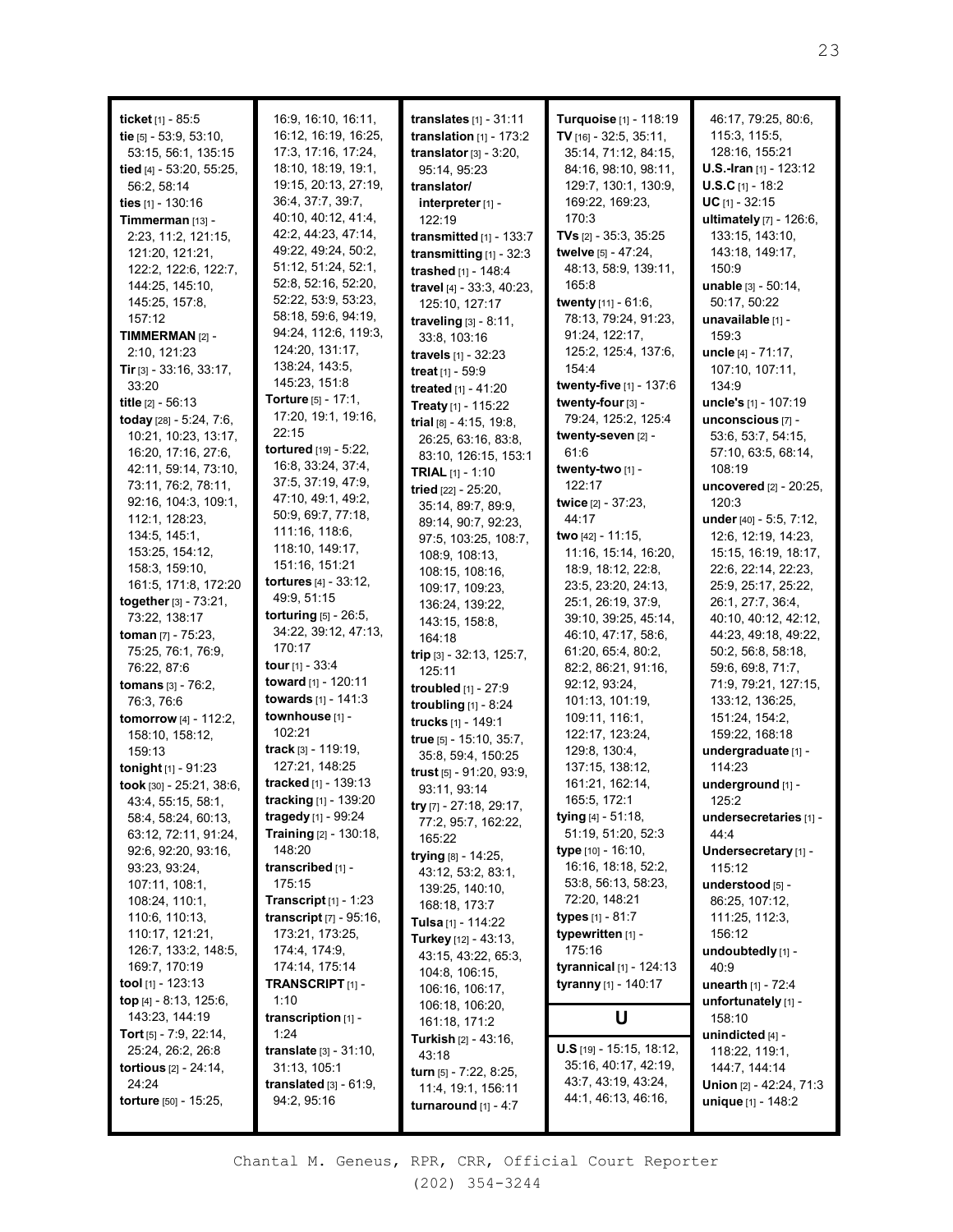**ticket** [1] - 85:5
**tie** [5] - 53:9, 53:10, 53:15, 56:1, 135:15
**tied** [4] - 53:20, 55:25, 56:2, 58:14
**ties** [1] - 130:16
**Timmerman** [13] - 2:23, 11:2, 121:15, 121:20, 121:21, 122:2, 122:6, 122:7, 144:25, 145:10, 145:25, 157:8, 157:12
**TIMMERMAN** [2] - 2:10, 121:23
**Tir** [3] - 33:16, 33:17, 33:20
**title** [2] - 56:13
**today** [28] - 5:24, 7:6, 10:21, 10:23, 13:17, 16:20, 17:16, 27:6, 42:11, 59:14, 73:10, 73:11, 76:2, 78:11, 92:16, 104:3, 109:1, 112:1, 128:23, 134:5, 145:1, 153:25, 154:12, 158:3, 159:10, 161:5, 171:8, 172:20
**together** [3] - 73:21, 73:22, 138:17
**toman** [7] - 75:23, 75:25, 76:1, 76:9, 76:22, 87:6
**tomans** [3] - 76:2, 76:3, 76:6
**tomorrow** [4] - 112:2, 158:10, 158:12, 159:13
**tonight** [1] - 91:23
**took** [30] - 25:21, 38:6, 43:4, 55:15, 58:1, 58:4, 58:24, 60:13, 63:12, 72:11, 91:24, 92:6, 92:20, 93:16, 93:23, 93:24, 107:11, 108:1, 108:24, 110:1, 110:6, 110:13, 110:17, 121:21, 126:7, 133:2, 148:5, 169:7, 170:19
**tool** [1] - 123:13
**top** [4] - 8:13, 125:6, 143:23, 144:19
**Tort** [5] - 7:9, 22:14, 25:24, 26:2, 26:8
**tortious** [2] - 24:14, 24:24
**torture** [50] - 15:25, 16:9, 16:10, 16:11, 16:12, 16:19, 16:25, 17:3, 17:16, 17:24, 18:10, 18:19, 19:1, 19:15, 20:13, 27:19, 36:4, 37:7, 39:7, 40:10, 40:12, 41:4, 42:2, 44:23, 47:14, 49:22, 49:24, 50:2, 51:12, 51:24, 52:1, 52:8, 52:16, 52:20, 52:22, 53:9, 53:23, 58:18, 59:6, 94:19, 94:24, 112:6, 119:3, 124:20, 131:17, 138:24, 143:5, 145:23, 151:8
**Torture** [5] - 17:1, 17:20, 19:1, 19:16, 22:15
**tortured** [19] - 5:22, 16:8, 33:24, 37:4, 37:5, 37:19, 47:9, 47:10, 49:1, 49:2, 50:9, 69:7, 77:18, 111:16, 118:6, 118:10, 149:17, 151:16, 151:21
**tortures** [4] - 33:12, 49:9, 51:15
**torturing** [5] - 26:5, 34:22, 39:12, 47:13, 170:17
**tour** [1] - 33:4
**toward** [1] - 120:11
**towards** [1] - 141:3
**townhouse** [1] - 102:21
**track** [3] - 119:19, 127:21, 148:25
**tracked** [1] - 139:13
**tracking** [1] - 139:20
**tragedy** [1] - 99:24
**Training** [2] - 130:18, 148:20
**transcribed** [1] - 175:15
**Transcript** [1] - 1:23
**transcript** [7] - 95:16, 173:21, 173:25, 174:4, 174:9, 174:14, 175:14
**TRANSCRIPT** [1] - 1:10
**transcription** [1] - 1:24
**translate** [3] - 31:10, 31:13, 105:1
**translated** [3] - 61:9, 94:2, 95:16
**translates** [1] - 31:11
**translation** [1] - 173:2
**translator** [3] - 3:20, 95:14, 95:23
**translator/ interpreter** [1] - 122:19
**transmitted** [1] - 133:7
**transmitting** [1] - 32:3
**trashed** [1] - 148:4
**travel** [4] - 33:3, 40:23, 125:10, 127:17
**traveling** [3] - 8:11, 33:8, 103:16
**travels** [1] - 32:23
**treat** [1] - 59:9
**treated** [1] - 41:20
**Treaty** [1] - 115:22
**trial** [8] - 4:15, 19:8, 26:25, 63:16, 83:8, 83:10, 126:15, 153:1
**TRIAL** [1] - 1:10
**tried** [22] - 25:20, 35:14, 89:7, 89:9, 89:14, 90:7, 92:23, 97:5, 103:25, 108:7, 108:9, 108:13, 108:15, 108:16, 109:17, 109:23, 136:24, 139:22, 143:15, 158:8, 164:18
**trip** [3] - 32:13, 125:7, 125:11
**troubled** [1] - 27:9
**troubling** [1] - 8:24
**trucks** [1] - 149:1
**true** [5] - 15:10, 35:7, 35:8, 59:4, 150:25
**trust** [5] - 91:20, 93:9, 93:11, 93:14
**try** [7] - 27:18, 29:17, 77:2, 95:7, 162:22, 165:22
**trying** [8] - 14:25, 43:12, 53:2, 83:1, 139:25, 140:10, 168:18, 173:7
**Tulsa** [1] - 114:22
**Turkey** [12] - 43:13, 43:15, 43:22, 65:3, 104:8, 106:15, 106:16, 106:17, 106:18, 106:20, 161:18, 171:2
**Turkish** [2] - 43:16, 43:18
**turn** [5] - 7:22, 8:25, 11:4, 19:1, 156:11
**turnaround** [1] - 4:7
**Turquoise** [1] - 118:19
**TV** [16] - 32:5, 35:11, 35:14, 71:12, 84:15, 84:16, 98:10, 98:11, 129:7, 130:1, 130:9, 169:22, 169:23, 170:3
**TVs** [2] - 35:3, 35:25
**twelve** [5] - 47:24, 48:13, 58:9, 139:11, 165:8
**twenty** [11] - 61:6, 78:13, 79:24, 91:23, 91:24, 122:17, 125:2, 125:4, 137:6, 154:4
**twenty-five** [1] - 137:6
**twenty-four** [3] - 79:24, 125:2, 125:4
**twenty-seven** [2] - 61:6
**twenty-two** [1] - 122:17
**twice** [2] - 37:23, 44:17
**two** [42] - 11:15, 11:16, 15:14, 16:20, 18:9, 18:12, 22:8, 23:5, 23:20, 24:13, 25:1, 26:19, 37:9, 39:10, 39:25, 45:14, 46:10, 47:17, 58:6, 61:20, 65:4, 80:2, 82:2, 86:21, 91:16, 92:12, 93:24, 101:13, 101:19, 109:11, 116:1, 122:17, 123:24, 129:8, 130:4, 137:15, 138:12, 161:21, 162:14, 165:5, 172:1
**tying** [4] - 51:18, 51:19, 51:20, 52:3
**type** [10] - 16:10, 16:16, 18:18, 52:2, 53:8, 56:13, 58:23, 72:20, 148:21
**types** [1] - 81:7
**typewritten** [1] - 175:16
**tyrannical** [1] - 124:13
**tyranny** [1] - 140:17

## U

**U.S** [19] - 15:15, 18:12, 35:16, 40:17, 42:19, 43:7, 43:19, 43:24, 44:1, 46:13, 46:16, 46:17, 79:25, 80:6, 115:3, 115:5, 128:16, 155:21
**U.S.-Iran** [1] - 123:12
**U.S.C** [1] - 18:2
**UC** [1] - 32:15
**ultimately** [7] - 126:6, 133:15, 143:10, 143:18, 149:17, 150:9
**unable** [3] - 50:14, 50:17, 50:22
**unavailable** [1] - 159:3
**uncle** [4] - 71:17, 107:10, 107:11, 134:9
**uncle's** [1] - 107:19
**unconscious** [7] - 53:6, 53:7, 54:15, 57:10, 63:5, 68:14, 108:19
**uncovered** [2] - 20:25, 120:3
**under** [40] - 5:5, 7:12, 12:6, 12:19, 14:23, 15:15, 16:19, 18:17, 22:6, 22:14, 22:23, 25:9, 25:17, 25:22, 26:1, 27:7, 36:4, 40:10, 40:12, 42:12, 44:23, 49:18, 49:22, 50:2, 56:8, 58:18, 59:6, 69:8, 71:7, 71:9, 79:21, 127:15, 133:12, 136:25, 151:24, 154:2, 159:22, 168:18
**undergraduate** [1] - 114:23
**underground** [1] - 125:2
**undersecretaries** [1] - 44:4
**Undersecretary** [1] - 115:12
**understood** [5] - 86:25, 107:12, 111:25, 112:3, 156:12
**undoubtedly** [1] - 40:9
**unearth** [1] - 72:4
**unfortunately** [1] - 158:10
**unindicted** [4] - 118:22, 119:1, 144:7, 144:14
**Union** [2] - 42:24, 71:3
**unique** [1] - 148:2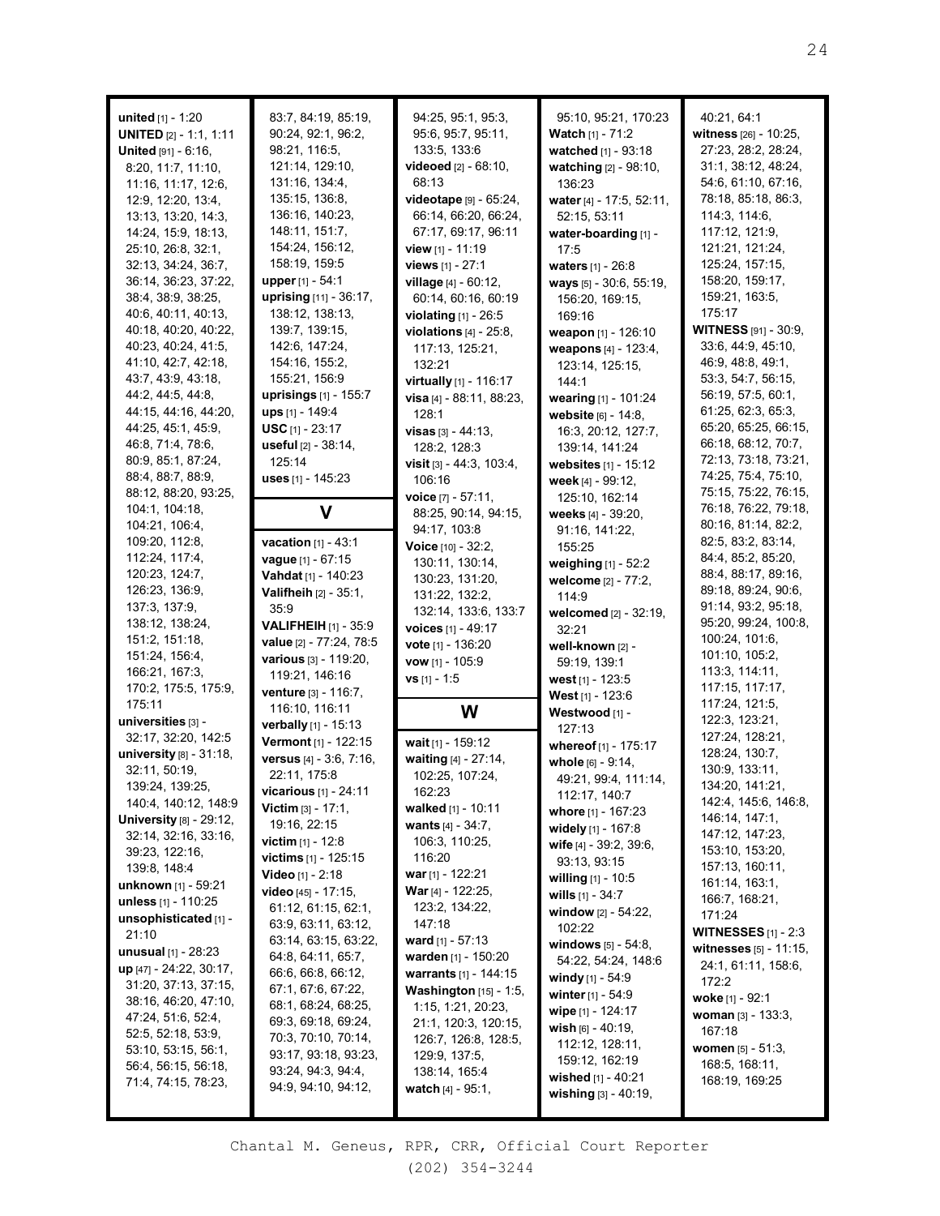**united** [1] - 1:20
**UNITED** [2] - 1:1, 1:11
**United** [91] - 6:16, 8:20, 11:7, 11:10, 11:16, 11:17, 12:6, 12:9, 12:20, 13:4, 13:13, 13:20, 14:3, 14:24, 15:9, 18:13, 25:10, 26:8, 32:1, 32:13, 34:24, 36:7, 36:14, 36:23, 37:22, 38:4, 38:9, 38:25, 40:6, 40:11, 40:13, 40:18, 40:20, 40:22, 40:23, 40:24, 41:5, 41:10, 42:7, 42:18, 43:7, 43:9, 43:18, 44:2, 44:5, 44:8, 44:15, 44:16, 44:20, 44:25, 45:1, 45:9, 46:8, 71:4, 78:6, 80:9, 85:1, 87:24, 88:4, 88:7, 88:9, 88:12, 88:20, 93:25, 104:1, 104:18, 104:21, 106:4, 109:20, 112:8, 112:24, 117:4, 120:23, 124:7, 126:23, 136:9, 137:3, 137:9, 138:12, 138:24, 151:2, 151:18, 151:24, 156:4, 166:21, 167:3, 170:2, 175:5, 175:9, 175:11
**universities** [3] - 32:17, 32:20, 142:5
**university** [8] - 31:18, 32:11, 50:19, 139:24, 139:25, 140:4, 140:12, 148:9
**University** [8] - 29:12, 32:14, 32:16, 33:16, 39:23, 122:16, 139:8, 148:4
**unknown** [1] - 59:21
**unless** [1] - 110:25
**unsophisticated** [1] - 21:10
**unusual** [1] - 28:23
**up** [47] - 24:22, 30:17, 31:20, 37:13, 37:15, 38:16, 46:20, 47:10, 47:24, 51:6, 52:4, 52:5, 52:18, 53:9, 53:10, 53:15, 56:1, 56:4, 56:15, 56:18, 71:4, 74:15, 78:23, 83:7, 84:19, 85:19, 90:24, 92:1, 96:2, 98:21, 116:5, 121:14, 129:10, 131:16, 134:4, 135:15, 136:8, 136:16, 140:23, 148:11, 151:7, 154:24, 156:12, 158:19, 159:5
**upper** [1] - 54:1
**uprising** [11] - 36:17, 138:12, 138:13, 139:7, 139:15, 142:6, 147:24, 154:16, 155:2, 155:21, 156:9
**uprisings** [1] - 155:7
**ups** [1] - 149:4
**USC** [1] - 23:17
**useful** [2] - 38:14, 125:14
**uses** [1] - 145:23

## V

**vacation** [1] - 43:1
**vague** [1] - 67:15
**Vahdat** [1] - 140:23
**Valifheih** [2] - 35:1, 35:9
**VALIFHEIH** [1] - 35:9
**value** [2] - 77:24, 78:5
**various** [3] - 119:20, 119:21, 146:16
**venture** [3] - 116:7, 116:10, 116:11
**verbally** [1] - 15:13
**Vermont** [1] - 122:15
**versus** [4] - 3:6, 7:16, 22:11, 175:8
**vicarious** [1] - 24:11
**Victim** [3] - 17:1, 19:16, 22:15
**victim** [1] - 12:8
**victims** [1] - 125:15
**Video** [1] - 2:18
**video** [45] - 17:15, 61:12, 61:15, 62:1, 63:9, 63:11, 63:12, 63:14, 63:15, 63:22, 64:8, 64:11, 65:7, 66:6, 66:8, 66:12, 67:1, 67:6, 67:22, 68:1, 68:24, 68:25, 69:3, 69:18, 69:24, 70:3, 70:10, 70:14, 93:17, 93:18, 93:23, 93:24, 94:3, 94:4, 94:9, 94:10, 94:12, 94:25, 95:1, 95:3, 95:6, 95:7, 95:11, 133:5, 133:6
**videoed** [2] - 68:10, 68:13
**videotape** [9] - 65:24, 66:14, 66:20, 66:24, 67:17, 69:17, 96:11
**view** [1] - 11:19
**views** [1] - 27:1
**village** [4] - 60:12, 60:14, 60:16, 60:19
**violating** [1] - 26:5
**violations** [4] - 25:8, 117:13, 125:21, 132:21
**virtually** [1] - 116:17
**visa** [4] - 88:11, 88:23, 128:1
**visas** [3] - 44:13, 128:2, 128:3
**visit** [3] - 44:3, 103:4, 106:16
**voice** [7] - 57:11, 88:25, 90:14, 94:15, 94:17, 103:8
**Voice** [10] - 32:2, 130:11, 130:14, 130:23, 131:20, 131:22, 132:2, 132:14, 133:6, 133:7
**voices** [1] - 49:17
**vote** [1] - 136:20
**vow** [1] - 105:9
**vs** [1] - 1:5

## W

**wait** [1] - 159:12
**waiting** [4] - 27:14, 102:25, 107:24, 162:23
**walked** [1] - 10:11
**wants** [4] - 34:7, 106:3, 110:25, 116:20
**war** [1] - 122:21
**War** [4] - 122:25, 123:2, 134:22, 147:18
**ward** [1] - 57:13
**warden** [1] - 150:20
**warrants** [1] - 144:15
**Washington** [15] - 1:5, 1:15, 1:21, 20:23, 21:1, 120:3, 120:15, 126:7, 126:8, 128:5, 129:9, 137:5, 138:14, 165:4
**watch** [4] - 95:1, 95:10, 95:21, 170:23
**Watch** [1] - 71:2
**watched** [1] - 93:18
**watching** [2] - 98:10, 136:23
**water** [4] - 17:5, 52:11, 52:15, 53:11
**water-boarding** [1] - 17:5
**waters** [1] - 26:8
**ways** [5] - 30:6, 55:19, 156:20, 169:15, 169:16
**weapon** [1] - 126:10
**weapons** [4] - 123:4, 123:14, 125:15, 144:1
**wearing** [1] - 101:24
**website** [6] - 14:8, 16:3, 20:12, 127:7, 139:14, 141:24
**websites** [1] - 15:12
**week** [4] - 99:12, 125:10, 162:14
**weeks** [4] - 39:20, 91:16, 141:22, 155:25
**weighing** [1] - 52:2
**welcome** [2] - 77:2, 114:9
**welcomed** [2] - 32:19, 32:21
**well-known** [2] - 59:19, 139:1
**west** [1] - 123:5
**West** [1] - 123:6
**Westwood** [1] - 127:13
**whereof** [1] - 175:17
**whole** [6] - 9:14, 49:21, 99:4, 111:14, 112:17, 140:7
**whore** [1] - 167:23
**widely** [1] - 167:8
**wife** [4] - 39:2, 39:6, 93:13, 93:15
**willing** [1] - 10:5
**wills** [1] - 34:7
**window** [2] - 54:22, 102:22
**windows** [5] - 54:8, 54:22, 54:24, 148:6
**windy** [1] - 54:9
**winter** [1] - 54:9
**wipe** [1] - 124:17
**wish** [6] - 40:19, 112:12, 128:11, 159:12, 162:19
**wished** [1] - 40:21
**wishing** [3] - 40:19, 40:21, 64:1
**witness** [26] - 10:25, 27:23, 28:2, 28:24, 31:1, 38:12, 48:24, 54:6, 61:10, 67:16, 78:18, 85:18, 86:3, 114:3, 114:6, 117:12, 121:9, 121:21, 121:24, 125:24, 157:15, 158:20, 159:17, 159:21, 163:5, 175:17
**WITNESS** [91] - 30:9, 33:6, 44:9, 45:10, 46:9, 48:8, 49:1, 53:3, 54:7, 56:15, 56:19, 57:5, 60:1, 61:25, 62:3, 65:3, 65:20, 65:25, 66:15, 66:18, 68:12, 70:7, 72:13, 73:18, 73:21, 74:25, 75:4, 75:10, 75:15, 75:22, 76:15, 76:18, 76:22, 79:18, 80:16, 81:14, 82:2, 82:5, 83:2, 83:14, 84:4, 85:2, 85:20, 88:4, 88:17, 89:16, 89:18, 89:24, 90:6, 91:14, 93:2, 95:18, 95:20, 99:24, 100:8, 100:24, 101:6, 101:10, 105:2, 113:3, 114:11, 117:15, 117:17, 117:24, 121:5, 122:3, 123:21, 127:24, 128:21, 128:24, 130:7, 130:9, 133:11, 134:20, 141:21, 142:4, 145:6, 146:8, 146:14, 147:1, 147:12, 147:23, 153:10, 153:20, 157:13, 160:11, 161:14, 163:1, 166:7, 168:21, 171:24
**WITNESSES** [1] - 2:3
**witnesses** [5] - 11:15, 24:1, 61:11, 158:6, 172:2
**woke** [1] - 92:1
**woman** [3] - 133:3, 167:18
**women** [5] - 51:3, 168:5, 168:11, 168:19, 169:25

Chantal M. Geneus, RPR, CRR, Official Court Reporter
(202) 354-3244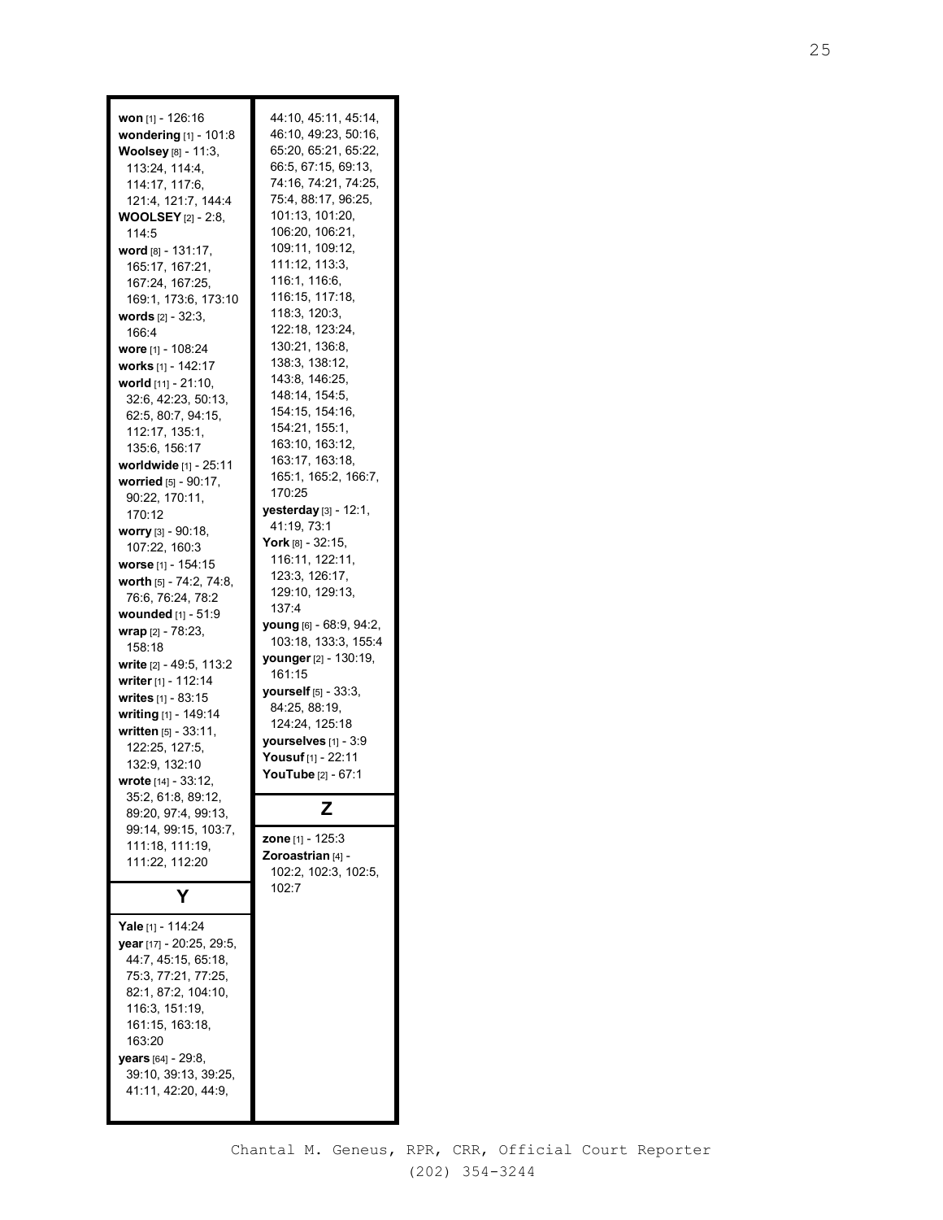**won** [1] - 126:16
**wondering** [1] - 101:8
**Woolsey** [8] - 11:3, 113:24, 114:4, 114:17, 117:6, 121:4, 121:7, 144:4
**WOOLSEY** [2] - 2:8, 114:5
**word** [8] - 131:17, 165:17, 167:21, 167:24, 167:25, 169:1, 173:6, 173:10
**words** [2] - 32:3, 166:4
**wore** [1] - 108:24
**works** [1] - 142:17
**world** [11] - 21:10, 32:6, 42:23, 50:13, 62:5, 80:7, 94:15, 112:17, 135:1, 135:6, 156:17
**worldwide** [1] - 25:11
**worried** [5] - 90:17, 90:22, 170:11, 170:12
**worry** [3] - 90:18, 107:22, 160:3
**worse** [1] - 154:15
**worth** [5] - 74:2, 74:8, 76:6, 76:24, 78:2
**wounded** [1] - 51:9
**wrap** [2] - 78:23, 158:18
**write** [2] - 49:5, 113:2
**writer** [1] - 112:14
**writes** [1] - 83:15
**writing** [1] - 149:14
**written** [5] - 33:11, 122:25, 127:5, 132:9, 132:10
**wrote** [14] - 33:12, 35:2, 61:8, 89:12, 89:20, 97:4, 99:13, 99:14, 99:15, 103:7, 111:18, 111:19, 111:22, 112:20

## Y

**Yale** [1] - 114:24
**year** [17] - 20:25, 29:5, 44:7, 45:15, 65:18, 75:3, 77:21, 77:25, 82:1, 87:2, 104:10, 116:3, 151:19, 161:15, 163:18, 163:20
**years** [64] - 29:8, 39:10, 39:13, 39:25, 41:11, 42:20, 44:9, 44:10, 45:11, 45:14, 46:10, 49:23, 50:16, 65:20, 65:21, 65:22, 66:5, 67:15, 69:13, 74:16, 74:21, 74:25, 75:4, 88:17, 96:25, 101:13, 101:20, 106:20, 106:21, 109:11, 109:12, 111:12, 113:3, 116:1, 116:6, 116:15, 117:18, 118:3, 120:3, 122:18, 123:24, 130:21, 136:8, 138:3, 138:12, 143:8, 146:25, 148:14, 154:5, 154:15, 154:16, 154:21, 155:1, 163:10, 163:12, 163:17, 163:18, 165:1, 165:2, 166:7, 170:25
**yesterday** [3] - 12:1, 41:19, 73:1
**York** [8] - 32:15, 116:11, 122:11, 123:3, 126:17, 129:10, 129:13, 137:4
**young** [6] - 68:9, 94:2, 103:18, 133:3, 155:4
**younger** [2] - 130:19, 161:15
**yourself** [5] - 33:3, 84:25, 88:19, 124:24, 125:18
**yourselves** [1] - 3:9
**Yousuf** [1] - 22:11
**YouTube** [2] - 67:1

## Z

**zone** [1] - 125:3
**Zoroastrian** [4] - 102:2, 102:3, 102:5, 102:7